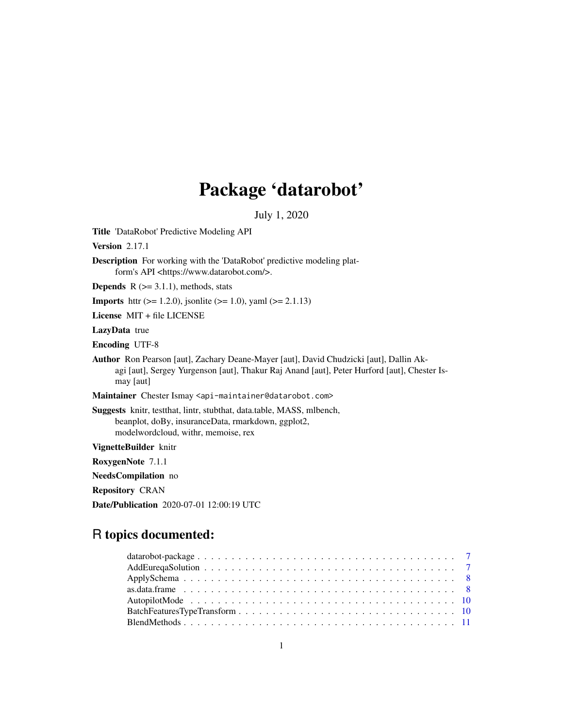# Package 'datarobot'

July 1, 2020

**Title** 'DataRobot' Predictive Modeling API

**Version** 2.17.1

**Description** For working with the 'DataRobot' predictive modeling platform's API <https://www.datarobot.com/>.

**Depends** R (>= 3.1.1), methods, stats

**Imports** httr (>= 1.2.0), jsonlite (>= 1.0), yaml (>= 2.1.13)

**License** MIT + file LICENSE

**LazyData** true

**Encoding** UTF-8

**Author** Ron Pearson [aut], Zachary Deane-Mayer [aut], David Chudzicki [aut], Dallin Akagi [aut], Sergey Yurgenson [aut], Thakur Raj Anand [aut], Peter Hurford [aut], Chester Ismay [aut]

**Maintainer** Chester Ismay <api-maintainer@datarobot.com>

**Suggests** knitr, testthat, lintr, stubthat, data.table, MASS, mlbench, beanplot, doBy, insuranceData, rmarkdown, ggplot2, modelwordcloud, withr, memoise, rex

**VignetteBuilder** knitr

**RoxygenNote** 7.1.1

**NeedsCompilation** no

**Repository** CRAN

**Date/Publication** 2020-07-01 12:00:19 UTC

## R topics documented:

datarobot-package . . . . . . . . . . . . . . . . . . . . . . . . . . . . . . . . . . . . 7
AddEureqaSolution . . . . . . . . . . . . . . . . . . . . . . . . . . . . . . . . . . . . 7
ApplySchema . . . . . . . . . . . . . . . . . . . . . . . . . . . . . . . . . . . . . . . 8
as.data.frame . . . . . . . . . . . . . . . . . . . . . . . . . . . . . . . . . . . . . . 8
AutopilotMode . . . . . . . . . . . . . . . . . . . . . . . . . . . . . . . . . . . . . . 10
BatchFeaturesTypeTransform . . . . . . . . . . . . . . . . . . . . . . . . . . . . . . 10
BlendMethods . . . . . . . . . . . . . . . . . . . . . . . . . . . . . . . . . . . . . . 11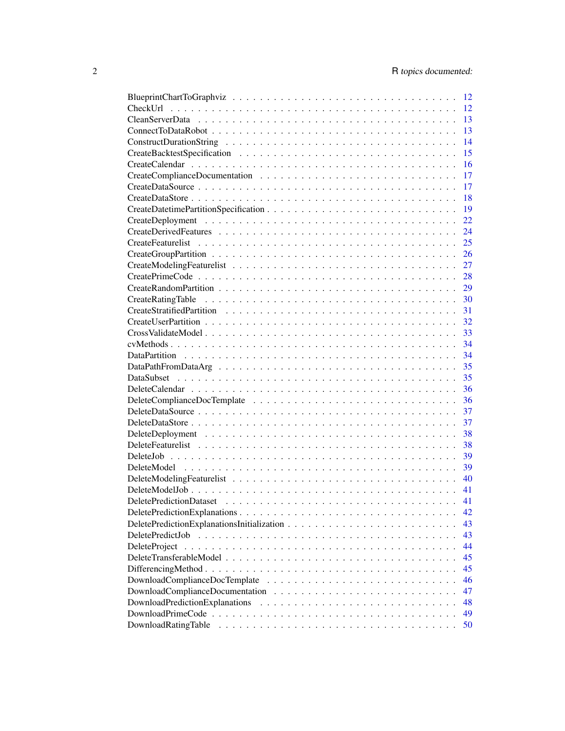| | |
|---|---|
| BlueprintChartToGraphviz | 12 |
| CheckUrl | 12 |
| CleanServerData | 13 |
| ConnectToDataRobot | 13 |
| ConstructDurationString | 14 |
| CreateBacktestSpecification | 15 |
| CreateCalendar | 16 |
| CreateComplianceDocumentation | 17 |
| CreateDataSource | 17 |
| CreateDataStore | 18 |
| CreateDatetimePartitionSpecification | 19 |
| CreateDeployment | 22 |
| CreateDerivedFeatures | 24 |
| CreateFeaturelist | 25 |
| CreateGroupPartition | 26 |
| CreateModelingFeaturelist | 27 |
| CreatePrimeCode | 28 |
| CreateRandomPartition | 29 |
| CreateRatingTable | 30 |
| CreateStratifiedPartition | 31 |
| CreateUserPartition | 32 |
| CrossValidateModel | 33 |
| cvMethods | 34 |
| DataPartition | 34 |
| DataPathFromDataArg | 35 |
| DataSubset | 35 |
| DeleteCalendar | 36 |
| DeleteComplianceDocTemplate | 36 |
| DeleteDataSource | 37 |
| DeleteDataStore | 37 |
| DeleteDeployment | 38 |
| DeleteFeaturelist | 38 |
| DeleteJob | 39 |
| DeleteModel | 39 |
| DeleteModelingFeaturelist | 40 |
| DeleteModelJob | 41 |
| DeletePredictionDataset | 41 |
| DeletePredictionExplanations | 42 |
| DeletePredictionExplanationsInitialization | 43 |
| DeletePredictJob | 43 |
| DeleteProject | 44 |
| DeleteTransferableModel | 45 |
| DifferencingMethod | 45 |
| DownloadComplianceDocTemplate | 46 |
| DownloadComplianceDocumentation | 47 |
| DownloadPredictionExplanations | 48 |
| DownloadPrimeCode | 49 |
| DownloadRatingTable | 50 |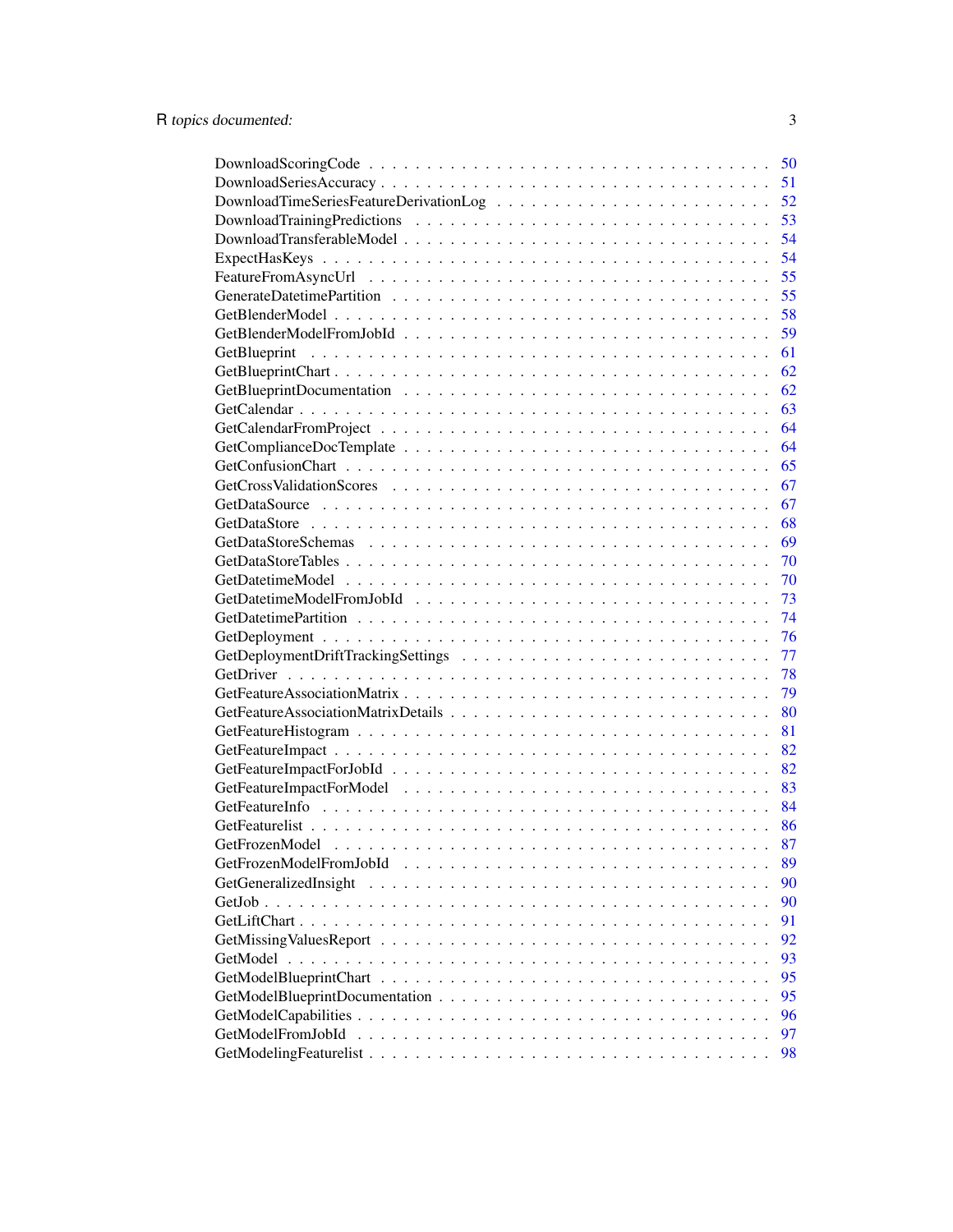DownloadScoringCode . . . . . . . . . . . . . . . . . . . . . . . . . . . . . . . . . 50
DownloadSeriesAccuracy . . . . . . . . . . . . . . . . . . . . . . . . . . . . . . . . 51
DownloadTimeSeriesFeatureDerivationLog . . . . . . . . . . . . . . . . . . . . . . . 52
DownloadTrainingPredictions . . . . . . . . . . . . . . . . . . . . . . . . . . . . . . 53
DownloadTransferableModel . . . . . . . . . . . . . . . . . . . . . . . . . . . . . . 54
ExpectHasKeys . . . . . . . . . . . . . . . . . . . . . . . . . . . . . . . . . . . . 54
FeatureFromAsyncUrl . . . . . . . . . . . . . . . . . . . . . . . . . . . . . . . . . 55
GenerateDatetimePartition . . . . . . . . . . . . . . . . . . . . . . . . . . . . . . . 55
GetBlenderModel . . . . . . . . . . . . . . . . . . . . . . . . . . . . . . . . . . . 58
GetBlenderModelFromJobId . . . . . . . . . . . . . . . . . . . . . . . . . . . . . . 59
GetBlueprint . . . . . . . . . . . . . . . . . . . . . . . . . . . . . . . . . . . . . 61
GetBlueprintChart . . . . . . . . . . . . . . . . . . . . . . . . . . . . . . . . . . 62
GetBlueprintDocumentation . . . . . . . . . . . . . . . . . . . . . . . . . . . . . . 62
GetCalendar . . . . . . . . . . . . . . . . . . . . . . . . . . . . . . . . . . . . . 63
GetCalendarFromProject . . . . . . . . . . . . . . . . . . . . . . . . . . . . . . . . 64
GetComplianceDocTemplate . . . . . . . . . . . . . . . . . . . . . . . . . . . . . . 64
GetConfusionChart . . . . . . . . . . . . . . . . . . . . . . . . . . . . . . . . . . 65
GetCrossValidationScores . . . . . . . . . . . . . . . . . . . . . . . . . . . . . . . 67
GetDataSource . . . . . . . . . . . . . . . . . . . . . . . . . . . . . . . . . . . . 67
GetDataStore . . . . . . . . . . . . . . . . . . . . . . . . . . . . . . . . . . . . . 68
GetDataStoreSchemas . . . . . . . . . . . . . . . . . . . . . . . . . . . . . . . . . 69
GetDataStoreTables . . . . . . . . . . . . . . . . . . . . . . . . . . . . . . . . . . 70
GetDatetimeModel . . . . . . . . . . . . . . . . . . . . . . . . . . . . . . . . . . 70
GetDatetimeModelFromJobId . . . . . . . . . . . . . . . . . . . . . . . . . . . . . 73
GetDatetimePartition . . . . . . . . . . . . . . . . . . . . . . . . . . . . . . . . . 74
GetDeployment . . . . . . . . . . . . . . . . . . . . . . . . . . . . . . . . . . . . 76
GetDeploymentDriftTrackingSettings . . . . . . . . . . . . . . . . . . . . . . . . . 77
GetDriver . . . . . . . . . . . . . . . . . . . . . . . . . . . . . . . . . . . . . . 78
GetFeatureAssociationMatrix . . . . . . . . . . . . . . . . . . . . . . . . . . . . . 79
GetFeatureAssociationMatrixDetails . . . . . . . . . . . . . . . . . . . . . . . . . . 80
GetFeatureHistogram . . . . . . . . . . . . . . . . . . . . . . . . . . . . . . . . . 81
GetFeatureImpact . . . . . . . . . . . . . . . . . . . . . . . . . . . . . . . . . . . 82
GetFeatureImpactForJobId . . . . . . . . . . . . . . . . . . . . . . . . . . . . . . . 82
GetFeatureImpactForModel . . . . . . . . . . . . . . . . . . . . . . . . . . . . . . 83
GetFeatureInfo . . . . . . . . . . . . . . . . . . . . . . . . . . . . . . . . . . . . 84
GetFeaturelist . . . . . . . . . . . . . . . . . . . . . . . . . . . . . . . . . . . . . 86
GetFrozenModel . . . . . . . . . . . . . . . . . . . . . . . . . . . . . . . . . . . . 87
GetFrozenModelFromJobId . . . . . . . . . . . . . . . . . . . . . . . . . . . . . . 89
GetGeneralizedInsight . . . . . . . . . . . . . . . . . . . . . . . . . . . . . . . . . 90
GetJob . . . . . . . . . . . . . . . . . . . . . . . . . . . . . . . . . . . . . . . . 90
GetLiftChart . . . . . . . . . . . . . . . . . . . . . . . . . . . . . . . . . . . . . 91
GetMissingValuesReport . . . . . . . . . . . . . . . . . . . . . . . . . . . . . . . . 92
GetModel . . . . . . . . . . . . . . . . . . . . . . . . . . . . . . . . . . . . . . . 93
GetModelBlueprintChart . . . . . . . . . . . . . . . . . . . . . . . . . . . . . . . . 95
GetModelBlueprintDocumentation . . . . . . . . . . . . . . . . . . . . . . . . . . . 95
GetModelCapabilities . . . . . . . . . . . . . . . . . . . . . . . . . . . . . . . . . 96
GetModelFromJobId . . . . . . . . . . . . . . . . . . . . . . . . . . . . . . . . . . 97
GetModelingFeaturelist . . . . . . . . . . . . . . . . . . . . . . . . . . . . . . . . 98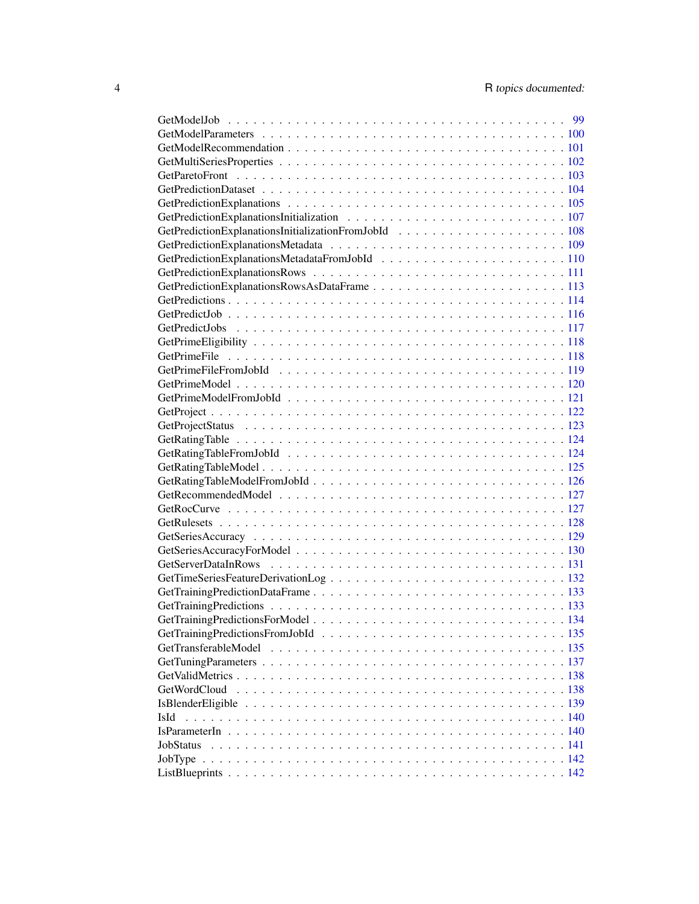GetModelJob . . . . . . . . . . . . . . . . . . . . . . . . . . . . . . . . . . . . . 99
GetModelParameters . . . . . . . . . . . . . . . . . . . . . . . . . . . . . . . . . . 100
GetModelRecommendation . . . . . . . . . . . . . . . . . . . . . . . . . . . . . . . 101
GetMultiSeriesProperties . . . . . . . . . . . . . . . . . . . . . . . . . . . . . . . 102
GetParetoFront . . . . . . . . . . . . . . . . . . . . . . . . . . . . . . . . . . . . 103
GetPredictionDataset . . . . . . . . . . . . . . . . . . . . . . . . . . . . . . . . . 104
GetPredictionExplanations . . . . . . . . . . . . . . . . . . . . . . . . . . . . . . 105
GetPredictionExplanationsInitialization . . . . . . . . . . . . . . . . . . . . . . . . 107
GetPredictionExplanationsInitializationFromJobId . . . . . . . . . . . . . . . . . . 108
GetPredictionExplanationsMetadata . . . . . . . . . . . . . . . . . . . . . . . . . . 109
GetPredictionExplanationsMetadataFromJobId . . . . . . . . . . . . . . . . . . . . 110
GetPredictionExplanationsRows . . . . . . . . . . . . . . . . . . . . . . . . . . . . 111
GetPredictionExplanationsRowsAsDataFrame . . . . . . . . . . . . . . . . . . . . . 113
GetPredictions . . . . . . . . . . . . . . . . . . . . . . . . . . . . . . . . . . . . 114
GetPredictJob . . . . . . . . . . . . . . . . . . . . . . . . . . . . . . . . . . . . 116
GetPredictJobs . . . . . . . . . . . . . . . . . . . . . . . . . . . . . . . . . . . . 117
GetPrimeEligibility . . . . . . . . . . . . . . . . . . . . . . . . . . . . . . . . . . 118
GetPrimeFile . . . . . . . . . . . . . . . . . . . . . . . . . . . . . . . . . . . . . 118
GetPrimeFileFromJobId . . . . . . . . . . . . . . . . . . . . . . . . . . . . . . . . 119
GetPrimeModel . . . . . . . . . . . . . . . . . . . . . . . . . . . . . . . . . . . . 120
GetPrimeModelFromJobId . . . . . . . . . . . . . . . . . . . . . . . . . . . . . . . 121
GetProject . . . . . . . . . . . . . . . . . . . . . . . . . . . . . . . . . . . . . . 122
GetProjectStatus . . . . . . . . . . . . . . . . . . . . . . . . . . . . . . . . . . . 123
GetRatingTable . . . . . . . . . . . . . . . . . . . . . . . . . . . . . . . . . . . . 124
GetRatingTableFromJobId . . . . . . . . . . . . . . . . . . . . . . . . . . . . . . . 124
GetRatingTableModel . . . . . . . . . . . . . . . . . . . . . . . . . . . . . . . . . 125
GetRatingTableModelFromJobId . . . . . . . . . . . . . . . . . . . . . . . . . . . . 126
GetRecommendedModel . . . . . . . . . . . . . . . . . . . . . . . . . . . . . . . . 127
GetRocCurve . . . . . . . . . . . . . . . . . . . . . . . . . . . . . . . . . . . . . 127
GetRulesets . . . . . . . . . . . . . . . . . . . . . . . . . . . . . . . . . . . . . 128
GetSeriesAccuracy . . . . . . . . . . . . . . . . . . . . . . . . . . . . . . . . . . 129
GetSeriesAccuracyForModel . . . . . . . . . . . . . . . . . . . . . . . . . . . . . . 130
GetServerDataInRows . . . . . . . . . . . . . . . . . . . . . . . . . . . . . . . . . 131
GetTimeSeriesFeatureDerivationLog . . . . . . . . . . . . . . . . . . . . . . . . . . 132
GetTrainingPredictionDataFrame . . . . . . . . . . . . . . . . . . . . . . . . . . . . 133
GetTrainingPredictions . . . . . . . . . . . . . . . . . . . . . . . . . . . . . . . . 133
GetTrainingPredictionsForModel . . . . . . . . . . . . . . . . . . . . . . . . . . . . 134
GetTrainingPredictionsFromJobId . . . . . . . . . . . . . . . . . . . . . . . . . . . 135
GetTransferableModel . . . . . . . . . . . . . . . . . . . . . . . . . . . . . . . . . 135
GetTuningParameters . . . . . . . . . . . . . . . . . . . . . . . . . . . . . . . . . 137
GetValidMetrics . . . . . . . . . . . . . . . . . . . . . . . . . . . . . . . . . . . . 138
GetWordCloud . . . . . . . . . . . . . . . . . . . . . . . . . . . . . . . . . . . . 138
IsBlenderEligible . . . . . . . . . . . . . . . . . . . . . . . . . . . . . . . . . . . 139
IsId . . . . . . . . . . . . . . . . . . . . . . . . . . . . . . . . . . . . . . . . . 140
IsParameterIn . . . . . . . . . . . . . . . . . . . . . . . . . . . . . . . . . . . . 140
JobStatus . . . . . . . . . . . . . . . . . . . . . . . . . . . . . . . . . . . . . . 141
JobType . . . . . . . . . . . . . . . . . . . . . . . . . . . . . . . . . . . . . . . 142
ListBlueprints . . . . . . . . . . . . . . . . . . . . . . . . . . . . . . . . . . . . 142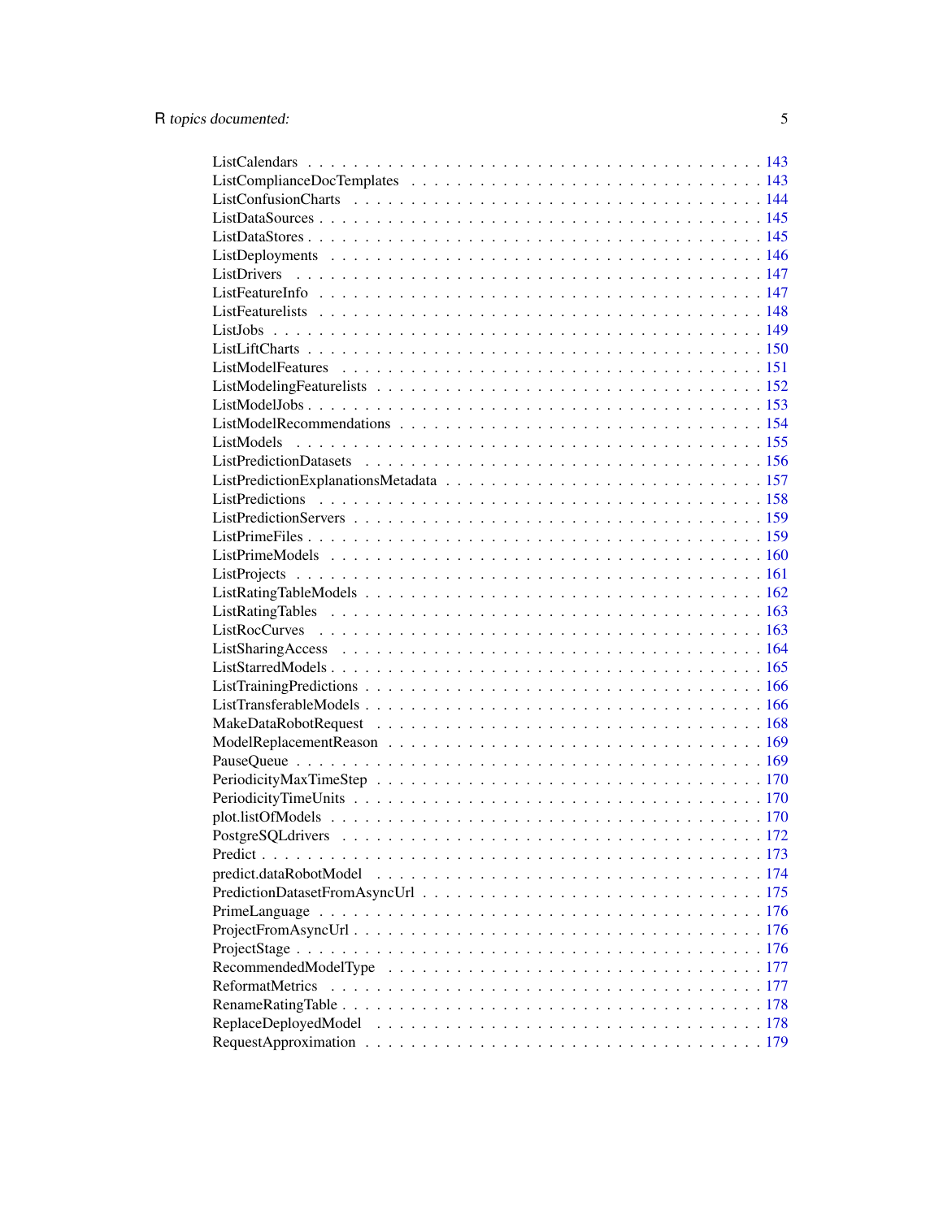ListCalendars . . . . . . . . . . . . . . . . . . . . . . . . . . . . . . . . . . . . . 143
ListComplianceDocTemplates . . . . . . . . . . . . . . . . . . . . . . . . . . . . . 143
ListConfusionCharts . . . . . . . . . . . . . . . . . . . . . . . . . . . . . . . . . 144
ListDataSources . . . . . . . . . . . . . . . . . . . . . . . . . . . . . . . . . . . 145
ListDataStores . . . . . . . . . . . . . . . . . . . . . . . . . . . . . . . . . . . . 145
ListDeployments . . . . . . . . . . . . . . . . . . . . . . . . . . . . . . . . . . . 146
ListDrivers . . . . . . . . . . . . . . . . . . . . . . . . . . . . . . . . . . . . . 147
ListFeatureInfo . . . . . . . . . . . . . . . . . . . . . . . . . . . . . . . . . . . 147
ListFeaturelists . . . . . . . . . . . . . . . . . . . . . . . . . . . . . . . . . . . 148
ListJobs . . . . . . . . . . . . . . . . . . . . . . . . . . . . . . . . . . . . . . . 149
ListLiftCharts . . . . . . . . . . . . . . . . . . . . . . . . . . . . . . . . . . . . 150
ListModelFeatures . . . . . . . . . . . . . . . . . . . . . . . . . . . . . . . . . . 151
ListModelingFeaturelists . . . . . . . . . . . . . . . . . . . . . . . . . . . . . . 152
ListModelJobs . . . . . . . . . . . . . . . . . . . . . . . . . . . . . . . . . . . . 153
ListModelRecommendations . . . . . . . . . . . . . . . . . . . . . . . . . . . . . . 154
ListModels . . . . . . . . . . . . . . . . . . . . . . . . . . . . . . . . . . . . . . 155
ListPredictionDatasets . . . . . . . . . . . . . . . . . . . . . . . . . . . . . . . 156
ListPredictionExplanationsMetadata . . . . . . . . . . . . . . . . . . . . . . . . . 157
ListPredictions . . . . . . . . . . . . . . . . . . . . . . . . . . . . . . . . . . . 158
ListPredictionServers . . . . . . . . . . . . . . . . . . . . . . . . . . . . . . . . 159
ListPrimeFiles . . . . . . . . . . . . . . . . . . . . . . . . . . . . . . . . . . . . 159
ListPrimeModels . . . . . . . . . . . . . . . . . . . . . . . . . . . . . . . . . . . 160
ListProjects . . . . . . . . . . . . . . . . . . . . . . . . . . . . . . . . . . . . . 161
ListRatingTableModels . . . . . . . . . . . . . . . . . . . . . . . . . . . . . . . . 162
ListRatingTables . . . . . . . . . . . . . . . . . . . . . . . . . . . . . . . . . . 163
ListRocCurves . . . . . . . . . . . . . . . . . . . . . . . . . . . . . . . . . . . . 163
ListSharingAccess . . . . . . . . . . . . . . . . . . . . . . . . . . . . . . . . . . 164
ListStarredModels . . . . . . . . . . . . . . . . . . . . . . . . . . . . . . . . . . 165
ListTrainingPredictions . . . . . . . . . . . . . . . . . . . . . . . . . . . . . . . 166
ListTransferableModels . . . . . . . . . . . . . . . . . . . . . . . . . . . . . . . 166
MakeDataRobotRequest . . . . . . . . . . . . . . . . . . . . . . . . . . . . . . . . 168
ModelReplacementReason . . . . . . . . . . . . . . . . . . . . . . . . . . . . . . . 169
PauseQueue . . . . . . . . . . . . . . . . . . . . . . . . . . . . . . . . . . . . . . 169
PeriodicityMaxTimeStep . . . . . . . . . . . . . . . . . . . . . . . . . . . . . . . 170
PeriodicityTimeUnits . . . . . . . . . . . . . . . . . . . . . . . . . . . . . . . . 170
plot.listOfModels . . . . . . . . . . . . . . . . . . . . . . . . . . . . . . . . . . 170
PostgreSQLdrivers . . . . . . . . . . . . . . . . . . . . . . . . . . . . . . . . . . 172
Predict . . . . . . . . . . . . . . . . . . . . . . . . . . . . . . . . . . . . . . . . 173
predict.dataRobotModel . . . . . . . . . . . . . . . . . . . . . . . . . . . . . . . 174
PredictionDatasetFromAsyncUrl . . . . . . . . . . . . . . . . . . . . . . . . . . . 175
PrimeLanguage . . . . . . . . . . . . . . . . . . . . . . . . . . . . . . . . . . . . 176
ProjectFromAsyncUrl . . . . . . . . . . . . . . . . . . . . . . . . . . . . . . . . . 176
ProjectStage . . . . . . . . . . . . . . . . . . . . . . . . . . . . . . . . . . . . . 176
RecommendedModelType . . . . . . . . . . . . . . . . . . . . . . . . . . . . . . . . 177
ReformatMetrics . . . . . . . . . . . . . . . . . . . . . . . . . . . . . . . . . . . 177
RenameRatingTable . . . . . . . . . . . . . . . . . . . . . . . . . . . . . . . . . . 178
ReplaceDeployedModel . . . . . . . . . . . . . . . . . . . . . . . . . . . . . . . . 178
RequestApproximation . . . . . . . . . . . . . . . . . . . . . . . . . . . . . . . . 179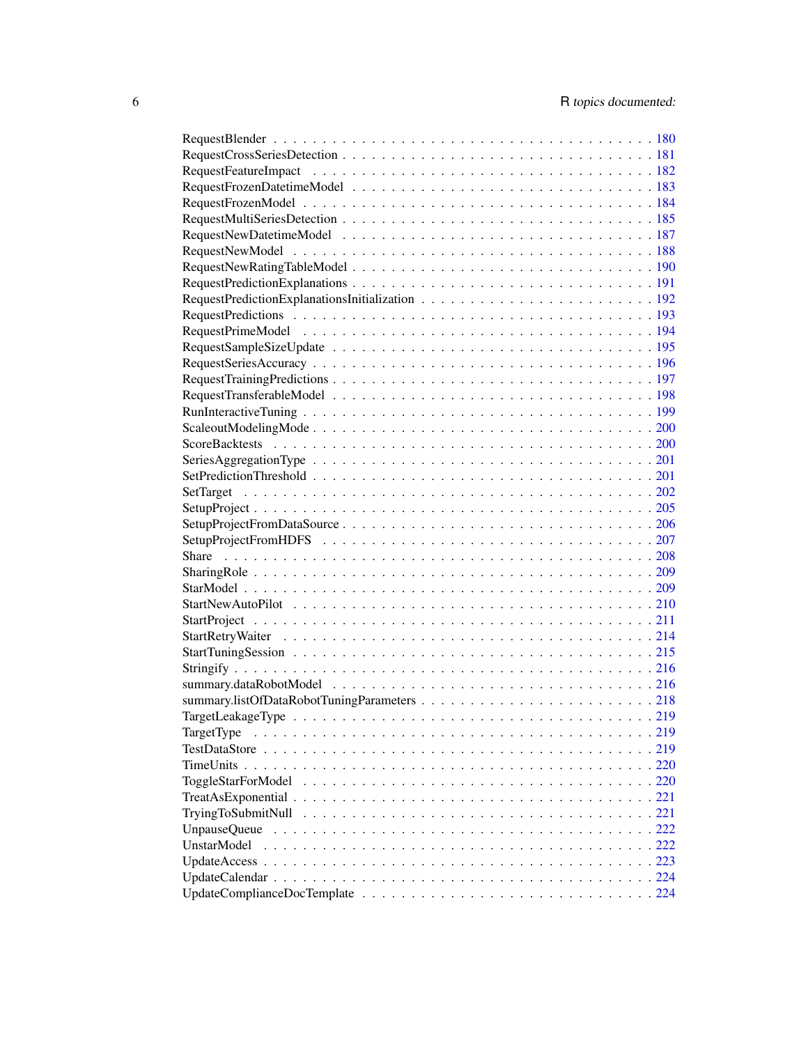RequestBlender . . . . . . . . . . . . . . . . . . . . . . . . . . . . . . . . . . . . . . 180
RequestCrossSeriesDetection . . . . . . . . . . . . . . . . . . . . . . . . . . . . . . . . 181
RequestFeatureImpact . . . . . . . . . . . . . . . . . . . . . . . . . . . . . . . . . . . 182
RequestFrozenDatetimeModel . . . . . . . . . . . . . . . . . . . . . . . . . . . . . . . 183
RequestFrozenModel . . . . . . . . . . . . . . . . . . . . . . . . . . . . . . . . . . . . 184
RequestMultiSeriesDetection . . . . . . . . . . . . . . . . . . . . . . . . . . . . . . . . 185
RequestNewDatetimeModel . . . . . . . . . . . . . . . . . . . . . . . . . . . . . . . . 187
RequestNewModel . . . . . . . . . . . . . . . . . . . . . . . . . . . . . . . . . . . . . 188
RequestNewRatingTableModel . . . . . . . . . . . . . . . . . . . . . . . . . . . . . . . 190
RequestPredictionExplanations . . . . . . . . . . . . . . . . . . . . . . . . . . . . . . . 191
RequestPredictionExplanationsInitialization . . . . . . . . . . . . . . . . . . . . . . . . 192
RequestPredictions . . . . . . . . . . . . . . . . . . . . . . . . . . . . . . . . . . . . . 193
RequestPrimeModel . . . . . . . . . . . . . . . . . . . . . . . . . . . . . . . . . . . . 194
RequestSampleSizeUpdate . . . . . . . . . . . . . . . . . . . . . . . . . . . . . . . . . 195
RequestSeriesAccuracy . . . . . . . . . . . . . . . . . . . . . . . . . . . . . . . . . . . 196
RequestTrainingPredictions . . . . . . . . . . . . . . . . . . . . . . . . . . . . . . . . . 197
RequestTransferableModel . . . . . . . . . . . . . . . . . . . . . . . . . . . . . . . . . 198
RunInteractiveTuning . . . . . . . . . . . . . . . . . . . . . . . . . . . . . . . . . . . . 199
ScaleoutModelingMode . . . . . . . . . . . . . . . . . . . . . . . . . . . . . . . . . . . 200
ScoreBacktests . . . . . . . . . . . . . . . . . . . . . . . . . . . . . . . . . . . . . . . 200
SeriesAggregationType . . . . . . . . . . . . . . . . . . . . . . . . . . . . . . . . . . . 201
SetPredictionThreshold . . . . . . . . . . . . . . . . . . . . . . . . . . . . . . . . . . . 201
SetTarget . . . . . . . . . . . . . . . . . . . . . . . . . . . . . . . . . . . . . . . . . . 202
SetupProject . . . . . . . . . . . . . . . . . . . . . . . . . . . . . . . . . . . . . . . . 205
SetupProjectFromDataSource . . . . . . . . . . . . . . . . . . . . . . . . . . . . . . . . 206
SetupProjectFromHDFS . . . . . . . . . . . . . . . . . . . . . . . . . . . . . . . . . . 207
Share . . . . . . . . . . . . . . . . . . . . . . . . . . . . . . . . . . . . . . . . . . . . 208
SharingRole . . . . . . . . . . . . . . . . . . . . . . . . . . . . . . . . . . . . . . . . . 209
StarModel . . . . . . . . . . . . . . . . . . . . . . . . . . . . . . . . . . . . . . . . . . 209
StartNewAutoPilot . . . . . . . . . . . . . . . . . . . . . . . . . . . . . . . . . . . . . 210
StartProject . . . . . . . . . . . . . . . . . . . . . . . . . . . . . . . . . . . . . . . . . 211
StartRetryWaiter . . . . . . . . . . . . . . . . . . . . . . . . . . . . . . . . . . . . . . 214
StartTuningSession . . . . . . . . . . . . . . . . . . . . . . . . . . . . . . . . . . . . . 215
Stringify . . . . . . . . . . . . . . . . . . . . . . . . . . . . . . . . . . . . . . . . . . . 216
summary.dataRobotModel . . . . . . . . . . . . . . . . . . . . . . . . . . . . . . . . . 216
summary.listOfDataRobotTuningParameters . . . . . . . . . . . . . . . . . . . . . . . . 218
TargetLeakageType . . . . . . . . . . . . . . . . . . . . . . . . . . . . . . . . . . . . . 219
TargetType . . . . . . . . . . . . . . . . . . . . . . . . . . . . . . . . . . . . . . . . . 219
TestDataStore . . . . . . . . . . . . . . . . . . . . . . . . . . . . . . . . . . . . . . . . 219
TimeUnits . . . . . . . . . . . . . . . . . . . . . . . . . . . . . . . . . . . . . . . . . . 220
ToggleStarForModel . . . . . . . . . . . . . . . . . . . . . . . . . . . . . . . . . . . . 220
TreatAsExponential . . . . . . . . . . . . . . . . . . . . . . . . . . . . . . . . . . . . . 221
TryingToSubmitNull . . . . . . . . . . . . . . . . . . . . . . . . . . . . . . . . . . . . 221
UnpauseQueue . . . . . . . . . . . . . . . . . . . . . . . . . . . . . . . . . . . . . . . 222
UnstarModel . . . . . . . . . . . . . . . . . . . . . . . . . . . . . . . . . . . . . . . . . 222
UpdateAccess . . . . . . . . . . . . . . . . . . . . . . . . . . . . . . . . . . . . . . . . 223
UpdateCalendar . . . . . . . . . . . . . . . . . . . . . . . . . . . . . . . . . . . . . . . 224
UpdateComplianceDocTemplate . . . . . . . . . . . . . . . . . . . . . . . . . . . . . . 224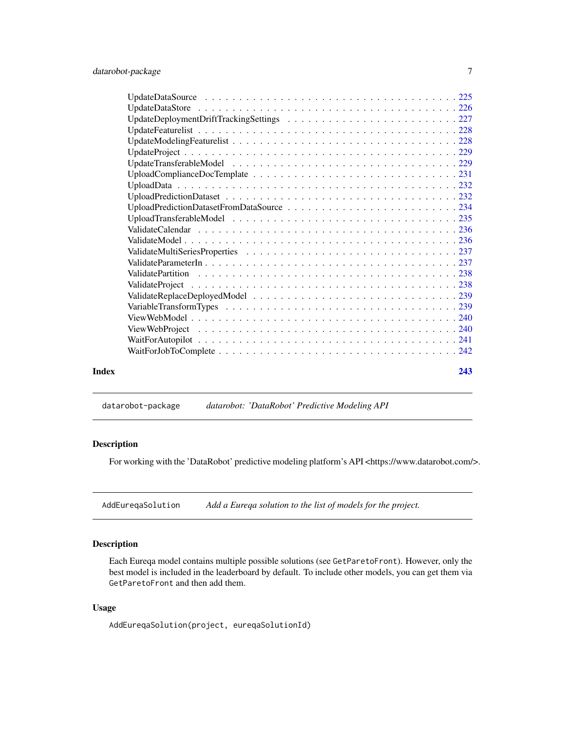UpdateDataSource . . . . . . . . . . . . . . . . . . . . . . . . . . . . . . . . . . . 225
UpdateDataStore . . . . . . . . . . . . . . . . . . . . . . . . . . . . . . . . . . . 226
UpdateDeploymentDriftTrackingSettings . . . . . . . . . . . . . . . . . . . . . . . . 227
UpdateFeaturelist . . . . . . . . . . . . . . . . . . . . . . . . . . . . . . . . . . . 228
UpdateModelingFeaturelist . . . . . . . . . . . . . . . . . . . . . . . . . . . . . . . 228
UpdateProject . . . . . . . . . . . . . . . . . . . . . . . . . . . . . . . . . . . . . 229
UpdateTransferableModel . . . . . . . . . . . . . . . . . . . . . . . . . . . . . . . . 229
UploadComplianceDocTemplate . . . . . . . . . . . . . . . . . . . . . . . . . . . . . 231
UploadData . . . . . . . . . . . . . . . . . . . . . . . . . . . . . . . . . . . . . . 232
UploadPredictionDataset . . . . . . . . . . . . . . . . . . . . . . . . . . . . . . . . 232
UploadPredictionDatasetFromDataSource . . . . . . . . . . . . . . . . . . . . . . . . 234
UploadTransferableModel . . . . . . . . . . . . . . . . . . . . . . . . . . . . . . . . 235
ValidateCalendar . . . . . . . . . . . . . . . . . . . . . . . . . . . . . . . . . . . 236
ValidateModel . . . . . . . . . . . . . . . . . . . . . . . . . . . . . . . . . . . . . 236
ValidateMultiSeriesProperties . . . . . . . . . . . . . . . . . . . . . . . . . . . . . 237
ValidateParameterIn . . . . . . . . . . . . . . . . . . . . . . . . . . . . . . . . . . 237
ValidatePartition . . . . . . . . . . . . . . . . . . . . . . . . . . . . . . . . . . . 238
ValidateProject . . . . . . . . . . . . . . . . . . . . . . . . . . . . . . . . . . . . 238
ValidateReplaceDeployedModel . . . . . . . . . . . . . . . . . . . . . . . . . . . . . 239
VariableTransformTypes . . . . . . . . . . . . . . . . . . . . . . . . . . . . . . . . 239
ViewWebModel . . . . . . . . . . . . . . . . . . . . . . . . . . . . . . . . . . . . . 240
ViewWebProject . . . . . . . . . . . . . . . . . . . . . . . . . . . . . . . . . . . . 240
WaitForAutopilot . . . . . . . . . . . . . . . . . . . . . . . . . . . . . . . . . . . 241
WaitForJobToComplete . . . . . . . . . . . . . . . . . . . . . . . . . . . . . . . . . 242

**Index** **243**

---

`datarobot-package` *datarobot: 'DataRobot' Predictive Modeling API*

---

### Description

For working with the 'DataRobot' predictive modeling platform's API <https://www.datarobot.com/>.

---

`AddEureqaSolution` *Add a Eureqa solution to the list of models for the project.*

---

### Description

Each Eureqa model contains multiple possible solutions (see `GetParetoFront`). However, only the best model is included in the leaderboard by default. To include other models, you can get them via `GetParetoFront` and then add them.

### Usage

```
AddEureqaSolution(project, eureqaSolutionId)
```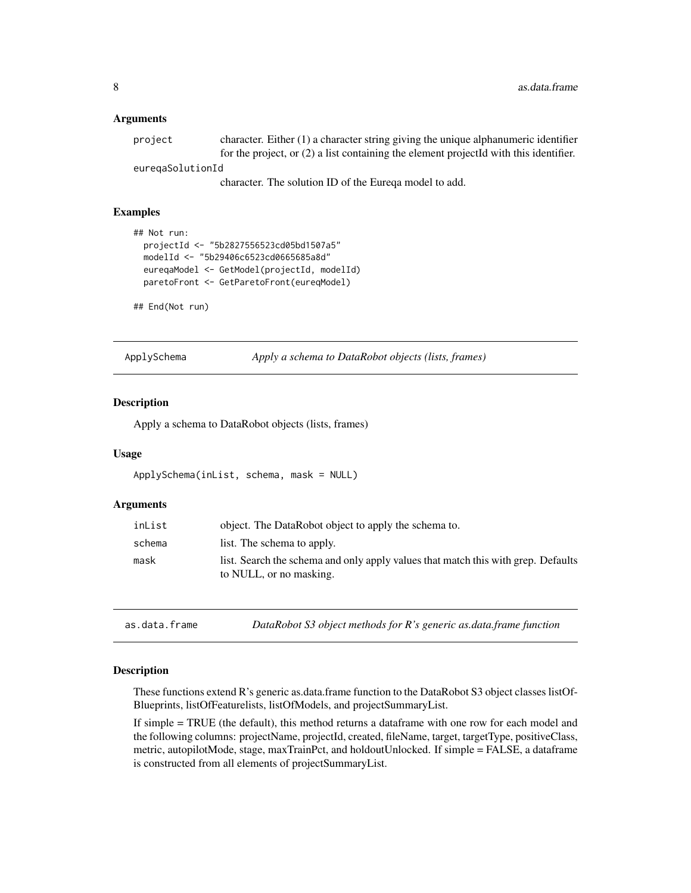### Arguments

| | |
|---|---|
| project | character. Either (1) a character string giving the unique alphanumeric identifier for the project, or (2) a list containing the element projectId with this identifier. |
| eureqaSolutionId | character. The solution ID of the Eureqa model to add. |

### Examples

```
## Not run:
  projectId <- "5b2827556523cd05bd1507a5"
  modelId <- "5b29406c6523cd0665685a8d"
  eureqaModel <- GetModel(projectId, modelId)
  paretoFront <- GetParetoFront(eureqModel)

## End(Not run)
```

## ApplySchema — *Apply a schema to DataRobot objects (lists, frames)*

### Description

Apply a schema to DataRobot objects (lists, frames)

### Usage

```
ApplySchema(inList, schema, mask = NULL)
```

### Arguments

| | |
|---|---|
| inList | object. The DataRobot object to apply the schema to. |
| schema | list. The schema to apply. |
| mask | list. Search the schema and only apply values that match this with grep. Defaults to NULL, or no masking. |

## as.data.frame — *DataRobot S3 object methods for R's generic as.data.frame function*

### Description

These functions extend R's generic as.data.frame function to the DataRobot S3 object classes listOfBlueprints, listOfFeaturelists, listOfModels, and projectSummaryList.

If simple = TRUE (the default), this method returns a dataframe with one row for each model and the following columns: projectName, projectId, created, fileName, target, targetType, positiveClass, metric, autopilotMode, stage, maxTrainPct, and holdoutUnlocked. If simple = FALSE, a dataframe is constructed from all elements of projectSummaryList.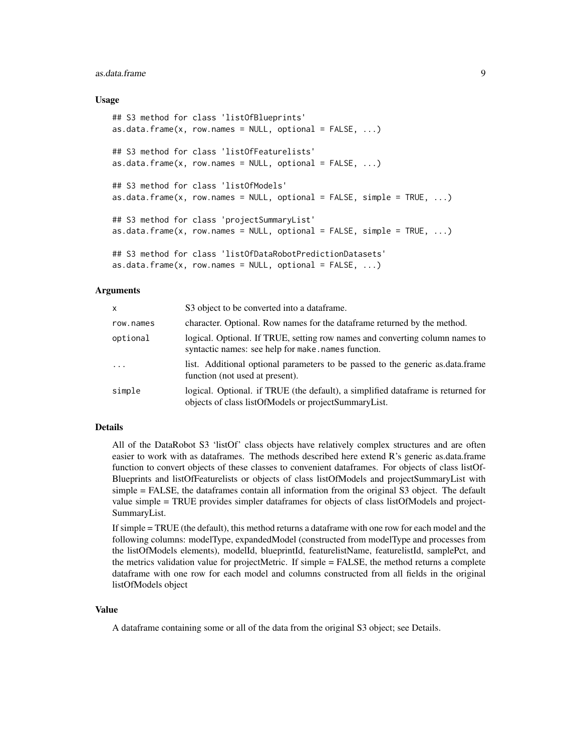### Usage

```
## S3 method for class 'listOfBlueprints'
as.data.frame(x, row.names = NULL, optional = FALSE, ...)

## S3 method for class 'listOfFeaturelists'
as.data.frame(x, row.names = NULL, optional = FALSE, ...)

## S3 method for class 'listOfModels'
as.data.frame(x, row.names = NULL, optional = FALSE, simple = TRUE, ...)

## S3 method for class 'projectSummaryList'
as.data.frame(x, row.names = NULL, optional = FALSE, simple = TRUE, ...)

## S3 method for class 'listOfDataRobotPredictionDatasets'
as.data.frame(x, row.names = NULL, optional = FALSE, ...)
```

### Arguments

| | |
|---|---|
| x | S3 object to be converted into a dataframe. |
| row.names | character. Optional. Row names for the dataframe returned by the method. |
| optional | logical. Optional. If TRUE, setting row names and converting column names to syntactic names: see help for make.names function. |
| ... | list. Additional optional parameters to be passed to the generic as.data.frame function (not used at present). |
| simple | logical. Optional. if TRUE (the default), a simplified dataframe is returned for objects of class listOfModels or projectSummaryList. |

### Details

All of the DataRobot S3 'listOf' class objects have relatively complex structures and are often easier to work with as dataframes. The methods described here extend R's generic as.data.frame function to convert objects of these classes to convenient dataframes. For objects of class listOfBlueprints and listOfFeaturelists or objects of class listOfModels and projectSummaryList with simple = FALSE, the dataframes contain all information from the original S3 object. The default value simple = TRUE provides simpler dataframes for objects of class listOfModels and projectSummaryList.

If simple = TRUE (the default), this method returns a dataframe with one row for each model and the following columns: modelType, expandedModel (constructed from modelType and processes from the listOfModels elements), modelId, blueprintId, featurelistName, featurelistId, samplePct, and the metrics validation value for projectMetric. If simple = FALSE, the method returns a complete dataframe with one row for each model and columns constructed from all fields in the original listOfModels object

### Value

A dataframe containing some or all of the data from the original S3 object; see Details.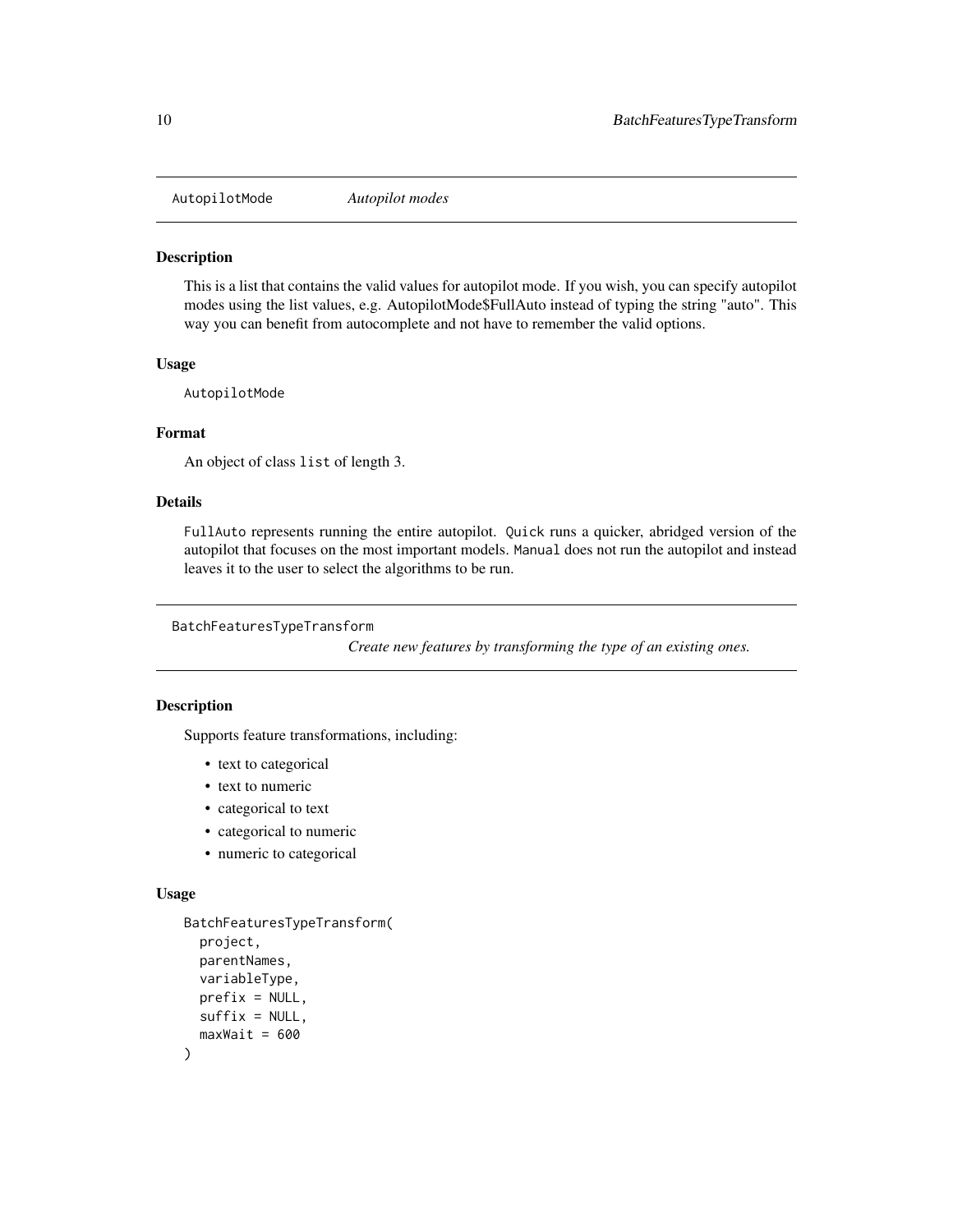## AutopilotMode — *Autopilot modes*

### Description

This is a list that contains the valid values for autopilot mode. If you wish, you can specify autopilot modes using the list values, e.g. AutopilotMode$FullAuto instead of typing the string "auto". This way you can benefit from autocomplete and not have to remember the valid options.

### Usage

```
AutopilotMode
```

### Format

An object of class `list` of length 3.

### Details

`FullAuto` represents running the entire autopilot. `Quick` runs a quicker, abridged version of the autopilot that focuses on the most important models. `Manual` does not run the autopilot and instead leaves it to the user to select the algorithms to be run.

## BatchFeaturesTypeTransform — *Create new features by transforming the type of an existing ones.*

### Description

Supports feature transformations, including:

- text to categorical
- text to numeric
- categorical to text
- categorical to numeric
- numeric to categorical

### Usage

```
BatchFeaturesTypeTransform(
  project,
  parentNames,
  variableType,
  prefix = NULL,
  suffix = NULL,
  maxWait = 600
)
```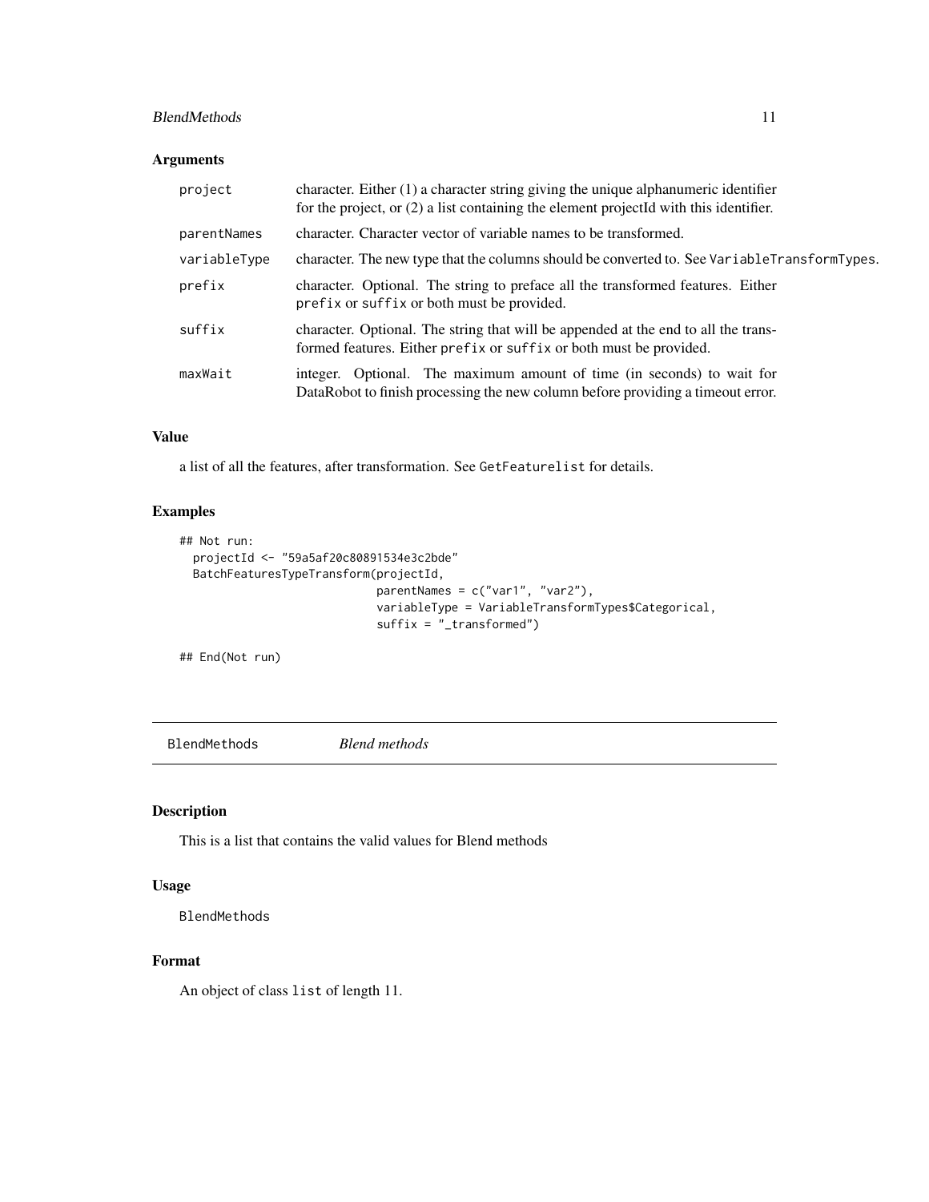### Arguments

| | |
|---|---|
| project | character. Either (1) a character string giving the unique alphanumeric identifier for the project, or (2) a list containing the element projectId with this identifier. |
| parentNames | character. Character vector of variable names to be transformed. |
| variableType | character. The new type that the columns should be converted to. See VariableTransformTypes. |
| prefix | character. Optional. The string to preface all the transformed features. Either prefix or suffix or both must be provided. |
| suffix | character. Optional. The string that will be appended at the end to all the transformed features. Either prefix or suffix or both must be provided. |
| maxWait | integer. Optional. The maximum amount of time (in seconds) to wait for DataRobot to finish processing the new column before providing a timeout error. |

### Value

a list of all the features, after transformation. See GetFeaturelist for details.

### Examples

```
## Not run:
  projectId <- "59a5af20c80891534e3c2bde"
  BatchFeaturesTypeTransform(projectId,
                             parentNames = c("var1", "var2"),
                             variableType = VariableTransformTypes$Categorical,
                             suffix = "_transformed")

## End(Not run)
```

## BlendMethods *Blend methods*

### Description

This is a list that contains the valid values for Blend methods

### Usage

BlendMethods

### Format

An object of class list of length 11.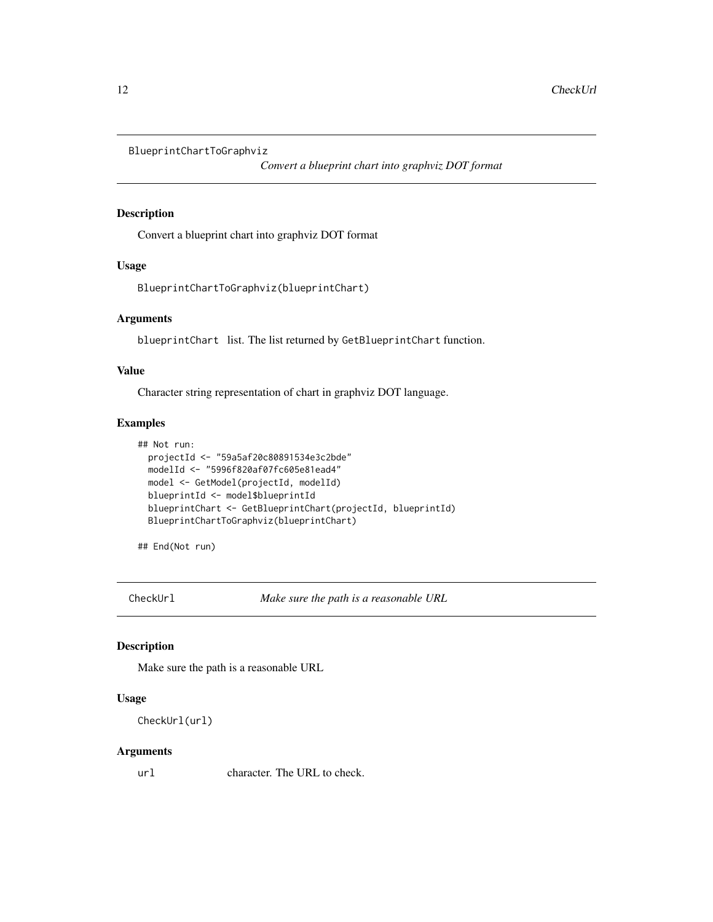## BlueprintChartToGraphviz

*Convert a blueprint chart into graphviz DOT format*

### Description

Convert a blueprint chart into graphviz DOT format

### Usage

```
BlueprintChartToGraphviz(blueprintChart)
```

### Arguments

blueprintChart   list. The list returned by GetBlueprintChart function.

### Value

Character string representation of chart in graphviz DOT language.

### Examples

```
## Not run:
  projectId <- "59a5af20c80891534e3c2bde"
  modelId <- "5996f820af07fc605e81ead4"
  model <- GetModel(projectId, modelId)
  blueprintId <- model$blueprintId
  blueprintChart <- GetBlueprintChart(projectId, blueprintId)
  BlueprintChartToGraphviz(blueprintChart)

## End(Not run)
```

## CheckUrl

*Make sure the path is a reasonable URL*

### Description

Make sure the path is a reasonable URL

### Usage

```
CheckUrl(url)
```

### Arguments

url   character. The URL to check.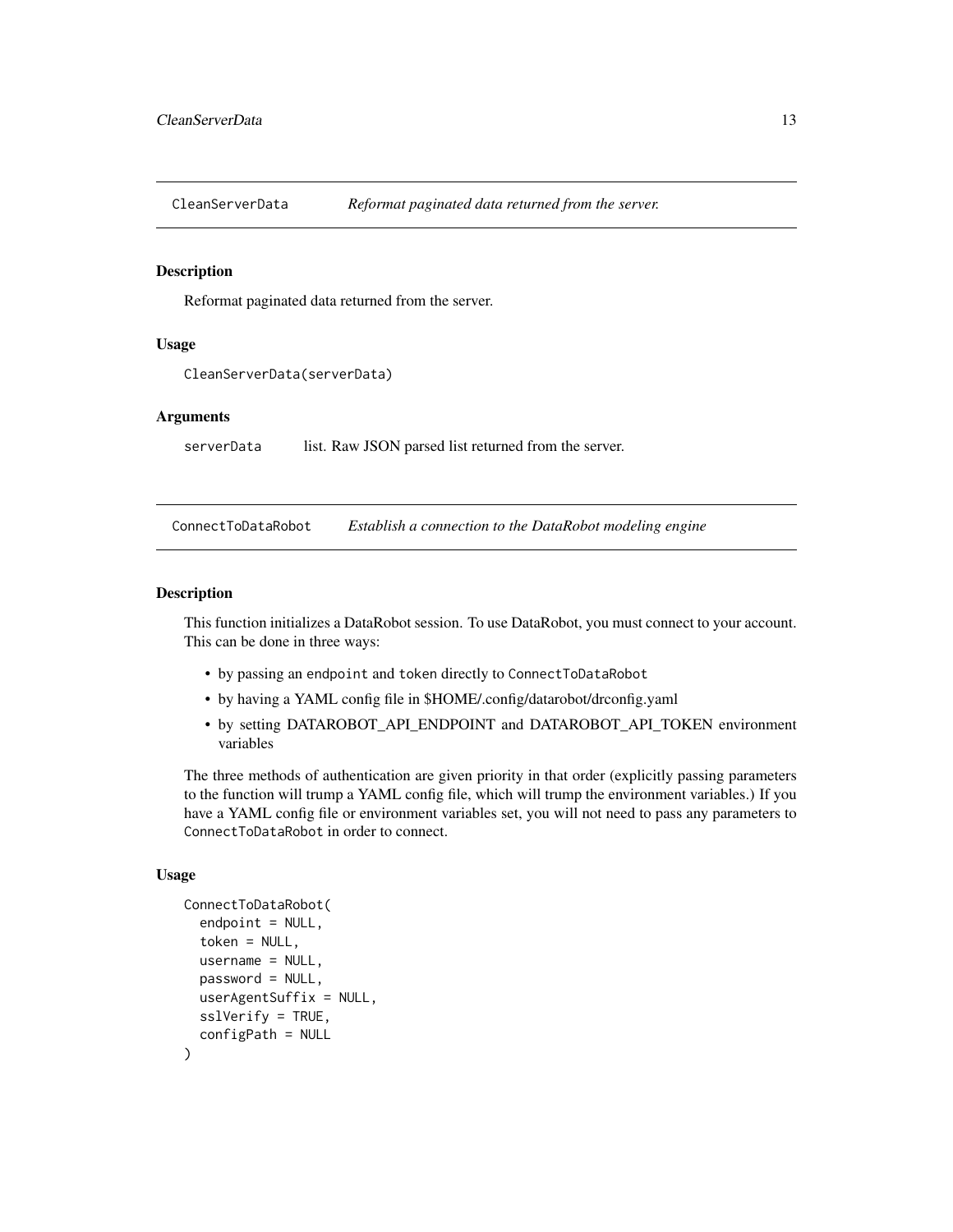## CleanServerData — *Reformat paginated data returned from the server.*

### Description

Reformat paginated data returned from the server.

### Usage

```
CleanServerData(serverData)
```

### Arguments

| | |
|---|---|
| serverData | list. Raw JSON parsed list returned from the server. |

## ConnectToDataRobot — *Establish a connection to the DataRobot modeling engine*

### Description

This function initializes a DataRobot session. To use DataRobot, you must connect to your account. This can be done in three ways:

- by passing an `endpoint` and `token` directly to `ConnectToDataRobot`
- by having a YAML config file in $HOME/.config/datarobot/drconfig.yaml
- by setting DATAROBOT_API_ENDPOINT and DATAROBOT_API_TOKEN environment variables

The three methods of authentication are given priority in that order (explicitly passing parameters to the function will trump a YAML config file, which will trump the environment variables.) If you have a YAML config file or environment variables set, you will not need to pass any parameters to `ConnectToDataRobot` in order to connect.

### Usage

```
ConnectToDataRobot(
  endpoint = NULL,
  token = NULL,
  username = NULL,
  password = NULL,
  userAgentSuffix = NULL,
  sslVerify = TRUE,
  configPath = NULL
)
```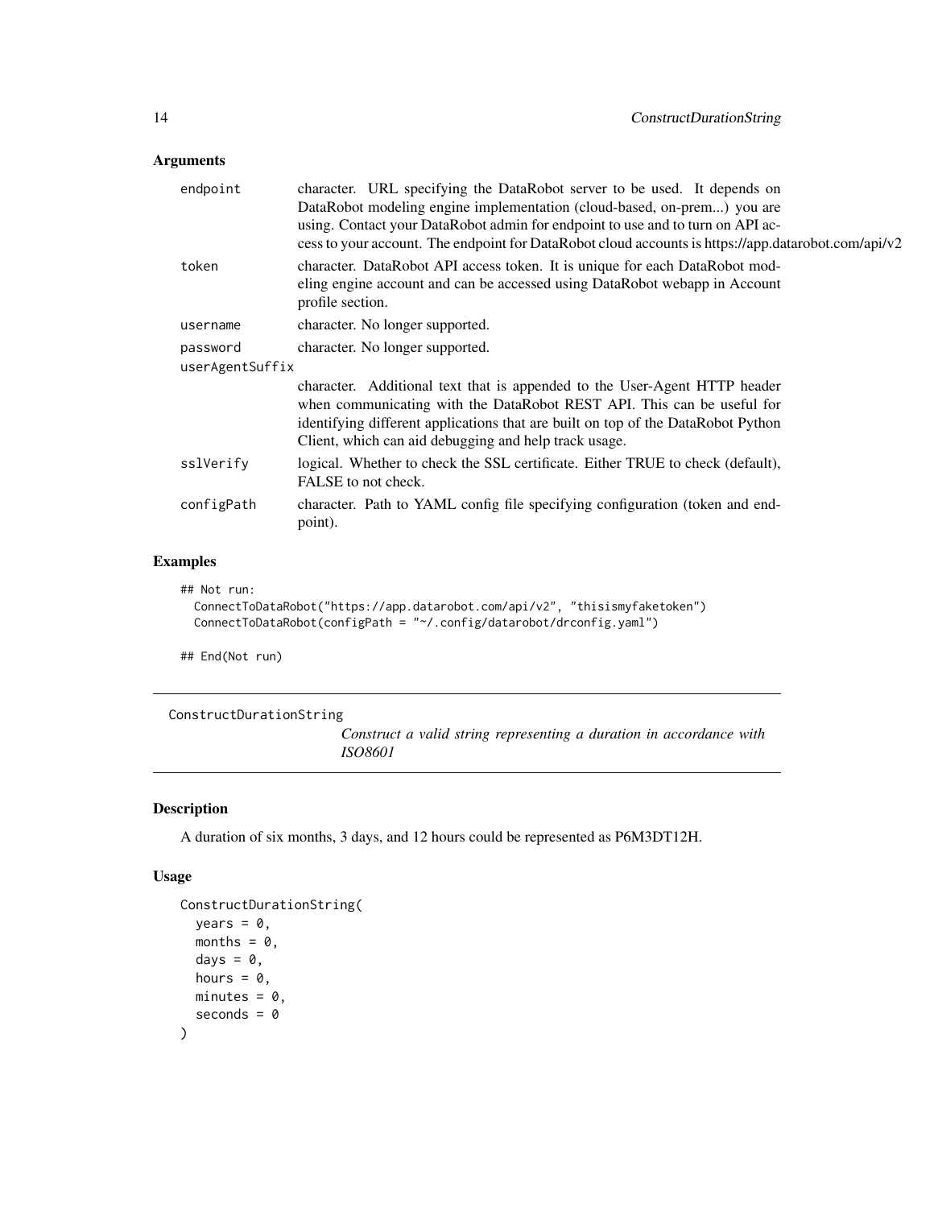## Arguments

| | |
|---|---|
| endpoint | character. URL specifying the DataRobot server to be used. It depends on DataRobot modeling engine implementation (cloud-based, on-prem...) you are using. Contact your DataRobot admin for endpoint to use and to turn on API access to your account. The endpoint for DataRobot cloud accounts is https://app.datarobot.com/api/v2 |
| token | character. DataRobot API access token. It is unique for each DataRobot modeling engine account and can be accessed using DataRobot webapp in Account profile section. |
| username | character. No longer supported. |
| password | character. No longer supported. |
| userAgentSuffix | character. Additional text that is appended to the User-Agent HTTP header when communicating with the DataRobot REST API. This can be useful for identifying different applications that are built on top of the DataRobot Python Client, which can aid debugging and help track usage. |
| sslVerify | logical. Whether to check the SSL certificate. Either TRUE to check (default), FALSE to not check. |
| configPath | character. Path to YAML config file specifying configuration (token and endpoint). |

## Examples

```
## Not run:
  ConnectToDataRobot("https://app.datarobot.com/api/v2", "thisismyfaketoken")
  ConnectToDataRobot(configPath = "~/.config/datarobot/drconfig.yaml")

## End(Not run)
```

---

# ConstructDurationString    *Construct a valid string representing a duration in accordance with ISO8601*

---

## Description

A duration of six months, 3 days, and 12 hours could be represented as P6M3DT12H.

## Usage

```
ConstructDurationString(
  years = 0,
  months = 0,
  days = 0,
  hours = 0,
  minutes = 0,
  seconds = 0
)
```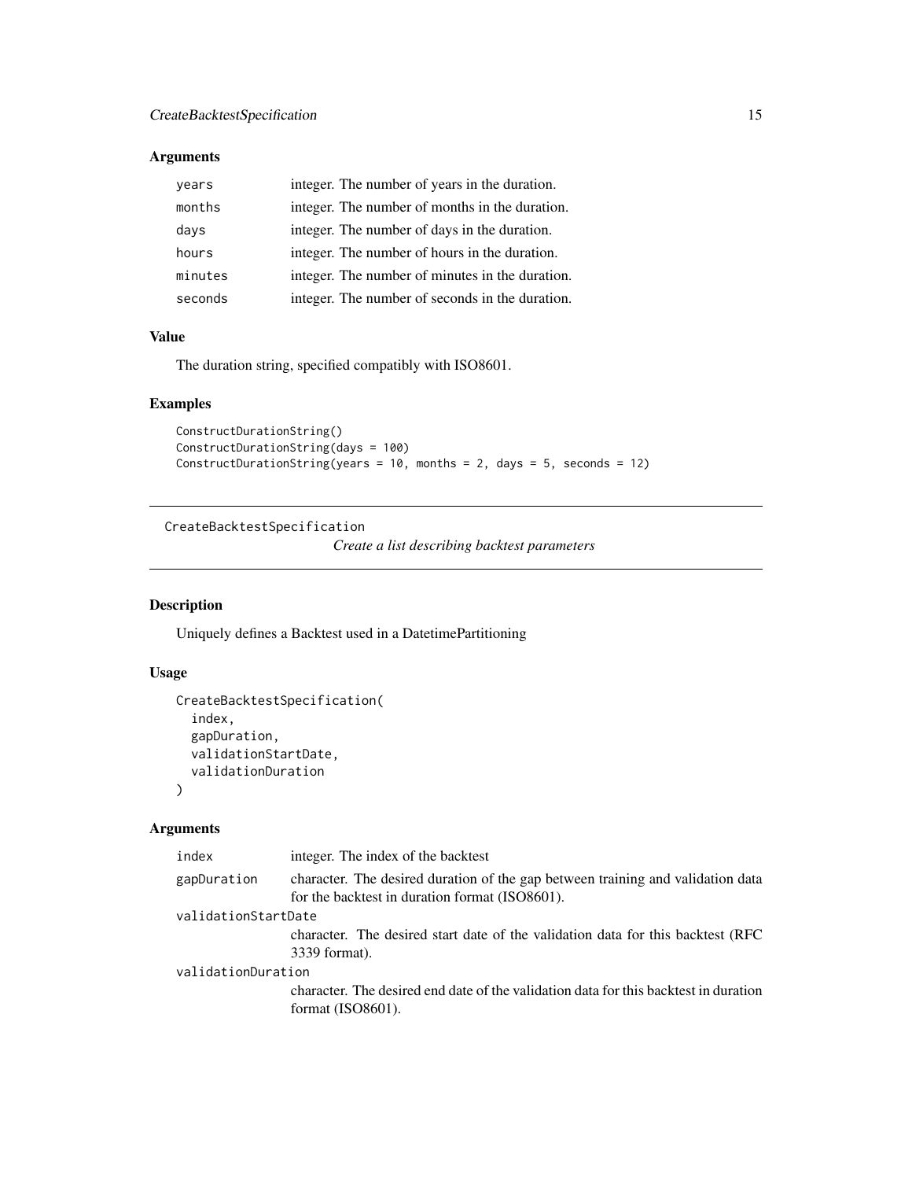### Arguments

| | |
|---|---|
| `years` | integer. The number of years in the duration. |
| `months` | integer. The number of months in the duration. |
| `days` | integer. The number of days in the duration. |
| `hours` | integer. The number of hours in the duration. |
| `minutes` | integer. The number of minutes in the duration. |
| `seconds` | integer. The number of seconds in the duration. |

### Value

The duration string, specified compatibly with ISO8601.

### Examples

```
ConstructDurationString()
ConstructDurationString(days = 100)
ConstructDurationString(years = 10, months = 2, days = 5, seconds = 12)
```

---

## CreateBacktestSpecification

*Create a list describing backtest parameters*

---

### Description

Uniquely defines a Backtest used in a DatetimePartitioning

### Usage

```
CreateBacktestSpecification(
  index,
  gapDuration,
  validationStartDate,
  validationDuration
)
```

### Arguments

| | |
|---|---|
| `index` | integer. The index of the backtest |
| `gapDuration` | character. The desired duration of the gap between training and validation data for the backtest in duration format (ISO8601). |
| `validationStartDate` | character. The desired start date of the validation data for this backtest (RFC 3339 format). |
| `validationDuration` | character. The desired end date of the validation data for this backtest in duration format (ISO8601). |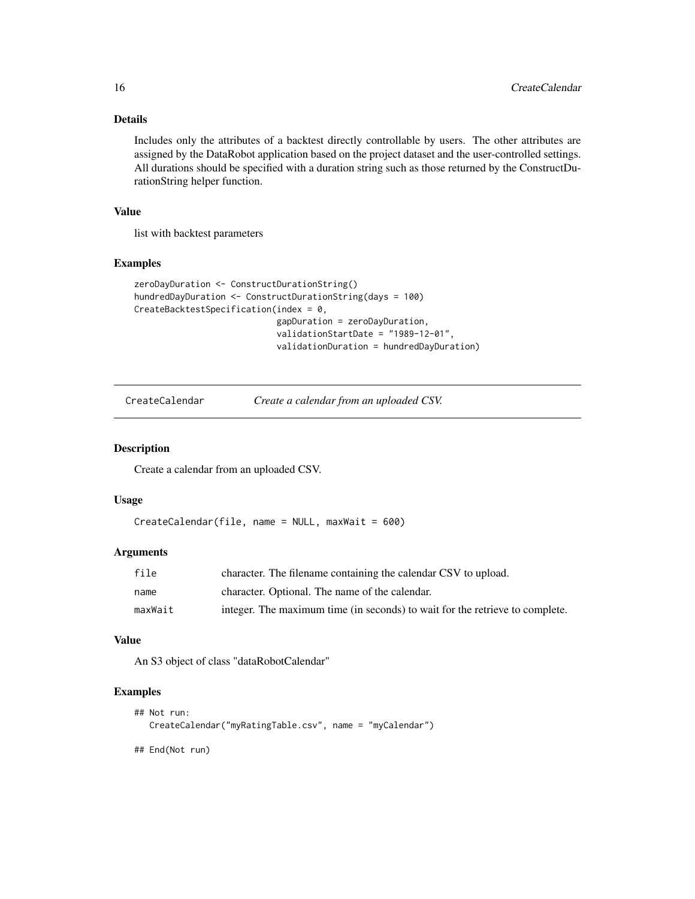### Details

Includes only the attributes of a backtest directly controllable by users. The other attributes are assigned by the DataRobot application based on the project dataset and the user-controlled settings. All durations should be specified with a duration string such as those returned by the ConstructDurationString helper function.

### Value

list with backtest parameters

### Examples

```
zeroDayDuration <- ConstructDurationString()
hundredDayDuration <- ConstructDurationString(days = 100)
CreateBacktestSpecification(index = 0,
                            gapDuration = zeroDayDuration,
                            validationStartDate = "1989-12-01",
                            validationDuration = hundredDayDuration)
```

---

## CreateCalendar — *Create a calendar from an uploaded CSV.*

### Description

Create a calendar from an uploaded CSV.

### Usage

```
CreateCalendar(file, name = NULL, maxWait = 600)
```

### Arguments

| | |
|---|---|
| file | character. The filename containing the calendar CSV to upload. |
| name | character. Optional. The name of the calendar. |
| maxWait | integer. The maximum time (in seconds) to wait for the retrieve to complete. |

### Value

An S3 object of class "dataRobotCalendar"

### Examples

```
## Not run:
   CreateCalendar("myRatingTable.csv", name = "myCalendar")

## End(Not run)
```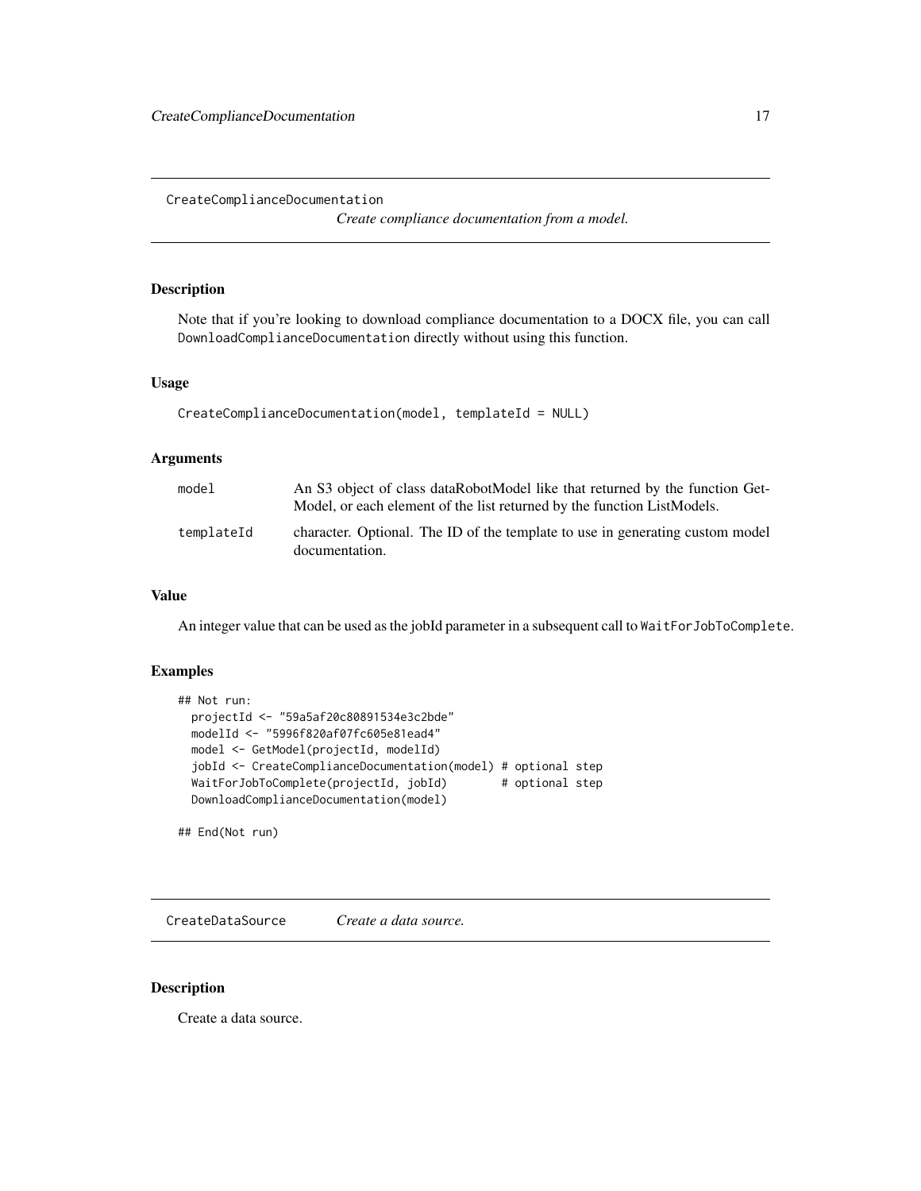## CreateComplianceDocumentation

*Create compliance documentation from a model.*

### Description

Note that if you're looking to download compliance documentation to a DOCX file, you can call `DownloadComplianceDocumentation` directly without using this function.

### Usage

```
CreateComplianceDocumentation(model, templateId = NULL)
```

### Arguments

| | |
|---|---|
| model | An S3 object of class dataRobotModel like that returned by the function GetModel, or each element of the list returned by the function ListModels. |
| templateId | character. Optional. The ID of the template to use in generating custom model documentation. |

### Value

An integer value that can be used as the jobId parameter in a subsequent call to `WaitForJobToComplete`.

### Examples

```
## Not run:
  projectId <- "59a5af20c80891534e3c2bde"
  modelId <- "5996f820af07fc605e81ead4"
  model <- GetModel(projectId, modelId)
  jobId <- CreateComplianceDocumentation(model) # optional step
  WaitForJobToComplete(projectId, jobId)        # optional step
  DownloadComplianceDocumentation(model)

## End(Not run)
```

## CreateDataSource

*Create a data source.*

### Description

Create a data source.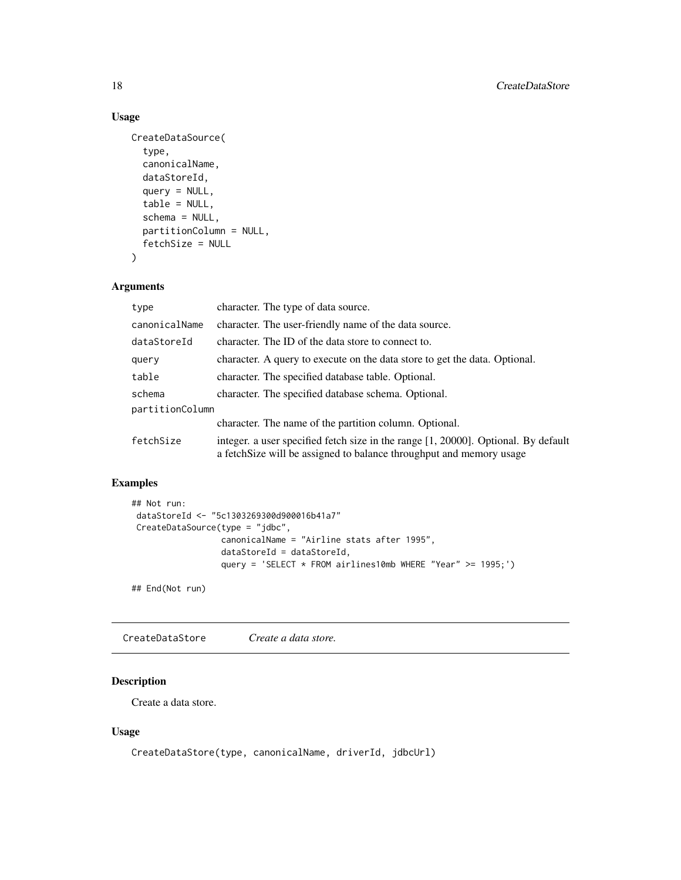### Usage

```
CreateDataSource(
  type,
  canonicalName,
  dataStoreId,
  query = NULL,
  table = NULL,
  schema = NULL,
  partitionColumn = NULL,
  fetchSize = NULL
)
```

### Arguments

| | |
|---|---|
| type | character. The type of data source. |
| canonicalName | character. The user-friendly name of the data source. |
| dataStoreId | character. The ID of the data store to connect to. |
| query | character. A query to execute on the data store to get the data. Optional. |
| table | character. The specified database table. Optional. |
| schema | character. The specified database schema. Optional. |
| partitionColumn | character. The name of the partition column. Optional. |
| fetchSize | integer. a user specified fetch size in the range [1, 20000]. Optional. By default a fetchSize will be assigned to balance throughput and memory usage |

### Examples

```
## Not run:
 dataStoreId <- "5c1303269300d900016b41a7"
 CreateDataSource(type = "jdbc",
                  canonicalName = "Airline stats after 1995",
                  dataStoreId = dataStoreId,
                  query = 'SELECT * FROM airlines10mb WHERE "Year" >= 1995;')

## End(Not run)
```

---

## CreateDataStore — *Create a data store.*

### Description

Create a data store.

### Usage

```
CreateDataStore(type, canonicalName, driverId, jdbcUrl)
```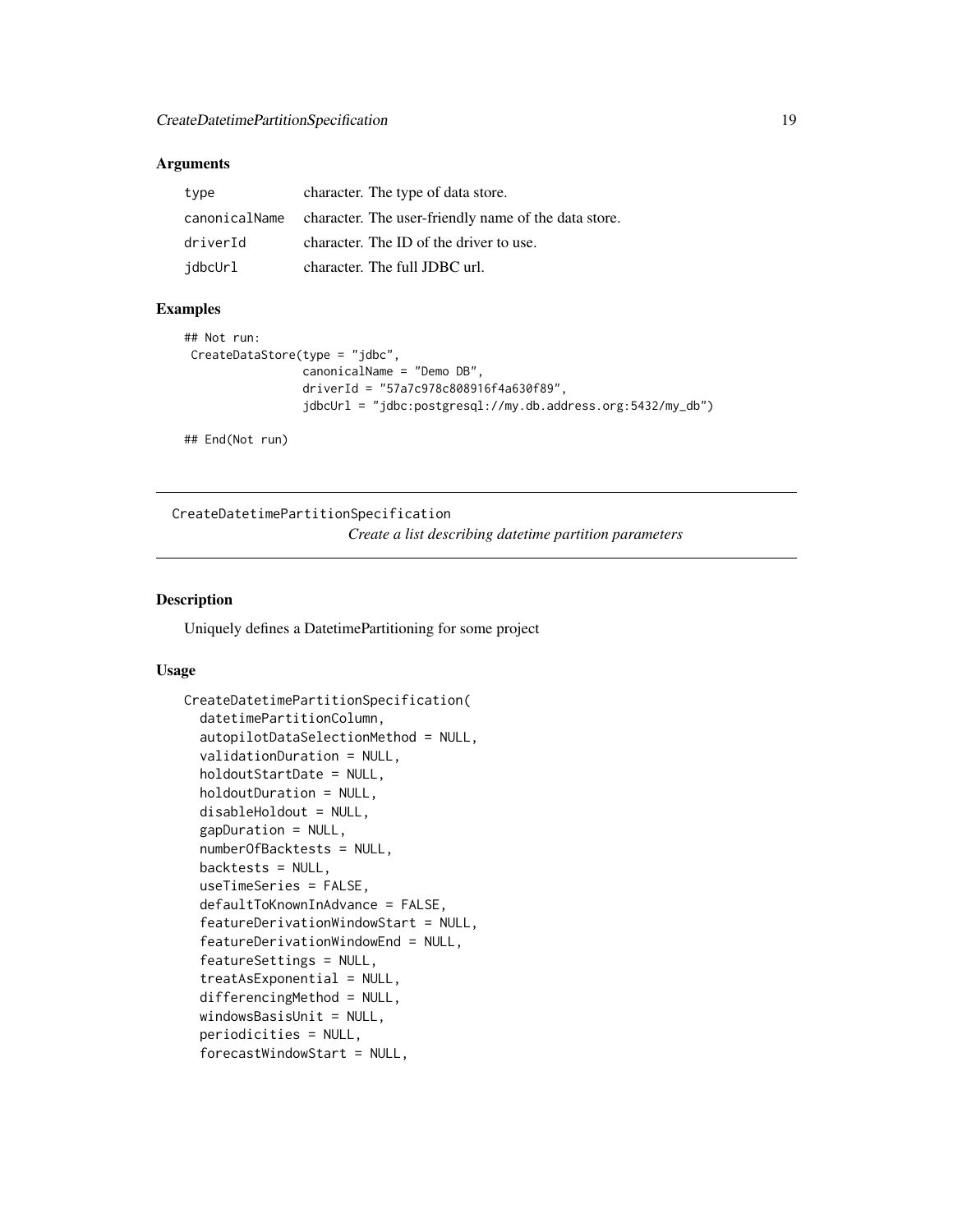### Arguments

| | |
|---|---|
| type | character. The type of data store. |
| canonicalName | character. The user-friendly name of the data store. |
| driverId | character. The ID of the driver to use. |
| jdbcUrl | character. The full JDBC url. |

### Examples

```
## Not run:
 CreateDataStore(type = "jdbc",
                 canonicalName = "Demo DB",
                 driverId = "57a7c978c808916f4a630f89",
                 jdbcUrl = "jdbc:postgresql://my.db.address.org:5432/my_db")

## End(Not run)
```

---

## CreateDatetimePartitionSpecification

*Create a list describing datetime partition parameters*

---

### Description

Uniquely defines a DatetimePartitioning for some project

### Usage

```
CreateDatetimePartitionSpecification(
  datetimePartitionColumn,
  autopilotDataSelectionMethod = NULL,
  validationDuration = NULL,
  holdoutStartDate = NULL,
  holdoutDuration = NULL,
  disableHoldout = NULL,
  gapDuration = NULL,
  numberOfBacktests = NULL,
  backtests = NULL,
  useTimeSeries = FALSE,
  defaultToKnownInAdvance = FALSE,
  featureDerivationWindowStart = NULL,
  featureDerivationWindowEnd = NULL,
  featureSettings = NULL,
  treatAsExponential = NULL,
  differencingMethod = NULL,
  windowsBasisUnit = NULL,
  periodicities = NULL,
  forecastWindowStart = NULL,
```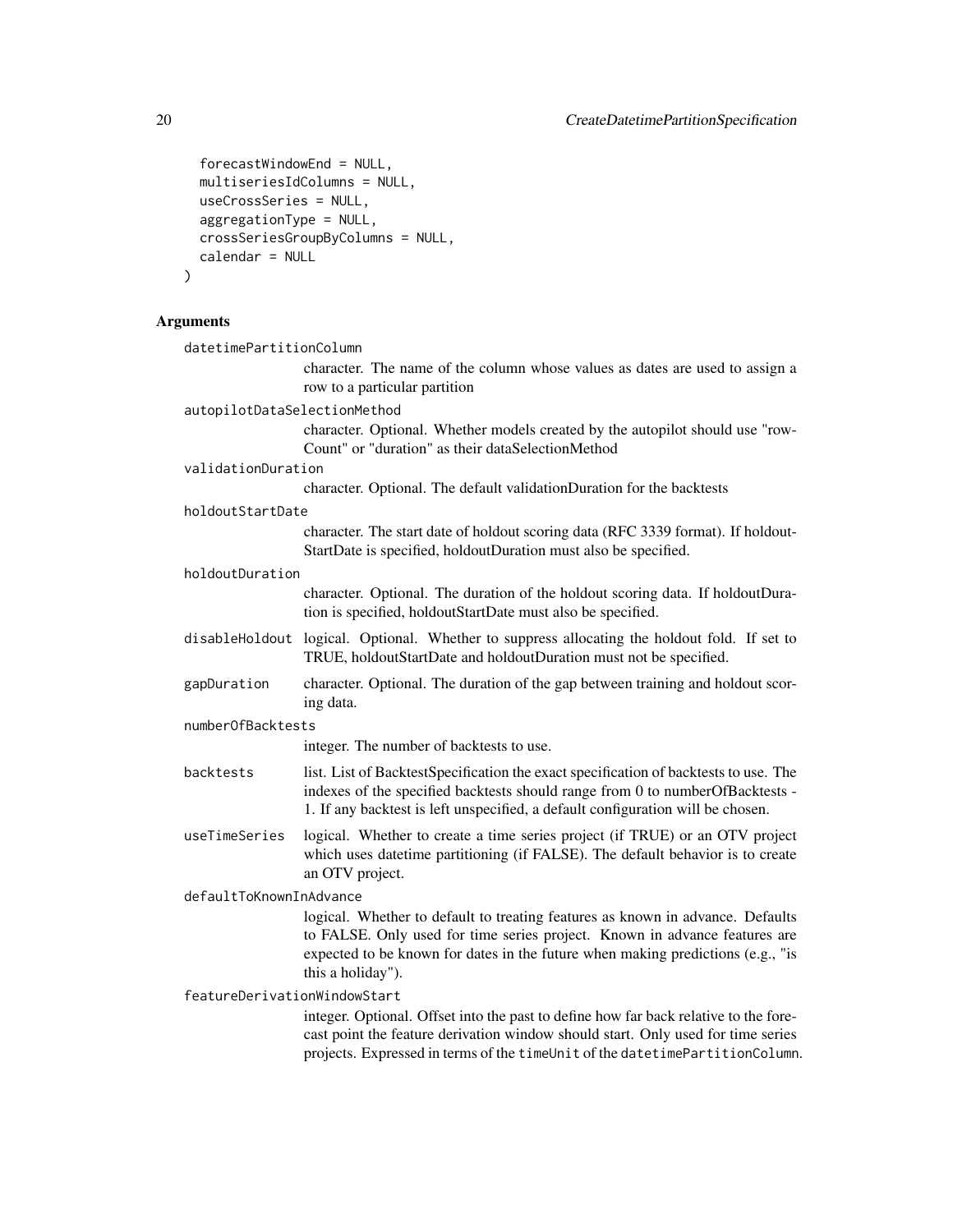```
  forecastWindowEnd = NULL,
  multiseriesIdColumns = NULL,
  useCrossSeries = NULL,
  aggregationType = NULL,
  crossSeriesGroupByColumns = NULL,
  calendar = NULL
)
```

### Arguments

`datetimePartitionColumn`
: character. The name of the column whose values as dates are used to assign a row to a particular partition

`autopilotDataSelectionMethod`
: character. Optional. Whether models created by the autopilot should use "rowCount" or "duration" as their dataSelectionMethod

`validationDuration`
: character. Optional. The default validationDuration for the backtests

`holdoutStartDate`
: character. The start date of holdout scoring data (RFC 3339 format). If holdoutStartDate is specified, holdoutDuration must also be specified.

`holdoutDuration`
: character. Optional. The duration of the holdout scoring data. If holdoutDuration is specified, holdoutStartDate must also be specified.

`disableHoldout`
: logical. Optional. Whether to suppress allocating the holdout fold. If set to TRUE, holdoutStartDate and holdoutDuration must not be specified.

`gapDuration`
: character. Optional. The duration of the gap between training and holdout scoring data.

`numberOfBacktests`
: integer. The number of backtests to use.

`backtests`
: list. List of BacktestSpecification the exact specification of backtests to use. The indexes of the specified backtests should range from 0 to numberOfBacktests - 1. If any backtest is left unspecified, a default configuration will be chosen.

`useTimeSeries`
: logical. Whether to create a time series project (if TRUE) or an OTV project which uses datetime partitioning (if FALSE). The default behavior is to create an OTV project.

`defaultToKnownInAdvance`
: logical. Whether to default to treating features as known in advance. Defaults to FALSE. Only used for time series project. Known in advance features are expected to be known for dates in the future when making predictions (e.g., "is this a holiday").

`featureDerivationWindowStart`
: integer. Optional. Offset into the past to define how far back relative to the forecast point the feature derivation window should start. Only used for time series projects. Expressed in terms of the `timeUnit` of the `datetimePartitionColumn`.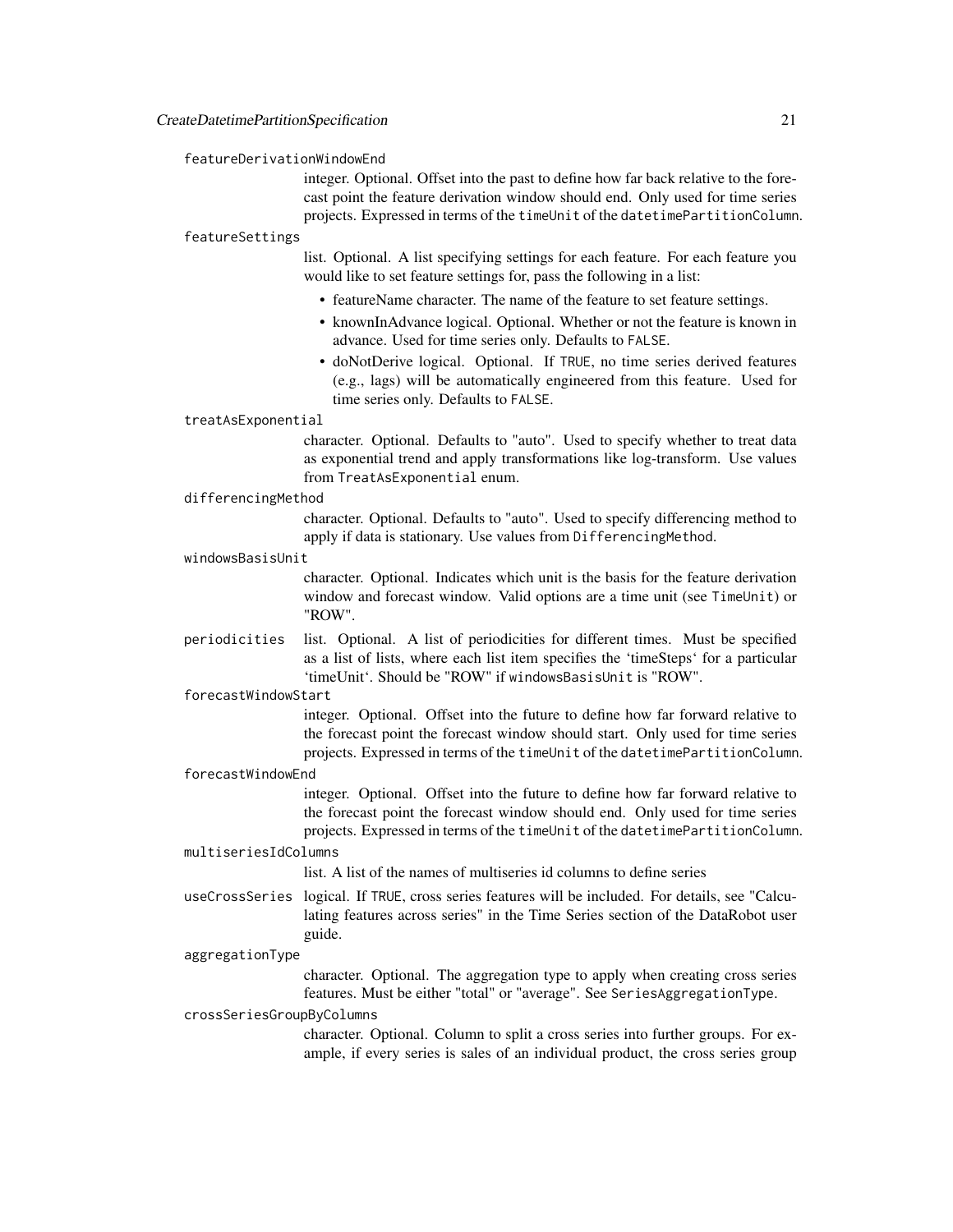featureDerivationWindowEnd

integer. Optional. Offset into the past to define how far back relative to the forecast point the feature derivation window should end. Only used for time series projects. Expressed in terms of the `timeUnit` of the `datetimePartitionColumn`.

featureSettings

list. Optional. A list specifying settings for each feature. For each feature you would like to set feature settings for, pass the following in a list:

- featureName character. The name of the feature to set feature settings.
- knownInAdvance logical. Optional. Whether or not the feature is known in advance. Used for time series only. Defaults to `FALSE`.
- doNotDerive logical. Optional. If `TRUE`, no time series derived features (e.g., lags) will be automatically engineered from this feature. Used for time series only. Defaults to `FALSE`.

treatAsExponential

character. Optional. Defaults to "auto". Used to specify whether to treat data as exponential trend and apply transformations like log-transform. Use values from `TreatAsExponential` enum.

differencingMethod

character. Optional. Defaults to "auto". Used to specify differencing method to apply if data is stationary. Use values from `DifferencingMethod`.

windowsBasisUnit

character. Optional. Indicates which unit is the basis for the feature derivation window and forecast window. Valid options are a time unit (see `TimeUnit`) or "ROW".

periodicities

list. Optional. A list of periodicities for different times. Must be specified as a list of lists, where each list item specifies the 'timeSteps' for a particular 'timeUnit'. Should be "ROW" if `windowsBasisUnit` is "ROW".

forecastWindowStart

integer. Optional. Offset into the future to define how far forward relative to the forecast point the forecast window should start. Only used for time series projects. Expressed in terms of the `timeUnit` of the `datetimePartitionColumn`.

forecastWindowEnd

integer. Optional. Offset into the future to define how far forward relative to the forecast point the forecast window should end. Only used for time series projects. Expressed in terms of the `timeUnit` of the `datetimePartitionColumn`.

multiseriesIdColumns

list. A list of the names of multiseries id columns to define series

useCrossSeries

logical. If `TRUE`, cross series features will be included. For details, see "Calculating features across series" in the Time Series section of the DataRobot user guide.

aggregationType

character. Optional. The aggregation type to apply when creating cross series features. Must be either "total" or "average". See `SeriesAggregationType`.

crossSeriesGroupByColumns

character. Optional. Column to split a cross series into further groups. For example, if every series is sales of an individual product, the cross series group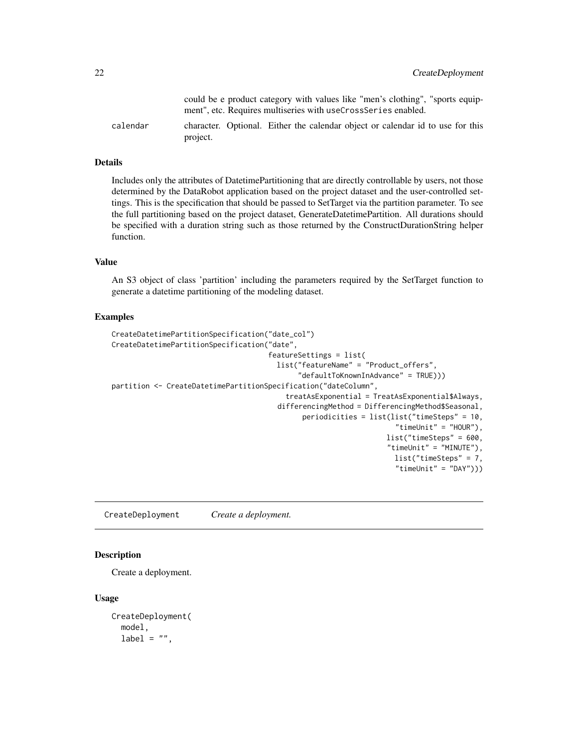| | |
|---|---|
| | could be e product category with values like "men's clothing", "sports equipment", etc. Requires multiseries with useCrossSeries enabled. |
| calendar | character. Optional. Either the calendar object or calendar id to use for this project. |

### Details

Includes only the attributes of DatetimePartitioning that are directly controllable by users, not those determined by the DataRobot application based on the project dataset and the user-controlled settings. This is the specification that should be passed to SetTarget via the partition parameter. To see the full partitioning based on the project dataset, GenerateDatetimePartition. All durations should be specified with a duration string such as those returned by the ConstructDurationString helper function.

### Value

An S3 object of class 'partition' including the parameters required by the SetTarget function to generate a datetime partitioning of the modeling dataset.

### Examples

```
CreateDatetimePartitionSpecification("date_col")
CreateDatetimePartitionSpecification("date",
                                     featureSettings = list(
                                       list("featureName" = "Product_offers",
                                            "defaultToKnownInAdvance" = TRUE)))
partition <- CreateDatetimePartitionSpecification("dateColumn",
                                         treatAsExponential = TreatAsExponential$Always,
                                       differencingMethod = DifferencingMethod$Seasonal,
                                             periodicities = list(list("timeSteps" = 10,
                                                                   "timeUnit" = "HOUR"),
                                                                 list("timeSteps" = 600,
                                                                  "timeUnit" = "MINUTE"),
                                                                   list("timeSteps" = 7,
                                                                   "timeUnit" = "DAY")))
```

## CreateDeployment *Create a deployment.*

### Description

Create a deployment.

### Usage

```
CreateDeployment(
  model,
  label = "",
```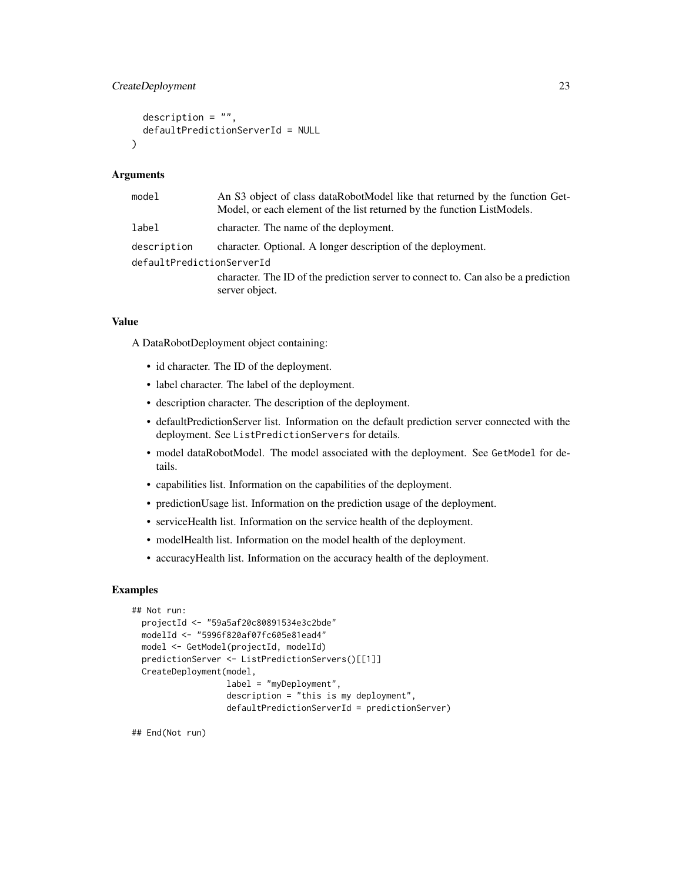```
  description = "",
  defaultPredictionServerId = NULL
)
```

### Arguments

| | |
|---|---|
| model | An S3 object of class dataRobotModel like that returned by the function GetModel, or each element of the list returned by the function ListModels. |
| label | character. The name of the deployment. |
| description | character. Optional. A longer description of the deployment. |
| defaultPredictionServerId | character. The ID of the prediction server to connect to. Can also be a prediction server object. |

### Value

A DataRobotDeployment object containing:

- id character. The ID of the deployment.
- label character. The label of the deployment.
- description character. The description of the deployment.
- defaultPredictionServer list. Information on the default prediction server connected with the deployment. See `ListPredictionServers` for details.
- model dataRobotModel. The model associated with the deployment. See `GetModel` for details.
- capabilities list. Information on the capabilities of the deployment.
- predictionUsage list. Information on the prediction usage of the deployment.
- serviceHealth list. Information on the service health of the deployment.
- modelHealth list. Information on the model health of the deployment.
- accuracyHealth list. Information on the accuracy health of the deployment.

### Examples

```
## Not run:
  projectId <- "59a5af20c80891534e3c2bde"
  modelId <- "5996f820af07fc605e81ead4"
  model <- GetModel(projectId, modelId)
  predictionServer <- ListPredictionServers()[[1]]
  CreateDeployment(model,
                   label = "myDeployment",
                   description = "this is my deployment",
                   defaultPredictionServerId = predictionServer)

## End(Not run)
```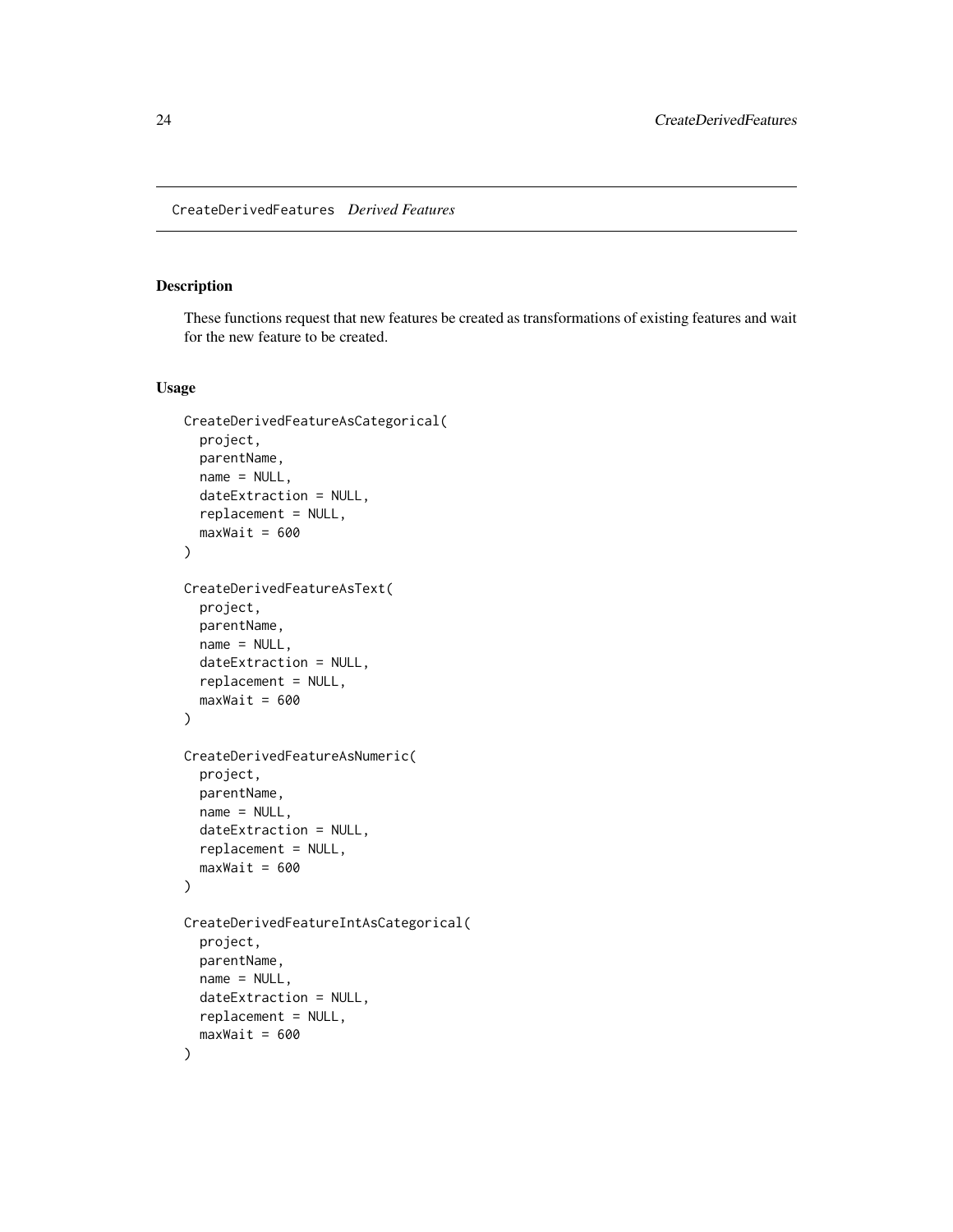## CreateDerivedFeatures *Derived Features*

### Description

These functions request that new features be created as transformations of existing features and wait for the new feature to be created.

### Usage

```
CreateDerivedFeatureAsCategorical(
  project,
  parentName,
  name = NULL,
  dateExtraction = NULL,
  replacement = NULL,
  maxWait = 600
)

CreateDerivedFeatureAsText(
  project,
  parentName,
  name = NULL,
  dateExtraction = NULL,
  replacement = NULL,
  maxWait = 600
)

CreateDerivedFeatureAsNumeric(
  project,
  parentName,
  name = NULL,
  dateExtraction = NULL,
  replacement = NULL,
  maxWait = 600
)

CreateDerivedFeatureIntAsCategorical(
  project,
  parentName,
  name = NULL,
  dateExtraction = NULL,
  replacement = NULL,
  maxWait = 600
)
```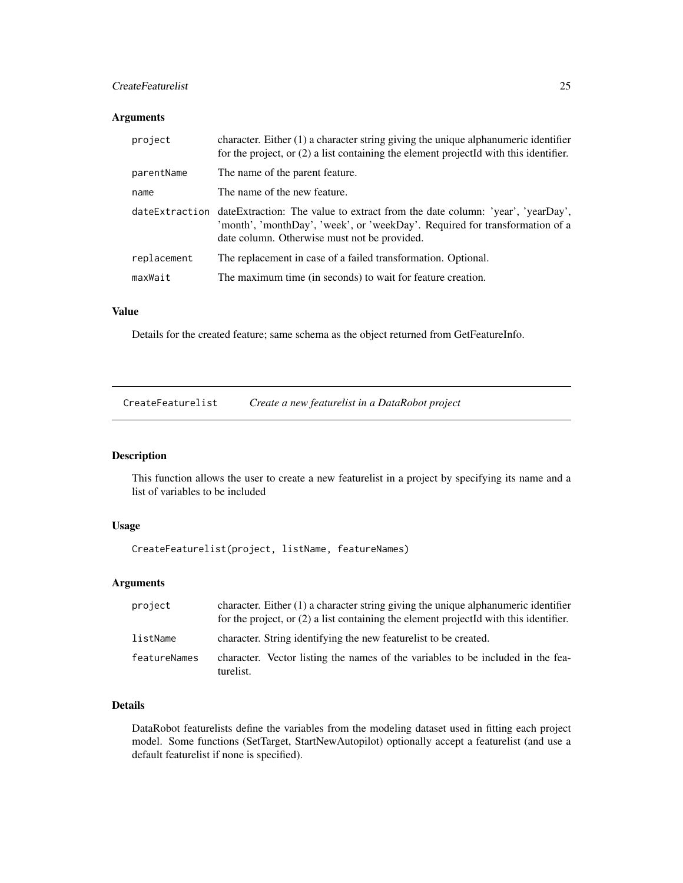## Arguments

| | |
|---|---|
| project | character. Either (1) a character string giving the unique alphanumeric identifier for the project, or (2) a list containing the element projectId with this identifier. |
| parentName | The name of the parent feature. |
| name | The name of the new feature. |
| dateExtraction | dateExtraction: The value to extract from the date column: 'year', 'yearDay', 'month', 'monthDay', 'week', or 'weekDay'. Required for transformation of a date column. Otherwise must not be provided. |
| replacement | The replacement in case of a failed transformation. Optional. |
| maxWait | The maximum time (in seconds) to wait for feature creation. |

## Value

Details for the created feature; same schema as the object returned from GetFeatureInfo.

---

# CreateFeaturelist *Create a new featurelist in a DataRobot project*

## Description

This function allows the user to create a new featurelist in a project by specifying its name and a list of variables to be included

## Usage

```
CreateFeaturelist(project, listName, featureNames)
```

## Arguments

| | |
|---|---|
| project | character. Either (1) a character string giving the unique alphanumeric identifier for the project, or (2) a list containing the element projectId with this identifier. |
| listName | character. String identifying the new featurelist to be created. |
| featureNames | character. Vector listing the names of the variables to be included in the featurelist. |

## Details

DataRobot featurelists define the variables from the modeling dataset used in fitting each project model. Some functions (SetTarget, StartNewAutopilot) optionally accept a featurelist (and use a default featurelist if none is specified).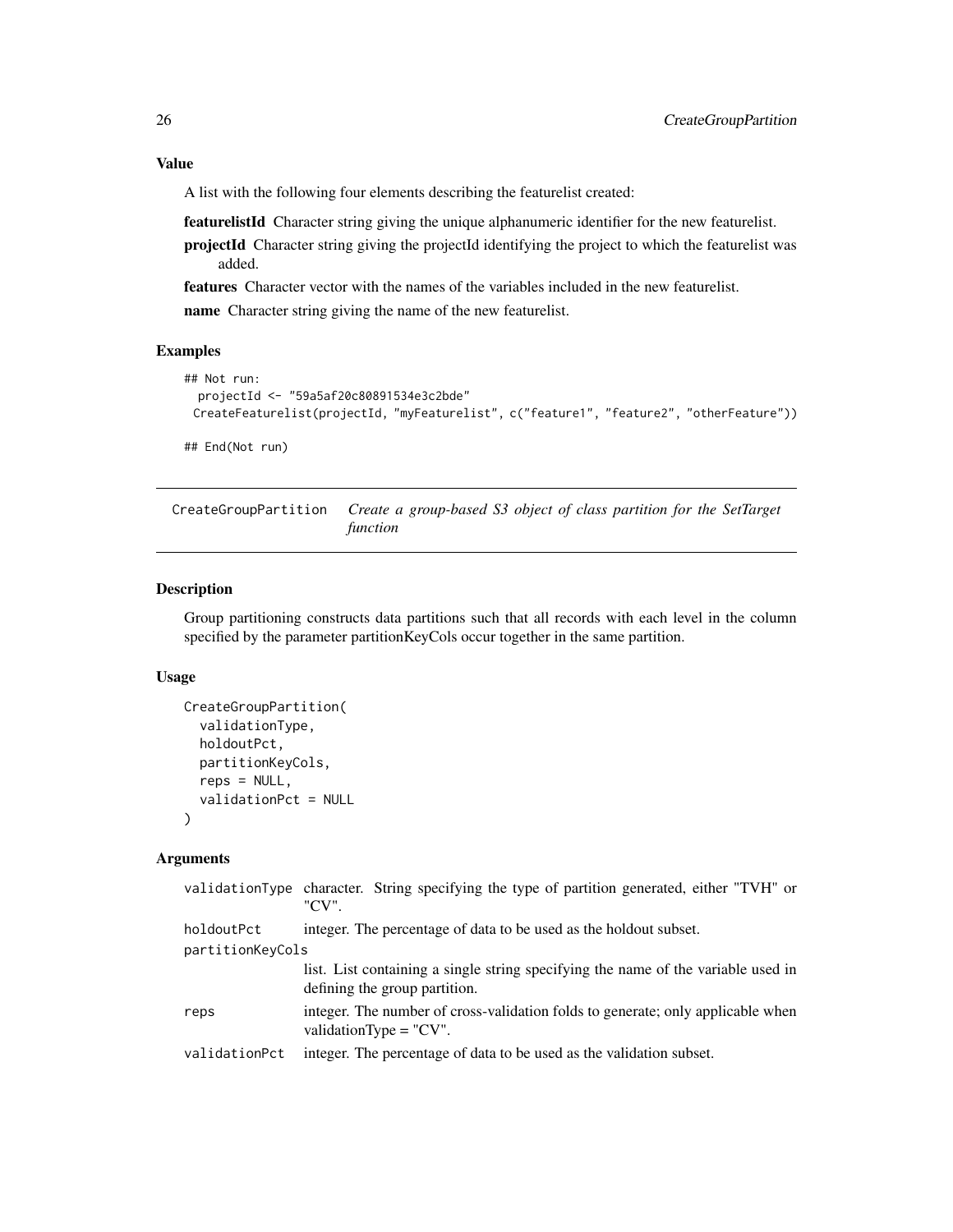### Value

A list with the following four elements describing the featurelist created:

**featurelistId** Character string giving the unique alphanumeric identifier for the new featurelist.

**projectId** Character string giving the projectId identifying the project to which the featurelist was added.

**features** Character vector with the names of the variables included in the new featurelist.

**name** Character string giving the name of the new featurelist.

### Examples

```
## Not run:
  projectId <- "59a5af20c80891534e3c2bde"
 CreateFeaturelist(projectId, "myFeaturelist", c("feature1", "feature2", "otherFeature"))

## End(Not run)
```

---

## CreateGroupPartition — *Create a group-based S3 object of class partition for the SetTarget function*

### Description

Group partitioning constructs data partitions such that all records with each level in the column specified by the parameter partitionKeyCols occur together in the same partition.

### Usage

```
CreateGroupPartition(
  validationType,
  holdoutPct,
  partitionKeyCols,
  reps = NULL,
  validationPct = NULL
)
```

### Arguments

| Argument | Description |
|---|---|
| validationType | character. String specifying the type of partition generated, either "TVH" or "CV". |
| holdoutPct | integer. The percentage of data to be used as the holdout subset. |
| partitionKeyCols | list. List containing a single string specifying the name of the variable used in defining the group partition. |
| reps | integer. The number of cross-validation folds to generate; only applicable when validationType = "CV". |
| validationPct | integer. The percentage of data to be used as the validation subset. |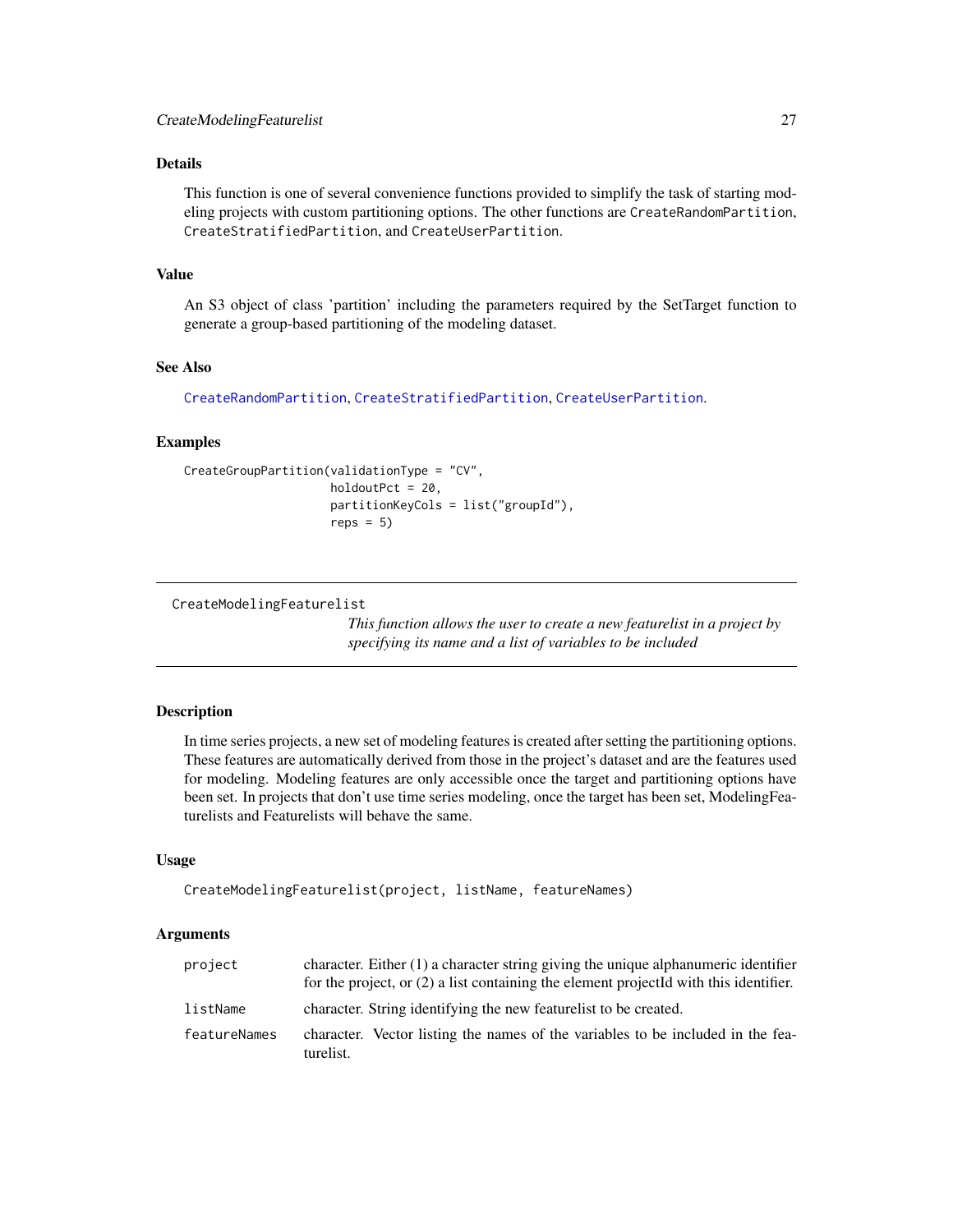### Details

This function is one of several convenience functions provided to simplify the task of starting modeling projects with custom partitioning options. The other functions are `CreateRandomPartition`, `CreateStratifiedPartition`, and `CreateUserPartition`.

### Value

An S3 object of class 'partition' including the parameters required by the SetTarget function to generate a group-based partitioning of the modeling dataset.

### See Also

CreateRandomPartition, CreateStratifiedPartition, CreateUserPartition.

### Examples

```
CreateGroupPartition(validationType = "CV",
                     holdoutPct = 20,
                     partitionKeyCols = list("groupId"),
                     reps = 5)
```

---

## CreateModelingFeaturelist

*This function allows the user to create a new featurelist in a project by specifying its name and a list of variables to be included*

---

### Description

In time series projects, a new set of modeling features is created after setting the partitioning options. These features are automatically derived from those in the project's dataset and are the features used for modeling. Modeling features are only accessible once the target and partitioning options have been set. In projects that don't use time series modeling, once the target has been set, ModelingFeaturelists and Featurelists will behave the same.

### Usage

```
CreateModelingFeaturelist(project, listName, featureNames)
```

### Arguments

| | |
|---|---|
| `project` | character. Either (1) a character string giving the unique alphanumeric identifier for the project, or (2) a list containing the element projectId with this identifier. |
| `listName` | character. String identifying the new featurelist to be created. |
| `featureNames` | character. Vector listing the names of the variables to be included in the featurelist. |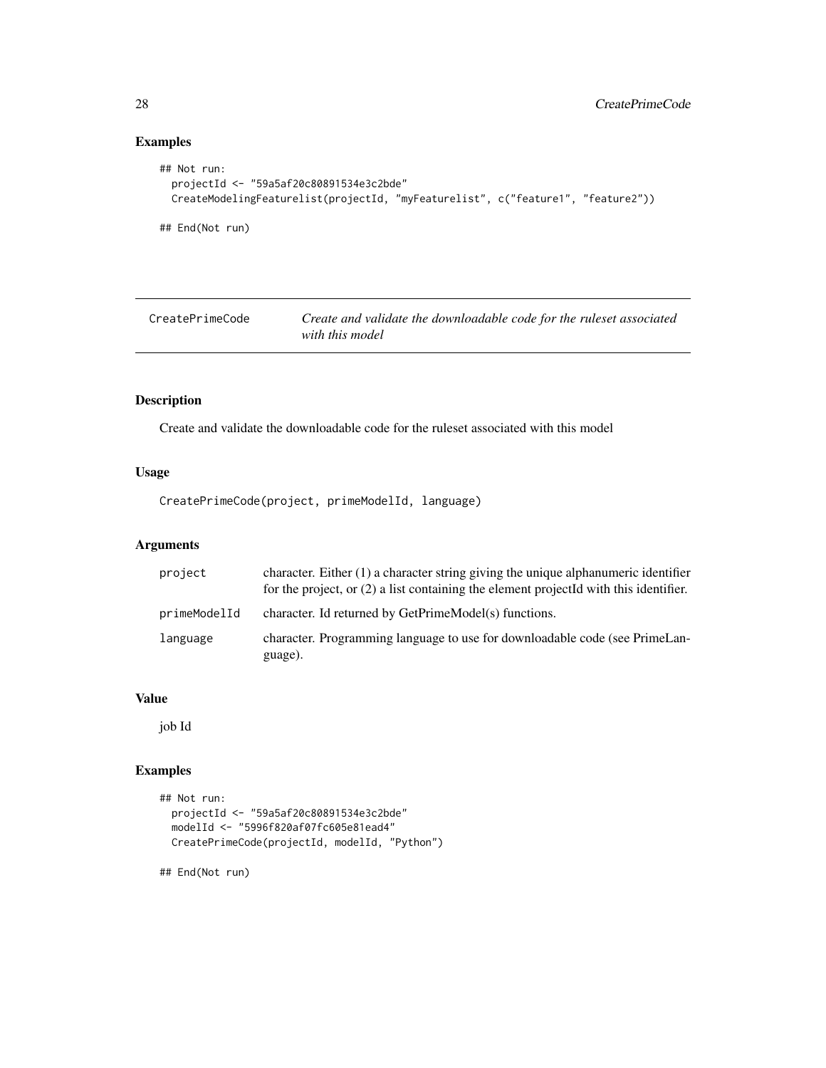## Examples

```
## Not run:
  projectId <- "59a5af20c80891534e3c2bde"
  CreateModelingFeaturelist(projectId, "myFeaturelist", c("feature1", "feature2"))

## End(Not run)
```

---

# CreatePrimeCode

*Create and validate the downloadable code for the ruleset associated with this model*

---

## Description

Create and validate the downloadable code for the ruleset associated with this model

## Usage

```
CreatePrimeCode(project, primeModelId, language)
```

## Arguments

| | |
|---|---|
| project | character. Either (1) a character string giving the unique alphanumeric identifier for the project, or (2) a list containing the element projectId with this identifier. |
| primeModelId | character. Id returned by GetPrimeModel(s) functions. |
| language | character. Programming language to use for downloadable code (see PrimeLanguage). |

## Value

job Id

## Examples

```
## Not run:
  projectId <- "59a5af20c80891534e3c2bde"
  modelId <- "5996f820af07fc605e81ead4"
  CreatePrimeCode(projectId, modelId, "Python")

## End(Not run)
```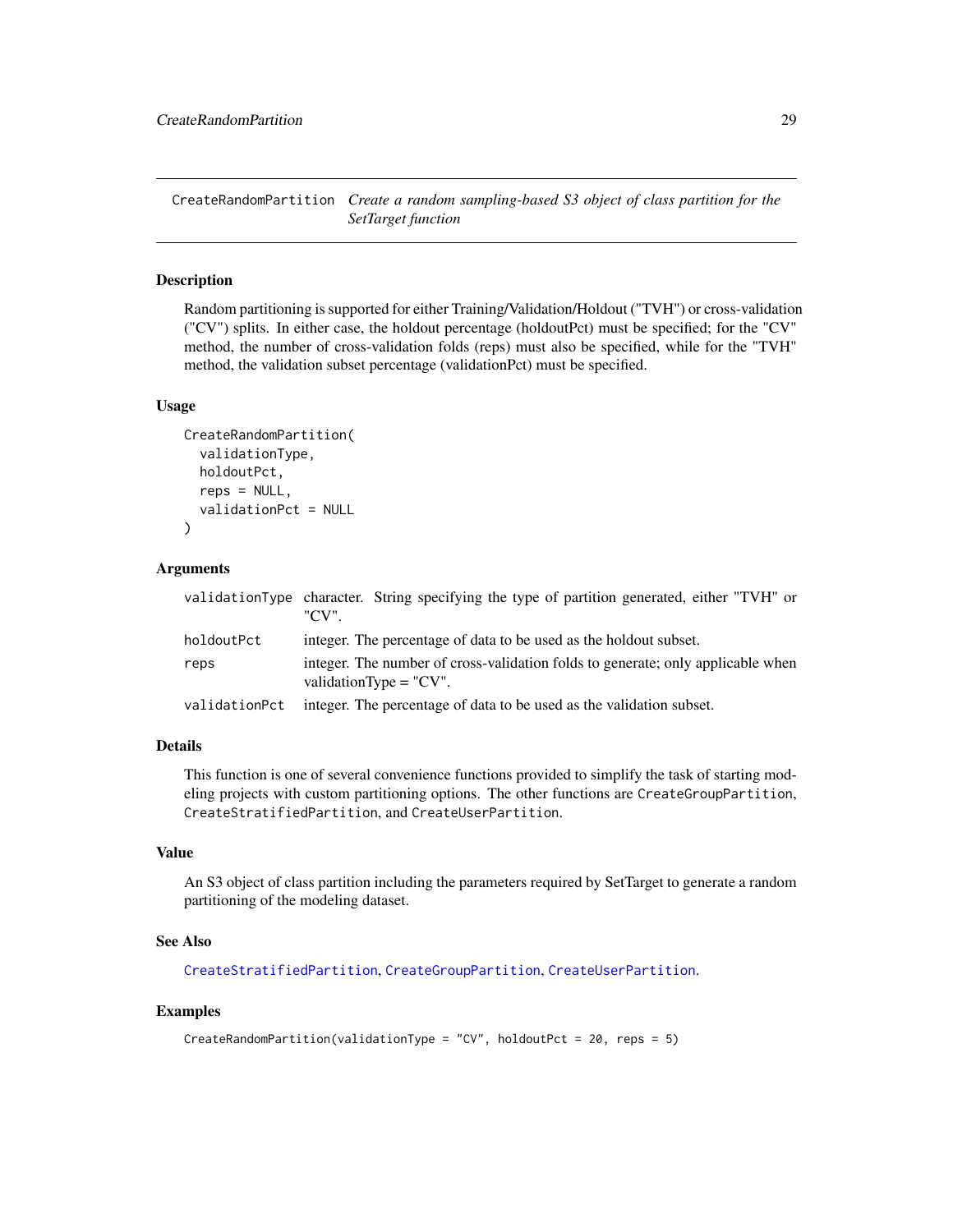`CreateRandomPartition` *Create a random sampling-based S3 object of class partition for the SetTarget function*

## Description

Random partitioning is supported for either Training/Validation/Holdout ("TVH") or cross-validation ("CV") splits. In either case, the holdout percentage (holdoutPct) must be specified; for the "CV" method, the number of cross-validation folds (reps) must also be specified, while for the "TVH" method, the validation subset percentage (validationPct) must be specified.

## Usage

```
CreateRandomPartition(
  validationType,
  holdoutPct,
  reps = NULL,
  validationPct = NULL
)
```

## Arguments

| | |
|---|---|
| `validationType` | character. String specifying the type of partition generated, either "TVH" or "CV". |
| `holdoutPct` | integer. The percentage of data to be used as the holdout subset. |
| `reps` | integer. The number of cross-validation folds to generate; only applicable when validationType = "CV". |
| `validationPct` | integer. The percentage of data to be used as the validation subset. |

## Details

This function is one of several convenience functions provided to simplify the task of starting modeling projects with custom partitioning options. The other functions are `CreateGroupPartition`, `CreateStratifiedPartition`, and `CreateUserPartition`.

## Value

An S3 object of class partition including the parameters required by SetTarget to generate a random partitioning of the modeling dataset.

## See Also

`CreateStratifiedPartition`, `CreateGroupPartition`, `CreateUserPartition`.

## Examples

```
CreateRandomPartition(validationType = "CV", holdoutPct = 20, reps = 5)
```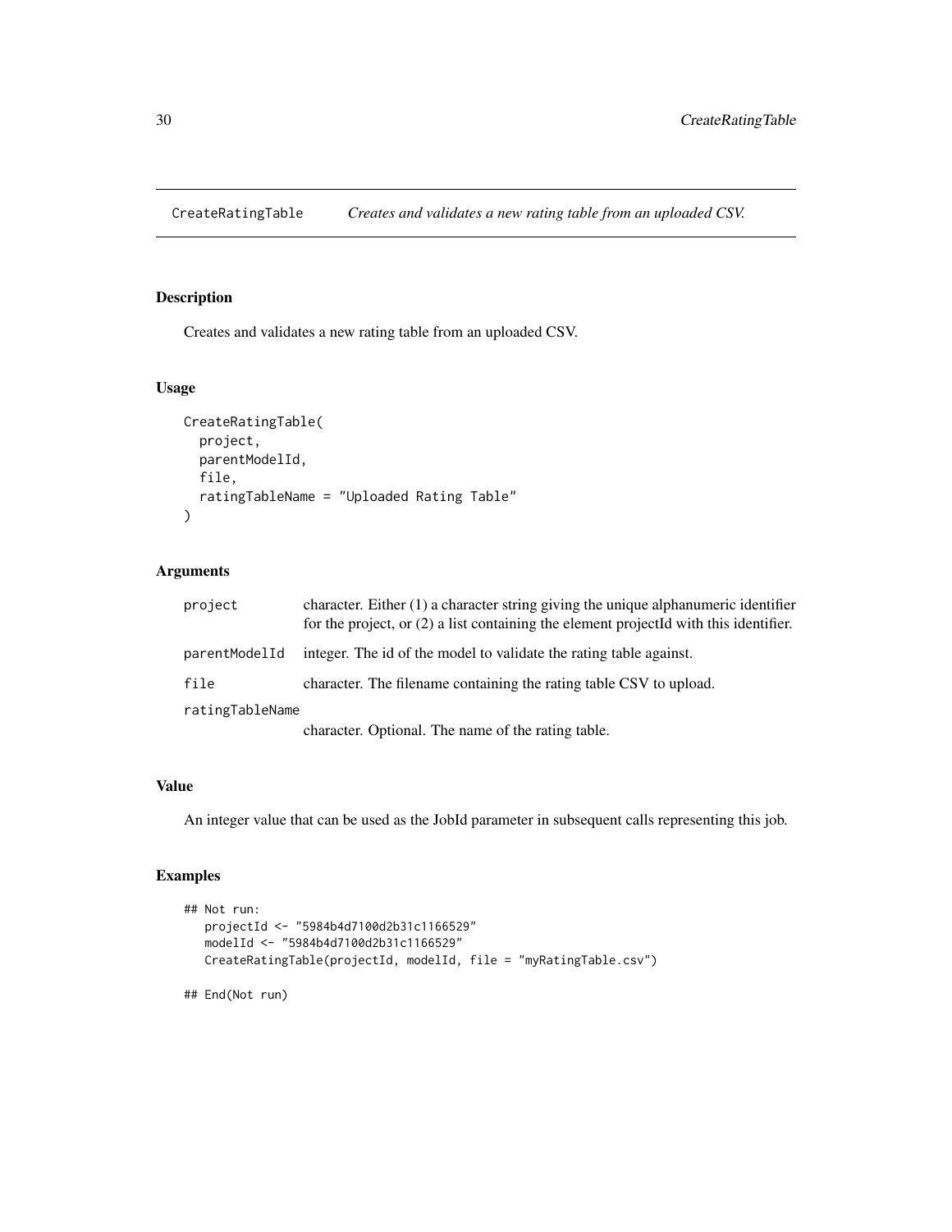# CreateRatingTable *Creates and validates a new rating table from an uploaded CSV.*

## Description

Creates and validates a new rating table from an uploaded CSV.

## Usage

```
CreateRatingTable(
  project,
  parentModelId,
  file,
  ratingTableName = "Uploaded Rating Table"
)
```

## Arguments

| | |
|---|---|
| `project` | character. Either (1) a character string giving the unique alphanumeric identifier for the project, or (2) a list containing the element projectId with this identifier. |
| `parentModelId` | integer. The id of the model to validate the rating table against. |
| `file` | character. The filename containing the rating table CSV to upload. |
| `ratingTableName` | character. Optional. The name of the rating table. |

## Value

An integer value that can be used as the JobId parameter in subsequent calls representing this job.

## Examples

```
## Not run:
   projectId <- "5984b4d7100d2b31c1166529"
   modelId <- "5984b4d7100d2b31c1166529"
   CreateRatingTable(projectId, modelId, file = "myRatingTable.csv")

## End(Not run)
```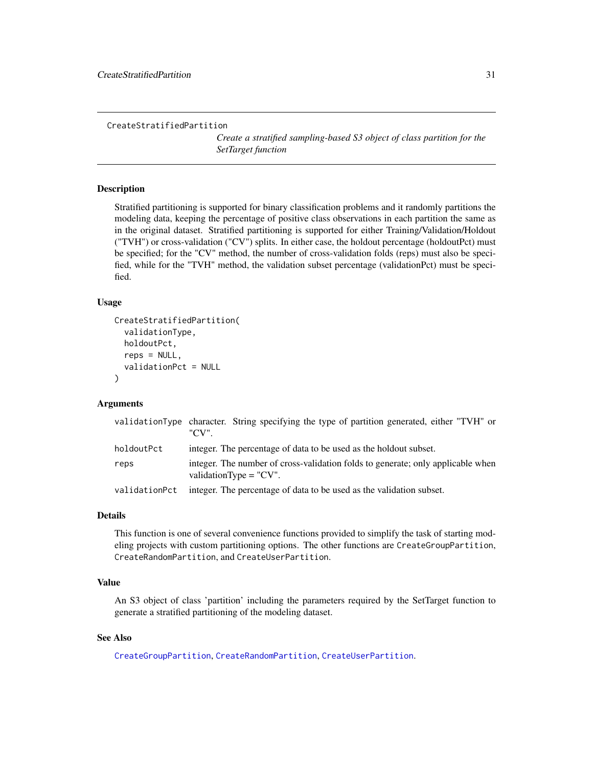CreateStratifiedPartition

*Create a stratified sampling-based S3 object of class partition for the SetTarget function*

## Description

Stratified partitioning is supported for binary classification problems and it randomly partitions the modeling data, keeping the percentage of positive class observations in each partition the same as in the original dataset. Stratified partitioning is supported for either Training/Validation/Holdout ("TVH") or cross-validation ("CV") splits. In either case, the holdout percentage (holdoutPct) must be specified; for the "CV" method, the number of cross-validation folds (reps) must also be specified, while for the "TVH" method, the validation subset percentage (validationPct) must be specified.

## Usage

```
CreateStratifiedPartition(
  validationType,
  holdoutPct,
  reps = NULL,
  validationPct = NULL
)
```

## Arguments

| | |
|---|---|
| validationType | character. String specifying the type of partition generated, either "TVH" or "CV". |
| holdoutPct | integer. The percentage of data to be used as the holdout subset. |
| reps | integer. The number of cross-validation folds to generate; only applicable when validationType = "CV". |
| validationPct | integer. The percentage of data to be used as the validation subset. |

## Details

This function is one of several convenience functions provided to simplify the task of starting modeling projects with custom partitioning options. The other functions are `CreateGroupPartition`, `CreateRandomPartition`, and `CreateUserPartition`.

## Value

An S3 object of class 'partition' including the parameters required by the SetTarget function to generate a stratified partitioning of the modeling dataset.

## See Also

`CreateGroupPartition`, `CreateRandomPartition`, `CreateUserPartition`.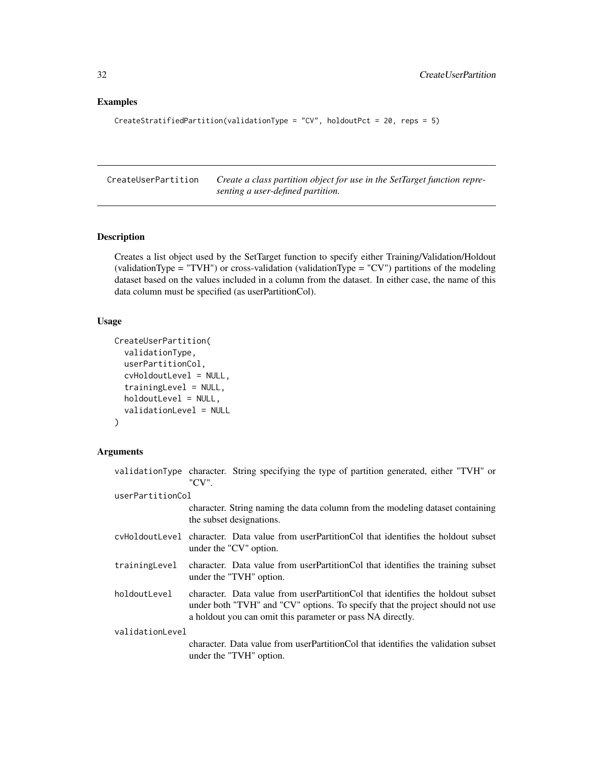## Examples

```
CreateStratifiedPartition(validationType = "CV", holdoutPct = 20, reps = 5)
```

---

# CreateUserPartition

*Create a class partition object for use in the SetTarget function representing a user-defined partition.*

---

## Description

Creates a list object used by the SetTarget function to specify either Training/Validation/Holdout (validationType = "TVH") or cross-validation (validationType = "CV") partitions of the modeling dataset based on the values included in a column from the dataset. In either case, the name of this data column must be specified (as userPartitionCol).

## Usage

```
CreateUserPartition(
  validationType,
  userPartitionCol,
  cvHoldoutLevel = NULL,
  trainingLevel = NULL,
  holdoutLevel = NULL,
  validationLevel = NULL
)
```

## Arguments

| Argument | Description |
|---|---|
| `validationType` | character. String specifying the type of partition generated, either "TVH" or "CV". |
| `userPartitionCol` | character. String naming the data column from the modeling dataset containing the subset designations. |
| `cvHoldoutLevel` | character. Data value from userPartitionCol that identifies the holdout subset under the "CV" option. |
| `trainingLevel` | character. Data value from userPartitionCol that identifies the training subset under the "TVH" option. |
| `holdoutLevel` | character. Data value from userPartitionCol that identifies the holdout subset under both "TVH" and "CV" options. To specify that the project should not use a holdout you can omit this parameter or pass NA directly. |
| `validationLevel` | character. Data value from userPartitionCol that identifies the validation subset under the "TVH" option. |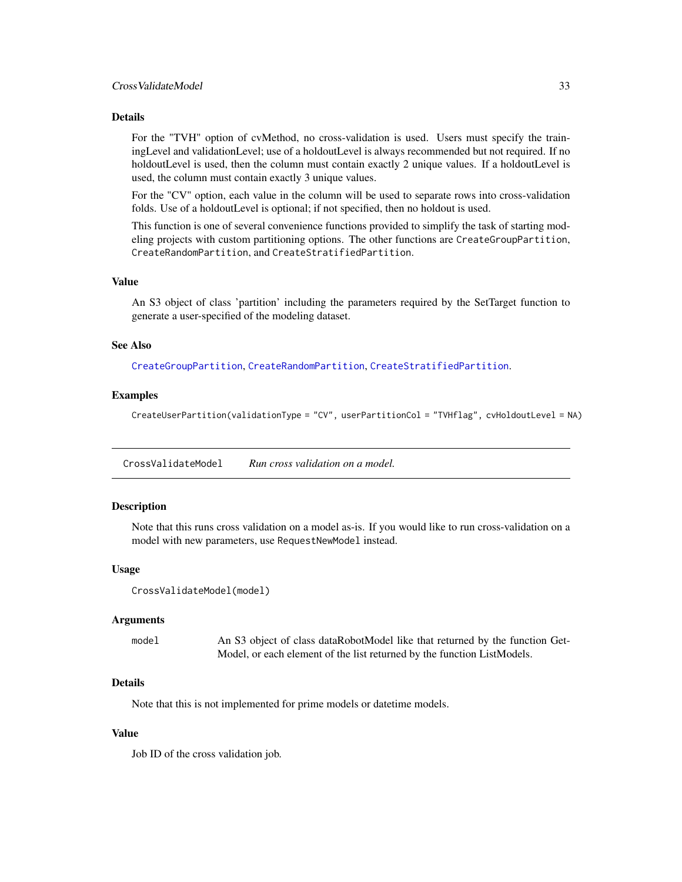### Details

For the "TVH" option of cvMethod, no cross-validation is used. Users must specify the trainingLevel and validationLevel; use of a holdoutLevel is always recommended but not required. If no holdoutLevel is used, then the column must contain exactly 2 unique values. If a holdoutLevel is used, the column must contain exactly 3 unique values.

For the "CV" option, each value in the column will be used to separate rows into cross-validation folds. Use of a holdoutLevel is optional; if not specified, then no holdout is used.

This function is one of several convenience functions provided to simplify the task of starting modeling projects with custom partitioning options. The other functions are `CreateGroupPartition`, `CreateRandomPartition`, and `CreateStratifiedPartition`.

### Value

An S3 object of class 'partition' including the parameters required by the SetTarget function to generate a user-specified of the modeling dataset.

### See Also

`CreateGroupPartition`, `CreateRandomPartition`, `CreateStratifiedPartition`.

### Examples

```
CreateUserPartition(validationType = "CV", userPartitionCol = "TVHflag", cvHoldoutLevel = NA)
```

---

## CrossValidateModel *Run cross validation on a model.*

### Description

Note that this runs cross validation on a model as-is. If you would like to run cross-validation on a model with new parameters, use `RequestNewModel` instead.

### Usage

```
CrossValidateModel(model)
```

### Arguments

| | |
|---|---|
| `model` | An S3 object of class dataRobotModel like that returned by the function GetModel, or each element of the list returned by the function ListModels. |

### Details

Note that this is not implemented for prime models or datetime models.

### Value

Job ID of the cross validation job.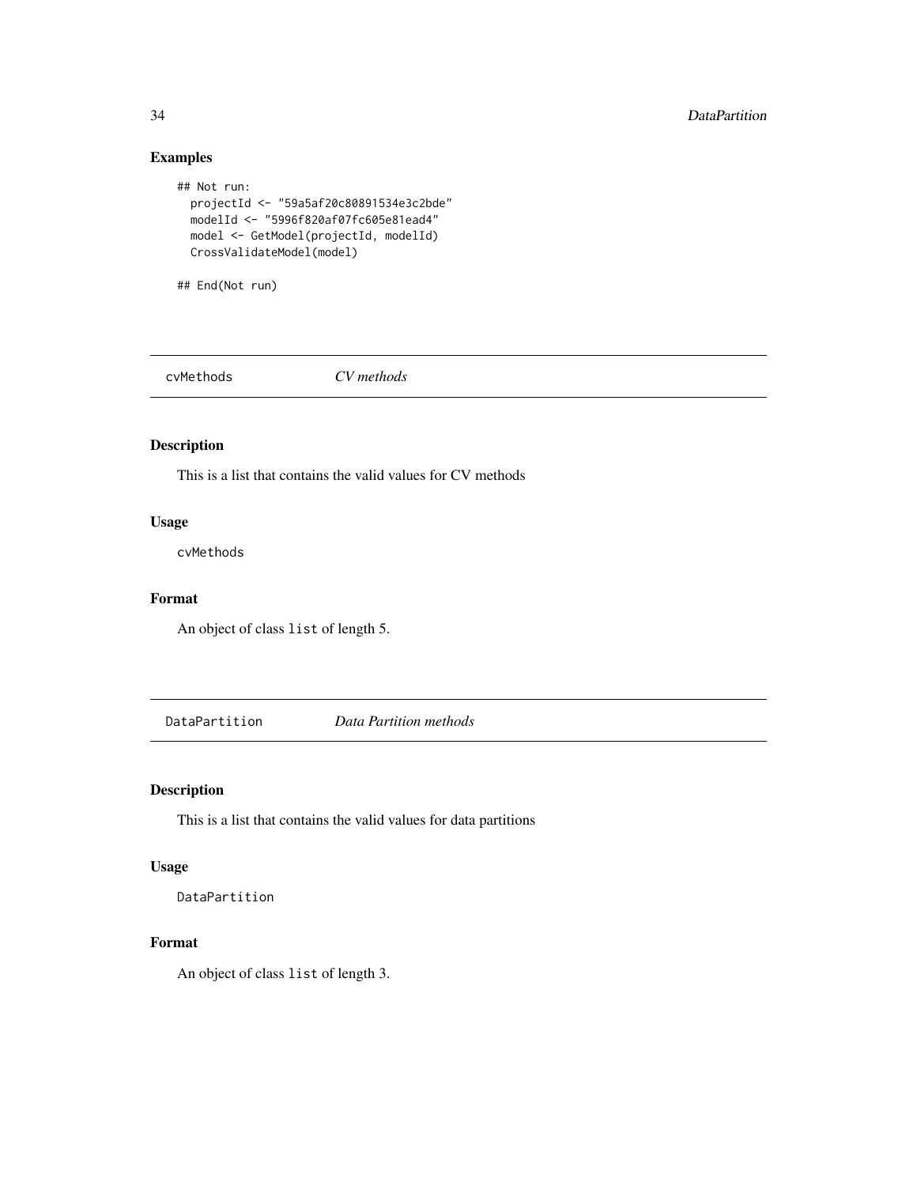## Examples

```
## Not run:
  projectId <- "59a5af20c80891534e3c2bde"
  modelId <- "5996f820af07fc605e81ead4"
  model <- GetModel(projectId, modelId)
  CrossValidateModel(model)

## End(Not run)
```

---

# cvMethods *CV methods*

---

## Description

This is a list that contains the valid values for CV methods

## Usage

```
cvMethods
```

## Format

An object of class `list` of length 5.

---

# DataPartition *Data Partition methods*

---

## Description

This is a list that contains the valid values for data partitions

## Usage

```
DataPartition
```

## Format

An object of class `list` of length 3.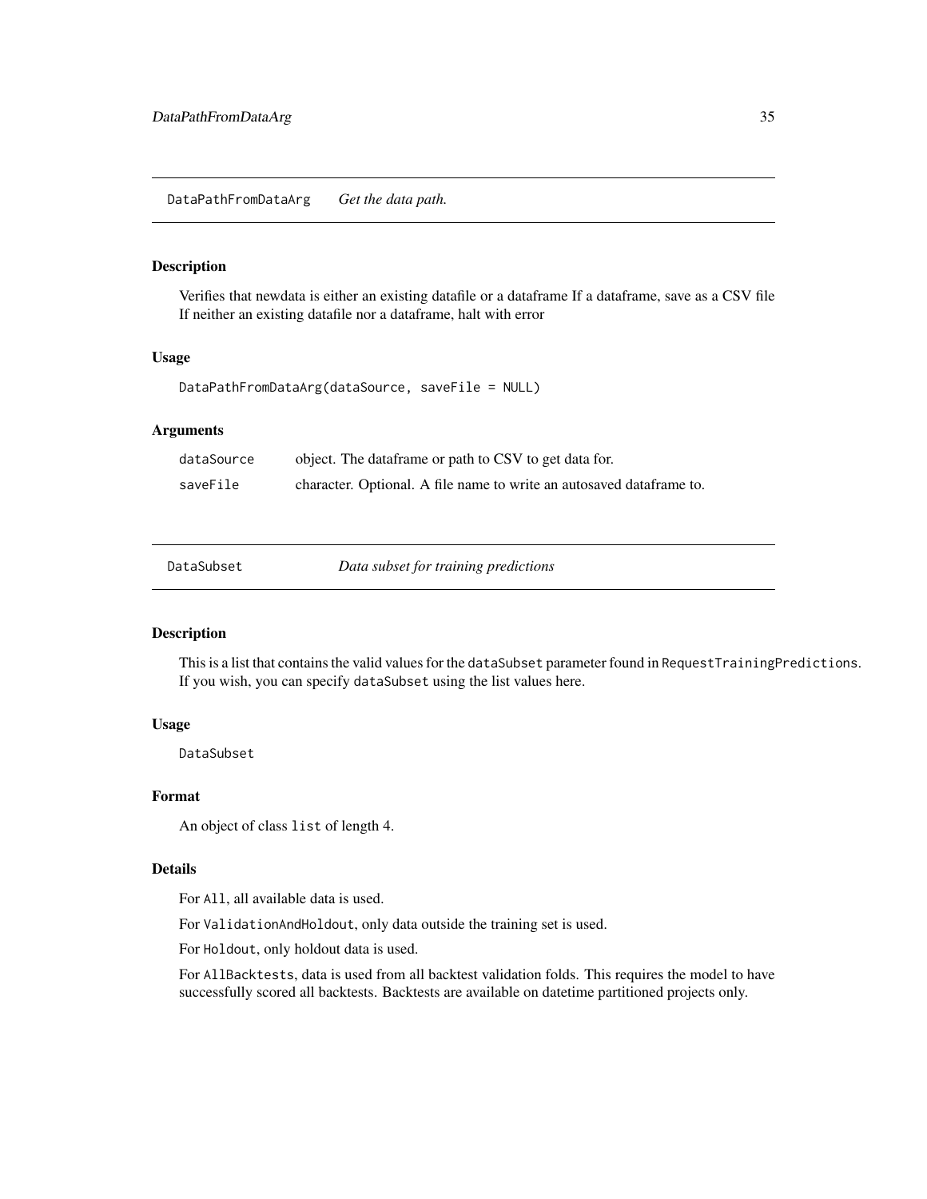## DataPathFromDataArg *Get the data path.*

### Description

Verifies that newdata is either an existing datafile or a dataframe If a dataframe, save as a CSV file If neither an existing datafile nor a dataframe, halt with error

### Usage

```
DataPathFromDataArg(dataSource, saveFile = NULL)
```

### Arguments

| | |
|---|---|
| dataSource | object. The dataframe or path to CSV to get data for. |
| saveFile | character. Optional. A file name to write an autosaved dataframe to. |

## DataSubset *Data subset for training predictions*

### Description

This is a list that contains the valid values for the `dataSubset` parameter found in `RequestTrainingPredictions`. If you wish, you can specify `dataSubset` using the list values here.

### Usage

```
DataSubset
```

### Format

An object of class `list` of length 4.

### Details

For `All`, all available data is used.

For `ValidationAndHoldout`, only data outside the training set is used.

For `Holdout`, only holdout data is used.

For `AllBacktests`, data is used from all backtest validation folds. This requires the model to have successfully scored all backtests. Backtests are available on datetime partitioned projects only.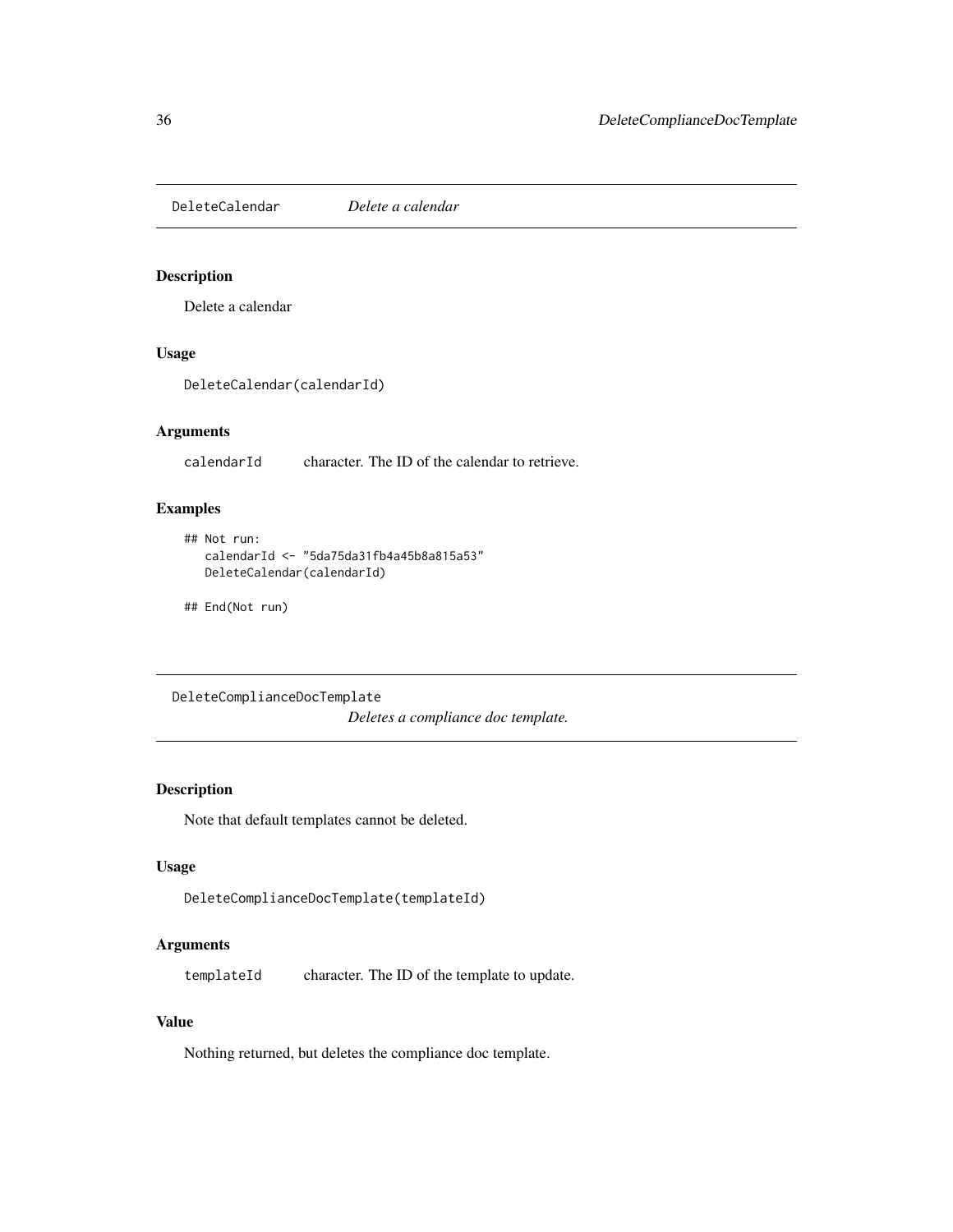## DeleteCalendar *Delete a calendar*

### Description

Delete a calendar

### Usage

```
DeleteCalendar(calendarId)
```

### Arguments

calendarId character. The ID of the calendar to retrieve.

### Examples

```
## Not run:
   calendarId <- "5da75da31fb4a45b8a815a53"
   DeleteCalendar(calendarId)

## End(Not run)
```

## DeleteComplianceDocTemplate *Deletes a compliance doc template.*

### Description

Note that default templates cannot be deleted.

### Usage

```
DeleteComplianceDocTemplate(templateId)
```

### Arguments

templateId character. The ID of the template to update.

### Value

Nothing returned, but deletes the compliance doc template.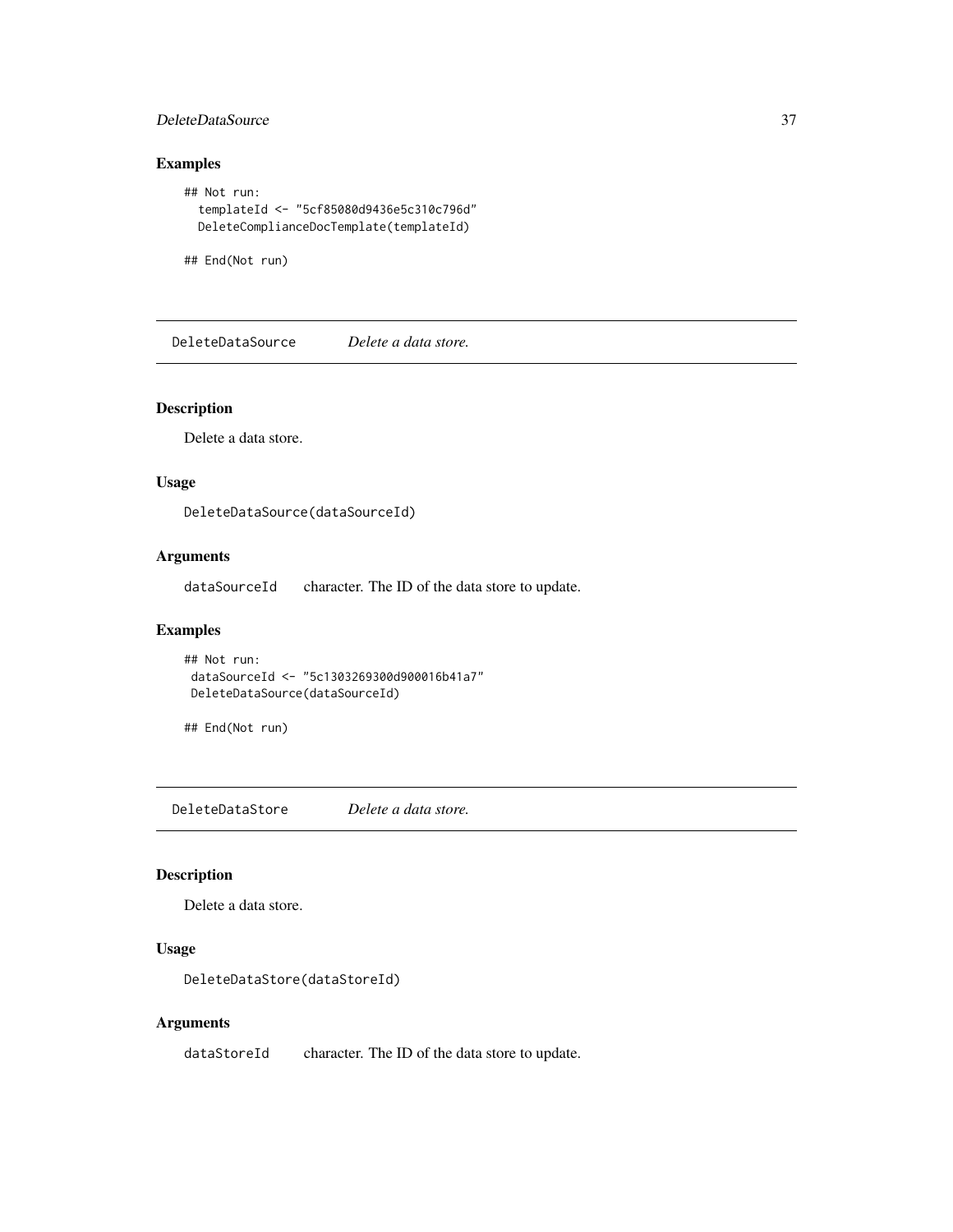### Examples

```
## Not run:
  templateId <- "5cf85080d9436e5c310c796d"
  DeleteComplianceDocTemplate(templateId)

## End(Not run)
```

## DeleteDataSource    *Delete a data store.*

### Description

Delete a data store.

### Usage

```
DeleteDataSource(dataSourceId)
```

### Arguments

| | |
|---|---|
| dataSourceId | character. The ID of the data store to update. |

### Examples

```
## Not run:
 dataSourceId <- "5c1303269300d900016b41a7"
 DeleteDataSource(dataSourceId)

## End(Not run)
```

## DeleteDataStore    *Delete a data store.*

### Description

Delete a data store.

### Usage

```
DeleteDataStore(dataStoreId)
```

### Arguments

| | |
|---|---|
| dataStoreId | character. The ID of the data store to update. |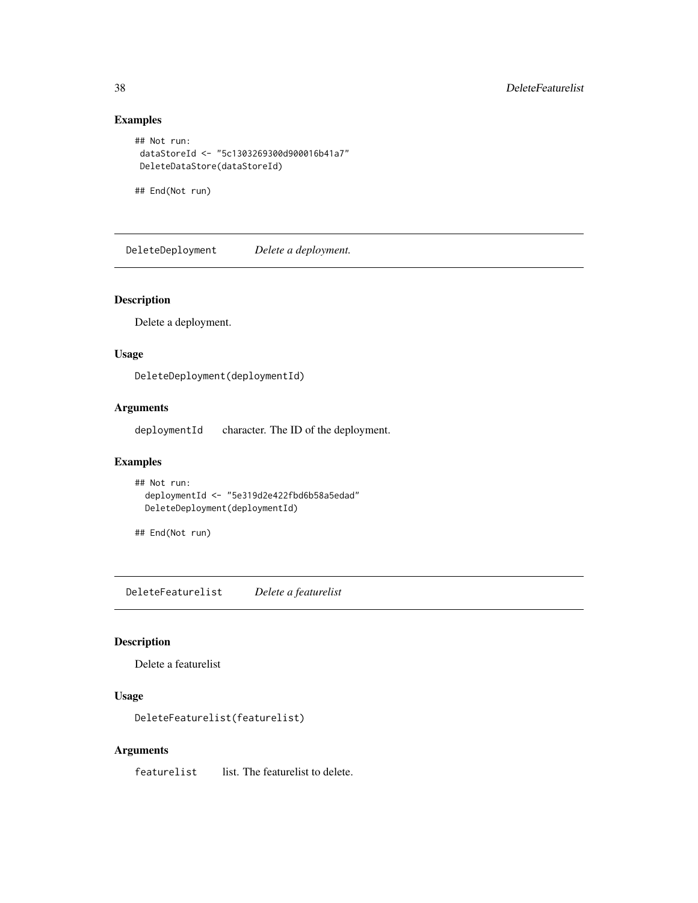### Examples

```
## Not run:
 dataStoreId <- "5c1303269300d900016b41a7"
 DeleteDataStore(dataStoreId)

## End(Not run)
```

## DeleteDeployment *Delete a deployment.*

### Description

Delete a deployment.

### Usage

```
DeleteDeployment(deploymentId)
```

### Arguments

deploymentId character. The ID of the deployment.

### Examples

```
## Not run:
  deploymentId <- "5e319d2e422fbd6b58a5edad"
  DeleteDeployment(deploymentId)

## End(Not run)
```

## DeleteFeaturelist *Delete a featurelist*

### Description

Delete a featurelist

### Usage

```
DeleteFeaturelist(featurelist)
```

### Arguments

featurelist list. The featurelist to delete.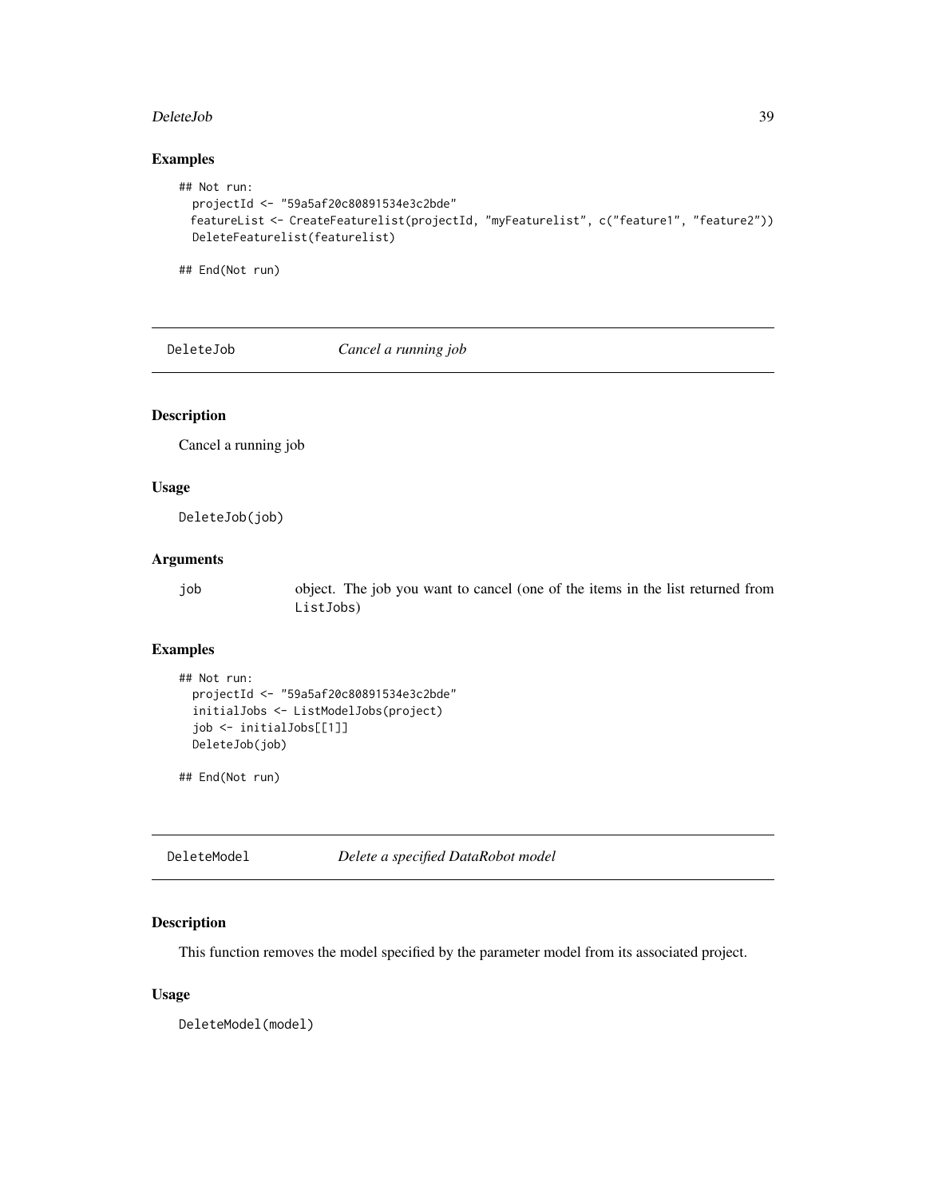### Examples

```
## Not run:
  projectId <- "59a5af20c80891534e3c2bde"
  featureList <- CreateFeaturelist(projectId, "myFeaturelist", c("feature1", "feature2"))
  DeleteFeaturelist(featurelist)

## End(Not run)
```

## DeleteJob *Cancel a running job*

### Description

Cancel a running job

### Usage

```
DeleteJob(job)
```

### Arguments

| | |
|---|---|
| job | object. The job you want to cancel (one of the items in the list returned from ListJobs) |

### Examples

```
## Not run:
  projectId <- "59a5af20c80891534e3c2bde"
  initialJobs <- ListModelJobs(project)
  job <- initialJobs[[1]]
  DeleteJob(job)

## End(Not run)
```

## DeleteModel *Delete a specified DataRobot model*

### Description

This function removes the model specified by the parameter model from its associated project.

### Usage

```
DeleteModel(model)
```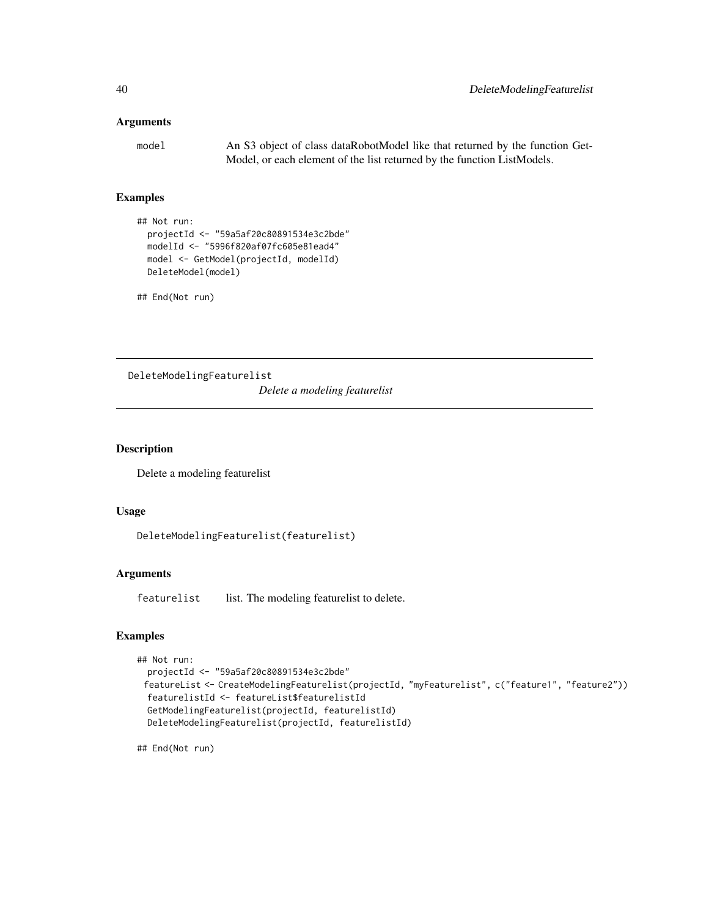## Arguments

model An S3 object of class dataRobotModel like that returned by the function GetModel, or each element of the list returned by the function ListModels.

## Examples

```
## Not run:
  projectId <- "59a5af20c80891534e3c2bde"
  modelId <- "5996f820af07fc605e81ead4"
  model <- GetModel(projectId, modelId)
  DeleteModel(model)

## End(Not run)
```

---

# DeleteModelingFeaturelist

*Delete a modeling featurelist*

---

## Description

Delete a modeling featurelist

## Usage

```
DeleteModelingFeaturelist(featurelist)
```

## Arguments

featurelist list. The modeling featurelist to delete.

## Examples

```
## Not run:
  projectId <- "59a5af20c80891534e3c2bde"
  featureList <- CreateModelingFeaturelist(projectId, "myFeaturelist", c("feature1", "feature2"))
  featurelistId <- featureList$featurelistId
  GetModelingFeaturelist(projectId, featurelistId)
  DeleteModelingFeaturelist(projectId, featurelistId)

## End(Not run)
```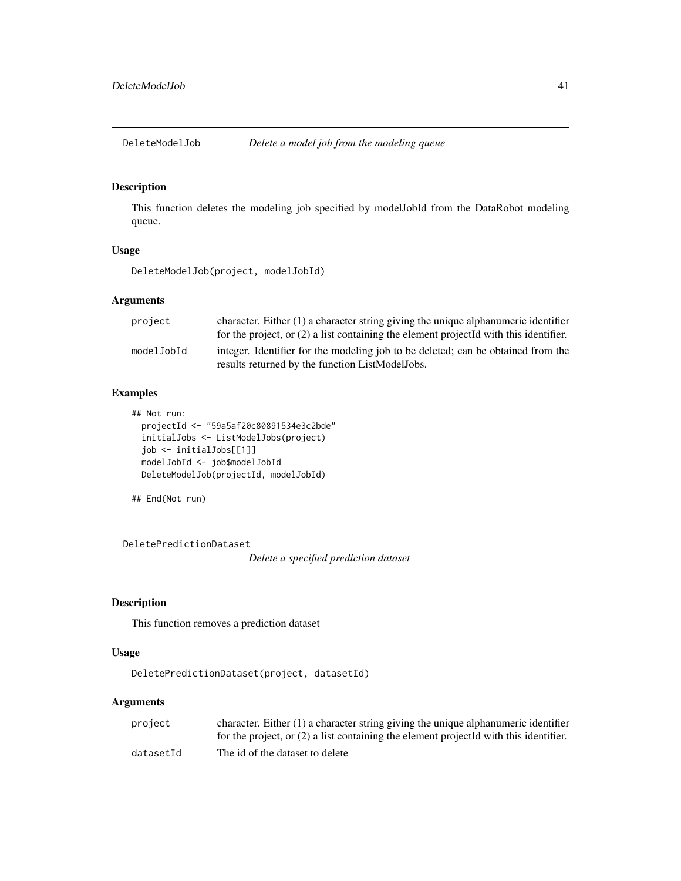## DeleteModelJob *Delete a model job from the modeling queue*

### Description

This function deletes the modeling job specified by modelJobId from the DataRobot modeling queue.

### Usage

```
DeleteModelJob(project, modelJobId)
```

### Arguments

| | |
|---|---|
| project | character. Either (1) a character string giving the unique alphanumeric identifier for the project, or (2) a list containing the element projectId with this identifier. |
| modelJobId | integer. Identifier for the modeling job to be deleted; can be obtained from the results returned by the function ListModelJobs. |

### Examples

```
## Not run:
  projectId <- "59a5af20c80891534e3c2bde"
  initialJobs <- ListModelJobs(project)
  job <- initialJobs[[1]]
  modelJobId <- job$modelJobId
  DeleteModelJob(projectId, modelJobId)

## End(Not run)
```

## DeletePredictionDataset *Delete a specified prediction dataset*

### Description

This function removes a prediction dataset

### Usage

```
DeletePredictionDataset(project, datasetId)
```

### Arguments

| | |
|---|---|
| project | character. Either (1) a character string giving the unique alphanumeric identifier for the project, or (2) a list containing the element projectId with this identifier. |
| datasetId | The id of the dataset to delete |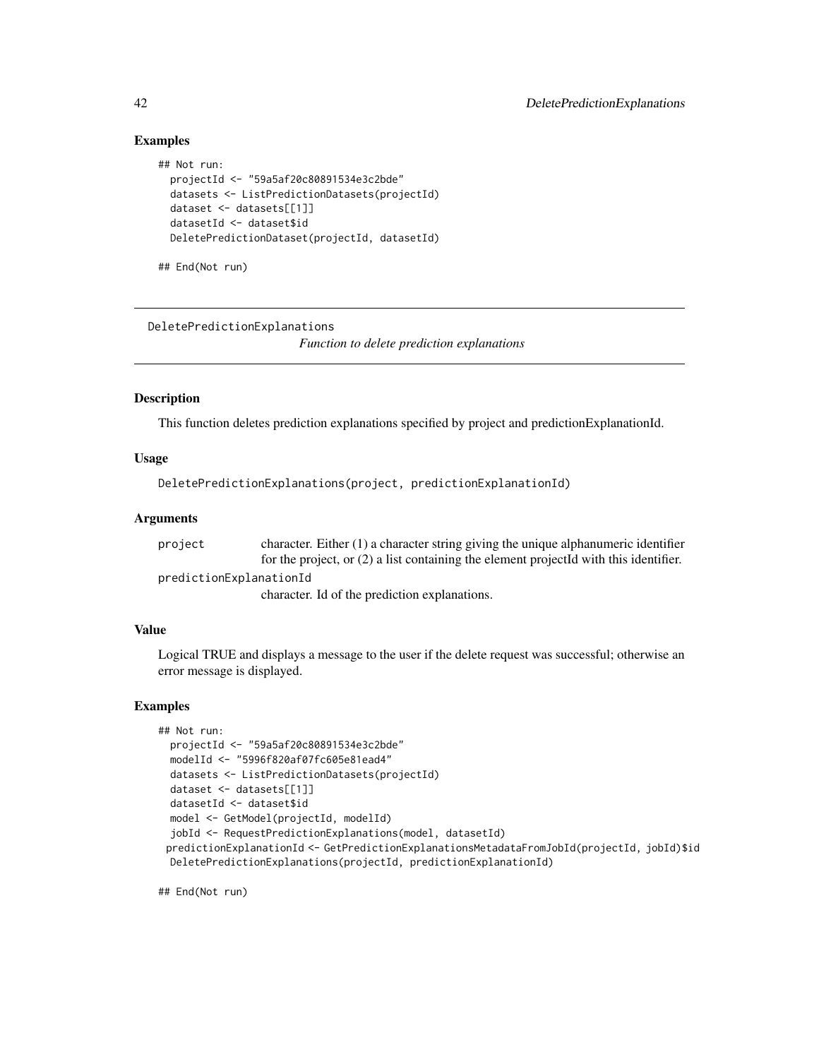## Examples

```
## Not run:
  projectId <- "59a5af20c80891534e3c2bde"
  datasets <- ListPredictionDatasets(projectId)
  dataset <- datasets[[1]]
  datasetId <- dataset$id
  DeletePredictionDataset(projectId, datasetId)

## End(Not run)
```

---

# DeletePredictionExplanations

*Function to delete prediction explanations*

---

## Description

This function deletes prediction explanations specified by project and predictionExplanationId.

## Usage

```
DeletePredictionExplanations(project, predictionExplanationId)
```

## Arguments

| | |
|---|---|
| `project` | character. Either (1) a character string giving the unique alphanumeric identifier for the project, or (2) a list containing the element projectId with this identifier. |
| `predictionExplanationId` | character. Id of the prediction explanations. |

## Value

Logical TRUE and displays a message to the user if the delete request was successful; otherwise an error message is displayed.

## Examples

```
## Not run:
  projectId <- "59a5af20c80891534e3c2bde"
  modelId <- "5996f820af07fc605e81ead4"
  datasets <- ListPredictionDatasets(projectId)
  dataset <- datasets[[1]]
  datasetId <- dataset$id
  model <- GetModel(projectId, modelId)
  jobId <- RequestPredictionExplanations(model, datasetId)
  predictionExplanationId <- GetPredictionExplanationsMetadataFromJobId(projectId, jobId)$id
  DeletePredictionExplanations(projectId, predictionExplanationId)

## End(Not run)
```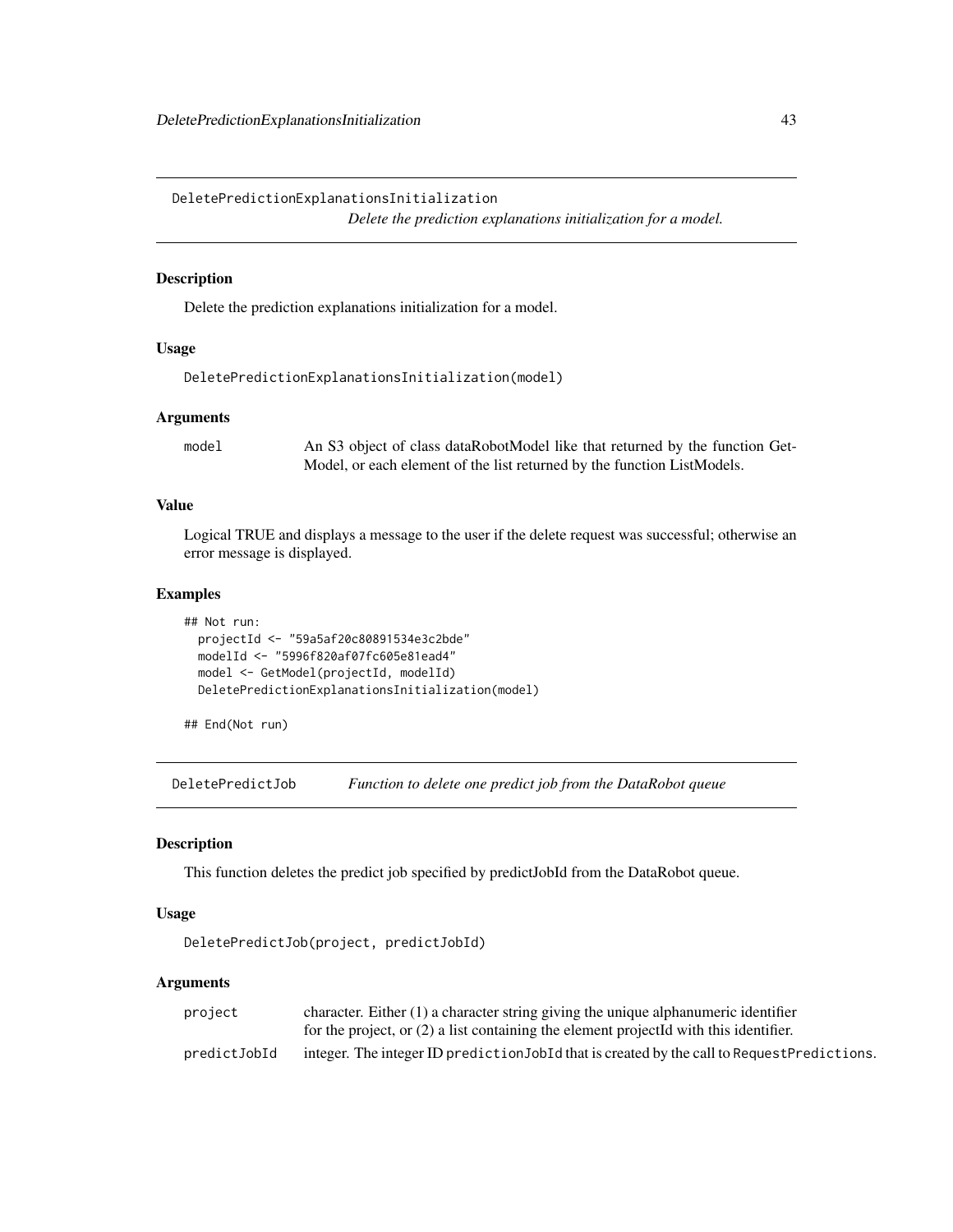## DeletePredictionExplanationsInitialization

*Delete the prediction explanations initialization for a model.*

### Description

Delete the prediction explanations initialization for a model.

### Usage

```
DeletePredictionExplanationsInitialization(model)
```

### Arguments

| | |
|---|---|
| model | An S3 object of class dataRobotModel like that returned by the function GetModel, or each element of the list returned by the function ListModels. |

### Value

Logical TRUE and displays a message to the user if the delete request was successful; otherwise an error message is displayed.

### Examples

```
## Not run:
  projectId <- "59a5af20c80891534e3c2bde"
  modelId <- "5996f820af07fc605e81ead4"
  model <- GetModel(projectId, modelId)
  DeletePredictionExplanationsInitialization(model)

## End(Not run)
```

## DeletePredictJob

*Function to delete one predict job from the DataRobot queue*

### Description

This function deletes the predict job specified by predictJobId from the DataRobot queue.

### Usage

```
DeletePredictJob(project, predictJobId)
```

### Arguments

| | |
|---|---|
| project | character. Either (1) a character string giving the unique alphanumeric identifier for the project, or (2) a list containing the element projectId with this identifier. |
| predictJobId | integer. The integer ID `predictionJobId` that is created by the call to `RequestPredictions`. |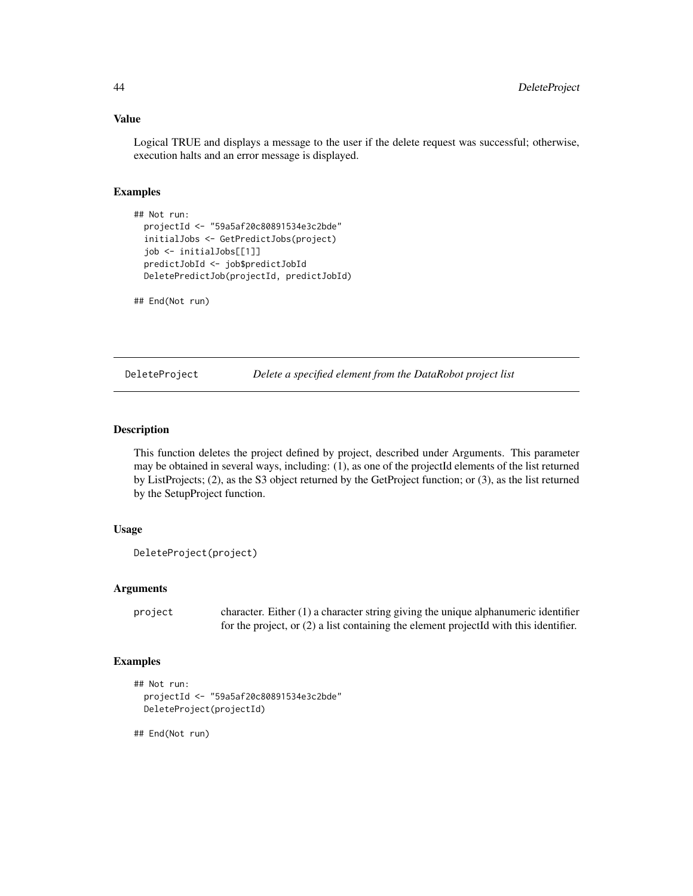### Value

Logical TRUE and displays a message to the user if the delete request was successful; otherwise, execution halts and an error message is displayed.

### Examples

```
## Not run:
  projectId <- "59a5af20c80891534e3c2bde"
  initialJobs <- GetPredictJobs(project)
  job <- initialJobs[[1]]
  predictJobId <- job$predictJobId
  DeletePredictJob(projectId, predictJobId)

## End(Not run)
```

---

## DeleteProject — *Delete a specified element from the DataRobot project list*

### Description

This function deletes the project defined by project, described under Arguments. This parameter may be obtained in several ways, including: (1), as one of the projectId elements of the list returned by ListProjects; (2), as the S3 object returned by the GetProject function; or (3), as the list returned by the SetupProject function.

### Usage

```
DeleteProject(project)
```

### Arguments

| | |
|---|---|
| project | character. Either (1) a character string giving the unique alphanumeric identifier for the project, or (2) a list containing the element projectId with this identifier. |

### Examples

```
## Not run:
  projectId <- "59a5af20c80891534e3c2bde"
  DeleteProject(projectId)

## End(Not run)
```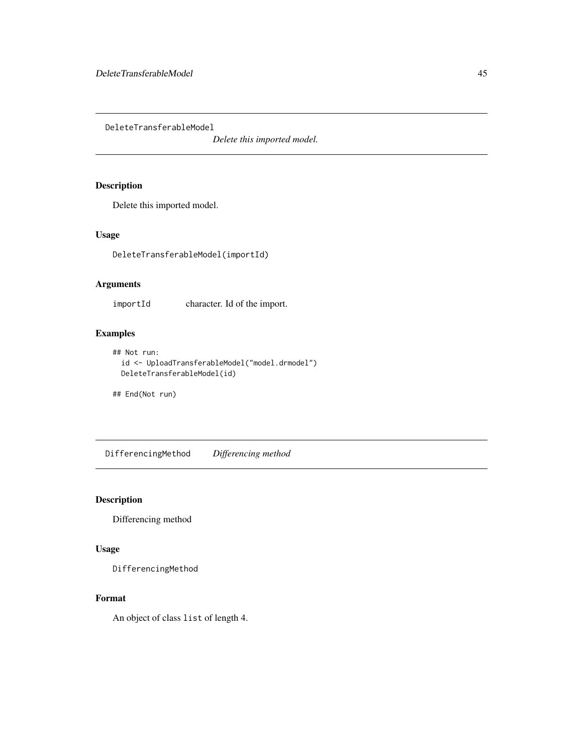## DeleteTransferableModel

*Delete this imported model.*

### Description

Delete this imported model.

### Usage

```
DeleteTransferableModel(importId)
```

### Arguments

| | |
|---|---|
| importId | character. Id of the import. |

### Examples

```
## Not run:
  id <- UploadTransferableModel("model.drmodel")
  DeleteTransferableModel(id)

## End(Not run)
```

## DifferencingMethod

*Differencing method*

### Description

Differencing method

### Usage

```
DifferencingMethod
```

### Format

An object of class `list` of length 4.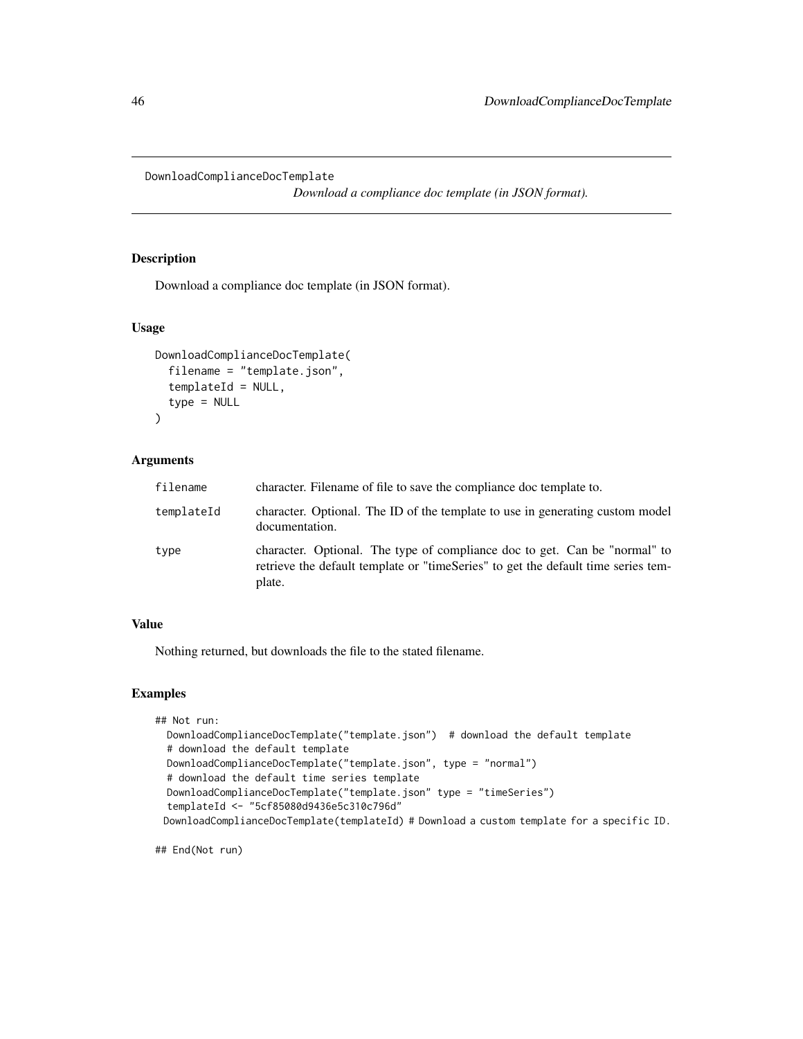# DownloadComplianceDocTemplate

*Download a compliance doc template (in JSON format).*

## Description

Download a compliance doc template (in JSON format).

## Usage

```
DownloadComplianceDocTemplate(
  filename = "template.json",
  templateId = NULL,
  type = NULL
)
```

## Arguments

| | |
|---|---|
| filename | character. Filename of file to save the compliance doc template to. |
| templateId | character. Optional. The ID of the template to use in generating custom model documentation. |
| type | character. Optional. The type of compliance doc to get. Can be "normal" to retrieve the default template or "timeSeries" to get the default time series template. |

## Value

Nothing returned, but downloads the file to the stated filename.

## Examples

```
## Not run:
  DownloadComplianceDocTemplate("template.json")  # download the default template
  # download the default template
  DownloadComplianceDocTemplate("template.json", type = "normal")
  # download the default time series template
  DownloadComplianceDocTemplate("template.json" type = "timeSeries")
  templateId <- "5cf85080d9436e5c310c796d"
 DownloadComplianceDocTemplate(templateId) # Download a custom template for a specific ID.

## End(Not run)
```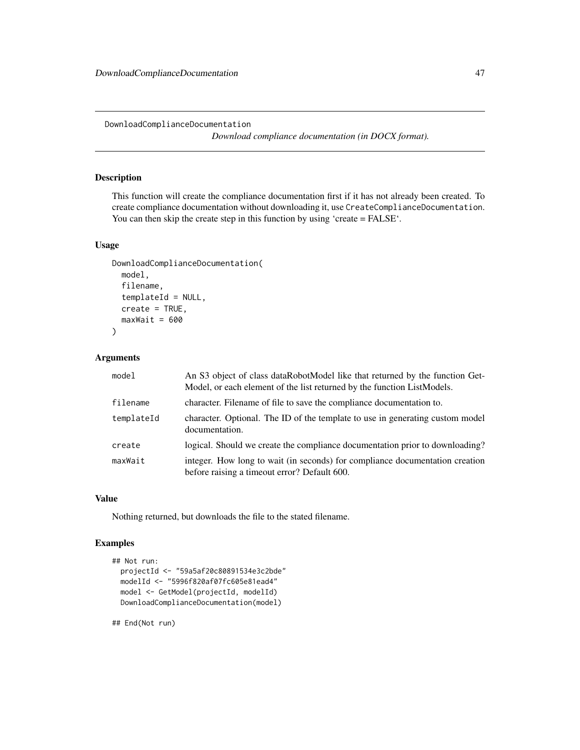## DownloadComplianceDocumentation

*Download compliance documentation (in DOCX format).*

### Description

This function will create the compliance documentation first if it has not already been created. To create compliance documentation without downloading it, use `CreateComplianceDocumentation`. You can then skip the create step in this function by using 'create = FALSE'.

### Usage

```
DownloadComplianceDocumentation(
  model,
  filename,
  templateId = NULL,
  create = TRUE,
  maxWait = 600
)
```

### Arguments

| | |
|---|---|
| `model` | An S3 object of class dataRobotModel like that returned by the function GetModel, or each element of the list returned by the function ListModels. |
| `filename` | character. Filename of file to save the compliance documentation to. |
| `templateId` | character. Optional. The ID of the template to use in generating custom model documentation. |
| `create` | logical. Should we create the compliance documentation prior to downloading? |
| `maxWait` | integer. How long to wait (in seconds) for compliance documentation creation before raising a timeout error? Default 600. |

### Value

Nothing returned, but downloads the file to the stated filename.

### Examples

```
## Not run:
  projectId <- "59a5af20c80891534e3c2bde"
  modelId <- "5996f820af07fc605e81ead4"
  model <- GetModel(projectId, modelId)
  DownloadComplianceDocumentation(model)

## End(Not run)
```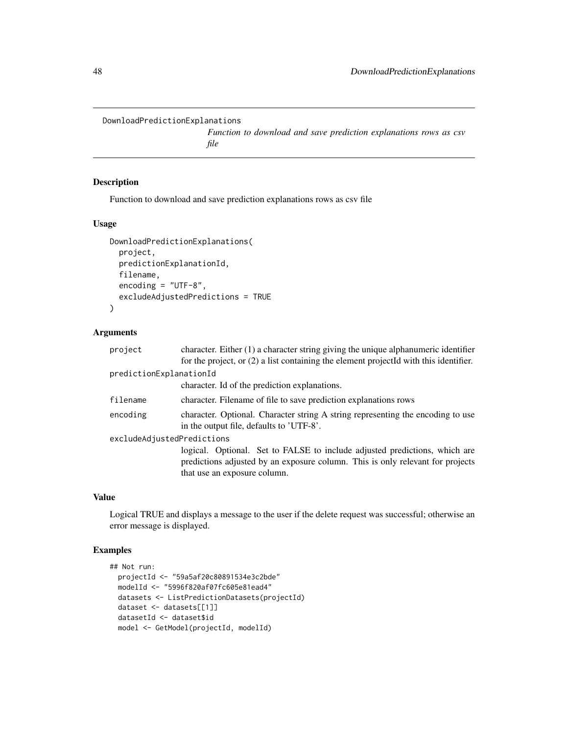## DownloadPredictionExplanations

*Function to download and save prediction explanations rows as csv file*

### Description

Function to download and save prediction explanations rows as csv file

### Usage

```
DownloadPredictionExplanations(
  project,
  predictionExplanationId,
  filename,
  encoding = "UTF-8",
  excludeAdjustedPredictions = TRUE
)
```

### Arguments

| Argument | Description |
|---|---|
| project | character. Either (1) a character string giving the unique alphanumeric identifier for the project, or (2) a list containing the element projectId with this identifier. |
| predictionExplanationId | character. Id of the prediction explanations. |
| filename | character. Filename of file to save prediction explanations rows |
| encoding | character. Optional. Character string A string representing the encoding to use in the output file, defaults to 'UTF-8'. |
| excludeAdjustedPredictions | logical. Optional. Set to FALSE to include adjusted predictions, which are predictions adjusted by an exposure column. This is only relevant for projects that use an exposure column. |

### Value

Logical TRUE and displays a message to the user if the delete request was successful; otherwise an error message is displayed.

### Examples

```
## Not run:
  projectId <- "59a5af20c80891534e3c2bde"
  modelId <- "5996f820af07fc605e81ead4"
  datasets <- ListPredictionDatasets(projectId)
  dataset <- datasets[[1]]
  datasetId <- dataset$id
  model <- GetModel(projectId, modelId)
```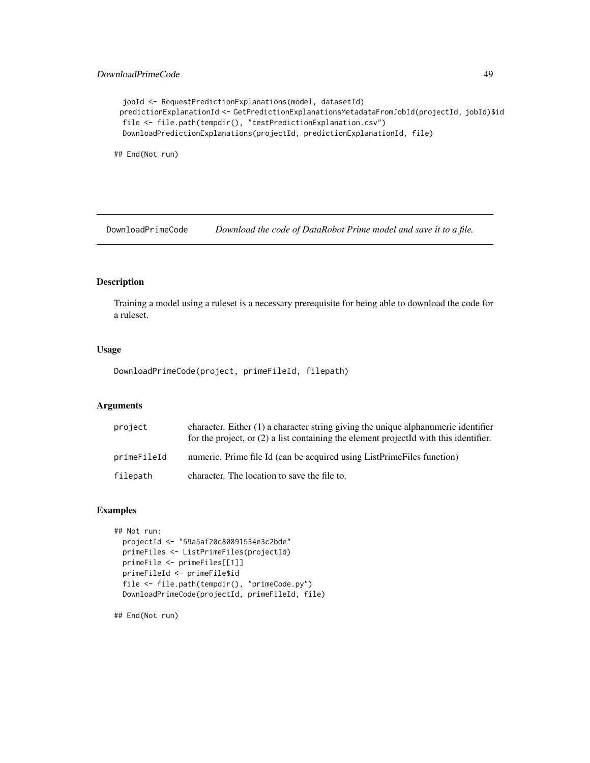```
  jobId <- RequestPredictionExplanations(model, datasetId)
  predictionExplanationId <- GetPredictionExplanationsMetadataFromJobId(projectId, jobId)$id
  file <- file.path(tempdir(), "testPredictionExplanation.csv")
  DownloadPredictionExplanations(projectId, predictionExplanationId, file)

## End(Not run)
```

## DownloadPrimeCode — *Download the code of DataRobot Prime model and save it to a file.*

### Description

Training a model using a ruleset is a necessary prerequisite for being able to download the code for a ruleset.

### Usage

```
DownloadPrimeCode(project, primeFileId, filepath)
```

### Arguments

| | |
|---|---|
| project | character. Either (1) a character string giving the unique alphanumeric identifier for the project, or (2) a list containing the element projectId with this identifier. |
| primeFileId | numeric. Prime file Id (can be acquired using ListPrimeFiles function) |
| filepath | character. The location to save the file to. |

### Examples

```
## Not run:
  projectId <- "59a5af20c80891534e3c2bde"
  primeFiles <- ListPrimeFiles(projectId)
  primeFile <- primeFiles[[1]]
  primeFileId <- primeFile$id
  file <- file.path(tempdir(), "primeCode.py")
  DownloadPrimeCode(projectId, primeFileId, file)

## End(Not run)
```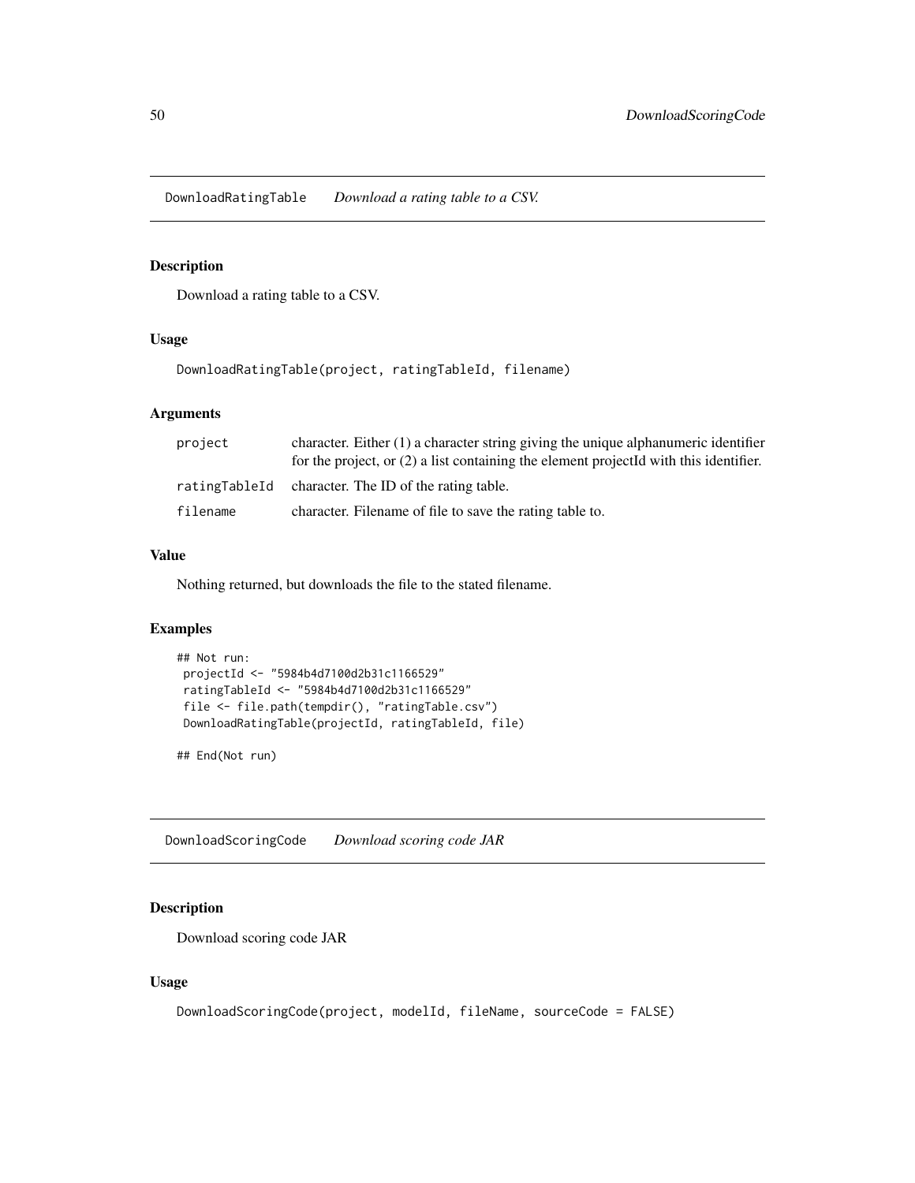## DownloadRatingTable *Download a rating table to a CSV.*

### Description

Download a rating table to a CSV.

### Usage

```
DownloadRatingTable(project, ratingTableId, filename)
```

### Arguments

| | |
|---|---|
| project | character. Either (1) a character string giving the unique alphanumeric identifier for the project, or (2) a list containing the element projectId with this identifier. |
| ratingTableId | character. The ID of the rating table. |
| filename | character. Filename of file to save the rating table to. |

### Value

Nothing returned, but downloads the file to the stated filename.

### Examples

```
## Not run:
 projectId <- "5984b4d7100d2b31c1166529"
 ratingTableId <- "5984b4d7100d2b31c1166529"
 file <- file.path(tempdir(), "ratingTable.csv")
 DownloadRatingTable(projectId, ratingTableId, file)

## End(Not run)
```

## DownloadScoringCode *Download scoring code JAR*

### Description

Download scoring code JAR

### Usage

```
DownloadScoringCode(project, modelId, fileName, sourceCode = FALSE)
```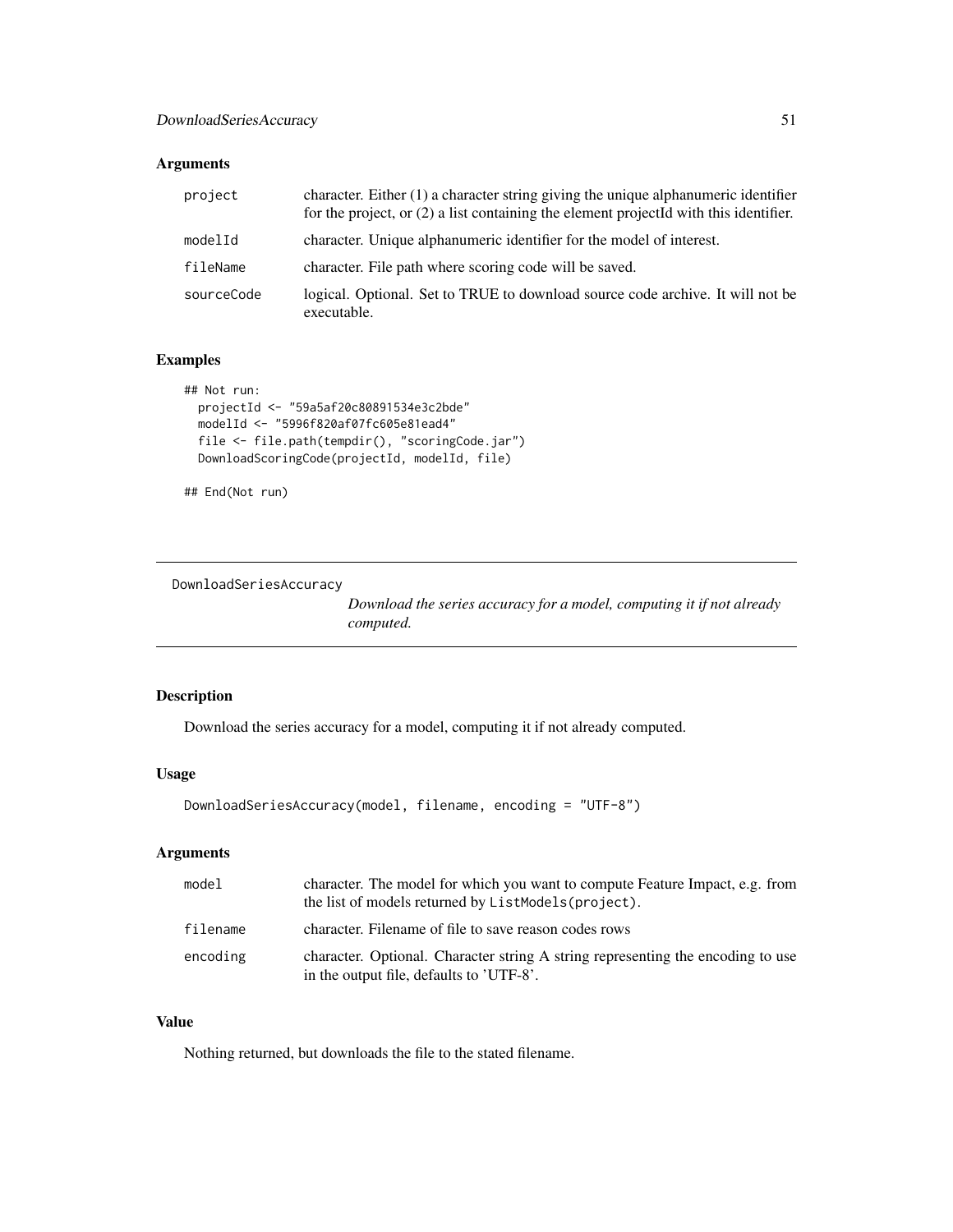### Arguments

| | |
|---|---|
| `project` | character. Either (1) a character string giving the unique alphanumeric identifier for the project, or (2) a list containing the element projectId with this identifier. |
| `modelId` | character. Unique alphanumeric identifier for the model of interest. |
| `fileName` | character. File path where scoring code will be saved. |
| `sourceCode` | logical. Optional. Set to TRUE to download source code archive. It will not be executable. |

### Examples

```
## Not run:
  projectId <- "59a5af20c80891534e3c2bde"
  modelId <- "5996f820af07fc605e81ead4"
  file <- file.path(tempdir(), "scoringCode.jar")
  DownloadScoringCode(projectId, modelId, file)

## End(Not run)
```

---

## DownloadSeriesAccuracy

*Download the series accuracy for a model, computing it if not already computed.*

---

### Description

Download the series accuracy for a model, computing it if not already computed.

### Usage

```
DownloadSeriesAccuracy(model, filename, encoding = "UTF-8")
```

### Arguments

| | |
|---|---|
| `model` | character. The model for which you want to compute Feature Impact, e.g. from the list of models returned by `ListModels(project)`. |
| `filename` | character. Filename of file to save reason codes rows |
| `encoding` | character. Optional. Character string A string representing the encoding to use in the output file, defaults to 'UTF-8'. |

### Value

Nothing returned, but downloads the file to the stated filename.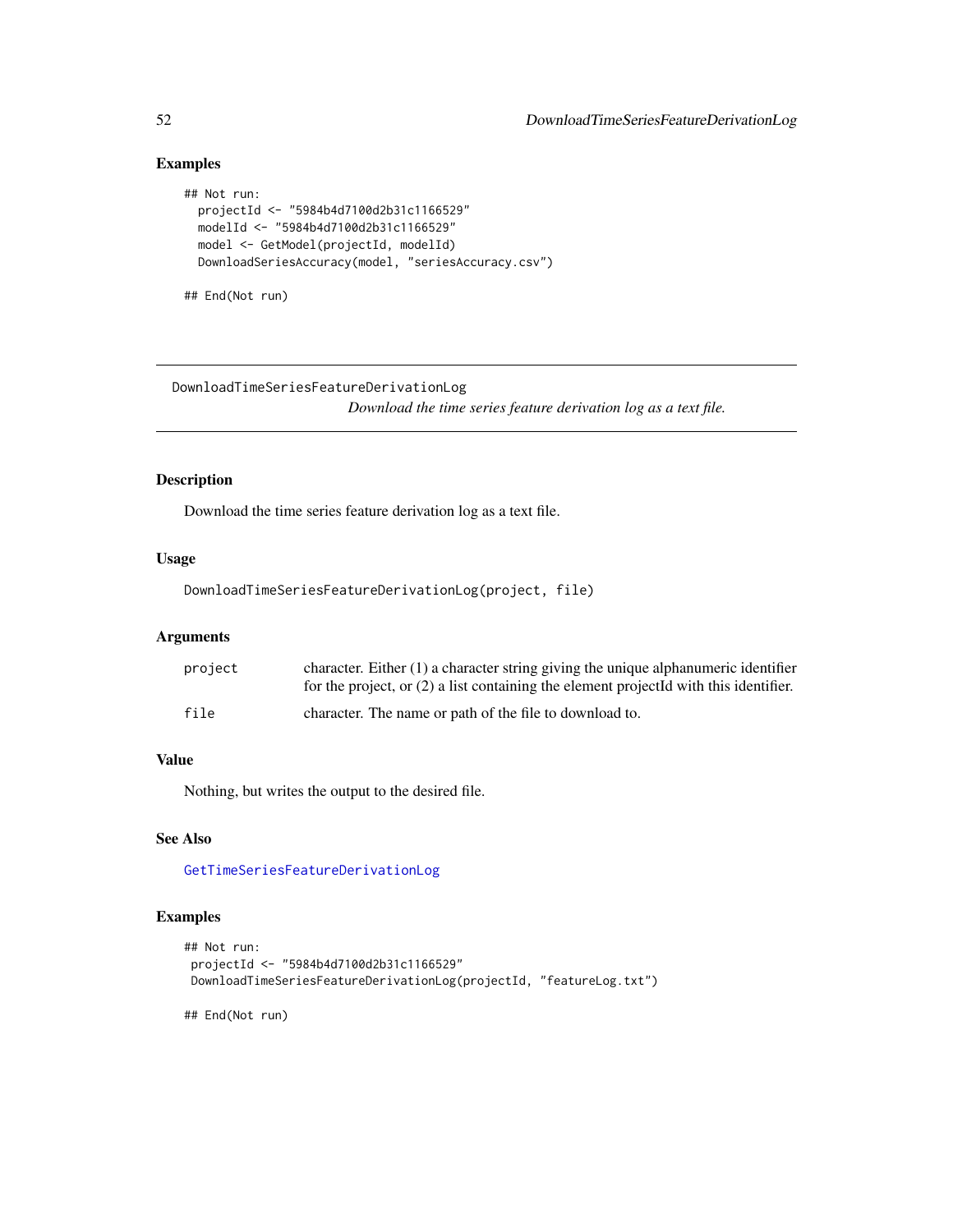## Examples

```
## Not run:
  projectId <- "5984b4d7100d2b31c1166529"
  modelId <- "5984b4d7100d2b31c1166529"
  model <- GetModel(projectId, modelId)
  DownloadSeriesAccuracy(model, "seriesAccuracy.csv")

## End(Not run)
```

---

# DownloadTimeSeriesFeatureDerivationLog

*Download the time series feature derivation log as a text file.*

---

## Description

Download the time series feature derivation log as a text file.

## Usage

```
DownloadTimeSeriesFeatureDerivationLog(project, file)
```

## Arguments

| | |
|---|---|
| `project` | character. Either (1) a character string giving the unique alphanumeric identifier for the project, or (2) a list containing the element projectId with this identifier. |
| `file` | character. The name or path of the file to download to. |

## Value

Nothing, but writes the output to the desired file.

## See Also

GetTimeSeriesFeatureDerivationLog

## Examples

```
## Not run:
 projectId <- "5984b4d7100d2b31c1166529"
 DownloadTimeSeriesFeatureDerivationLog(projectId, "featureLog.txt")

## End(Not run)
```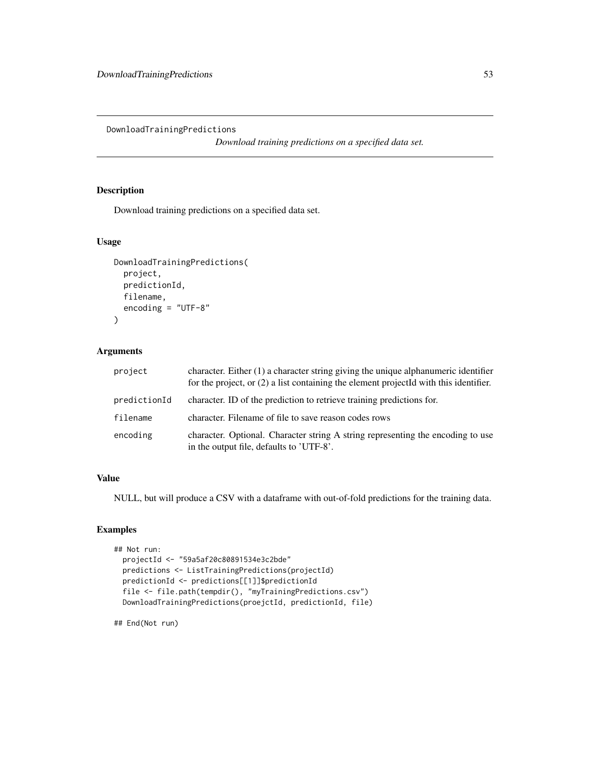# DownloadTrainingPredictions

*Download training predictions on a specified data set.*

## Description

Download training predictions on a specified data set.

## Usage

```
DownloadTrainingPredictions(
  project,
  predictionId,
  filename,
  encoding = "UTF-8"
)
```

## Arguments

| | |
|---|---|
| `project` | character. Either (1) a character string giving the unique alphanumeric identifier for the project, or (2) a list containing the element projectId with this identifier. |
| `predictionId` | character. ID of the prediction to retrieve training predictions for. |
| `filename` | character. Filename of file to save reason codes rows |
| `encoding` | character. Optional. Character string A string representing the encoding to use in the output file, defaults to 'UTF-8'. |

## Value

NULL, but will produce a CSV with a dataframe with out-of-fold predictions for the training data.

## Examples

```
## Not run:
  projectId <- "59a5af20c80891534e3c2bde"
  predictions <- ListTrainingPredictions(projectId)
  predictionId <- predictions[[1]]$predictionId
  file <- file.path(tempdir(), "myTrainingPredictions.csv")
  DownloadTrainingPredictions(proejctId, predictionId, file)

## End(Not run)
```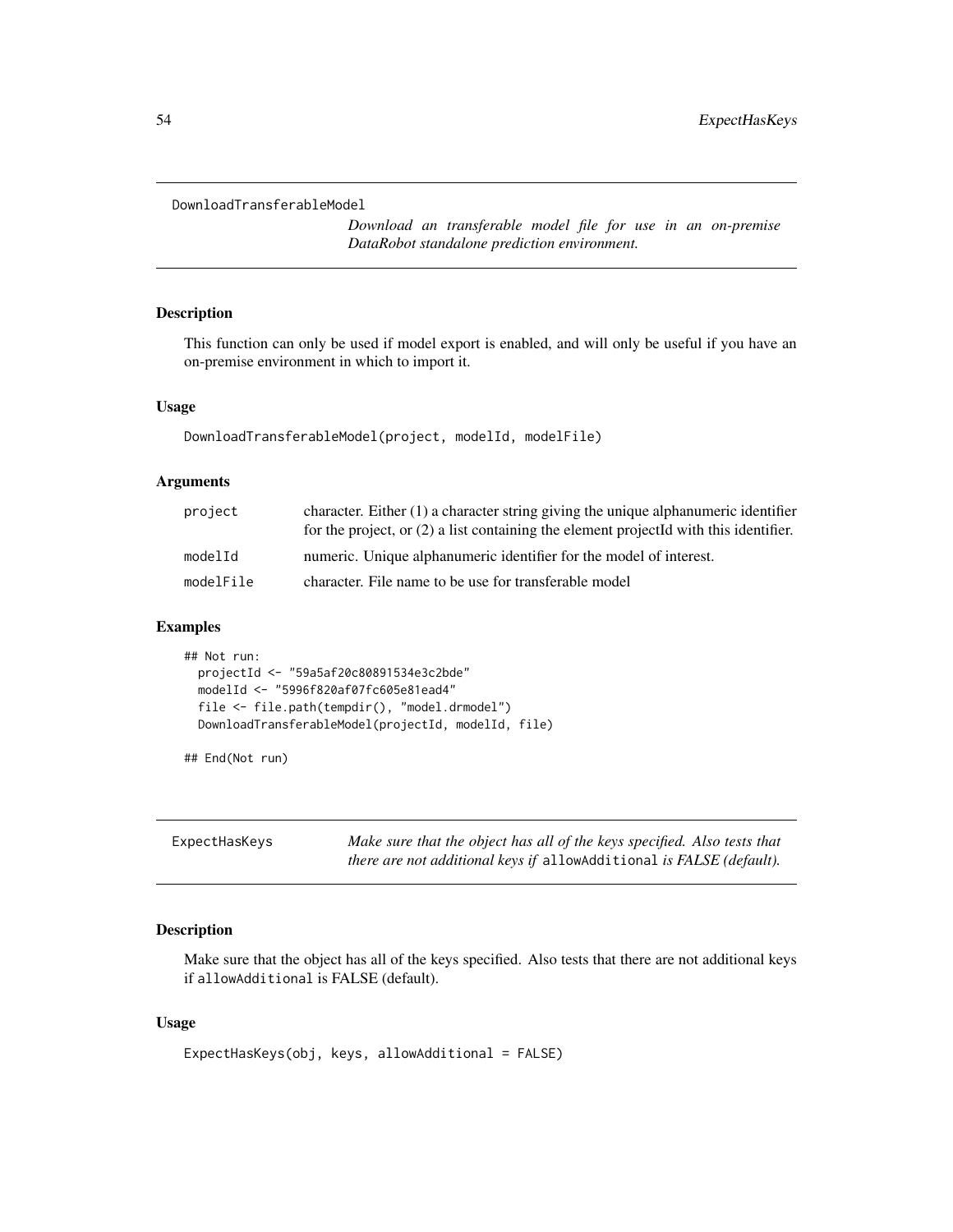## DownloadTransferableModel

*Download an transferable model file for use in an on-premise DataRobot standalone prediction environment.*

### Description

This function can only be used if model export is enabled, and will only be useful if you have an on-premise environment in which to import it.

### Usage

```
DownloadTransferableModel(project, modelId, modelFile)
```

### Arguments

| | |
|---|---|
| `project` | character. Either (1) a character string giving the unique alphanumeric identifier for the project, or (2) a list containing the element projectId with this identifier. |
| `modelId` | numeric. Unique alphanumeric identifier for the model of interest. |
| `modelFile` | character. File name to be use for transferable model |

### Examples

```
## Not run:
  projectId <- "59a5af20c80891534e3c2bde"
  modelId <- "5996f820af07fc605e81ead4"
  file <- file.path(tempdir(), "model.drmodel")
  DownloadTransferableModel(projectId, modelId, file)

## End(Not run)
```

## ExpectHasKeys

*Make sure that the object has all of the keys specified. Also tests that there are not additional keys if `allowAdditional` is FALSE (default).*

### Description

Make sure that the object has all of the keys specified. Also tests that there are not additional keys if `allowAdditional` is FALSE (default).

### Usage

```
ExpectHasKeys(obj, keys, allowAdditional = FALSE)
```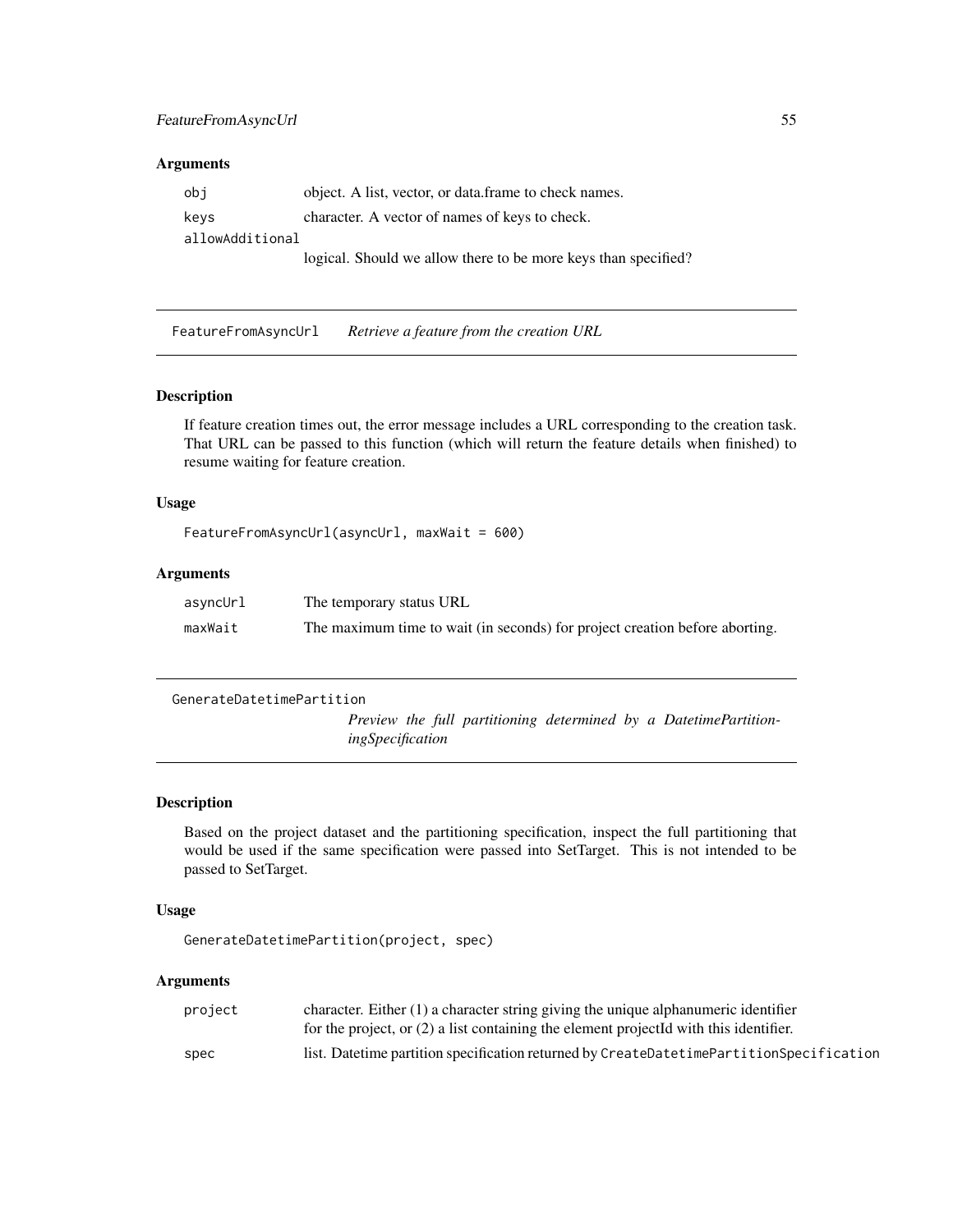### Arguments

| | |
|---|---|
| `obj` | object. A list, vector, or data.frame to check names. |
| `keys` | character. A vector of names of keys to check. |
| `allowAdditional` | logical. Should we allow there to be more keys than specified? |

## FeatureFromAsyncUrl — *Retrieve a feature from the creation URL*

### Description

If feature creation times out, the error message includes a URL corresponding to the creation task. That URL can be passed to this function (which will return the feature details when finished) to resume waiting for feature creation.

### Usage

```
FeatureFromAsyncUrl(asyncUrl, maxWait = 600)
```

### Arguments

| | |
|---|---|
| `asyncUrl` | The temporary status URL |
| `maxWait` | The maximum time to wait (in seconds) for project creation before aborting. |

## GenerateDatetimePartition — *Preview the full partitioning determined by a DatetimePartitioningSpecification*

### Description

Based on the project dataset and the partitioning specification, inspect the full partitioning that would be used if the same specification were passed into SetTarget. This is not intended to be passed to SetTarget.

### Usage

```
GenerateDatetimePartition(project, spec)
```

### Arguments

| | |
|---|---|
| `project` | character. Either (1) a character string giving the unique alphanumeric identifier for the project, or (2) a list containing the element projectId with this identifier. |
| `spec` | list. Datetime partition specification returned by `CreateDatetimePartitionSpecification` |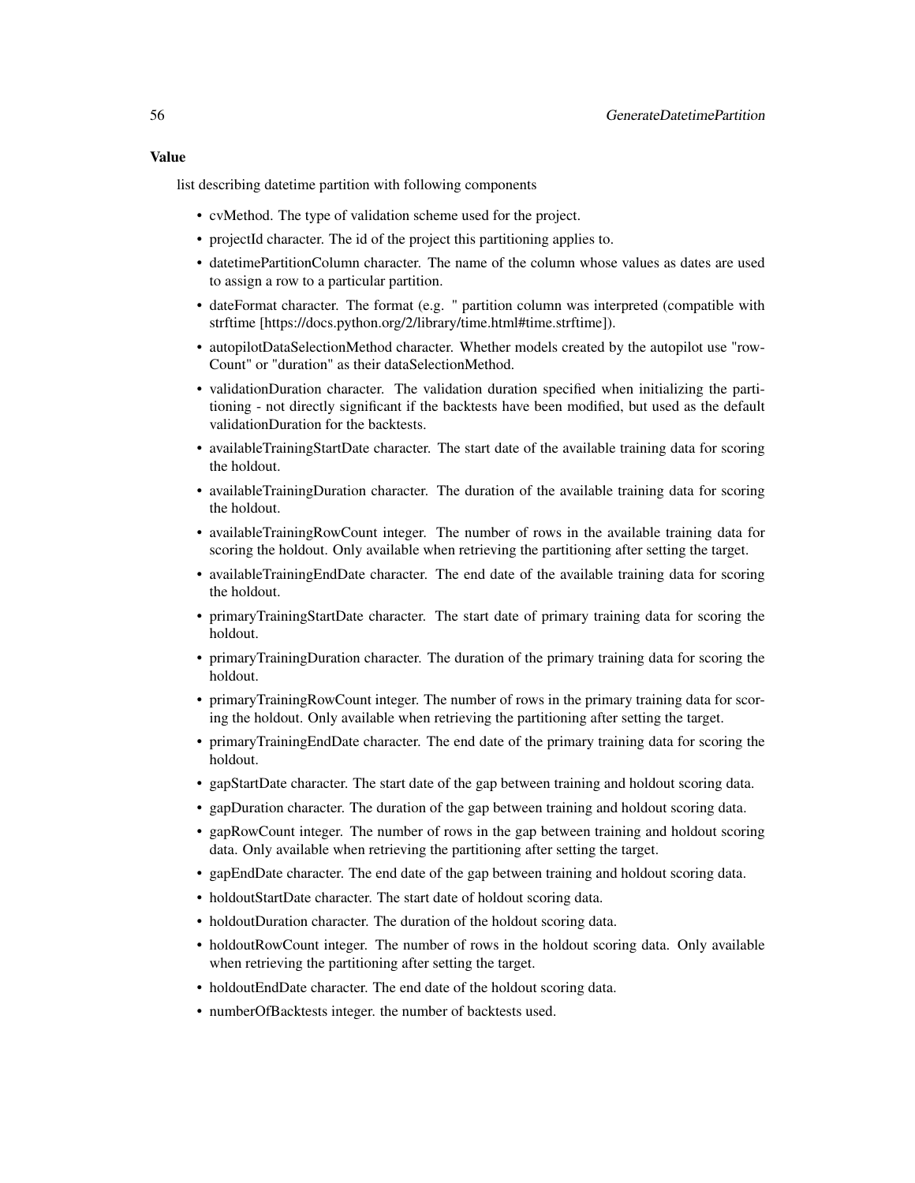### Value

list describing datetime partition with following components

- cvMethod. The type of validation scheme used for the project.
- projectId character. The id of the project this partitioning applies to.
- datetimePartitionColumn character. The name of the column whose values as dates are used to assign a row to a particular partition.
- dateFormat character. The format (e.g. " partition column was interpreted (compatible with strftime [https://docs.python.org/2/library/time.html#time.strftime]).
- autopilotDataSelectionMethod character. Whether models created by the autopilot use "rowCount" or "duration" as their dataSelectionMethod.
- validationDuration character. The validation duration specified when initializing the partitioning - not directly significant if the backtests have been modified, but used as the default validationDuration for the backtests.
- availableTrainingStartDate character. The start date of the available training data for scoring the holdout.
- availableTrainingDuration character. The duration of the available training data for scoring the holdout.
- availableTrainingRowCount integer. The number of rows in the available training data for scoring the holdout. Only available when retrieving the partitioning after setting the target.
- availableTrainingEndDate character. The end date of the available training data for scoring the holdout.
- primaryTrainingStartDate character. The start date of primary training data for scoring the holdout.
- primaryTrainingDuration character. The duration of the primary training data for scoring the holdout.
- primaryTrainingRowCount integer. The number of rows in the primary training data for scoring the holdout. Only available when retrieving the partitioning after setting the target.
- primaryTrainingEndDate character. The end date of the primary training data for scoring the holdout.
- gapStartDate character. The start date of the gap between training and holdout scoring data.
- gapDuration character. The duration of the gap between training and holdout scoring data.
- gapRowCount integer. The number of rows in the gap between training and holdout scoring data. Only available when retrieving the partitioning after setting the target.
- gapEndDate character. The end date of the gap between training and holdout scoring data.
- holdoutStartDate character. The start date of holdout scoring data.
- holdoutDuration character. The duration of the holdout scoring data.
- holdoutRowCount integer. The number of rows in the holdout scoring data. Only available when retrieving the partitioning after setting the target.
- holdoutEndDate character. The end date of the holdout scoring data.
- numberOfBacktests integer. the number of backtests used.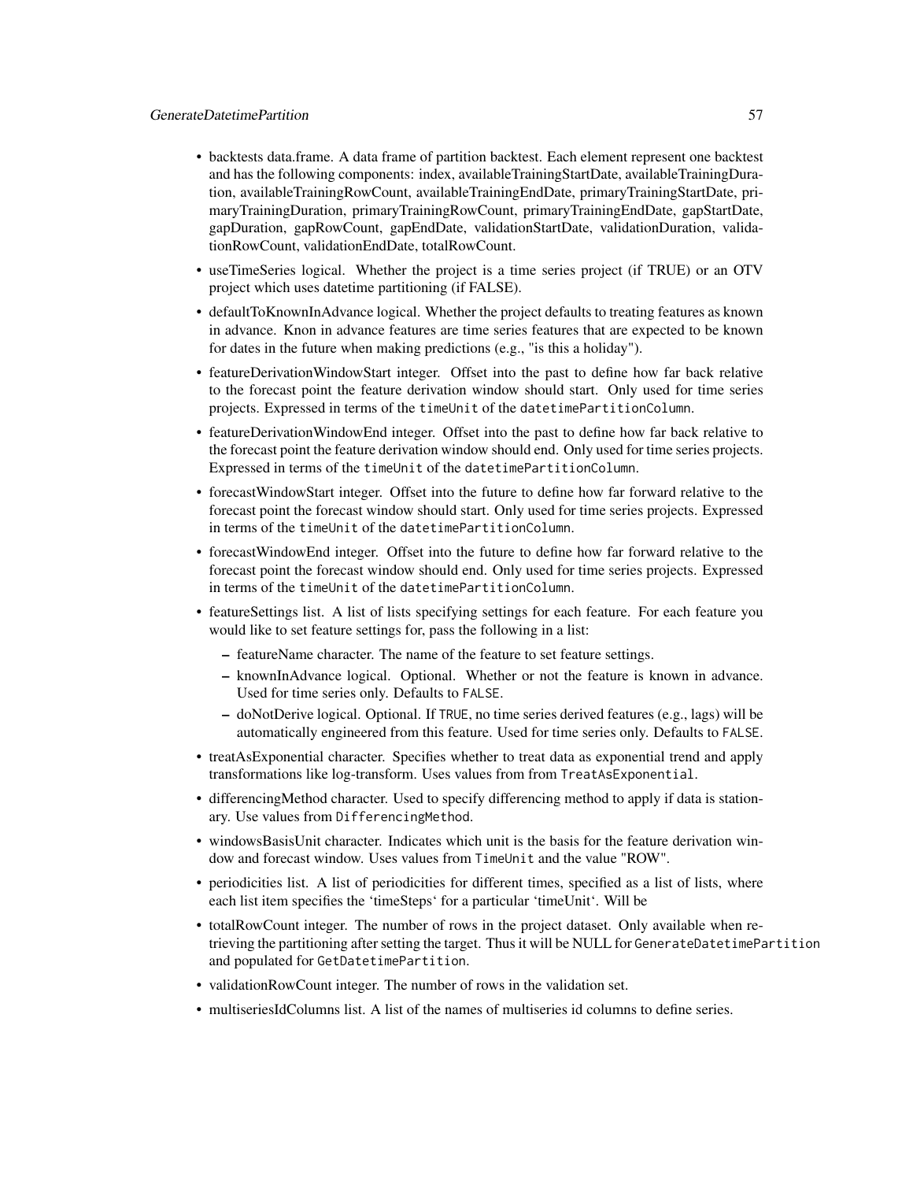- backtests data.frame. A data frame of partition backtest. Each element represent one backtest and has the following components: index, availableTrainingStartDate, availableTrainingDuration, availableTrainingRowCount, availableTrainingEndDate, primaryTrainingStartDate, primaryTrainingDuration, primaryTrainingRowCount, primaryTrainingEndDate, gapStartDate, gapDuration, gapRowCount, gapEndDate, validationStartDate, validationDuration, validationRowCount, validationEndDate, totalRowCount.
- useTimeSeries logical. Whether the project is a time series project (if TRUE) or an OTV project which uses datetime partitioning (if FALSE).
- defaultToKnownInAdvance logical. Whether the project defaults to treating features as known in advance. Knon in advance features are time series features that are expected to be known for dates in the future when making predictions (e.g., "is this a holiday").
- featureDerivationWindowStart integer. Offset into the past to define how far back relative to the forecast point the feature derivation window should start. Only used for time series projects. Expressed in terms of the `timeUnit` of the `datetimePartitionColumn`.
- featureDerivationWindowEnd integer. Offset into the past to define how far back relative to the forecast point the feature derivation window should end. Only used for time series projects. Expressed in terms of the `timeUnit` of the `datetimePartitionColumn`.
- forecastWindowStart integer. Offset into the future to define how far forward relative to the forecast point the forecast window should start. Only used for time series projects. Expressed in terms of the `timeUnit` of the `datetimePartitionColumn`.
- forecastWindowEnd integer. Offset into the future to define how far forward relative to the forecast point the forecast window should end. Only used for time series projects. Expressed in terms of the `timeUnit` of the `datetimePartitionColumn`.
- featureSettings list. A list of lists specifying settings for each feature. For each feature you would like to set feature settings for, pass the following in a list:
  - featureName character. The name of the feature to set feature settings.
  - knownInAdvance logical. Optional. Whether or not the feature is known in advance. Used for time series only. Defaults to `FALSE`.
  - doNotDerive logical. Optional. If `TRUE`, no time series derived features (e.g., lags) will be automatically engineered from this feature. Used for time series only. Defaults to `FALSE`.
- treatAsExponential character. Specifies whether to treat data as exponential trend and apply transformations like log-transform. Uses values from from `TreatAsExponential`.
- differencingMethod character. Used to specify differencing method to apply if data is stationary. Use values from `DifferencingMethod`.
- windowsBasisUnit character. Indicates which unit is the basis for the feature derivation window and forecast window. Uses values from `TimeUnit` and the value "ROW".
- periodicities list. A list of periodicities for different times, specified as a list of lists, where each list item specifies the 'timeSteps' for a particular 'timeUnit'. Will be
- totalRowCount integer. The number of rows in the project dataset. Only available when retrieving the partitioning after setting the target. Thus it will be NULL for `GenerateDatetimePartition` and populated for `GetDatetimePartition`.
- validationRowCount integer. The number of rows in the validation set.
- multiseriesIdColumns list. A list of the names of multiseries id columns to define series.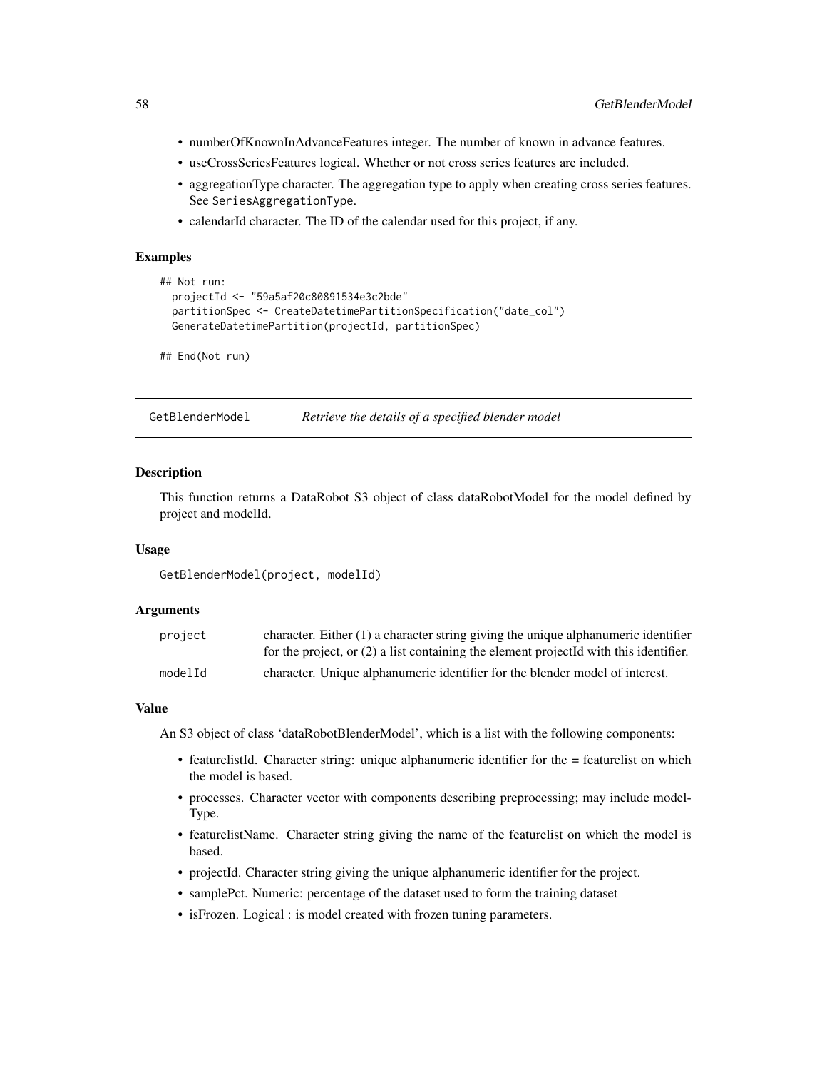- numberOfKnownInAdvanceFeatures integer. The number of known in advance features.
- useCrossSeriesFeatures logical. Whether or not cross series features are included.
- aggregationType character. The aggregation type to apply when creating cross series features. See `SeriesAggregationType`.
- calendarId character. The ID of the calendar used for this project, if any.

### Examples

```
## Not run:
  projectId <- "59a5af20c80891534e3c2bde"
  partitionSpec <- CreateDatetimePartitionSpecification("date_col")
  GenerateDatetimePartition(projectId, partitionSpec)

## End(Not run)
```

## GetBlenderModel *Retrieve the details of a specified blender model*

### Description

This function returns a DataRobot S3 object of class dataRobotModel for the model defined by project and modelId.

### Usage

```
GetBlenderModel(project, modelId)
```

### Arguments

| | |
|---|---|
| `project` | character. Either (1) a character string giving the unique alphanumeric identifier for the project, or (2) a list containing the element projectId with this identifier. |
| `modelId` | character. Unique alphanumeric identifier for the blender model of interest. |

### Value

An S3 object of class 'dataRobotBlenderModel', which is a list with the following components:

- featurelistId. Character string: unique alphanumeric identifier for the = featurelist on which the model is based.
- processes. Character vector with components describing preprocessing; may include modelType.
- featurelistName. Character string giving the name of the featurelist on which the model is based.
- projectId. Character string giving the unique alphanumeric identifier for the project.
- samplePct. Numeric: percentage of the dataset used to form the training dataset
- isFrozen. Logical : is model created with frozen tuning parameters.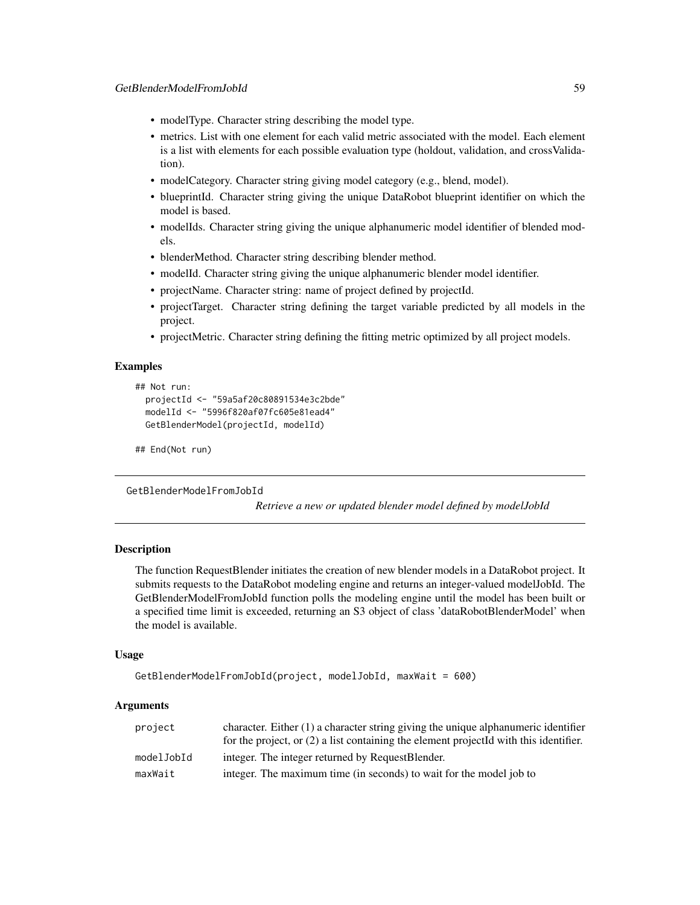- modelType. Character string describing the model type.
- metrics. List with one element for each valid metric associated with the model. Each element is a list with elements for each possible evaluation type (holdout, validation, and crossValidation).
- modelCategory. Character string giving model category (e.g., blend, model).
- blueprintId. Character string giving the unique DataRobot blueprint identifier on which the model is based.
- modelIds. Character string giving the unique alphanumeric model identifier of blended models.
- blenderMethod. Character string describing blender method.
- modelId. Character string giving the unique alphanumeric blender model identifier.
- projectName. Character string: name of project defined by projectId.
- projectTarget. Character string defining the target variable predicted by all models in the project.
- projectMetric. Character string defining the fitting metric optimized by all project models.

### Examples

```
## Not run:
  projectId <- "59a5af20c80891534e3c2bde"
  modelId <- "5996f820af07fc605e81ead4"
  GetBlenderModel(projectId, modelId)

## End(Not run)
```

---

## GetBlenderModelFromJobId

*Retrieve a new or updated blender model defined by modelJobId*

---

### Description

The function RequestBlender initiates the creation of new blender models in a DataRobot project. It submits requests to the DataRobot modeling engine and returns an integer-valued modelJobId. The GetBlenderModelFromJobId function polls the modeling engine until the model has been built or a specified time limit is exceeded, returning an S3 object of class 'dataRobotBlenderModel' when the model is available.

### Usage

```
GetBlenderModelFromJobId(project, modelJobId, maxWait = 600)
```

### Arguments

| | |
|---|---|
| project | character. Either (1) a character string giving the unique alphanumeric identifier for the project, or (2) a list containing the element projectId with this identifier. |
| modelJobId | integer. The integer returned by RequestBlender. |
| maxWait | integer. The maximum time (in seconds) to wait for the model job to |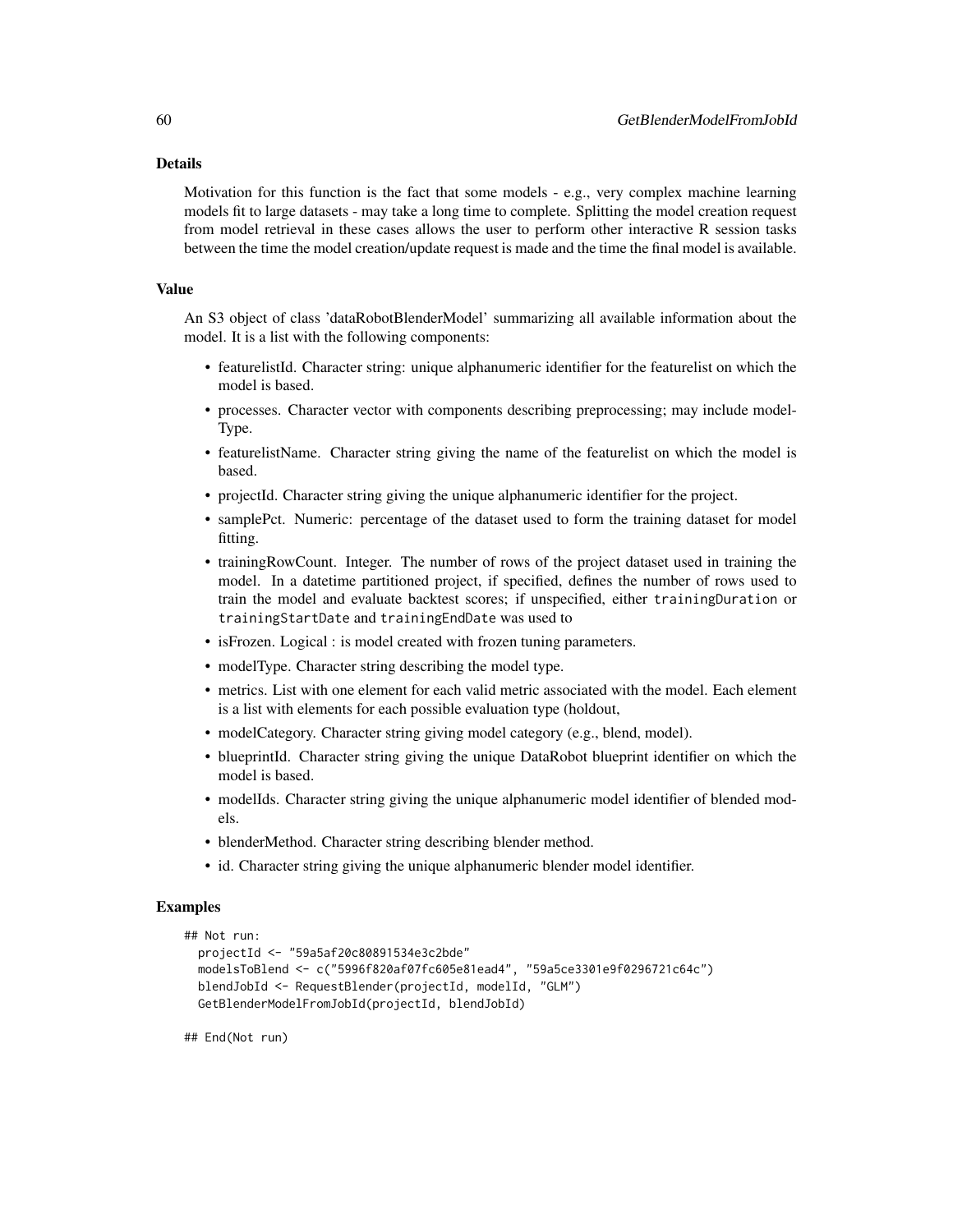## Details

Motivation for this function is the fact that some models - e.g., very complex machine learning models fit to large datasets - may take a long time to complete. Splitting the model creation request from model retrieval in these cases allows the user to perform other interactive R session tasks between the time the model creation/update request is made and the time the final model is available.

## Value

An S3 object of class 'dataRobotBlenderModel' summarizing all available information about the model. It is a list with the following components:

- featurelistId. Character string: unique alphanumeric identifier for the featurelist on which the model is based.
- processes. Character vector with components describing preprocessing; may include modelType.
- featurelistName. Character string giving the name of the featurelist on which the model is based.
- projectId. Character string giving the unique alphanumeric identifier for the project.
- samplePct. Numeric: percentage of the dataset used to form the training dataset for model fitting.
- trainingRowCount. Integer. The number of rows of the project dataset used in training the model. In a datetime partitioned project, if specified, defines the number of rows used to train the model and evaluate backtest scores; if unspecified, either `trainingDuration` or `trainingStartDate` and `trainingEndDate` was used to
- isFrozen. Logical : is model created with frozen tuning parameters.
- modelType. Character string describing the model type.
- metrics. List with one element for each valid metric associated with the model. Each element is a list with elements for each possible evaluation type (holdout,
- modelCategory. Character string giving model category (e.g., blend, model).
- blueprintId. Character string giving the unique DataRobot blueprint identifier on which the model is based.
- modelIds. Character string giving the unique alphanumeric model identifier of blended models.
- blenderMethod. Character string describing blender method.
- id. Character string giving the unique alphanumeric blender model identifier.

## Examples

```
## Not run:
  projectId <- "59a5af20c80891534e3c2bde"
  modelsToBlend <- c("5996f820af07fc605e81ead4", "59a5ce3301e9f0296721c64c")
  blendJobId <- RequestBlender(projectId, modelId, "GLM")
  GetBlenderModelFromJobId(projectId, blendJobId)

## End(Not run)
```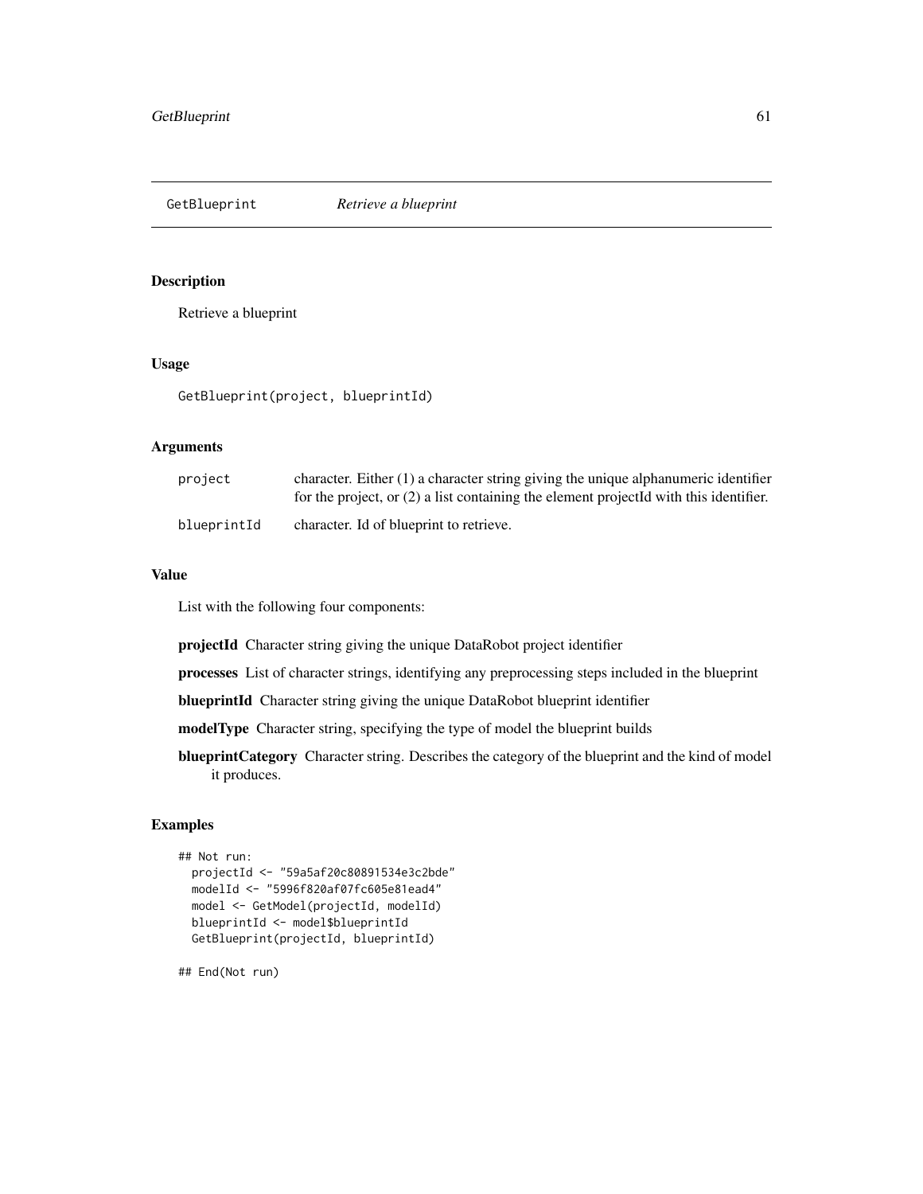## GetBlueprint *Retrieve a blueprint*

### Description

Retrieve a blueprint

### Usage

```
GetBlueprint(project, blueprintId)
```

### Arguments

| | |
|---|---|
| `project` | character. Either (1) a character string giving the unique alphanumeric identifier for the project, or (2) a list containing the element projectId with this identifier. |
| `blueprintId` | character. Id of blueprint to retrieve. |

### Value

List with the following four components:

**projectId** Character string giving the unique DataRobot project identifier

**processes** List of character strings, identifying any preprocessing steps included in the blueprint

**blueprintId** Character string giving the unique DataRobot blueprint identifier

**modelType** Character string, specifying the type of model the blueprint builds

**blueprintCategory** Character string. Describes the category of the blueprint and the kind of model it produces.

### Examples

```
## Not run:
  projectId <- "59a5af20c80891534e3c2bde"
  modelId <- "5996f820af07fc605e81ead4"
  model <- GetModel(projectId, modelId)
  blueprintId <- model$blueprintId
  GetBlueprint(projectId, blueprintId)

## End(Not run)
```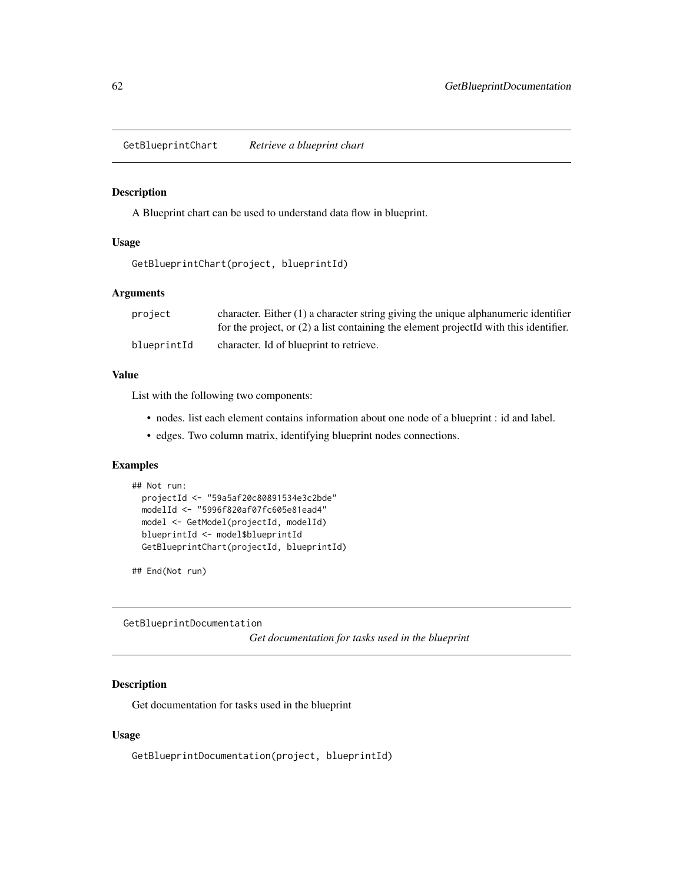## GetBlueprintChart *Retrieve a blueprint chart*

### Description

A Blueprint chart can be used to understand data flow in blueprint.

### Usage

```
GetBlueprintChart(project, blueprintId)
```

### Arguments

| | |
|---|---|
| project | character. Either (1) a character string giving the unique alphanumeric identifier for the project, or (2) a list containing the element projectId with this identifier. |
| blueprintId | character. Id of blueprint to retrieve. |

### Value

List with the following two components:

- nodes. list each element contains information about one node of a blueprint : id and label.
- edges. Two column matrix, identifying blueprint nodes connections.

### Examples

```
## Not run:
  projectId <- "59a5af20c80891534e3c2bde"
  modelId <- "5996f820af07fc605e81ead4"
  model <- GetModel(projectId, modelId)
  blueprintId <- model$blueprintId
  GetBlueprintChart(projectId, blueprintId)

## End(Not run)
```

## GetBlueprintDocumentation *Get documentation for tasks used in the blueprint*

### Description

Get documentation for tasks used in the blueprint

### Usage

```
GetBlueprintDocumentation(project, blueprintId)
```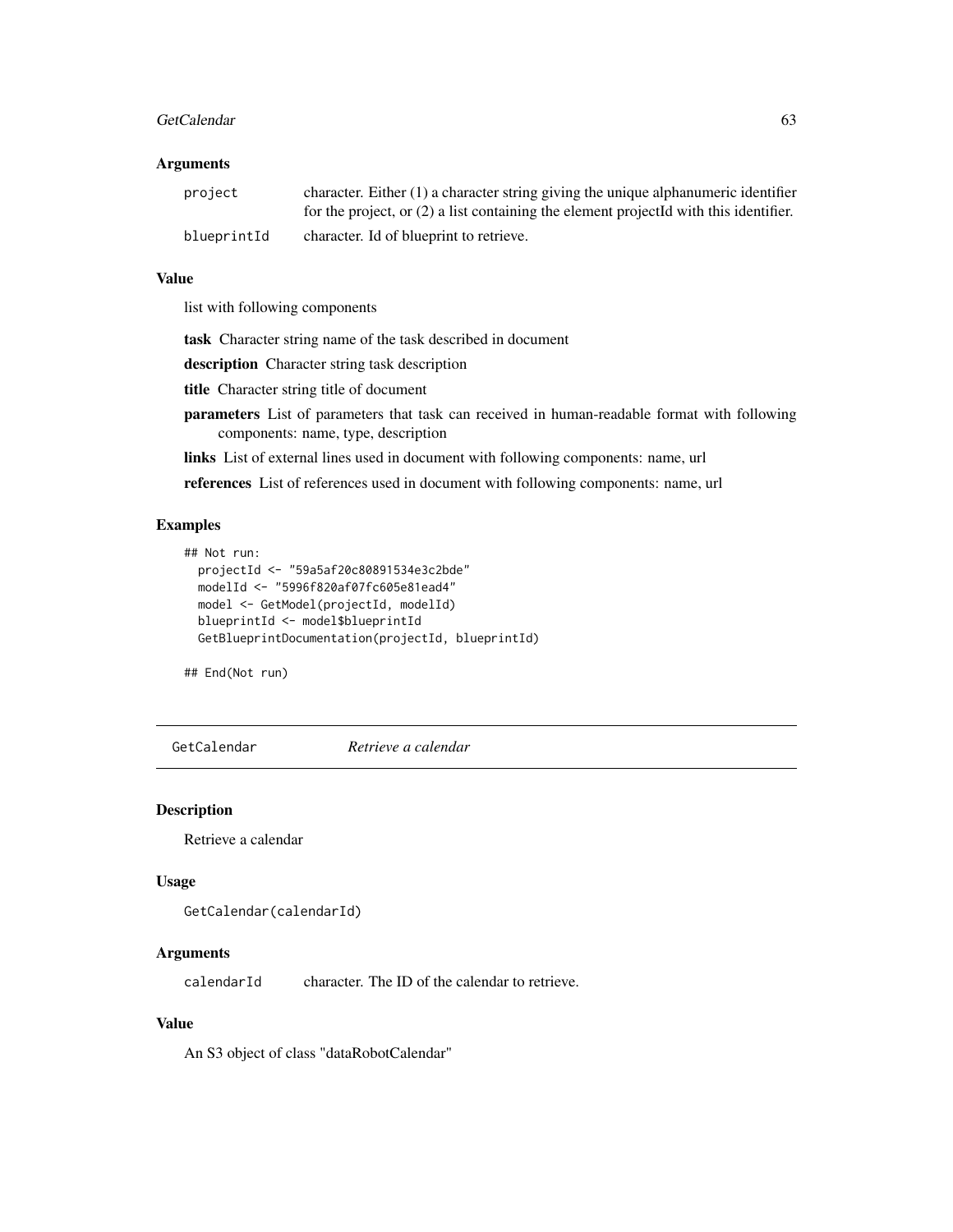### Arguments

| | |
|---|---|
| `project` | character. Either (1) a character string giving the unique alphanumeric identifier for the project, or (2) a list containing the element projectId with this identifier. |
| `blueprintId` | character. Id of blueprint to retrieve. |

### Value

list with following components

**task** Character string name of the task described in document

**description** Character string task description

**title** Character string title of document

**parameters** List of parameters that task can received in human-readable format with following components: name, type, description

**links** List of external lines used in document with following components: name, url

**references** List of references used in document with following components: name, url

### Examples

```
## Not run:
  projectId <- "59a5af20c80891534e3c2bde"
  modelId <- "5996f820af07fc605e81ead4"
  model <- GetModel(projectId, modelId)
  blueprintId <- model$blueprintId
  GetBlueprintDocumentation(projectId, blueprintId)

## End(Not run)
```

---

## GetCalendar *Retrieve a calendar*

### Description

Retrieve a calendar

### Usage

```
GetCalendar(calendarId)
```

### Arguments

| | |
|---|---|
| `calendarId` | character. The ID of the calendar to retrieve. |

### Value

An S3 object of class "dataRobotCalendar"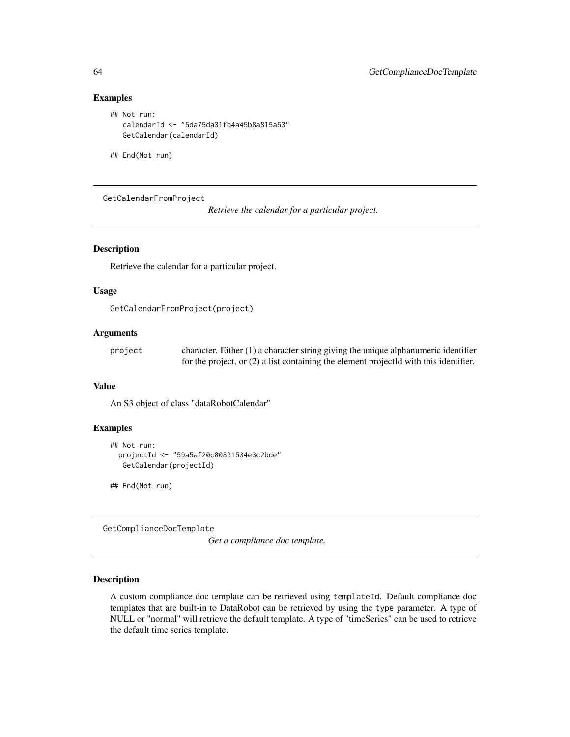### Examples

```
## Not run:
   calendarId <- "5da75da31fb4a45b8a815a53"
   GetCalendar(calendarId)

## End(Not run)
```

## GetCalendarFromProject

*Retrieve the calendar for a particular project.*

### Description

Retrieve the calendar for a particular project.

### Usage

```
GetCalendarFromProject(project)
```

### Arguments

| | |
|---|---|
| project | character. Either (1) a character string giving the unique alphanumeric identifier for the project, or (2) a list containing the element projectId with this identifier. |

### Value

An S3 object of class "dataRobotCalendar"

### Examples

```
## Not run:
  projectId <- "59a5af20c80891534e3c2bde"
   GetCalendar(projectId)

## End(Not run)
```

## GetComplianceDocTemplate

*Get a compliance doc template.*

### Description

A custom compliance doc template can be retrieved using `templateId`. Default compliance doc templates that are built-in to DataRobot can be retrieved by using the `type` parameter. A type of NULL or "normal" will retrieve the default template. A type of "timeSeries" can be used to retrieve the default time series template.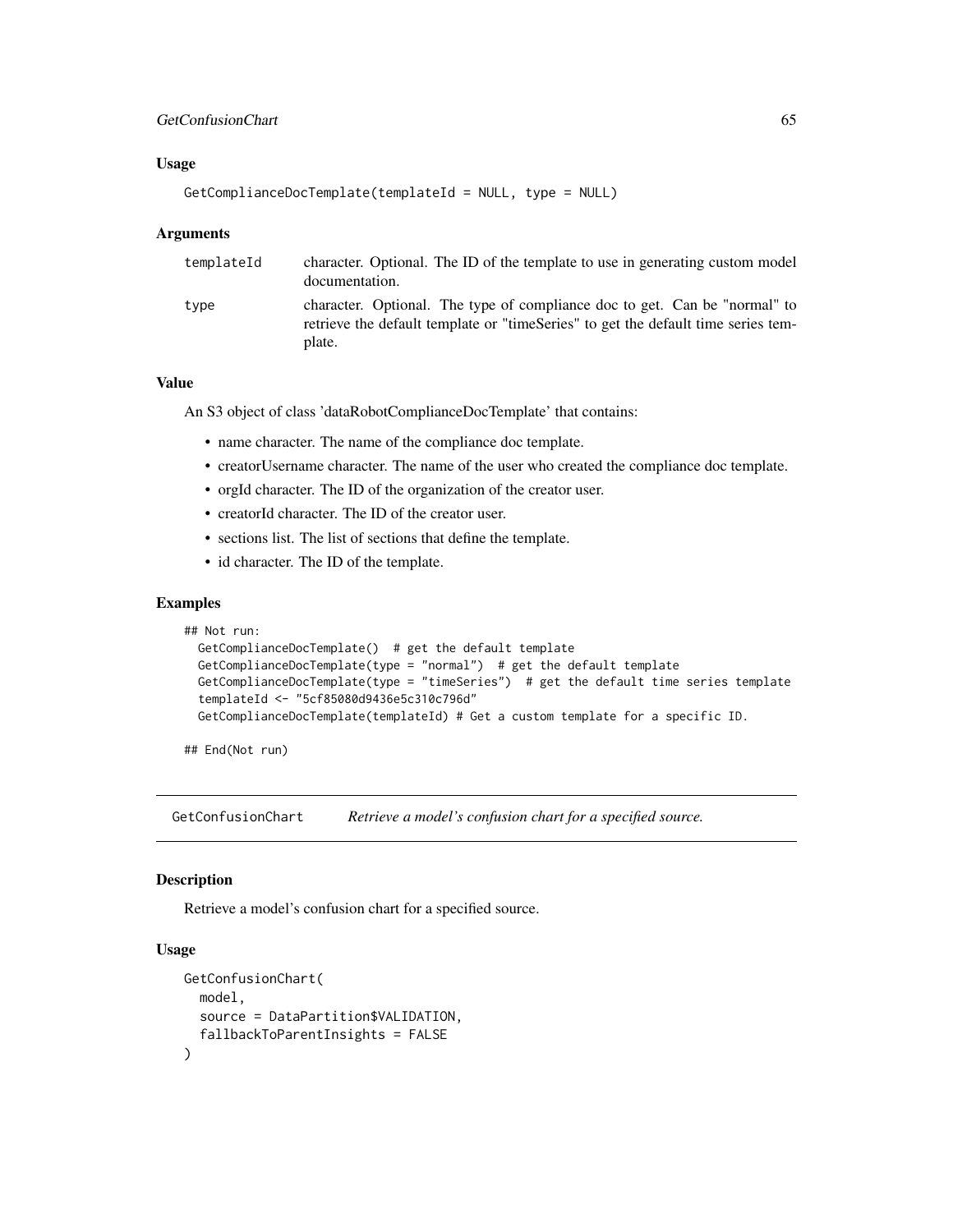### Usage

```
GetComplianceDocTemplate(templateId = NULL, type = NULL)
```

### Arguments

| | |
|---|---|
| templateId | character. Optional. The ID of the template to use in generating custom model documentation. |
| type | character. Optional. The type of compliance doc to get. Can be "normal" to retrieve the default template or "timeSeries" to get the default time series template. |

### Value

An S3 object of class 'dataRobotComplianceDocTemplate' that contains:

- name character. The name of the compliance doc template.
- creatorUsername character. The name of the user who created the compliance doc template.
- orgId character. The ID of the organization of the creator user.
- creatorId character. The ID of the creator user.
- sections list. The list of sections that define the template.
- id character. The ID of the template.

### Examples

```
## Not run:
  GetComplianceDocTemplate()  # get the default template
  GetComplianceDocTemplate(type = "normal")  # get the default template
  GetComplianceDocTemplate(type = "timeSeries")  # get the default time series template
  templateId <- "5cf85080d9436e5c310c796d"
  GetComplianceDocTemplate(templateId) # Get a custom template for a specific ID.

## End(Not run)
```

---

## GetConfusionChart *Retrieve a model's confusion chart for a specified source.*

### Description

Retrieve a model's confusion chart for a specified source.

### Usage

```
GetConfusionChart(
  model,
  source = DataPartition$VALIDATION,
  fallbackToParentInsights = FALSE
)
```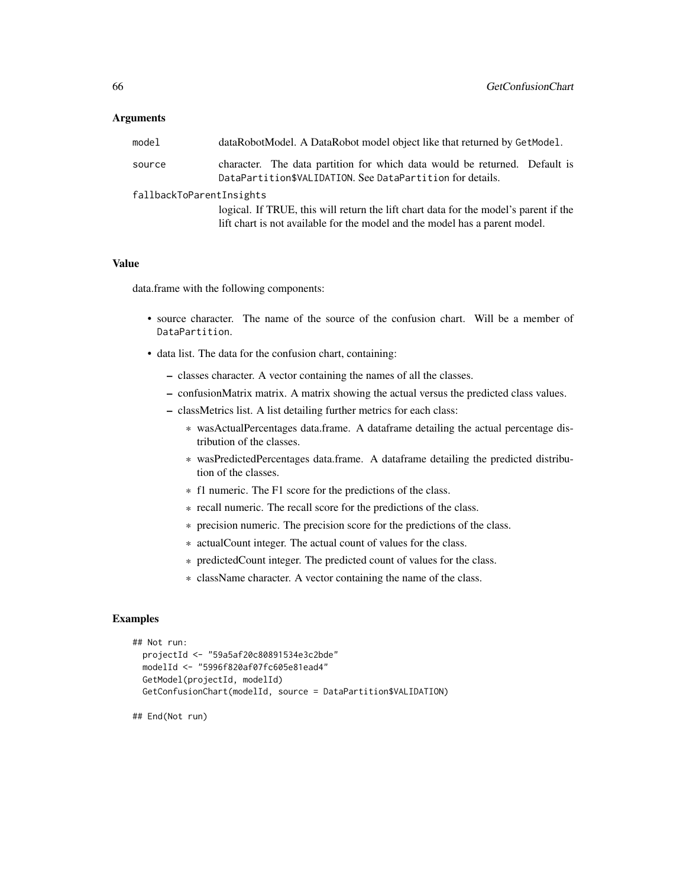### Arguments

| | |
|---|---|
| `model` | dataRobotModel. A DataRobot model object like that returned by `GetModel`. |
| `source` | character. The data partition for which data would be returned. Default is `DataPartition$VALIDATION`. See `DataPartition` for details. |
| `fallbackToParentInsights` | logical. If TRUE, this will return the lift chart data for the model's parent if the lift chart is not available for the model and the model has a parent model. |

### Value

data.frame with the following components:

- source character. The name of the source of the confusion chart. Will be a member of `DataPartition`.
- data list. The data for the confusion chart, containing:
  - classes character. A vector containing the names of all the classes.
  - confusionMatrix matrix. A matrix showing the actual versus the predicted class values.
  - classMetrics list. A list detailing further metrics for each class:
    - wasActualPercentages data.frame. A dataframe detailing the actual percentage distribution of the classes.
    - wasPredictedPercentages data.frame. A dataframe detailing the predicted distribution of the classes.
    - f1 numeric. The F1 score for the predictions of the class.
    - recall numeric. The recall score for the predictions of the class.
    - precision numeric. The precision score for the predictions of the class.
    - actualCount integer. The actual count of values for the class.
    - predictedCount integer. The predicted count of values for the class.
    - className character. A vector containing the name of the class.

### Examples

```
## Not run:
  projectId <- "59a5af20c80891534e3c2bde"
  modelId <- "5996f820af07fc605e81ead4"
  GetModel(projectId, modelId)
  GetConfusionChart(modelId, source = DataPartition$VALIDATION)

## End(Not run)
```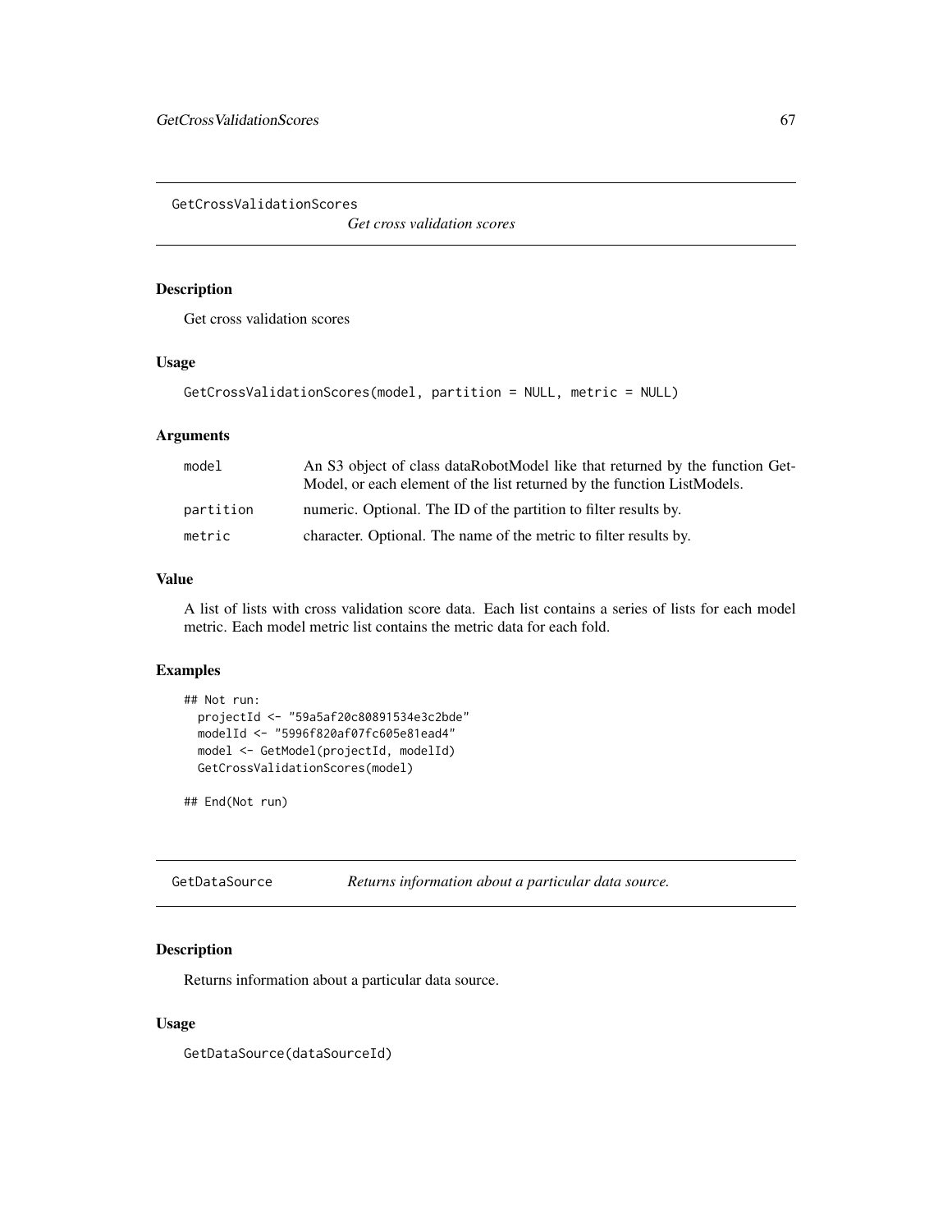## GetCrossValidationScores

*Get cross validation scores*

### Description

Get cross validation scores

### Usage

```
GetCrossValidationScores(model, partition = NULL, metric = NULL)
```

### Arguments

| | |
|---|---|
| model | An S3 object of class dataRobotModel like that returned by the function GetModel, or each element of the list returned by the function ListModels. |
| partition | numeric. Optional. The ID of the partition to filter results by. |
| metric | character. Optional. The name of the metric to filter results by. |

### Value

A list of lists with cross validation score data. Each list contains a series of lists for each model metric. Each model metric list contains the metric data for each fold.

### Examples

```
## Not run:
  projectId <- "59a5af20c80891534e3c2bde"
  modelId <- "5996f820af07fc605e81ead4"
  model <- GetModel(projectId, modelId)
  GetCrossValidationScores(model)

## End(Not run)
```

## GetDataSource

*Returns information about a particular data source.*

### Description

Returns information about a particular data source.

### Usage

```
GetDataSource(dataSourceId)
```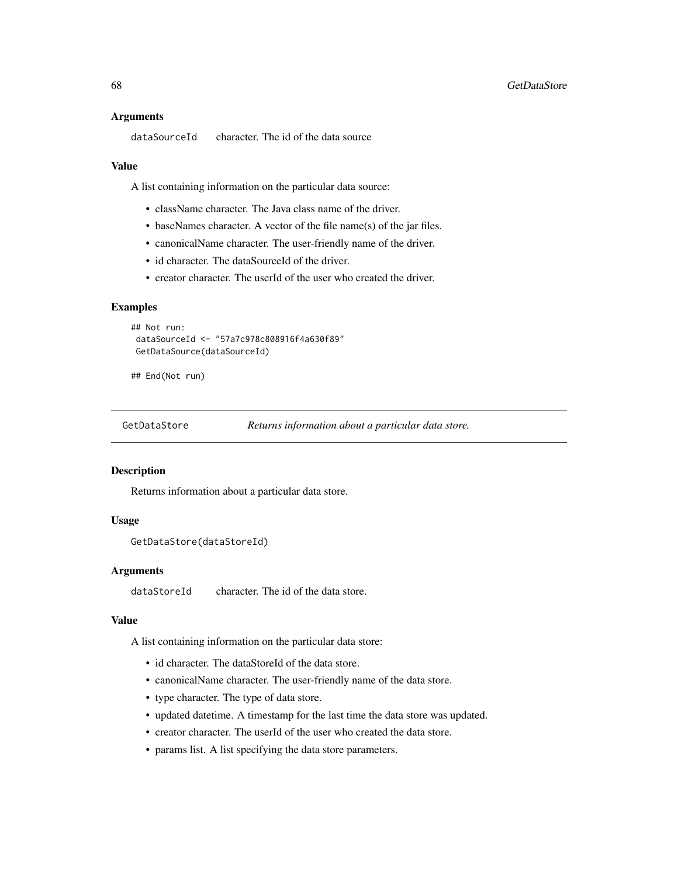### Arguments

`dataSourceId` character. The id of the data source

### Value

A list containing information on the particular data source:

- className character. The Java class name of the driver.
- baseNames character. A vector of the file name(s) of the jar files.
- canonicalName character. The user-friendly name of the driver.
- id character. The dataSourceId of the driver.
- creator character. The userId of the user who created the driver.

### Examples

```
## Not run:
 dataSourceId <- "57a7c978c808916f4a630f89"
 GetDataSource(dataSourceId)

## End(Not run)
```

---

## GetDataStore *Returns information about a particular data store.*

---

### Description

Returns information about a particular data store.

### Usage

```
GetDataStore(dataStoreId)
```

### Arguments

`dataStoreId` character. The id of the data store.

### Value

A list containing information on the particular data store:

- id character. The dataStoreId of the data store.
- canonicalName character. The user-friendly name of the data store.
- type character. The type of data store.
- updated datetime. A timestamp for the last time the data store was updated.
- creator character. The userId of the user who created the data store.
- params list. A list specifying the data store parameters.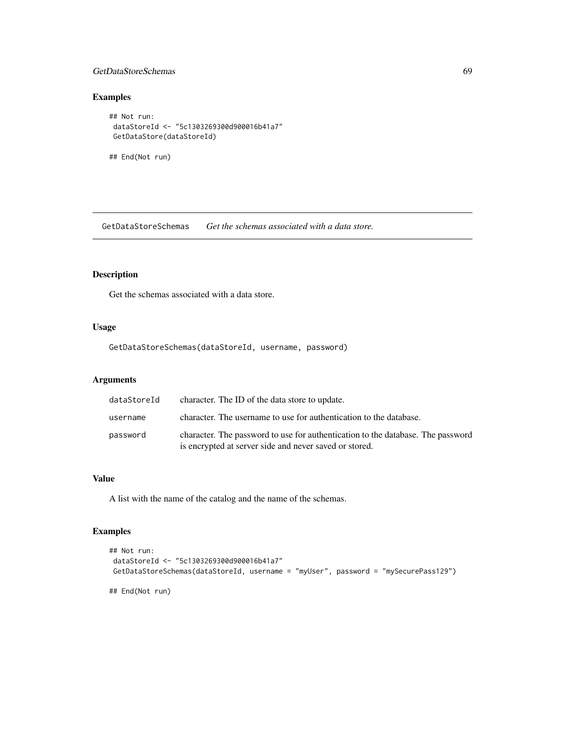## Examples

```
## Not run:
 dataStoreId <- "5c1303269300d900016b41a7"
 GetDataStore(dataStoreId)

## End(Not run)
```

---

## GetDataStoreSchemas — *Get the schemas associated with a data store.*

---

### Description

Get the schemas associated with a data store.

### Usage

```
GetDataStoreSchemas(dataStoreId, username, password)
```

### Arguments

| | |
|---|---|
| `dataStoreId` | character. The ID of the data store to update. |
| `username` | character. The username to use for authentication to the database. |
| `password` | character. The password to use for authentication to the database. The password is encrypted at server side and never saved or stored. |

### Value

A list with the name of the catalog and the name of the schemas.

### Examples

```
## Not run:
 dataStoreId <- "5c1303269300d900016b41a7"
 GetDataStoreSchemas(dataStoreId, username = "myUser", password = "mySecurePass129")

## End(Not run)
```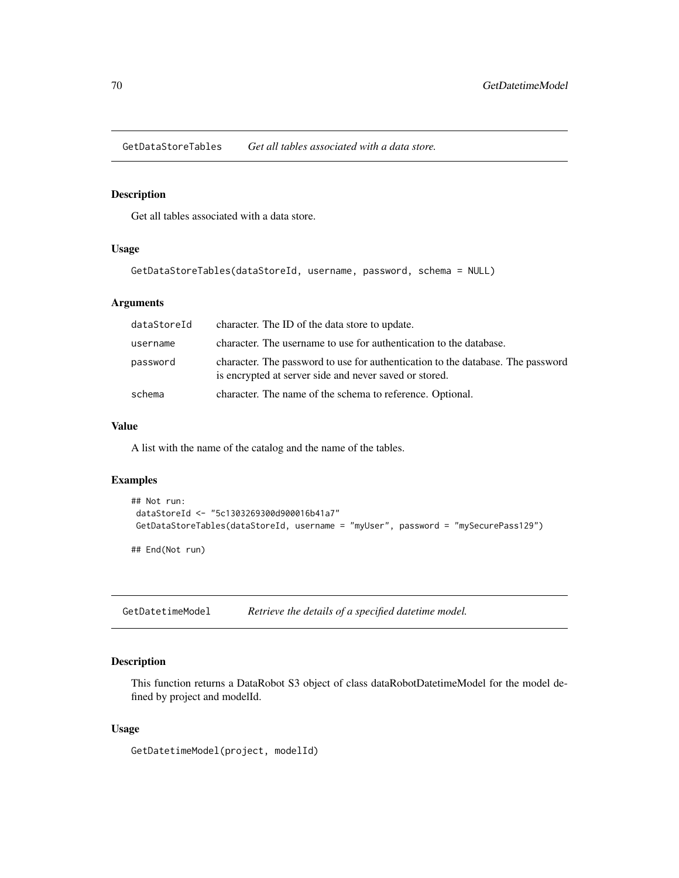## GetDataStoreTables *Get all tables associated with a data store.*

### Description

Get all tables associated with a data store.

### Usage

```
GetDataStoreTables(dataStoreId, username, password, schema = NULL)
```

### Arguments

| | |
|---|---|
| dataStoreId | character. The ID of the data store to update. |
| username | character. The username to use for authentication to the database. |
| password | character. The password to use for authentication to the database. The password is encrypted at server side and never saved or stored. |
| schema | character. The name of the schema to reference. Optional. |

### Value

A list with the name of the catalog and the name of the tables.

### Examples

```
## Not run:
 dataStoreId <- "5c1303269300d900016b41a7"
 GetDataStoreTables(dataStoreId, username = "myUser", password = "mySecurePass129")

## End(Not run)
```

## GetDatetimeModel *Retrieve the details of a specified datetime model.*

### Description

This function returns a DataRobot S3 object of class dataRobotDatetimeModel for the model defined by project and modelId.

### Usage

```
GetDatetimeModel(project, modelId)
```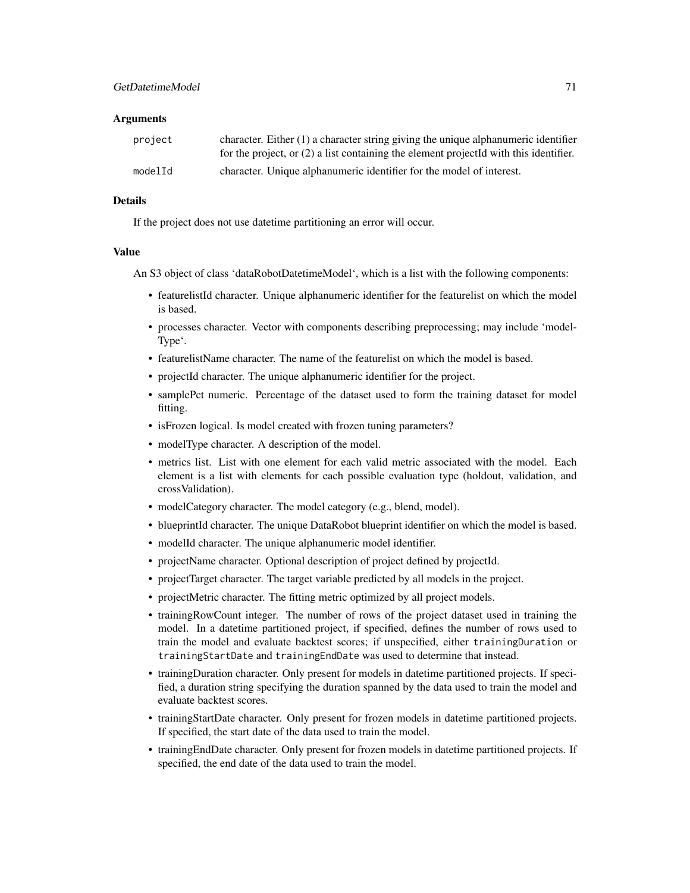### Arguments

| | |
|---|---|
| `project` | character. Either (1) a character string giving the unique alphanumeric identifier for the project, or (2) a list containing the element projectId with this identifier. |
| `modelId` | character. Unique alphanumeric identifier for the model of interest. |

### Details

If the project does not use datetime partitioning an error will occur.

### Value

An S3 object of class 'dataRobotDatetimeModel', which is a list with the following components:

- featurelistId character. Unique alphanumeric identifier for the featurelist on which the model is based.
- processes character. Vector with components describing preprocessing; may include 'modelType'.
- featurelistName character. The name of the featurelist on which the model is based.
- projectId character. The unique alphanumeric identifier for the project.
- samplePct numeric. Percentage of the dataset used to form the training dataset for model fitting.
- isFrozen logical. Is model created with frozen tuning parameters?
- modelType character. A description of the model.
- metrics list. List with one element for each valid metric associated with the model. Each element is a list with elements for each possible evaluation type (holdout, validation, and crossValidation).
- modelCategory character. The model category (e.g., blend, model).
- blueprintId character. The unique DataRobot blueprint identifier on which the model is based.
- modelId character. The unique alphanumeric model identifier.
- projectName character. Optional description of project defined by projectId.
- projectTarget character. The target variable predicted by all models in the project.
- projectMetric character. The fitting metric optimized by all project models.
- trainingRowCount integer. The number of rows of the project dataset used in training the model. In a datetime partitioned project, if specified, defines the number of rows used to train the model and evaluate backtest scores; if unspecified, either `trainingDuration` or `trainingStartDate` and `trainingEndDate` was used to determine that instead.
- trainingDuration character. Only present for models in datetime partitioned projects. If specified, a duration string specifying the duration spanned by the data used to train the model and evaluate backtest scores.
- trainingStartDate character. Only present for frozen models in datetime partitioned projects. If specified, the start date of the data used to train the model.
- trainingEndDate character. Only present for frozen models in datetime partitioned projects. If specified, the end date of the data used to train the model.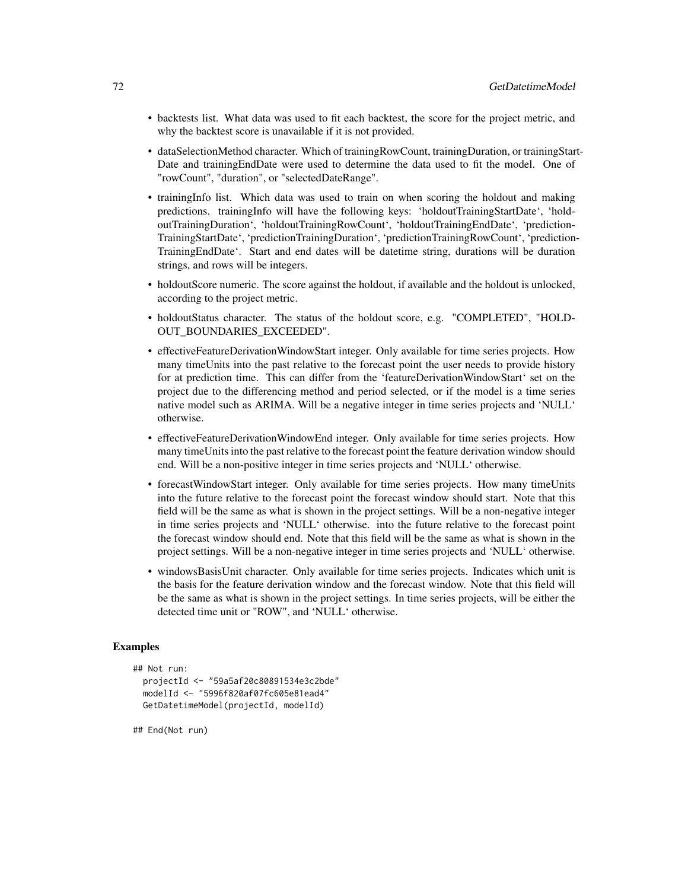- backtests list. What data was used to fit each backtest, the score for the project metric, and why the backtest score is unavailable if it is not provided.
- dataSelectionMethod character. Which of trainingRowCount, trainingDuration, or trainingStartDate and trainingEndDate were used to determine the data used to fit the model. One of "rowCount", "duration", or "selectedDateRange".
- trainingInfo list. Which data was used to train on when scoring the holdout and making predictions. trainingInfo will have the following keys: 'holdoutTrainingStartDate', 'holdoutTrainingDuration', 'holdoutTrainingRowCount', 'holdoutTrainingEndDate', 'predictionTrainingStartDate', 'predictionTrainingDuration', 'predictionTrainingRowCount', 'predictionTrainingEndDate'. Start and end dates will be datetime string, durations will be duration strings, and rows will be integers.
- holdoutScore numeric. The score against the holdout, if available and the holdout is unlocked, according to the project metric.
- holdoutStatus character. The status of the holdout score, e.g. "COMPLETED", "HOLDOUT_BOUNDARIES_EXCEEDED".
- effectiveFeatureDerivationWindowStart integer. Only available for time series projects. How many timeUnits into the past relative to the forecast point the user needs to provide history for at prediction time. This can differ from the 'featureDerivationWindowStart' set on the project due to the differencing method and period selected, or if the model is a time series native model such as ARIMA. Will be a negative integer in time series projects and 'NULL' otherwise.
- effectiveFeatureDerivationWindowEnd integer. Only available for time series projects. How many timeUnits into the past relative to the forecast point the feature derivation window should end. Will be a non-positive integer in time series projects and 'NULL' otherwise.
- forecastWindowStart integer. Only available for time series projects. How many timeUnits into the future relative to the forecast point the forecast window should start. Note that this field will be the same as what is shown in the project settings. Will be a non-negative integer in time series projects and 'NULL' otherwise. into the future relative to the forecast point the forecast window should end. Note that this field will be the same as what is shown in the project settings. Will be a non-negative integer in time series projects and 'NULL' otherwise.
- windowsBasisUnit character. Only available for time series projects. Indicates which unit is the basis for the feature derivation window and the forecast window. Note that this field will be the same as what is shown in the project settings. In time series projects, will be either the detected time unit or "ROW", and 'NULL' otherwise.

## Examples

```
## Not run:
  projectId <- "59a5af20c80891534e3c2bde"
  modelId <- "5996f820af07fc605e81ead4"
  GetDatetimeModel(projectId, modelId)

## End(Not run)
```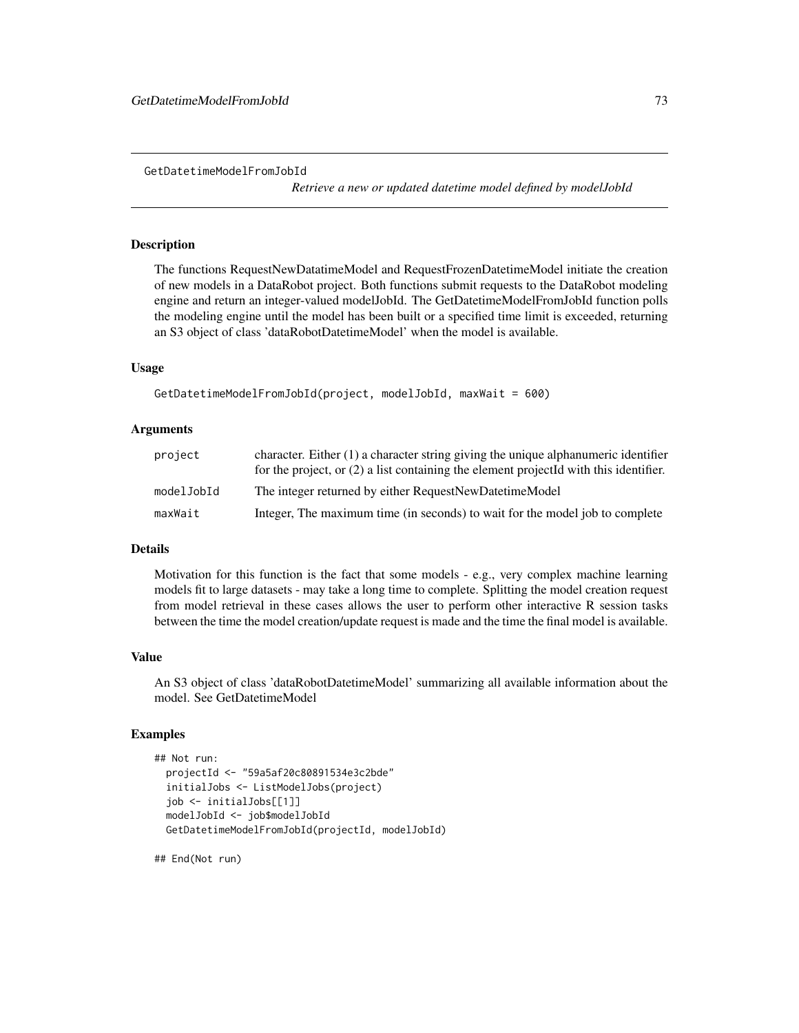## GetDatetimeModelFromJobId

*Retrieve a new or updated datetime model defined by modelJobId*

### Description

The functions RequestNewDatatimeModel and RequestFrozenDatetimeModel initiate the creation of new models in a DataRobot project. Both functions submit requests to the DataRobot modeling engine and return an integer-valued modelJobId. The GetDatetimeModelFromJobId function polls the modeling engine until the model has been built or a specified time limit is exceeded, returning an S3 object of class 'dataRobotDatetimeModel' when the model is available.

### Usage

```
GetDatetimeModelFromJobId(project, modelJobId, maxWait = 600)
```

### Arguments

| | |
|---|---|
| project | character. Either (1) a character string giving the unique alphanumeric identifier for the project, or (2) a list containing the element projectId with this identifier. |
| modelJobId | The integer returned by either RequestNewDatetimeModel |
| maxWait | Integer, The maximum time (in seconds) to wait for the model job to complete |

### Details

Motivation for this function is the fact that some models - e.g., very complex machine learning models fit to large datasets - may take a long time to complete. Splitting the model creation request from model retrieval in these cases allows the user to perform other interactive R session tasks between the time the model creation/update request is made and the time the final model is available.

### Value

An S3 object of class 'dataRobotDatetimeModel' summarizing all available information about the model. See GetDatetimeModel

### Examples

```
## Not run:
  projectId <- "59a5af20c80891534e3c2bde"
  initialJobs <- ListModelJobs(project)
  job <- initialJobs[[1]]
  modelJobId <- job$modelJobId
  GetDatetimeModelFromJobId(projectId, modelJobId)

## End(Not run)
```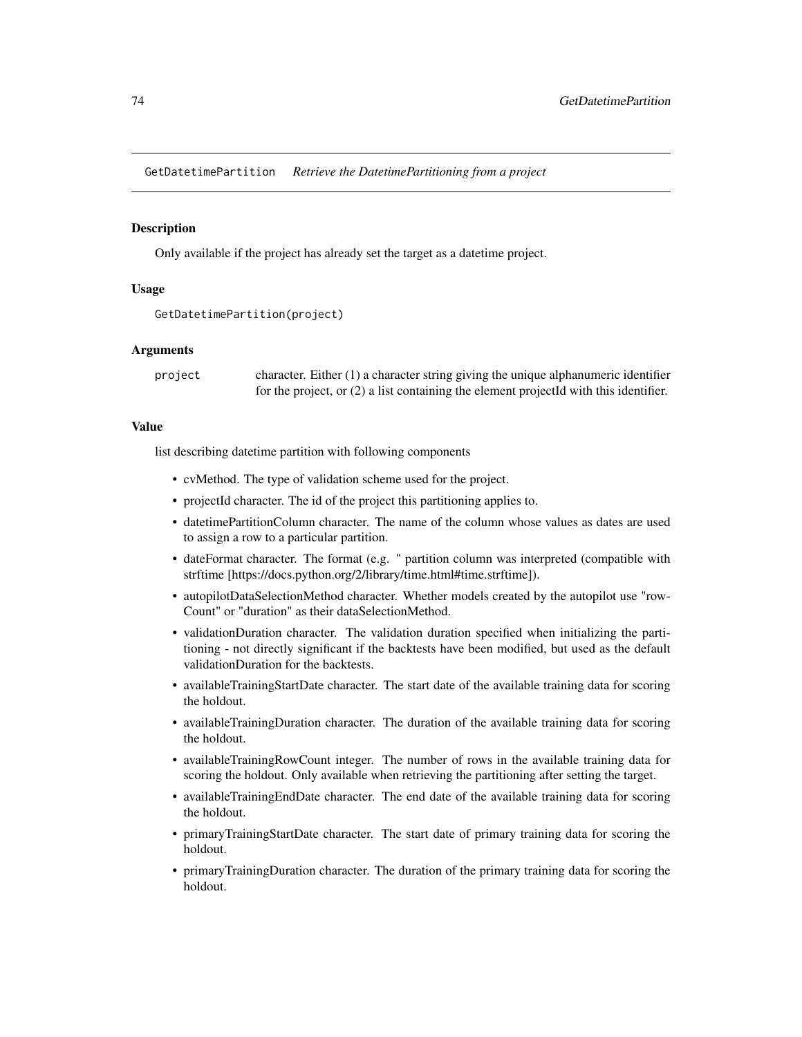GetDatetimePartition    *Retrieve the DatetimePartitioning from a project*

### Description

Only available if the project has already set the target as a datetime project.

### Usage

```
GetDatetimePartition(project)
```

### Arguments

| | |
|---|---|
| project | character. Either (1) a character string giving the unique alphanumeric identifier for the project, or (2) a list containing the element projectId with this identifier. |

### Value

list describing datetime partition with following components

- cvMethod. The type of validation scheme used for the project.
- projectId character. The id of the project this partitioning applies to.
- datetimePartitionColumn character. The name of the column whose values as dates are used to assign a row to a particular partition.
- dateFormat character. The format (e.g. " partition column was interpreted (compatible with strftime [https://docs.python.org/2/library/time.html#time.strftime]).
- autopilotDataSelectionMethod character. Whether models created by the autopilot use "rowCount" or "duration" as their dataSelectionMethod.
- validationDuration character. The validation duration specified when initializing the partitioning - not directly significant if the backtests have been modified, but used as the default validationDuration for the backtests.
- availableTrainingStartDate character. The start date of the available training data for scoring the holdout.
- availableTrainingDuration character. The duration of the available training data for scoring the holdout.
- availableTrainingRowCount integer. The number of rows in the available training data for scoring the holdout. Only available when retrieving the partitioning after setting the target.
- availableTrainingEndDate character. The end date of the available training data for scoring the holdout.
- primaryTrainingStartDate character. The start date of primary training data for scoring the holdout.
- primaryTrainingDuration character. The duration of the primary training data for scoring the holdout.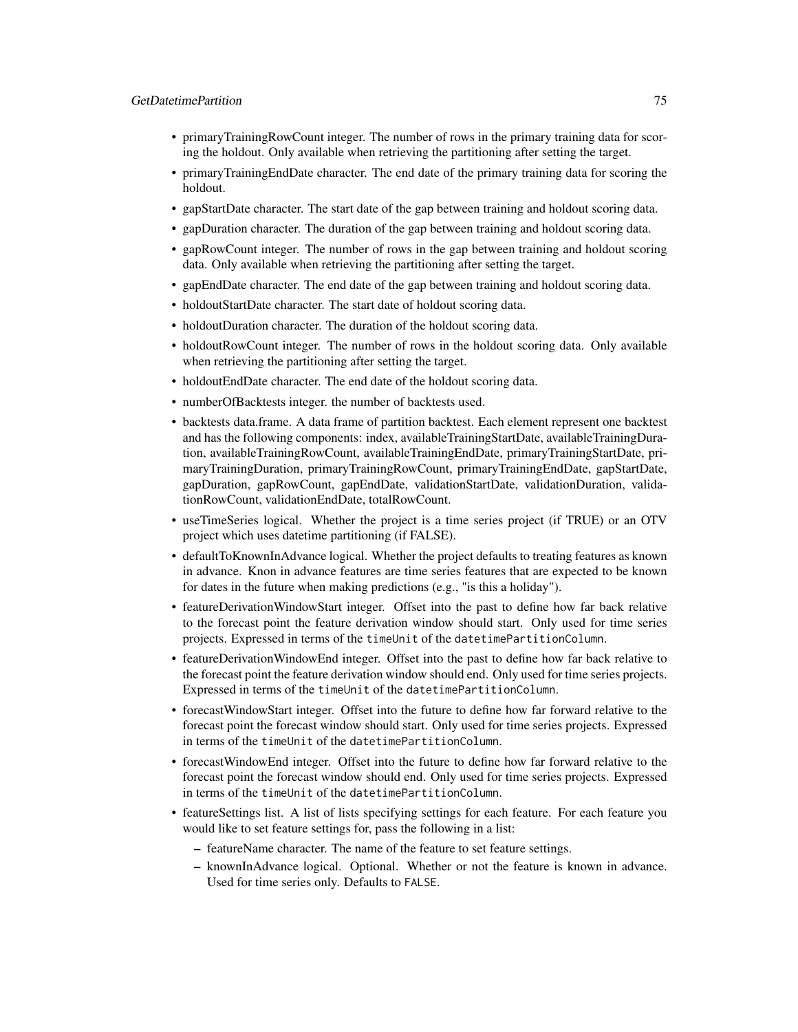- primaryTrainingRowCount integer. The number of rows in the primary training data for scoring the holdout. Only available when retrieving the partitioning after setting the target.
- primaryTrainingEndDate character. The end date of the primary training data for scoring the holdout.
- gapStartDate character. The start date of the gap between training and holdout scoring data.
- gapDuration character. The duration of the gap between training and holdout scoring data.
- gapRowCount integer. The number of rows in the gap between training and holdout scoring data. Only available when retrieving the partitioning after setting the target.
- gapEndDate character. The end date of the gap between training and holdout scoring data.
- holdoutStartDate character. The start date of holdout scoring data.
- holdoutDuration character. The duration of the holdout scoring data.
- holdoutRowCount integer. The number of rows in the holdout scoring data. Only available when retrieving the partitioning after setting the target.
- holdoutEndDate character. The end date of the holdout scoring data.
- numberOfBacktests integer. the number of backtests used.
- backtests data.frame. A data frame of partition backtest. Each element represent one backtest and has the following components: index, availableTrainingStartDate, availableTrainingDuration, availableTrainingRowCount, availableTrainingEndDate, primaryTrainingStartDate, primaryTrainingDuration, primaryTrainingRowCount, primaryTrainingEndDate, gapStartDate, gapDuration, gapRowCount, gapEndDate, validationStartDate, validationDuration, validationRowCount, validationEndDate, totalRowCount.
- useTimeSeries logical. Whether the project is a time series project (if TRUE) or an OTV project which uses datetime partitioning (if FALSE).
- defaultToKnownInAdvance logical. Whether the project defaults to treating features as known in advance. Knon in advance features are time series features that are expected to be known for dates in the future when making predictions (e.g., "is this a holiday").
- featureDerivationWindowStart integer. Offset into the past to define how far back relative to the forecast point the feature derivation window should start. Only used for time series projects. Expressed in terms of the `timeUnit` of the `datetimePartitionColumn`.
- featureDerivationWindowEnd integer. Offset into the past to define how far back relative to the forecast point the feature derivation window should end. Only used for time series projects. Expressed in terms of the `timeUnit` of the `datetimePartitionColumn`.
- forecastWindowStart integer. Offset into the future to define how far forward relative to the forecast point the forecast window should start. Only used for time series projects. Expressed in terms of the `timeUnit` of the `datetimePartitionColumn`.
- forecastWindowEnd integer. Offset into the future to define how far forward relative to the forecast point the forecast window should end. Only used for time series projects. Expressed in terms of the `timeUnit` of the `datetimePartitionColumn`.
- featureSettings list. A list of lists specifying settings for each feature. For each feature you would like to set feature settings for, pass the following in a list:
  - featureName character. The name of the feature to set feature settings.
  - knownInAdvance logical. Optional. Whether or not the feature is known in advance. Used for time series only. Defaults to `FALSE`.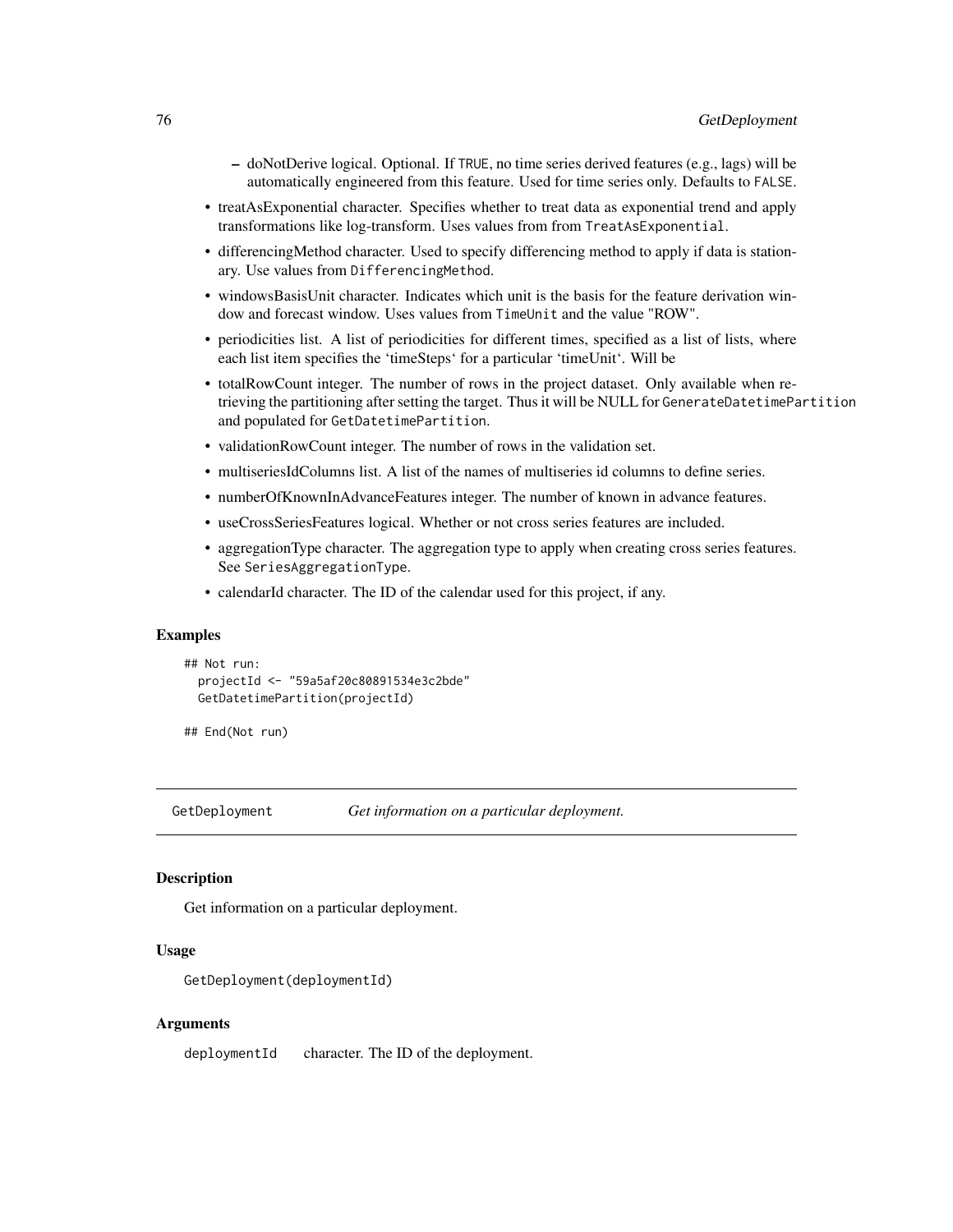- doNotDerive logical. Optional. If TRUE, no time series derived features (e.g., lags) will be automatically engineered from this feature. Used for time series only. Defaults to FALSE.
- treatAsExponential character. Specifies whether to treat data as exponential trend and apply transformations like log-transform. Uses values from from TreatAsExponential.
- differencingMethod character. Used to specify differencing method to apply if data is stationary. Use values from DifferencingMethod.
- windowsBasisUnit character. Indicates which unit is the basis for the feature derivation window and forecast window. Uses values from TimeUnit and the value "ROW".
- periodicities list. A list of periodicities for different times, specified as a list of lists, where each list item specifies the 'timeSteps' for a particular 'timeUnit'. Will be
- totalRowCount integer. The number of rows in the project dataset. Only available when retrieving the partitioning after setting the target. Thus it will be NULL for GenerateDatetimePartition and populated for GetDatetimePartition.
- validationRowCount integer. The number of rows in the validation set.
- multiseriesIdColumns list. A list of the names of multiseries id columns to define series.
- numberOfKnownInAdvanceFeatures integer. The number of known in advance features.
- useCrossSeriesFeatures logical. Whether or not cross series features are included.
- aggregationType character. The aggregation type to apply when creating cross series features. See SeriesAggregationType.
- calendarId character. The ID of the calendar used for this project, if any.

### Examples

```
## Not run:
  projectId <- "59a5af20c80891534e3c2bde"
  GetDatetimePartition(projectId)

## End(Not run)
```

## GetDeployment    *Get information on a particular deployment.*

### Description

Get information on a particular deployment.

### Usage

```
GetDeployment(deploymentId)
```

### Arguments

deploymentId    character. The ID of the deployment.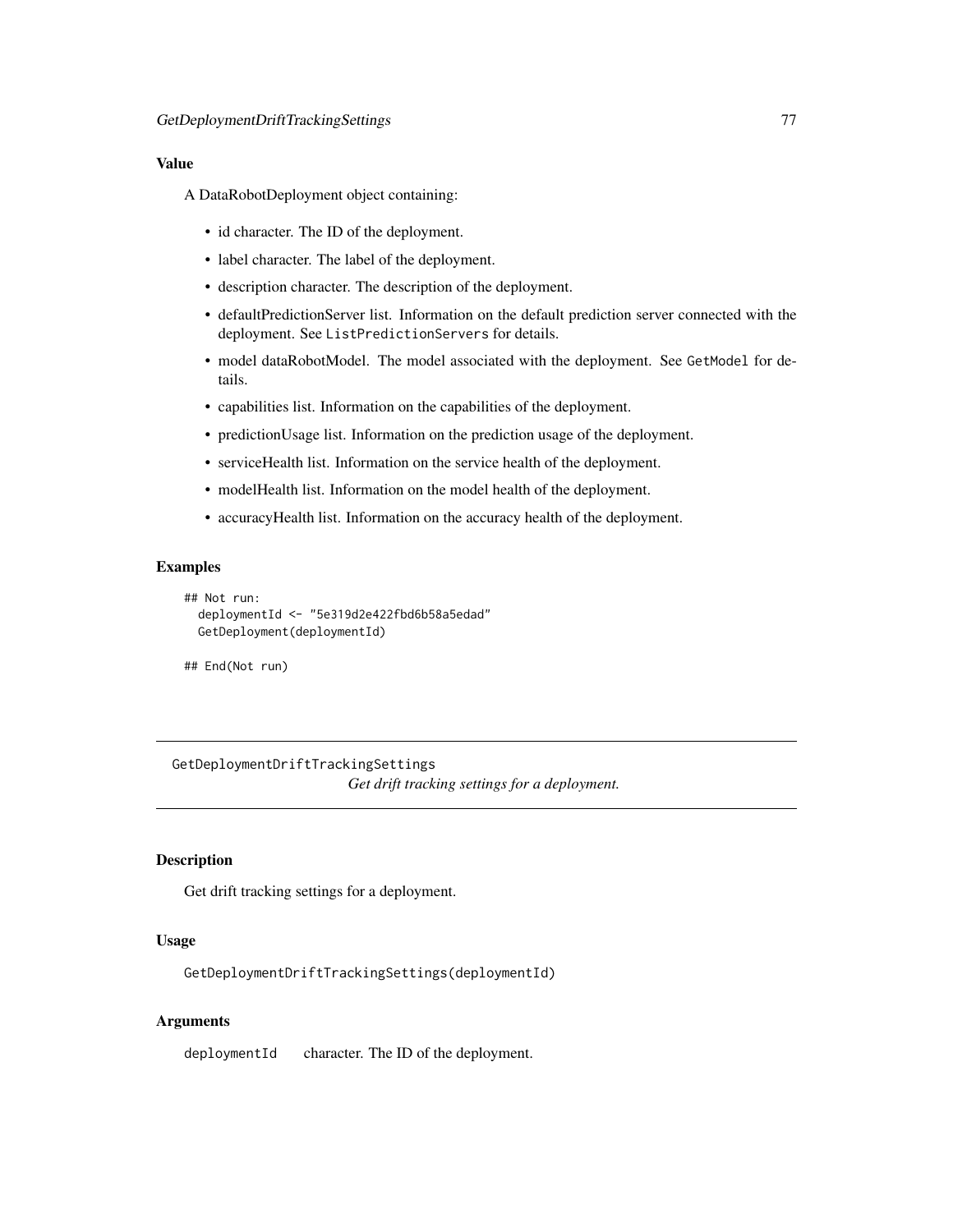### Value

A DataRobotDeployment object containing:

- id character. The ID of the deployment.
- label character. The label of the deployment.
- description character. The description of the deployment.
- defaultPredictionServer list. Information on the default prediction server connected with the deployment. See `ListPredictionServers` for details.
- model dataRobotModel. The model associated with the deployment. See `GetModel` for details.
- capabilities list. Information on the capabilities of the deployment.
- predictionUsage list. Information on the prediction usage of the deployment.
- serviceHealth list. Information on the service health of the deployment.
- modelHealth list. Information on the model health of the deployment.
- accuracyHealth list. Information on the accuracy health of the deployment.

### Examples

```
## Not run:
  deploymentId <- "5e319d2e422fbd6b58a5edad"
  GetDeployment(deploymentId)

## End(Not run)
```

---

## GetDeploymentDriftTrackingSettings

*Get drift tracking settings for a deployment.*

---

### Description

Get drift tracking settings for a deployment.

### Usage

```
GetDeploymentDriftTrackingSettings(deploymentId)
```

### Arguments

| | |
|---|---|
| `deploymentId` | character. The ID of the deployment. |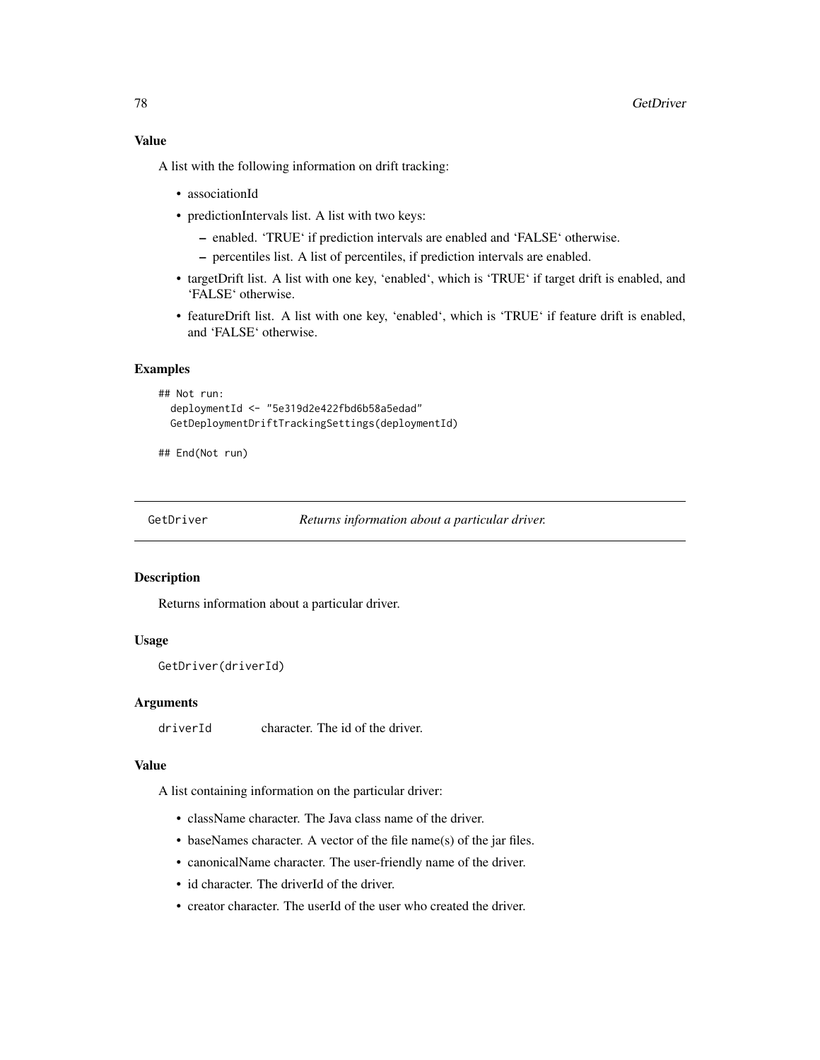### Value

A list with the following information on drift tracking:

- associationId
- predictionIntervals list. A list with two keys:
  - enabled. 'TRUE' if prediction intervals are enabled and 'FALSE' otherwise.
  - percentiles list. A list of percentiles, if prediction intervals are enabled.
- targetDrift list. A list with one key, 'enabled', which is 'TRUE' if target drift is enabled, and 'FALSE' otherwise.
- featureDrift list. A list with one key, 'enabled', which is 'TRUE' if feature drift is enabled, and 'FALSE' otherwise.

### Examples

```
## Not run:
  deploymentId <- "5e319d2e422fbd6b58a5edad"
  GetDeploymentDriftTrackingSettings(deploymentId)

## End(Not run)
```

## GetDriver — *Returns information about a particular driver.*

### Description

Returns information about a particular driver.

### Usage

```
GetDriver(driverId)
```

### Arguments

| | |
|---|---|
| `driverId` | character. The id of the driver. |

### Value

A list containing information on the particular driver:

- className character. The Java class name of the driver.
- baseNames character. A vector of the file name(s) of the jar files.
- canonicalName character. The user-friendly name of the driver.
- id character. The driverId of the driver.
- creator character. The userId of the user who created the driver.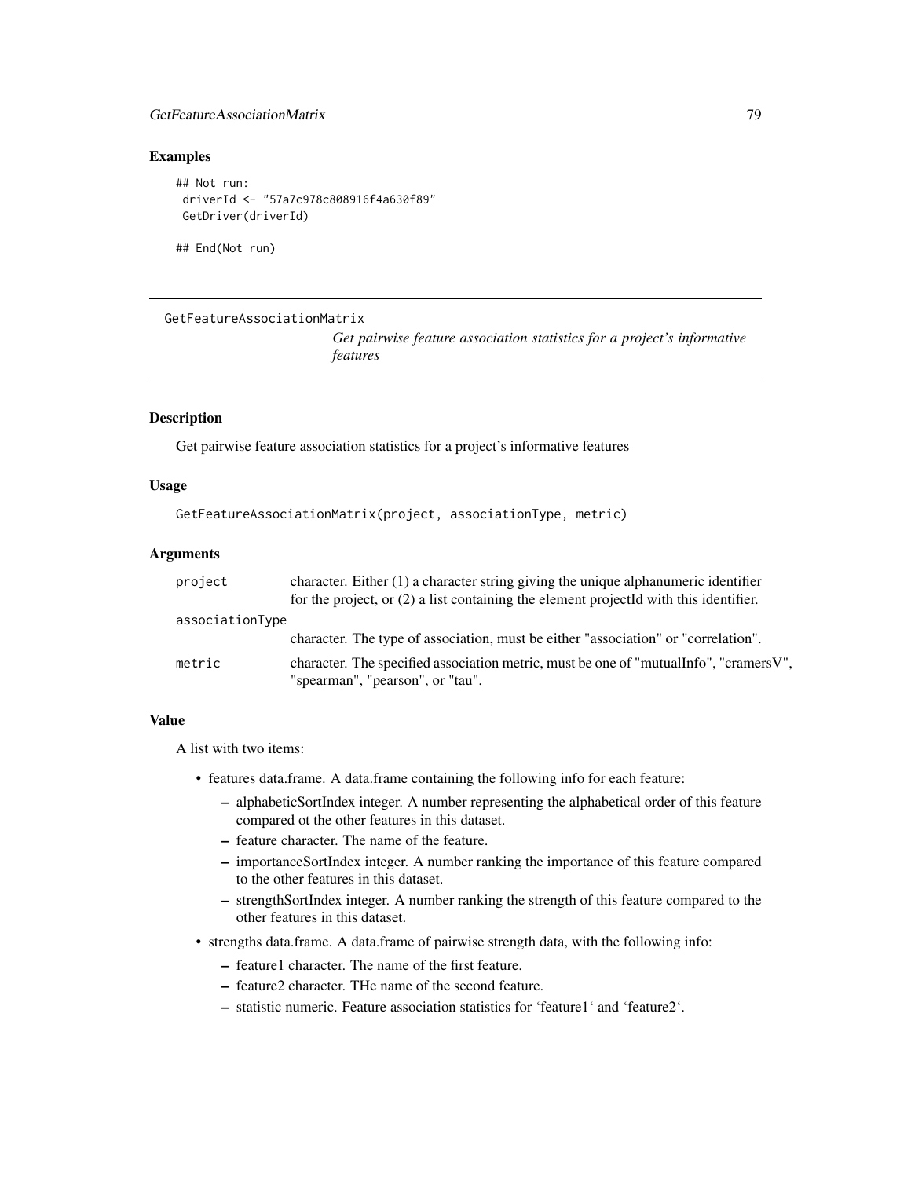## Examples

```
## Not run:
 driverId <- "57a7c978c808916f4a630f89"
 GetDriver(driverId)

## End(Not run)
```

---

`GetFeatureAssociationMatrix`

*Get pairwise feature association statistics for a project's informative features*

---

### Description

Get pairwise feature association statistics for a project's informative features

### Usage

```
GetFeatureAssociationMatrix(project, associationType, metric)
```

### Arguments

| | |
|---|---|
| `project` | character. Either (1) a character string giving the unique alphanumeric identifier for the project, or (2) a list containing the element projectId with this identifier. |
| `associationType` | character. The type of association, must be either "association" or "correlation". |
| `metric` | character. The specified association metric, must be one of "mutualInfo", "cramersV", "spearman", "pearson", or "tau". |

### Value

A list with two items:

- features data.frame. A data.frame containing the following info for each feature:
  - alphabeticSortIndex integer. A number representing the alphabetical order of this feature compared ot the other features in this dataset.
  - feature character. The name of the feature.
  - importanceSortIndex integer. A number ranking the importance of this feature compared to the other features in this dataset.
  - strengthSortIndex integer. A number ranking the strength of this feature compared to the other features in this dataset.
- strengths data.frame. A data.frame of pairwise strength data, with the following info:
  - feature1 character. The name of the first feature.
  - feature2 character. THe name of the second feature.
  - statistic numeric. Feature association statistics for 'feature1' and 'feature2'.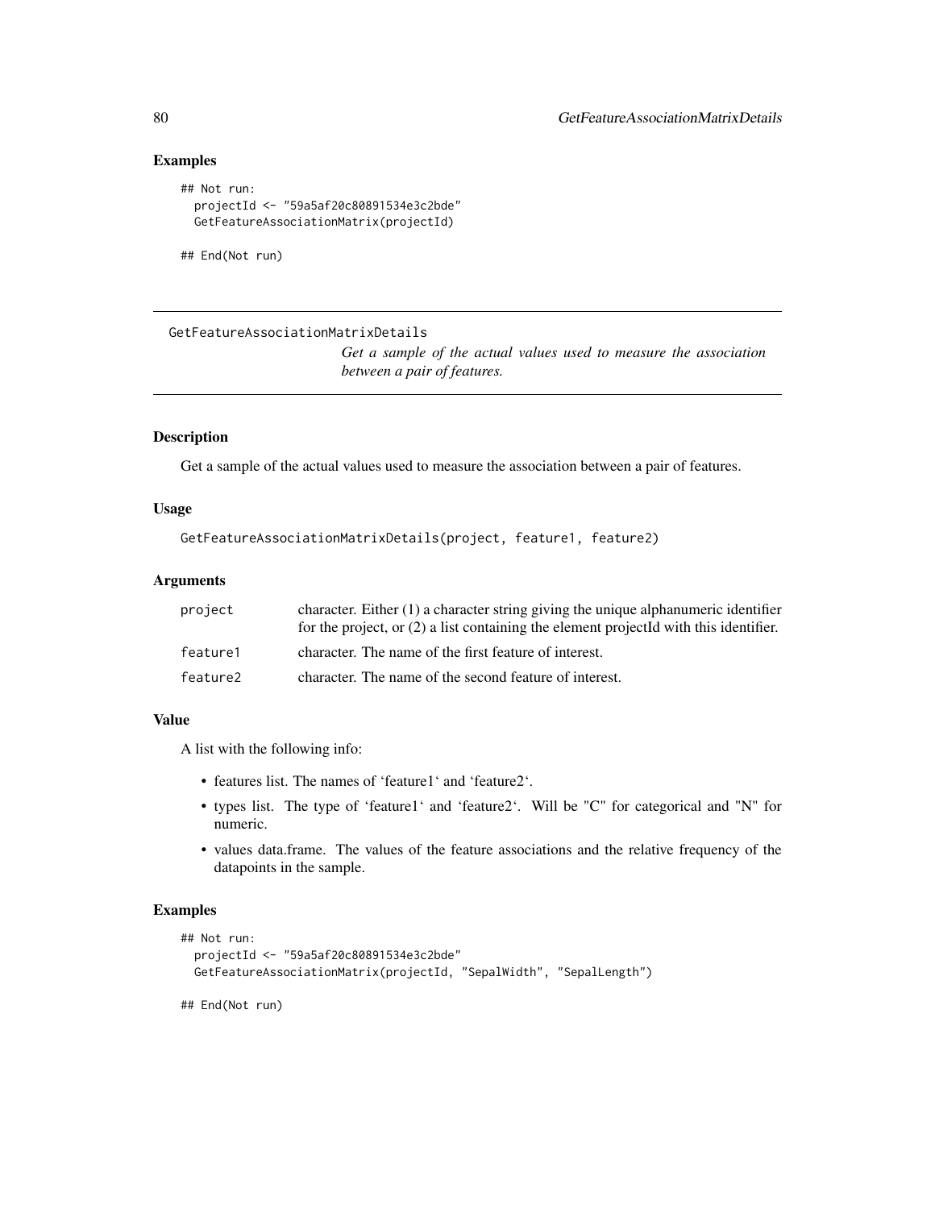## Examples

```
## Not run:
  projectId <- "59a5af20c80891534e3c2bde"
  GetFeatureAssociationMatrix(projectId)

## End(Not run)
```

---

# GetFeatureAssociationMatrixDetails

*Get a sample of the actual values used to measure the association between a pair of features.*

---

## Description

Get a sample of the actual values used to measure the association between a pair of features.

## Usage

```
GetFeatureAssociationMatrixDetails(project, feature1, feature2)
```

## Arguments

| | |
|---|---|
| project | character. Either (1) a character string giving the unique alphanumeric identifier for the project, or (2) a list containing the element projectId with this identifier. |
| feature1 | character. The name of the first feature of interest. |
| feature2 | character. The name of the second feature of interest. |

## Value

A list with the following info:

- features list. The names of ‘feature1‘ and ‘feature2‘.
- types list. The type of ‘feature1‘ and ‘feature2‘. Will be "C" for categorical and "N" for numeric.
- values data.frame. The values of the feature associations and the relative frequency of the datapoints in the sample.

## Examples

```
## Not run:
  projectId <- "59a5af20c80891534e3c2bde"
  GetFeatureAssociationMatrix(projectId, "SepalWidth", "SepalLength")

## End(Not run)
```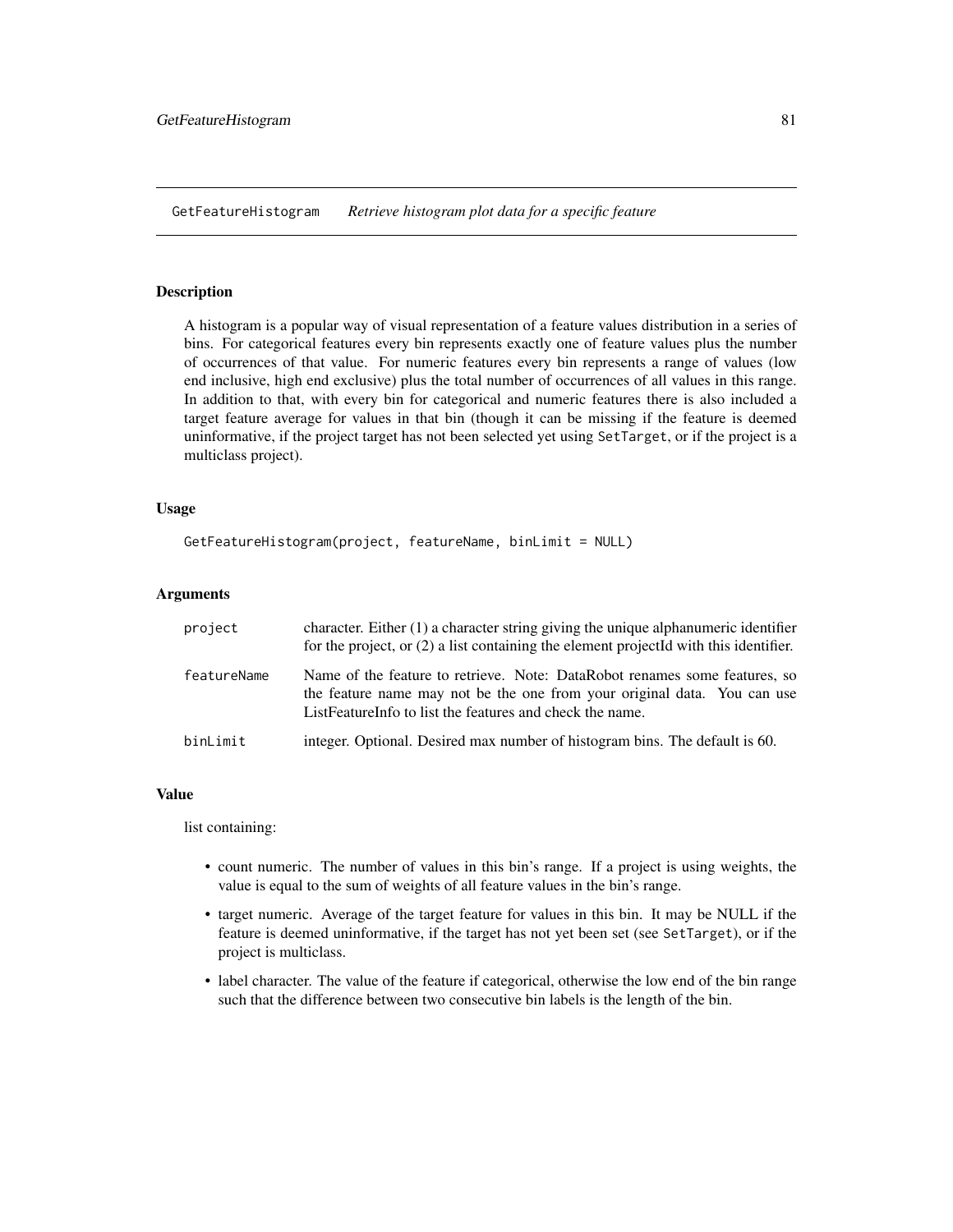## GetFeatureHistogram *Retrieve histogram plot data for a specific feature*

### Description

A histogram is a popular way of visual representation of a feature values distribution in a series of bins. For categorical features every bin represents exactly one of feature values plus the number of occurrences of that value. For numeric features every bin represents a range of values (low end inclusive, high end exclusive) plus the total number of occurrences of all values in this range. In addition to that, with every bin for categorical and numeric features there is also included a target feature average for values in that bin (though it can be missing if the feature is deemed uninformative, if the project target has not been selected yet using `SetTarget`, or if the project is a multiclass project).

### Usage

```
GetFeatureHistogram(project, featureName, binLimit = NULL)
```

### Arguments

| | |
|---|---|
| `project` | character. Either (1) a character string giving the unique alphanumeric identifier for the project, or (2) a list containing the element projectId with this identifier. |
| `featureName` | Name of the feature to retrieve. Note: DataRobot renames some features, so the feature name may not be the one from your original data. You can use ListFeatureInfo to list the features and check the name. |
| `binLimit` | integer. Optional. Desired max number of histogram bins. The default is 60. |

### Value

list containing:

- count numeric. The number of values in this bin's range. If a project is using weights, the value is equal to the sum of weights of all feature values in the bin's range.
- target numeric. Average of the target feature for values in this bin. It may be NULL if the feature is deemed uninformative, if the target has not yet been set (see `SetTarget`), or if the project is multiclass.
- label character. The value of the feature if categorical, otherwise the low end of the bin range such that the difference between two consecutive bin labels is the length of the bin.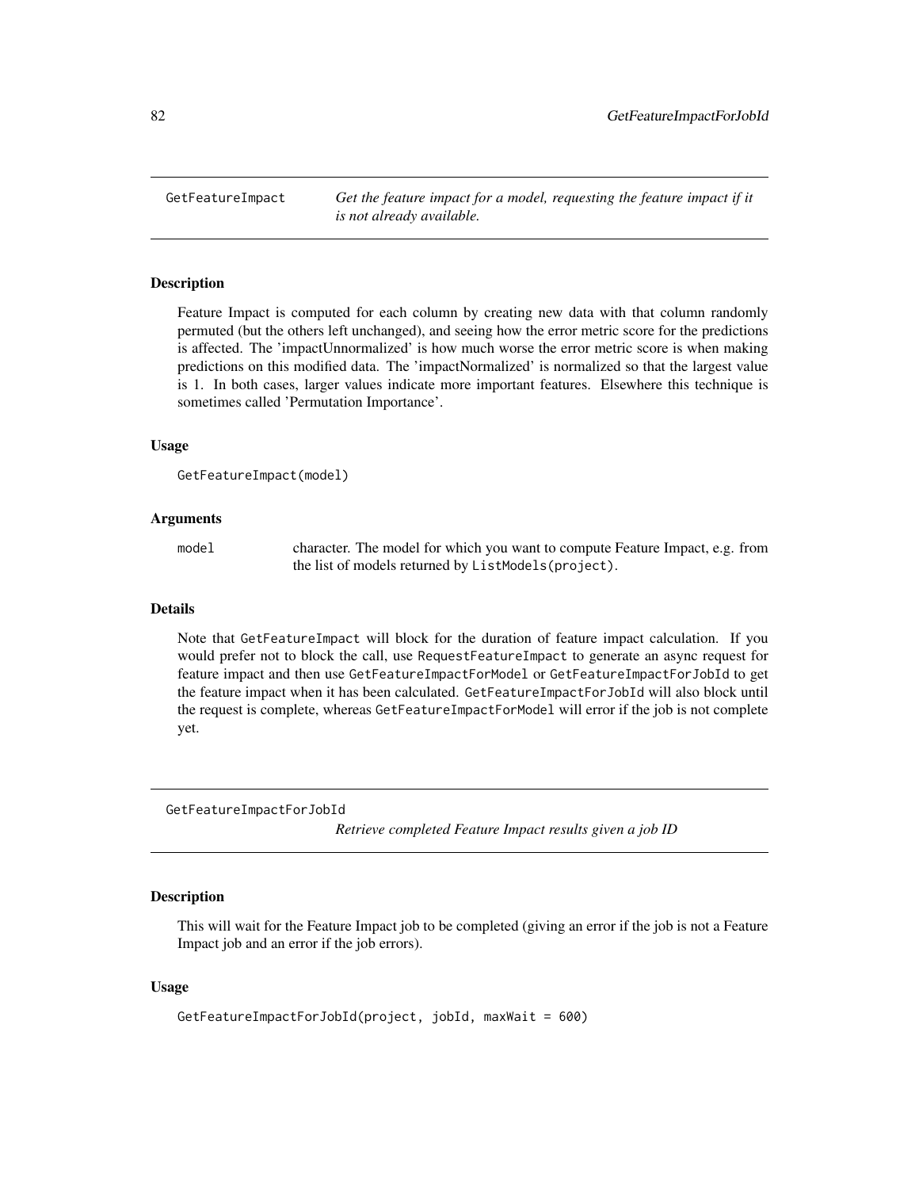## GetFeatureImpact

*Get the feature impact for a model, requesting the feature impact if it is not already available.*

### Description

Feature Impact is computed for each column by creating new data with that column randomly permuted (but the others left unchanged), and seeing how the error metric score for the predictions is affected. The 'impactUnnormalized' is how much worse the error metric score is when making predictions on this modified data. The 'impactNormalized' is normalized so that the largest value is 1. In both cases, larger values indicate more important features. Elsewhere this technique is sometimes called 'Permutation Importance'.

### Usage

```
GetFeatureImpact(model)
```

### Arguments

| | |
|---|---|
| model | character. The model for which you want to compute Feature Impact, e.g. from the list of models returned by `ListModels(project)`. |

### Details

Note that `GetFeatureImpact` will block for the duration of feature impact calculation. If you would prefer not to block the call, use `RequestFeatureImpact` to generate an async request for feature impact and then use `GetFeatureImpactForModel` or `GetFeatureImpactForJobId` to get the feature impact when it has been calculated. `GetFeatureImpactForJobId` will also block until the request is complete, whereas `GetFeatureImpactForModel` will error if the job is not complete yet.

## GetFeatureImpactForJobId

*Retrieve completed Feature Impact results given a job ID*

### Description

This will wait for the Feature Impact job to be completed (giving an error if the job is not a Feature Impact job and an error if the job errors).

### Usage

```
GetFeatureImpactForJobId(project, jobId, maxWait = 600)
```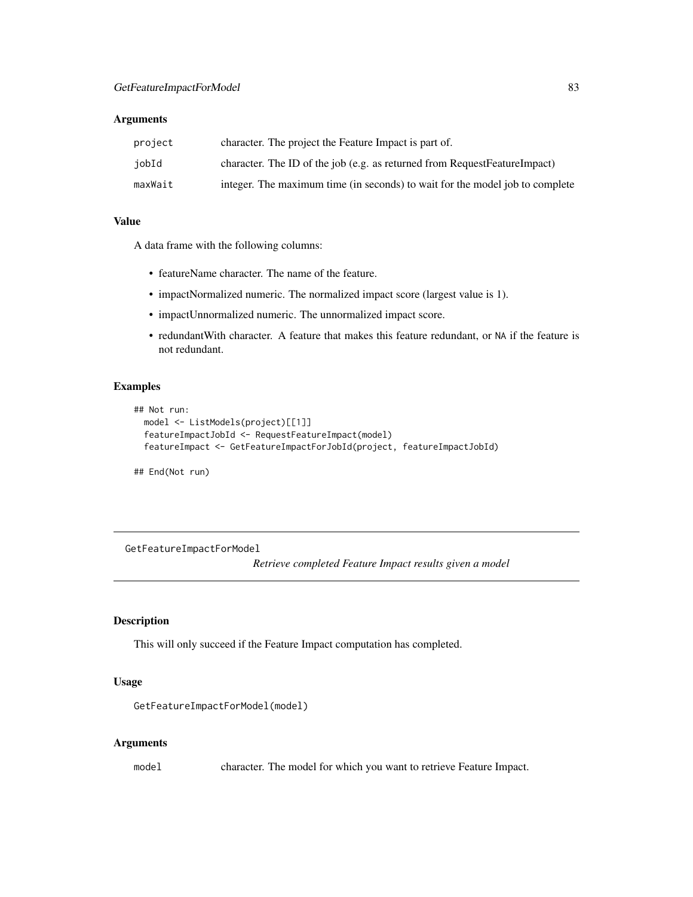### Arguments

| | |
|---|---|
| `project` | character. The project the Feature Impact is part of. |
| `jobId` | character. The ID of the job (e.g. as returned from RequestFeatureImpact) |
| `maxWait` | integer. The maximum time (in seconds) to wait for the model job to complete |

### Value

A data frame with the following columns:

- featureName character. The name of the feature.
- impactNormalized numeric. The normalized impact score (largest value is 1).
- impactUnnormalized numeric. The unnormalized impact score.
- redundantWith character. A feature that makes this feature redundant, or `NA` if the feature is not redundant.

### Examples

```
## Not run:
  model <- ListModels(project)[[1]]
  featureImpactJobId <- RequestFeatureImpact(model)
  featureImpact <- GetFeatureImpactForJobId(project, featureImpactJobId)

## End(Not run)
```

---

## GetFeatureImpactForModel

*Retrieve completed Feature Impact results given a model*

---

### Description

This will only succeed if the Feature Impact computation has completed.

### Usage

```
GetFeatureImpactForModel(model)
```

### Arguments

| | |
|---|---|
| `model` | character. The model for which you want to retrieve Feature Impact. |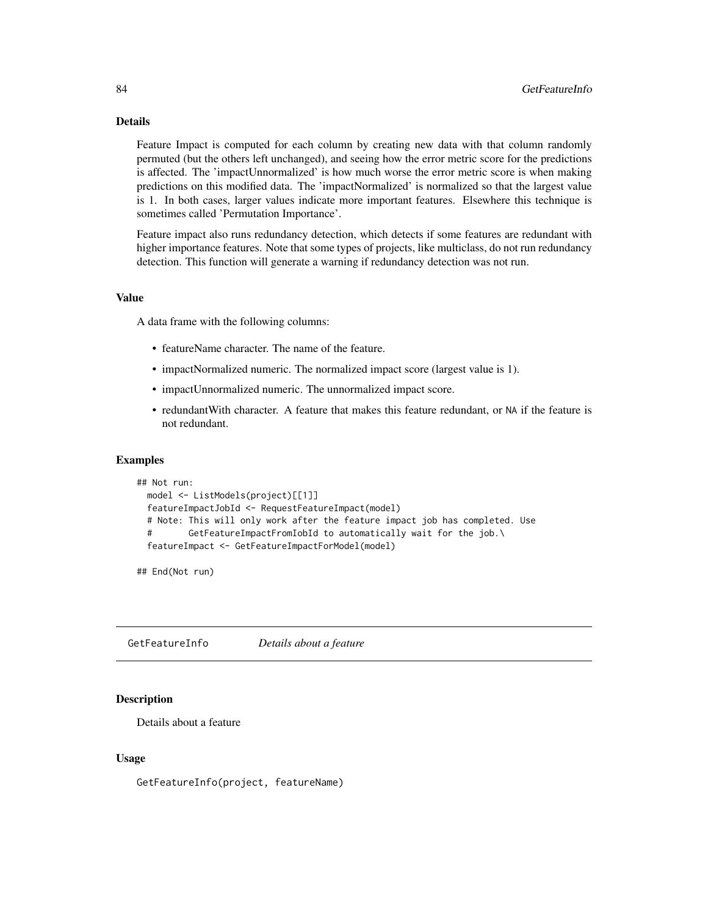### Details

Feature Impact is computed for each column by creating new data with that column randomly permuted (but the others left unchanged), and seeing how the error metric score for the predictions is affected. The 'impactUnnormalized' is how much worse the error metric score is when making predictions on this modified data. The 'impactNormalized' is normalized so that the largest value is 1. In both cases, larger values indicate more important features. Elsewhere this technique is sometimes called 'Permutation Importance'.

Feature impact also runs redundancy detection, which detects if some features are redundant with higher importance features. Note that some types of projects, like multiclass, do not run redundancy detection. This function will generate a warning if redundancy detection was not run.

### Value

A data frame with the following columns:

- featureName character. The name of the feature.
- impactNormalized numeric. The normalized impact score (largest value is 1).
- impactUnnormalized numeric. The unnormalized impact score.
- redundantWith character. A feature that makes this feature redundant, or NA if the feature is not redundant.

### Examples

```
## Not run:
  model <- ListModels(project)[[1]]
  featureImpactJobId <- RequestFeatureImpact(model)
  # Note: This will only work after the feature impact job has completed. Use
  #       GetFeatureImpactFromJobId to automatically wait for the job.\
  featureImpact <- GetFeatureImpactForModel(model)

## End(Not run)
```

---

## GetFeatureInfo *Details about a feature*

### Description

Details about a feature

### Usage

```
GetFeatureInfo(project, featureName)
```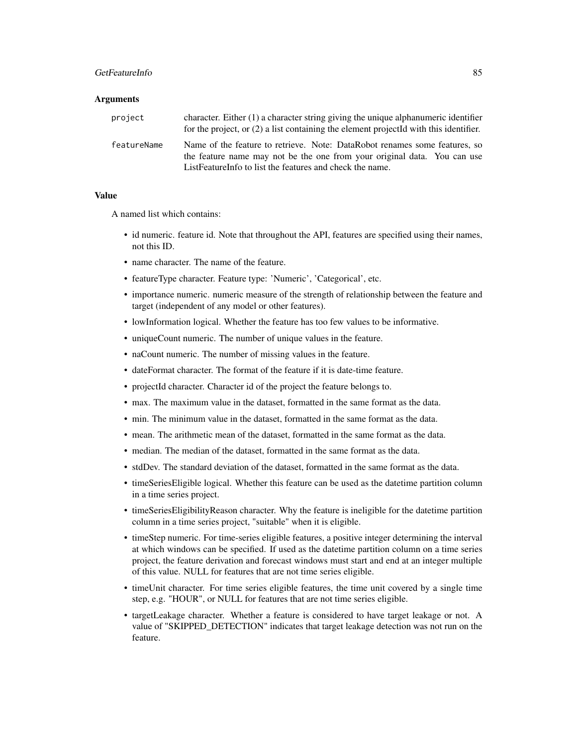### Arguments

| | |
|---|---|
| `project` | character. Either (1) a character string giving the unique alphanumeric identifier for the project, or (2) a list containing the element projectId with this identifier. |
| `featureName` | Name of the feature to retrieve. Note: DataRobot renames some features, so the feature name may not be the one from your original data. You can use ListFeatureInfo to list the features and check the name. |

### Value

A named list which contains:

- id numeric. feature id. Note that throughout the API, features are specified using their names, not this ID.
- name character. The name of the feature.
- featureType character. Feature type: 'Numeric', 'Categorical', etc.
- importance numeric. numeric measure of the strength of relationship between the feature and target (independent of any model or other features).
- lowInformation logical. Whether the feature has too few values to be informative.
- uniqueCount numeric. The number of unique values in the feature.
- naCount numeric. The number of missing values in the feature.
- dateFormat character. The format of the feature if it is date-time feature.
- projectId character. Character id of the project the feature belongs to.
- max. The maximum value in the dataset, formatted in the same format as the data.
- min. The minimum value in the dataset, formatted in the same format as the data.
- mean. The arithmetic mean of the dataset, formatted in the same format as the data.
- median. The median of the dataset, formatted in the same format as the data.
- stdDev. The standard deviation of the dataset, formatted in the same format as the data.
- timeSeriesEligible logical. Whether this feature can be used as the datetime partition column in a time series project.
- timeSeriesEligibilityReason character. Why the feature is ineligible for the datetime partition column in a time series project, "suitable" when it is eligible.
- timeStep numeric. For time-series eligible features, a positive integer determining the interval at which windows can be specified. If used as the datetime partition column on a time series project, the feature derivation and forecast windows must start and end at an integer multiple of this value. NULL for features that are not time series eligible.
- timeUnit character. For time series eligible features, the time unit covered by a single time step, e.g. "HOUR", or NULL for features that are not time series eligible.
- targetLeakage character. Whether a feature is considered to have target leakage or not. A value of "SKIPPED_DETECTION" indicates that target leakage detection was not run on the feature.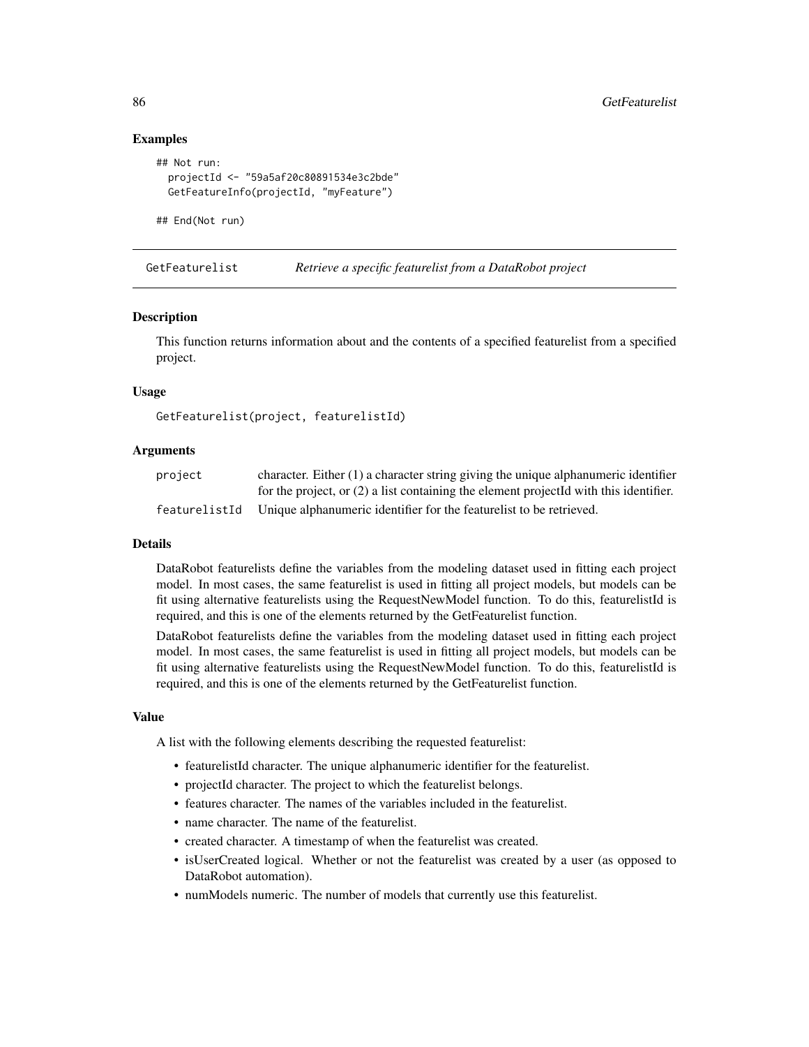### Examples

```
## Not run:
  projectId <- "59a5af20c80891534e3c2bde"
  GetFeatureInfo(projectId, "myFeature")

## End(Not run)
```

## GetFeaturelist *Retrieve a specific featurelist from a DataRobot project*

### Description

This function returns information about and the contents of a specified featurelist from a specified project.

### Usage

```
GetFeaturelist(project, featurelistId)
```

### Arguments

| | |
|---|---|
| `project` | character. Either (1) a character string giving the unique alphanumeric identifier for the project, or (2) a list containing the element projectId with this identifier. |
| `featurelistId` | Unique alphanumeric identifier for the featurelist to be retrieved. |

### Details

DataRobot featurelists define the variables from the modeling dataset used in fitting each project model. In most cases, the same featurelist is used in fitting all project models, but models can be fit using alternative featurelists using the RequestNewModel function. To do this, featurelistId is required, and this is one of the elements returned by the GetFeaturelist function.

DataRobot featurelists define the variables from the modeling dataset used in fitting each project model. In most cases, the same featurelist is used in fitting all project models, but models can be fit using alternative featurelists using the RequestNewModel function. To do this, featurelistId is required, and this is one of the elements returned by the GetFeaturelist function.

### Value

A list with the following elements describing the requested featurelist:

- featurelistId character. The unique alphanumeric identifier for the featurelist.
- projectId character. The project to which the featurelist belongs.
- features character. The names of the variables included in the featurelist.
- name character. The name of the featurelist.
- created character. A timestamp of when the featurelist was created.
- isUserCreated logical. Whether or not the featurelist was created by a user (as opposed to DataRobot automation).
- numModels numeric. The number of models that currently use this featurelist.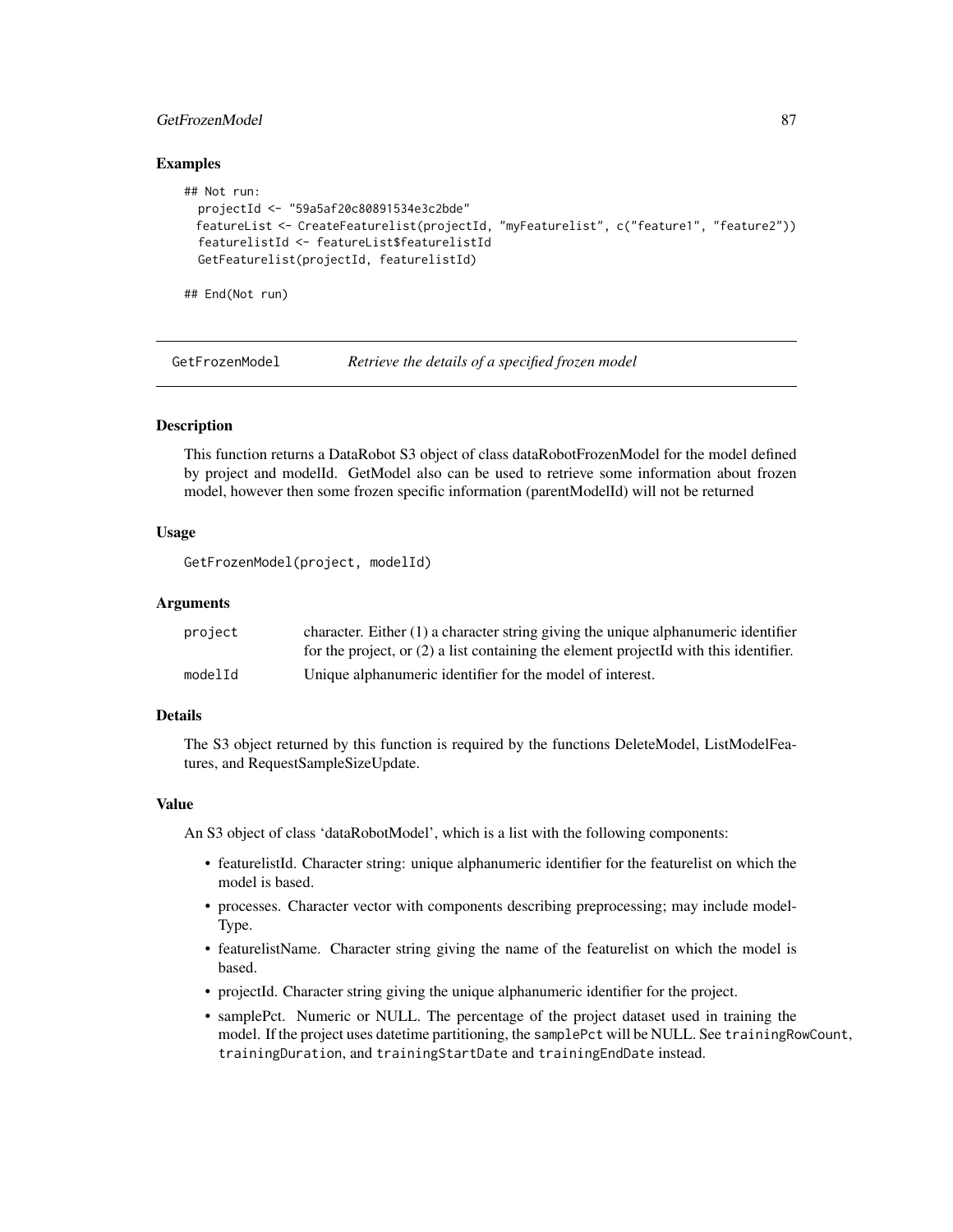### Examples

```
## Not run:
  projectId <- "59a5af20c80891534e3c2bde"
  featureList <- CreateFeaturelist(projectId, "myFeaturelist", c("feature1", "feature2"))
  featurelistId <- featureList$featurelistId
  GetFeaturelist(projectId, featurelistId)

## End(Not run)
```

## GetFrozenModel *Retrieve the details of a specified frozen model*

### Description

This function returns a DataRobot S3 object of class dataRobotFrozenModel for the model defined by project and modelId. GetModel also can be used to retrieve some information about frozen model, however then some frozen specific information (parentModelId) will not be returned

### Usage

```
GetFrozenModel(project, modelId)
```

### Arguments

| | |
|---|---|
| project | character. Either (1) a character string giving the unique alphanumeric identifier for the project, or (2) a list containing the element projectId with this identifier. |
| modelId | Unique alphanumeric identifier for the model of interest. |

### Details

The S3 object returned by this function is required by the functions DeleteModel, ListModelFeatures, and RequestSampleSizeUpdate.

### Value

An S3 object of class 'dataRobotModel', which is a list with the following components:

- featurelistId. Character string: unique alphanumeric identifier for the featurelist on which the model is based.
- processes. Character vector with components describing preprocessing; may include modelType.
- featurelistName. Character string giving the name of the featurelist on which the model is based.
- projectId. Character string giving the unique alphanumeric identifier for the project.
- samplePct. Numeric or NULL. The percentage of the project dataset used in training the model. If the project uses datetime partitioning, the `samplePct` will be NULL. See `trainingRowCount`, `trainingDuration`, and `trainingStartDate` and `trainingEndDate` instead.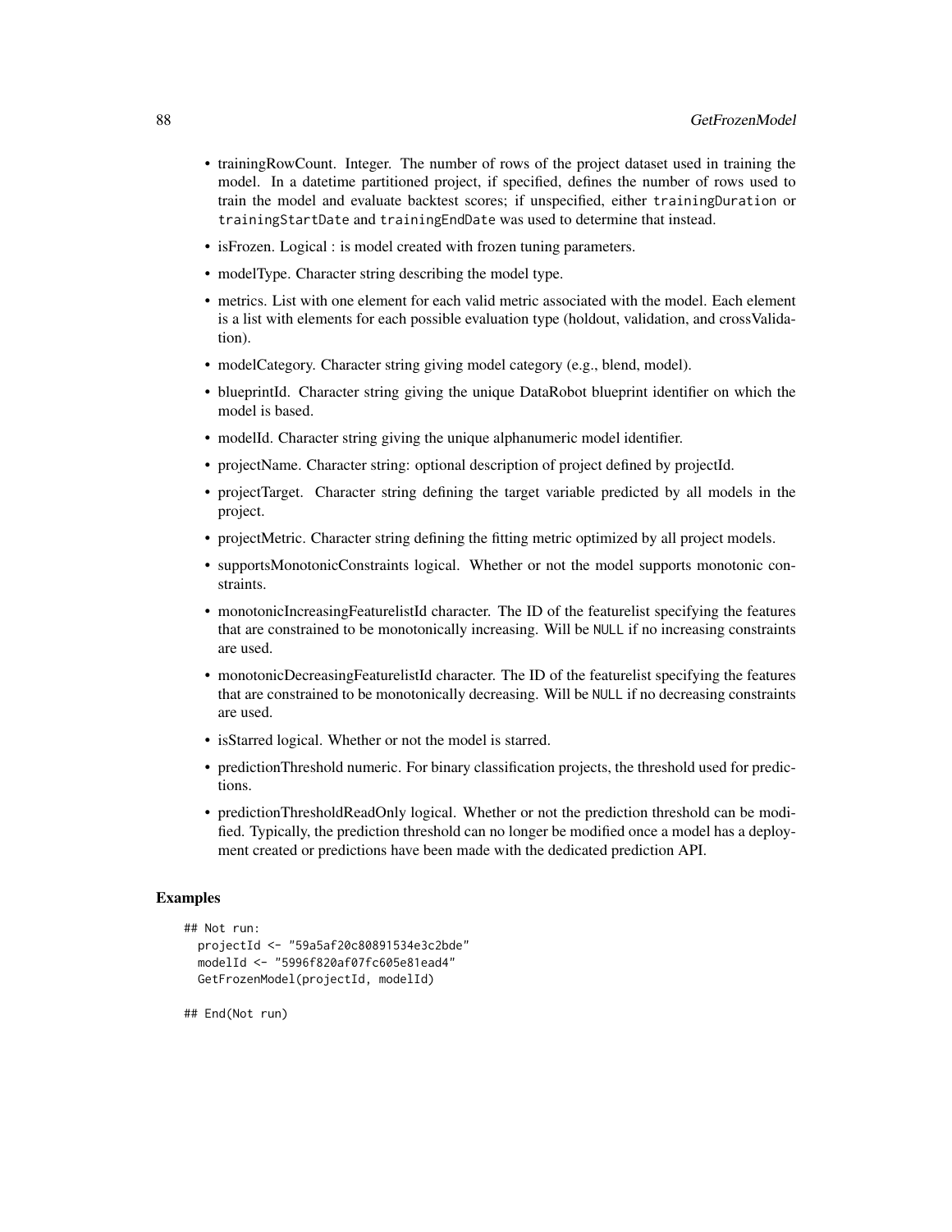- trainingRowCount. Integer. The number of rows of the project dataset used in training the model. In a datetime partitioned project, if specified, defines the number of rows used to train the model and evaluate backtest scores; if unspecified, either `trainingDuration` or `trainingStartDate` and `trainingEndDate` was used to determine that instead.
- isFrozen. Logical : is model created with frozen tuning parameters.
- modelType. Character string describing the model type.
- metrics. List with one element for each valid metric associated with the model. Each element is a list with elements for each possible evaluation type (holdout, validation, and crossValidation).
- modelCategory. Character string giving model category (e.g., blend, model).
- blueprintId. Character string giving the unique DataRobot blueprint identifier on which the model is based.
- modelId. Character string giving the unique alphanumeric model identifier.
- projectName. Character string: optional description of project defined by projectId.
- projectTarget. Character string defining the target variable predicted by all models in the project.
- projectMetric. Character string defining the fitting metric optimized by all project models.
- supportsMonotonicConstraints logical. Whether or not the model supports monotonic constraints.
- monotonicIncreasingFeaturelistId character. The ID of the featurelist specifying the features that are constrained to be monotonically increasing. Will be `NULL` if no increasing constraints are used.
- monotonicDecreasingFeaturelistId character. The ID of the featurelist specifying the features that are constrained to be monotonically decreasing. Will be `NULL` if no decreasing constraints are used.
- isStarred logical. Whether or not the model is starred.
- predictionThreshold numeric. For binary classification projects, the threshold used for predictions.
- predictionThresholdReadOnly logical. Whether or not the prediction threshold can be modified. Typically, the prediction threshold can no longer be modified once a model has a deployment created or predictions have been made with the dedicated prediction API.

### Examples

```
## Not run:
  projectId <- "59a5af20c80891534e3c2bde"
  modelId <- "5996f820af07fc605e81ead4"
  GetFrozenModel(projectId, modelId)

## End(Not run)
```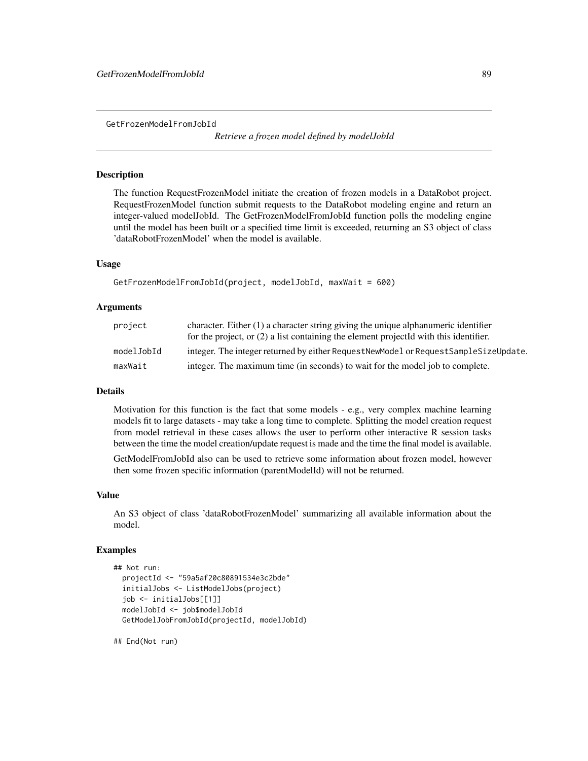# GetFrozenModelFromJobId

*Retrieve a frozen model defined by modelJobId*

### Description

The function RequestFrozenModel initiate the creation of frozen models in a DataRobot project. RequestFrozenModel function submit requests to the DataRobot modeling engine and return an integer-valued modelJobId. The GetFrozenModelFromJobId function polls the modeling engine until the model has been built or a specified time limit is exceeded, returning an S3 object of class 'dataRobotFrozenModel' when the model is available.

### Usage

```
GetFrozenModelFromJobId(project, modelJobId, maxWait = 600)
```

### Arguments

| | |
|---|---|
| project | character. Either (1) a character string giving the unique alphanumeric identifier for the project, or (2) a list containing the element projectId with this identifier. |
| modelJobId | integer. The integer returned by either `RequestNewModel` or `RequestSampleSizeUpdate`. |
| maxWait | integer. The maximum time (in seconds) to wait for the model job to complete. |

### Details

Motivation for this function is the fact that some models - e.g., very complex machine learning models fit to large datasets - may take a long time to complete. Splitting the model creation request from model retrieval in these cases allows the user to perform other interactive R session tasks between the time the model creation/update request is made and the time the final model is available.

GetModelFromJobId also can be used to retrieve some information about frozen model, however then some frozen specific information (parentModelId) will not be returned.

### Value

An S3 object of class 'dataRobotFrozenModel' summarizing all available information about the model.

### Examples

```
## Not run:
  projectId <- "59a5af20c80891534e3c2bde"
  initialJobs <- ListModelJobs(project)
  job <- initialJobs[[1]]
  modelJobId <- job$modelJobId
  GetModelJobFromJobId(projectId, modelJobId)

## End(Not run)
```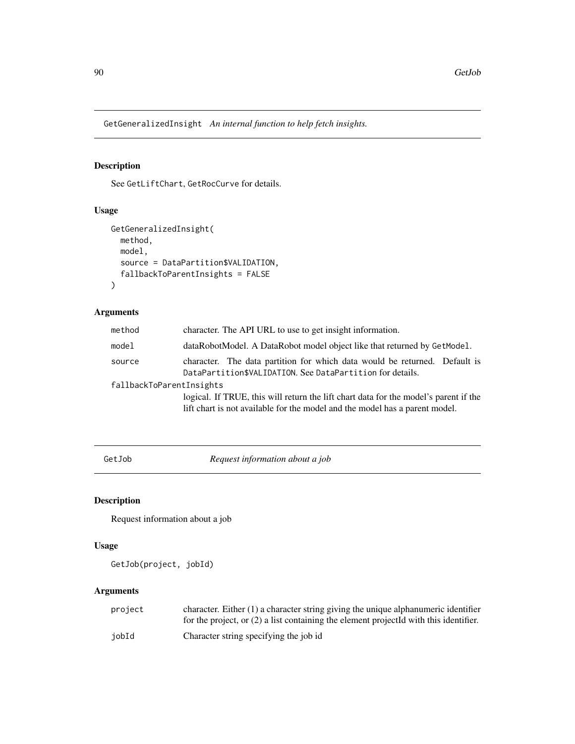## GetGeneralizedInsight *An internal function to help fetch insights.*

### Description

See GetLiftChart, GetRocCurve for details.

### Usage

```
GetGeneralizedInsight(
  method,
  model,
  source = DataPartition$VALIDATION,
  fallbackToParentInsights = FALSE
)
```

### Arguments

| | |
|---|---|
| method | character. The API URL to use to get insight information. |
| model | dataRobotModel. A DataRobot model object like that returned by GetModel. |
| source | character. The data partition for which data would be returned. Default is DataPartition$VALIDATION. See DataPartition for details. |
| fallbackToParentInsights | logical. If TRUE, this will return the lift chart data for the model's parent if the lift chart is not available for the model and the model has a parent model. |

## GetJob *Request information about a job*

### Description

Request information about a job

### Usage

```
GetJob(project, jobId)
```

### Arguments

| | |
|---|---|
| project | character. Either (1) a character string giving the unique alphanumeric identifier for the project, or (2) a list containing the element projectId with this identifier. |
| jobId | Character string specifying the job id |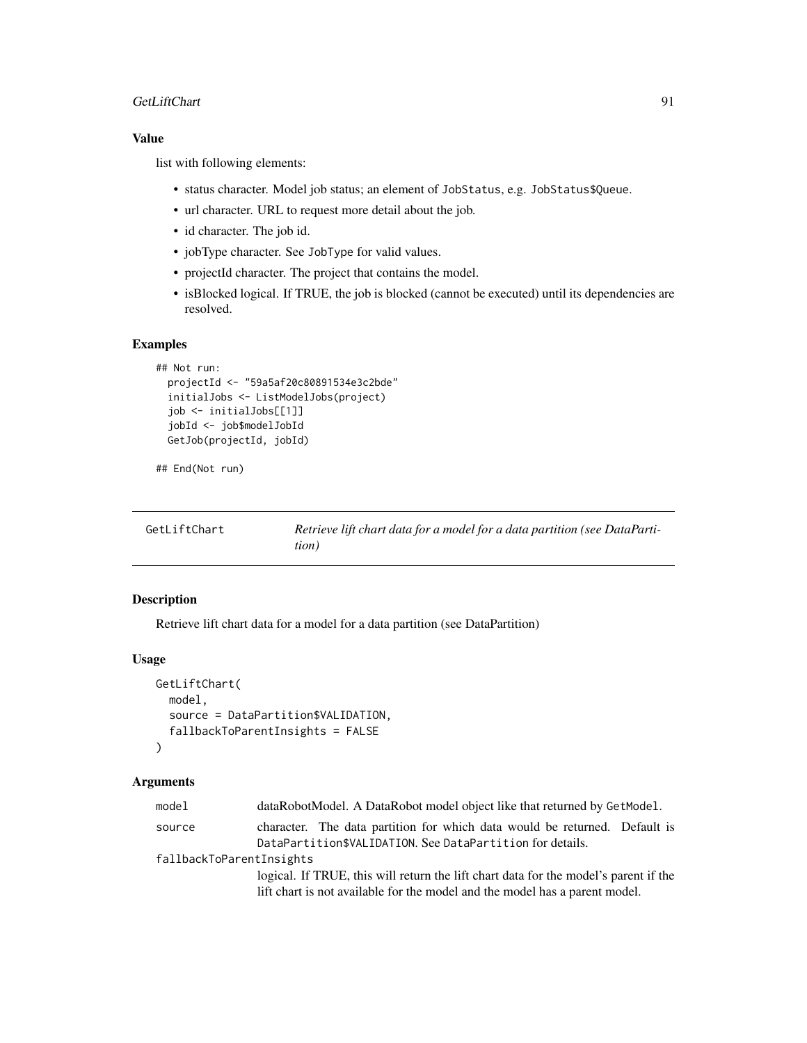### Value

list with following elements:

- status character. Model job status; an element of `JobStatus`, e.g. `JobStatus$Queue`.
- url character. URL to request more detail about the job.
- id character. The job id.
- jobType character. See `JobType` for valid values.
- projectId character. The project that contains the model.
- isBlocked logical. If TRUE, the job is blocked (cannot be executed) until its dependencies are resolved.

### Examples

```
## Not run:
  projectId <- "59a5af20c80891534e3c2bde"
  initialJobs <- ListModelJobs(project)
  job <- initialJobs[[1]]
  jobId <- job$modelJobId
  GetJob(projectId, jobId)

## End(Not run)
```

---

## GetLiftChart — *Retrieve lift chart data for a model for a data partition (see DataPartition)*

---

### Description

Retrieve lift chart data for a model for a data partition (see DataPartition)

### Usage

```
GetLiftChart(
  model,
  source = DataPartition$VALIDATION,
  fallbackToParentInsights = FALSE
)
```

### Arguments

| | |
|---|---|
| `model` | dataRobotModel. A DataRobot model object like that returned by `GetModel`. |
| `source` | character. The data partition for which data would be returned. Default is `DataPartition$VALIDATION`. See `DataPartition` for details. |
| `fallbackToParentInsights` | logical. If TRUE, this will return the lift chart data for the model's parent if the lift chart is not available for the model and the model has a parent model. |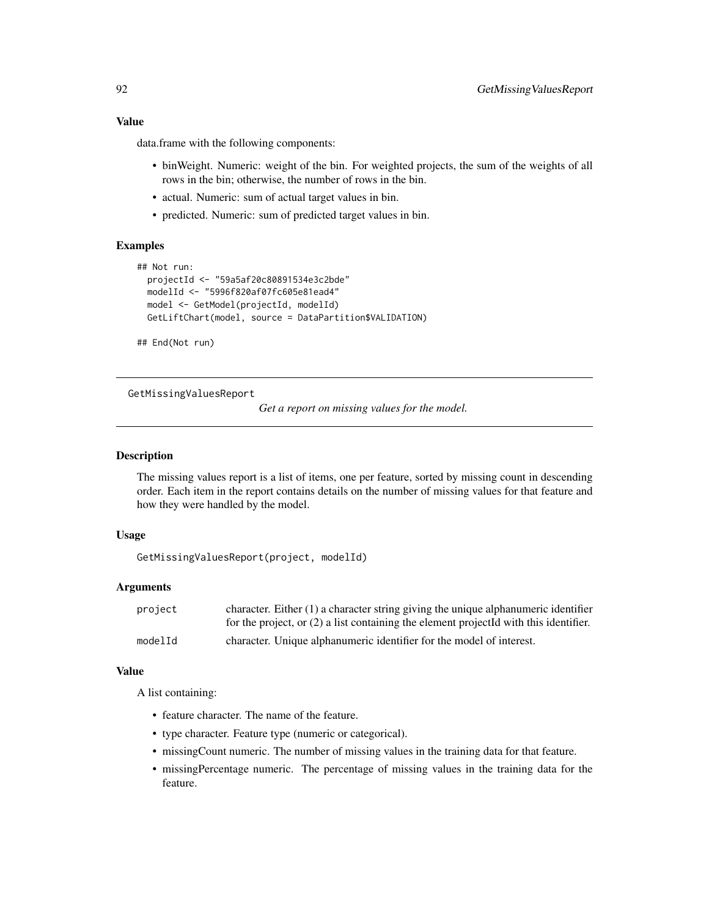### Value

data.frame with the following components:

- binWeight. Numeric: weight of the bin. For weighted projects, the sum of the weights of all rows in the bin; otherwise, the number of rows in the bin.
- actual. Numeric: sum of actual target values in bin.
- predicted. Numeric: sum of predicted target values in bin.

### Examples

```
## Not run:
  projectId <- "59a5af20c80891534e3c2bde"
  modelId <- "5996f820af07fc605e81ead4"
  model <- GetModel(projectId, modelId)
  GetLiftChart(model, source = DataPartition$VALIDATION)

## End(Not run)
```

---

## GetMissingValuesReport

*Get a report on missing values for the model.*

---

### Description

The missing values report is a list of items, one per feature, sorted by missing count in descending order. Each item in the report contains details on the number of missing values for that feature and how they were handled by the model.

### Usage

```
GetMissingValuesReport(project, modelId)
```

### Arguments

| | |
|---|---|
| project | character. Either (1) a character string giving the unique alphanumeric identifier for the project, or (2) a list containing the element projectId with this identifier. |
| modelId | character. Unique alphanumeric identifier for the model of interest. |

### Value

A list containing:

- feature character. The name of the feature.
- type character. Feature type (numeric or categorical).
- missingCount numeric. The number of missing values in the training data for that feature.
- missingPercentage numeric. The percentage of missing values in the training data for the feature.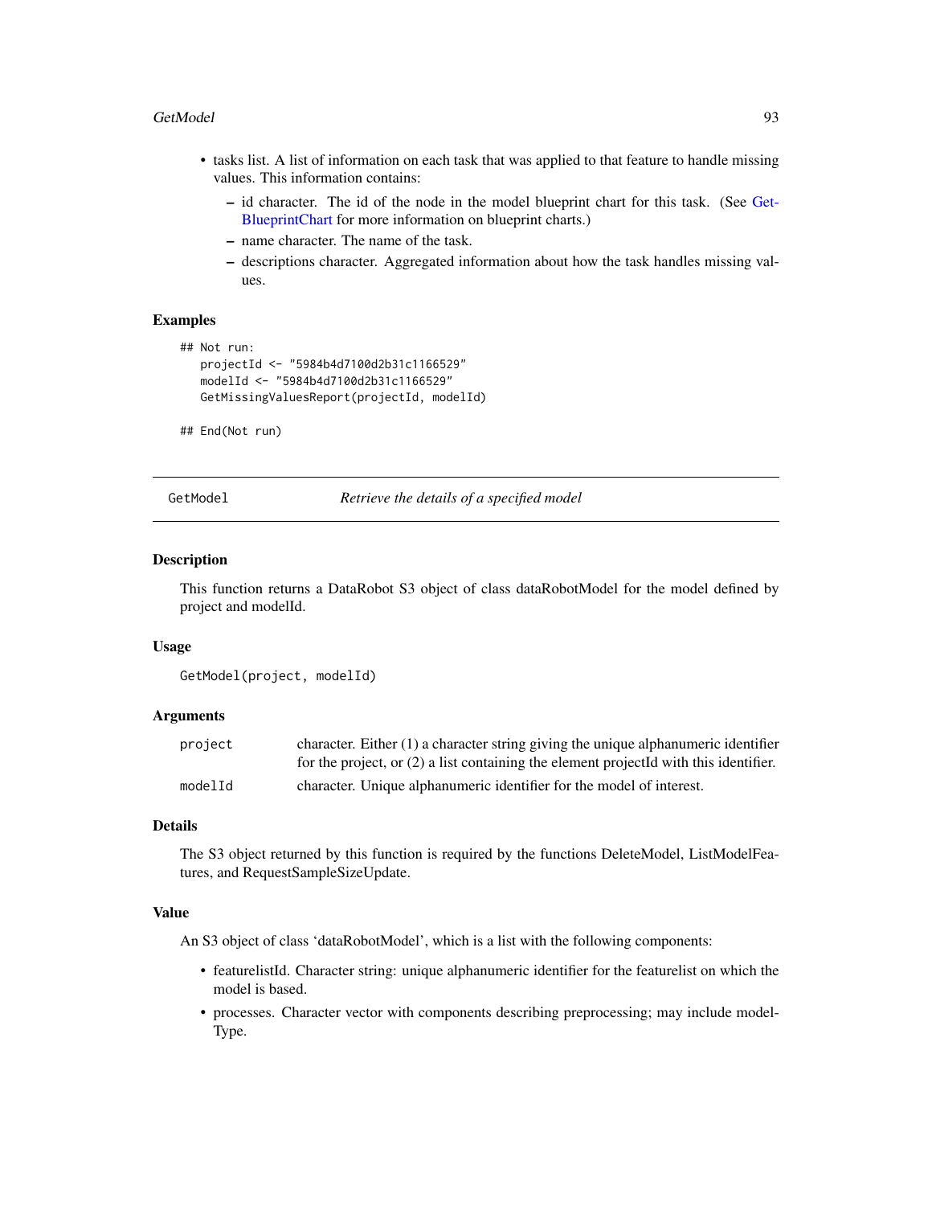- tasks list. A list of information on each task that was applied to that feature to handle missing values. This information contains:
  - id character. The id of the node in the model blueprint chart for this task. (See GetBlueprintChart for more information on blueprint charts.)
  - name character. The name of the task.
  - descriptions character. Aggregated information about how the task handles missing values.

### Examples

```
## Not run:
   projectId <- "5984b4d7100d2b31c1166529"
   modelId <- "5984b4d7100d2b31c1166529"
   GetMissingValuesReport(projectId, modelId)

## End(Not run)
```

---

## GetModel — *Retrieve the details of a specified model*

### Description

This function returns a DataRobot S3 object of class dataRobotModel for the model defined by project and modelId.

### Usage

```
GetModel(project, modelId)
```

### Arguments

| | |
|---|---|
| project | character. Either (1) a character string giving the unique alphanumeric identifier for the project, or (2) a list containing the element projectId with this identifier. |
| modelId | character. Unique alphanumeric identifier for the model of interest. |

### Details

The S3 object returned by this function is required by the functions DeleteModel, ListModelFeatures, and RequestSampleSizeUpdate.

### Value

An S3 object of class 'dataRobotModel', which is a list with the following components:

- featurelistId. Character string: unique alphanumeric identifier for the featurelist on which the model is based.
- processes. Character vector with components describing preprocessing; may include modelType.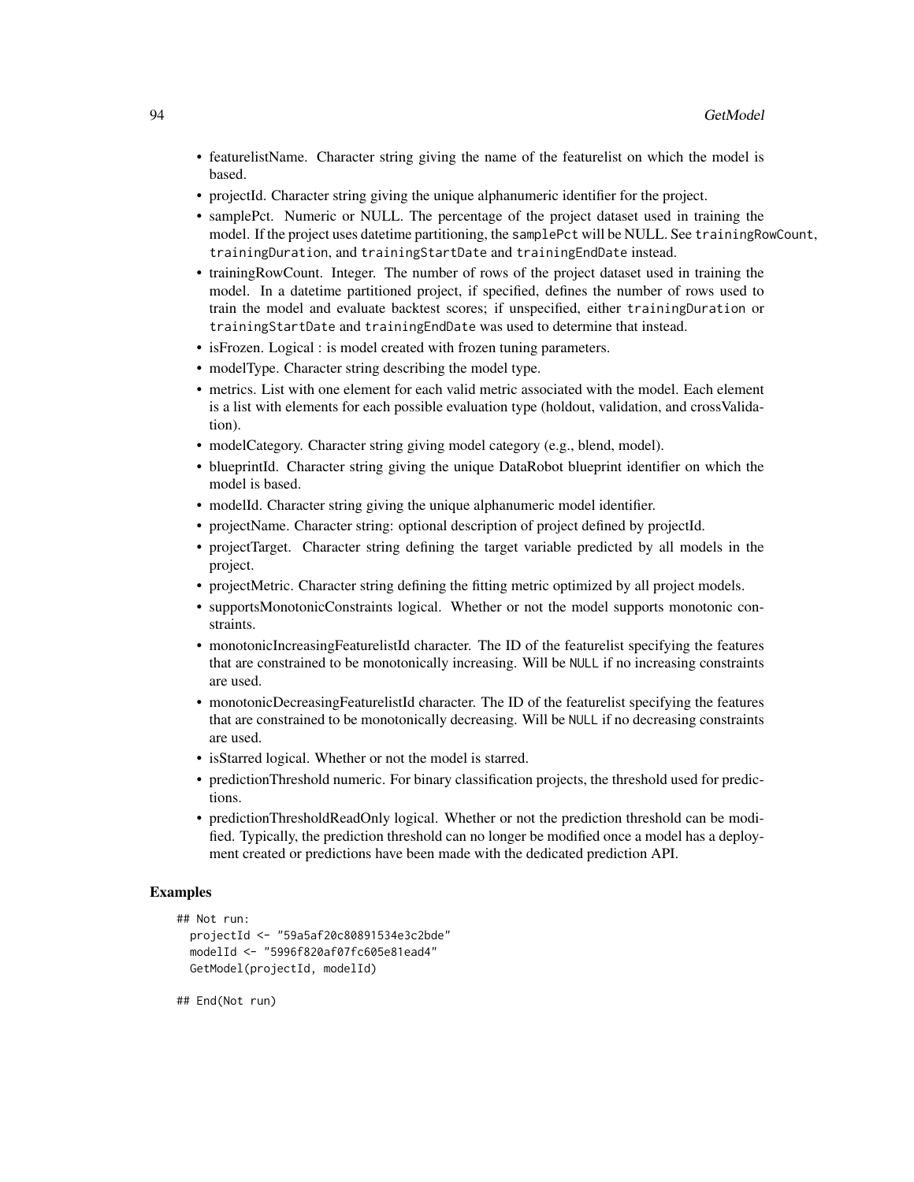- featurelistName. Character string giving the name of the featurelist on which the model is based.
- projectId. Character string giving the unique alphanumeric identifier for the project.
- samplePct. Numeric or NULL. The percentage of the project dataset used in training the model. If the project uses datetime partitioning, the `samplePct` will be NULL. See `trainingRowCount`, `trainingDuration`, and `trainingStartDate` and `trainingEndDate` instead.
- trainingRowCount. Integer. The number of rows of the project dataset used in training the model. In a datetime partitioned project, if specified, defines the number of rows used to train the model and evaluate backtest scores; if unspecified, either `trainingDuration` or `trainingStartDate` and `trainingEndDate` was used to determine that instead.
- isFrozen. Logical : is model created with frozen tuning parameters.
- modelType. Character string describing the model type.
- metrics. List with one element for each valid metric associated with the model. Each element is a list with elements for each possible evaluation type (holdout, validation, and crossValidation).
- modelCategory. Character string giving model category (e.g., blend, model).
- blueprintId. Character string giving the unique DataRobot blueprint identifier on which the model is based.
- modelId. Character string giving the unique alphanumeric model identifier.
- projectName. Character string: optional description of project defined by projectId.
- projectTarget. Character string defining the target variable predicted by all models in the project.
- projectMetric. Character string defining the fitting metric optimized by all project models.
- supportsMonotonicConstraints logical. Whether or not the model supports monotonic constraints.
- monotonicIncreasingFeaturelistId character. The ID of the featurelist specifying the features that are constrained to be monotonically increasing. Will be `NULL` if no increasing constraints are used.
- monotonicDecreasingFeaturelistId character. The ID of the featurelist specifying the features that are constrained to be monotonically decreasing. Will be `NULL` if no decreasing constraints are used.
- isStarred logical. Whether or not the model is starred.
- predictionThreshold numeric. For binary classification projects, the threshold used for predictions.
- predictionThresholdReadOnly logical. Whether or not the prediction threshold can be modified. Typically, the prediction threshold can no longer be modified once a model has a deployment created or predictions have been made with the dedicated prediction API.

### Examples

```
## Not run:
  projectId <- "59a5af20c80891534e3c2bde"
  modelId <- "5996f820af07fc605e81ead4"
  GetModel(projectId, modelId)

## End(Not run)
```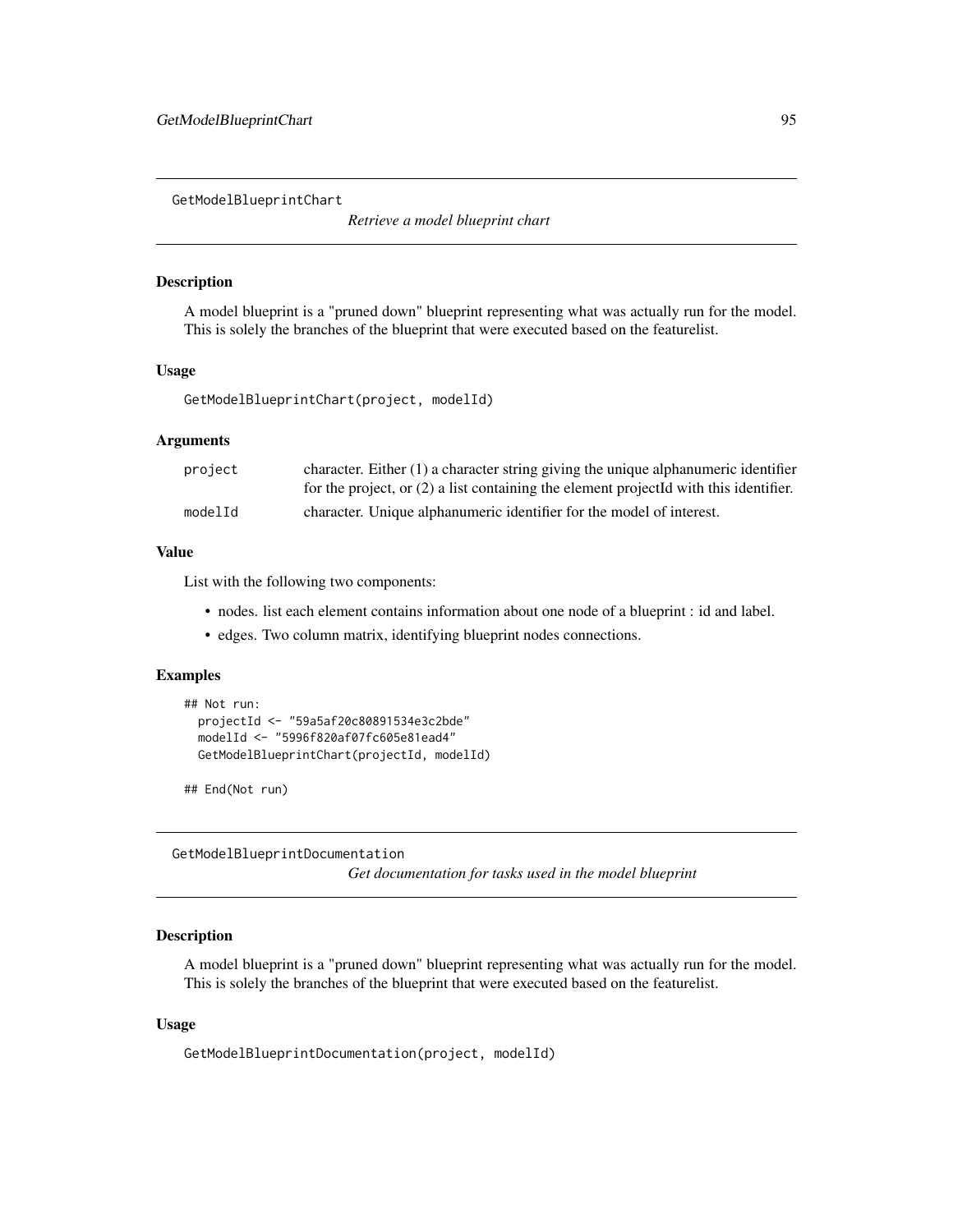## GetModelBlueprintChart

*Retrieve a model blueprint chart*

### Description

A model blueprint is a "pruned down" blueprint representing what was actually run for the model. This is solely the branches of the blueprint that were executed based on the featurelist.

### Usage

```
GetModelBlueprintChart(project, modelId)
```

### Arguments

| | |
|---|---|
| project | character. Either (1) a character string giving the unique alphanumeric identifier for the project, or (2) a list containing the element projectId with this identifier. |
| modelId | character. Unique alphanumeric identifier for the model of interest. |

### Value

List with the following two components:

- nodes. list each element contains information about one node of a blueprint : id and label.
- edges. Two column matrix, identifying blueprint nodes connections.

### Examples

```
## Not run:
  projectId <- "59a5af20c80891534e3c2bde"
  modelId <- "5996f820af07fc605e81ead4"
  GetModelBlueprintChart(projectId, modelId)

## End(Not run)
```

## GetModelBlueprintDocumentation

*Get documentation for tasks used in the model blueprint*

### Description

A model blueprint is a "pruned down" blueprint representing what was actually run for the model. This is solely the branches of the blueprint that were executed based on the featurelist.

### Usage

```
GetModelBlueprintDocumentation(project, modelId)
```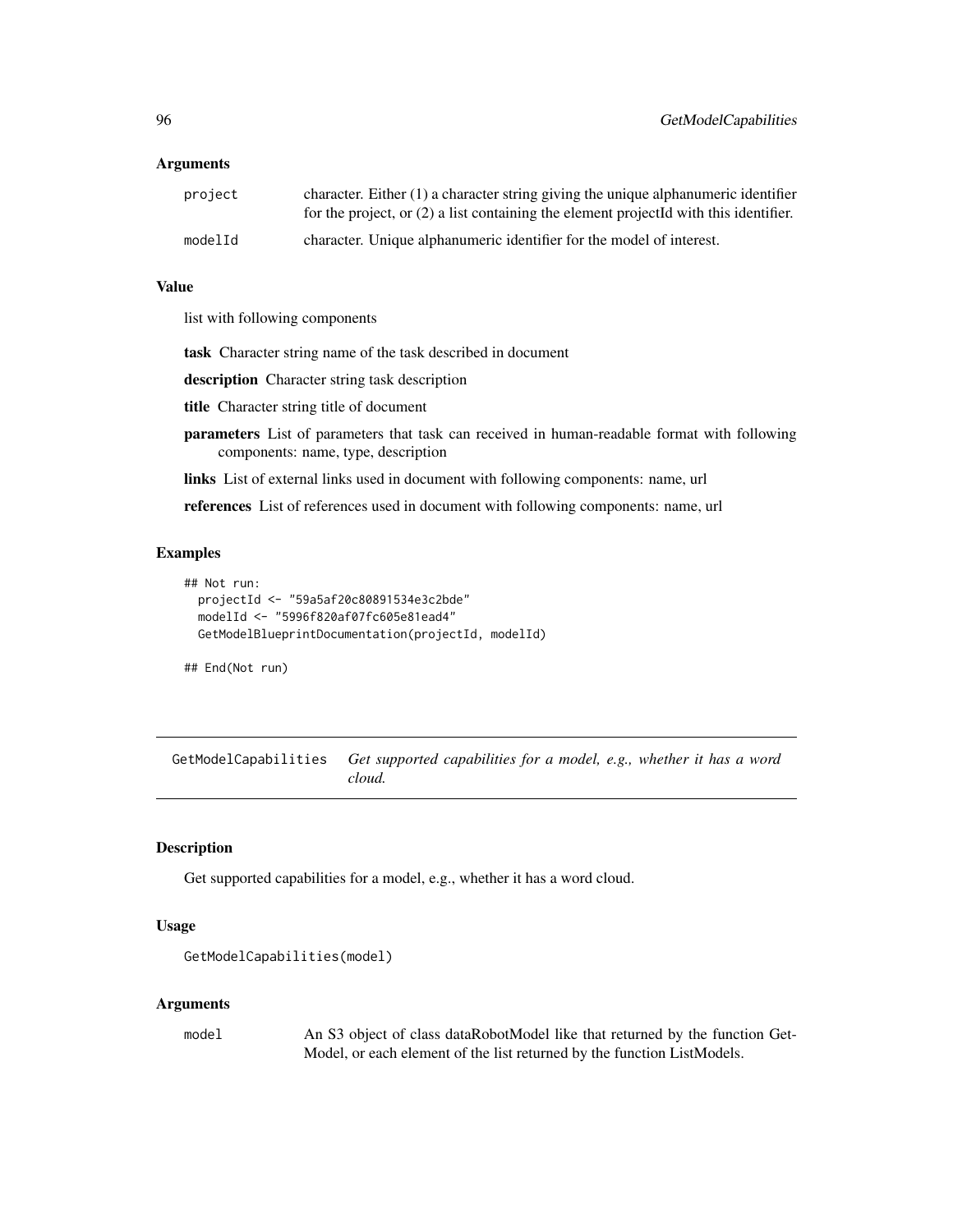### Arguments

| | |
|---|---|
| project | character. Either (1) a character string giving the unique alphanumeric identifier for the project, or (2) a list containing the element projectId with this identifier. |
| modelId | character. Unique alphanumeric identifier for the model of interest. |

### Value

list with following components

**task** Character string name of the task described in document

**description** Character string task description

**title** Character string title of document

**parameters** List of parameters that task can received in human-readable format with following components: name, type, description

**links** List of external links used in document with following components: name, url

**references** List of references used in document with following components: name, url

### Examples

```
## Not run:
  projectId <- "59a5af20c80891534e3c2bde"
  modelId <- "5996f820af07fc605e81ead4"
  GetModelBlueprintDocumentation(projectId, modelId)

## End(Not run)
```

---

## GetModelCapabilities *Get supported capabilities for a model, e.g., whether it has a word cloud.*

---

### Description

Get supported capabilities for a model, e.g., whether it has a word cloud.

### Usage

```
GetModelCapabilities(model)
```

### Arguments

| | |
|---|---|
| model | An S3 object of class dataRobotModel like that returned by the function GetModel, or each element of the list returned by the function ListModels. |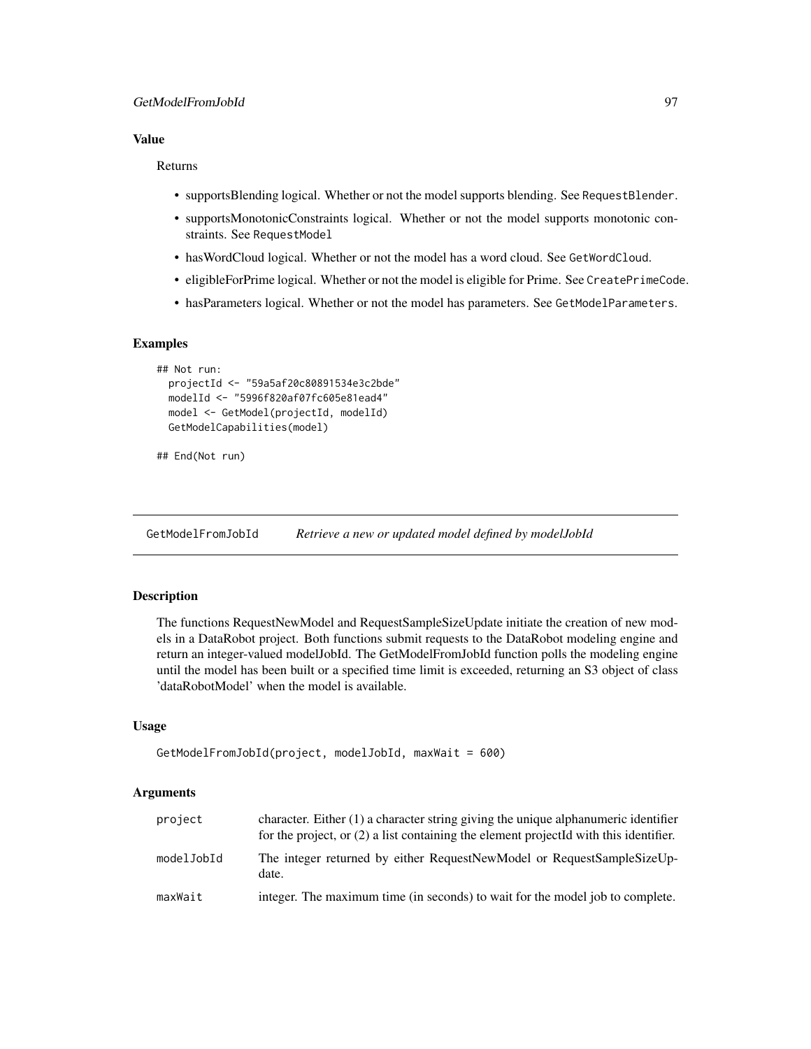### Value

Returns

- supportsBlending logical. Whether or not the model supports blending. See `RequestBlender`.
- supportsMonotonicConstraints logical. Whether or not the model supports monotonic constraints. See `RequestModel`
- hasWordCloud logical. Whether or not the model has a word cloud. See `GetWordCloud`.
- eligibleForPrime logical. Whether or not the model is eligible for Prime. See `CreatePrimeCode`.
- hasParameters logical. Whether or not the model has parameters. See `GetModelParameters`.

### Examples

```
## Not run:
  projectId <- "59a5af20c80891534e3c2bde"
  modelId <- "5996f820af07fc605e81ead4"
  model <- GetModel(projectId, modelId)
  GetModelCapabilities(model)

## End(Not run)
```

---

## GetModelFromJobId — *Retrieve a new or updated model defined by modelJobId*

### Description

The functions RequestNewModel and RequestSampleSizeUpdate initiate the creation of new models in a DataRobot project. Both functions submit requests to the DataRobot modeling engine and return an integer-valued modelJobId. The GetModelFromJobId function polls the modeling engine until the model has been built or a specified time limit is exceeded, returning an S3 object of class 'dataRobotModel' when the model is available.

### Usage

```
GetModelFromJobId(project, modelJobId, maxWait = 600)
```

### Arguments

| | |
|---|---|
| `project` | character. Either (1) a character string giving the unique alphanumeric identifier for the project, or (2) a list containing the element projectId with this identifier. |
| `modelJobId` | The integer returned by either RequestNewModel or RequestSampleSizeUpdate. |
| `maxWait` | integer. The maximum time (in seconds) to wait for the model job to complete. |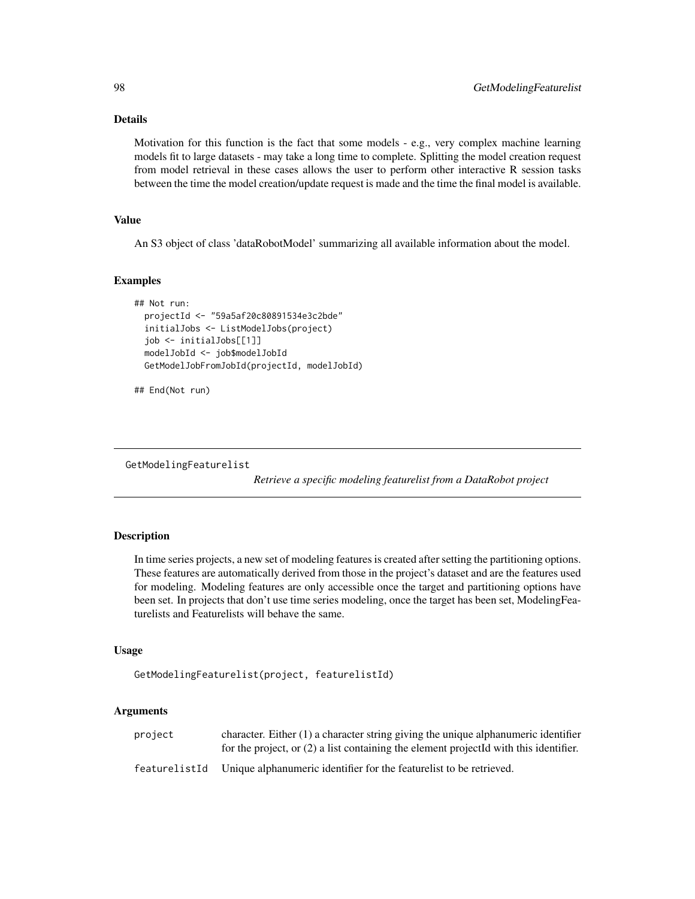### Details

Motivation for this function is the fact that some models - e.g., very complex machine learning models fit to large datasets - may take a long time to complete. Splitting the model creation request from model retrieval in these cases allows the user to perform other interactive R session tasks between the time the model creation/update request is made and the time the final model is available.

### Value

An S3 object of class 'dataRobotModel' summarizing all available information about the model.

### Examples

```
## Not run:
  projectId <- "59a5af20c80891534e3c2bde"
  initialJobs <- ListModelJobs(project)
  job <- initialJobs[[1]]
  modelJobId <- job$modelJobId
  GetModelJobFromJobId(projectId, modelJobId)

## End(Not run)
```

---

## GetModelingFeaturelist

*Retrieve a specific modeling featurelist from a DataRobot project*

### Description

In time series projects, a new set of modeling features is created after setting the partitioning options. These features are automatically derived from those in the project's dataset and are the features used for modeling. Modeling features are only accessible once the target and partitioning options have been set. In projects that don't use time series modeling, once the target has been set, ModelingFeaturelists and Featurelists will behave the same.

### Usage

```
GetModelingFeaturelist(project, featurelistId)
```

### Arguments

| | |
|---|---|
| project | character. Either (1) a character string giving the unique alphanumeric identifier for the project, or (2) a list containing the element projectId with this identifier. |
| featurelistId | Unique alphanumeric identifier for the featurelist to be retrieved. |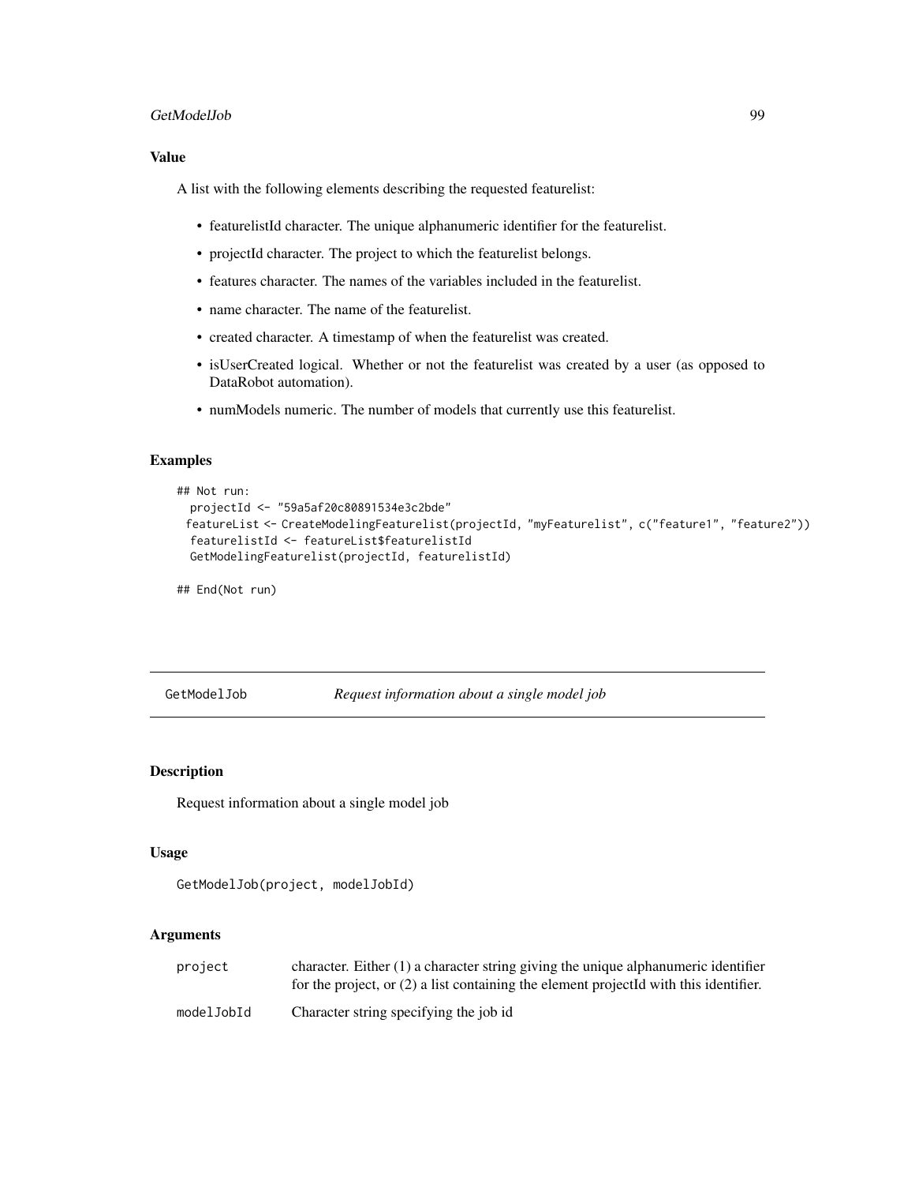### Value

A list with the following elements describing the requested featurelist:

- featurelistId character. The unique alphanumeric identifier for the featurelist.
- projectId character. The project to which the featurelist belongs.
- features character. The names of the variables included in the featurelist.
- name character. The name of the featurelist.
- created character. A timestamp of when the featurelist was created.
- isUserCreated logical. Whether or not the featurelist was created by a user (as opposed to DataRobot automation).
- numModels numeric. The number of models that currently use this featurelist.

### Examples

```
## Not run:
  projectId <- "59a5af20c80891534e3c2bde"
  featureList <- CreateModelingFeaturelist(projectId, "myFeaturelist", c("feature1", "feature2"))
  featurelistId <- featureList$featurelistId
  GetModelingFeaturelist(projectId, featurelistId)

## End(Not run)
```

---

## GetModelJob — *Request information about a single model job*

### Description

Request information about a single model job

### Usage

```
GetModelJob(project, modelJobId)
```

### Arguments

| | |
|---|---|
| project | character. Either (1) a character string giving the unique alphanumeric identifier for the project, or (2) a list containing the element projectId with this identifier. |
| modelJobId | Character string specifying the job id |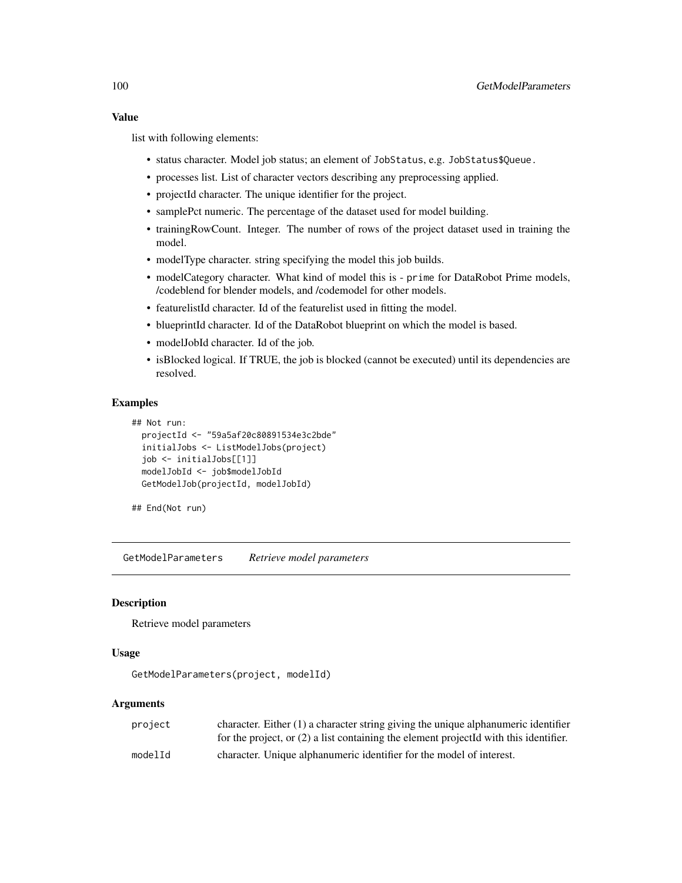### Value

list with following elements:

- status character. Model job status; an element of `JobStatus`, e.g. `JobStatus$Queue`.
- processes list. List of character vectors describing any preprocessing applied.
- projectId character. The unique identifier for the project.
- samplePct numeric. The percentage of the dataset used for model building.
- trainingRowCount. Integer. The number of rows of the project dataset used in training the model.
- modelType character. string specifying the model this job builds.
- modelCategory character. What kind of model this is - `prime` for DataRobot Prime models, /codeblend for blender models, and /codemodel for other models.
- featurelistId character. Id of the featurelist used in fitting the model.
- blueprintId character. Id of the DataRobot blueprint on which the model is based.
- modelJobId character. Id of the job.
- isBlocked logical. If TRUE, the job is blocked (cannot be executed) until its dependencies are resolved.

### Examples

```
## Not run:
  projectId <- "59a5af20c80891534e3c2bde"
  initialJobs <- ListModelJobs(project)
  job <- initialJobs[[1]]
  modelJobId <- job$modelJobId
  GetModelJob(projectId, modelJobId)

## End(Not run)
```

---

## GetModelParameters *Retrieve model parameters*

### Description

Retrieve model parameters

### Usage

```
GetModelParameters(project, modelId)
```

### Arguments

| | |
|---|---|
| `project` | character. Either (1) a character string giving the unique alphanumeric identifier for the project, or (2) a list containing the element projectId with this identifier. |
| `modelId` | character. Unique alphanumeric identifier for the model of interest. |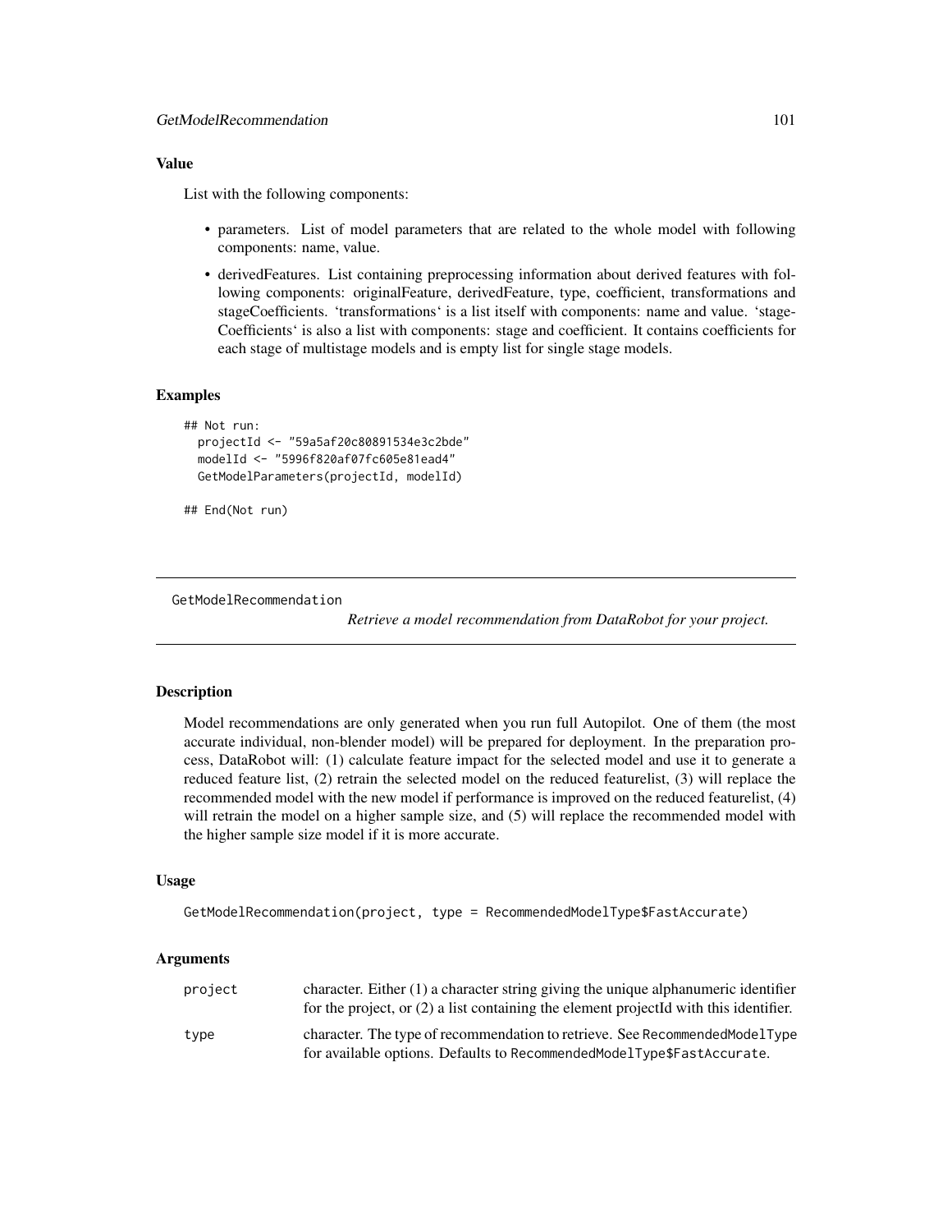### Value

List with the following components:

- parameters. List of model parameters that are related to the whole model with following components: name, value.
- derivedFeatures. List containing preprocessing information about derived features with following components: originalFeature, derivedFeature, type, coefficient, transformations and stageCoefficients. 'transformations' is a list itself with components: name and value. 'stageCoefficients' is also a list with components: stage and coefficient. It contains coefficients for each stage of multistage models and is empty list for single stage models.

### Examples

```
## Not run:
  projectId <- "59a5af20c80891534e3c2bde"
  modelId <- "5996f820af07fc605e81ead4"
  GetModelParameters(projectId, modelId)

## End(Not run)
```

---

## GetModelRecommendation

*Retrieve a model recommendation from DataRobot for your project.*

---

### Description

Model recommendations are only generated when you run full Autopilot. One of them (the most accurate individual, non-blender model) will be prepared for deployment. In the preparation process, DataRobot will: (1) calculate feature impact for the selected model and use it to generate a reduced feature list, (2) retrain the selected model on the reduced featurelist, (3) will replace the recommended model with the new model if performance is improved on the reduced featurelist, (4) will retrain the model on a higher sample size, and (5) will replace the recommended model with the higher sample size model if it is more accurate.

### Usage

```
GetModelRecommendation(project, type = RecommendedModelType$FastAccurate)
```

### Arguments

| | |
|---|---|
| project | character. Either (1) a character string giving the unique alphanumeric identifier for the project, or (2) a list containing the element projectId with this identifier. |
| type | character. The type of recommendation to retrieve. See RecommendedModelType for available options. Defaults to RecommendedModelType$FastAccurate. |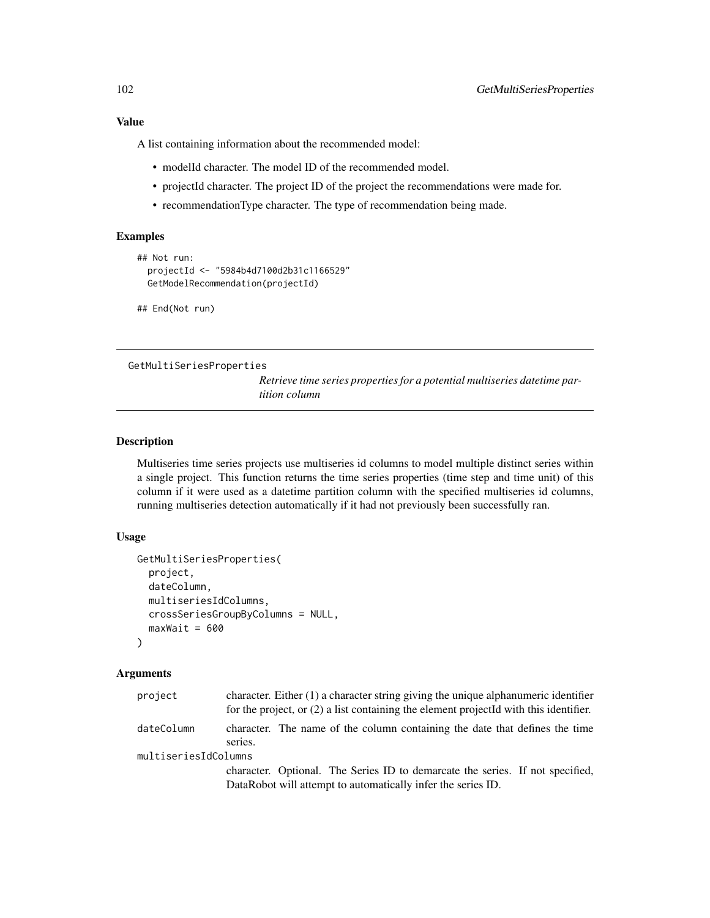### Value

A list containing information about the recommended model:

- modelId character. The model ID of the recommended model.
- projectId character. The project ID of the project the recommendations were made for.
- recommendationType character. The type of recommendation being made.

### Examples

```
## Not run:
  projectId <- "5984b4d7100d2b31c1166529"
  GetModelRecommendation(projectId)

## End(Not run)
```

---

## GetMultiSeriesProperties

*Retrieve time series properties for a potential multiseries datetime partition column*

---

### Description

Multiseries time series projects use multiseries id columns to model multiple distinct series within a single project. This function returns the time series properties (time step and time unit) of this column if it were used as a datetime partition column with the specified multiseries id columns, running multiseries detection automatically if it had not previously been successfully ran.

### Usage

```
GetMultiSeriesProperties(
  project,
  dateColumn,
  multiseriesIdColumns,
  crossSeriesGroupByColumns = NULL,
  maxWait = 600
)
```

### Arguments

| | |
|---|---|
| `project` | character. Either (1) a character string giving the unique alphanumeric identifier for the project, or (2) a list containing the element projectId with this identifier. |
| `dateColumn` | character. The name of the column containing the date that defines the time series. |
| `multiseriesIdColumns` | character. Optional. The Series ID to demarcate the series. If not specified, DataRobot will attempt to automatically infer the series ID. |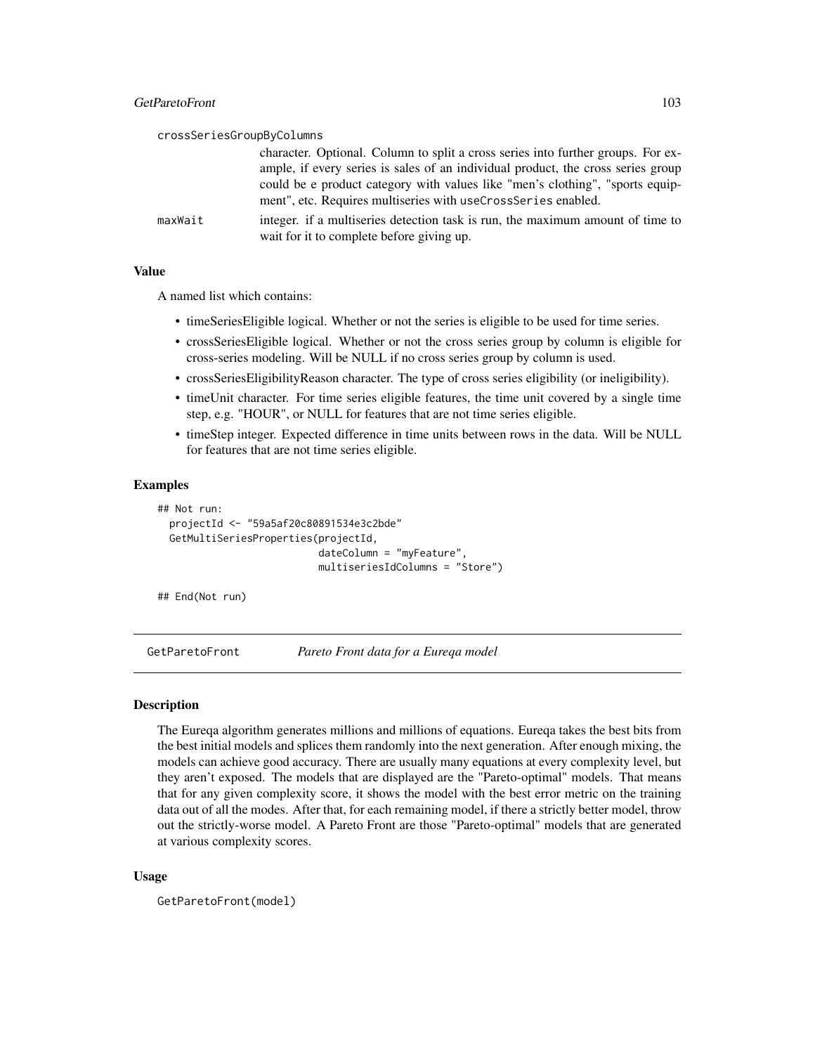crossSeriesGroupByColumns
: character. Optional. Column to split a cross series into further groups. For example, if every series is sales of an individual product, the cross series group could be e product category with values like "men's clothing", "sports equipment", etc. Requires multiseries with `useCrossSeries` enabled.

maxWait
: integer. if a multiseries detection task is run, the maximum amount of time to wait for it to complete before giving up.

### Value

A named list which contains:

- timeSeriesEligible logical. Whether or not the series is eligible to be used for time series.
- crossSeriesEligible logical. Whether or not the cross series group by column is eligible for cross-series modeling. Will be NULL if no cross series group by column is used.
- crossSeriesEligibilityReason character. The type of cross series eligibility (or ineligibility).
- timeUnit character. For time series eligible features, the time unit covered by a single time step, e.g. "HOUR", or NULL for features that are not time series eligible.
- timeStep integer. Expected difference in time units between rows in the data. Will be NULL for features that are not time series eligible.

### Examples

```
## Not run:
  projectId <- "59a5af20c80891534e3c2bde"
  GetMultiSeriesProperties(projectId,
                           dateColumn = "myFeature",
                           multiseriesIdColumns = "Store")

## End(Not run)
```

---

## GetParetoFront    *Pareto Front data for a Eureqa model*

### Description

The Eureqa algorithm generates millions and millions of equations. Eureqa takes the best bits from the best initial models and splices them randomly into the next generation. After enough mixing, the models can achieve good accuracy. There are usually many equations at every complexity level, but they aren't exposed. The models that are displayed are the "Pareto-optimal" models. That means that for any given complexity score, it shows the model with the best error metric on the training data out of all the modes. After that, for each remaining model, if there a strictly better model, throw out the strictly-worse model. A Pareto Front are those "Pareto-optimal" models that are generated at various complexity scores.

### Usage

```
GetParetoFront(model)
```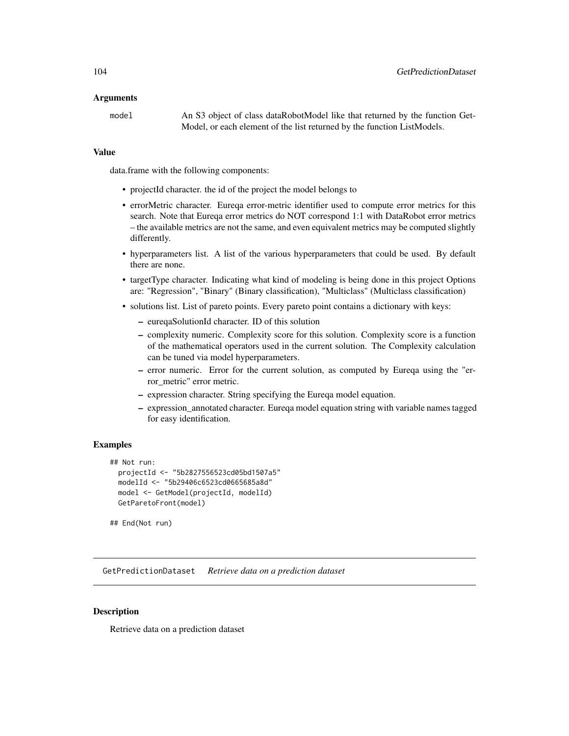### Arguments

model An S3 object of class dataRobotModel like that returned by the function GetModel, or each element of the list returned by the function ListModels.

### Value

data.frame with the following components:

- projectId character. the id of the project the model belongs to
- errorMetric character. Eureqa error-metric identifier used to compute error metrics for this search. Note that Eureqa error metrics do NOT correspond 1:1 with DataRobot error metrics – the available metrics are not the same, and even equivalent metrics may be computed slightly differently.
- hyperparameters list. A list of the various hyperparameters that could be used. By default there are none.
- targetType character. Indicating what kind of modeling is being done in this project Options are: "Regression", "Binary" (Binary classification), "Multiclass" (Multiclass classification)
- solutions list. List of pareto points. Every pareto point contains a dictionary with keys:
  - eureqaSolutionId character. ID of this solution
  - complexity numeric. Complexity score for this solution. Complexity score is a function of the mathematical operators used in the current solution. The Complexity calculation can be tuned via model hyperparameters.
  - error numeric. Error for the current solution, as computed by Eureqa using the "error_metric" error metric.
  - expression character. String specifying the Eureqa model equation.
  - expression_annotated character. Eureqa model equation string with variable names tagged for easy identification.

### Examples

```
## Not run:
  projectId <- "5b2827556523cd05bd1507a5"
  modelId <- "5b29406c6523cd0665685a8d"
  model <- GetModel(projectId, modelId)
  GetParetoFront(model)

## End(Not run)
```

## GetPredictionDataset *Retrieve data on a prediction dataset*

### Description

Retrieve data on a prediction dataset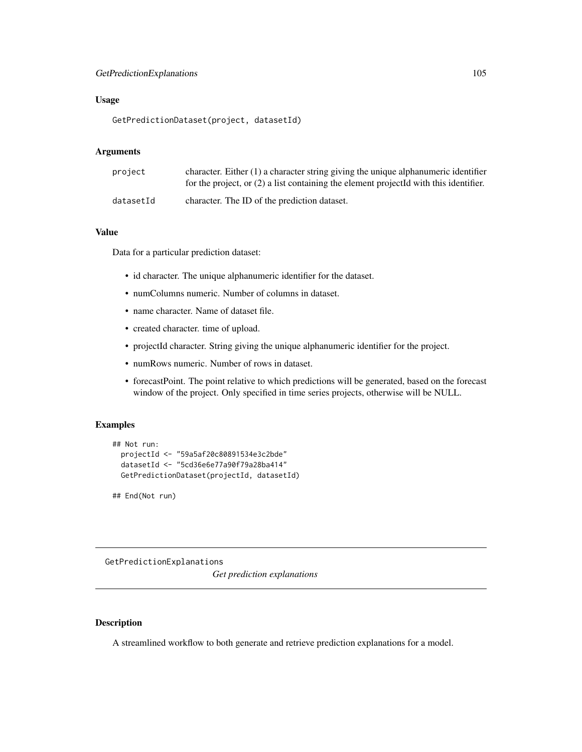### Usage

```
GetPredictionDataset(project, datasetId)
```

### Arguments

| | |
|---|---|
| project | character. Either (1) a character string giving the unique alphanumeric identifier for the project, or (2) a list containing the element projectId with this identifier. |
| datasetId | character. The ID of the prediction dataset. |

### Value

Data for a particular prediction dataset:

- id character. The unique alphanumeric identifier for the dataset.
- numColumns numeric. Number of columns in dataset.
- name character. Name of dataset file.
- created character. time of upload.
- projectId character. String giving the unique alphanumeric identifier for the project.
- numRows numeric. Number of rows in dataset.
- forecastPoint. The point relative to which predictions will be generated, based on the forecast window of the project. Only specified in time series projects, otherwise will be NULL.

### Examples

```
## Not run:
  projectId <- "59a5af20c80891534e3c2bde"
  datasetId <- "5cd36e6e77a90f79a28ba414"
  GetPredictionDataset(projectId, datasetId)

## End(Not run)
```

---

## GetPredictionExplanations

*Get prediction explanations*

---

### Description

A streamlined workflow to both generate and retrieve prediction explanations for a model.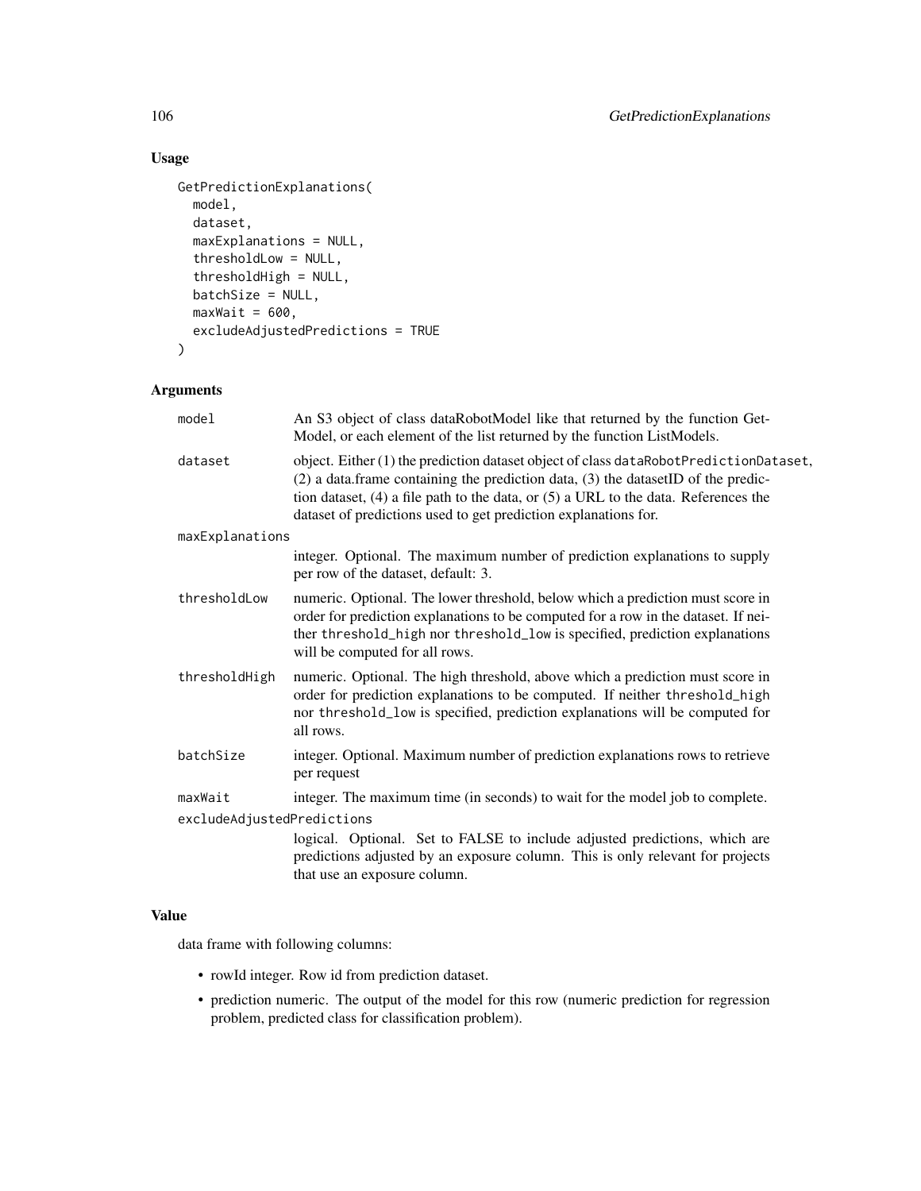## Usage

```
GetPredictionExplanations(
  model,
  dataset,
  maxExplanations = NULL,
  thresholdLow = NULL,
  thresholdHigh = NULL,
  batchSize = NULL,
  maxWait = 600,
  excludeAdjustedPredictions = TRUE
)
```

## Arguments

| | |
|---|---|
| model | An S3 object of class dataRobotModel like that returned by the function GetModel, or each element of the list returned by the function ListModels. |
| dataset | object. Either (1) the prediction dataset object of class dataRobotPredictionDataset, (2) a data.frame containing the prediction data, (3) the datasetID of the prediction dataset, (4) a file path to the data, or (5) a URL to the data. References the dataset of predictions used to get prediction explanations for. |
| maxExplanations | integer. Optional. The maximum number of prediction explanations to supply per row of the dataset, default: 3. |
| thresholdLow | numeric. Optional. The lower threshold, below which a prediction must score in order for prediction explanations to be computed for a row in the dataset. If neither threshold_high nor threshold_low is specified, prediction explanations will be computed for all rows. |
| thresholdHigh | numeric. Optional. The high threshold, above which a prediction must score in order for prediction explanations to be computed. If neither threshold_high nor threshold_low is specified, prediction explanations will be computed for all rows. |
| batchSize | integer. Optional. Maximum number of prediction explanations rows to retrieve per request |
| maxWait | integer. The maximum time (in seconds) to wait for the model job to complete. |
| excludeAdjustedPredictions | logical. Optional. Set to FALSE to include adjusted predictions, which are predictions adjusted by an exposure column. This is only relevant for projects that use an exposure column. |

## Value

data frame with following columns:

- rowId integer. Row id from prediction dataset.
- prediction numeric. The output of the model for this row (numeric prediction for regression problem, predicted class for classification problem).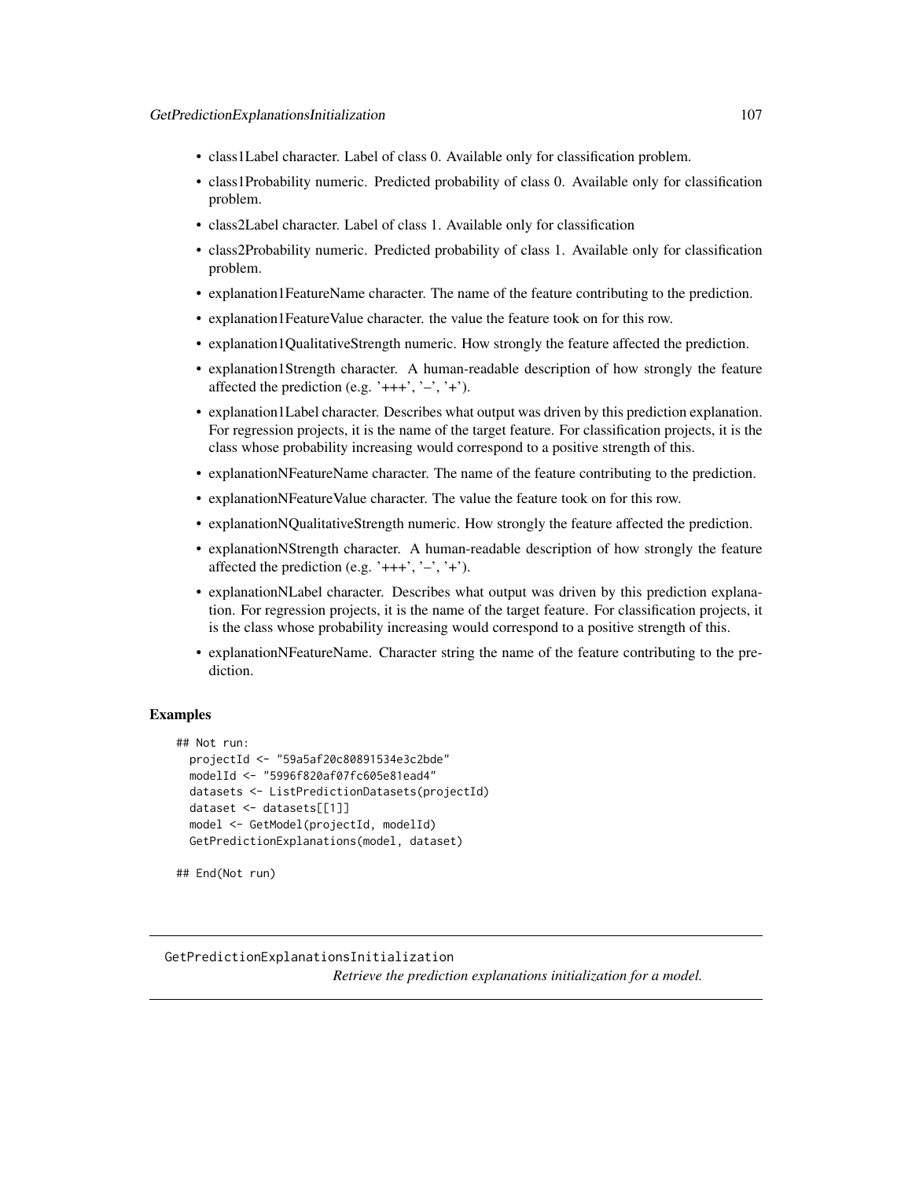- class1Label character. Label of class 0. Available only for classification problem.
- class1Probability numeric. Predicted probability of class 0. Available only for classification problem.
- class2Label character. Label of class 1. Available only for classification
- class2Probability numeric. Predicted probability of class 1. Available only for classification problem.
- explanation1FeatureName character. The name of the feature contributing to the prediction.
- explanation1FeatureValue character. the value the feature took on for this row.
- explanation1QualitativeStrength numeric. How strongly the feature affected the prediction.
- explanation1Strength character. A human-readable description of how strongly the feature affected the prediction (e.g. '+++', '–', '+').
- explanation1Label character. Describes what output was driven by this prediction explanation. For regression projects, it is the name of the target feature. For classification projects, it is the class whose probability increasing would correspond to a positive strength of this.
- explanationNFeatureName character. The name of the feature contributing to the prediction.
- explanationNFeatureValue character. The value the feature took on for this row.
- explanationNQualitativeStrength numeric. How strongly the feature affected the prediction.
- explanationNStrength character. A human-readable description of how strongly the feature affected the prediction (e.g. '+++', '–', '+').
- explanationNLabel character. Describes what output was driven by this prediction explanation. For regression projects, it is the name of the target feature. For classification projects, it is the class whose probability increasing would correspond to a positive strength of this.
- explanationNFeatureName. Character string the name of the feature contributing to the prediction.

### Examples

```
## Not run:
  projectId <- "59a5af20c80891534e3c2bde"
  modelId <- "5996f820af07fc605e81ead4"
  datasets <- ListPredictionDatasets(projectId)
  dataset <- datasets[[1]]
  model <- GetModel(projectId, modelId)
  GetPredictionExplanations(model, dataset)

## End(Not run)
```

---

GetPredictionExplanationsInitialization

*Retrieve the prediction explanations initialization for a model.*

---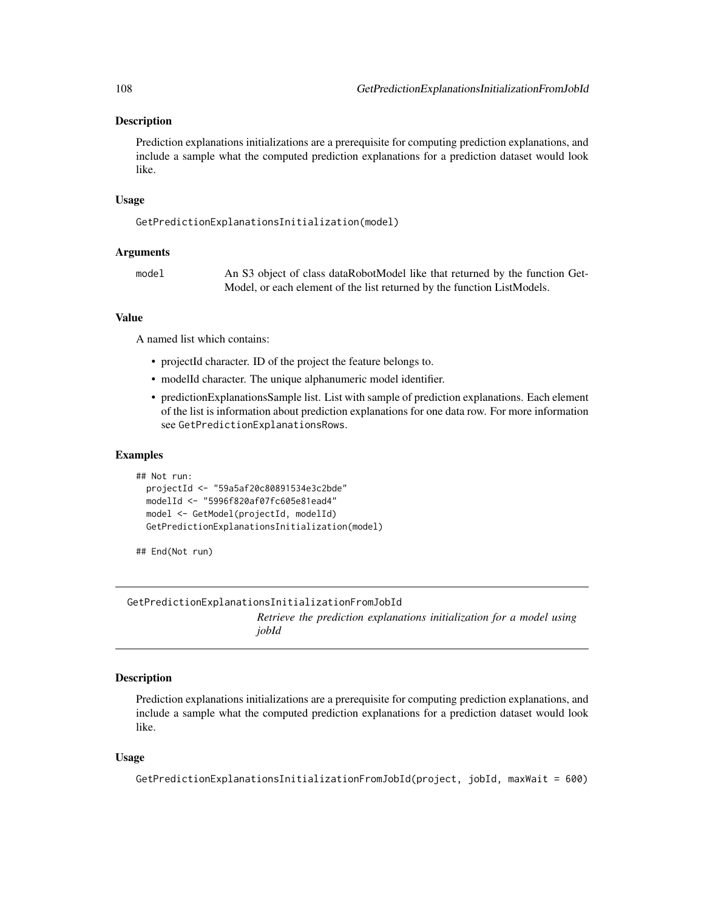### Description

Prediction explanations initializations are a prerequisite for computing prediction explanations, and include a sample what the computed prediction explanations for a prediction dataset would look like.

### Usage

```
GetPredictionExplanationsInitialization(model)
```

### Arguments

| | |
|---|---|
| model | An S3 object of class dataRobotModel like that returned by the function GetModel, or each element of the list returned by the function ListModels. |

### Value

A named list which contains:

- projectId character. ID of the project the feature belongs to.
- modelId character. The unique alphanumeric model identifier.
- predictionExplanationsSample list. List with sample of prediction explanations. Each element of the list is information about prediction explanations for one data row. For more information see `GetPredictionExplanationsRows`.

### Examples

```
## Not run:
  projectId <- "59a5af20c80891534e3c2bde"
  modelId <- "5996f820af07fc605e81ead4"
  model <- GetModel(projectId, modelId)
  GetPredictionExplanationsInitialization(model)

## End(Not run)
```

---

## GetPredictionExplanationsInitializationFromJobId

*Retrieve the prediction explanations initialization for a model using jobId*

---

### Description

Prediction explanations initializations are a prerequisite for computing prediction explanations, and include a sample what the computed prediction explanations for a prediction dataset would look like.

### Usage

```
GetPredictionExplanationsInitializationFromJobId(project, jobId, maxWait = 600)
```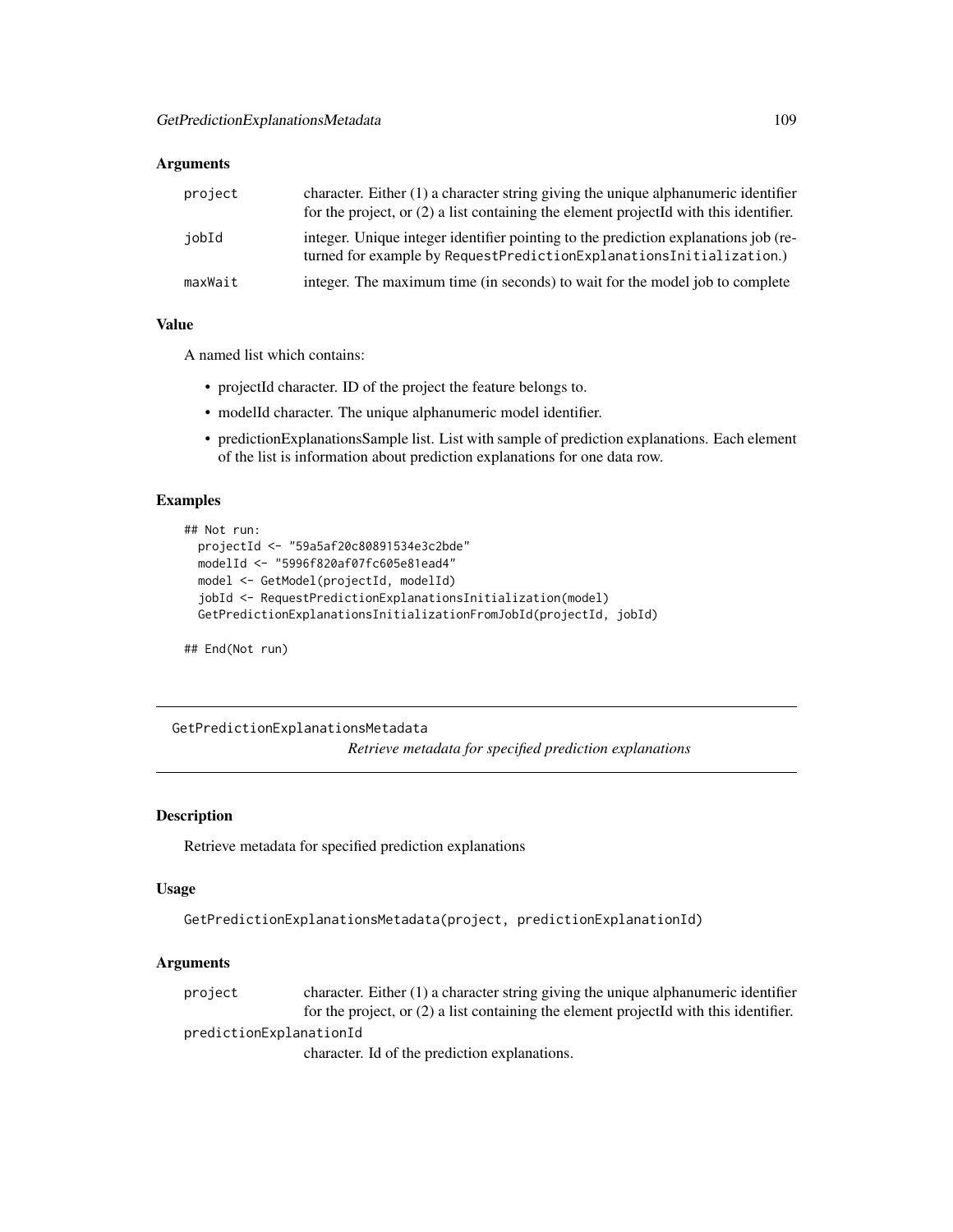### Arguments

| | |
|---|---|
| project | character. Either (1) a character string giving the unique alphanumeric identifier for the project, or (2) a list containing the element projectId with this identifier. |
| jobId | integer. Unique integer identifier pointing to the prediction explanations job (returned for example by `RequestPredictionExplanationsInitialization`.) |
| maxWait | integer. The maximum time (in seconds) to wait for the model job to complete |

### Value

A named list which contains:

- projectId character. ID of the project the feature belongs to.
- modelId character. The unique alphanumeric model identifier.
- predictionExplanationsSample list. List with sample of prediction explanations. Each element of the list is information about prediction explanations for one data row.

### Examples

```
## Not run:
  projectId <- "59a5af20c80891534e3c2bde"
  modelId <- "5996f820af07fc605e81ead4"
  model <- GetModel(projectId, modelId)
  jobId <- RequestPredictionExplanationsInitialization(model)
  GetPredictionExplanationsInitializationFromJobId(projectId, jobId)

## End(Not run)
```

---

## GetPredictionExplanationsMetadata

*Retrieve metadata for specified prediction explanations*

### Description

Retrieve metadata for specified prediction explanations

### Usage

```
GetPredictionExplanationsMetadata(project, predictionExplanationId)
```

### Arguments

| | |
|---|---|
| project | character. Either (1) a character string giving the unique alphanumeric identifier for the project, or (2) a list containing the element projectId with this identifier. |
| predictionExplanationId | character. Id of the prediction explanations. |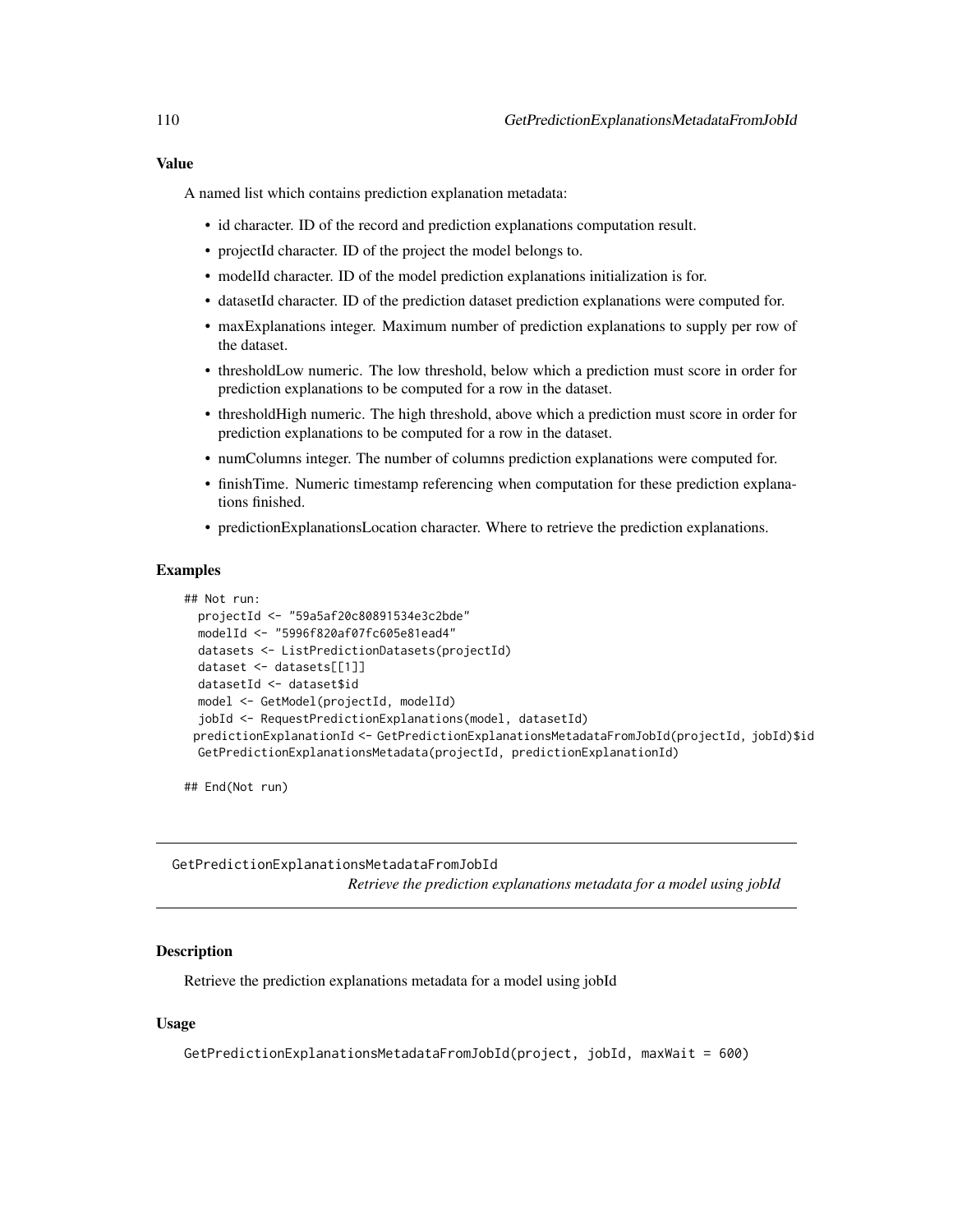## Value

A named list which contains prediction explanation metadata:

- id character. ID of the record and prediction explanations computation result.
- projectId character. ID of the project the model belongs to.
- modelId character. ID of the model prediction explanations initialization is for.
- datasetId character. ID of the prediction dataset prediction explanations were computed for.
- maxExplanations integer. Maximum number of prediction explanations to supply per row of the dataset.
- thresholdLow numeric. The low threshold, below which a prediction must score in order for prediction explanations to be computed for a row in the dataset.
- thresholdHigh numeric. The high threshold, above which a prediction must score in order for prediction explanations to be computed for a row in the dataset.
- numColumns integer. The number of columns prediction explanations were computed for.
- finishTime. Numeric timestamp referencing when computation for these prediction explanations finished.
- predictionExplanationsLocation character. Where to retrieve the prediction explanations.

## Examples

```
## Not run:
  projectId <- "59a5af20c80891534e3c2bde"
  modelId <- "5996f820af07fc605e81ead4"
  datasets <- ListPredictionDatasets(projectId)
  dataset <- datasets[[1]]
  datasetId <- dataset$id
  model <- GetModel(projectId, modelId)
  jobId <- RequestPredictionExplanations(model, datasetId)
 predictionExplanationId <- GetPredictionExplanationsMetadataFromJobId(projectId, jobId)$id
  GetPredictionExplanationsMetadata(projectId, predictionExplanationId)

## End(Not run)
```

---

# GetPredictionExplanationsMetadataFromJobId

*Retrieve the prediction explanations metadata for a model using jobId*

---

## Description

Retrieve the prediction explanations metadata for a model using jobId

## Usage

```
GetPredictionExplanationsMetadataFromJobId(project, jobId, maxWait = 600)
```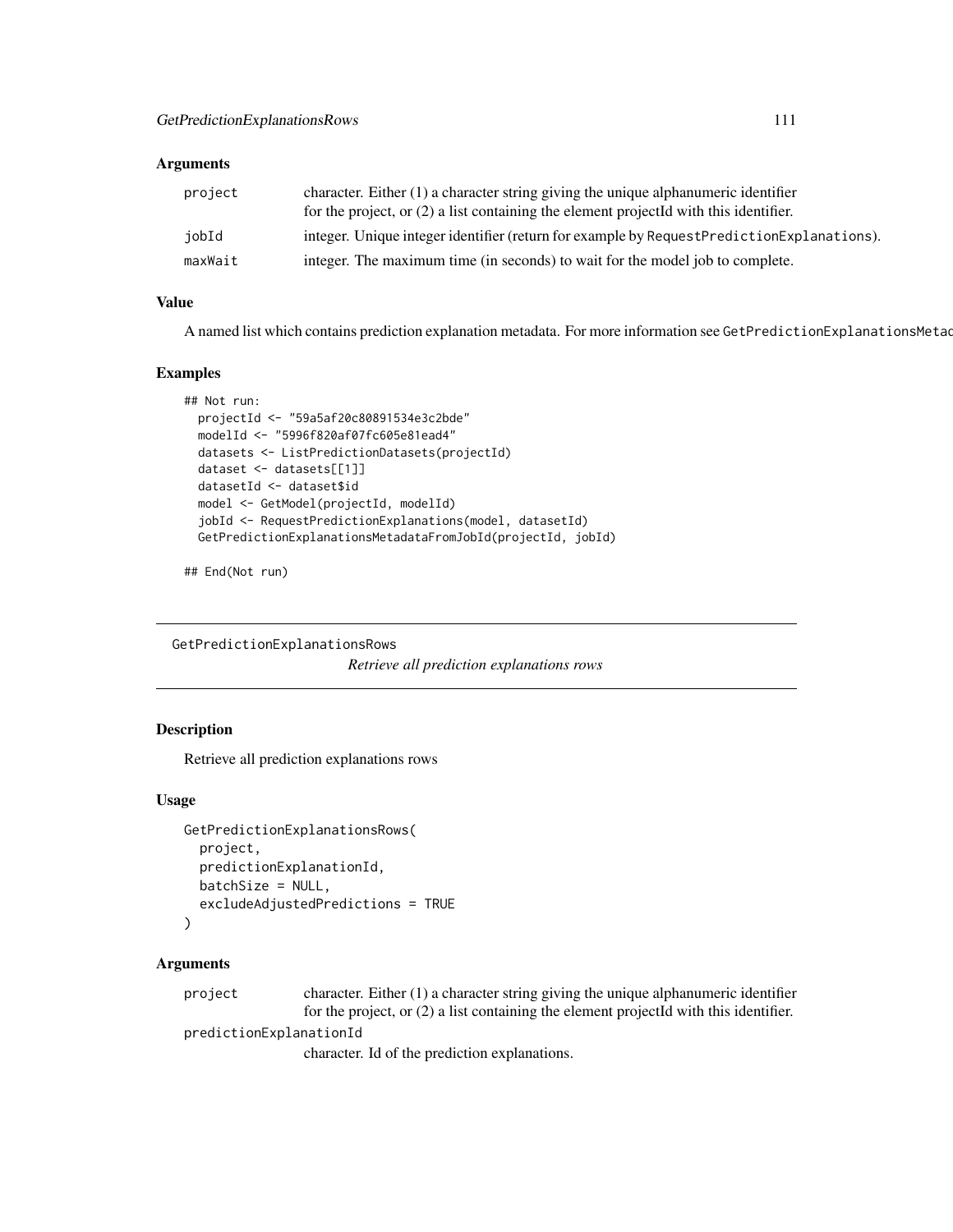### Arguments

| | |
|---|---|
| project | character. Either (1) a character string giving the unique alphanumeric identifier for the project, or (2) a list containing the element projectId with this identifier. |
| jobId | integer. Unique integer identifier (return for example by RequestPredictionExplanations). |
| maxWait | integer. The maximum time (in seconds) to wait for the model job to complete. |

### Value

A named list which contains prediction explanation metadata. For more information see GetPredictionExplanationsMetad

### Examples

```
## Not run:
  projectId <- "59a5af20c80891534e3c2bde"
  modelId <- "5996f820af07fc605e81ead4"
  datasets <- ListPredictionDatasets(projectId)
  dataset <- datasets[[1]]
  datasetId <- dataset$id
  model <- GetModel(projectId, modelId)
  jobId <- RequestPredictionExplanations(model, datasetId)
  GetPredictionExplanationsMetadataFromJobId(projectId, jobId)

## End(Not run)
```

---

## GetPredictionExplanationsRows

*Retrieve all prediction explanations rows*

### Description

Retrieve all prediction explanations rows

### Usage

```
GetPredictionExplanationsRows(
  project,
  predictionExplanationId,
  batchSize = NULL,
  excludeAdjustedPredictions = TRUE
)
```

### Arguments

| | |
|---|---|
| project | character. Either (1) a character string giving the unique alphanumeric identifier for the project, or (2) a list containing the element projectId with this identifier. |
| predictionExplanationId | character. Id of the prediction explanations. |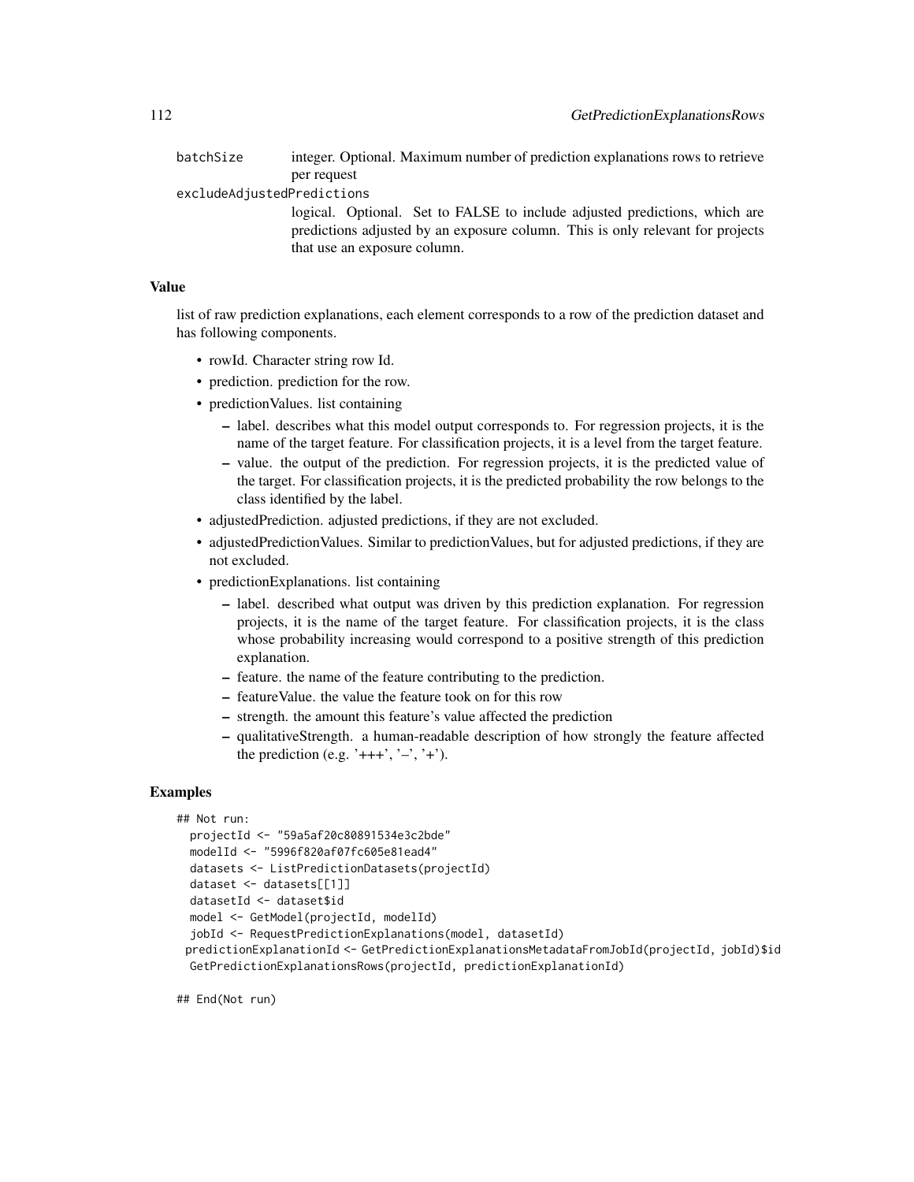batchSize
integer. Optional. Maximum number of prediction explanations rows to retrieve per request

excludeAdjustedPredictions
logical. Optional. Set to FALSE to include adjusted predictions, which are predictions adjusted by an exposure column. This is only relevant for projects that use an exposure column.

### Value

list of raw prediction explanations, each element corresponds to a row of the prediction dataset and has following components.

- rowId. Character string row Id.
- prediction. prediction for the row.
- predictionValues. list containing
  - label. describes what this model output corresponds to. For regression projects, it is the name of the target feature. For classification projects, it is a level from the target feature.
  - value. the output of the prediction. For regression projects, it is the predicted value of the target. For classification projects, it is the predicted probability the row belongs to the class identified by the label.
- adjustedPrediction. adjusted predictions, if they are not excluded.
- adjustedPredictionValues. Similar to predictionValues, but for adjusted predictions, if they are not excluded.
- predictionExplanations. list containing
  - label. described what output was driven by this prediction explanation. For regression projects, it is the name of the target feature. For classification projects, it is the class whose probability increasing would correspond to a positive strength of this prediction explanation.
  - feature. the name of the feature contributing to the prediction.
  - featureValue. the value the feature took on for this row
  - strength. the amount this feature's value affected the prediction
  - qualitativeStrength. a human-readable description of how strongly the feature affected the prediction (e.g. '+++', '–', '+').

### Examples

```
## Not run:
  projectId <- "59a5af20c80891534e3c2bde"
  modelId <- "5996f820af07fc605e81ead4"
  datasets <- ListPredictionDatasets(projectId)
  dataset <- datasets[[1]]
  datasetId <- dataset$id
  model <- GetModel(projectId, modelId)
  jobId <- RequestPredictionExplanations(model, datasetId)
 predictionExplanationId <- GetPredictionExplanationsMetadataFromJobId(projectId, jobId)$id
  GetPredictionExplanationsRows(projectId, predictionExplanationId)

## End(Not run)
```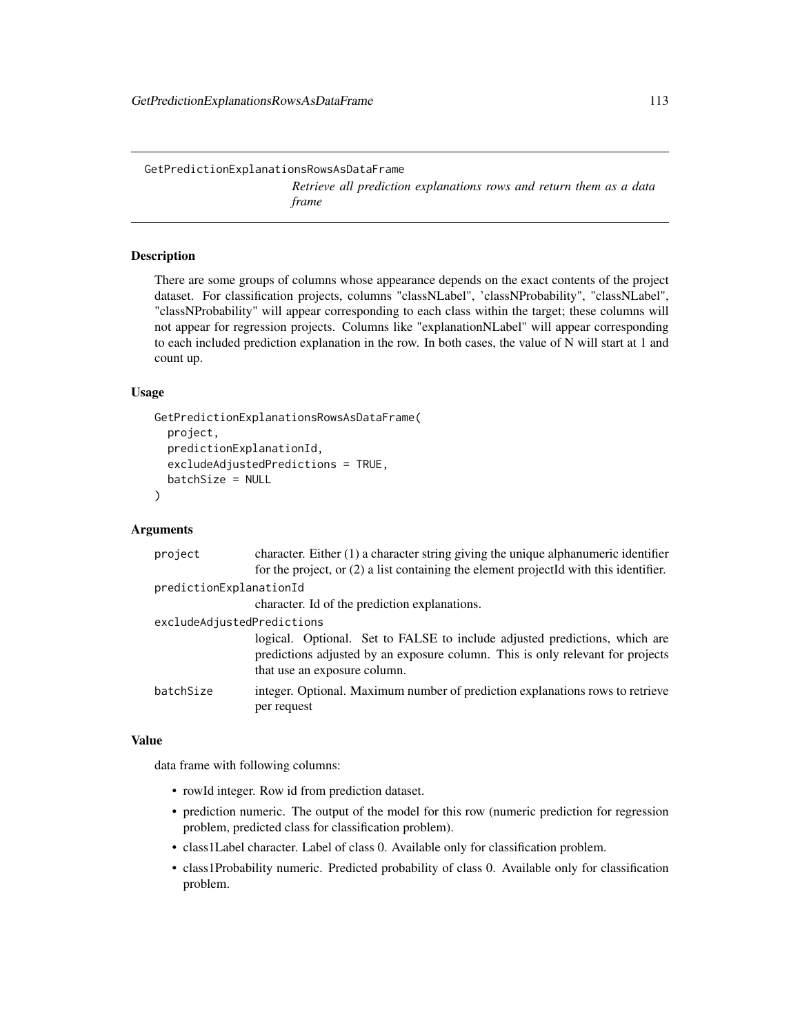## GetPredictionExplanationsRowsAsDataFrame

*Retrieve all prediction explanations rows and return them as a data frame*

### Description

There are some groups of columns whose appearance depends on the exact contents of the project dataset. For classification projects, columns "classNLabel", 'classNProbability", "classNLabel", "classNProbability" will appear corresponding to each class within the target; these columns will not appear for regression projects. Columns like "explanationNLabel" will appear corresponding to each included prediction explanation in the row. In both cases, the value of N will start at 1 and count up.

### Usage

```
GetPredictionExplanationsRowsAsDataFrame(
  project,
  predictionExplanationId,
  excludeAdjustedPredictions = TRUE,
  batchSize = NULL
)
```

### Arguments

- `project` — character. Either (1) a character string giving the unique alphanumeric identifier for the project, or (2) a list containing the element projectId with this identifier.
- `predictionExplanationId` — character. Id of the prediction explanations.
- `excludeAdjustedPredictions` — logical. Optional. Set to FALSE to include adjusted predictions, which are predictions adjusted by an exposure column. This is only relevant for projects that use an exposure column.
- `batchSize` — integer. Optional. Maximum number of prediction explanations rows to retrieve per request

### Value

data frame with following columns:

- rowId integer. Row id from prediction dataset.
- prediction numeric. The output of the model for this row (numeric prediction for regression problem, predicted class for classification problem).
- class1Label character. Label of class 0. Available only for classification problem.
- class1Probability numeric. Predicted probability of class 0. Available only for classification problem.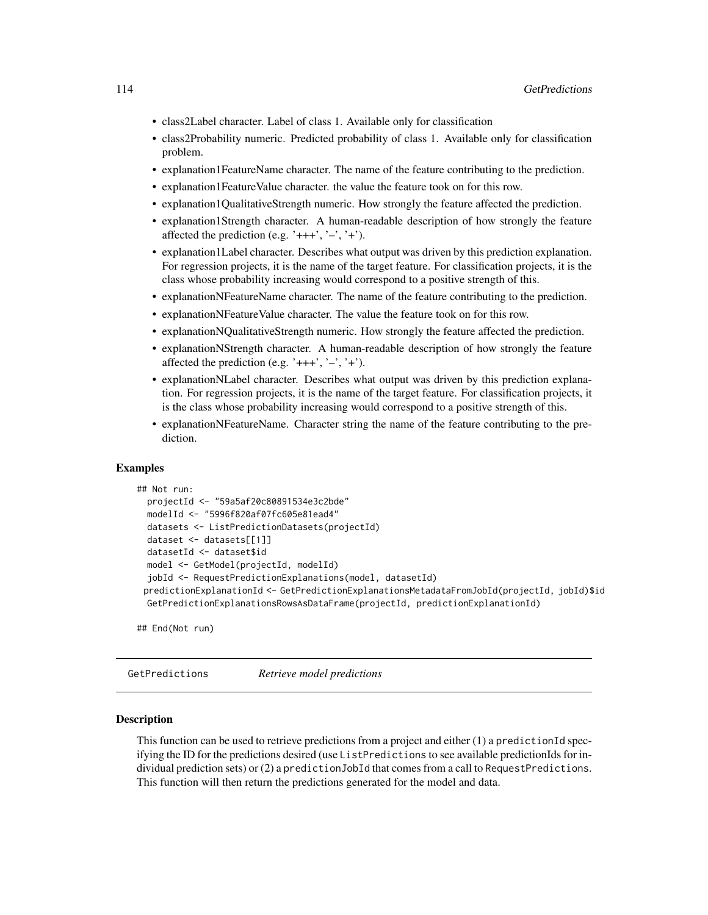- class2Label character. Label of class 1. Available only for classification
- class2Probability numeric. Predicted probability of class 1. Available only for classification problem.
- explanation1FeatureName character. The name of the feature contributing to the prediction.
- explanation1FeatureValue character. the value the feature took on for this row.
- explanation1QualitativeStrength numeric. How strongly the feature affected the prediction.
- explanation1Strength character. A human-readable description of how strongly the feature affected the prediction (e.g. '+++', '–', '+').
- explanation1Label character. Describes what output was driven by this prediction explanation. For regression projects, it is the name of the target feature. For classification projects, it is the class whose probability increasing would correspond to a positive strength of this.
- explanationNFeatureName character. The name of the feature contributing to the prediction.
- explanationNFeatureValue character. The value the feature took on for this row.
- explanationNQualitativeStrength numeric. How strongly the feature affected the prediction.
- explanationNStrength character. A human-readable description of how strongly the feature affected the prediction (e.g. '+++', '–', '+').
- explanationNLabel character. Describes what output was driven by this prediction explanation. For regression projects, it is the name of the target feature. For classification projects, it is the class whose probability increasing would correspond to a positive strength of this.
- explanationNFeatureName. Character string the name of the feature contributing to the prediction.

### Examples

```
## Not run:
  projectId <- "59a5af20c80891534e3c2bde"
  modelId <- "5996f820af07fc605e81ead4"
  datasets <- ListPredictionDatasets(projectId)
  dataset <- datasets[[1]]
  datasetId <- dataset$id
  model <- GetModel(projectId, modelId)
  jobId <- RequestPredictionExplanations(model, datasetId)
 predictionExplanationId <- GetPredictionExplanationsMetadataFromJobId(projectId, jobId)$id
  GetPredictionExplanationsRowsAsDataFrame(projectId, predictionExplanationId)

## End(Not run)
```

## GetPredictions *Retrieve model predictions*

### Description

This function can be used to retrieve predictions from a project and either (1) a `predictionId` specifying the ID for the predictions desired (use `ListPredictions` to see available predictionIds for individual prediction sets) or (2) a `predictionJobId` that comes from a call to `RequestPredictions`. This function will then return the predictions generated for the model and data.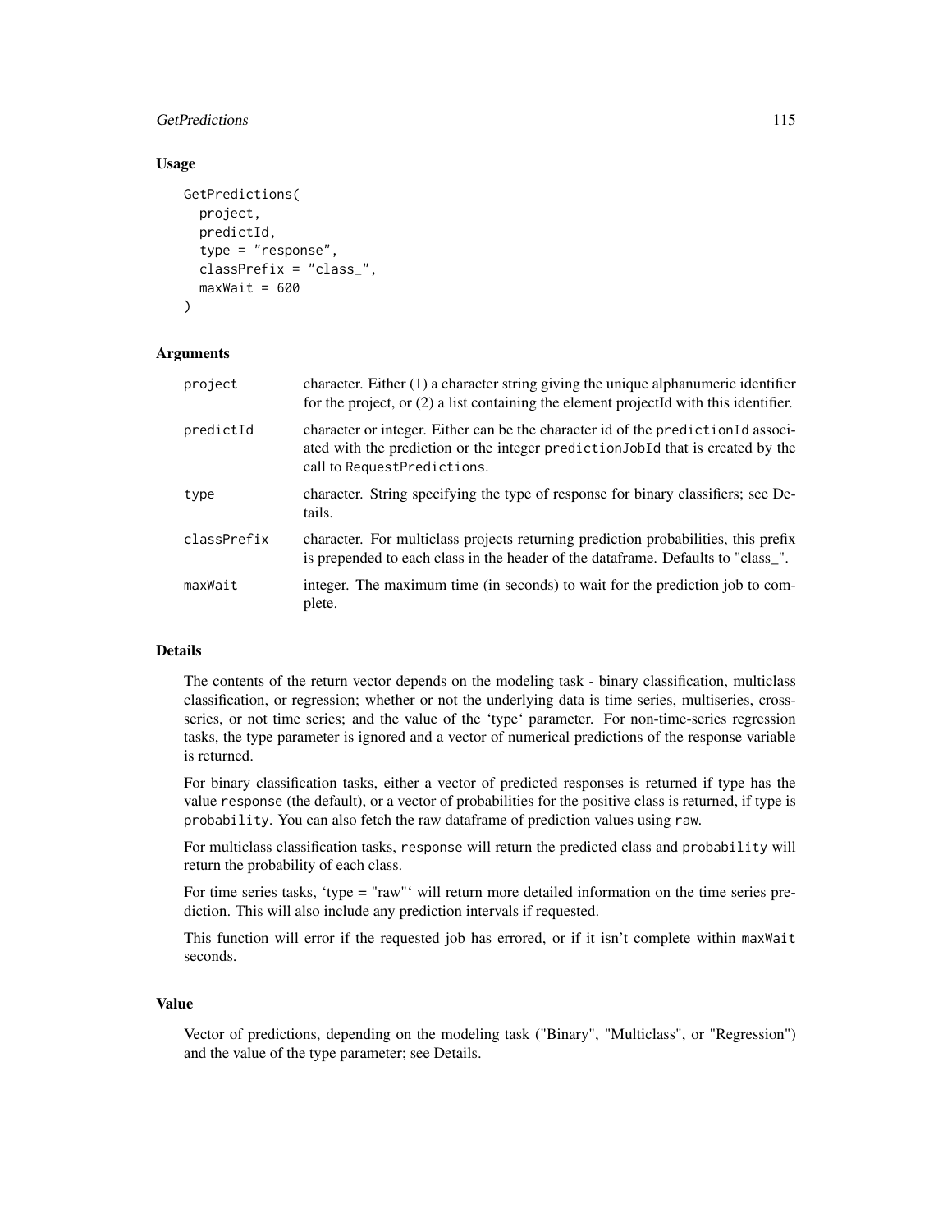## Usage

```
GetPredictions(
  project,
  predictId,
  type = "response",
  classPrefix = "class_",
  maxWait = 600
)
```

## Arguments

| | |
|---|---|
| project | character. Either (1) a character string giving the unique alphanumeric identifier for the project, or (2) a list containing the element projectId with this identifier. |
| predictId | character or integer. Either can be the character id of the predictionId associated with the prediction or the integer predictionJobId that is created by the call to RequestPredictions. |
| type | character. String specifying the type of response for binary classifiers; see Details. |
| classPrefix | character. For multiclass projects returning prediction probabilities, this prefix is prepended to each class in the header of the dataframe. Defaults to "class_". |
| maxWait | integer. The maximum time (in seconds) to wait for the prediction job to complete. |

## Details

The contents of the return vector depends on the modeling task - binary classification, multiclass classification, or regression; whether or not the underlying data is time series, multiseries, cross-series, or not time series; and the value of the 'type' parameter. For non-time-series regression tasks, the type parameter is ignored and a vector of numerical predictions of the response variable is returned.

For binary classification tasks, either a vector of predicted responses is returned if type has the value `response` (the default), or a vector of probabilities for the positive class is returned, if type is `probability`. You can also fetch the raw dataframe of prediction values using `raw`.

For multiclass classification tasks, `response` will return the predicted class and `probability` will return the probability of each class.

For time series tasks, 'type = "raw"' will return more detailed information on the time series prediction. This will also include any prediction intervals if requested.

This function will error if the requested job has errored, or if it isn't complete within `maxWait` seconds.

## Value

Vector of predictions, depending on the modeling task ("Binary", "Multiclass", or "Regression") and the value of the type parameter; see Details.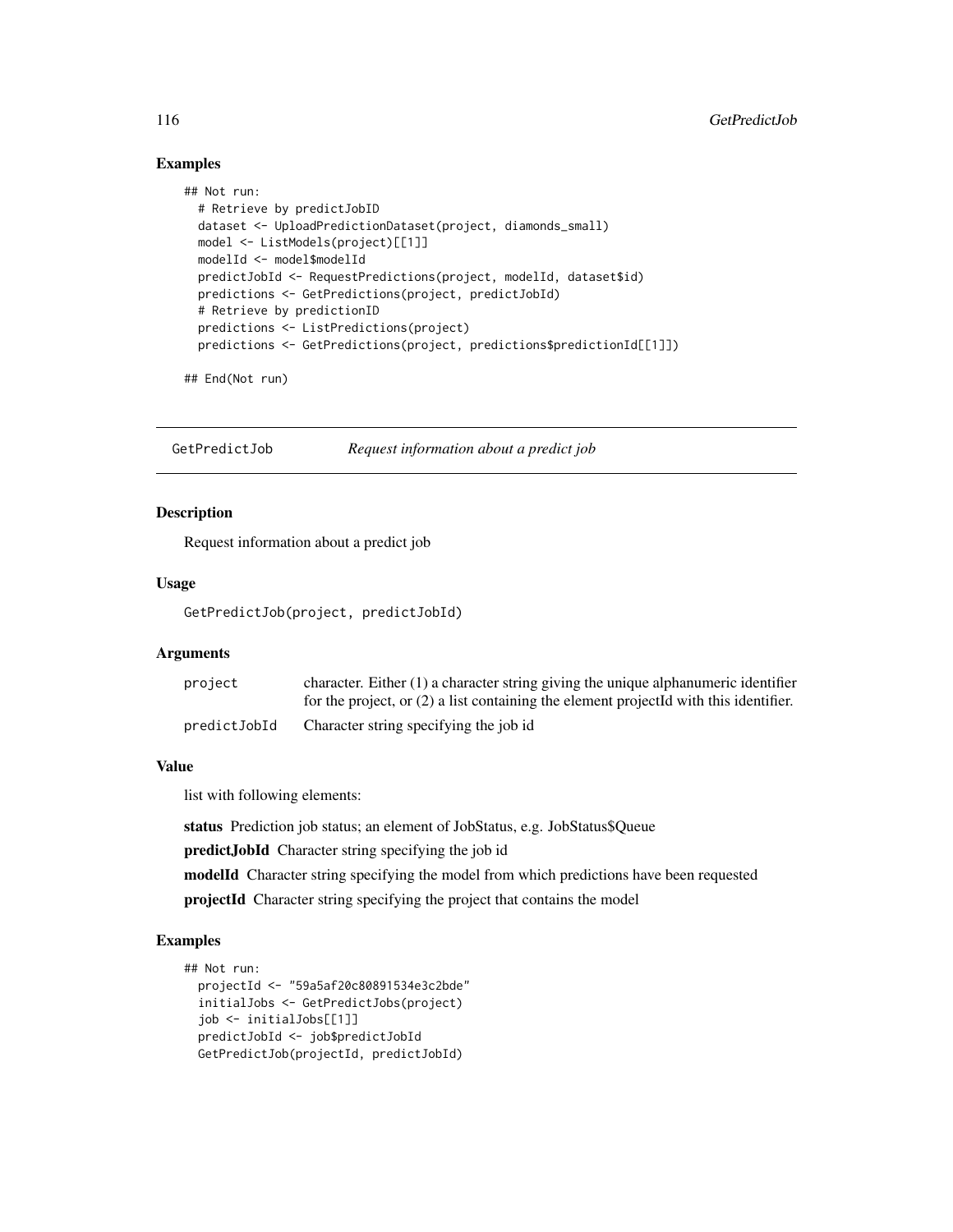## Examples

```
## Not run:
  # Retrieve by predictJobID
  dataset <- UploadPredictionDataset(project, diamonds_small)
  model <- ListModels(project)[[1]]
  modelId <- model$modelId
  predictJobId <- RequestPredictions(project, modelId, dataset$id)
  predictions <- GetPredictions(project, predictJobId)
  # Retrieve by predictionID
  predictions <- ListPredictions(project)
  predictions <- GetPredictions(project, predictions$predictionId[[1]])

## End(Not run)
```

---

# GetPredictJob *Request information about a predict job*

---

## Description

Request information about a predict job

## Usage

```
GetPredictJob(project, predictJobId)
```

## Arguments

| | |
|---|---|
| project | character. Either (1) a character string giving the unique alphanumeric identifier for the project, or (2) a list containing the element projectId with this identifier. |
| predictJobId | Character string specifying the job id |

## Value

list with following elements:

**status** Prediction job status; an element of JobStatus, e.g. JobStatus$Queue

**predictJobId** Character string specifying the job id

**modelId** Character string specifying the model from which predictions have been requested

**projectId** Character string specifying the project that contains the model

## Examples

```
## Not run:
  projectId <- "59a5af20c80891534e3c2bde"
  initialJobs <- GetPredictJobs(project)
  job <- initialJobs[[1]]
  predictJobId <- job$predictJobId
  GetPredictJob(projectId, predictJobId)
```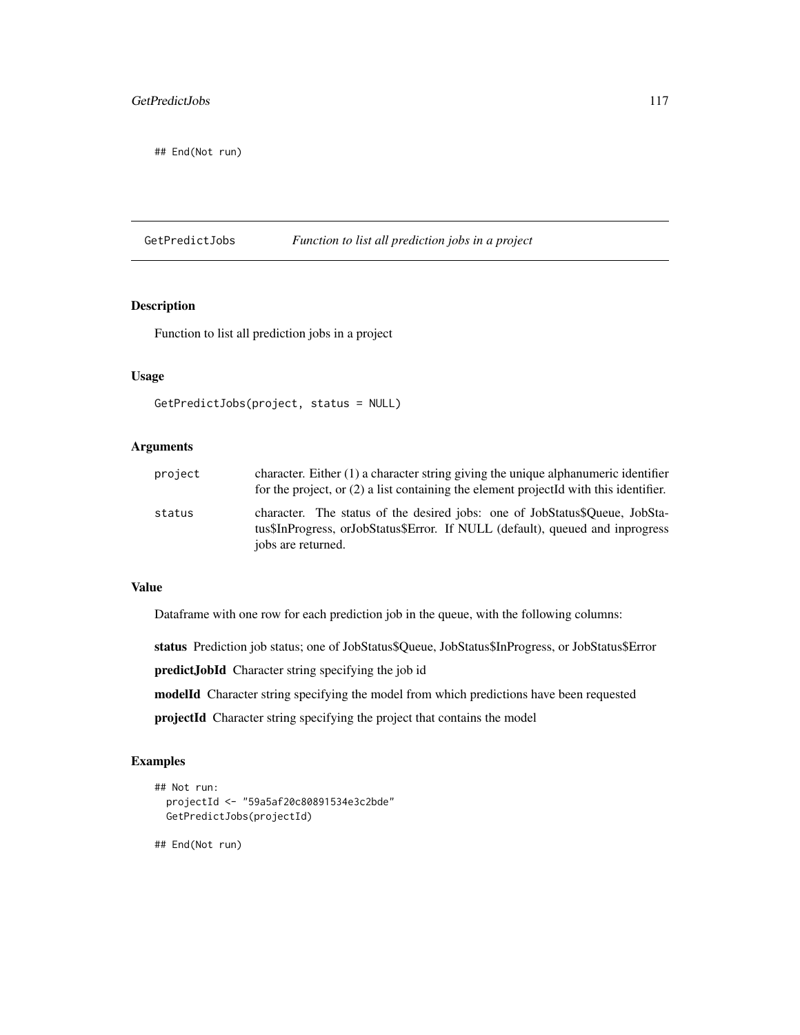```
## End(Not run)
```

## GetPredictJobs — *Function to list all prediction jobs in a project*

### Description

Function to list all prediction jobs in a project

### Usage

```
GetPredictJobs(project, status = NULL)
```

### Arguments

| | |
|---|---|
| project | character. Either (1) a character string giving the unique alphanumeric identifier for the project, or (2) a list containing the element projectId with this identifier. |
| status | character. The status of the desired jobs: one of JobStatus$Queue, JobStatus$InProgress, orJobStatus$Error. If NULL (default), queued and inprogress jobs are returned. |

### Value

Dataframe with one row for each prediction job in the queue, with the following columns:

**status** Prediction job status; one of JobStatus$Queue, JobStatus$InProgress, or JobStatus$Error

**predictJobId** Character string specifying the job id

**modelId** Character string specifying the model from which predictions have been requested

**projectId** Character string specifying the project that contains the model

### Examples

```
## Not run:
  projectId <- "59a5af20c80891534e3c2bde"
  GetPredictJobs(projectId)

## End(Not run)
```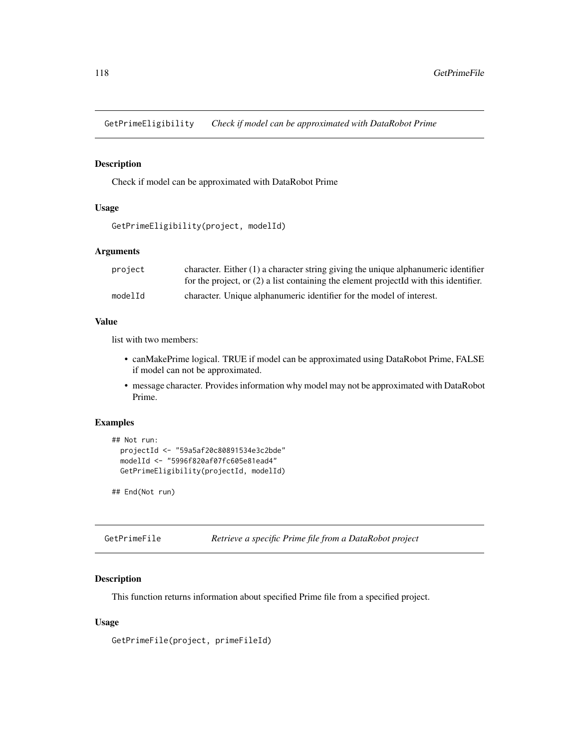## GetPrimeEligibility *Check if model can be approximated with DataRobot Prime*

### Description

Check if model can be approximated with DataRobot Prime

### Usage

```
GetPrimeEligibility(project, modelId)
```

### Arguments

| | |
|---|---|
| project | character. Either (1) a character string giving the unique alphanumeric identifier for the project, or (2) a list containing the element projectId with this identifier. |
| modelId | character. Unique alphanumeric identifier for the model of interest. |

### Value

list with two members:

- canMakePrime logical. TRUE if model can be approximated using DataRobot Prime, FALSE if model can not be approximated.
- message character. Provides information why model may not be approximated with DataRobot Prime.

### Examples

```
## Not run:
  projectId <- "59a5af20c80891534e3c2bde"
  modelId <- "5996f820af07fc605e81ead4"
  GetPrimeEligibility(projectId, modelId)

## End(Not run)
```

## GetPrimeFile *Retrieve a specific Prime file from a DataRobot project*

### Description

This function returns information about specified Prime file from a specified project.

### Usage

```
GetPrimeFile(project, primeFileId)
```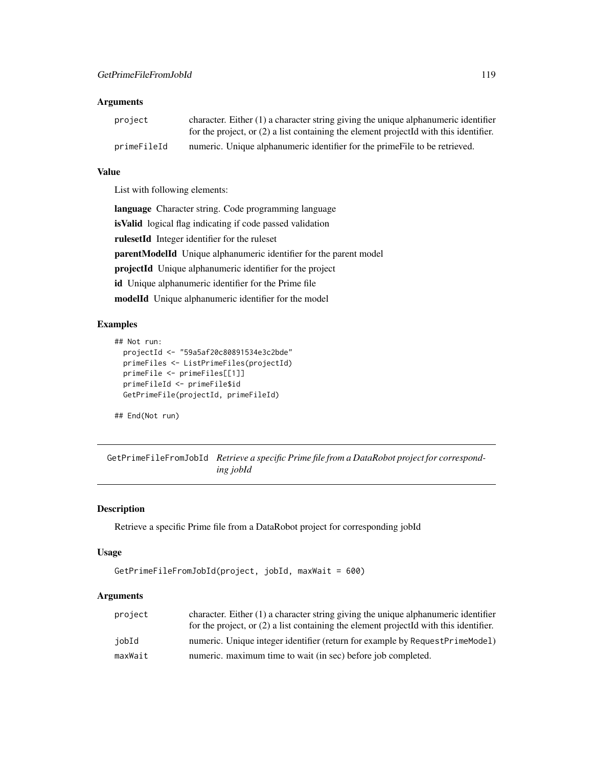### Arguments

| | |
|---|---|
| project | character. Either (1) a character string giving the unique alphanumeric identifier for the project, or (2) a list containing the element projectId with this identifier. |
| primeFileId | numeric. Unique alphanumeric identifier for the primeFile to be retrieved. |

### Value

List with following elements:

**language** Character string. Code programming language

**isValid** logical flag indicating if code passed validation

**rulesetId** Integer identifier for the ruleset

**parentModelId** Unique alphanumeric identifier for the parent model

**projectId** Unique alphanumeric identifier for the project

**id** Unique alphanumeric identifier for the Prime file

**modelId** Unique alphanumeric identifier for the model

### Examples

```
## Not run:
  projectId <- "59a5af20c80891534e3c2bde"
  primeFiles <- ListPrimeFiles(projectId)
  primeFile <- primeFiles[[1]]
  primeFileId <- primeFile$id
  GetPrimeFile(projectId, primeFileId)

## End(Not run)
```

---

## GetPrimeFileFromJobId *Retrieve a specific Prime file from a DataRobot project for corresponding jobId*

---

### Description

Retrieve a specific Prime file from a DataRobot project for corresponding jobId

### Usage

```
GetPrimeFileFromJobId(project, jobId, maxWait = 600)
```

### Arguments

| | |
|---|---|
| project | character. Either (1) a character string giving the unique alphanumeric identifier for the project, or (2) a list containing the element projectId with this identifier. |
| jobId | numeric. Unique integer identifier (return for example by `RequestPrimeModel`) |
| maxWait | numeric. maximum time to wait (in sec) before job completed. |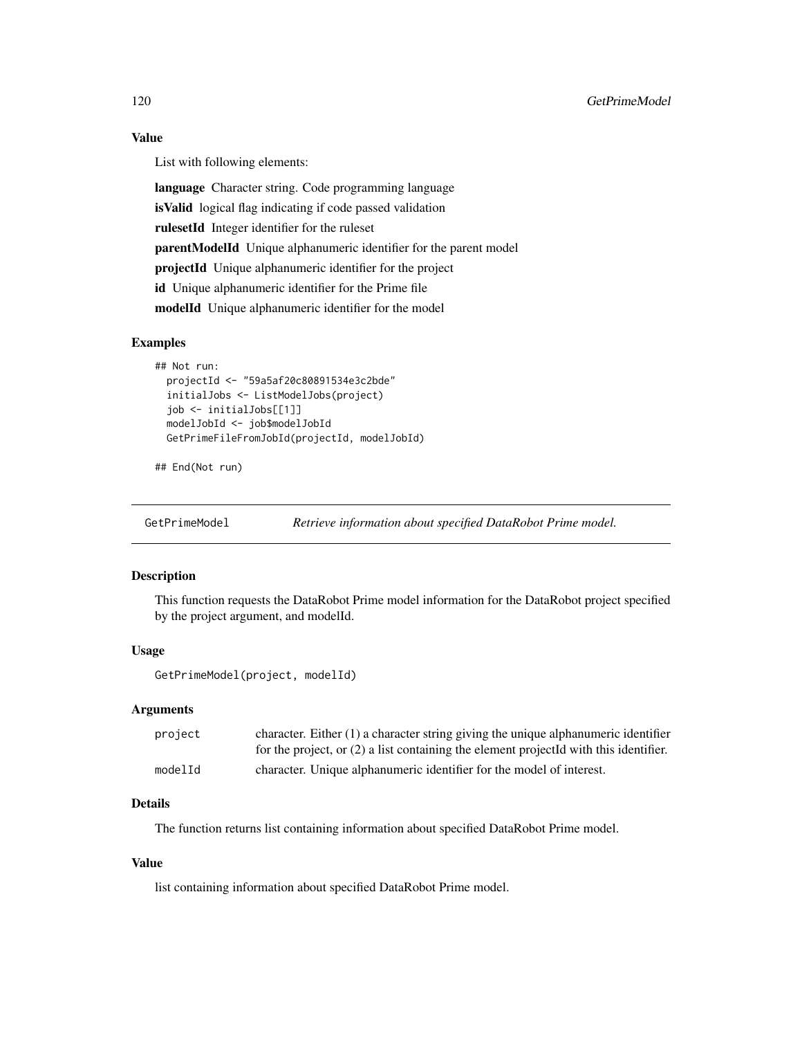### Value

List with following elements:

**language** Character string. Code programming language

**isValid** logical flag indicating if code passed validation

**rulesetId** Integer identifier for the ruleset

**parentModelId** Unique alphanumeric identifier for the parent model

**projectId** Unique alphanumeric identifier for the project

**id** Unique alphanumeric identifier for the Prime file

**modelId** Unique alphanumeric identifier for the model

### Examples

```
## Not run:
  projectId <- "59a5af20c80891534e3c2bde"
  initialJobs <- ListModelJobs(project)
  job <- initialJobs[[1]]
  modelJobId <- job$modelJobId
  GetPrimeFileFromJobId(projectId, modelJobId)

## End(Not run)
```

---

## GetPrimeModel — *Retrieve information about specified DataRobot Prime model.*

### Description

This function requests the DataRobot Prime model information for the DataRobot project specified by the project argument, and modelId.

### Usage

```
GetPrimeModel(project, modelId)
```

### Arguments

| | |
|---|---|
| project | character. Either (1) a character string giving the unique alphanumeric identifier for the project, or (2) a list containing the element projectId with this identifier. |
| modelId | character. Unique alphanumeric identifier for the model of interest. |

### Details

The function returns list containing information about specified DataRobot Prime model.

### Value

list containing information about specified DataRobot Prime model.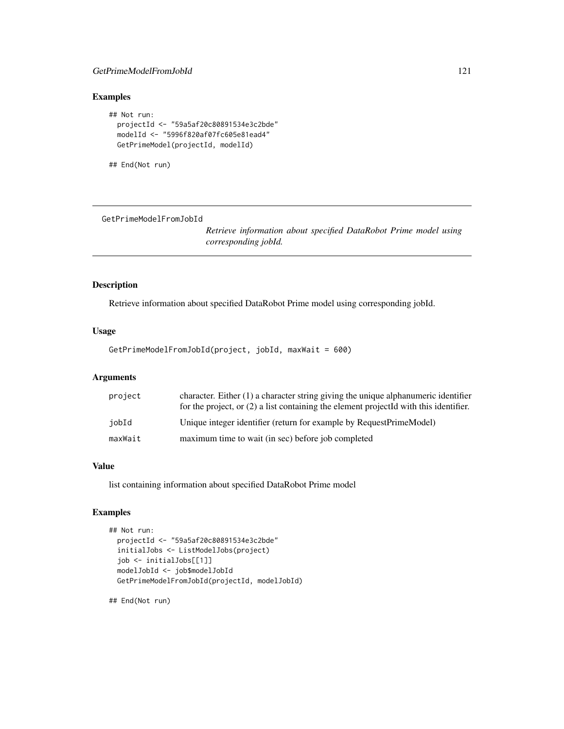## Examples

```
## Not run:
  projectId <- "59a5af20c80891534e3c2bde"
  modelId <- "5996f820af07fc605e81ead4"
  GetPrimeModel(projectId, modelId)

## End(Not run)
```

---

# GetPrimeModelFromJobId

*Retrieve information about specified DataRobot Prime model using corresponding jobId.*

---

## Description

Retrieve information about specified DataRobot Prime model using corresponding jobId.

## Usage

```
GetPrimeModelFromJobId(project, jobId, maxWait = 600)
```

## Arguments

| | |
|---|---|
| `project` | character. Either (1) a character string giving the unique alphanumeric identifier for the project, or (2) a list containing the element projectId with this identifier. |
| `jobId` | Unique integer identifier (return for example by RequestPrimeModel) |
| `maxWait` | maximum time to wait (in sec) before job completed |

## Value

list containing information about specified DataRobot Prime model

## Examples

```
## Not run:
  projectId <- "59a5af20c80891534e3c2bde"
  initialJobs <- ListModelJobs(project)
  job <- initialJobs[[1]]
  modelJobId <- job$modelJobId
  GetPrimeModelFromJobId(projectId, modelJobId)

## End(Not run)
```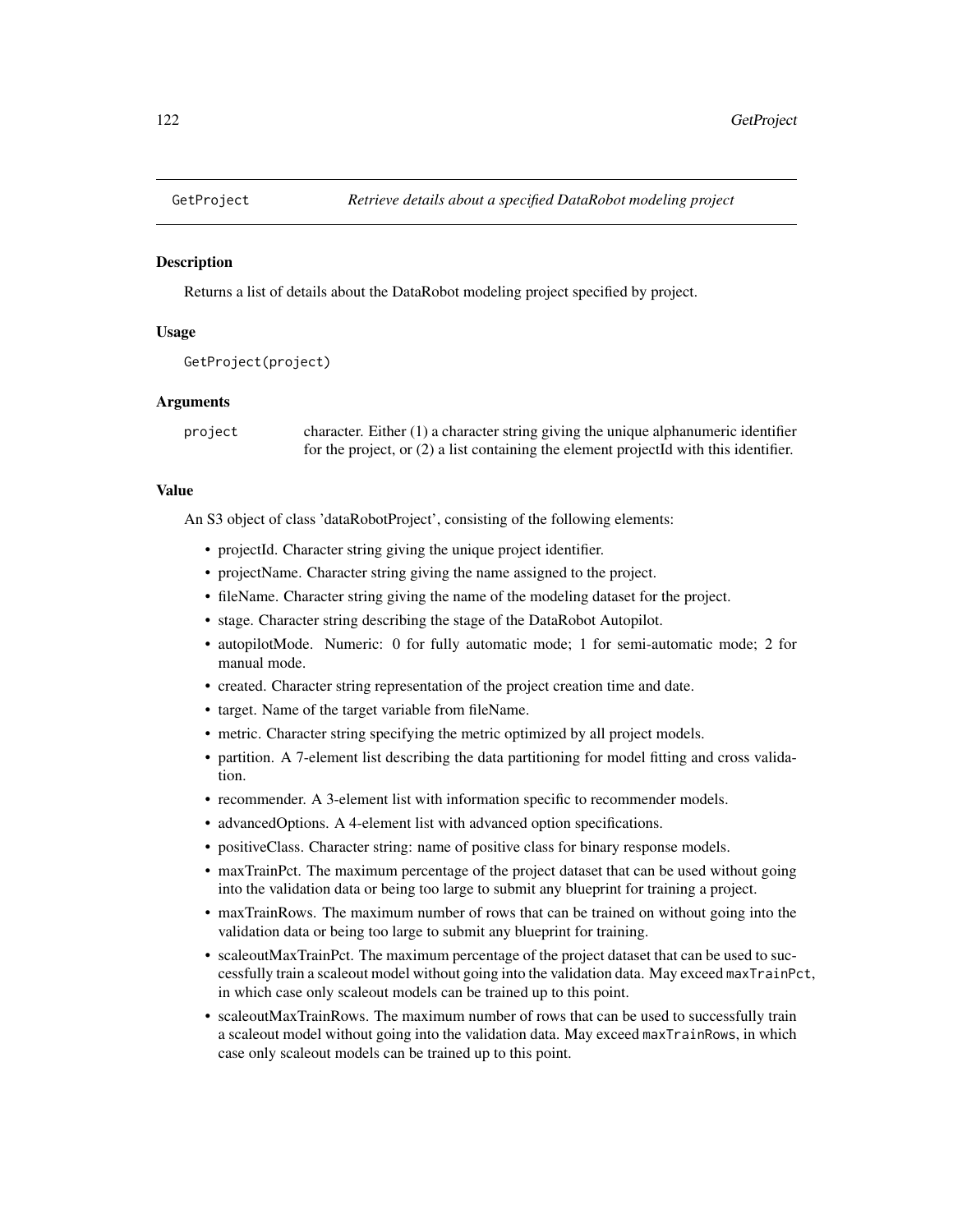## GetProject *Retrieve details about a specified DataRobot modeling project*

### Description

Returns a list of details about the DataRobot modeling project specified by project.

### Usage

```
GetProject(project)
```

### Arguments

| | |
|---|---|
| project | character. Either (1) a character string giving the unique alphanumeric identifier for the project, or (2) a list containing the element projectId with this identifier. |

### Value

An S3 object of class 'dataRobotProject', consisting of the following elements:

- projectId. Character string giving the unique project identifier.
- projectName. Character string giving the name assigned to the project.
- fileName. Character string giving the name of the modeling dataset for the project.
- stage. Character string describing the stage of the DataRobot Autopilot.
- autopilotMode. Numeric: 0 for fully automatic mode; 1 for semi-automatic mode; 2 for manual mode.
- created. Character string representation of the project creation time and date.
- target. Name of the target variable from fileName.
- metric. Character string specifying the metric optimized by all project models.
- partition. A 7-element list describing the data partitioning for model fitting and cross validation.
- recommender. A 3-element list with information specific to recommender models.
- advancedOptions. A 4-element list with advanced option specifications.
- positiveClass. Character string: name of positive class for binary response models.
- maxTrainPct. The maximum percentage of the project dataset that can be used without going into the validation data or being too large to submit any blueprint for training a project.
- maxTrainRows. The maximum number of rows that can be trained on without going into the validation data or being too large to submit any blueprint for training.
- scaleoutMaxTrainPct. The maximum percentage of the project dataset that can be used to successfully train a scaleout model without going into the validation data. May exceed `maxTrainPct`, in which case only scaleout models can be trained up to this point.
- scaleoutMaxTrainRows. The maximum number of rows that can be used to successfully train a scaleout model without going into the validation data. May exceed `maxTrainRows`, in which case only scaleout models can be trained up to this point.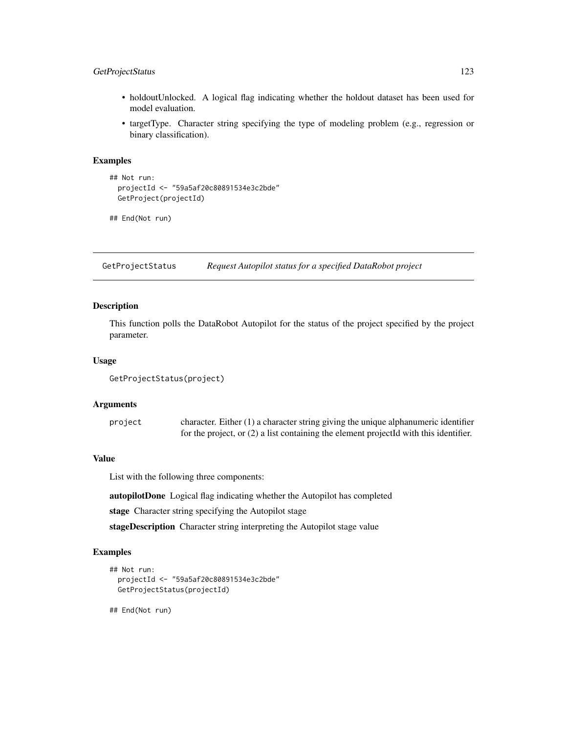- holdoutUnlocked. A logical flag indicating whether the holdout dataset has been used for model evaluation.
- targetType. Character string specifying the type of modeling problem (e.g., regression or binary classification).

### Examples

```
## Not run:
  projectId <- "59a5af20c80891534e3c2bde"
  GetProject(projectId)

## End(Not run)
```

---

## GetProjectStatus *Request Autopilot status for a specified DataRobot project*

---

### Description

This function polls the DataRobot Autopilot for the status of the project specified by the project parameter.

### Usage

```
GetProjectStatus(project)
```

### Arguments

| | |
|---|---|
| project | character. Either (1) a character string giving the unique alphanumeric identifier for the project, or (2) a list containing the element projectId with this identifier. |

### Value

List with the following three components:

**autopilotDone** Logical flag indicating whether the Autopilot has completed

**stage** Character string specifying the Autopilot stage

**stageDescription** Character string interpreting the Autopilot stage value

### Examples

```
## Not run:
  projectId <- "59a5af20c80891534e3c2bde"
  GetProjectStatus(projectId)

## End(Not run)
```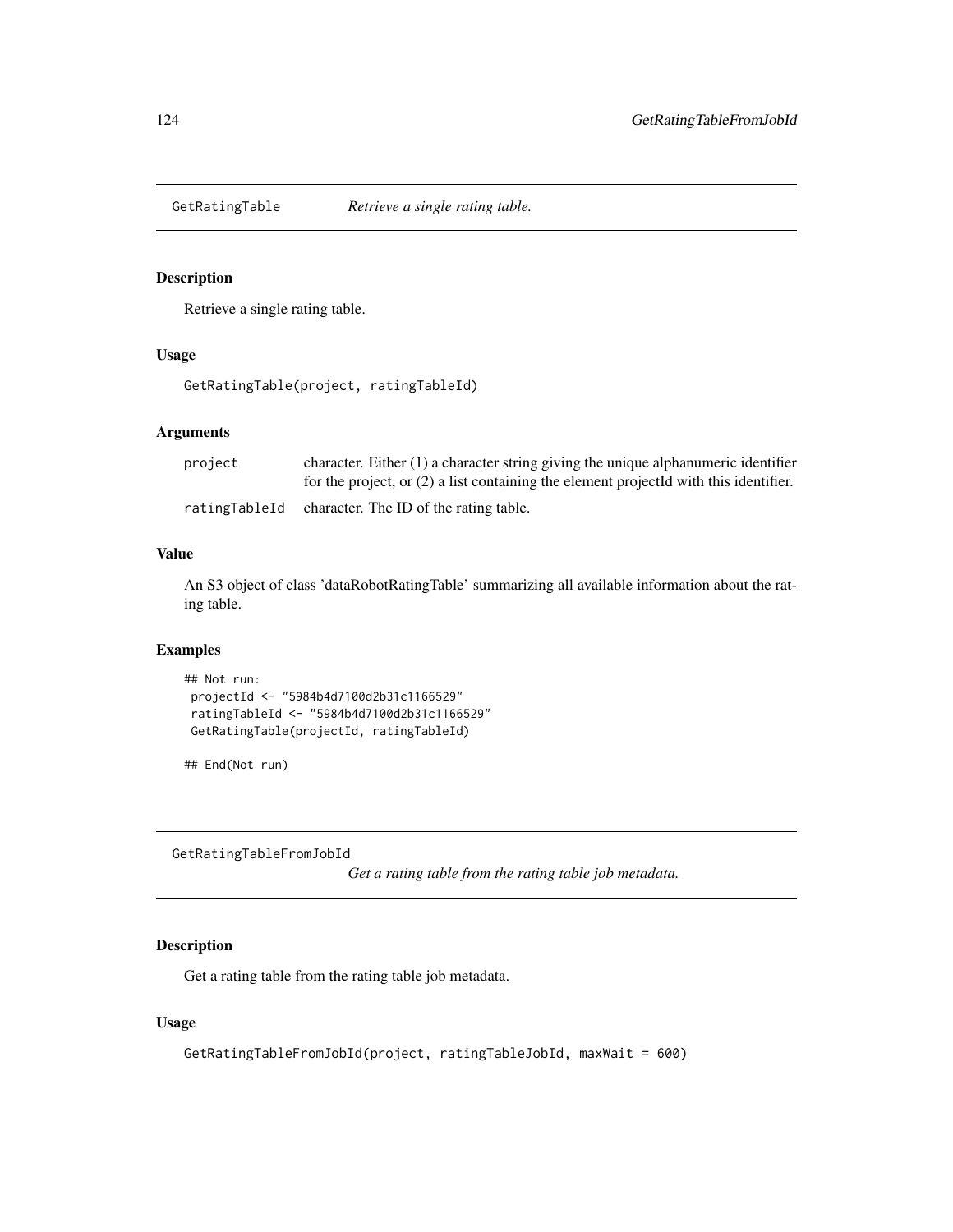## GetRatingTable *Retrieve a single rating table.*

### Description

Retrieve a single rating table.

### Usage

```
GetRatingTable(project, ratingTableId)
```

### Arguments

| | |
|---|---|
| project | character. Either (1) a character string giving the unique alphanumeric identifier for the project, or (2) a list containing the element projectId with this identifier. |
| ratingTableId | character. The ID of the rating table. |

### Value

An S3 object of class 'dataRobotRatingTable' summarizing all available information about the rating table.

### Examples

```
## Not run:
 projectId <- "5984b4d7100d2b31c1166529"
 ratingTableId <- "5984b4d7100d2b31c1166529"
 GetRatingTable(projectId, ratingTableId)

## End(Not run)
```

## GetRatingTableFromJobId *Get a rating table from the rating table job metadata.*

### Description

Get a rating table from the rating table job metadata.

### Usage

```
GetRatingTableFromJobId(project, ratingTableJobId, maxWait = 600)
```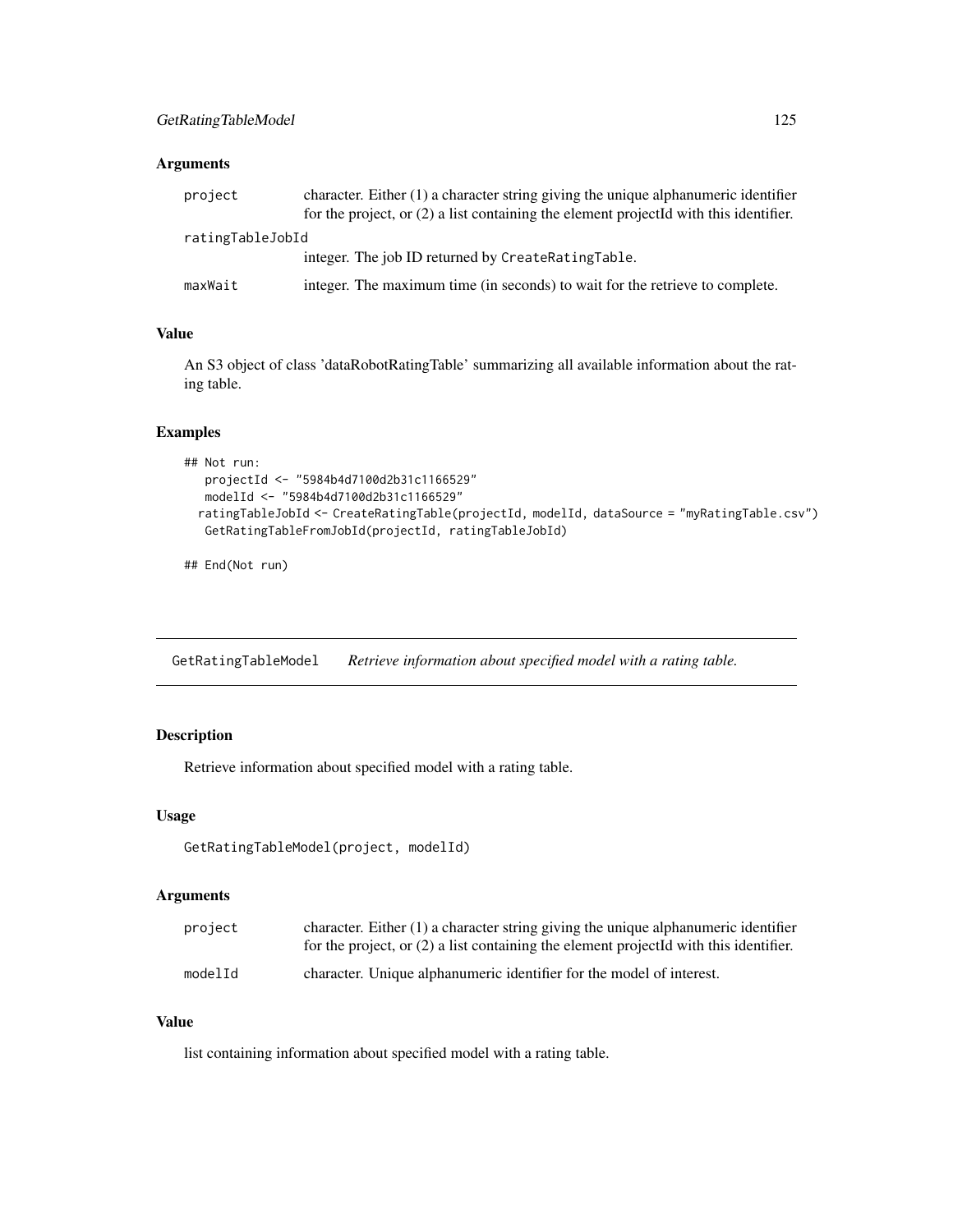### Arguments

| | |
|---|---|
| project | character. Either (1) a character string giving the unique alphanumeric identifier for the project, or (2) a list containing the element projectId with this identifier. |
| ratingTableJobId | integer. The job ID returned by CreateRatingTable. |
| maxWait | integer. The maximum time (in seconds) to wait for the retrieve to complete. |

### Value

An S3 object of class 'dataRobotRatingTable' summarizing all available information about the rating table.

### Examples

```
## Not run:
   projectId <- "5984b4d7100d2b31c1166529"
   modelId <- "5984b4d7100d2b31c1166529"
  ratingTableJobId <- CreateRatingTable(projectId, modelId, dataSource = "myRatingTable.csv")
   GetRatingTableFromJobId(projectId, ratingTableJobId)

## End(Not run)
```

---

## GetRatingTableModel *Retrieve information about specified model with a rating table.*

### Description

Retrieve information about specified model with a rating table.

### Usage

```
GetRatingTableModel(project, modelId)
```

### Arguments

| | |
|---|---|
| project | character. Either (1) a character string giving the unique alphanumeric identifier for the project, or (2) a list containing the element projectId with this identifier. |
| modelId | character. Unique alphanumeric identifier for the model of interest. |

### Value

list containing information about specified model with a rating table.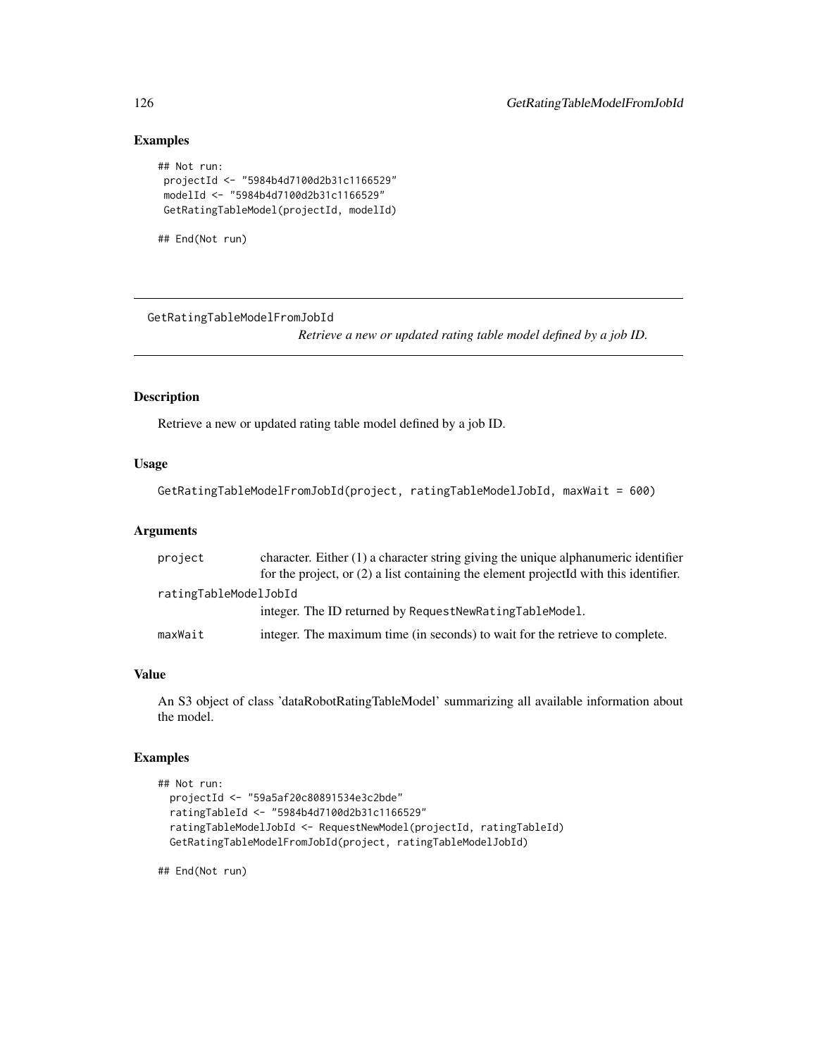## Examples

```
## Not run:
 projectId <- "5984b4d7100d2b31c1166529"
 modelId <- "5984b4d7100d2b31c1166529"
 GetRatingTableModel(projectId, modelId)

## End(Not run)
```

---

GetRatingTableModelFromJobId

*Retrieve a new or updated rating table model defined by a job ID.*

---

## Description

Retrieve a new or updated rating table model defined by a job ID.

## Usage

```
GetRatingTableModelFromJobId(project, ratingTableModelJobId, maxWait = 600)
```

## Arguments

| | |
|---|---|
| project | character. Either (1) a character string giving the unique alphanumeric identifier for the project, or (2) a list containing the element projectId with this identifier. |
| ratingTableModelJobId | integer. The ID returned by RequestNewRatingTableModel. |
| maxWait | integer. The maximum time (in seconds) to wait for the retrieve to complete. |

## Value

An S3 object of class 'dataRobotRatingTableModel' summarizing all available information about the model.

## Examples

```
## Not run:
  projectId <- "59a5af20c80891534e3c2bde"
  ratingTableId <- "5984b4d7100d2b31c1166529"
  ratingTableModelJobId <- RequestNewModel(projectId, ratingTableId)
  GetRatingTableModelFromJobId(project, ratingTableModelJobId)

## End(Not run)
```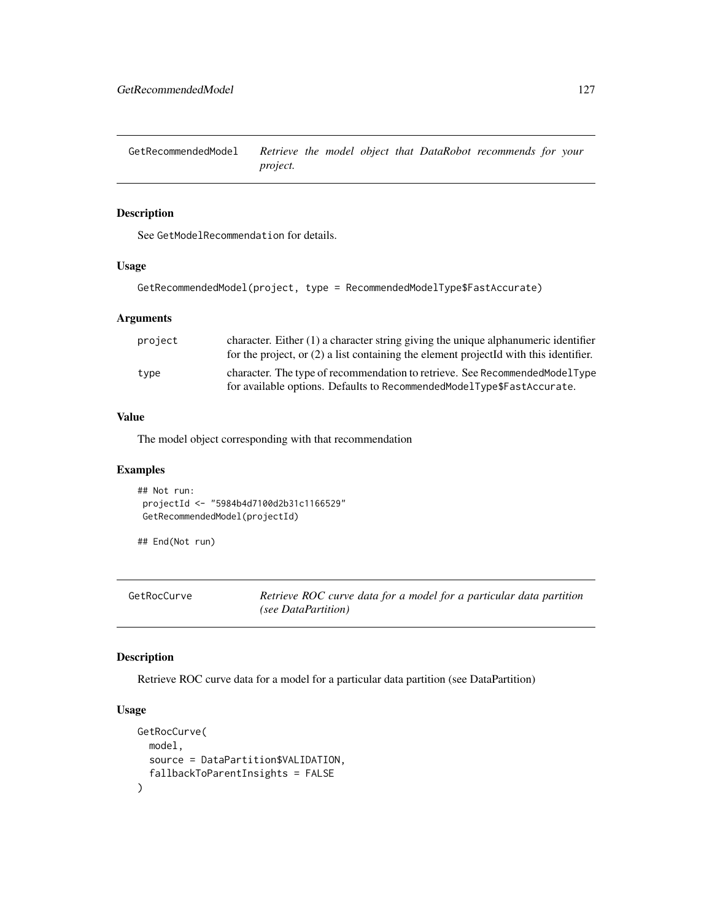## GetRecommendedModel

*Retrieve the model object that DataRobot recommends for your project.*

### Description

See GetModelRecommendation for details.

### Usage

```
GetRecommendedModel(project, type = RecommendedModelType$FastAccurate)
```

### Arguments

| | |
|---|---|
| project | character. Either (1) a character string giving the unique alphanumeric identifier for the project, or (2) a list containing the element projectId with this identifier. |
| type | character. The type of recommendation to retrieve. See RecommendedModelType for available options. Defaults to RecommendedModelType$FastAccurate. |

### Value

The model object corresponding with that recommendation

### Examples

```
## Not run:
 projectId <- "5984b4d7100d2b31c1166529"
 GetRecommendedModel(projectId)

## End(Not run)
```

## GetRocCurve

*Retrieve ROC curve data for a model for a particular data partition (see DataPartition)*

### Description

Retrieve ROC curve data for a model for a particular data partition (see DataPartition)

### Usage

```
GetRocCurve(
  model,
  source = DataPartition$VALIDATION,
  fallbackToParentInsights = FALSE
)
```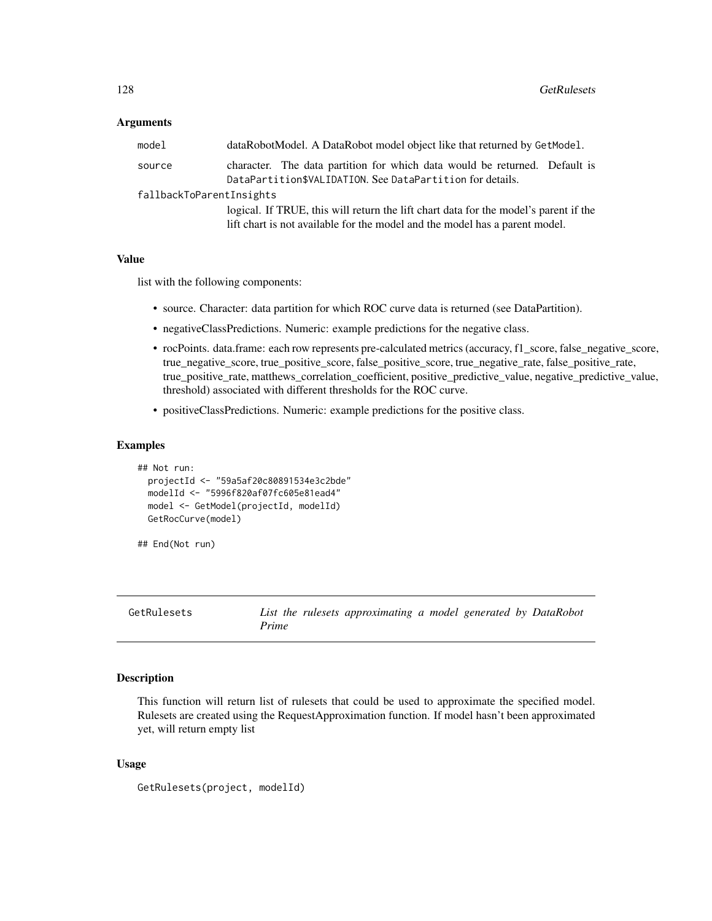### Arguments

| | |
|---|---|
| `model` | dataRobotModel. A DataRobot model object like that returned by `GetModel`. |
| `source` | character. The data partition for which data would be returned. Default is `DataPartition$VALIDATION`. See `DataPartition` for details. |
| `fallbackToParentInsights` | logical. If TRUE, this will return the lift chart data for the model's parent if the lift chart is not available for the model and the model has a parent model. |

### Value

list with the following components:

- source. Character: data partition for which ROC curve data is returned (see DataPartition).
- negativeClassPredictions. Numeric: example predictions for the negative class.
- rocPoints. data.frame: each row represents pre-calculated metrics (accuracy, f1_score, false_negative_score, true_negative_score, true_positive_score, false_positive_score, true_negative_rate, false_positive_rate, true_positive_rate, matthews_correlation_coefficient, positive_predictive_value, negative_predictive_value, threshold) associated with different thresholds for the ROC curve.
- positiveClassPredictions. Numeric: example predictions for the positive class.

### Examples

```
## Not run:
  projectId <- "59a5af20c80891534e3c2bde"
  modelId <- "5996f820af07fc605e81ead4"
  model <- GetModel(projectId, modelId)
  GetRocCurve(model)

## End(Not run)
```

---

## GetRulesets — *List the rulesets approximating a model generated by DataRobot Prime*

---

### Description

This function will return list of rulesets that could be used to approximate the specified model. Rulesets are created using the RequestApproximation function. If model hasn't been approximated yet, will return empty list

### Usage

```
GetRulesets(project, modelId)
```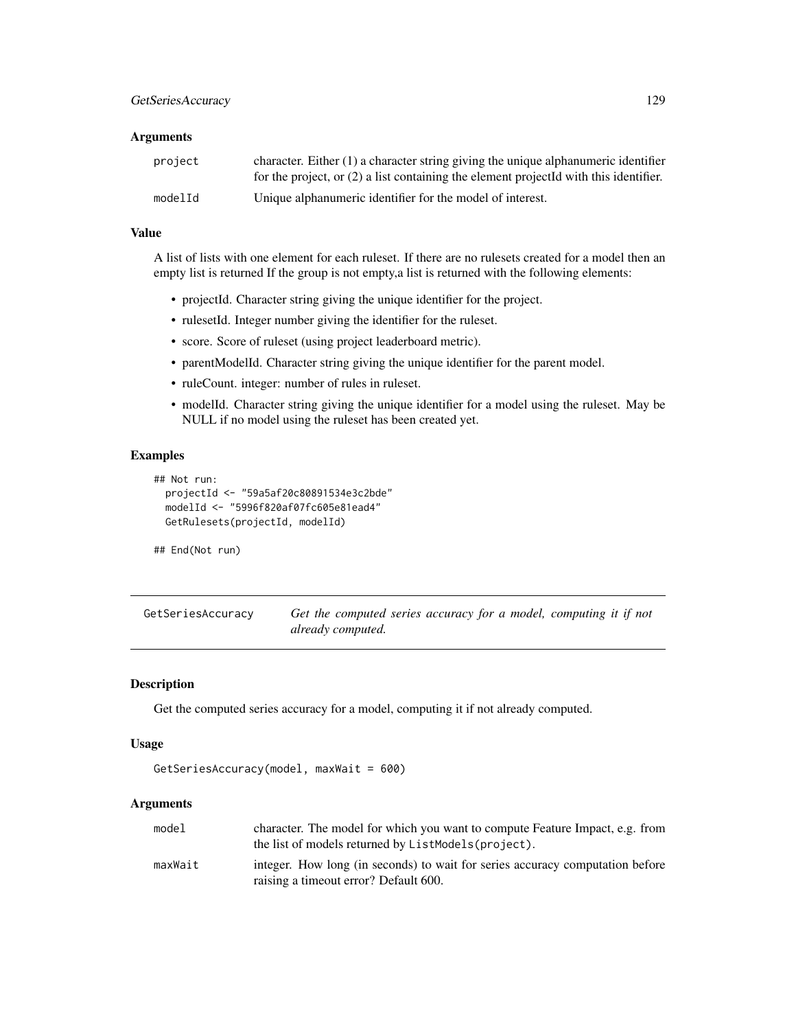### Arguments

| | |
|---|---|
| `project` | character. Either (1) a character string giving the unique alphanumeric identifier for the project, or (2) a list containing the element projectId with this identifier. |
| `modelId` | Unique alphanumeric identifier for the model of interest. |

### Value

A list of lists with one element for each ruleset. If there are no rulesets created for a model then an empty list is returned If the group is not empty,a list is returned with the following elements:

- projectId. Character string giving the unique identifier for the project.
- rulesetId. Integer number giving the identifier for the ruleset.
- score. Score of ruleset (using project leaderboard metric).
- parentModelId. Character string giving the unique identifier for the parent model.
- ruleCount. integer: number of rules in ruleset.
- modelId. Character string giving the unique identifier for a model using the ruleset. May be NULL if no model using the ruleset has been created yet.

### Examples

```
## Not run:
  projectId <- "59a5af20c80891534e3c2bde"
  modelId <- "5996f820af07fc605e81ead4"
  GetRulesets(projectId, modelId)

## End(Not run)
```

## GetSeriesAccuracy — *Get the computed series accuracy for a model, computing it if not already computed.*

### Description

Get the computed series accuracy for a model, computing it if not already computed.

### Usage

```
GetSeriesAccuracy(model, maxWait = 600)
```

### Arguments

| | |
|---|---|
| `model` | character. The model for which you want to compute Feature Impact, e.g. from the list of models returned by `ListModels(project)`. |
| `maxWait` | integer. How long (in seconds) to wait for series accuracy computation before raising a timeout error? Default 600. |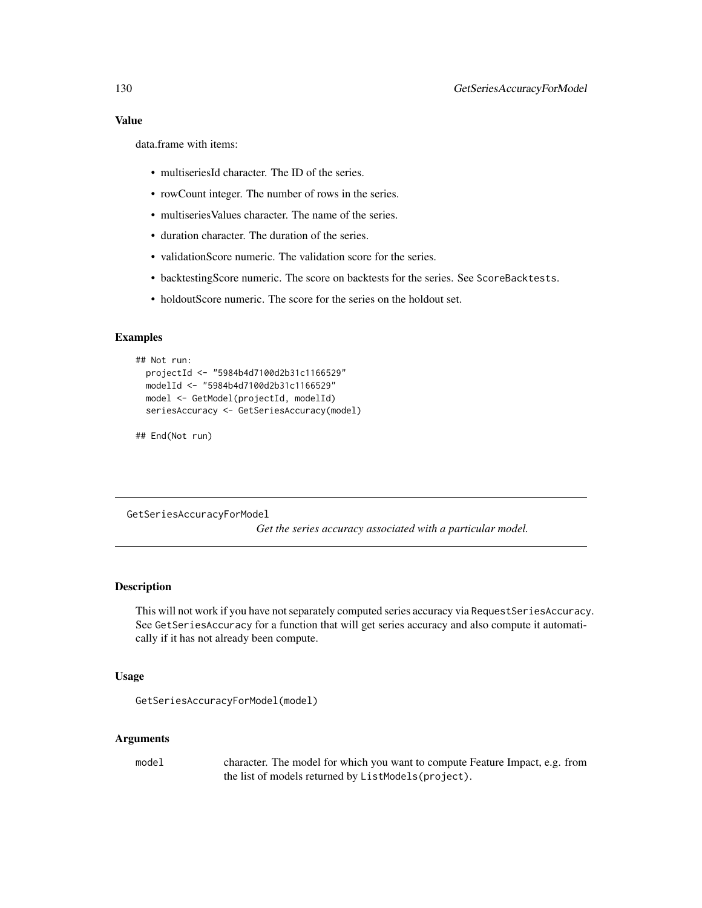### Value

data.frame with items:

- multiseriesId character. The ID of the series.
- rowCount integer. The number of rows in the series.
- multiseriesValues character. The name of the series.
- duration character. The duration of the series.
- validationScore numeric. The validation score for the series.
- backtestingScore numeric. The score on backtests for the series. See `ScoreBacktests`.
- holdoutScore numeric. The score for the series on the holdout set.

### Examples

```
## Not run:
  projectId <- "5984b4d7100d2b31c1166529"
  modelId <- "5984b4d7100d2b31c1166529"
  model <- GetModel(projectId, modelId)
  seriesAccuracy <- GetSeriesAccuracy(model)

## End(Not run)
```

---

## GetSeriesAccuracyForModel

*Get the series accuracy associated with a particular model.*

---

### Description

This will not work if you have not separately computed series accuracy via `RequestSeriesAccuracy`. See `GetSeriesAccuracy` for a function that will get series accuracy and also compute it automatically if it has not already been compute.

### Usage

```
GetSeriesAccuracyForModel(model)
```

### Arguments

| | |
|---|---|
| `model` | character. The model for which you want to compute Feature Impact, e.g. from the list of models returned by `ListModels(project)`. |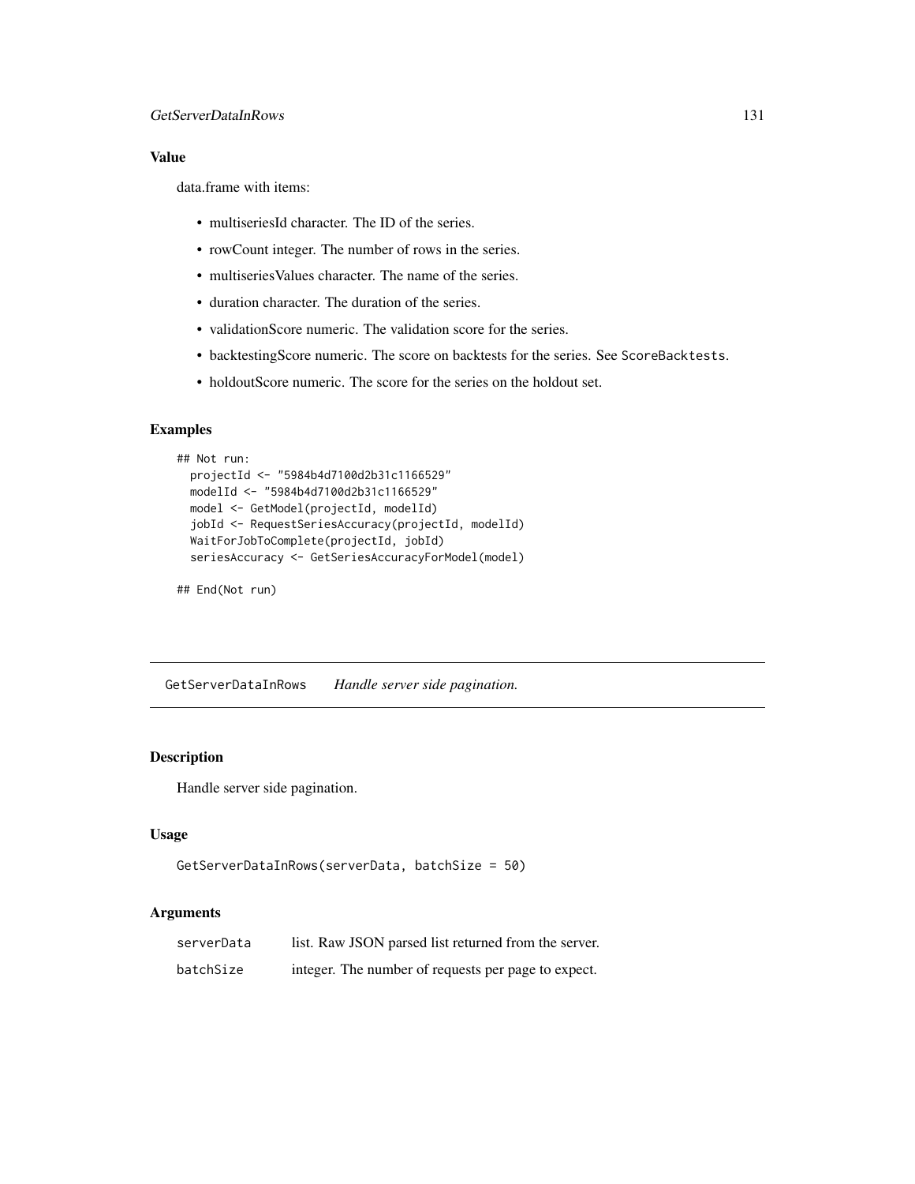### Value

data.frame with items:

- multiseriesId character. The ID of the series.
- rowCount integer. The number of rows in the series.
- multiseriesValues character. The name of the series.
- duration character. The duration of the series.
- validationScore numeric. The validation score for the series.
- backtestingScore numeric. The score on backtests for the series. See `ScoreBacktests`.
- holdoutScore numeric. The score for the series on the holdout set.

### Examples

```
## Not run:
  projectId <- "5984b4d7100d2b31c1166529"
  modelId <- "5984b4d7100d2b31c1166529"
  model <- GetModel(projectId, modelId)
  jobId <- RequestSeriesAccuracy(projectId, modelId)
  WaitForJobToComplete(projectId, jobId)
  seriesAccuracy <- GetSeriesAccuracyForModel(model)

## End(Not run)
```

---

## GetServerDataInRows *Handle server side pagination.*

---

### Description

Handle server side pagination.

### Usage

```
GetServerDataInRows(serverData, batchSize = 50)
```

### Arguments

| | |
|---|---|
| serverData | list. Raw JSON parsed list returned from the server. |
| batchSize | integer. The number of requests per page to expect. |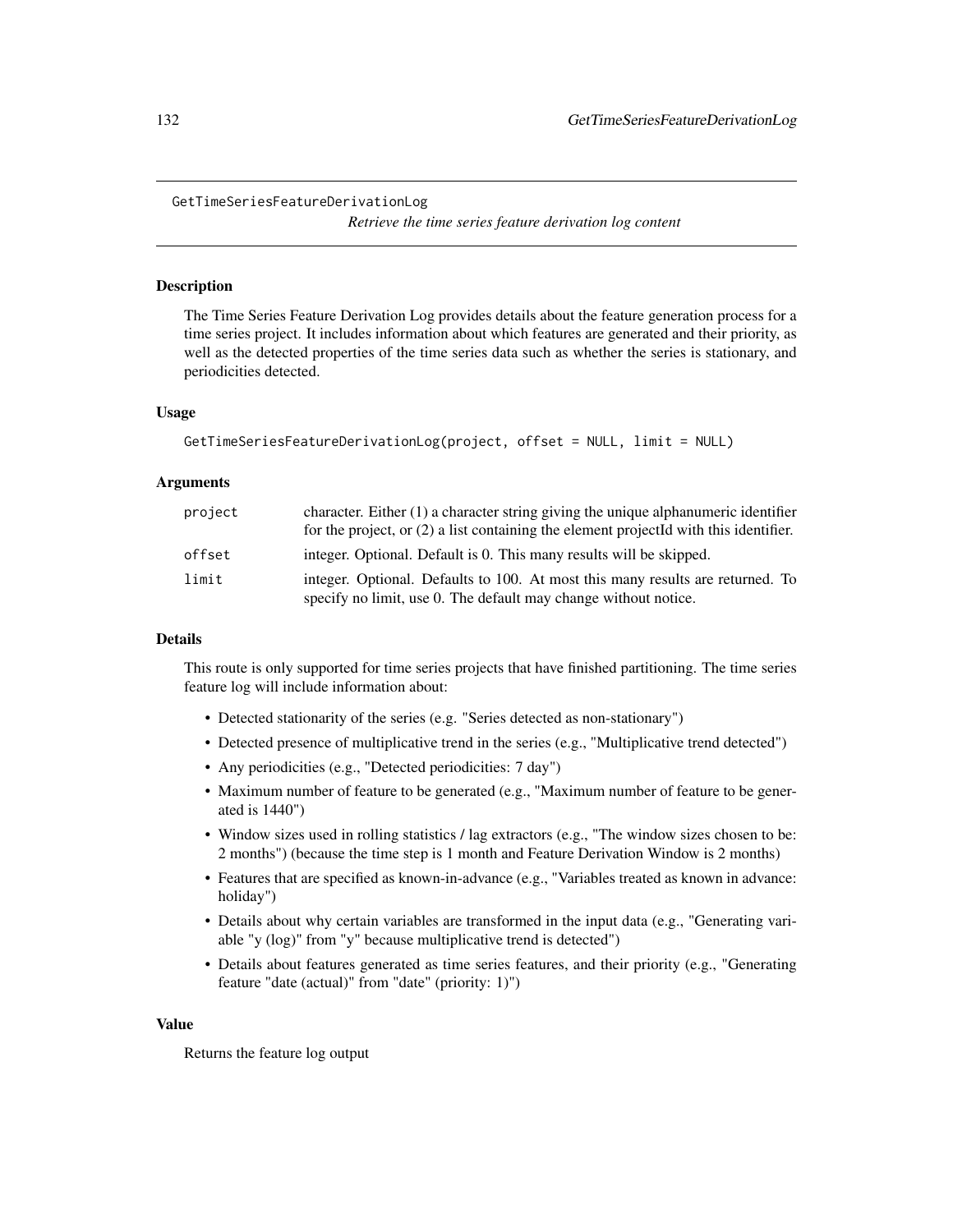# GetTimeSeriesFeatureDerivationLog

*Retrieve the time series feature derivation log content*

## Description

The Time Series Feature Derivation Log provides details about the feature generation process for a time series project. It includes information about which features are generated and their priority, as well as the detected properties of the time series data such as whether the series is stationary, and periodicities detected.

## Usage

```
GetTimeSeriesFeatureDerivationLog(project, offset = NULL, limit = NULL)
```

## Arguments

| | |
|---|---|
| project | character. Either (1) a character string giving the unique alphanumeric identifier for the project, or (2) a list containing the element projectId with this identifier. |
| offset | integer. Optional. Default is 0. This many results will be skipped. |
| limit | integer. Optional. Defaults to 100. At most this many results are returned. To specify no limit, use 0. The default may change without notice. |

## Details

This route is only supported for time series projects that have finished partitioning. The time series feature log will include information about:

- Detected stationarity of the series (e.g. "Series detected as non-stationary")
- Detected presence of multiplicative trend in the series (e.g., "Multiplicative trend detected")
- Any periodicities (e.g., "Detected periodicities: 7 day")
- Maximum number of feature to be generated (e.g., "Maximum number of feature to be generated is 1440")
- Window sizes used in rolling statistics / lag extractors (e.g., "The window sizes chosen to be: 2 months") (because the time step is 1 month and Feature Derivation Window is 2 months)
- Features that are specified as known-in-advance (e.g., "Variables treated as known in advance: holiday")
- Details about why certain variables are transformed in the input data (e.g., "Generating variable "y (log)" from "y" because multiplicative trend is detected")
- Details about features generated as time series features, and their priority (e.g., "Generating feature "date (actual)" from "date" (priority: 1)")

## Value

Returns the feature log output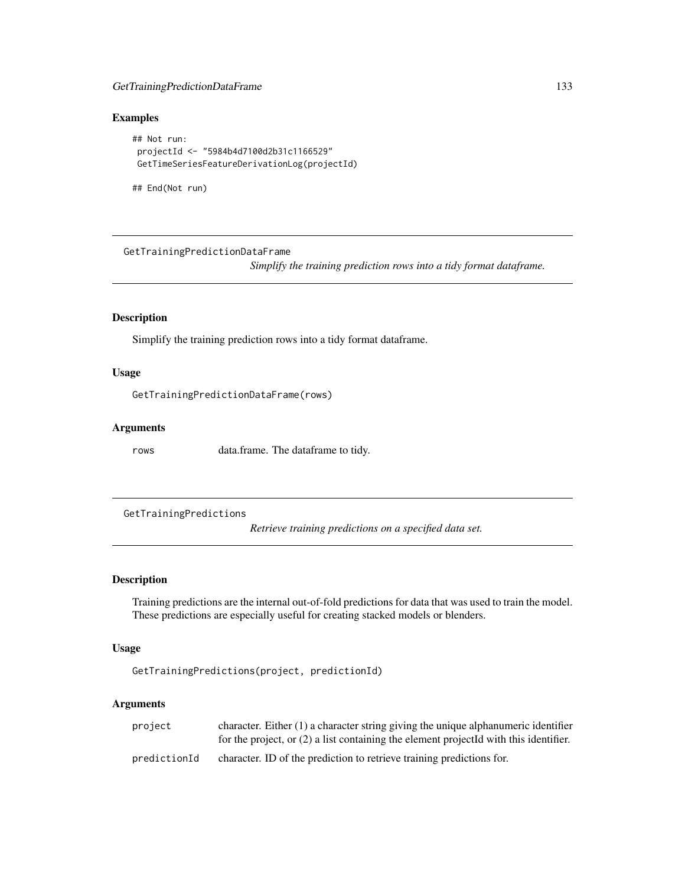### Examples

```
## Not run:
 projectId <- "5984b4d7100d2b31c1166529"
 GetTimeSeriesFeatureDerivationLog(projectId)

## End(Not run)
```

---

## GetTrainingPredictionDataFrame

*Simplify the training prediction rows into a tidy format dataframe.*

### Description

Simplify the training prediction rows into a tidy format dataframe.

### Usage

```
GetTrainingPredictionDataFrame(rows)
```

### Arguments

| | |
|---|---|
| rows | data.frame. The dataframe to tidy. |

---

## GetTrainingPredictions

*Retrieve training predictions on a specified data set.*

### Description

Training predictions are the internal out-of-fold predictions for data that was used to train the model. These predictions are especially useful for creating stacked models or blenders.

### Usage

```
GetTrainingPredictions(project, predictionId)
```

### Arguments

| | |
|---|---|
| project | character. Either (1) a character string giving the unique alphanumeric identifier for the project, or (2) a list containing the element projectId with this identifier. |
| predictionId | character. ID of the prediction to retrieve training predictions for. |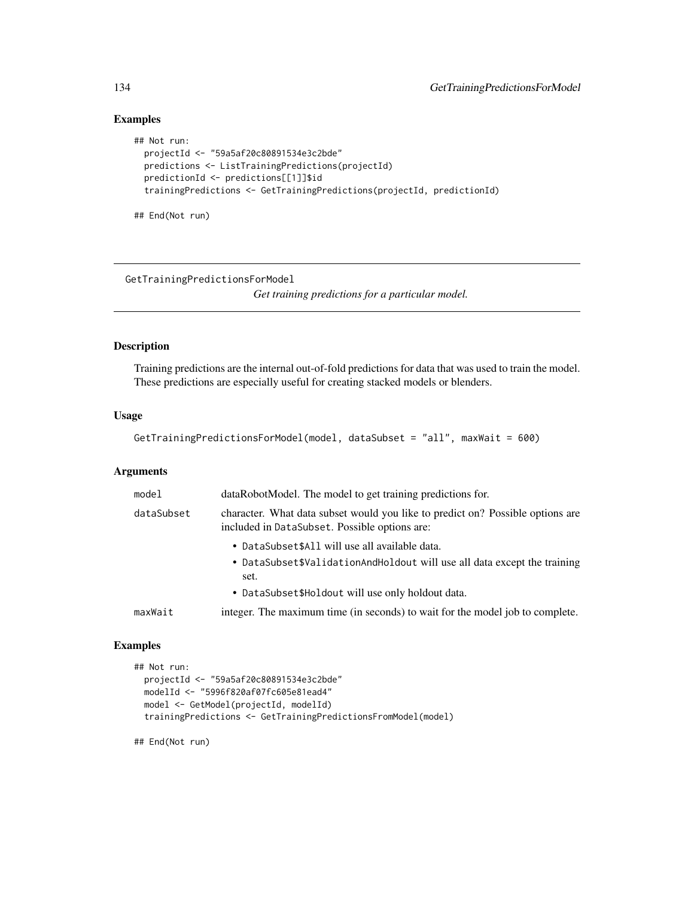## Examples

```
## Not run:
  projectId <- "59a5af20c80891534e3c2bde"
  predictions <- ListTrainingPredictions(projectId)
  predictionId <- predictions[[1]]$id
  trainingPredictions <- GetTrainingPredictions(projectId, predictionId)

## End(Not run)
```

---

GetTrainingPredictionsForModel

*Get training predictions for a particular model.*

---

## Description

Training predictions are the internal out-of-fold predictions for data that was used to train the model. These predictions are especially useful for creating stacked models or blenders.

## Usage

```
GetTrainingPredictionsForModel(model, dataSubset = "all", maxWait = 600)
```

## Arguments

| | |
|---|---|
| `model` | dataRobotModel. The model to get training predictions for. |
| `dataSubset` | character. What data subset would you like to predict on? Possible options are included in `DataSubset`. Possible options are:<br>• `DataSubset$All` will use all available data.<br>• `DataSubset$ValidationAndHoldout` will use all data except the training set.<br>• `DataSubset$Holdout` will use only holdout data. |
| `maxWait` | integer. The maximum time (in seconds) to wait for the model job to complete. |

## Examples

```
## Not run:
  projectId <- "59a5af20c80891534e3c2bde"
  modelId <- "5996f820af07fc605e81ead4"
  model <- GetModel(projectId, modelId)
  trainingPredictions <- GetTrainingPredictionsFromModel(model)

## End(Not run)
```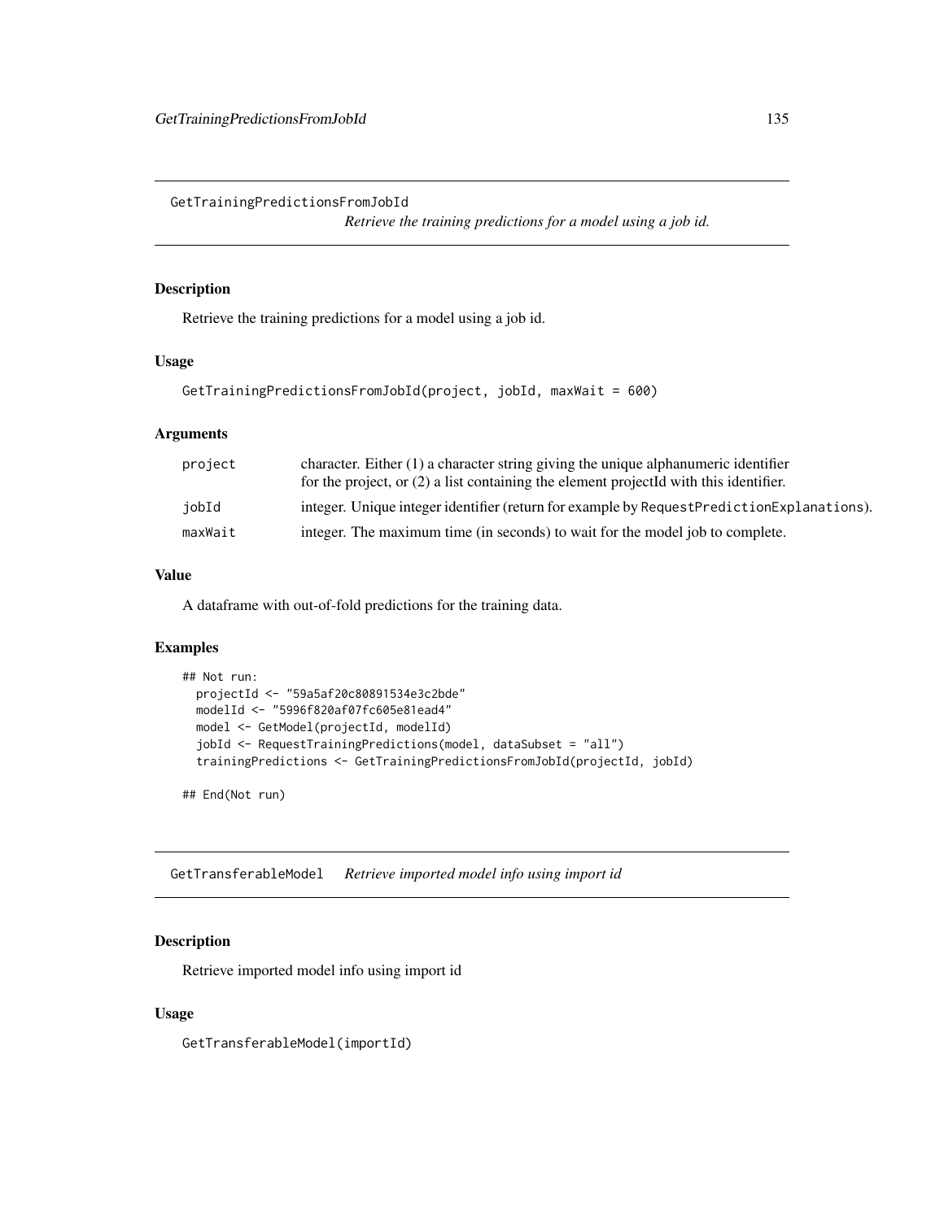## GetTrainingPredictionsFromJobId

*Retrieve the training predictions for a model using a job id.*

### Description

Retrieve the training predictions for a model using a job id.

### Usage

```
GetTrainingPredictionsFromJobId(project, jobId, maxWait = 600)
```

### Arguments

| | |
|---|---|
| `project` | character. Either (1) a character string giving the unique alphanumeric identifier for the project, or (2) a list containing the element projectId with this identifier. |
| `jobId` | integer. Unique integer identifier (return for example by `RequestPredictionExplanations`). |
| `maxWait` | integer. The maximum time (in seconds) to wait for the model job to complete. |

### Value

A dataframe with out-of-fold predictions for the training data.

### Examples

```
## Not run:
  projectId <- "59a5af20c80891534e3c2bde"
  modelId <- "5996f820af07fc605e81ead4"
  model <- GetModel(projectId, modelId)
  jobId <- RequestTrainingPredictions(model, dataSubset = "all")
  trainingPredictions <- GetTrainingPredictionsFromJobId(projectId, jobId)

## End(Not run)
```

## GetTransferableModel

*Retrieve imported model info using import id*

### Description

Retrieve imported model info using import id

### Usage

```
GetTransferableModel(importId)
```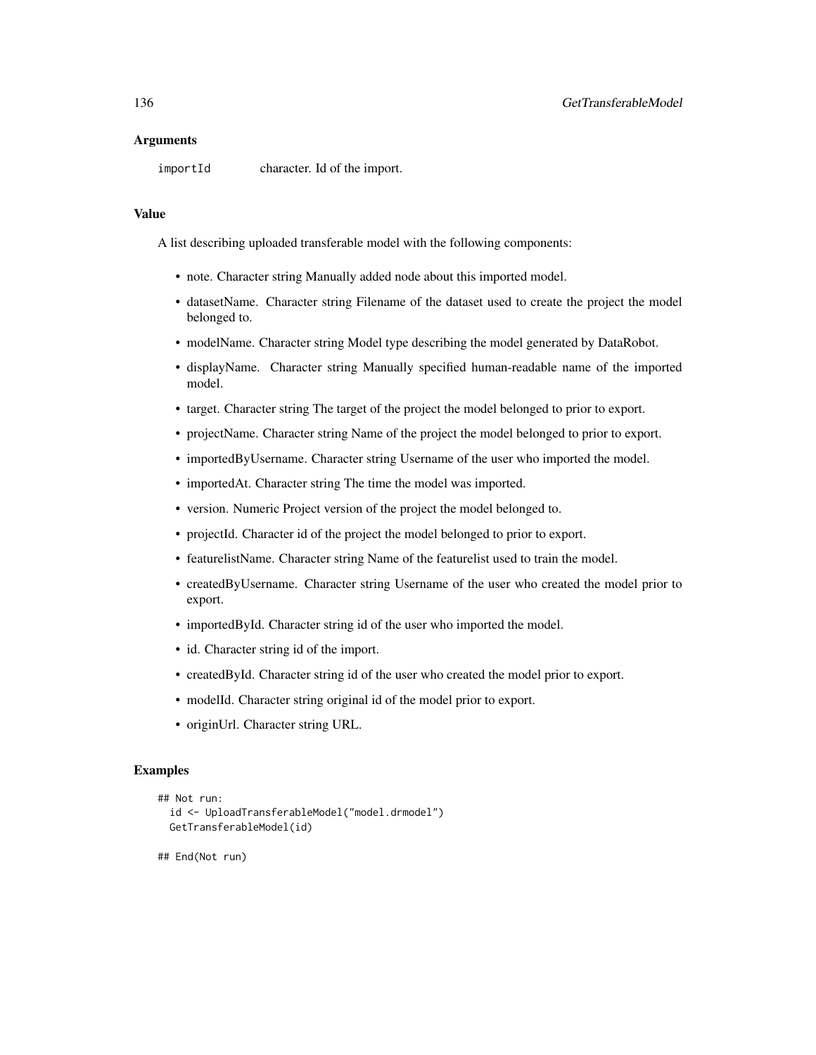### Arguments

importId    character. Id of the import.

### Value

A list describing uploaded transferable model with the following components:

- note. Character string Manually added node about this imported model.
- datasetName. Character string Filename of the dataset used to create the project the model belonged to.
- modelName. Character string Model type describing the model generated by DataRobot.
- displayName. Character string Manually specified human-readable name of the imported model.
- target. Character string The target of the project the model belonged to prior to export.
- projectName. Character string Name of the project the model belonged to prior to export.
- importedByUsername. Character string Username of the user who imported the model.
- importedAt. Character string The time the model was imported.
- version. Numeric Project version of the project the model belonged to.
- projectId. Character id of the project the model belonged to prior to export.
- featurelistName. Character string Name of the featurelist used to train the model.
- createdByUsername. Character string Username of the user who created the model prior to export.
- importedById. Character string id of the user who imported the model.
- id. Character string id of the import.
- createdById. Character string id of the user who created the model prior to export.
- modelId. Character string original id of the model prior to export.
- originUrl. Character string URL.

### Examples

```
## Not run:
  id <- UploadTransferableModel("model.drmodel")
  GetTransferableModel(id)

## End(Not run)
```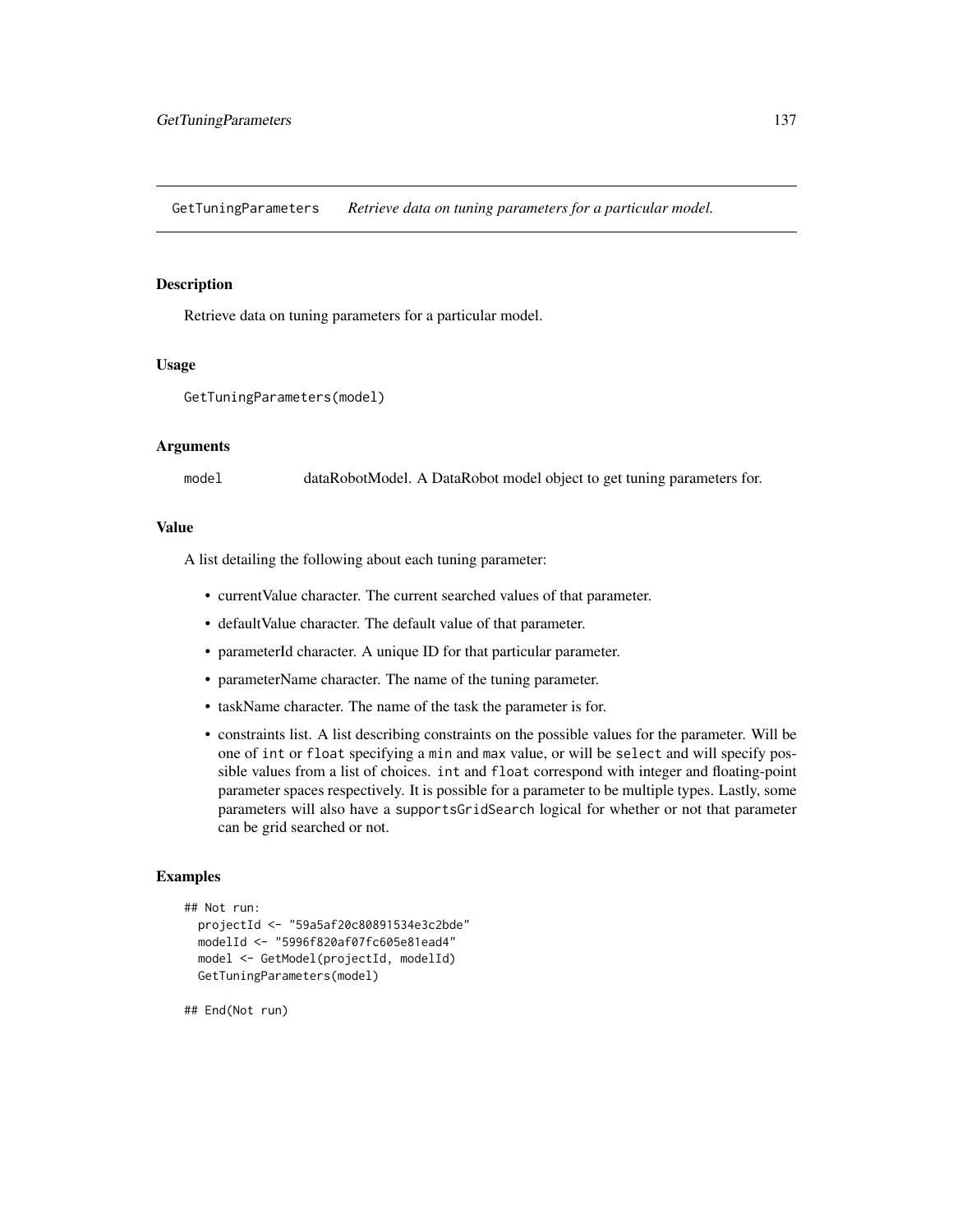## GetTuningParameters *Retrieve data on tuning parameters for a particular model.*

### Description

Retrieve data on tuning parameters for a particular model.

### Usage

```
GetTuningParameters(model)
```

### Arguments

| | |
|---|---|
| model | dataRobotModel. A DataRobot model object to get tuning parameters for. |

### Value

A list detailing the following about each tuning parameter:

- currentValue character. The current searched values of that parameter.
- defaultValue character. The default value of that parameter.
- parameterId character. A unique ID for that particular parameter.
- parameterName character. The name of the tuning parameter.
- taskName character. The name of the task the parameter is for.
- constraints list. A list describing constraints on the possible values for the parameter. Will be one of `int` or `float` specifying a `min` and `max` value, or will be `select` and will specify possible values from a list of choices. `int` and `float` correspond with integer and floating-point parameter spaces respectively. It is possible for a parameter to be multiple types. Lastly, some parameters will also have a `supportsGridSearch` logical for whether or not that parameter can be grid searched or not.

### Examples

```
## Not run:
  projectId <- "59a5af20c80891534e3c2bde"
  modelId <- "5996f820af07fc605e81ead4"
  model <- GetModel(projectId, modelId)
  GetTuningParameters(model)

## End(Not run)
```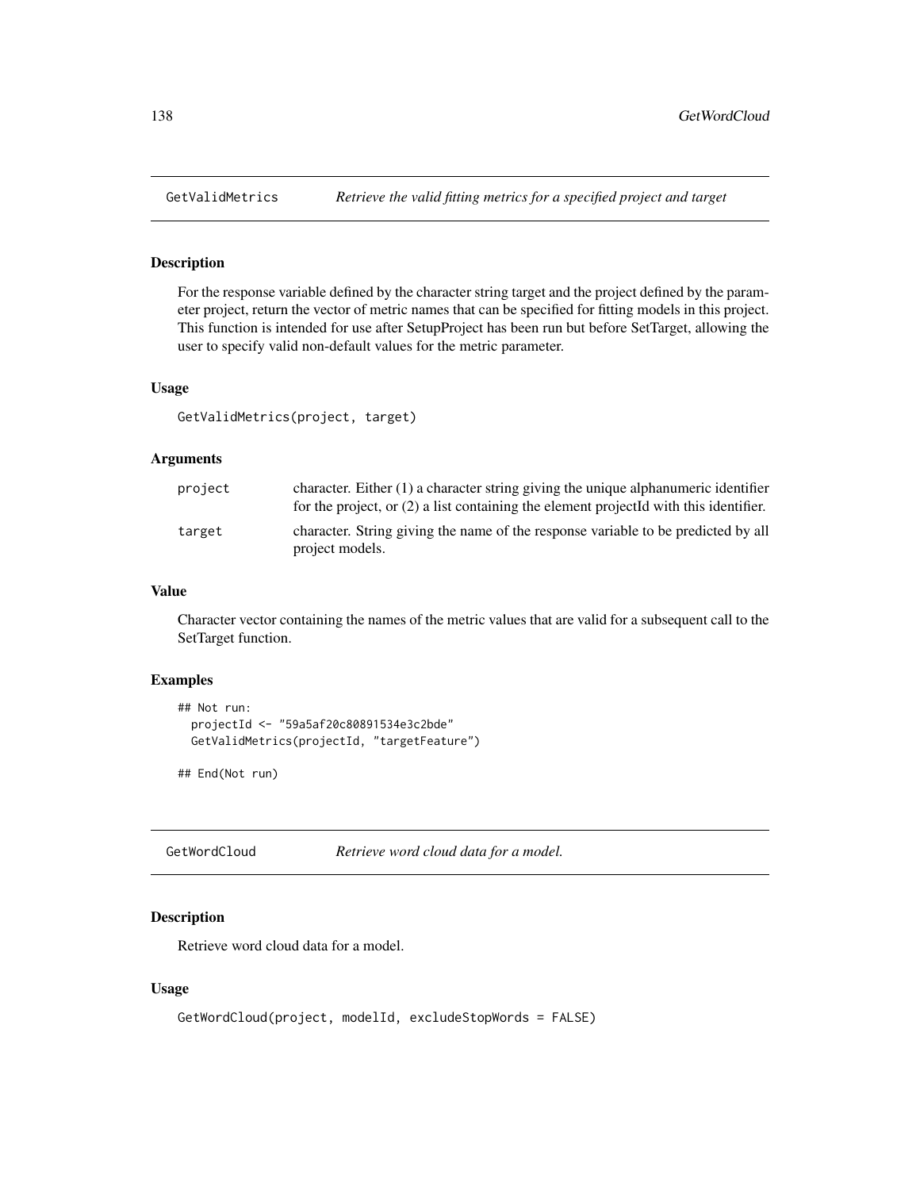## GetValidMetrics — *Retrieve the valid fitting metrics for a specified project and target*

### Description

For the response variable defined by the character string target and the project defined by the parameter project, return the vector of metric names that can be specified for fitting models in this project. This function is intended for use after SetupProject has been run but before SetTarget, allowing the user to specify valid non-default values for the metric parameter.

### Usage

```
GetValidMetrics(project, target)
```

### Arguments

| | |
|---|---|
| project | character. Either (1) a character string giving the unique alphanumeric identifier for the project, or (2) a list containing the element projectId with this identifier. |
| target | character. String giving the name of the response variable to be predicted by all project models. |

### Value

Character vector containing the names of the metric values that are valid for a subsequent call to the SetTarget function.

### Examples

```
## Not run:
  projectId <- "59a5af20c80891534e3c2bde"
  GetValidMetrics(projectId, "targetFeature")

## End(Not run)
```

## GetWordCloud — *Retrieve word cloud data for a model.*

### Description

Retrieve word cloud data for a model.

### Usage

```
GetWordCloud(project, modelId, excludeStopWords = FALSE)
```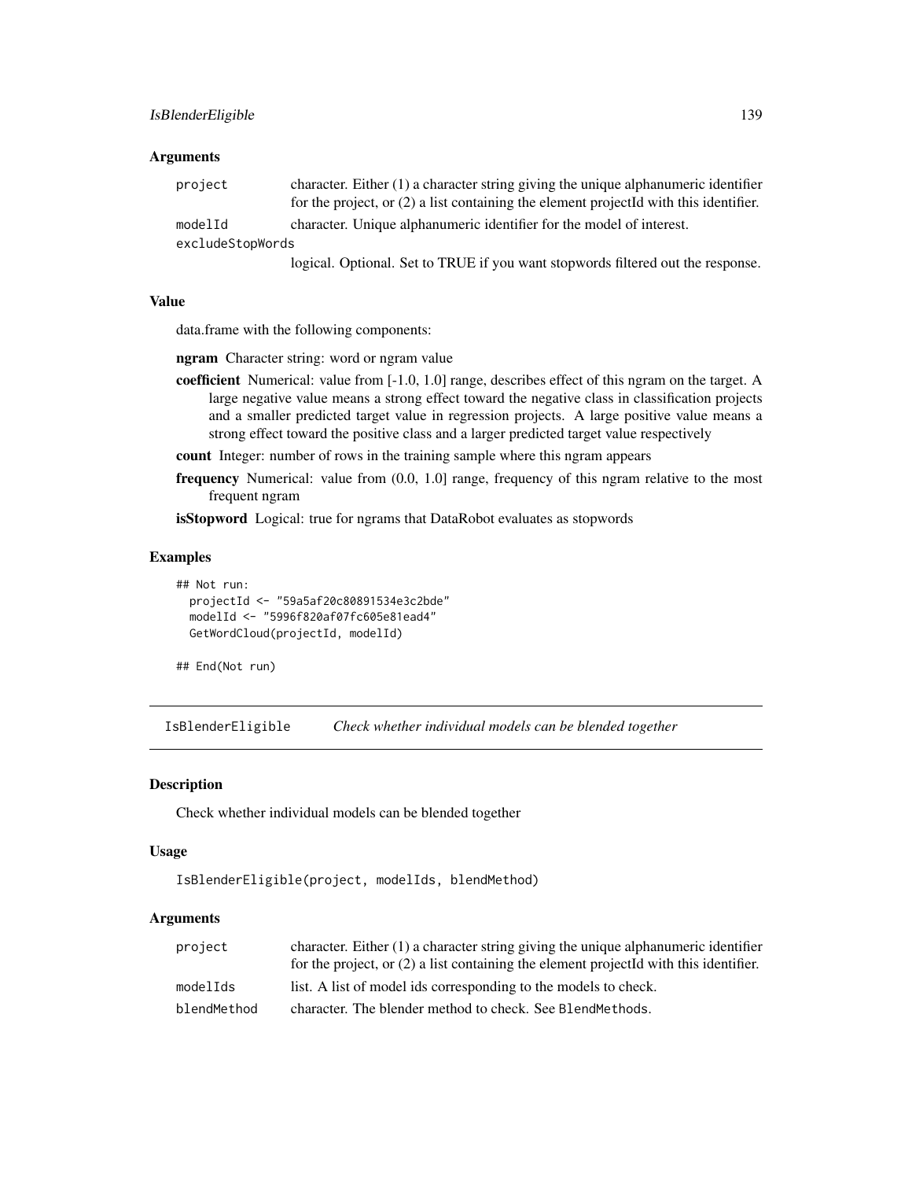### Arguments

| | |
|---|---|
| `project` | character. Either (1) a character string giving the unique alphanumeric identifier for the project, or (2) a list containing the element projectId with this identifier. |
| `modelId` | character. Unique alphanumeric identifier for the model of interest. |
| `excludeStopWords` | logical. Optional. Set to TRUE if you want stopwords filtered out the response. |

### Value

data.frame with the following components:

**ngram** Character string: word or ngram value

**coefficient** Numerical: value from [-1.0, 1.0] range, describes effect of this ngram on the target. A large negative value means a strong effect toward the negative class in classification projects and a smaller predicted target value in regression projects. A large positive value means a strong effect toward the positive class and a larger predicted target value respectively

**count** Integer: number of rows in the training sample where this ngram appears

**frequency** Numerical: value from (0.0, 1.0] range, frequency of this ngram relative to the most frequent ngram

**isStopword** Logical: true for ngrams that DataRobot evaluates as stopwords

### Examples

```
## Not run:
  projectId <- "59a5af20c80891534e3c2bde"
  modelId <- "5996f820af07fc605e81ead4"
  GetWordCloud(projectId, modelId)

## End(Not run)
```

---

## IsBlenderEligible *Check whether individual models can be blended together*

### Description

Check whether individual models can be blended together

### Usage

```
IsBlenderEligible(project, modelIds, blendMethod)
```

### Arguments

| | |
|---|---|
| `project` | character. Either (1) a character string giving the unique alphanumeric identifier for the project, or (2) a list containing the element projectId with this identifier. |
| `modelIds` | list. A list of model ids corresponding to the models to check. |
| `blendMethod` | character. The blender method to check. See `BlendMethods`. |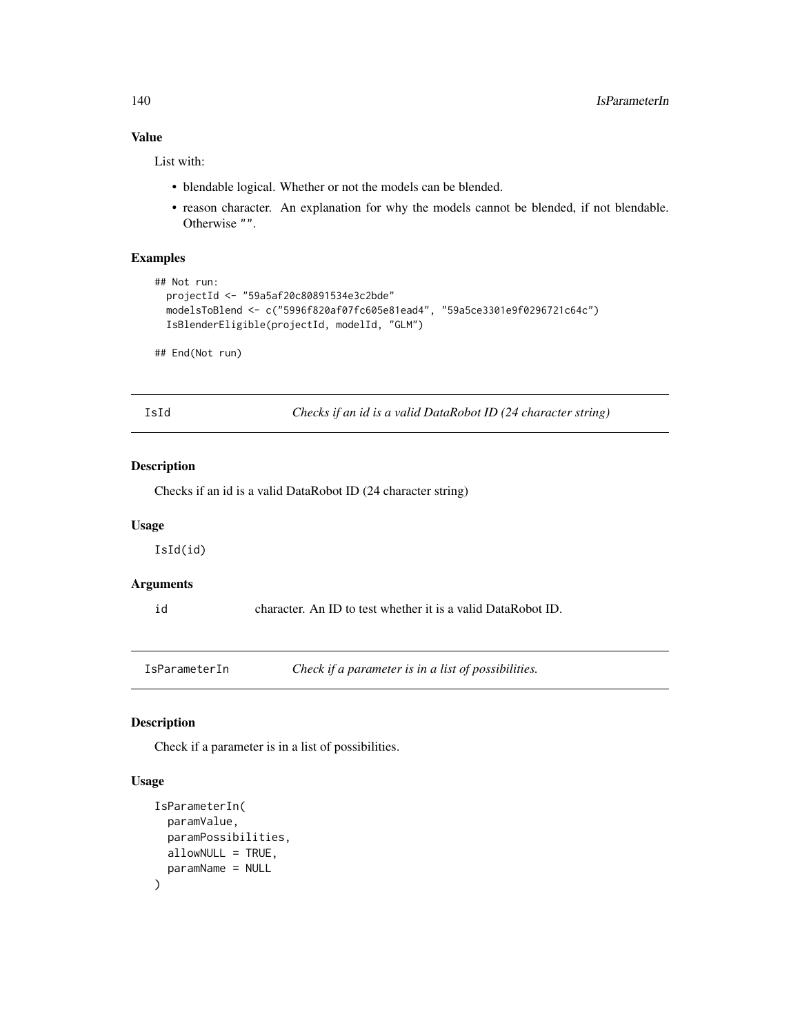### Value

List with:

- blendable logical. Whether or not the models can be blended.
- reason character. An explanation for why the models cannot be blended, if not blendable. Otherwise "".

### Examples

```
## Not run:
  projectId <- "59a5af20c80891534e3c2bde"
  modelsToBlend <- c("5996f820af07fc605e81ead4", "59a5ce3301e9f0296721c64c")
  IsBlenderEligible(projectId, modelId, "GLM")

## End(Not run)
```

## IsId — *Checks if an id is a valid DataRobot ID (24 character string)*

### Description

Checks if an id is a valid DataRobot ID (24 character string)

### Usage

```
IsId(id)
```

### Arguments

| | |
|---|---|
| id | character. An ID to test whether it is a valid DataRobot ID. |

## IsParameterIn — *Check if a parameter is in a list of possibilities.*

### Description

Check if a parameter is in a list of possibilities.

### Usage

```
IsParameterIn(
  paramValue,
  paramPossibilities,
  allowNULL = TRUE,
  paramName = NULL
)
```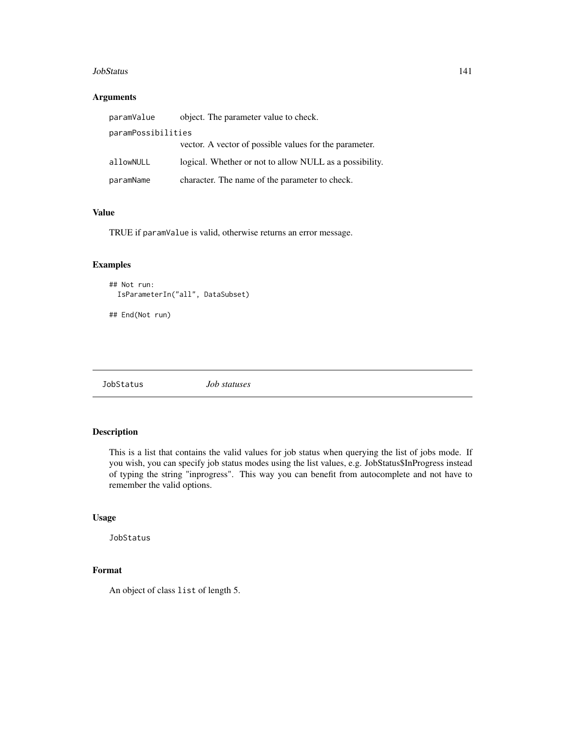### Arguments

| | |
|---|---|
| paramValue | object. The parameter value to check. |
| paramPossibilities | vector. A vector of possible values for the parameter. |
| allowNULL | logical. Whether or not to allow NULL as a possibility. |
| paramName | character. The name of the parameter to check. |

### Value

TRUE if `paramValue` is valid, otherwise returns an error message.

### Examples

```
## Not run:
  IsParameterIn("all", DataSubset)

## End(Not run)
```

---

## JobStatus *Job statuses*

---

### Description

This is a list that contains the valid values for job status when querying the list of jobs mode. If you wish, you can specify job status modes using the list values, e.g. JobStatus$InProgress instead of typing the string "inprogress". This way you can benefit from autocomplete and not have to remember the valid options.

### Usage

```
JobStatus
```

### Format

An object of class `list` of length 5.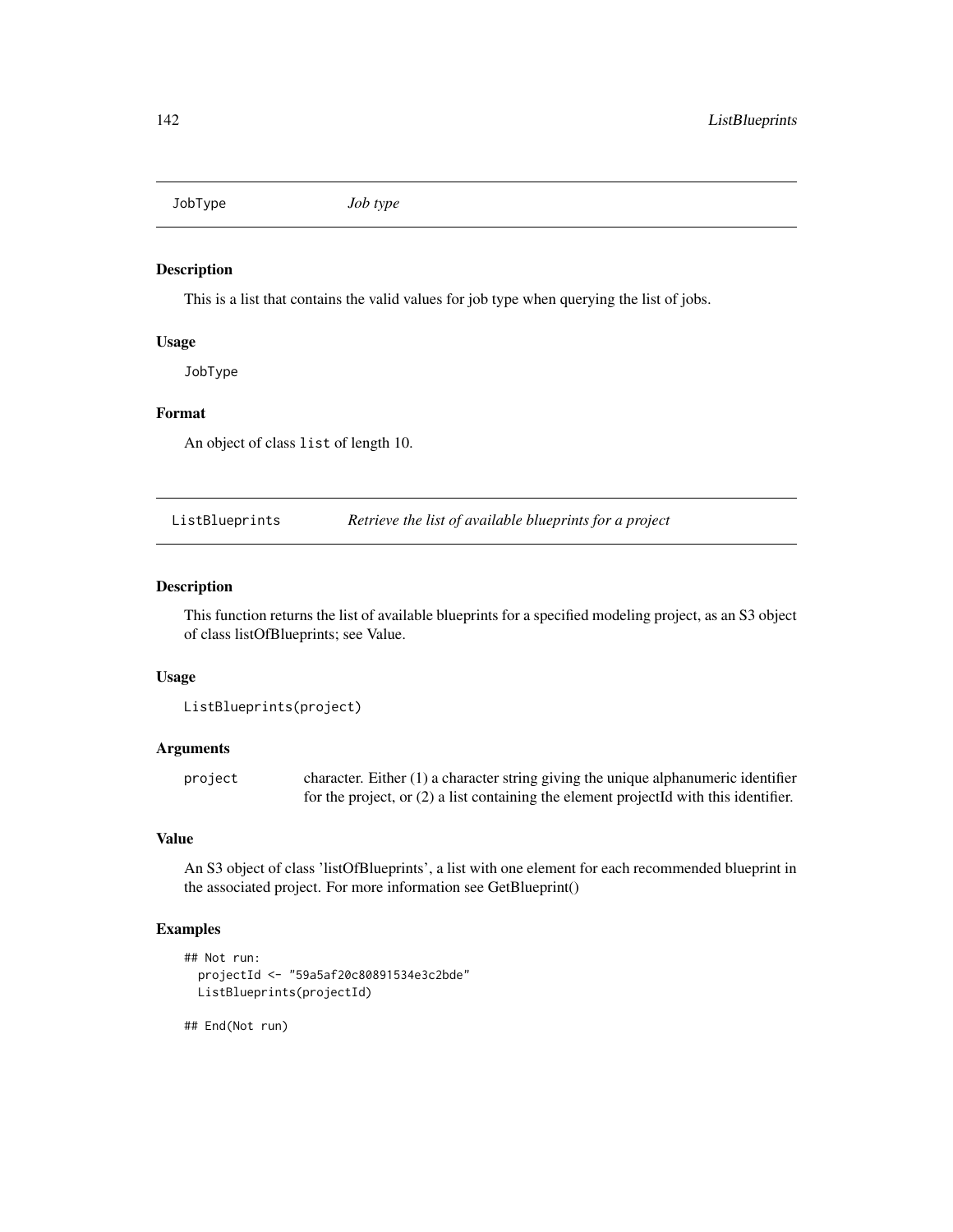## JobType — *Job type*

### Description

This is a list that contains the valid values for job type when querying the list of jobs.

### Usage

```
JobType
```

### Format

An object of class `list` of length 10.

## ListBlueprints — *Retrieve the list of available blueprints for a project*

### Description

This function returns the list of available blueprints for a specified modeling project, as an S3 object of class listOfBlueprints; see Value.

### Usage

```
ListBlueprints(project)
```

### Arguments

| | |
|---|---|
| `project` | character. Either (1) a character string giving the unique alphanumeric identifier for the project, or (2) a list containing the element projectId with this identifier. |

### Value

An S3 object of class 'listOfBlueprints', a list with one element for each recommended blueprint in the associated project. For more information see GetBlueprint()

### Examples

```
## Not run:
  projectId <- "59a5af20c80891534e3c2bde"
  ListBlueprints(projectId)

## End(Not run)
```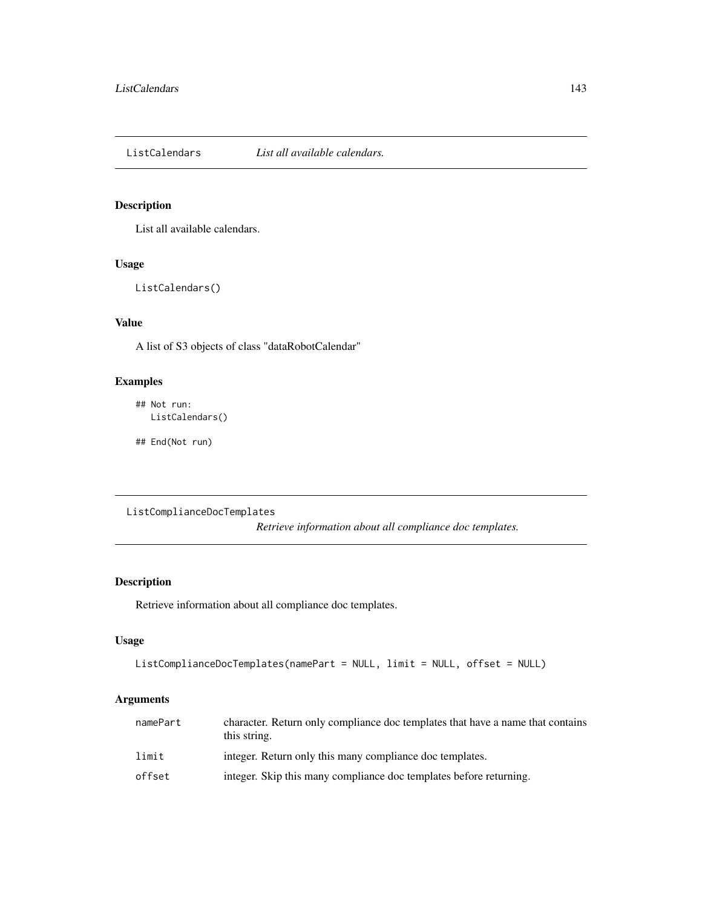## ListCalendars — *List all available calendars.*

### Description

List all available calendars.

### Usage

```
ListCalendars()
```

### Value

A list of S3 objects of class "dataRobotCalendar"

### Examples

```
## Not run:
  ListCalendars()

## End(Not run)
```

## ListComplianceDocTemplates — *Retrieve information about all compliance doc templates.*

### Description

Retrieve information about all compliance doc templates.

### Usage

```
ListComplianceDocTemplates(namePart = NULL, limit = NULL, offset = NULL)
```

### Arguments

| | |
|---|---|
| namePart | character. Return only compliance doc templates that have a name that contains this string. |
| limit | integer. Return only this many compliance doc templates. |
| offset | integer. Skip this many compliance doc templates before returning. |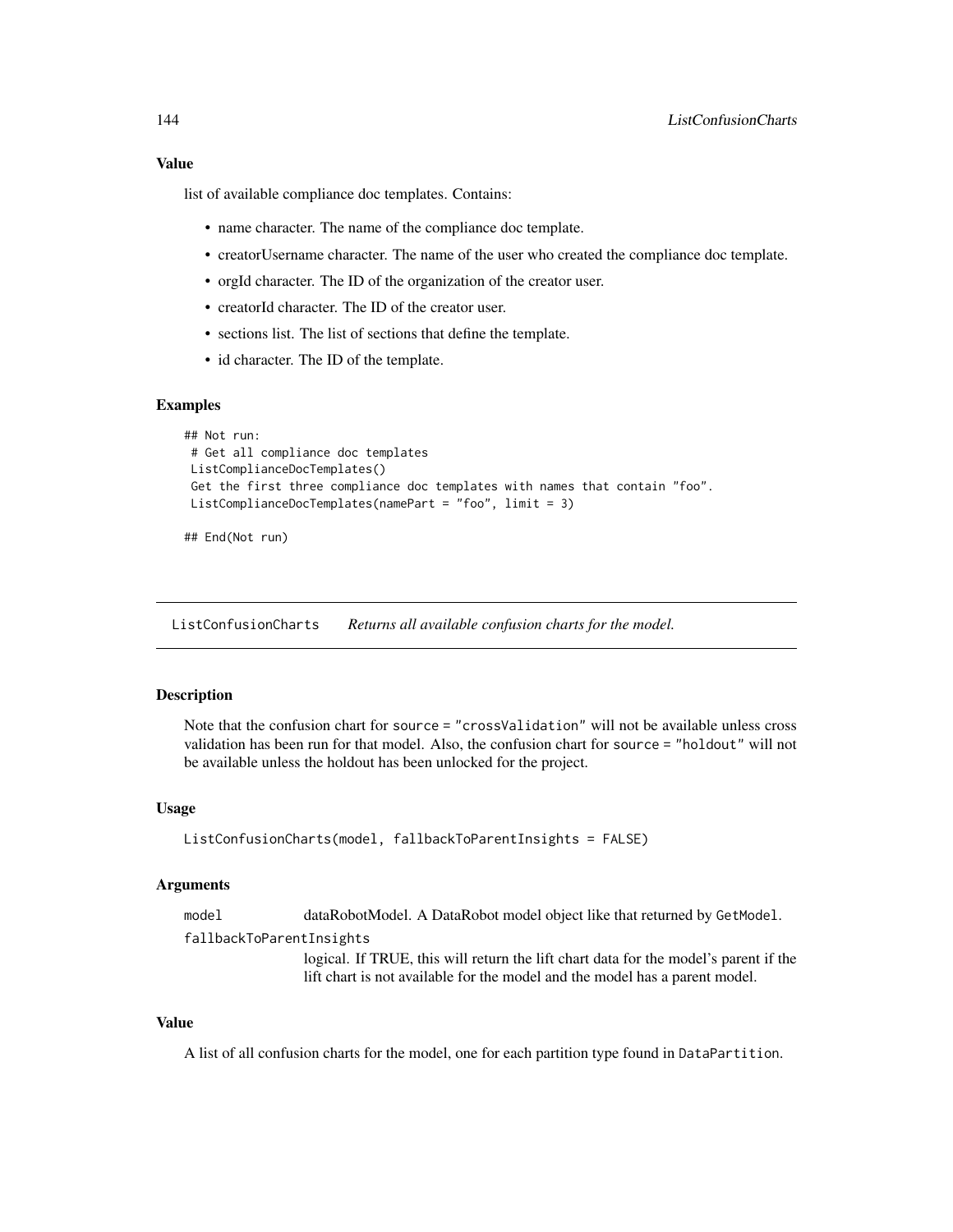### Value

list of available compliance doc templates. Contains:

- name character. The name of the compliance doc template.
- creatorUsername character. The name of the user who created the compliance doc template.
- orgId character. The ID of the organization of the creator user.
- creatorId character. The ID of the creator user.
- sections list. The list of sections that define the template.
- id character. The ID of the template.

### Examples

```
## Not run:
 # Get all compliance doc templates
 ListComplianceDocTemplates()
 Get the first three compliance doc templates with names that contain "foo".
 ListComplianceDocTemplates(namePart = "foo", limit = 3)

## End(Not run)
```

---

## ListConfusionCharts *Returns all available confusion charts for the model.*

---

### Description

Note that the confusion chart for `source = "crossValidation"` will not be available unless cross validation has been run for that model. Also, the confusion chart for `source = "holdout"` will not be available unless the holdout has been unlocked for the project.

### Usage

```
ListConfusionCharts(model, fallbackToParentInsights = FALSE)
```

### Arguments

`model` dataRobotModel. A DataRobot model object like that returned by `GetModel`.

`fallbackToParentInsights`
logical. If TRUE, this will return the lift chart data for the model's parent if the lift chart is not available for the model and the model has a parent model.

### Value

A list of all confusion charts for the model, one for each partition type found in `DataPartition`.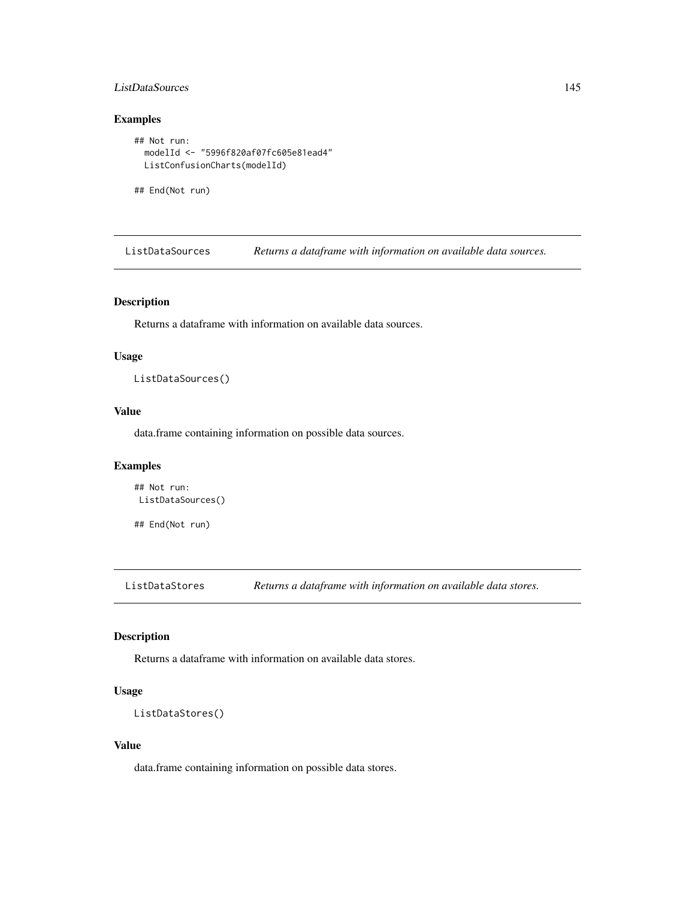### Examples

```
## Not run:
  modelId <- "5996f820af07fc605e81ead4"
  ListConfusionCharts(modelId)

## End(Not run)
```

## ListDataSources — *Returns a dataframe with information on available data sources.*

### Description

Returns a dataframe with information on available data sources.

### Usage

```
ListDataSources()
```

### Value

data.frame containing information on possible data sources.

### Examples

```
## Not run:
 ListDataSources()

## End(Not run)
```

## ListDataStores — *Returns a dataframe with information on available data stores.*

### Description

Returns a dataframe with information on available data stores.

### Usage

```
ListDataStores()
```

### Value

data.frame containing information on possible data stores.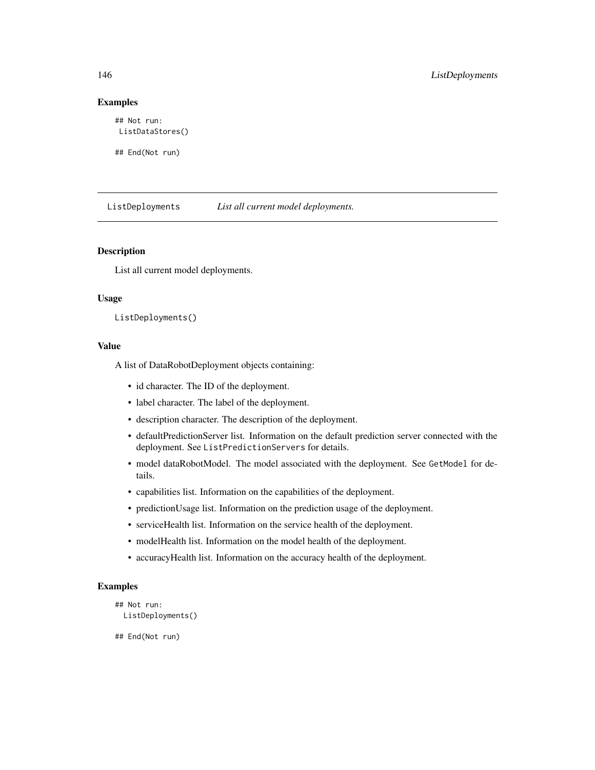## Examples

```
## Not run:
 ListDataStores()

## End(Not run)
```

---

`ListDeployments` *List all current model deployments.*

---

### Description

List all current model deployments.

### Usage

```
ListDeployments()
```

### Value

A list of DataRobotDeployment objects containing:

- id character. The ID of the deployment.
- label character. The label of the deployment.
- description character. The description of the deployment.
- defaultPredictionServer list. Information on the default prediction server connected with the deployment. See `ListPredictionServers` for details.
- model dataRobotModel. The model associated with the deployment. See `GetModel` for details.
- capabilities list. Information on the capabilities of the deployment.
- predictionUsage list. Information on the prediction usage of the deployment.
- serviceHealth list. Information on the service health of the deployment.
- modelHealth list. Information on the model health of the deployment.
- accuracyHealth list. Information on the accuracy health of the deployment.

### Examples

```
## Not run:
  ListDeployments()

## End(Not run)
```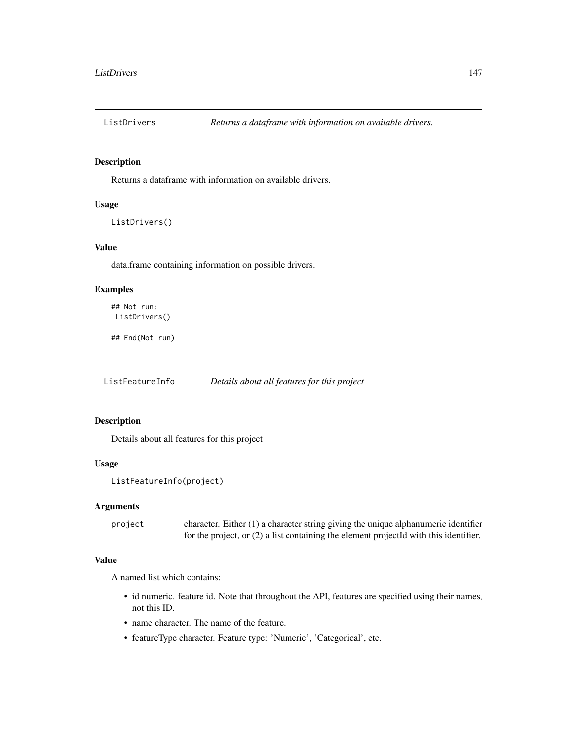## ListDrivers *Returns a dataframe with information on available drivers.*

### Description

Returns a dataframe with information on available drivers.

### Usage

```
ListDrivers()
```

### Value

data.frame containing information on possible drivers.

### Examples

```
## Not run:
 ListDrivers()

## End(Not run)
```

## ListFeatureInfo *Details about all features for this project*

### Description

Details about all features for this project

### Usage

```
ListFeatureInfo(project)
```

### Arguments

| | |
|---|---|
| project | character. Either (1) a character string giving the unique alphanumeric identifier for the project, or (2) a list containing the element projectId with this identifier. |

### Value

A named list which contains:

- id numeric. feature id. Note that throughout the API, features are specified using their names, not this ID.
- name character. The name of the feature.
- featureType character. Feature type: 'Numeric', 'Categorical', etc.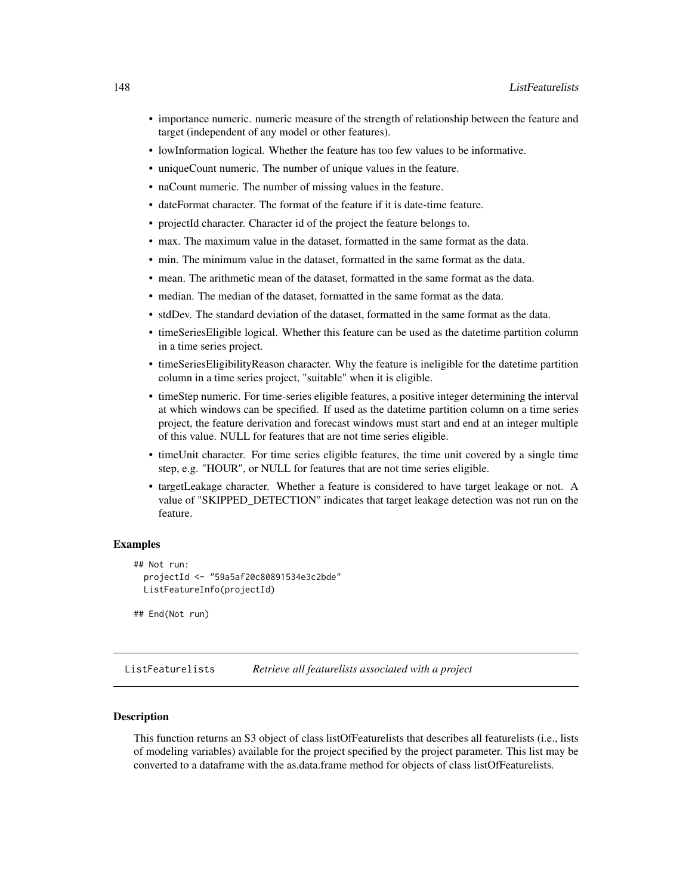- importance numeric. numeric measure of the strength of relationship between the feature and target (independent of any model or other features).
- lowInformation logical. Whether the feature has too few values to be informative.
- uniqueCount numeric. The number of unique values in the feature.
- naCount numeric. The number of missing values in the feature.
- dateFormat character. The format of the feature if it is date-time feature.
- projectId character. Character id of the project the feature belongs to.
- max. The maximum value in the dataset, formatted in the same format as the data.
- min. The minimum value in the dataset, formatted in the same format as the data.
- mean. The arithmetic mean of the dataset, formatted in the same format as the data.
- median. The median of the dataset, formatted in the same format as the data.
- stdDev. The standard deviation of the dataset, formatted in the same format as the data.
- timeSeriesEligible logical. Whether this feature can be used as the datetime partition column in a time series project.
- timeSeriesEligibilityReason character. Why the feature is ineligible for the datetime partition column in a time series project, "suitable" when it is eligible.
- timeStep numeric. For time-series eligible features, a positive integer determining the interval at which windows can be specified. If used as the datetime partition column on a time series project, the feature derivation and forecast windows must start and end at an integer multiple of this value. NULL for features that are not time series eligible.
- timeUnit character. For time series eligible features, the time unit covered by a single time step, e.g. "HOUR", or NULL for features that are not time series eligible.
- targetLeakage character. Whether a feature is considered to have target leakage or not. A value of "SKIPPED_DETECTION" indicates that target leakage detection was not run on the feature.

### Examples

```
## Not run:
  projectId <- "59a5af20c80891534e3c2bde"
  ListFeatureInfo(projectId)

## End(Not run)
```

---

## ListFeaturelists *Retrieve all featurelists associated with a project*

### Description

This function returns an S3 object of class listOfFeaturelists that describes all featurelists (i.e., lists of modeling variables) available for the project specified by the project parameter. This list may be converted to a dataframe with the as.data.frame method for objects of class listOfFeaturelists.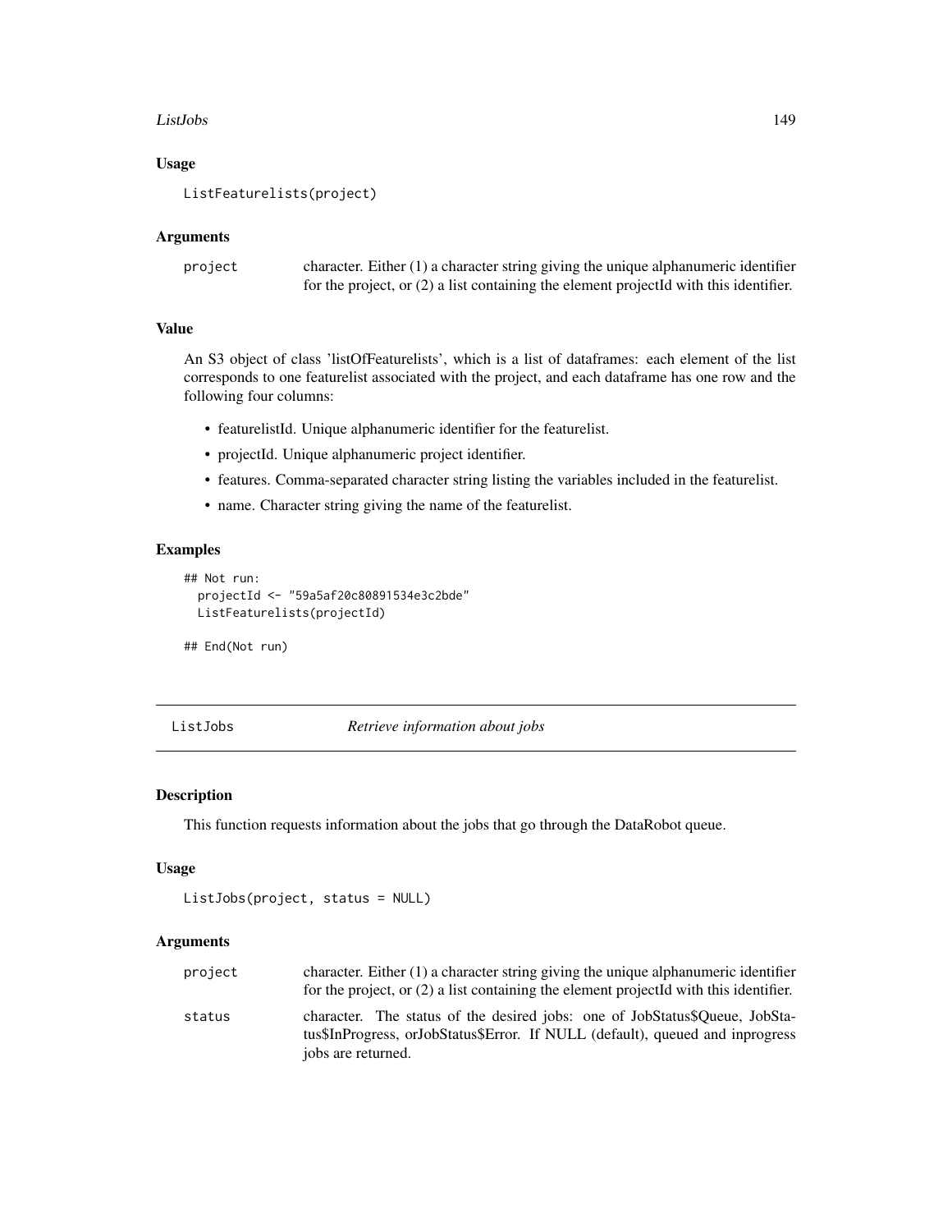### Usage

```
ListFeaturelists(project)
```

### Arguments

| | |
|---|---|
| project | character. Either (1) a character string giving the unique alphanumeric identifier for the project, or (2) a list containing the element projectId with this identifier. |

### Value

An S3 object of class 'listOfFeaturelists', which is a list of dataframes: each element of the list corresponds to one featurelist associated with the project, and each dataframe has one row and the following four columns:

- featurelistId. Unique alphanumeric identifier for the featurelist.
- projectId. Unique alphanumeric project identifier.
- features. Comma-separated character string listing the variables included in the featurelist.
- name. Character string giving the name of the featurelist.

### Examples

```
## Not run:
  projectId <- "59a5af20c80891534e3c2bde"
  ListFeaturelists(projectId)

## End(Not run)
```

## ListJobs *Retrieve information about jobs*

### Description

This function requests information about the jobs that go through the DataRobot queue.

### Usage

```
ListJobs(project, status = NULL)
```

### Arguments

| | |
|---|---|
| project | character. Either (1) a character string giving the unique alphanumeric identifier for the project, or (2) a list containing the element projectId with this identifier. |
| status | character. The status of the desired jobs: one of JobStatus$Queue, JobStatus$InProgress, orJobStatus$Error. If NULL (default), queued and inprogress jobs are returned. |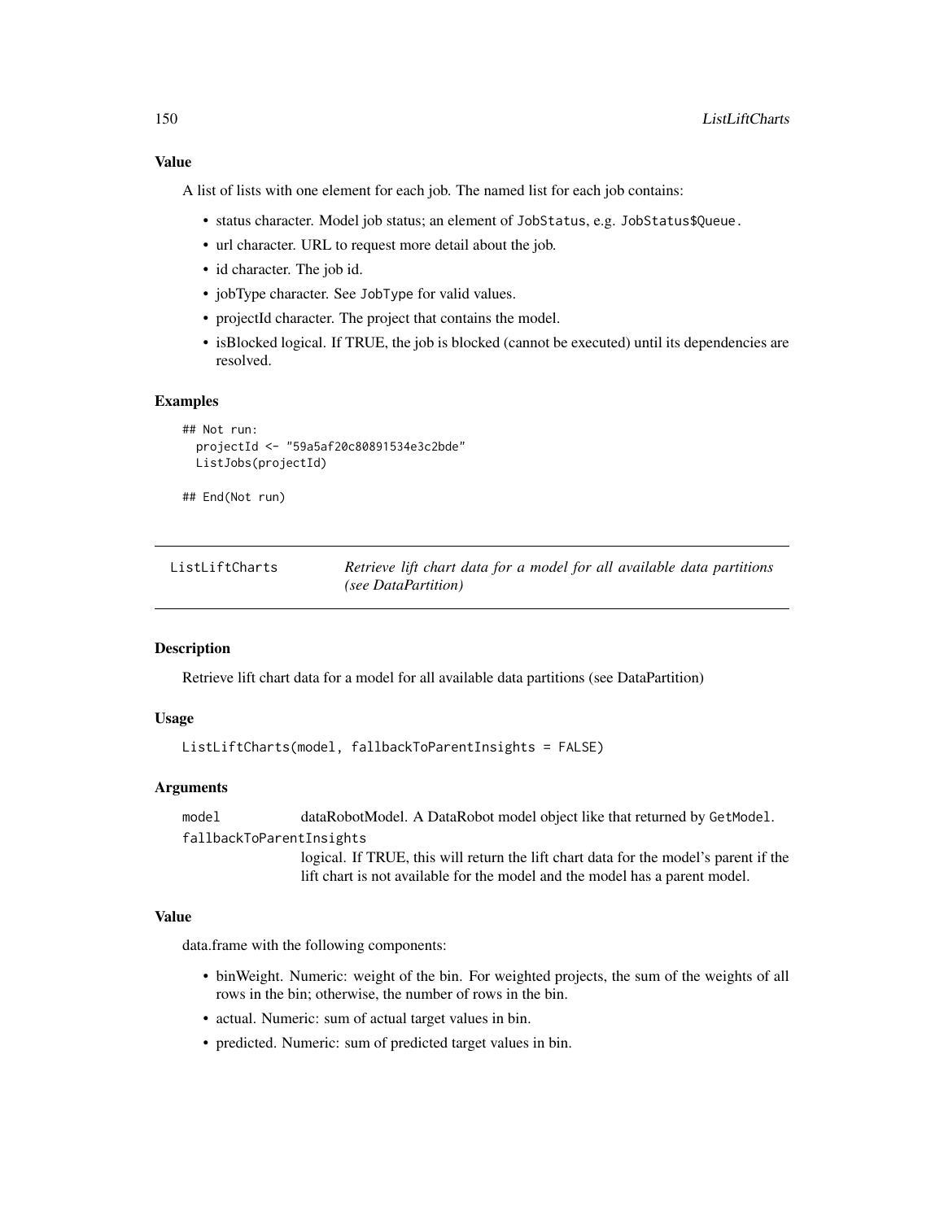## Value

A list of lists with one element for each job. The named list for each job contains:

- status character. Model job status; an element of `JobStatus`, e.g. `JobStatus$Queue`.
- url character. URL to request more detail about the job.
- id character. The job id.
- jobType character. See `JobType` for valid values.
- projectId character. The project that contains the model.
- isBlocked logical. If TRUE, the job is blocked (cannot be executed) until its dependencies are resolved.

## Examples

```
## Not run:
  projectId <- "59a5af20c80891534e3c2bde"
  ListJobs(projectId)

## End(Not run)
```

---

`ListLiftCharts` *Retrieve lift chart data for a model for all available data partitions (see DataPartition)*

---

## Description

Retrieve lift chart data for a model for all available data partitions (see DataPartition)

## Usage

```
ListLiftCharts(model, fallbackToParentInsights = FALSE)
```

## Arguments

`model` dataRobotModel. A DataRobot model object like that returned by `GetModel`.

`fallbackToParentInsights` logical. If TRUE, this will return the lift chart data for the model's parent if the lift chart is not available for the model and the model has a parent model.

## Value

data.frame with the following components:

- binWeight. Numeric: weight of the bin. For weighted projects, the sum of the weights of all rows in the bin; otherwise, the number of rows in the bin.
- actual. Numeric: sum of actual target values in bin.
- predicted. Numeric: sum of predicted target values in bin.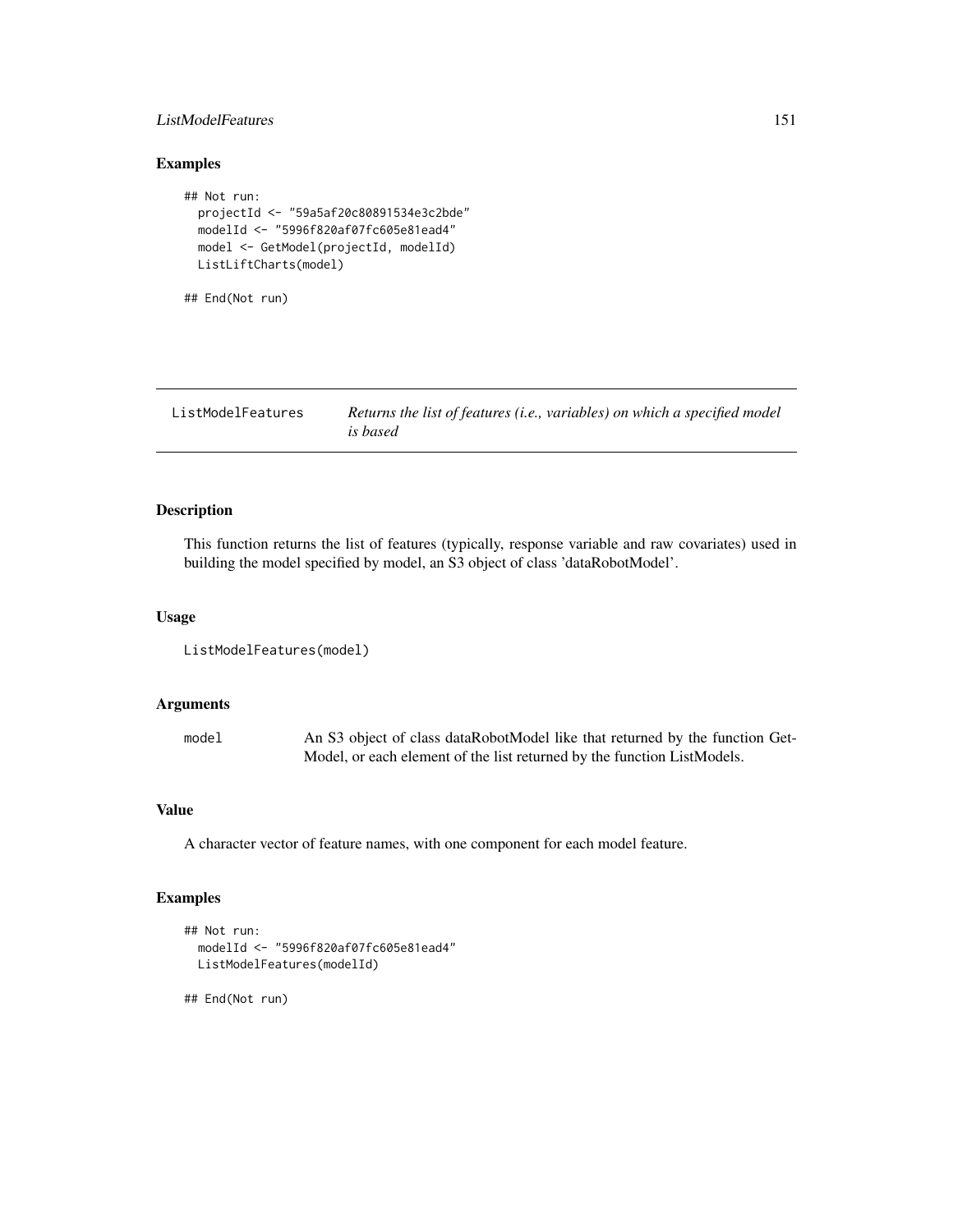## Examples

```
## Not run:
  projectId <- "59a5af20c80891534e3c2bde"
  modelId <- "5996f820af07fc605e81ead4"
  model <- GetModel(projectId, modelId)
  ListLiftCharts(model)

## End(Not run)
```

---

ListModelFeatures    *Returns the list of features (i.e., variables) on which a specified model is based*

---

## Description

This function returns the list of features (typically, response variable and raw covariates) used in building the model specified by model, an S3 object of class 'dataRobotModel'.

## Usage

```
ListModelFeatures(model)
```

## Arguments

| | |
|---|---|
| model | An S3 object of class dataRobotModel like that returned by the function GetModel, or each element of the list returned by the function ListModels. |

## Value

A character vector of feature names, with one component for each model feature.

## Examples

```
## Not run:
  modelId <- "5996f820af07fc605e81ead4"
  ListModelFeatures(modelId)

## End(Not run)
```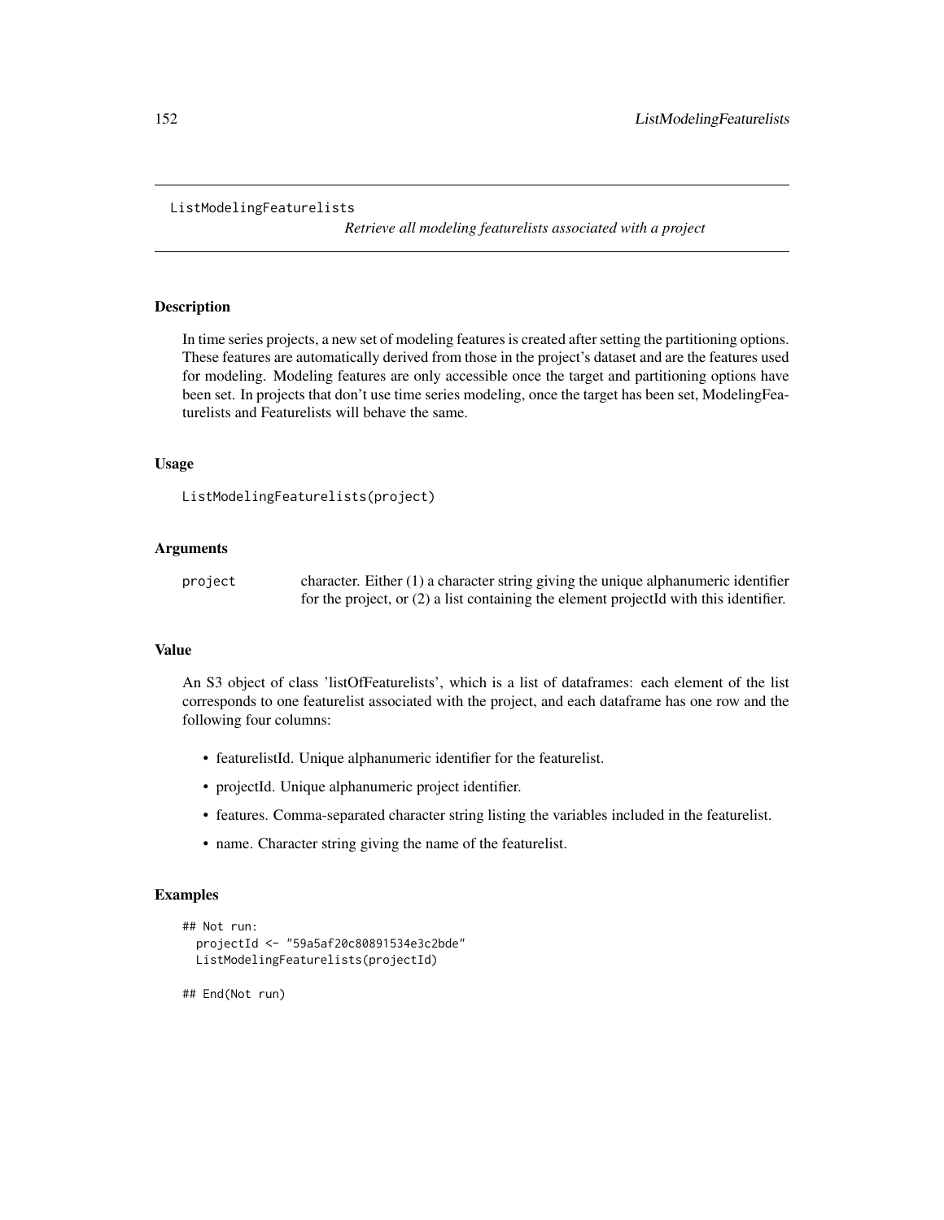ListModelingFeaturelists

*Retrieve all modeling featurelists associated with a project*

## Description

In time series projects, a new set of modeling features is created after setting the partitioning options. These features are automatically derived from those in the project's dataset and are the features used for modeling. Modeling features are only accessible once the target and partitioning options have been set. In projects that don't use time series modeling, once the target has been set, ModelingFeaturelists and Featurelists will behave the same.

## Usage

```
ListModelingFeaturelists(project)
```

## Arguments

| | |
|---|---|
| project | character. Either (1) a character string giving the unique alphanumeric identifier for the project, or (2) a list containing the element projectId with this identifier. |

## Value

An S3 object of class 'listOfFeaturelists', which is a list of dataframes: each element of the list corresponds to one featurelist associated with the project, and each dataframe has one row and the following four columns:

- featurelistId. Unique alphanumeric identifier for the featurelist.
- projectId. Unique alphanumeric project identifier.
- features. Comma-separated character string listing the variables included in the featurelist.
- name. Character string giving the name of the featurelist.

## Examples

```
## Not run:
  projectId <- "59a5af20c80891534e3c2bde"
  ListModelingFeaturelists(projectId)

## End(Not run)
```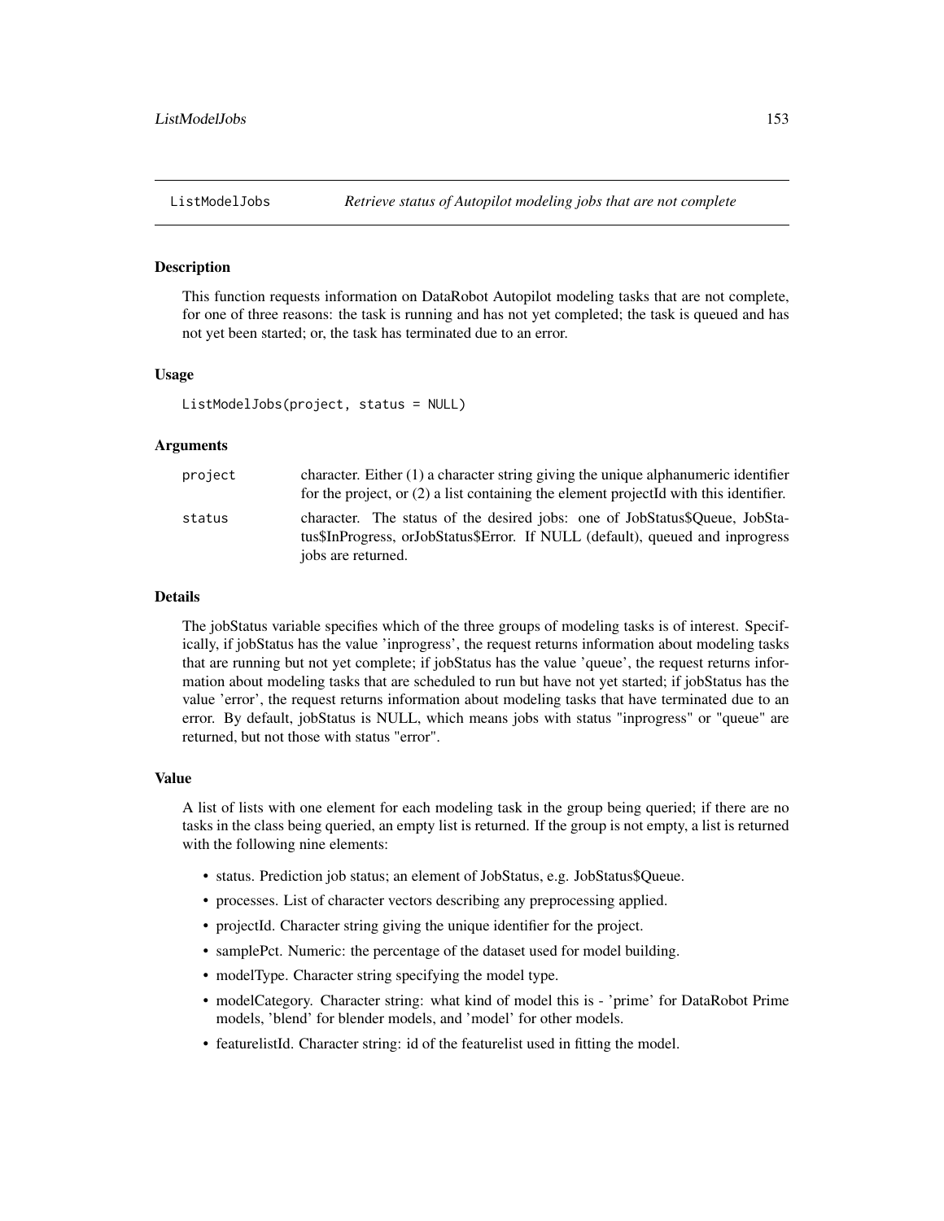# ListModelJobs *Retrieve status of Autopilot modeling jobs that are not complete*

## Description

This function requests information on DataRobot Autopilot modeling tasks that are not complete, for one of three reasons: the task is running and has not yet completed; the task is queued and has not yet been started; or, the task has terminated due to an error.

## Usage

```
ListModelJobs(project, status = NULL)
```

## Arguments

| | |
|---|---|
| project | character. Either (1) a character string giving the unique alphanumeric identifier for the project, or (2) a list containing the element projectId with this identifier. |
| status | character. The status of the desired jobs: one of JobStatus$Queue, JobStatus$InProgress, orJobStatus$Error. If NULL (default), queued and inprogress jobs are returned. |

## Details

The jobStatus variable specifies which of the three groups of modeling tasks is of interest. Specifically, if jobStatus has the value 'inprogress', the request returns information about modeling tasks that are running but not yet complete; if jobStatus has the value 'queue', the request returns information about modeling tasks that are scheduled to run but have not yet started; if jobStatus has the value 'error', the request returns information about modeling tasks that have terminated due to an error. By default, jobStatus is NULL, which means jobs with status "inprogress" or "queue" are returned, but not those with status "error".

## Value

A list of lists with one element for each modeling task in the group being queried; if there are no tasks in the class being queried, an empty list is returned. If the group is not empty, a list is returned with the following nine elements:

- status. Prediction job status; an element of JobStatus, e.g. JobStatus$Queue.
- processes. List of character vectors describing any preprocessing applied.
- projectId. Character string giving the unique identifier for the project.
- samplePct. Numeric: the percentage of the dataset used for model building.
- modelType. Character string specifying the model type.
- modelCategory. Character string: what kind of model this is - 'prime' for DataRobot Prime models, 'blend' for blender models, and 'model' for other models.
- featurelistId. Character string: id of the featurelist used in fitting the model.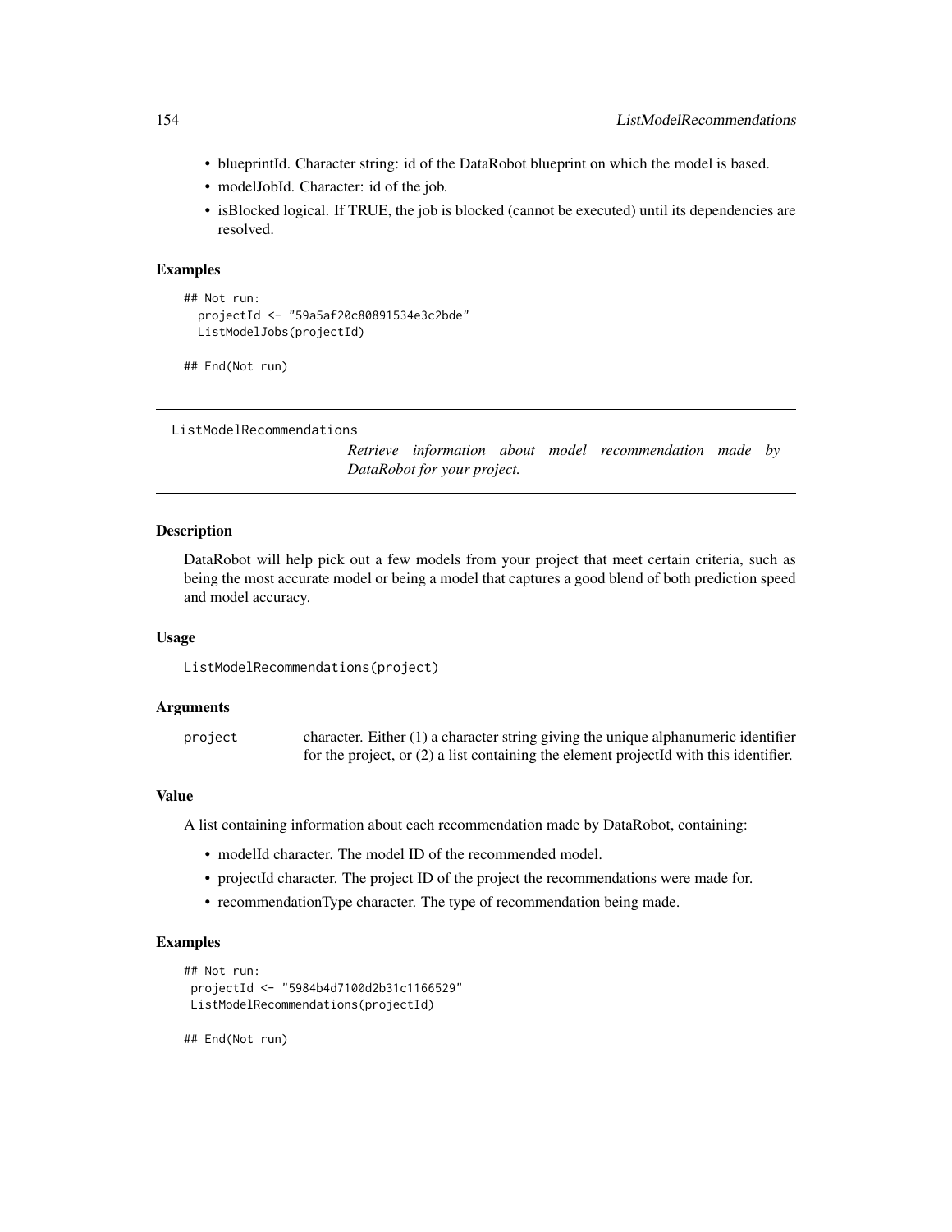- blueprintId. Character string: id of the DataRobot blueprint on which the model is based.
- modelJobId. Character: id of the job.
- isBlocked logical. If TRUE, the job is blocked (cannot be executed) until its dependencies are resolved.

### Examples

```
## Not run:
  projectId <- "59a5af20c80891534e3c2bde"
  ListModelJobs(projectId)

## End(Not run)
```

---

## ListModelRecommendations

*Retrieve information about model recommendation made by DataRobot for your project.*

---

### Description

DataRobot will help pick out a few models from your project that meet certain criteria, such as being the most accurate model or being a model that captures a good blend of both prediction speed and model accuracy.

### Usage

```
ListModelRecommendations(project)
```

### Arguments

| | |
|---|---|
| project | character. Either (1) a character string giving the unique alphanumeric identifier for the project, or (2) a list containing the element projectId with this identifier. |

### Value

A list containing information about each recommendation made by DataRobot, containing:

- modelId character. The model ID of the recommended model.
- projectId character. The project ID of the project the recommendations were made for.
- recommendationType character. The type of recommendation being made.

### Examples

```
## Not run:
 projectId <- "5984b4d7100d2b31c1166529"
 ListModelRecommendations(projectId)

## End(Not run)
```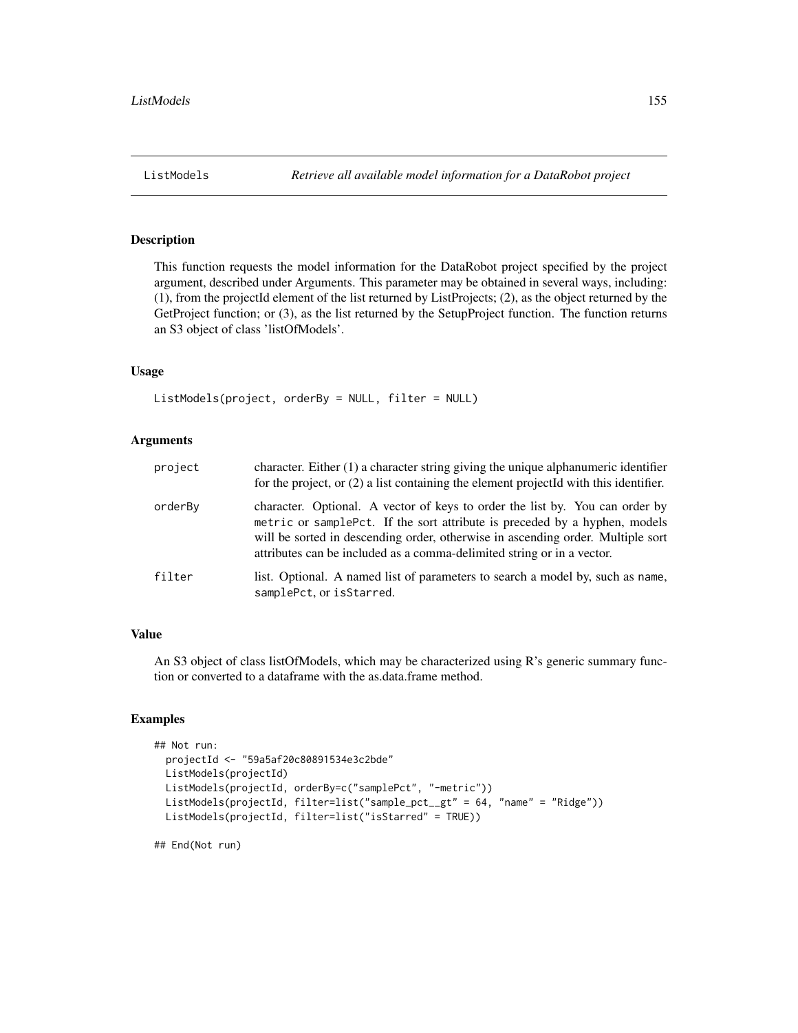# ListModels — *Retrieve all available model information for a DataRobot project*

## Description

This function requests the model information for the DataRobot project specified by the project argument, described under Arguments. This parameter may be obtained in several ways, including: (1), from the projectId element of the list returned by ListProjects; (2), as the object returned by the GetProject function; or (3), as the list returned by the SetupProject function. The function returns an S3 object of class 'listOfModels'.

## Usage

```
ListModels(project, orderBy = NULL, filter = NULL)
```

## Arguments

| | |
|---|---|
| `project` | character. Either (1) a character string giving the unique alphanumeric identifier for the project, or (2) a list containing the element projectId with this identifier. |
| `orderBy` | character. Optional. A vector of keys to order the list by. You can order by `metric` or `samplePct`. If the sort attribute is preceded by a hyphen, models will be sorted in descending order, otherwise in ascending order. Multiple sort attributes can be included as a comma-delimited string or in a vector. |
| `filter` | list. Optional. A named list of parameters to search a model by, such as `name`, `samplePct`, or `isStarred`. |

## Value

An S3 object of class listOfModels, which may be characterized using R's generic summary function or converted to a dataframe with the as.data.frame method.

## Examples

```
## Not run:
  projectId <- "59a5af20c80891534e3c2bde"
  ListModels(projectId)
  ListModels(projectId, orderBy=c("samplePct", "-metric"))
  ListModels(projectId, filter=list("sample_pct__gt" = 64, "name" = "Ridge"))
  ListModels(projectId, filter=list("isStarred" = TRUE))

## End(Not run)
```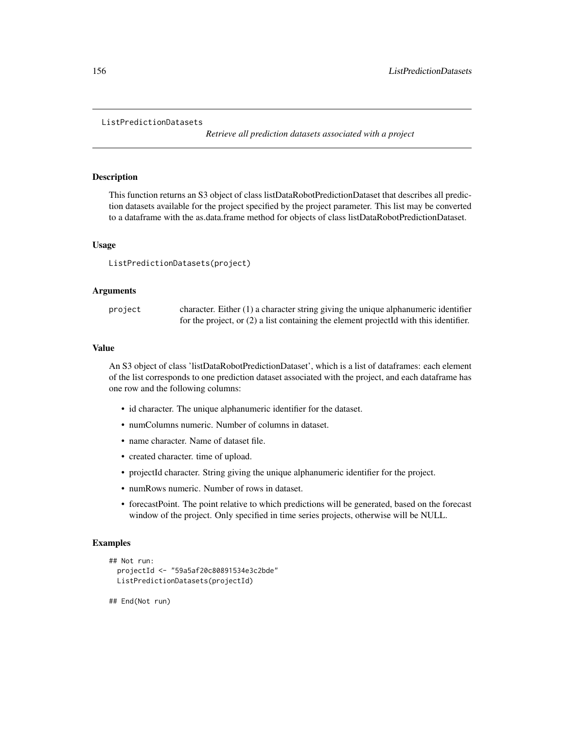```
ListPredictionDatasets
```

*Retrieve all prediction datasets associated with a project*

## Description

This function returns an S3 object of class listDataRobotPredictionDataset that describes all prediction datasets available for the project specified by the project parameter. This list may be converted to a dataframe with the as.data.frame method for objects of class listDataRobotPredictionDataset.

## Usage

```
ListPredictionDatasets(project)
```

## Arguments

| | |
|---|---|
| `project` | character. Either (1) a character string giving the unique alphanumeric identifier for the project, or (2) a list containing the element projectId with this identifier. |

## Value

An S3 object of class 'listDataRobotPredictionDataset', which is a list of dataframes: each element of the list corresponds to one prediction dataset associated with the project, and each dataframe has one row and the following columns:

- id character. The unique alphanumeric identifier for the dataset.
- numColumns numeric. Number of columns in dataset.
- name character. Name of dataset file.
- created character. time of upload.
- projectId character. String giving the unique alphanumeric identifier for the project.
- numRows numeric. Number of rows in dataset.
- forecastPoint. The point relative to which predictions will be generated, based on the forecast window of the project. Only specified in time series projects, otherwise will be NULL.

## Examples

```
## Not run:
  projectId <- "59a5af20c80891534e3c2bde"
  ListPredictionDatasets(projectId)

## End(Not run)
```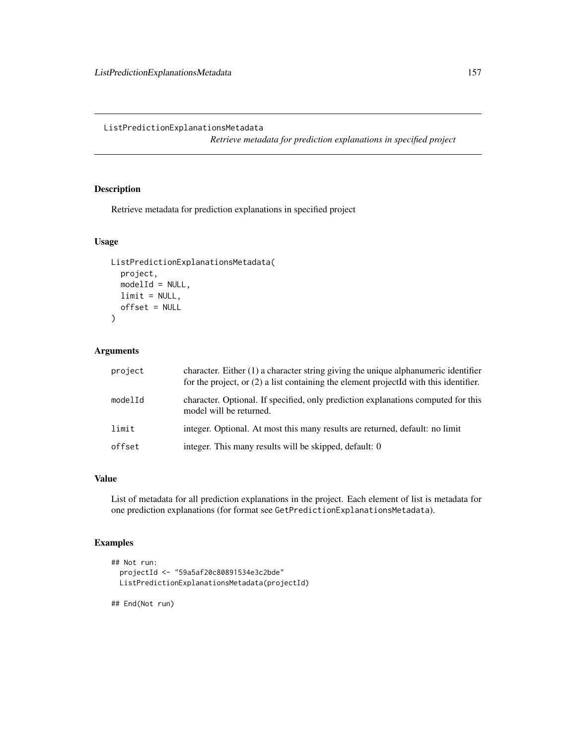# ListPredictionExplanationsMetadata

*Retrieve metadata for prediction explanations in specified project*

## Description

Retrieve metadata for prediction explanations in specified project

## Usage

```
ListPredictionExplanationsMetadata(
  project,
  modelId = NULL,
  limit = NULL,
  offset = NULL
)
```

## Arguments

| | |
|---|---|
| project | character. Either (1) a character string giving the unique alphanumeric identifier for the project, or (2) a list containing the element projectId with this identifier. |
| modelId | character. Optional. If specified, only prediction explanations computed for this model will be returned. |
| limit | integer. Optional. At most this many results are returned, default: no limit |
| offset | integer. This many results will be skipped, default: 0 |

## Value

List of metadata for all prediction explanations in the project. Each element of list is metadata for one prediction explanations (for format see `GetPredictionExplanationsMetadata`).

## Examples

```
## Not run:
  projectId <- "59a5af20c80891534e3c2bde"
  ListPredictionExplanationsMetadata(projectId)

## End(Not run)
```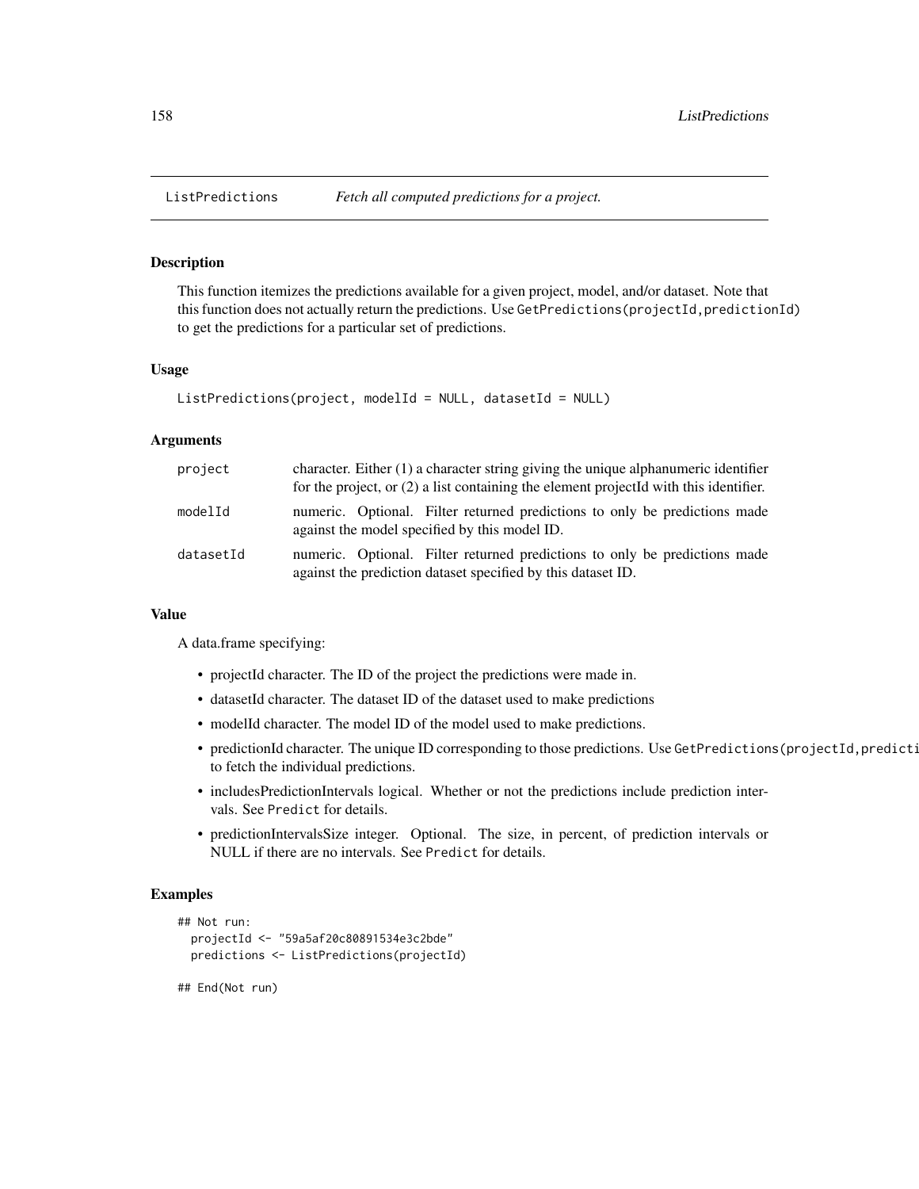# ListPredictions — *Fetch all computed predictions for a project.*

## Description

This function itemizes the predictions available for a given project, model, and/or dataset. Note that this function does not actually return the predictions. Use `GetPredictions(projectId,predictionId)` to get the predictions for a particular set of predictions.

## Usage

```
ListPredictions(project, modelId = NULL, datasetId = NULL)
```

## Arguments

| | |
|---|---|
| `project` | character. Either (1) a character string giving the unique alphanumeric identifier for the project, or (2) a list containing the element projectId with this identifier. |
| `modelId` | numeric. Optional. Filter returned predictions to only be predictions made against the model specified by this model ID. |
| `datasetId` | numeric. Optional. Filter returned predictions to only be predictions made against the prediction dataset specified by this dataset ID. |

## Value

A data.frame specifying:

- projectId character. The ID of the project the predictions were made in.
- datasetId character. The dataset ID of the dataset used to make predictions
- modelId character. The model ID of the model used to make predictions.
- predictionId character. The unique ID corresponding to those predictions. Use `GetPredictions(projectId,predicti` to fetch the individual predictions.
- includesPredictionIntervals logical. Whether or not the predictions include prediction intervals. See `Predict` for details.
- predictionIntervalsSize integer. Optional. The size, in percent, of prediction intervals or NULL if there are no intervals. See `Predict` for details.

## Examples

```
## Not run:
  projectId <- "59a5af20c80891534e3c2bde"
  predictions <- ListPredictions(projectId)

## End(Not run)
```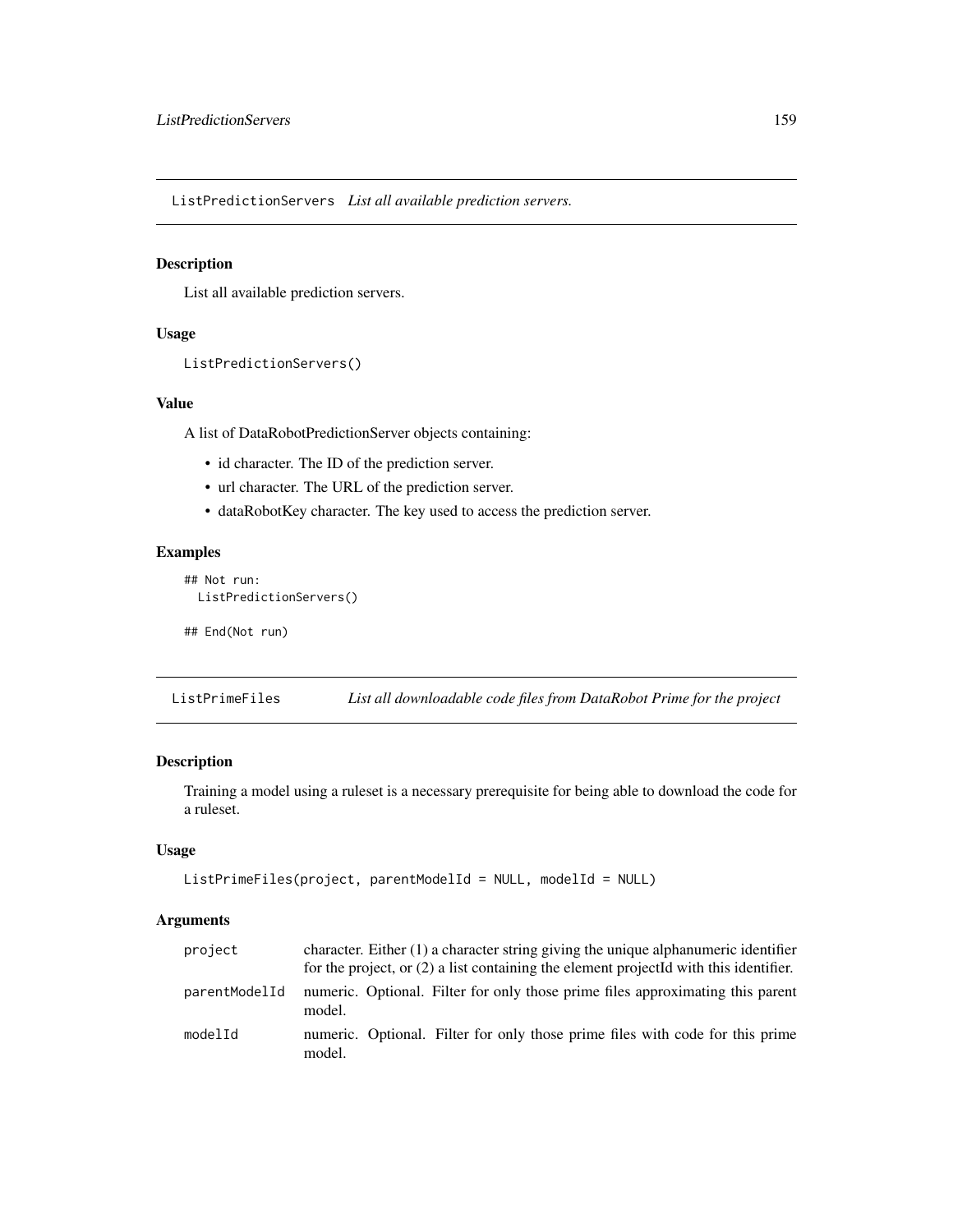## ListPredictionServers *List all available prediction servers.*

### Description

List all available prediction servers.

### Usage

```
ListPredictionServers()
```

### Value

A list of DataRobotPredictionServer objects containing:

- id character. The ID of the prediction server.
- url character. The URL of the prediction server.
- dataRobotKey character. The key used to access the prediction server.

### Examples

```
## Not run:
  ListPredictionServers()

## End(Not run)
```

## ListPrimeFiles *List all downloadable code files from DataRobot Prime for the project*

### Description

Training a model using a ruleset is a necessary prerequisite for being able to download the code for a ruleset.

### Usage

```
ListPrimeFiles(project, parentModelId = NULL, modelId = NULL)
```

### Arguments

| | |
|---|---|
| project | character. Either (1) a character string giving the unique alphanumeric identifier for the project, or (2) a list containing the element projectId with this identifier. |
| parentModelId | numeric. Optional. Filter for only those prime files approximating this parent model. |
| modelId | numeric. Optional. Filter for only those prime files with code for this prime model. |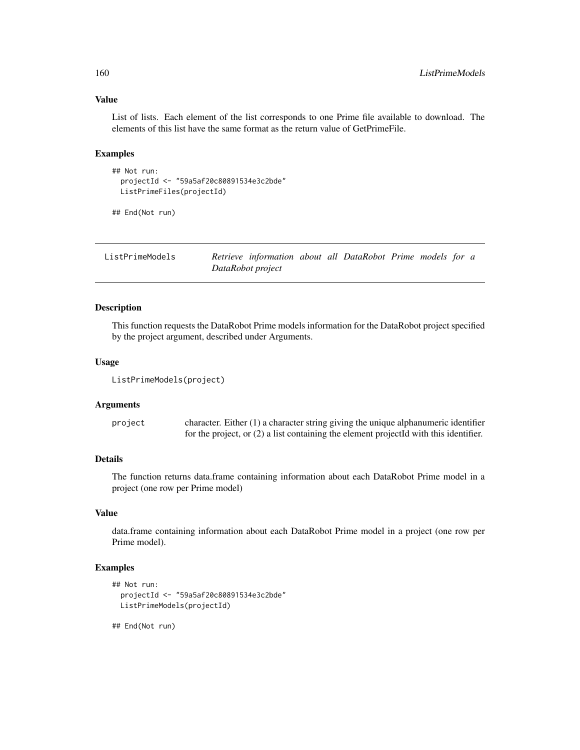### Value

List of lists. Each element of the list corresponds to one Prime file available to download. The elements of this list have the same format as the return value of GetPrimeFile.

### Examples

```
## Not run:
  projectId <- "59a5af20c80891534e3c2bde"
  ListPrimeFiles(projectId)

## End(Not run)
```

---

## ListPrimeModels — *Retrieve information about all DataRobot Prime models for a DataRobot project*

---

### Description

This function requests the DataRobot Prime models information for the DataRobot project specified by the project argument, described under Arguments.

### Usage

```
ListPrimeModels(project)
```

### Arguments

| | |
|---|---|
| `project` | character. Either (1) a character string giving the unique alphanumeric identifier for the project, or (2) a list containing the element projectId with this identifier. |

### Details

The function returns data.frame containing information about each DataRobot Prime model in a project (one row per Prime model)

### Value

data.frame containing information about each DataRobot Prime model in a project (one row per Prime model).

### Examples

```
## Not run:
  projectId <- "59a5af20c80891534e3c2bde"
  ListPrimeModels(projectId)

## End(Not run)
```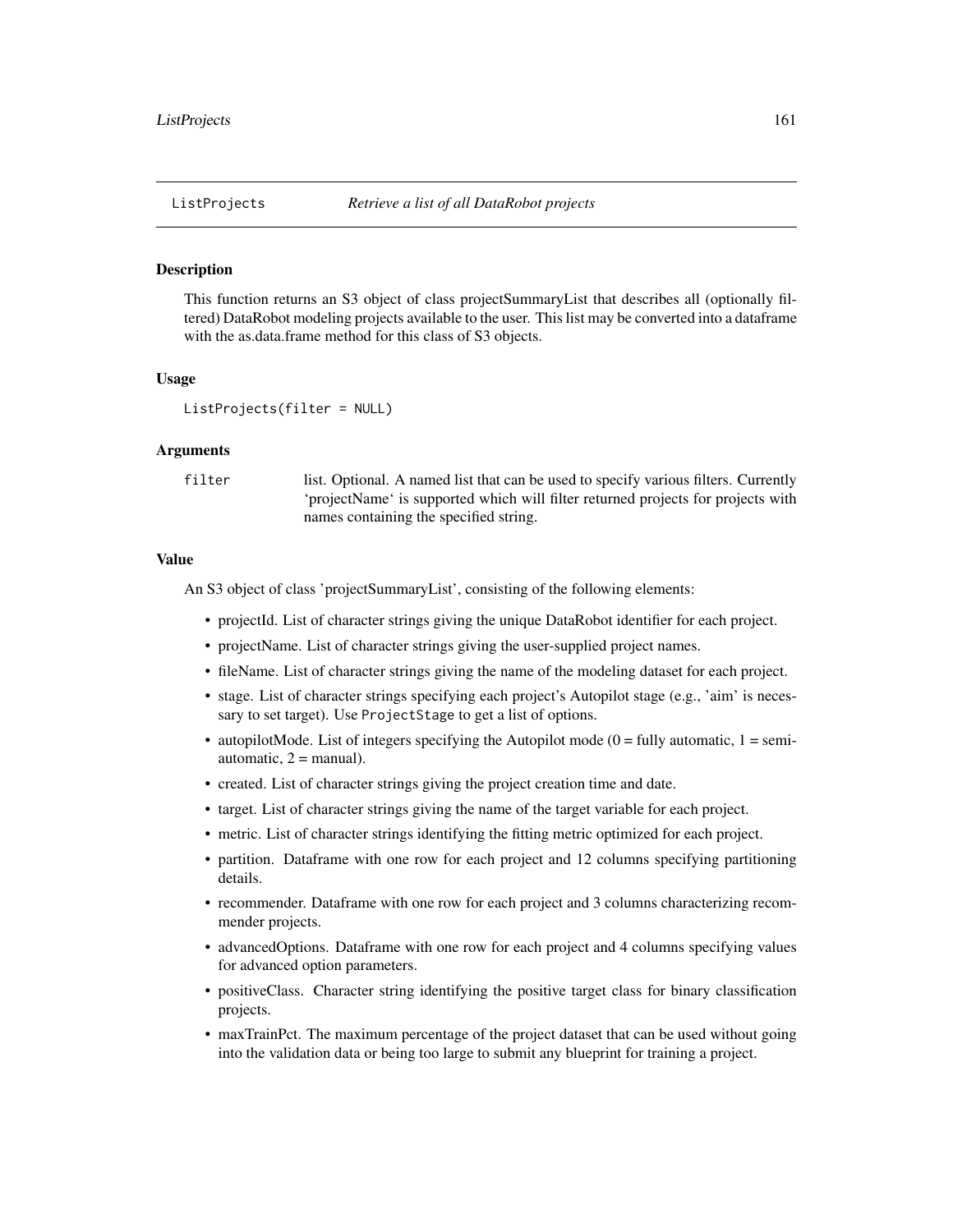## ListProjects *Retrieve a list of all DataRobot projects*

### Description

This function returns an S3 object of class projectSummaryList that describes all (optionally filtered) DataRobot modeling projects available to the user. This list may be converted into a dataframe with the as.data.frame method for this class of S3 objects.

### Usage

```
ListProjects(filter = NULL)
```

### Arguments

| | |
|---|---|
| filter | list. Optional. A named list that can be used to specify various filters. Currently 'projectName' is supported which will filter returned projects for projects with names containing the specified string. |

### Value

An S3 object of class 'projectSummaryList', consisting of the following elements:

- projectId. List of character strings giving the unique DataRobot identifier for each project.
- projectName. List of character strings giving the user-supplied project names.
- fileName. List of character strings giving the name of the modeling dataset for each project.
- stage. List of character strings specifying each project's Autopilot stage (e.g., 'aim' is necessary to set target). Use `ProjectStage` to get a list of options.
- autopilotMode. List of integers specifying the Autopilot mode (0 = fully automatic, 1 = semi-automatic, 2 = manual).
- created. List of character strings giving the project creation time and date.
- target. List of character strings giving the name of the target variable for each project.
- metric. List of character strings identifying the fitting metric optimized for each project.
- partition. Dataframe with one row for each project and 12 columns specifying partitioning details.
- recommender. Dataframe with one row for each project and 3 columns characterizing recommender projects.
- advancedOptions. Dataframe with one row for each project and 4 columns specifying values for advanced option parameters.
- positiveClass. Character string identifying the positive target class for binary classification projects.
- maxTrainPct. The maximum percentage of the project dataset that can be used without going into the validation data or being too large to submit any blueprint for training a project.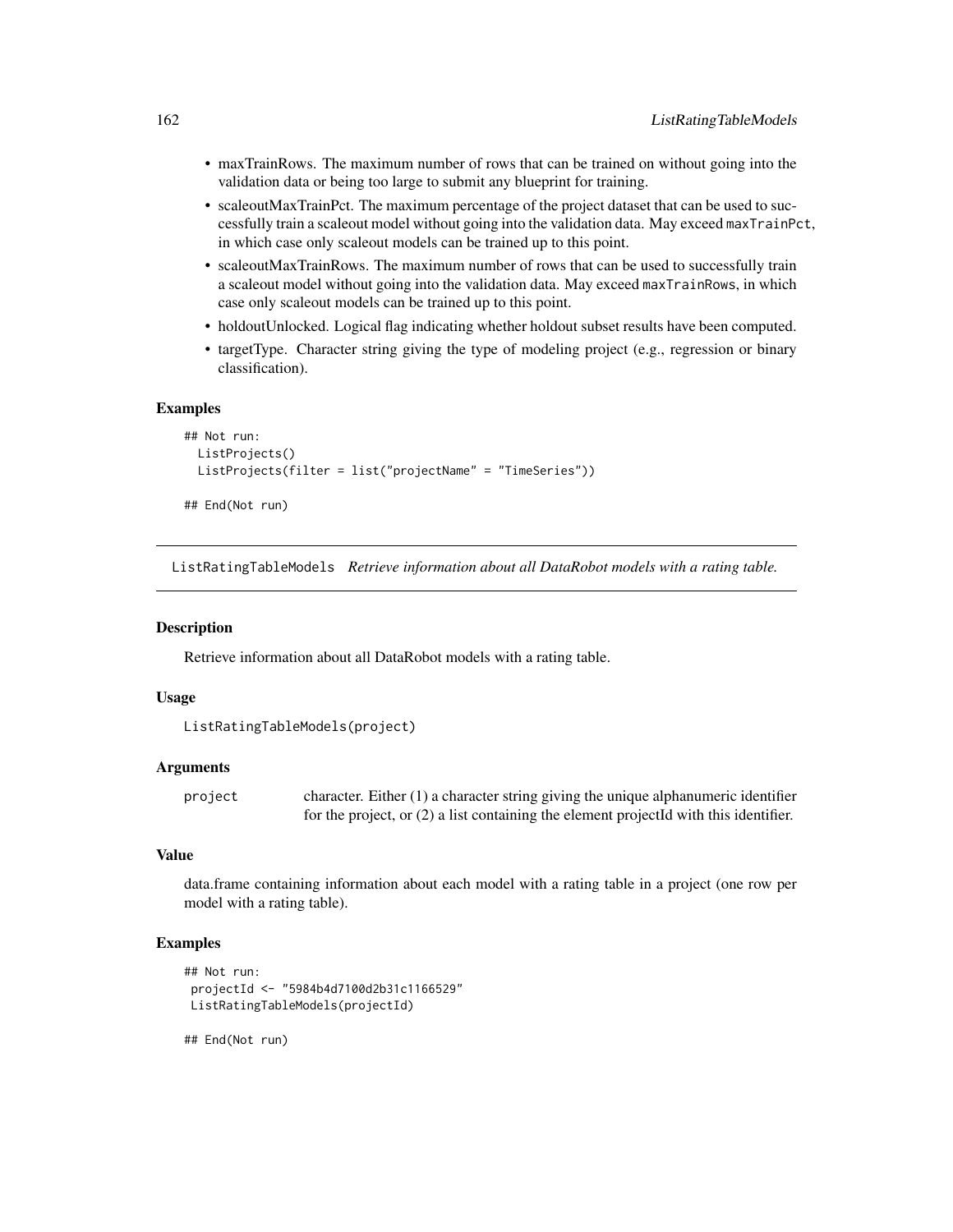- maxTrainRows. The maximum number of rows that can be trained on without going into the validation data or being too large to submit any blueprint for training.
- scaleoutMaxTrainPct. The maximum percentage of the project dataset that can be used to successfully train a scaleout model without going into the validation data. May exceed `maxTrainPct`, in which case only scaleout models can be trained up to this point.
- scaleoutMaxTrainRows. The maximum number of rows that can be used to successfully train a scaleout model without going into the validation data. May exceed `maxTrainRows`, in which case only scaleout models can be trained up to this point.
- holdoutUnlocked. Logical flag indicating whether holdout subset results have been computed.
- targetType. Character string giving the type of modeling project (e.g., regression or binary classification).

### Examples

```
## Not run:
  ListProjects()
  ListProjects(filter = list("projectName" = "TimeSeries"))

## End(Not run)
```

---

## ListRatingTableModels *Retrieve information about all DataRobot models with a rating table.*

---

### Description

Retrieve information about all DataRobot models with a rating table.

### Usage

```
ListRatingTableModels(project)
```

### Arguments

| | |
|---|---|
| `project` | character. Either (1) a character string giving the unique alphanumeric identifier for the project, or (2) a list containing the element projectId with this identifier. |

### Value

data.frame containing information about each model with a rating table in a project (one row per model with a rating table).

### Examples

```
## Not run:
 projectId <- "5984b4d7100d2b31c1166529"
 ListRatingTableModels(projectId)

## End(Not run)
```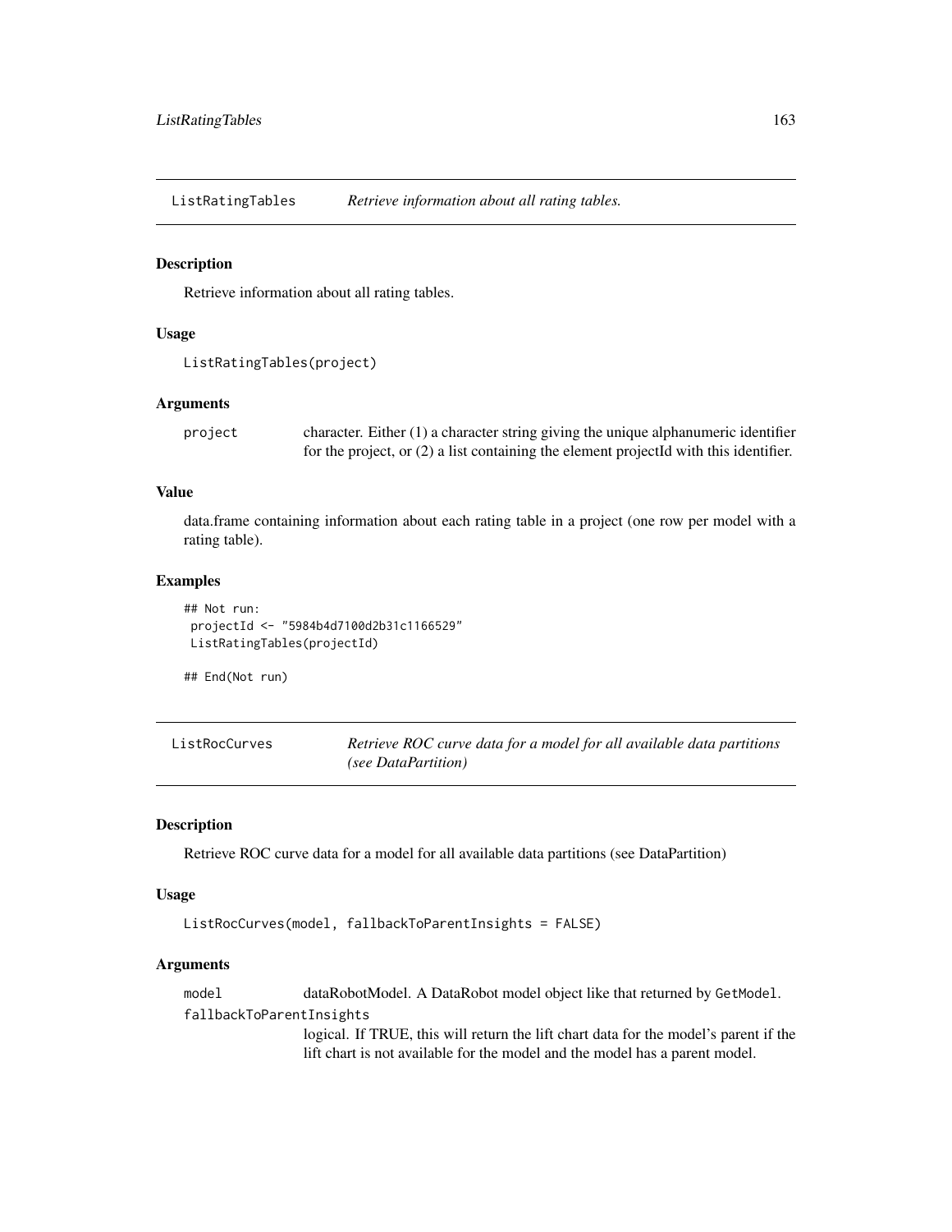## ListRatingTables — *Retrieve information about all rating tables.*

### Description

Retrieve information about all rating tables.

### Usage

```
ListRatingTables(project)
```

### Arguments

| | |
|---|---|
| project | character. Either (1) a character string giving the unique alphanumeric identifier for the project, or (2) a list containing the element projectId with this identifier. |

### Value

data.frame containing information about each rating table in a project (one row per model with a rating table).

### Examples

```
## Not run:
 projectId <- "5984b4d7100d2b31c1166529"
 ListRatingTables(projectId)

## End(Not run)
```

## ListRocCurves — *Retrieve ROC curve data for a model for all available data partitions (see DataPartition)*

### Description

Retrieve ROC curve data for a model for all available data partitions (see DataPartition)

### Usage

```
ListRocCurves(model, fallbackToParentInsights = FALSE)
```

### Arguments

| | |
|---|---|
| model | dataRobotModel. A DataRobot model object like that returned by GetModel. |
| fallbackToParentInsights | logical. If TRUE, this will return the lift chart data for the model's parent if the lift chart is not available for the model and the model has a parent model. |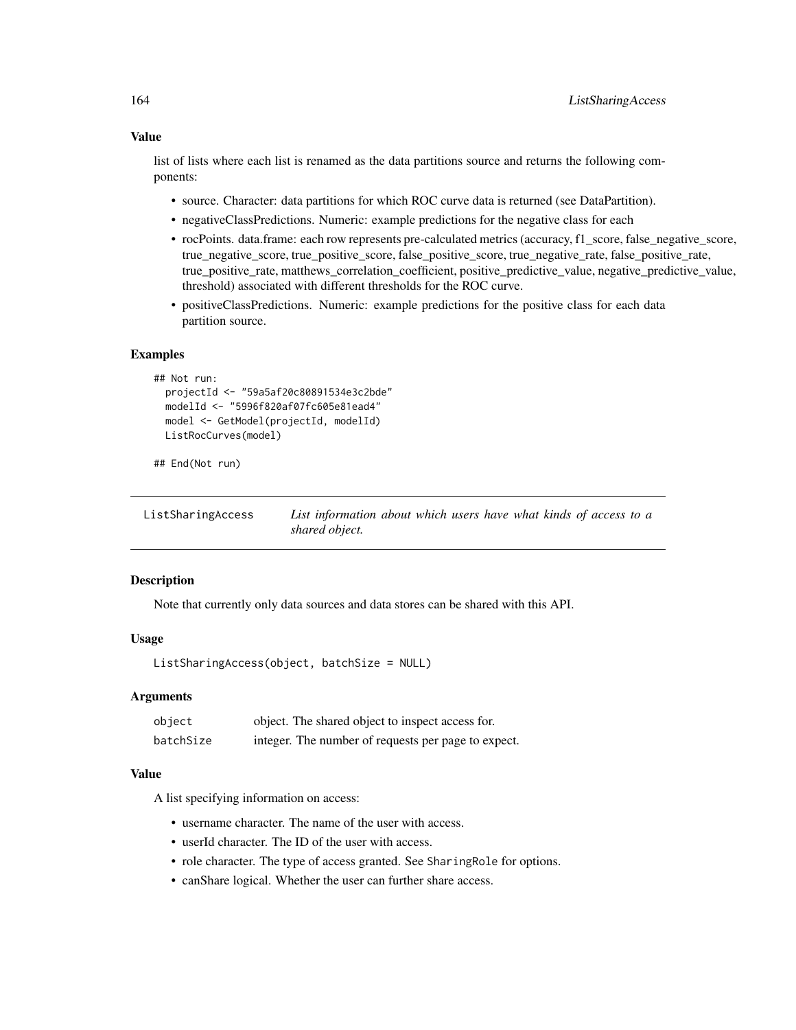### Value

list of lists where each list is renamed as the data partitions source and returns the following components:

- source. Character: data partitions for which ROC curve data is returned (see DataPartition).
- negativeClassPredictions. Numeric: example predictions for the negative class for each
- rocPoints. data.frame: each row represents pre-calculated metrics (accuracy, f1_score, false_negative_score, true_negative_score, true_positive_score, false_positive_score, true_negative_rate, false_positive_rate, true_positive_rate, matthews_correlation_coefficient, positive_predictive_value, negative_predictive_value, threshold) associated with different thresholds for the ROC curve.
- positiveClassPredictions. Numeric: example predictions for the positive class for each data partition source.

### Examples

```
## Not run:
  projectId <- "59a5af20c80891534e3c2bde"
  modelId <- "5996f820af07fc605e81ead4"
  model <- GetModel(projectId, modelId)
  ListRocCurves(model)

## End(Not run)
```

---

## ListSharingAccess — *List information about which users have what kinds of access to a shared object.*

---

### Description

Note that currently only data sources and data stores can be shared with this API.

### Usage

```
ListSharingAccess(object, batchSize = NULL)
```

### Arguments

| | |
|---|---|
| object | object. The shared object to inspect access for. |
| batchSize | integer. The number of requests per page to expect. |

### Value

A list specifying information on access:

- username character. The name of the user with access.
- userId character. The ID of the user with access.
- role character. The type of access granted. See `SharingRole` for options.
- canShare logical. Whether the user can further share access.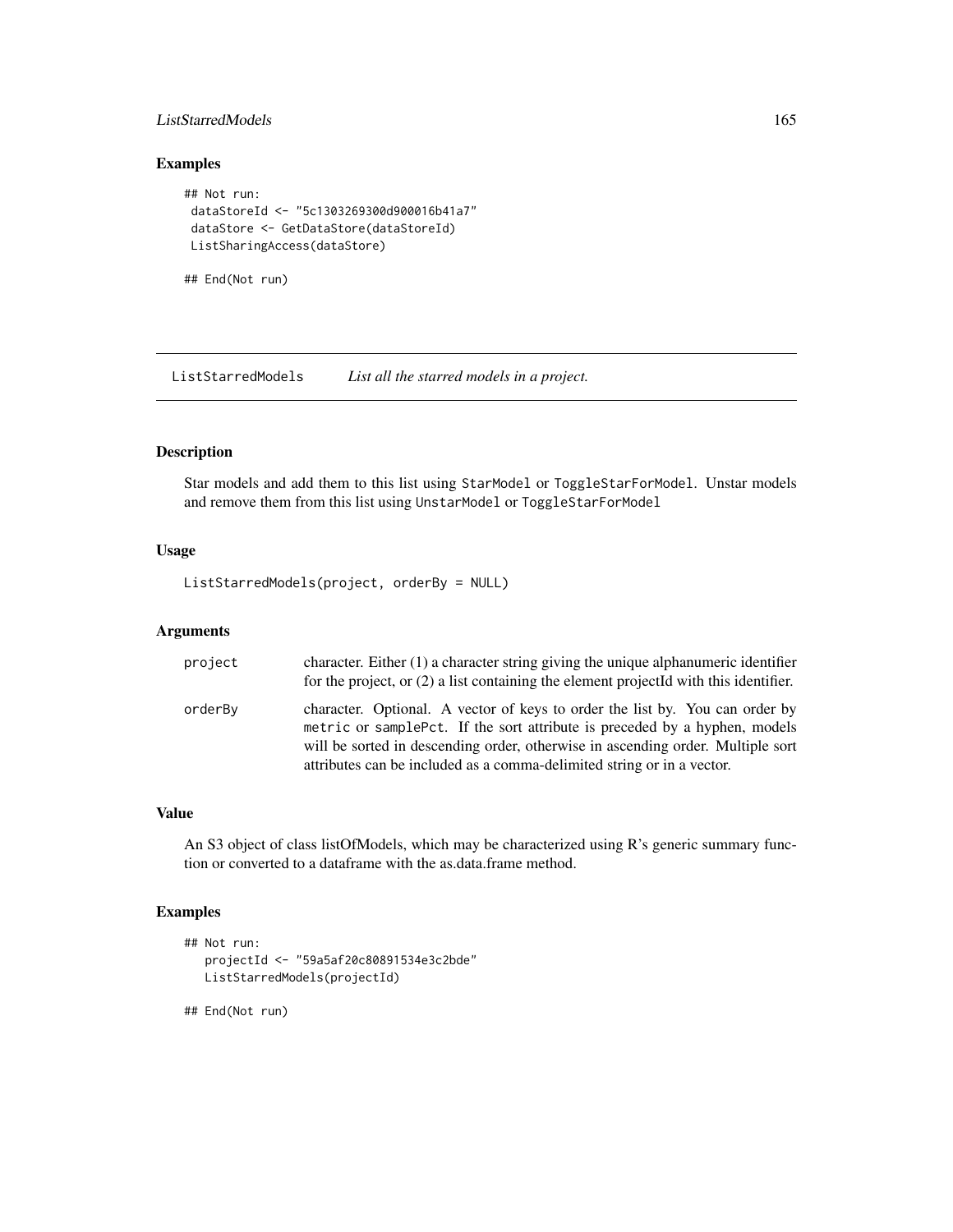## Examples

```
## Not run:
 dataStoreId <- "5c1303269300d900016b41a7"
 dataStore <- GetDataStore(dataStoreId)
 ListSharingAccess(dataStore)

## End(Not run)
```

---

ListStarredModels    *List all the starred models in a project.*

---

### Description

Star models and add them to this list using StarModel or ToggleStarForModel. Unstar models and remove them from this list using UnstarModel or ToggleStarForModel

### Usage

```
ListStarredModels(project, orderBy = NULL)
```

### Arguments

| | |
|---|---|
| project | character. Either (1) a character string giving the unique alphanumeric identifier for the project, or (2) a list containing the element projectId with this identifier. |
| orderBy | character. Optional. A vector of keys to order the list by. You can order by metric or samplePct. If the sort attribute is preceded by a hyphen, models will be sorted in descending order, otherwise in ascending order. Multiple sort attributes can be included as a comma-delimited string or in a vector. |

### Value

An S3 object of class listOfModels, which may be characterized using R's generic summary function or converted to a dataframe with the as.data.frame method.

### Examples

```
## Not run:
   projectId <- "59a5af20c80891534e3c2bde"
   ListStarredModels(projectId)

## End(Not run)
```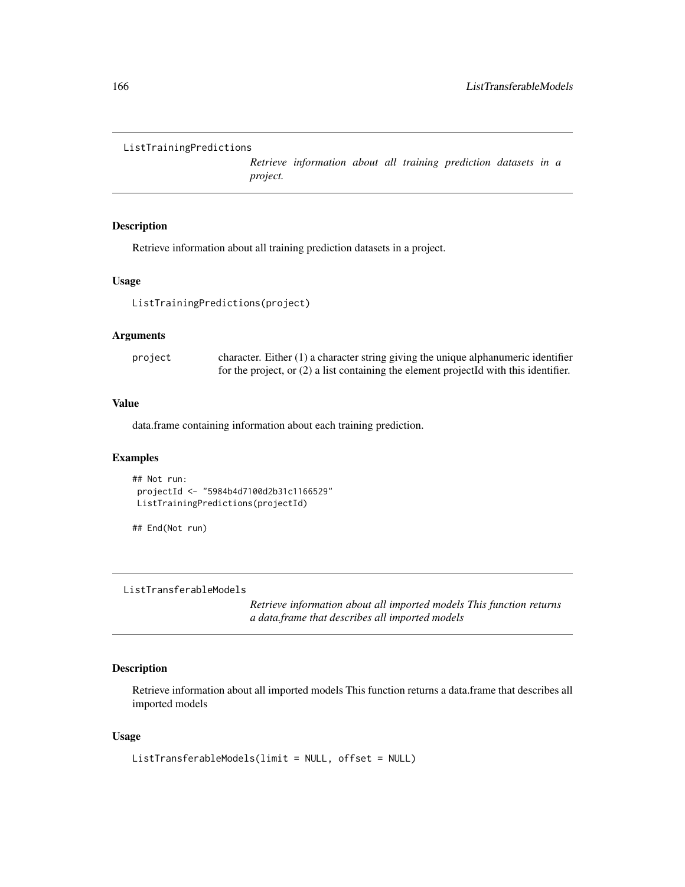## ListTrainingPredictions

*Retrieve information about all training prediction datasets in a project.*

### Description

Retrieve information about all training prediction datasets in a project.

### Usage

```
ListTrainingPredictions(project)
```

### Arguments

| | |
|---|---|
| project | character. Either (1) a character string giving the unique alphanumeric identifier for the project, or (2) a list containing the element projectId with this identifier. |

### Value

data.frame containing information about each training prediction.

### Examples

```
## Not run:
 projectId <- "5984b4d7100d2b31c1166529"
 ListTrainingPredictions(projectId)

## End(Not run)
```

## ListTransferableModels

*Retrieve information about all imported models This function returns a data.frame that describes all imported models*

### Description

Retrieve information about all imported models This function returns a data.frame that describes all imported models

### Usage

```
ListTransferableModels(limit = NULL, offset = NULL)
```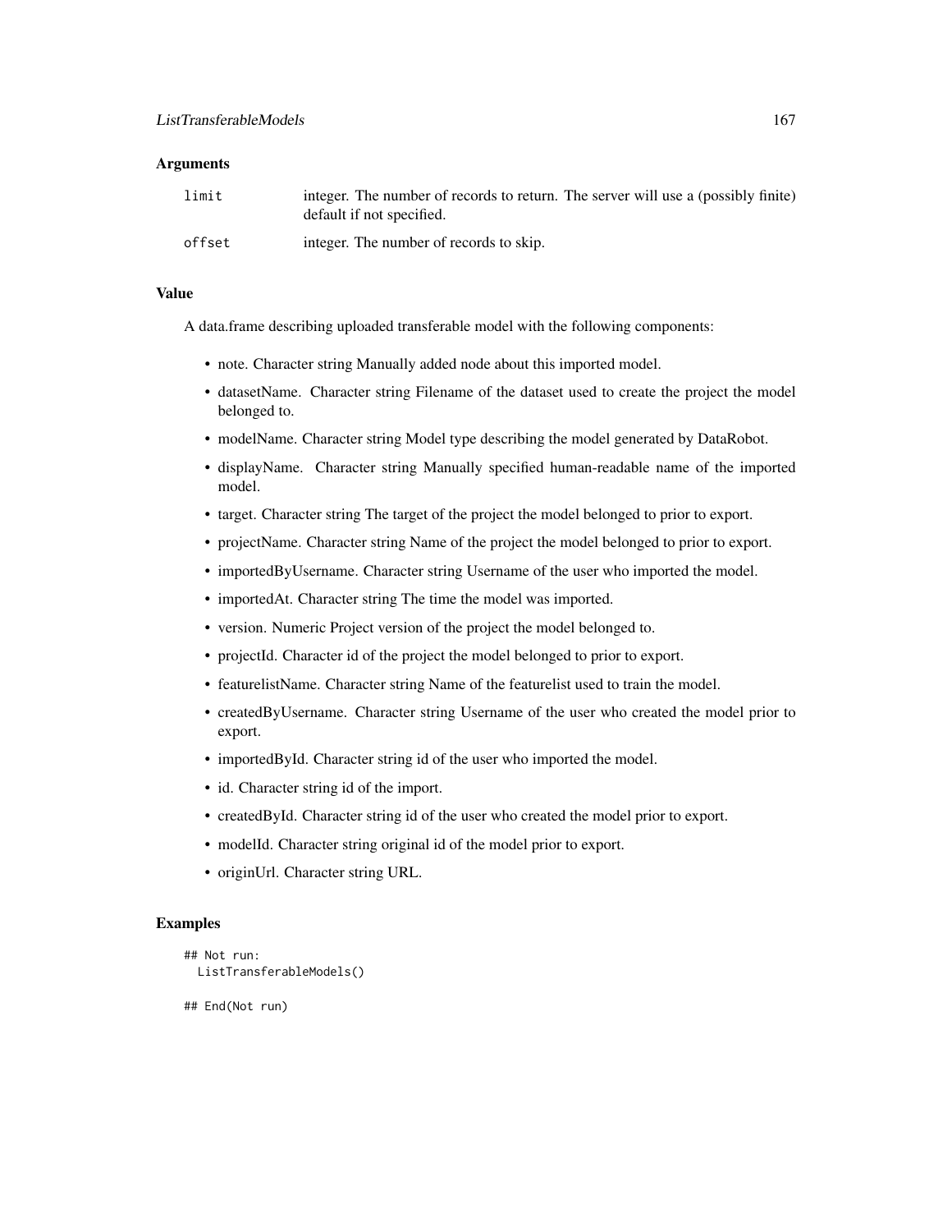### Arguments

| | |
|---|---|
| limit | integer. The number of records to return. The server will use a (possibly finite) default if not specified. |
| offset | integer. The number of records to skip. |

### Value

A data.frame describing uploaded transferable model with the following components:

- note. Character string Manually added node about this imported model.
- datasetName. Character string Filename of the dataset used to create the project the model belonged to.
- modelName. Character string Model type describing the model generated by DataRobot.
- displayName. Character string Manually specified human-readable name of the imported model.
- target. Character string The target of the project the model belonged to prior to export.
- projectName. Character string Name of the project the model belonged to prior to export.
- importedByUsername. Character string Username of the user who imported the model.
- importedAt. Character string The time the model was imported.
- version. Numeric Project version of the project the model belonged to.
- projectId. Character id of the project the model belonged to prior to export.
- featurelistName. Character string Name of the featurelist used to train the model.
- createdByUsername. Character string Username of the user who created the model prior to export.
- importedById. Character string id of the user who imported the model.
- id. Character string id of the import.
- createdById. Character string id of the user who created the model prior to export.
- modelId. Character string original id of the model prior to export.
- originUrl. Character string URL.

### Examples

```
## Not run:
  ListTransferableModels()

## End(Not run)
```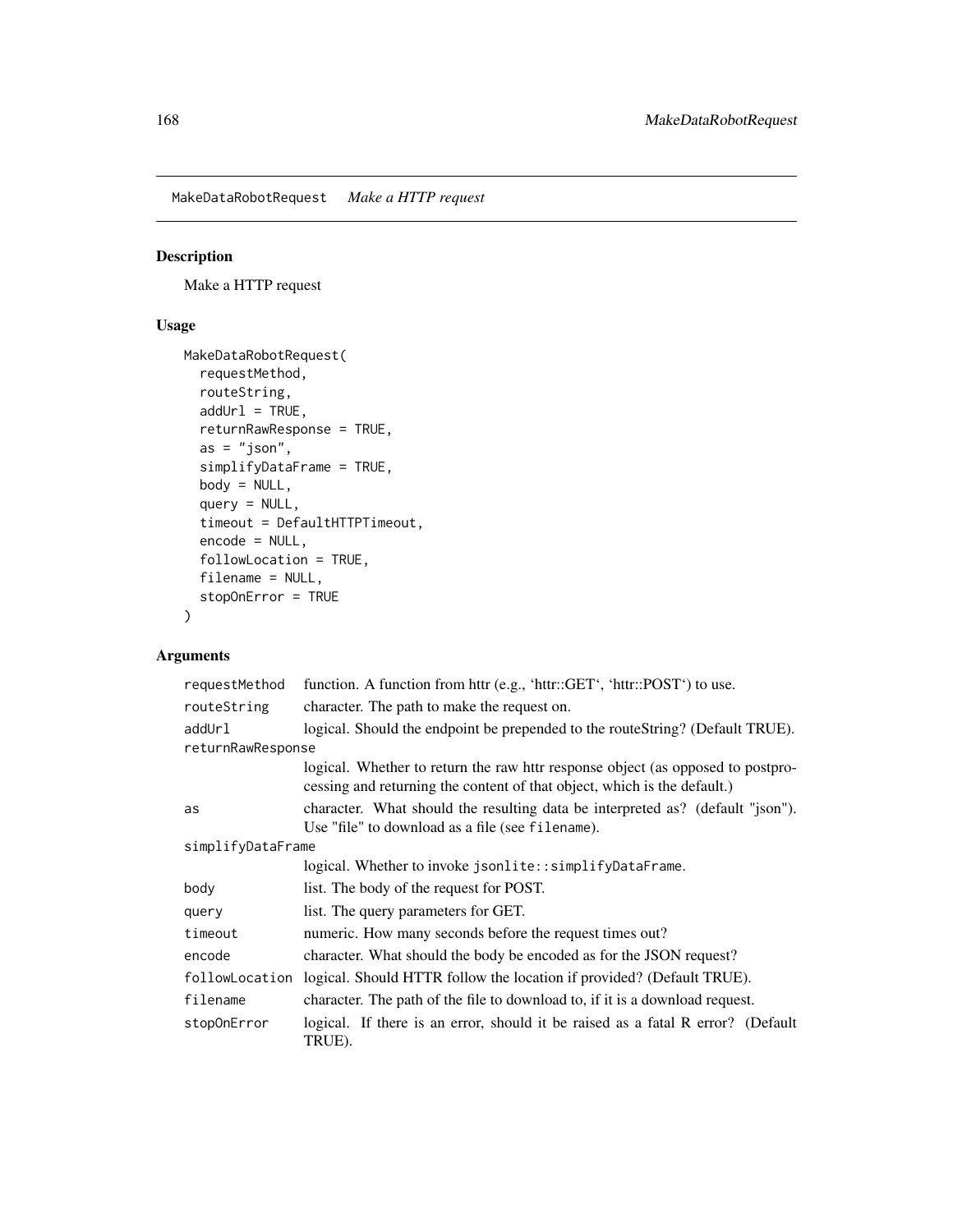MakeDataRobotRequest *Make a HTTP request*

## Description

Make a HTTP request

## Usage

```
MakeDataRobotRequest(
  requestMethod,
  routeString,
  addUrl = TRUE,
  returnRawResponse = TRUE,
  as = "json",
  simplifyDataFrame = TRUE,
  body = NULL,
  query = NULL,
  timeout = DefaultHTTPTimeout,
  encode = NULL,
  followLocation = TRUE,
  filename = NULL,
  stopOnError = TRUE
)
```

## Arguments

| Argument | Description |
|---|---|
| `requestMethod` | function. A function from httr (e.g., 'httr::GET', 'httr::POST') to use. |
| `routeString` | character. The path to make the request on. |
| `addUrl` | logical. Should the endpoint be prepended to the routeString? (Default TRUE). |
| `returnRawResponse` | logical. Whether to return the raw httr response object (as opposed to postprocessing and returning the content of that object, which is the default.) |
| `as` | character. What should the resulting data be interpreted as? (default "json"). Use "file" to download as a file (see `filename`). |
| `simplifyDataFrame` | logical. Whether to invoke `jsonlite::simplifyDataFrame`. |
| `body` | list. The body of the request for POST. |
| `query` | list. The query parameters for GET. |
| `timeout` | numeric. How many seconds before the request times out? |
| `encode` | character. What should the body be encoded as for the JSON request? |
| `followLocation` | logical. Should HTTR follow the location if provided? (Default TRUE). |
| `filename` | character. The path of the file to download to, if it is a download request. |
| `stopOnError` | logical. If there is an error, should it be raised as a fatal R error? (Default TRUE). |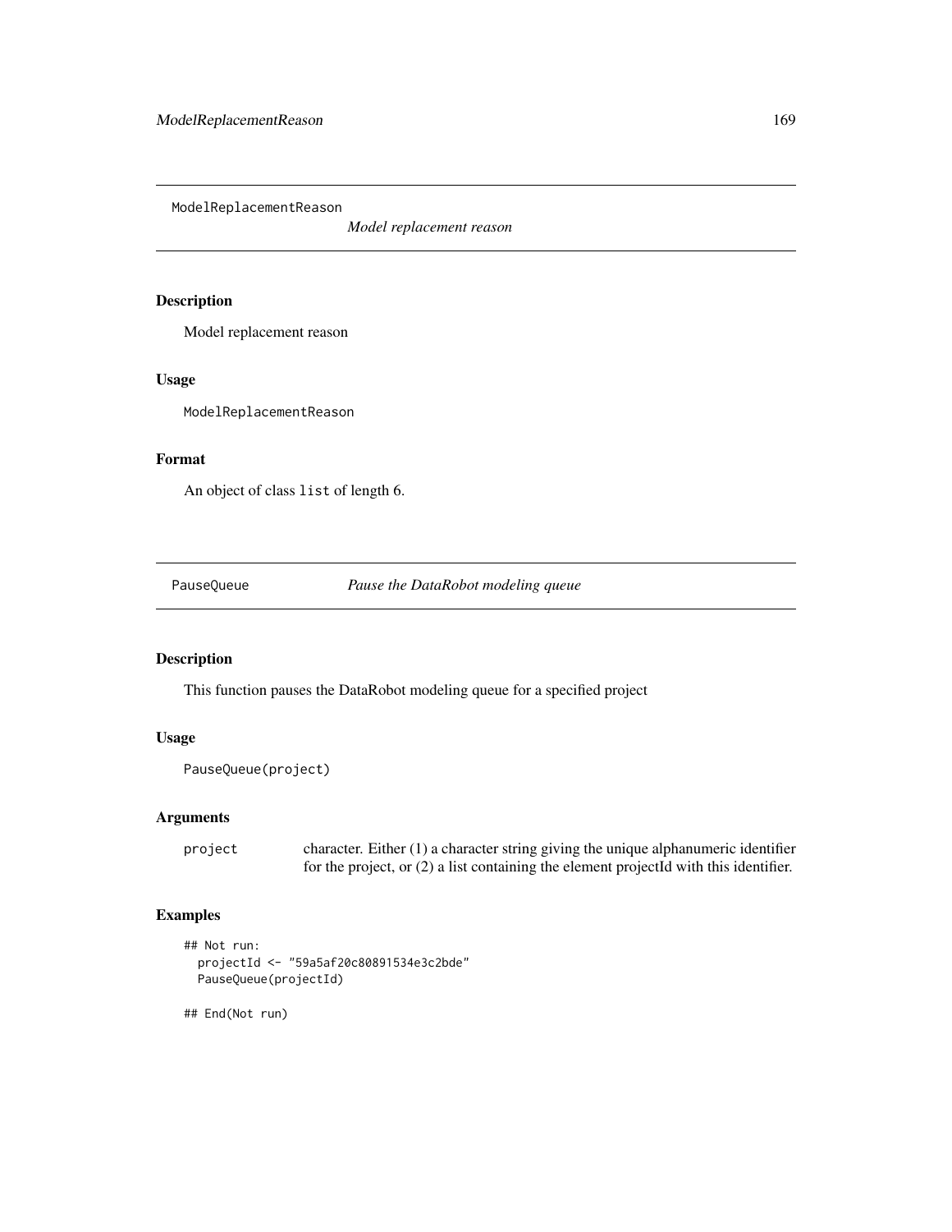## ModelReplacementReason *Model replacement reason*

### Description

Model replacement reason

### Usage

```
ModelReplacementReason
```

### Format

An object of class `list` of length 6.

## PauseQueue *Pause the DataRobot modeling queue*

### Description

This function pauses the DataRobot modeling queue for a specified project

### Usage

```
PauseQueue(project)
```

### Arguments

| | |
|---|---|
| project | character. Either (1) a character string giving the unique alphanumeric identifier for the project, or (2) a list containing the element projectId with this identifier. |

### Examples

```
## Not run:
  projectId <- "59a5af20c80891534e3c2bde"
  PauseQueue(projectId)

## End(Not run)
```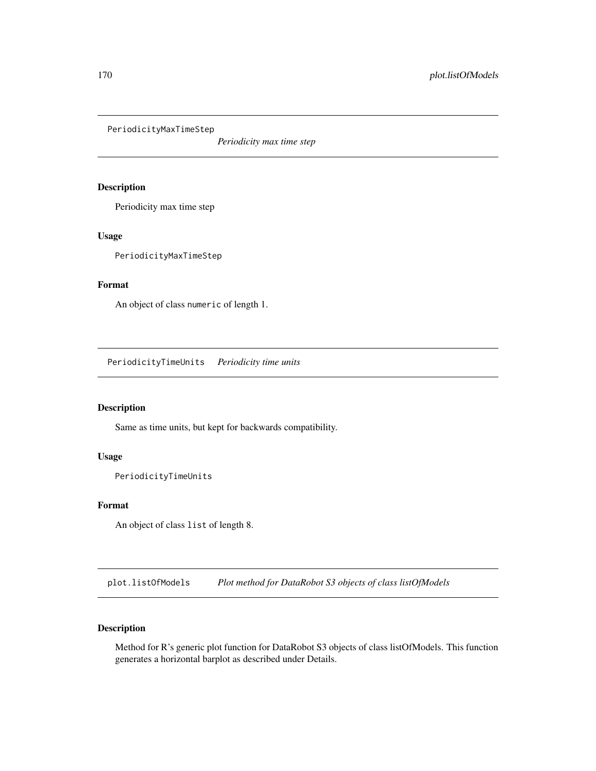## PeriodicityMaxTimeStep — *Periodicity max time step*

### Description

Periodicity max time step

### Usage

```
PeriodicityMaxTimeStep
```

### Format

An object of class `numeric` of length 1.

## PeriodicityTimeUnits — *Periodicity time units*

### Description

Same as time units, but kept for backwards compatibility.

### Usage

```
PeriodicityTimeUnits
```

### Format

An object of class `list` of length 8.

## plot.listOfModels — *Plot method for DataRobot S3 objects of class listOfModels*

### Description

Method for R's generic plot function for DataRobot S3 objects of class listOfModels. This function generates a horizontal barplot as described under Details.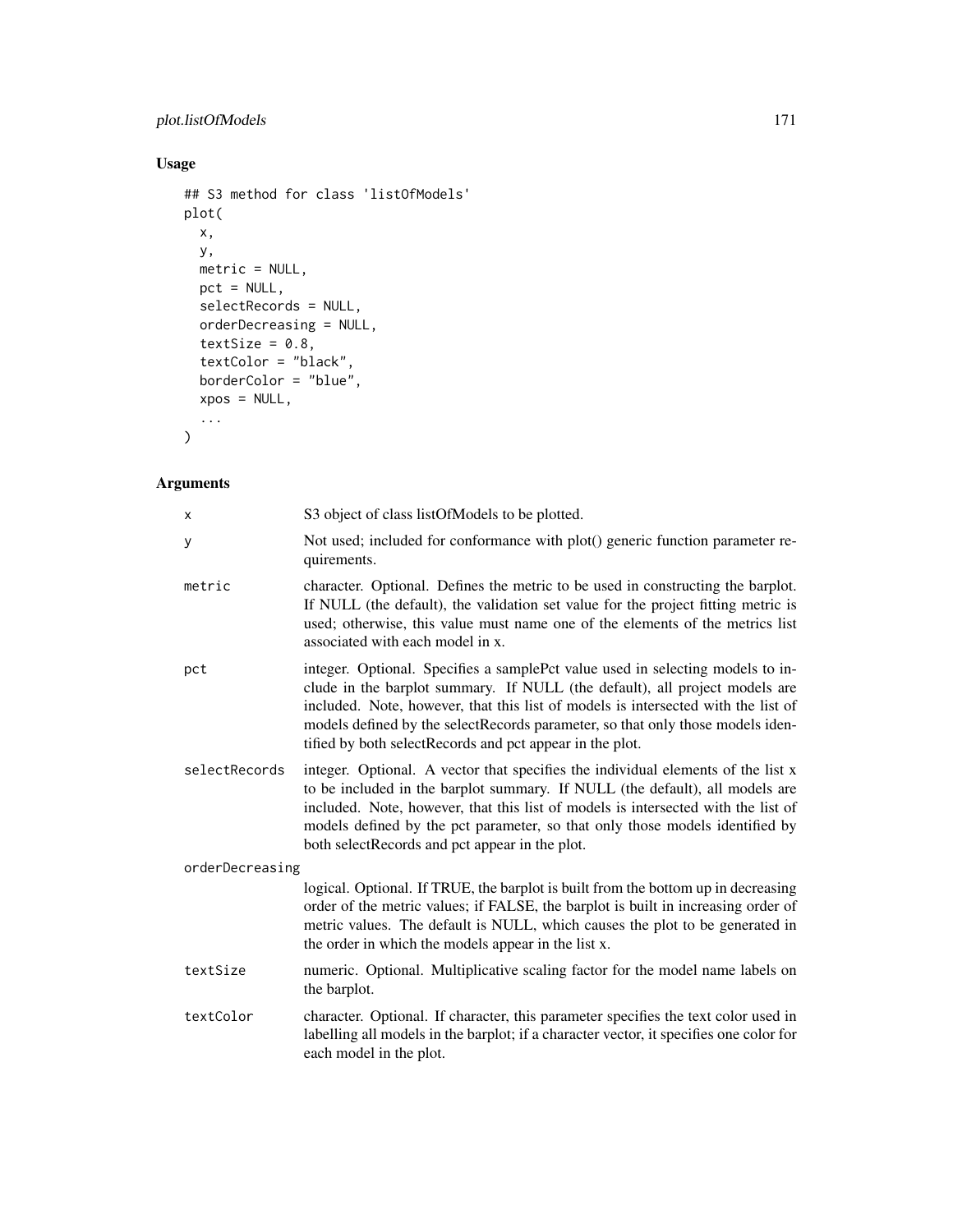## Usage

```
## S3 method for class 'listOfModels'
plot(
  x,
  y,
  metric = NULL,
  pct = NULL,
  selectRecords = NULL,
  orderDecreasing = NULL,
  textSize = 0.8,
  textColor = "black",
  borderColor = "blue",
  xpos = NULL,
  ...
)
```

## Arguments

| | |
|---|---|
| `x` | S3 object of class listOfModels to be plotted. |
| `y` | Not used; included for conformance with plot() generic function parameter requirements. |
| `metric` | character. Optional. Defines the metric to be used in constructing the barplot. If NULL (the default), the validation set value for the project fitting metric is used; otherwise, this value must name one of the elements of the metrics list associated with each model in x. |
| `pct` | integer. Optional. Specifies a samplePct value used in selecting models to include in the barplot summary. If NULL (the default), all project models are included. Note, however, that this list of models is intersected with the list of models defined by the selectRecords parameter, so that only those models identified by both selectRecords and pct appear in the plot. |
| `selectRecords` | integer. Optional. A vector that specifies the individual elements of the list x to be included in the barplot summary. If NULL (the default), all models are included. Note, however, that this list of models is intersected with the list of models defined by the pct parameter, so that only those models identified by both selectRecords and pct appear in the plot. |
| `orderDecreasing` | logical. Optional. If TRUE, the barplot is built from the bottom up in decreasing order of the metric values; if FALSE, the barplot is built in increasing order of metric values. The default is NULL, which causes the plot to be generated in the order in which the models appear in the list x. |
| `textSize` | numeric. Optional. Multiplicative scaling factor for the model name labels on the barplot. |
| `textColor` | character. Optional. If character, this parameter specifies the text color used in labelling all models in the barplot; if a character vector, it specifies one color for each model in the plot. |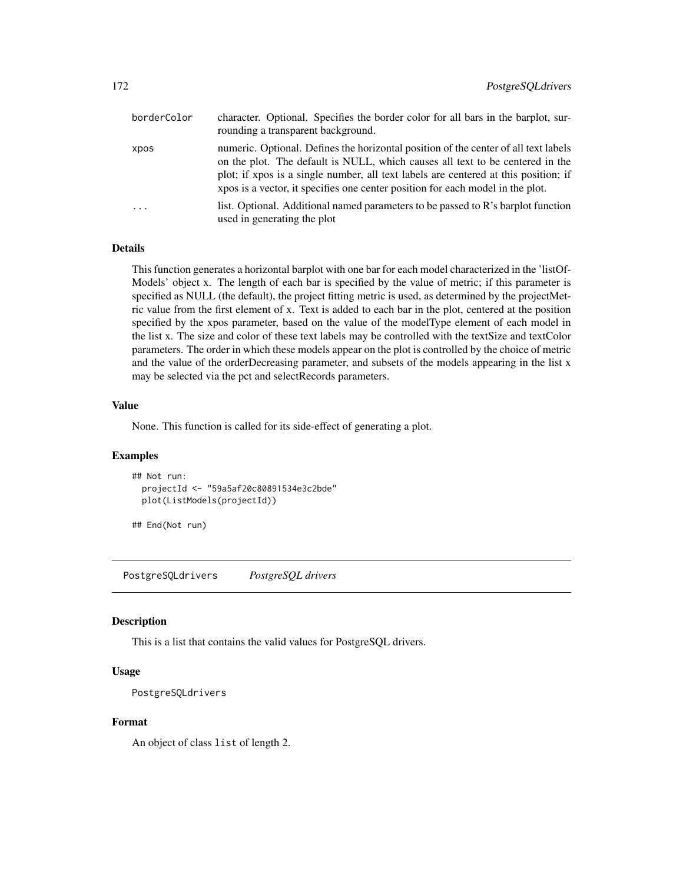| | |
|---|---|
| borderColor | character. Optional. Specifies the border color for all bars in the barplot, surrounding a transparent background. |
| xpos | numeric. Optional. Defines the horizontal position of the center of all text labels on the plot. The default is NULL, which causes all text to be centered in the plot; if xpos is a single number, all text labels are centered at this position; if xpos is a vector, it specifies one center position for each model in the plot. |
| ... | list. Optional. Additional named parameters to be passed to R's barplot function used in generating the plot |

### Details

This function generates a horizontal barplot with one bar for each model characterized in the 'listOfModels' object x. The length of each bar is specified by the value of metric; if this parameter is specified as NULL (the default), the project fitting metric is used, as determined by the projectMetric value from the first element of x. Text is added to each bar in the plot, centered at the position specified by the xpos parameter, based on the value of the modelType element of each model in the list x. The size and color of these text labels may be controlled with the textSize and textColor parameters. The order in which these models appear on the plot is controlled by the choice of metric and the value of the orderDecreasing parameter, and subsets of the models appearing in the list x may be selected via the pct and selectRecords parameters.

### Value

None. This function is called for its side-effect of generating a plot.

### Examples

```
## Not run:
  projectId <- "59a5af20c80891534e3c2bde"
  plot(ListModels(projectId))

## End(Not run)
```

---

## PostgreSQLdrivers    *PostgreSQL drivers*

### Description

This is a list that contains the valid values for PostgreSQL drivers.

### Usage

```
PostgreSQLdrivers
```

### Format

An object of class `list` of length 2.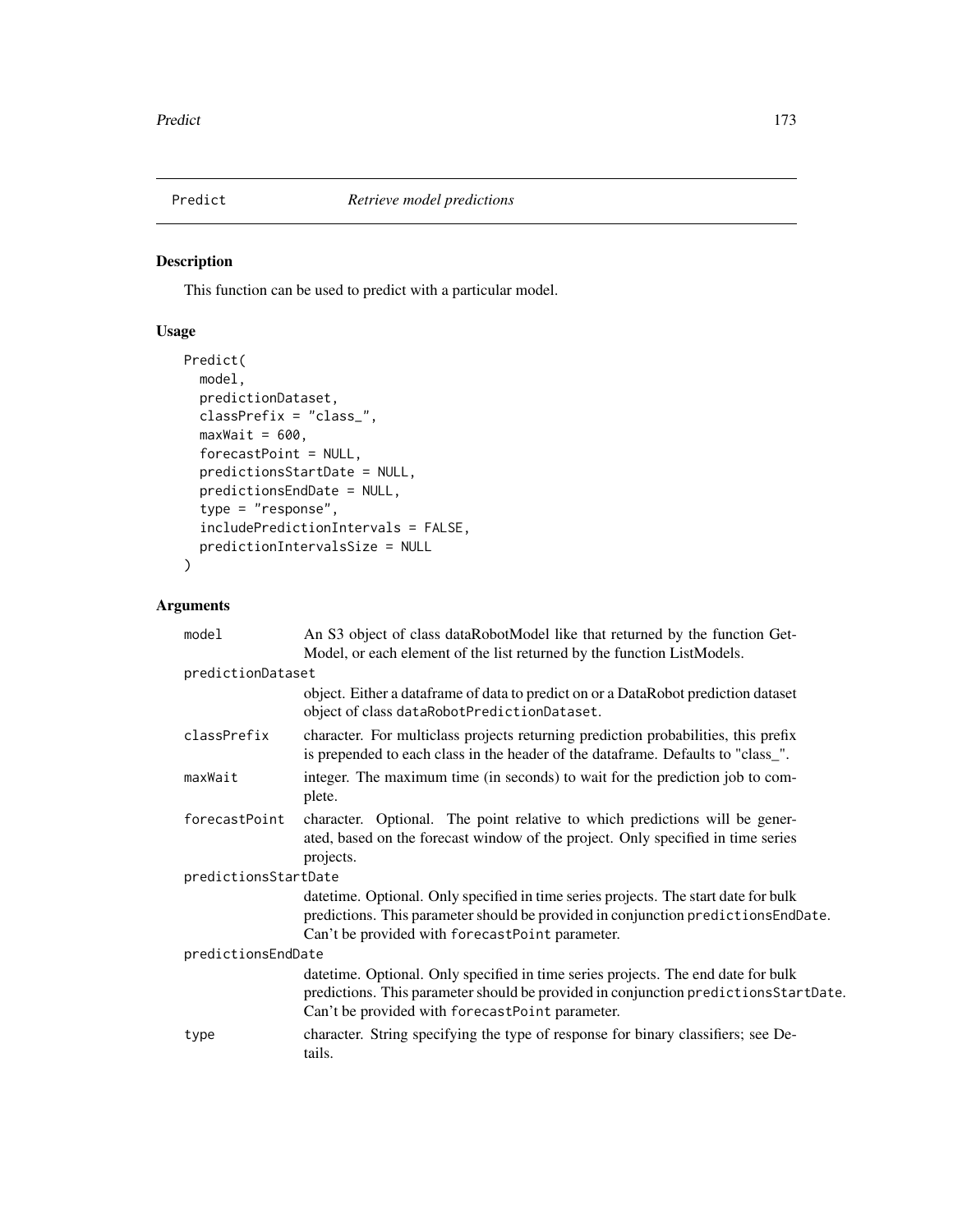## Predict *Retrieve model predictions*

### Description

This function can be used to predict with a particular model.

### Usage

```
Predict(
  model,
  predictionDataset,
  classPrefix = "class_",
  maxWait = 600,
  forecastPoint = NULL,
  predictionsStartDate = NULL,
  predictionsEndDate = NULL,
  type = "response",
  includePredictionIntervals = FALSE,
  predictionIntervalsSize = NULL
)
```

### Arguments

| Argument | Description |
| --- | --- |
| `model` | An S3 object of class dataRobotModel like that returned by the function GetModel, or each element of the list returned by the function ListModels. |
| `predictionDataset` | object. Either a dataframe of data to predict on or a DataRobot prediction dataset object of class `dataRobotPredictionDataset`. |
| `classPrefix` | character. For multiclass projects returning prediction probabilities, this prefix is prepended to each class in the header of the dataframe. Defaults to "class_". |
| `maxWait` | integer. The maximum time (in seconds) to wait for the prediction job to complete. |
| `forecastPoint` | character. Optional. The point relative to which predictions will be generated, based on the forecast window of the project. Only specified in time series projects. |
| `predictionsStartDate` | datetime. Optional. Only specified in time series projects. The start date for bulk predictions. This parameter should be provided in conjunction `predictionsEndDate`. Can't be provided with `forecastPoint` parameter. |
| `predictionsEndDate` | datetime. Optional. Only specified in time series projects. The end date for bulk predictions. This parameter should be provided in conjunction `predictionsStartDate`. Can't be provided with `forecastPoint` parameter. |
| `type` | character. String specifying the type of response for binary classifiers; see Details. |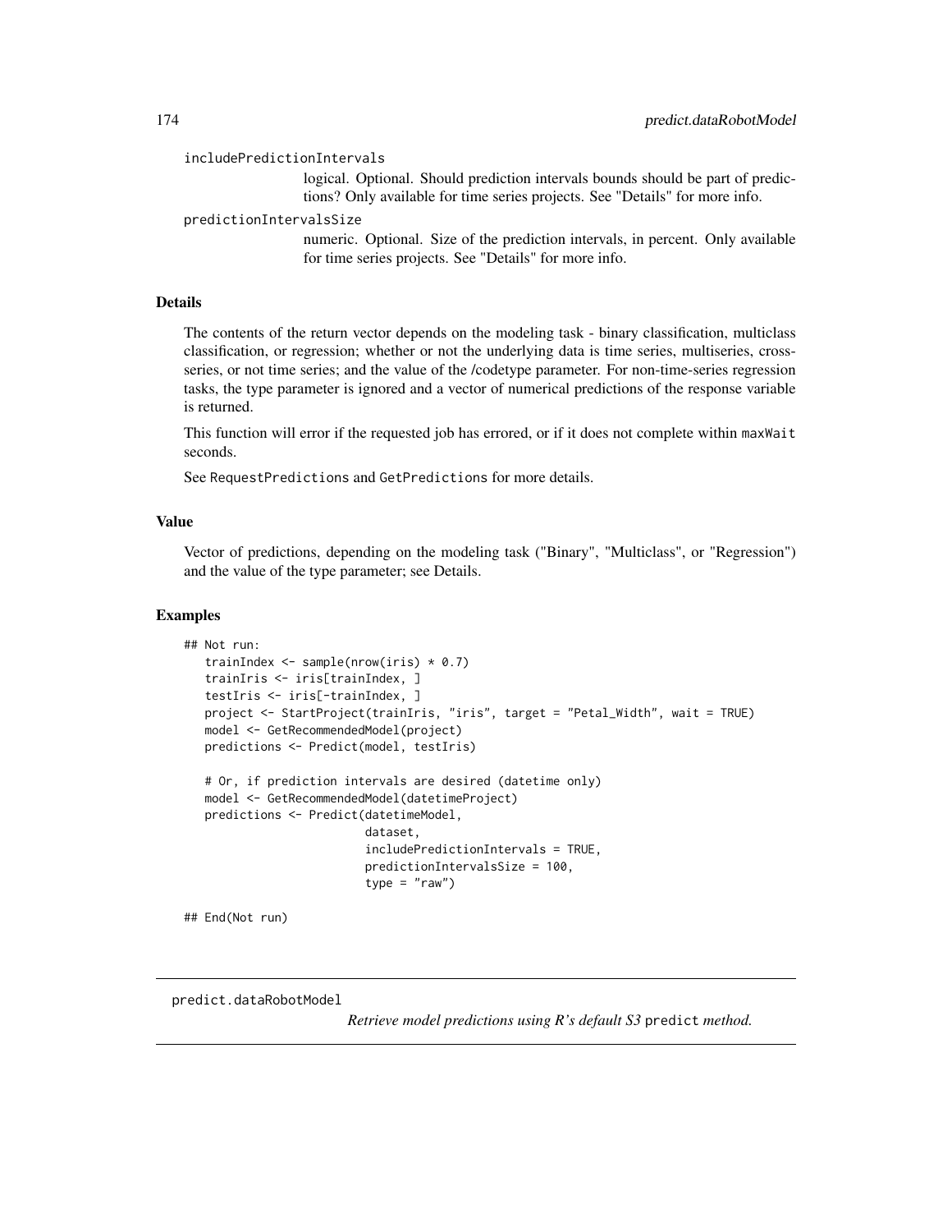includePredictionIntervals
: logical. Optional. Should prediction intervals bounds should be part of predictions? Only available for time series projects. See "Details" for more info.

predictionIntervalsSize
: numeric. Optional. Size of the prediction intervals, in percent. Only available for time series projects. See "Details" for more info.

### Details

The contents of the return vector depends on the modeling task - binary classification, multiclass classification, or regression; whether or not the underlying data is time series, multiseries, cross-series, or not time series; and the value of the /codetype parameter. For non-time-series regression tasks, the type parameter is ignored and a vector of numerical predictions of the response variable is returned.

This function will error if the requested job has errored, or if it does not complete within `maxWait` seconds.

See `RequestPredictions` and `GetPredictions` for more details.

### Value

Vector of predictions, depending on the modeling task ("Binary", "Multiclass", or "Regression") and the value of the type parameter; see Details.

### Examples

```
## Not run:
   trainIndex <- sample(nrow(iris) * 0.7)
   trainIris <- iris[trainIndex, ]
   testIris <- iris[-trainIndex, ]
   project <- StartProject(trainIris, "iris", target = "Petal_Width", wait = TRUE)
   model <- GetRecommendedModel(project)
   predictions <- Predict(model, testIris)

   # Or, if prediction intervals are desired (datetime only)
   model <- GetRecommendedModel(datetimeProject)
   predictions <- Predict(datetimeModel,
                          dataset,
                          includePredictionIntervals = TRUE,
                          predictionIntervalsSize = 100,
                          type = "raw")

## End(Not run)
```

---

## predict.dataRobotModel

*Retrieve model predictions using R's default S3* `predict` *method.*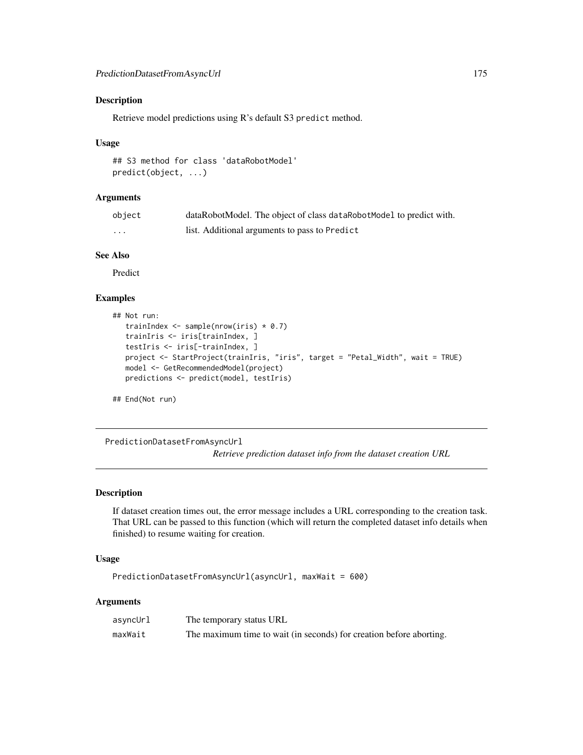### Description

Retrieve model predictions using R's default S3 predict method.

### Usage

```
## S3 method for class 'dataRobotModel'
predict(object, ...)
```

### Arguments

| | |
|---|---|
| object | dataRobotModel. The object of class dataRobotModel to predict with. |
| ... | list. Additional arguments to pass to Predict |

### See Also

Predict

### Examples

```
## Not run:
   trainIndex <- sample(nrow(iris) * 0.7)
   trainIris <- iris[trainIndex, ]
   testIris <- iris[-trainIndex, ]
   project <- StartProject(trainIris, "iris", target = "Petal_Width", wait = TRUE)
   model <- GetRecommendedModel(project)
   predictions <- predict(model, testIris)

## End(Not run)
```

---

## PredictionDatasetFromAsyncUrl

*Retrieve prediction dataset info from the dataset creation URL*

### Description

If dataset creation times out, the error message includes a URL corresponding to the creation task. That URL can be passed to this function (which will return the completed dataset info details when finished) to resume waiting for creation.

### Usage

```
PredictionDatasetFromAsyncUrl(asyncUrl, maxWait = 600)
```

### Arguments

| | |
|---|---|
| asyncUrl | The temporary status URL |
| maxWait | The maximum time to wait (in seconds) for creation before aborting. |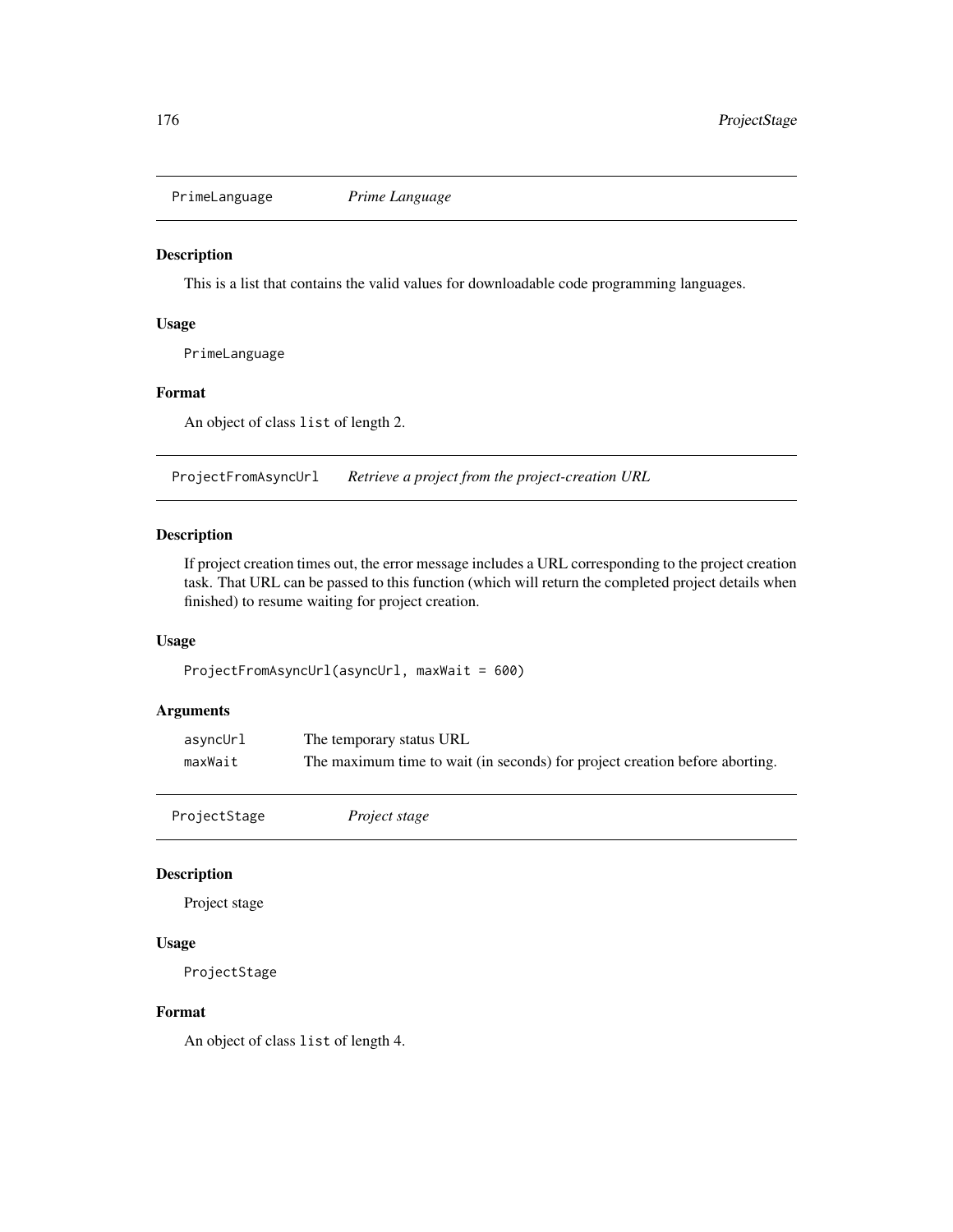## PrimeLanguage *Prime Language*

### Description

This is a list that contains the valid values for downloadable code programming languages.

### Usage

```
PrimeLanguage
```

### Format

An object of class `list` of length 2.

## ProjectFromAsyncUrl *Retrieve a project from the project-creation URL*

### Description

If project creation times out, the error message includes a URL corresponding to the project creation task. That URL can be passed to this function (which will return the completed project details when finished) to resume waiting for project creation.

### Usage

```
ProjectFromAsyncUrl(asyncUrl, maxWait = 600)
```

### Arguments

| | |
|---|---|
| `asyncUrl` | The temporary status URL |
| `maxWait` | The maximum time to wait (in seconds) for project creation before aborting. |

## ProjectStage *Project stage*

### Description

Project stage

### Usage

```
ProjectStage
```

### Format

An object of class `list` of length 4.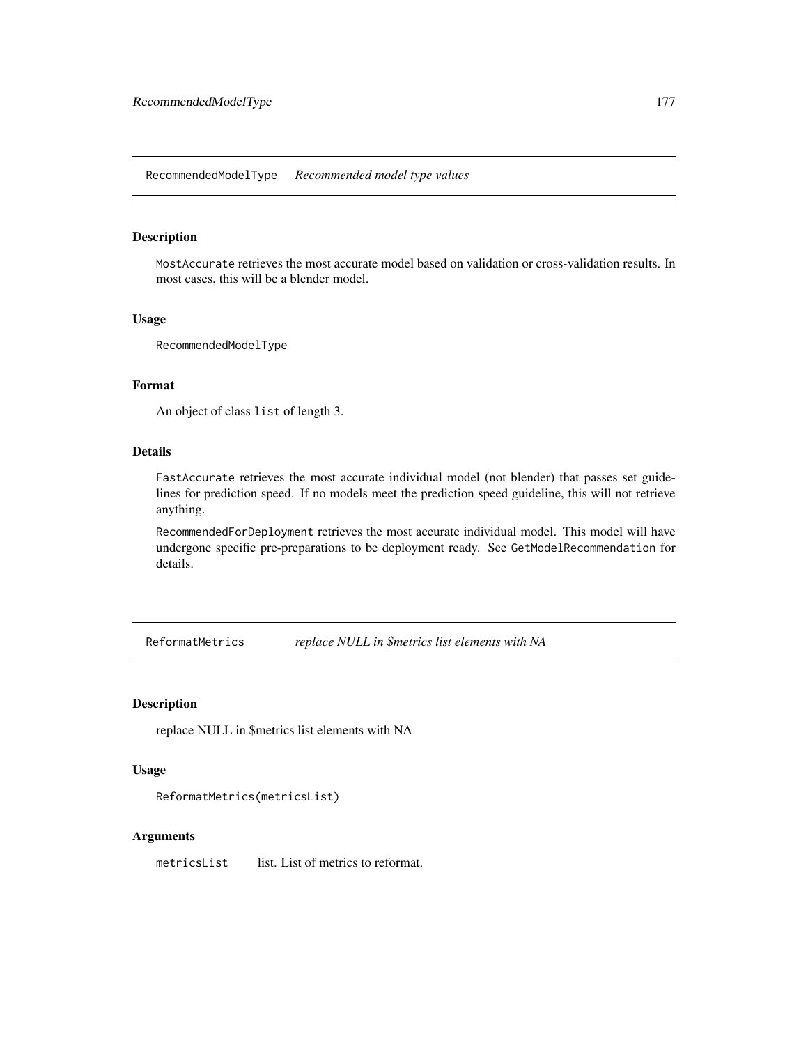## RecommendedModelType *Recommended model type values*

### Description

`MostAccurate` retrieves the most accurate model based on validation or cross-validation results. In most cases, this will be a blender model.

### Usage

```
RecommendedModelType
```

### Format

An object of class `list` of length 3.

### Details

`FastAccurate` retrieves the most accurate individual model (not blender) that passes set guidelines for prediction speed. If no models meet the prediction speed guideline, this will not retrieve anything.

`RecommendedForDeployment` retrieves the most accurate individual model. This model will have undergone specific pre-preparations to be deployment ready. See `GetModelRecommendation` for details.

## ReformatMetrics *replace NULL in $metrics list elements with NA*

### Description

replace NULL in $metrics list elements with NA

### Usage

```
ReformatMetrics(metricsList)
```

### Arguments

| | |
|---|---|
| `metricsList` | list. List of metrics to reformat. |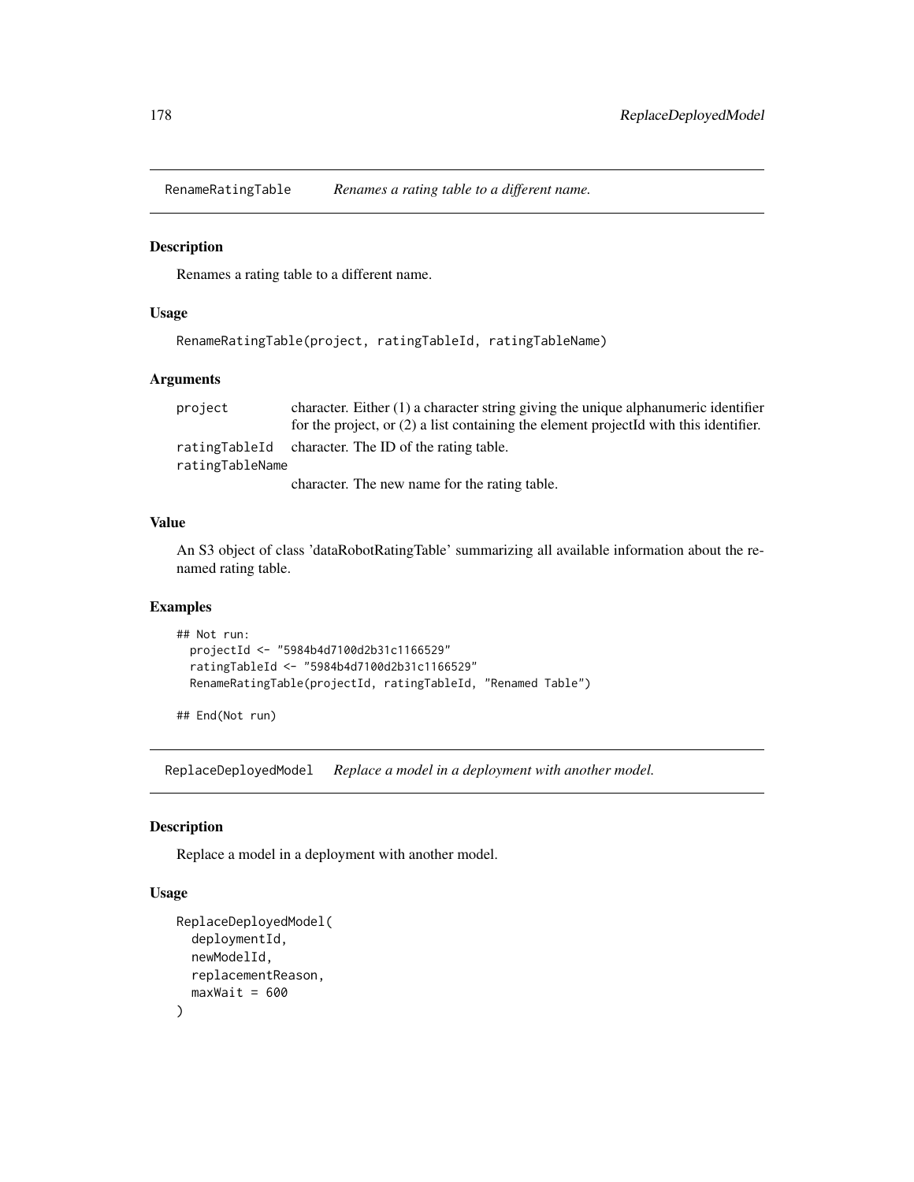## RenameRatingTable *Renames a rating table to a different name.*

### Description

Renames a rating table to a different name.

### Usage

```
RenameRatingTable(project, ratingTableId, ratingTableName)
```

### Arguments

| | |
|---|---|
| project | character. Either (1) a character string giving the unique alphanumeric identifier for the project, or (2) a list containing the element projectId with this identifier. |
| ratingTableId | character. The ID of the rating table. |
| ratingTableName | character. The new name for the rating table. |

### Value

An S3 object of class 'dataRobotRatingTable' summarizing all available information about the renamed rating table.

### Examples

```
## Not run:
  projectId <- "5984b4d7100d2b31c1166529"
  ratingTableId <- "5984b4d7100d2b31c1166529"
  RenameRatingTable(projectId, ratingTableId, "Renamed Table")

## End(Not run)
```

## ReplaceDeployedModel *Replace a model in a deployment with another model.*

### Description

Replace a model in a deployment with another model.

### Usage

```
ReplaceDeployedModel(
  deploymentId,
  newModelId,
  replacementReason,
  maxWait = 600
)
```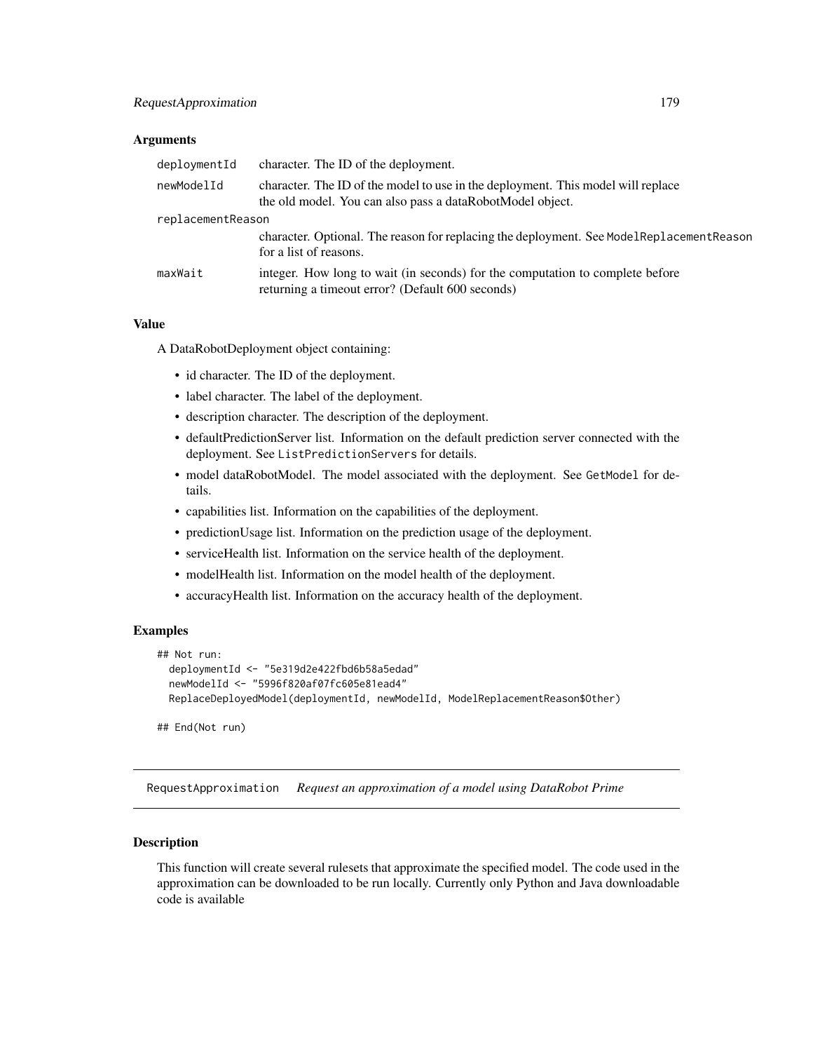### Arguments

| | |
|---|---|
| deploymentId | character. The ID of the deployment. |
| newModelId | character. The ID of the model to use in the deployment. This model will replace the old model. You can also pass a dataRobotModel object. |
| replacementReason | character. Optional. The reason for replacing the deployment. See ModelReplacementReason for a list of reasons. |
| maxWait | integer. How long to wait (in seconds) for the computation to complete before returning a timeout error? (Default 600 seconds) |

### Value

A DataRobotDeployment object containing:

- id character. The ID of the deployment.
- label character. The label of the deployment.
- description character. The description of the deployment.
- defaultPredictionServer list. Information on the default prediction server connected with the deployment. See ListPredictionServers for details.
- model dataRobotModel. The model associated with the deployment. See GetModel for details.
- capabilities list. Information on the capabilities of the deployment.
- predictionUsage list. Information on the prediction usage of the deployment.
- serviceHealth list. Information on the service health of the deployment.
- modelHealth list. Information on the model health of the deployment.
- accuracyHealth list. Information on the accuracy health of the deployment.

### Examples

```
## Not run:
  deploymentId <- "5e319d2e422fbd6b58a5edad"
  newModelId <- "5996f820af07fc605e81ead4"
  ReplaceDeployedModel(deploymentId, newModelId, ModelReplacementReason$Other)

## End(Not run)
```

---

## RequestApproximation    *Request an approximation of a model using DataRobot Prime*

---

### Description

This function will create several rulesets that approximate the specified model. The code used in the approximation can be downloaded to be run locally. Currently only Python and Java downloadable code is available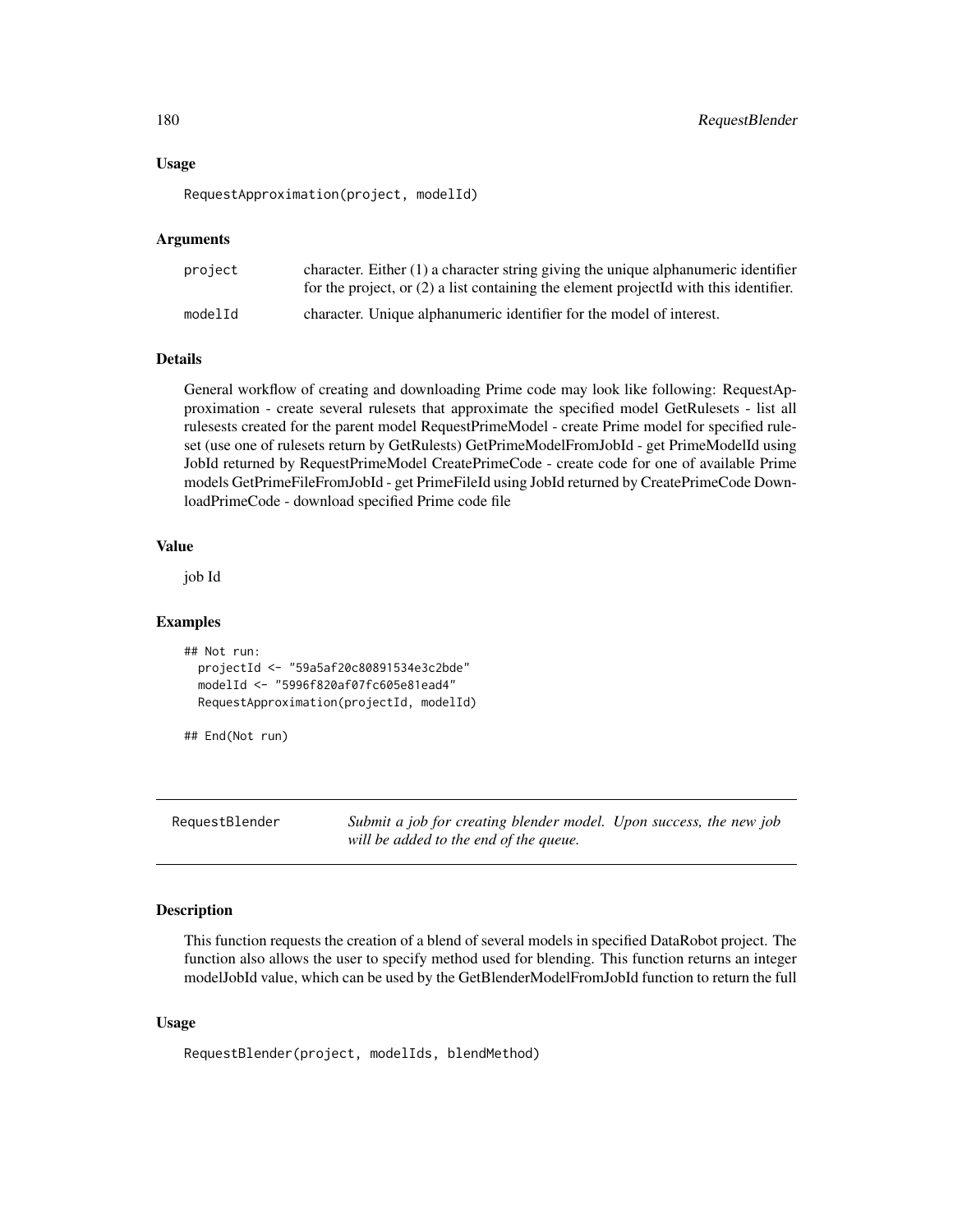### Usage

```
RequestApproximation(project, modelId)
```

### Arguments

| | |
|---|---|
| project | character. Either (1) a character string giving the unique alphanumeric identifier for the project, or (2) a list containing the element projectId with this identifier. |
| modelId | character. Unique alphanumeric identifier for the model of interest. |

### Details

General workflow of creating and downloading Prime code may look like following: RequestApproximation - create several rulesets that approximate the specified model GetRulesets - list all rulesests created for the parent model RequestPrimeModel - create Prime model for specified ruleset (use one of rulesets return by GetRulests) GetPrimeModelFromJobId - get PrimeModelId using JobId returned by RequestPrimeModel CreatePrimeCode - create code for one of available Prime models GetPrimeFileFromJobId - get PrimeFileId using JobId returned by CreatePrimeCode DownloadPrimeCode - download specified Prime code file

### Value

job Id

### Examples

```
## Not run:
  projectId <- "59a5af20c80891534e3c2bde"
  modelId <- "5996f820af07fc605e81ead4"
  RequestApproximation(projectId, modelId)

## End(Not run)
```

---

## RequestBlender

*Submit a job for creating blender model. Upon success, the new job will be added to the end of the queue.*

---

### Description

This function requests the creation of a blend of several models in specified DataRobot project. The function also allows the user to specify method used for blending. This function returns an integer modelJobId value, which can be used by the GetBlenderModelFromJobId function to return the full

### Usage

```
RequestBlender(project, modelIds, blendMethod)
```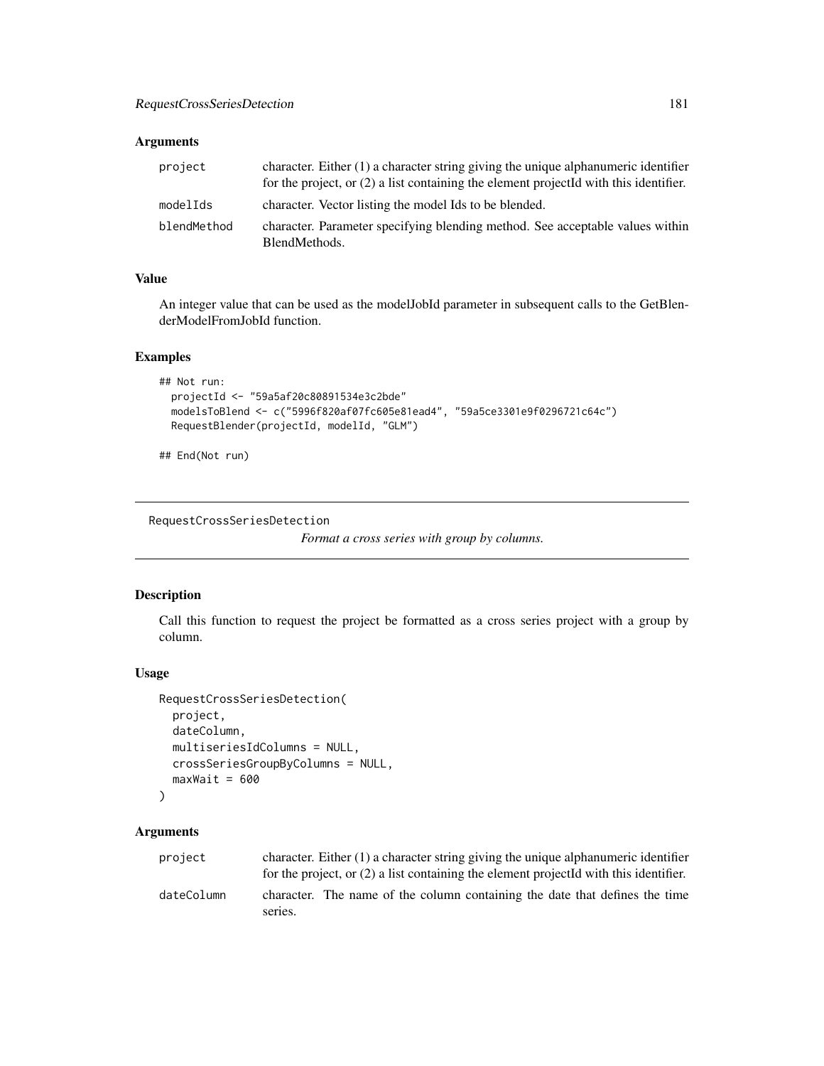### Arguments

| | |
|---|---|
| project | character. Either (1) a character string giving the unique alphanumeric identifier for the project, or (2) a list containing the element projectId with this identifier. |
| modelIds | character. Vector listing the model Ids to be blended. |
| blendMethod | character. Parameter specifying blending method. See acceptable values within BlendMethods. |

### Value

An integer value that can be used as the modelJobId parameter in subsequent calls to the GetBlenderModelFromJobId function.

### Examples

```
## Not run:
  projectId <- "59a5af20c80891534e3c2bde"
  modelsToBlend <- c("5996f820af07fc605e81ead4", "59a5ce3301e9f0296721c64c")
  RequestBlender(projectId, modelId, "GLM")

## End(Not run)
```

---

## RequestCrossSeriesDetection

*Format a cross series with group by columns.*

---

### Description

Call this function to request the project be formatted as a cross series project with a group by column.

### Usage

```
RequestCrossSeriesDetection(
  project,
  dateColumn,
  multiseriesIdColumns = NULL,
  crossSeriesGroupByColumns = NULL,
  maxWait = 600
)
```

### Arguments

| | |
|---|---|
| project | character. Either (1) a character string giving the unique alphanumeric identifier for the project, or (2) a list containing the element projectId with this identifier. |
| dateColumn | character. The name of the column containing the date that defines the time series. |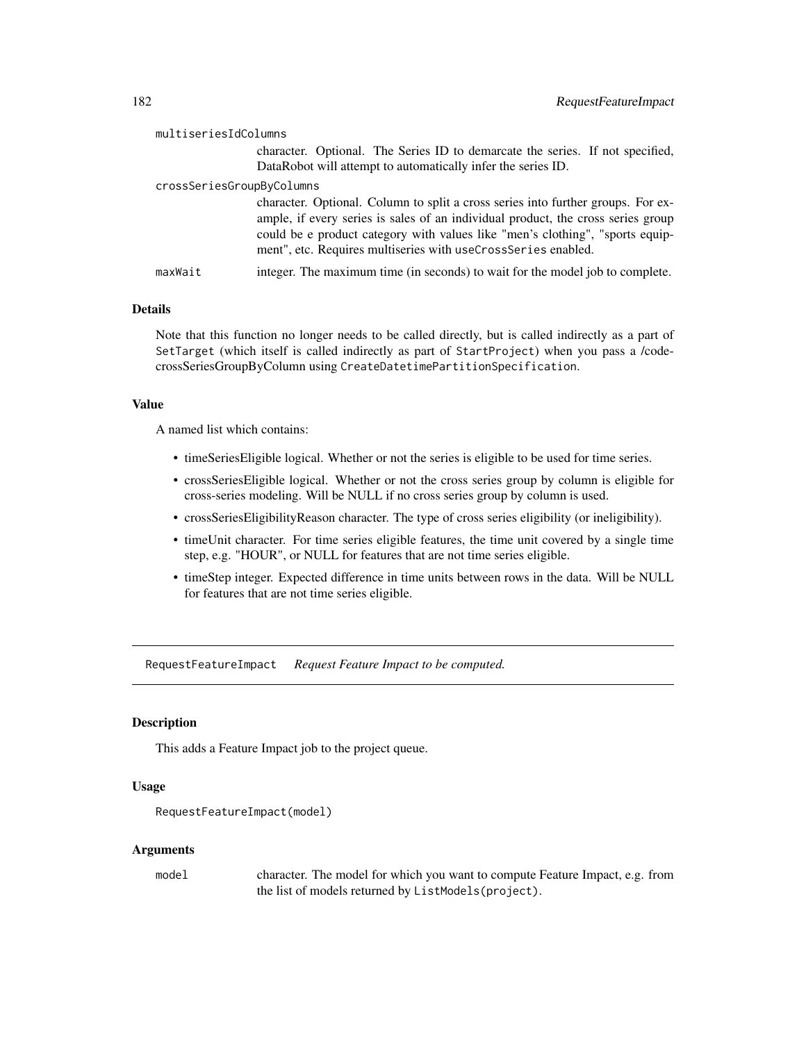multiseriesIdColumns
: character. Optional. The Series ID to demarcate the series. If not specified, DataRobot will attempt to automatically infer the series ID.

crossSeriesGroupByColumns
: character. Optional. Column to split a cross series into further groups. For example, if every series is sales of an individual product, the cross series group could be e product category with values like "men's clothing", "sports equipment", etc. Requires multiseries with `useCrossSeries` enabled.

maxWait
: integer. The maximum time (in seconds) to wait for the model job to complete.

### Details

Note that this function no longer needs to be called directly, but is called indirectly as a part of `SetTarget` (which itself is called indirectly as part of `StartProject`) when you pass a /code-crossSeriesGroupByColumn using `CreateDatetimePartitionSpecification`.

### Value

A named list which contains:

- timeSeriesEligible logical. Whether or not the series is eligible to be used for time series.
- crossSeriesEligible logical. Whether or not the cross series group by column is eligible for cross-series modeling. Will be NULL if no cross series group by column is used.
- crossSeriesEligibilityReason character. The type of cross series eligibility (or ineligibility).
- timeUnit character. For time series eligible features, the time unit covered by a single time step, e.g. "HOUR", or NULL for features that are not time series eligible.
- timeStep integer. Expected difference in time units between rows in the data. Will be NULL for features that are not time series eligible.

---

## RequestFeatureImpact    *Request Feature Impact to be computed.*

---

### Description

This adds a Feature Impact job to the project queue.

### Usage

```
RequestFeatureImpact(model)
```

### Arguments

model
: character. The model for which you want to compute Feature Impact, e.g. from the list of models returned by `ListModels(project)`.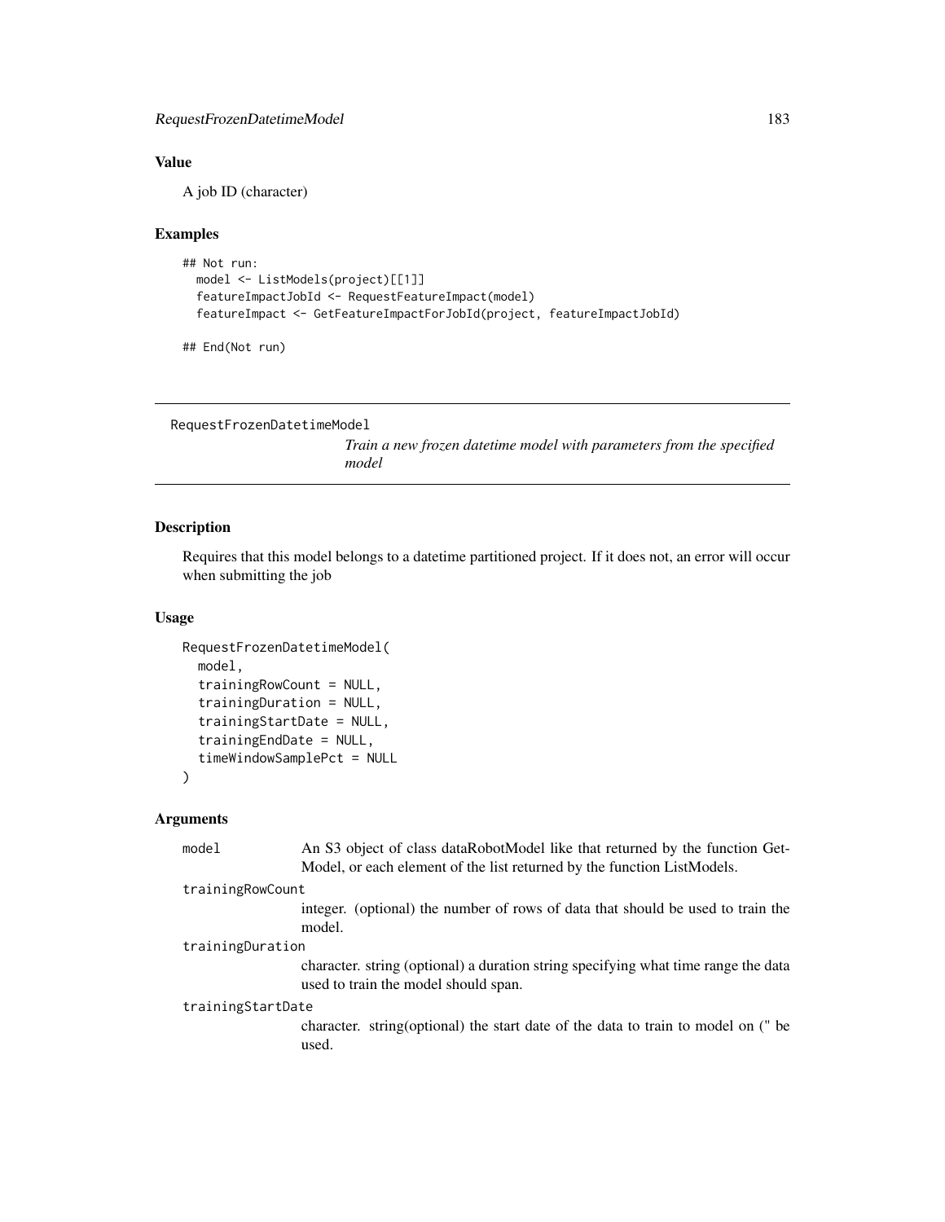### Value

A job ID (character)

### Examples

```
## Not run:
  model <- ListModels(project)[[1]]
  featureImpactJobId <- RequestFeatureImpact(model)
  featureImpact <- GetFeatureImpactForJobId(project, featureImpactJobId)

## End(Not run)
```

---

## RequestFrozenDatetimeModel

*Train a new frozen datetime model with parameters from the specified model*

---

### Description

Requires that this model belongs to a datetime partitioned project. If it does not, an error will occur when submitting the job

### Usage

```
RequestFrozenDatetimeModel(
  model,
  trainingRowCount = NULL,
  trainingDuration = NULL,
  trainingStartDate = NULL,
  trainingEndDate = NULL,
  timeWindowSamplePct = NULL
)
```

### Arguments

`model` An S3 object of class dataRobotModel like that returned by the function GetModel, or each element of the list returned by the function ListModels.

`trainingRowCount` integer. (optional) the number of rows of data that should be used to train the model.

`trainingDuration` character. string (optional) a duration string specifying what time range the data used to train the model should span.

`trainingStartDate` character. string(optional) the start date of the data to train to model on (" be used.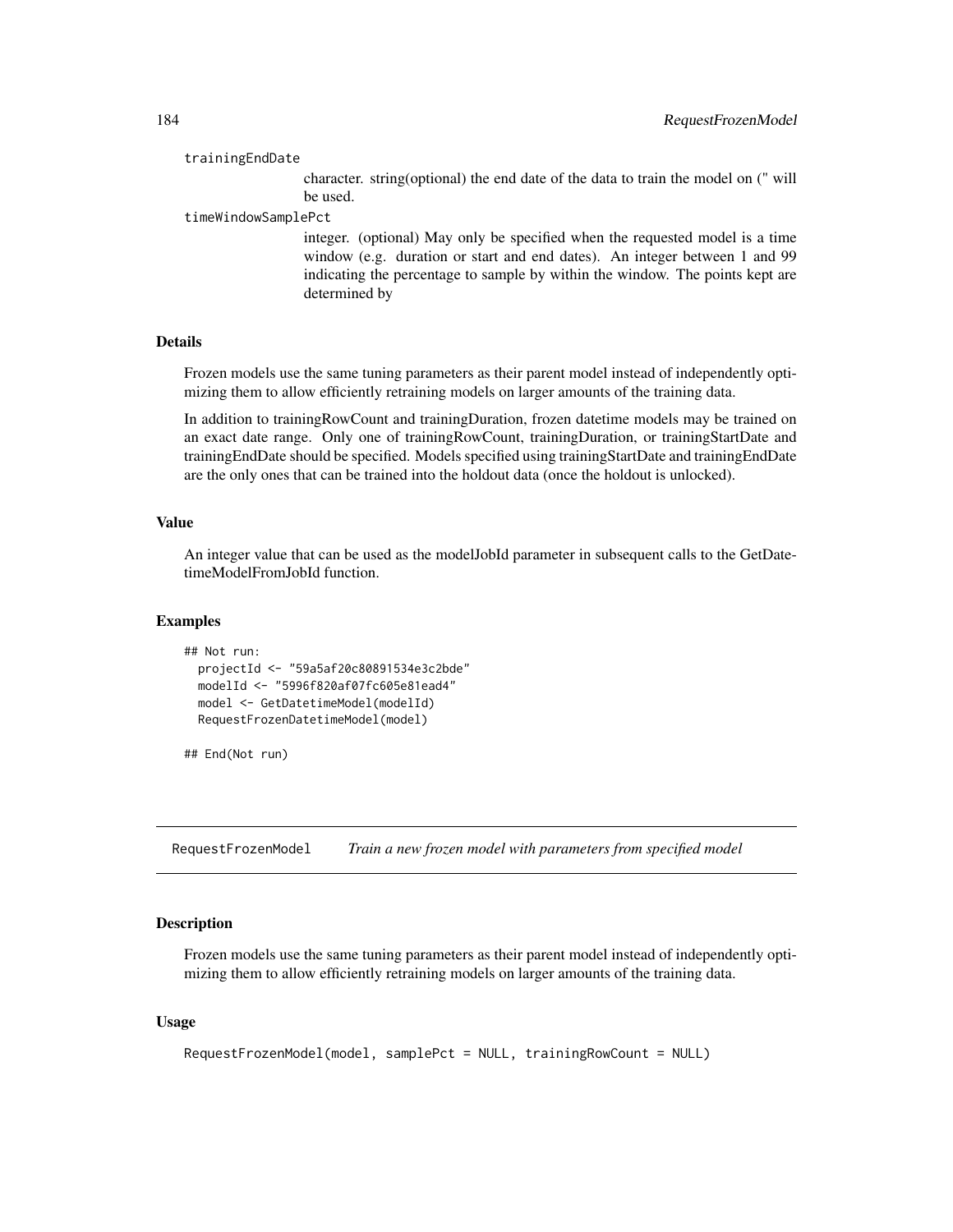trainingEndDate
: character. string(optional) the end date of the data to train the model on (" will be used.

timeWindowSamplePct
: integer. (optional) May only be specified when the requested model is a time window (e.g. duration or start and end dates). An integer between 1 and 99 indicating the percentage to sample by within the window. The points kept are determined by

### Details

Frozen models use the same tuning parameters as their parent model instead of independently optimizing them to allow efficiently retraining models on larger amounts of the training data.

In addition to trainingRowCount and trainingDuration, frozen datetime models may be trained on an exact date range. Only one of trainingRowCount, trainingDuration, or trainingStartDate and trainingEndDate should be specified. Models specified using trainingStartDate and trainingEndDate are the only ones that can be trained into the holdout data (once the holdout is unlocked).

### Value

An integer value that can be used as the modelJobId parameter in subsequent calls to the GetDatetimeModelFromJobId function.

### Examples

```
## Not run:
  projectId <- "59a5af20c80891534e3c2bde"
  modelId <- "5996f820af07fc605e81ead4"
  model <- GetDatetimeModel(modelId)
  RequestFrozenDatetimeModel(model)

## End(Not run)
```

## RequestFrozenModel *Train a new frozen model with parameters from specified model*

### Description

Frozen models use the same tuning parameters as their parent model instead of independently optimizing them to allow efficiently retraining models on larger amounts of the training data.

### Usage

```
RequestFrozenModel(model, samplePct = NULL, trainingRowCount = NULL)
```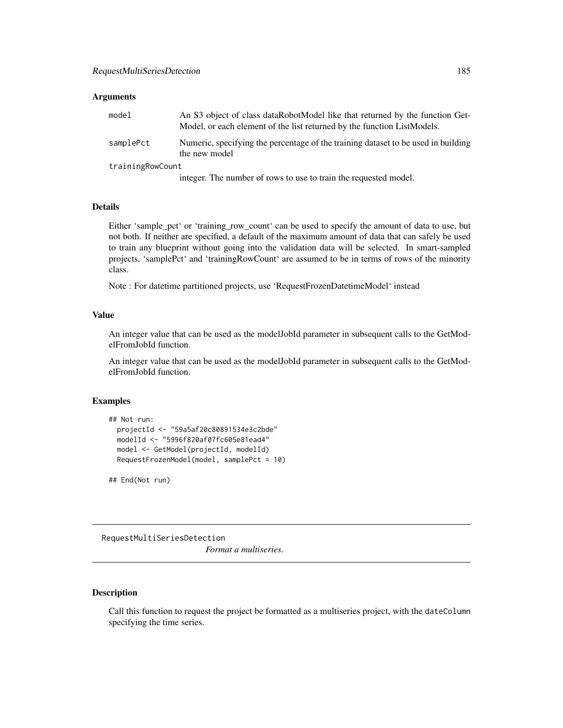### Arguments

| | |
|---|---|
| `model` | An S3 object of class dataRobotModel like that returned by the function GetModel, or each element of the list returned by the function ListModels. |
| `samplePct` | Numeric, specifying the percentage of the training dataset to be used in building the new model |
| `trainingRowCount` | integer. The number of rows to use to train the requested model. |

### Details

Either 'sample_pct' or 'training_row_count' can be used to specify the amount of data to use, but not both. If neither are specified, a default of the maximum amount of data that can safely be used to train any blueprint without going into the validation data will be selected. In smart-sampled projects, 'samplePct' and 'trainingRowCount' are assumed to be in terms of rows of the minority class.

Note : For datetime partitioned projects, use 'RequestFrozenDatetimeModel' instead

### Value

An integer value that can be used as the modelJobId parameter in subsequent calls to the GetModelFromJobId function.

An integer value that can be used as the modelJobId parameter in subsequent calls to the GetModelFromJobId function.

### Examples

```
## Not run:
  projectId <- "59a5af20c80891534e3c2bde"
  modelId <- "5996f820af07fc605e81ead4"
  model <- GetModel(projectId, modelId)
  RequestFrozenModel(model, samplePct = 10)

## End(Not run)
```

---

## RequestMultiSeriesDetection    *Format a multiseries.*

---

### Description

Call this function to request the project be formatted as a multiseries project, with the `dateColumn` specifying the time series.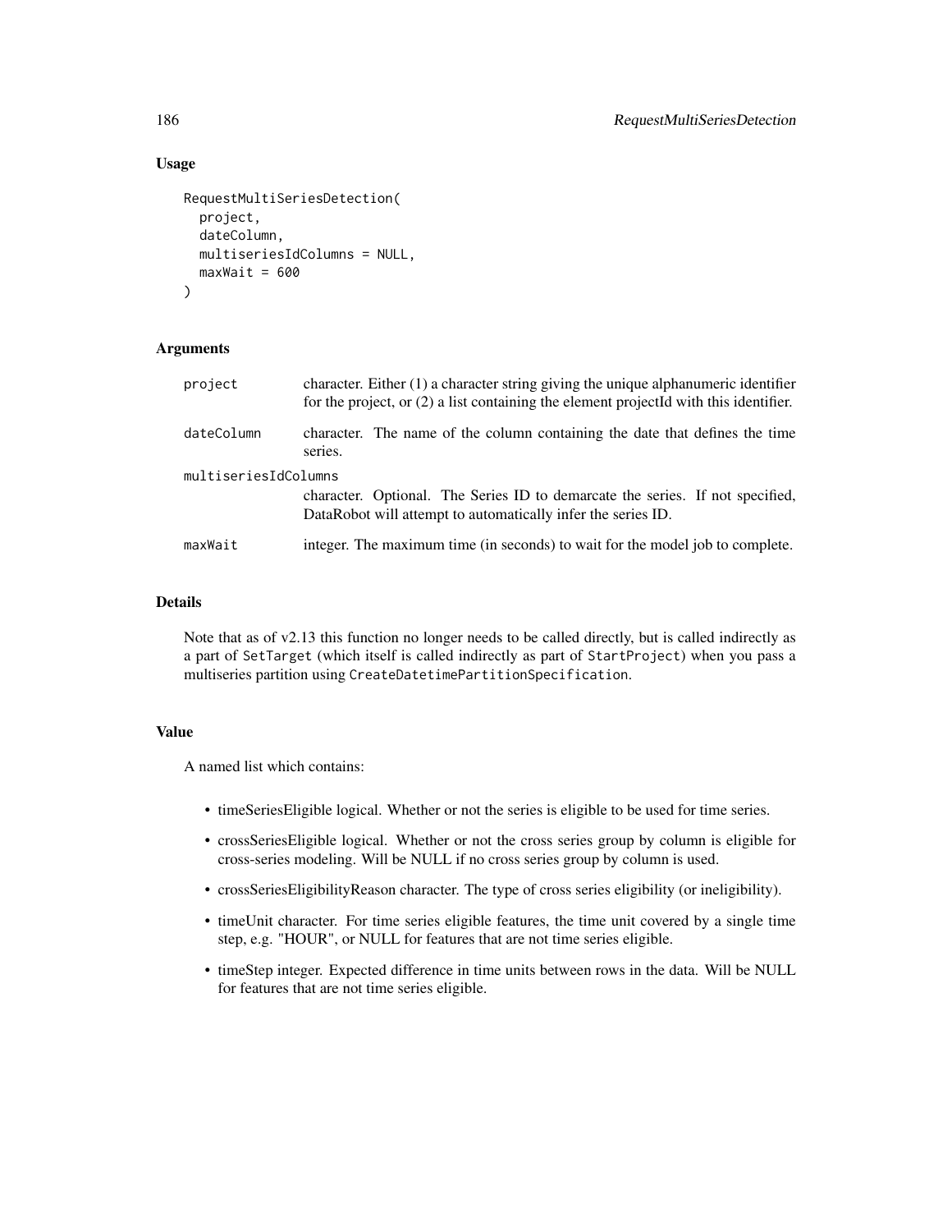### Usage

```
RequestMultiSeriesDetection(
  project,
  dateColumn,
  multiseriesIdColumns = NULL,
  maxWait = 600
)
```

### Arguments

| | |
|---|---|
| project | character. Either (1) a character string giving the unique alphanumeric identifier for the project, or (2) a list containing the element projectId with this identifier. |
| dateColumn | character. The name of the column containing the date that defines the time series. |
| multiseriesIdColumns | character. Optional. The Series ID to demarcate the series. If not specified, DataRobot will attempt to automatically infer the series ID. |
| maxWait | integer. The maximum time (in seconds) to wait for the model job to complete. |

### Details

Note that as of v2.13 this function no longer needs to be called directly, but is called indirectly as a part of `SetTarget` (which itself is called indirectly as part of `StartProject`) when you pass a multiseries partition using `CreateDatetimePartitionSpecification`.

### Value

A named list which contains:

- timeSeriesEligible logical. Whether or not the series is eligible to be used for time series.
- crossSeriesEligible logical. Whether or not the cross series group by column is eligible for cross-series modeling. Will be NULL if no cross series group by column is used.
- crossSeriesEligibilityReason character. The type of cross series eligibility (or ineligibility).
- timeUnit character. For time series eligible features, the time unit covered by a single time step, e.g. "HOUR", or NULL for features that are not time series eligible.
- timeStep integer. Expected difference in time units between rows in the data. Will be NULL for features that are not time series eligible.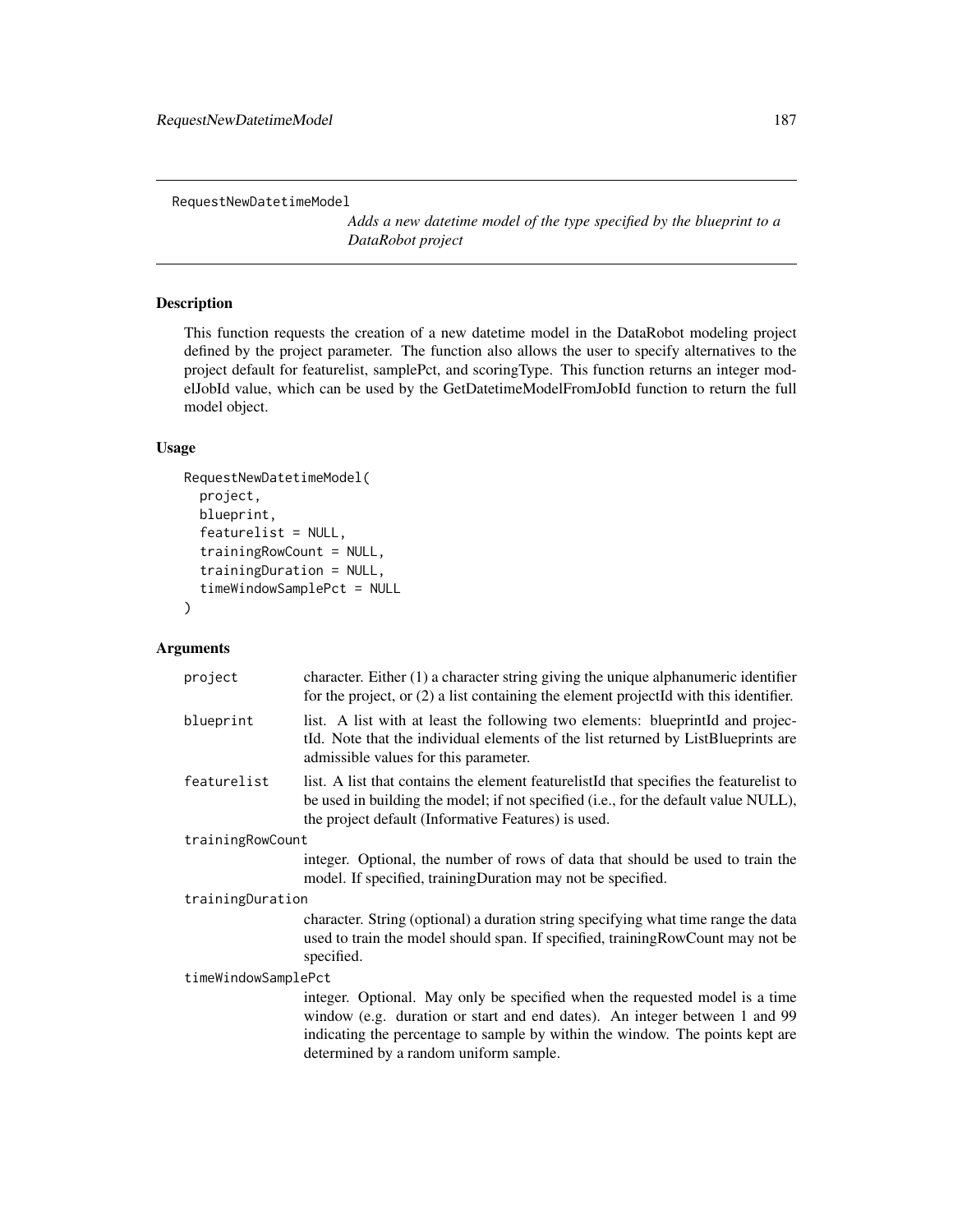RequestNewDatetimeModel

*Adds a new datetime model of the type specified by the blueprint to a DataRobot project*

## Description

This function requests the creation of a new datetime model in the DataRobot modeling project defined by the project parameter. The function also allows the user to specify alternatives to the project default for featurelist, samplePct, and scoringType. This function returns an integer modelJobId value, which can be used by the GetDatetimeModelFromJobId function to return the full model object.

## Usage

```
RequestNewDatetimeModel(
  project,
  blueprint,
  featurelist = NULL,
  trainingRowCount = NULL,
  trainingDuration = NULL,
  timeWindowSamplePct = NULL
)
```

## Arguments

| | |
|---|---|
| project | character. Either (1) a character string giving the unique alphanumeric identifier for the project, or (2) a list containing the element projectId with this identifier. |
| blueprint | list. A list with at least the following two elements: blueprintId and projectId. Note that the individual elements of the list returned by ListBlueprints are admissible values for this parameter. |
| featurelist | list. A list that contains the element featurelistId that specifies the featurelist to be used in building the model; if not specified (i.e., for the default value NULL), the project default (Informative Features) is used. |
| trainingRowCount | integer. Optional, the number of rows of data that should be used to train the model. If specified, trainingDuration may not be specified. |
| trainingDuration | character. String (optional) a duration string specifying what time range the data used to train the model should span. If specified, trainingRowCount may not be specified. |
| timeWindowSamplePct | integer. Optional. May only be specified when the requested model is a time window (e.g. duration or start and end dates). An integer between 1 and 99 indicating the percentage to sample by within the window. The points kept are determined by a random uniform sample. |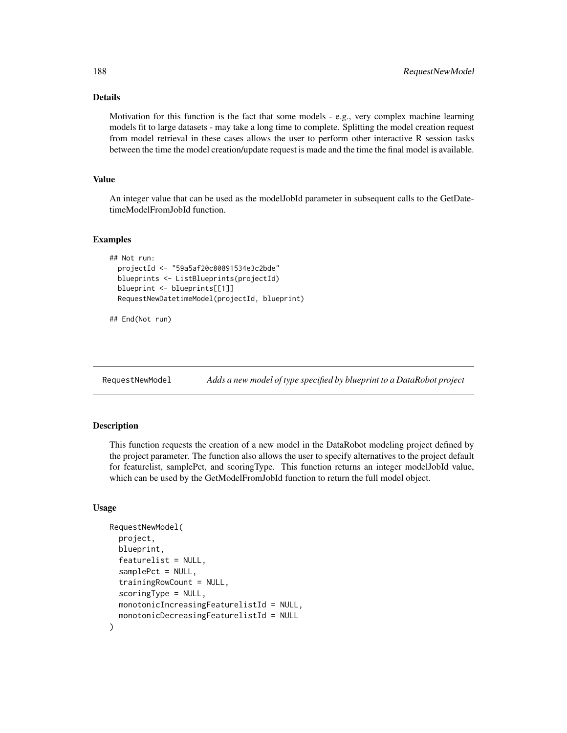## Details

Motivation for this function is the fact that some models - e.g., very complex machine learning models fit to large datasets - may take a long time to complete. Splitting the model creation request from model retrieval in these cases allows the user to perform other interactive R session tasks between the time the model creation/update request is made and the time the final model is available.

## Value

An integer value that can be used as the modelJobId parameter in subsequent calls to the GetDatetimeModelFromJobId function.

## Examples

```
## Not run:
  projectId <- "59a5af20c80891534e3c2bde"
  blueprints <- ListBlueprints(projectId)
  blueprint <- blueprints[[1]]
  RequestNewDatetimeModel(projectId, blueprint)

## End(Not run)
```

---

# RequestNewModel *Adds a new model of type specified by blueprint to a DataRobot project*

---

## Description

This function requests the creation of a new model in the DataRobot modeling project defined by the project parameter. The function also allows the user to specify alternatives to the project default for featurelist, samplePct, and scoringType. This function returns an integer modelJobId value, which can be used by the GetModelFromJobId function to return the full model object.

## Usage

```
RequestNewModel(
  project,
  blueprint,
  featurelist = NULL,
  samplePct = NULL,
  trainingRowCount = NULL,
  scoringType = NULL,
  monotonicIncreasingFeaturelistId = NULL,
  monotonicDecreasingFeaturelistId = NULL
)
```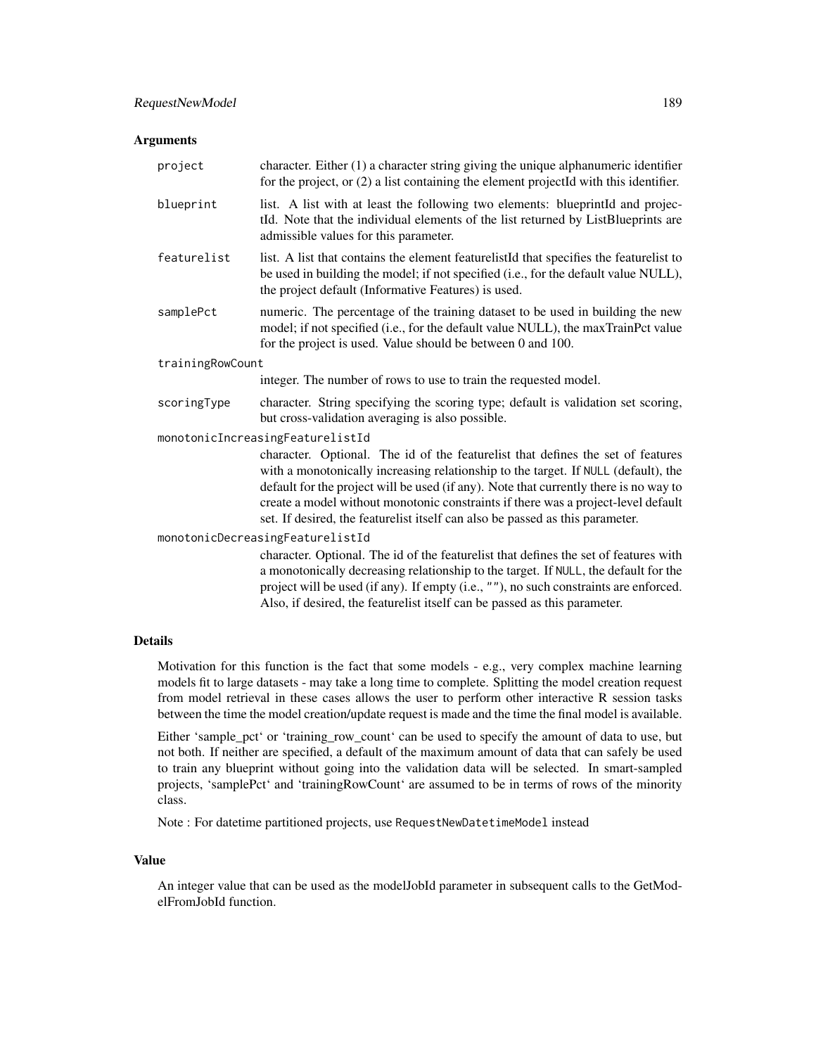### Arguments

- **project**: character. Either (1) a character string giving the unique alphanumeric identifier for the project, or (2) a list containing the element projectId with this identifier.
- **blueprint**: list. A list with at least the following two elements: blueprintId and projectId. Note that the individual elements of the list returned by ListBlueprints are admissible values for this parameter.
- **featurelist**: list. A list that contains the element featurelistId that specifies the featurelist to be used in building the model; if not specified (i.e., for the default value NULL), the project default (Informative Features) is used.
- **samplePct**: numeric. The percentage of the training dataset to be used in building the new model; if not specified (i.e., for the default value NULL), the maxTrainPct value for the project is used. Value should be between 0 and 100.
- **trainingRowCount**: integer. The number of rows to use to train the requested model.
- **scoringType**: character. String specifying the scoring type; default is validation set scoring, but cross-validation averaging is also possible.
- **monotonicIncreasingFeaturelistId**: character. Optional. The id of the featurelist that defines the set of features with a monotonically increasing relationship to the target. If `NULL` (default), the default for the project will be used (if any). Note that currently there is no way to create a model without monotonic constraints if there was a project-level default set. If desired, the featurelist itself can also be passed as this parameter.
- **monotonicDecreasingFeaturelistId**: character. Optional. The id of the featurelist that defines the set of features with a monotonically decreasing relationship to the target. If `NULL`, the default for the project will be used (if any). If empty (i.e., `""`), no such constraints are enforced. Also, if desired, the featurelist itself can be passed as this parameter.

### Details

Motivation for this function is the fact that some models - e.g., very complex machine learning models fit to large datasets - may take a long time to complete. Splitting the model creation request from model retrieval in these cases allows the user to perform other interactive R session tasks between the time the model creation/update request is made and the time the final model is available.

Either 'sample_pct' or 'training_row_count' can be used to specify the amount of data to use, but not both. If neither are specified, a default of the maximum amount of data that can safely be used to train any blueprint without going into the validation data will be selected. In smart-sampled projects, 'samplePct' and 'trainingRowCount' are assumed to be in terms of rows of the minority class.

Note : For datetime partitioned projects, use `RequestNewDatetimeModel` instead

### Value

An integer value that can be used as the modelJobId parameter in subsequent calls to the GetModelFromJobId function.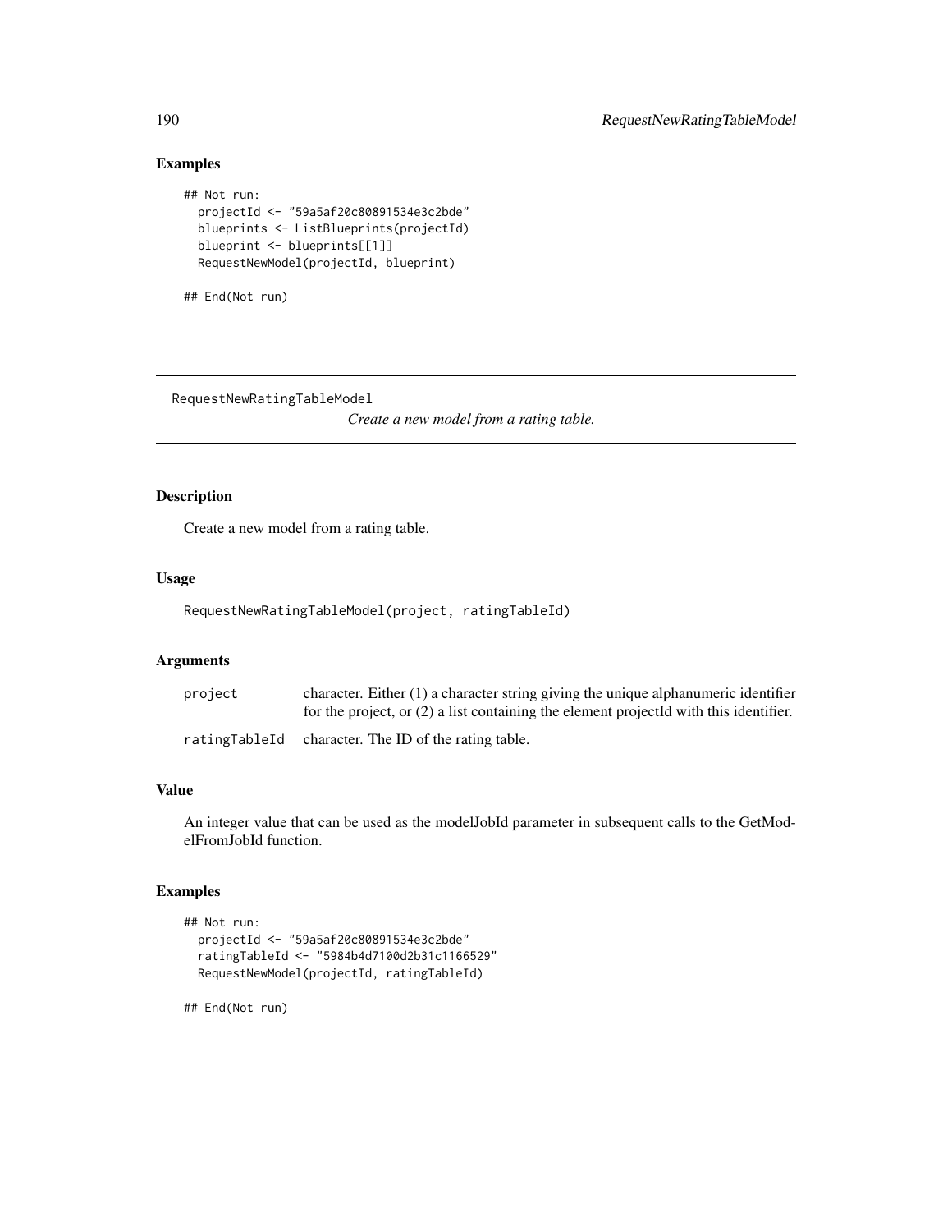## Examples

```
## Not run:
  projectId <- "59a5af20c80891534e3c2bde"
  blueprints <- ListBlueprints(projectId)
  blueprint <- blueprints[[1]]
  RequestNewModel(projectId, blueprint)

## End(Not run)
```

---

RequestNewRatingTableModel

*Create a new model from a rating table.*

---

## Description

Create a new model from a rating table.

## Usage

```
RequestNewRatingTableModel(project, ratingTableId)
```

## Arguments

| | |
|---|---|
| project | character. Either (1) a character string giving the unique alphanumeric identifier for the project, or (2) a list containing the element projectId with this identifier. |
| ratingTableId | character. The ID of the rating table. |

## Value

An integer value that can be used as the modelJobId parameter in subsequent calls to the GetModelFromJobId function.

## Examples

```
## Not run:
  projectId <- "59a5af20c80891534e3c2bde"
  ratingTableId <- "5984b4d7100d2b31c1166529"
  RequestNewModel(projectId, ratingTableId)

## End(Not run)
```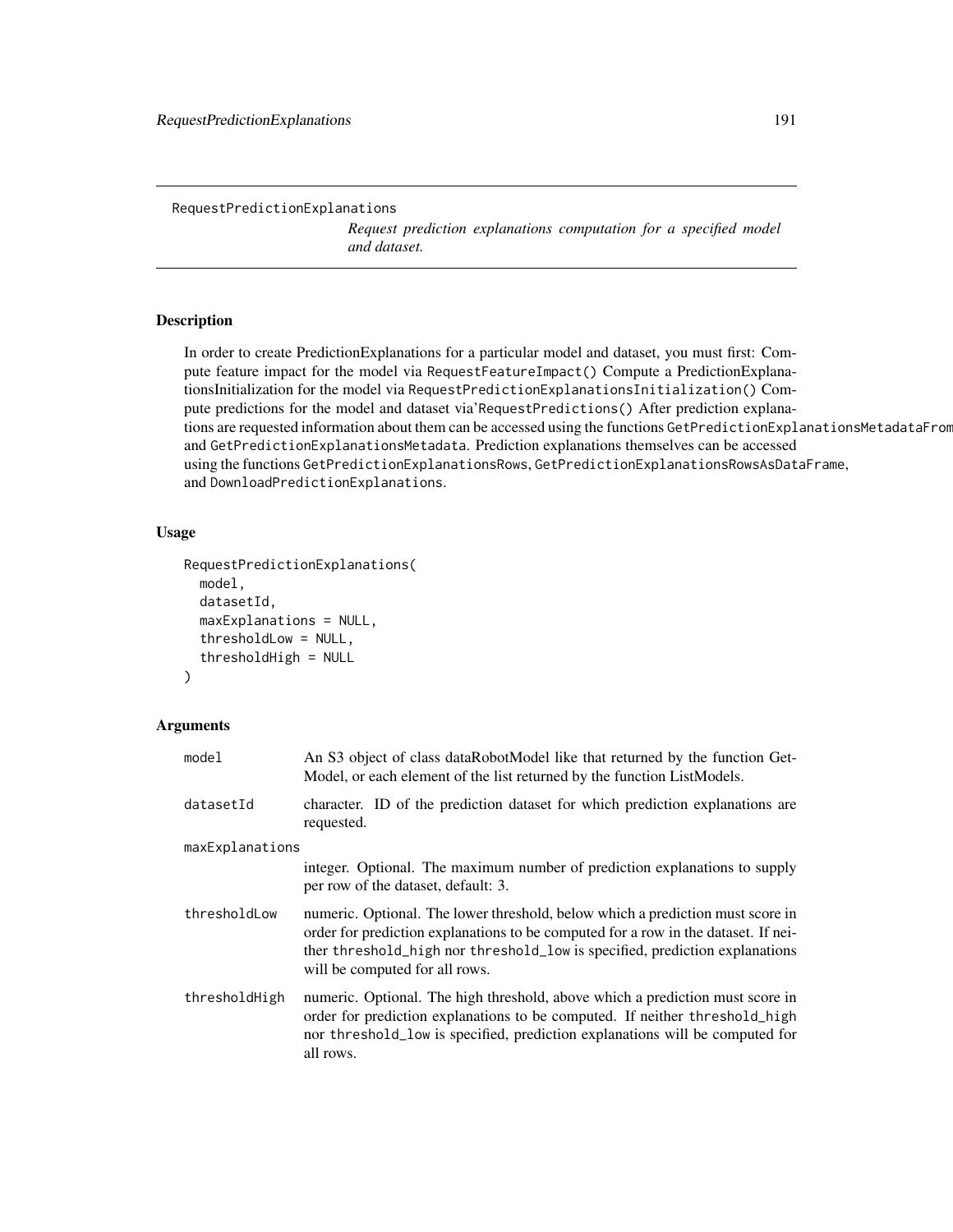RequestPredictionExplanations

*Request prediction explanations computation for a specified model and dataset.*

## Description

In order to create PredictionExplanations for a particular model and dataset, you must first: Compute feature impact for the model via `RequestFeatureImpact()` Compute a PredictionExplanationsInitialization for the model via `RequestPredictionExplanationsInitialization()` Compute predictions for the model and dataset via'`RequestPredictions()` After prediction explanations are requested information about them can be accessed using the functions `GetPredictionExplanationsMetadataFrom` and `GetPredictionExplanationsMetadata`. Prediction explanations themselves can be accessed using the functions `GetPredictionExplanationsRows`, `GetPredictionExplanationsRowsAsDataFrame`, and `DownloadPredictionExplanations`.

## Usage

```
RequestPredictionExplanations(
  model,
  datasetId,
  maxExplanations = NULL,
  thresholdLow = NULL,
  thresholdHigh = NULL
)
```

## Arguments

| | |
|---|---|
| `model` | An S3 object of class dataRobotModel like that returned by the function GetModel, or each element of the list returned by the function ListModels. |
| `datasetId` | character. ID of the prediction dataset for which prediction explanations are requested. |
| `maxExplanations` | integer. Optional. The maximum number of prediction explanations to supply per row of the dataset, default: 3. |
| `thresholdLow` | numeric. Optional. The lower threshold, below which a prediction must score in order for prediction explanations to be computed for a row in the dataset. If neither `threshold_high` nor `threshold_low` is specified, prediction explanations will be computed for all rows. |
| `thresholdHigh` | numeric. Optional. The high threshold, above which a prediction must score in order for prediction explanations to be computed. If neither `threshold_high` nor `threshold_low` is specified, prediction explanations will be computed for all rows. |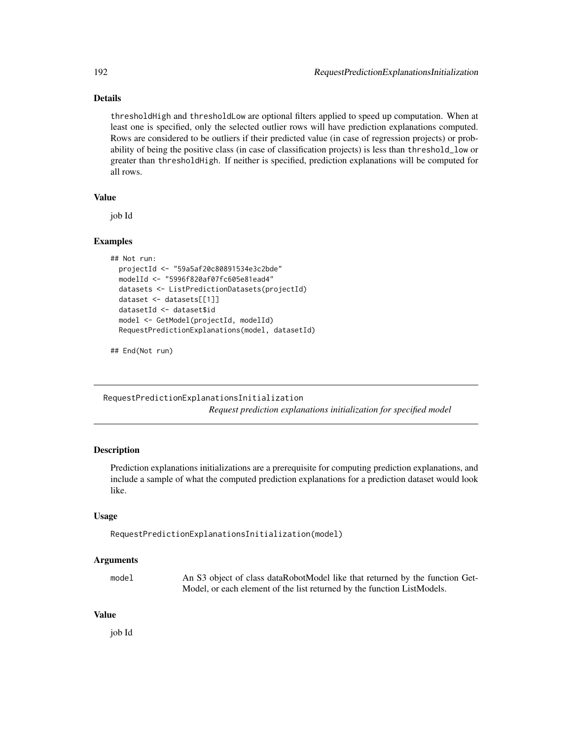## Details

thresholdHigh and thresholdLow are optional filters applied to speed up computation. When at least one is specified, only the selected outlier rows will have prediction explanations computed. Rows are considered to be outliers if their predicted value (in case of regression projects) or probability of being the positive class (in case of classification projects) is less than threshold_low or greater than thresholdHigh. If neither is specified, prediction explanations will be computed for all rows.

## Value

job Id

## Examples

```
## Not run:
  projectId <- "59a5af20c80891534e3c2bde"
  modelId <- "5996f820af07fc605e81ead4"
  datasets <- ListPredictionDatasets(projectId)
  dataset <- datasets[[1]]
  datasetId <- dataset$id
  model <- GetModel(projectId, modelId)
  RequestPredictionExplanations(model, datasetId)

## End(Not run)
```

---

# RequestPredictionExplanationsInitialization

*Request prediction explanations initialization for specified model*

---

## Description

Prediction explanations initializations are a prerequisite for computing prediction explanations, and include a sample of what the computed prediction explanations for a prediction dataset would look like.

## Usage

```
RequestPredictionExplanationsInitialization(model)
```

## Arguments

| | |
|---|---|
| model | An S3 object of class dataRobotModel like that returned by the function GetModel, or each element of the list returned by the function ListModels. |

## Value

job Id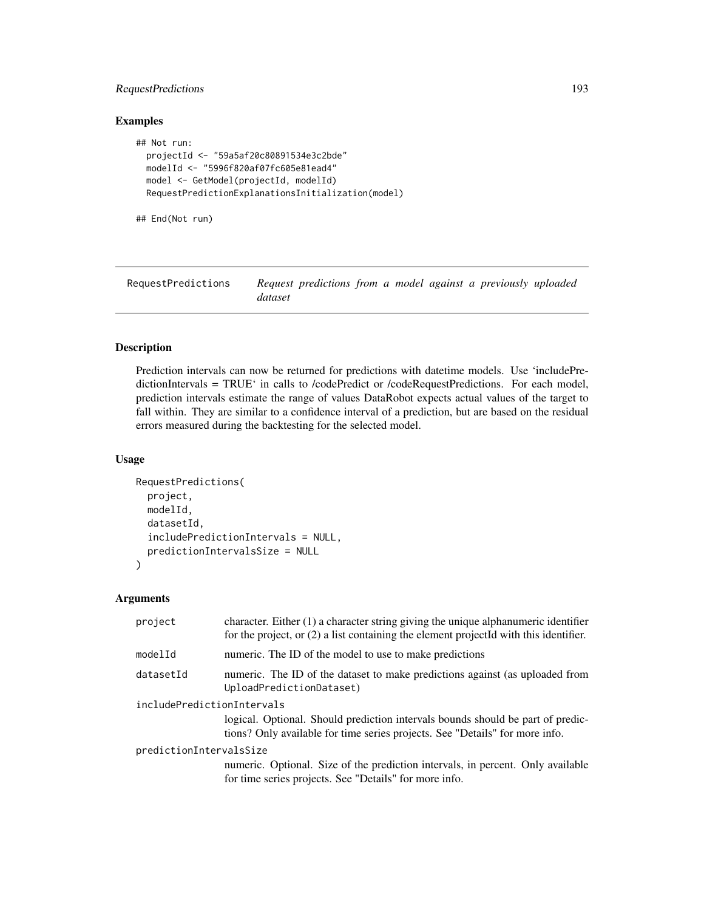## Examples

```
## Not run:
  projectId <- "59a5af20c80891534e3c2bde"
  modelId <- "5996f820af07fc605e81ead4"
  model <- GetModel(projectId, modelId)
  RequestPredictionExplanationsInitialization(model)

## End(Not run)
```

---

RequestPredictions    *Request predictions from a model against a previously uploaded dataset*

---

## Description

Prediction intervals can now be returned for predictions with datetime models. Use 'includePredictionIntervals = TRUE' in calls to /codePredict or /codeRequestPredictions. For each model, prediction intervals estimate the range of values DataRobot expects actual values of the target to fall within. They are similar to a confidence interval of a prediction, but are based on the residual errors measured during the backtesting for the selected model.

## Usage

```
RequestPredictions(
  project,
  modelId,
  datasetId,
  includePredictionIntervals = NULL,
  predictionIntervalsSize = NULL
)
```

## Arguments

`project` character. Either (1) a character string giving the unique alphanumeric identifier for the project, or (2) a list containing the element projectId with this identifier.

`modelId` numeric. The ID of the model to use to make predictions

`datasetId` numeric. The ID of the dataset to make predictions against (as uploaded from `UploadPredictionDataset`)

`includePredictionIntervals`
logical. Optional. Should prediction intervals bounds should be part of predictions? Only available for time series projects. See "Details" for more info.

`predictionIntervalsSize`
numeric. Optional. Size of the prediction intervals, in percent. Only available for time series projects. See "Details" for more info.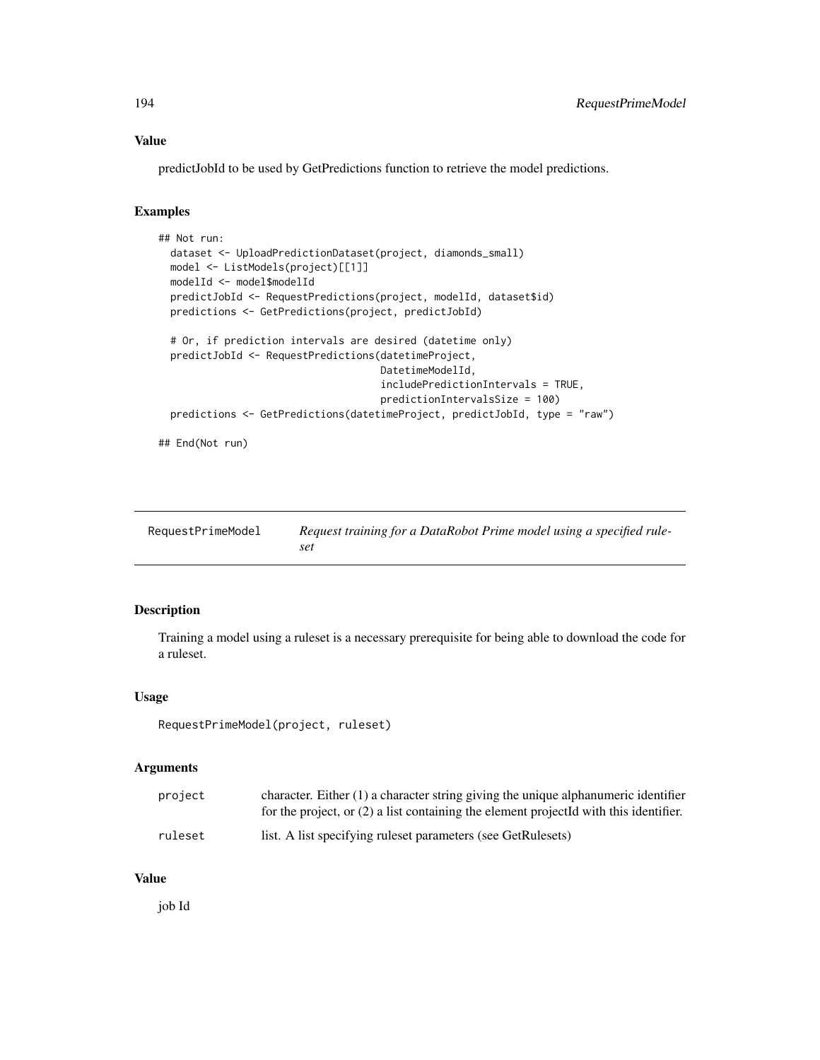## Value

predictJobId to be used by GetPredictions function to retrieve the model predictions.

## Examples

```
## Not run:
  dataset <- UploadPredictionDataset(project, diamonds_small)
  model <- ListModels(project)[[1]]
  modelId <- model$modelId
  predictJobId <- RequestPredictions(project, modelId, dataset$id)
  predictions <- GetPredictions(project, predictJobId)

  # Or, if prediction intervals are desired (datetime only)
  predictJobId <- RequestPredictions(datetimeProject,
                                     DatetimeModelId,
                                     includePredictionIntervals = TRUE,
                                     predictionIntervalsSize = 100)
  predictions <- GetPredictions(datetimeProject, predictJobId, type = "raw")

## End(Not run)
```

---

# RequestPrimeModel — *Request training for a DataRobot Prime model using a specified ruleset*

## Description

Training a model using a ruleset is a necessary prerequisite for being able to download the code for a ruleset.

## Usage

```
RequestPrimeModel(project, ruleset)
```

## Arguments

| | |
|---|---|
| `project` | character. Either (1) a character string giving the unique alphanumeric identifier for the project, or (2) a list containing the element projectId with this identifier. |
| `ruleset` | list. A list specifying ruleset parameters (see GetRulesets) |

## Value

job Id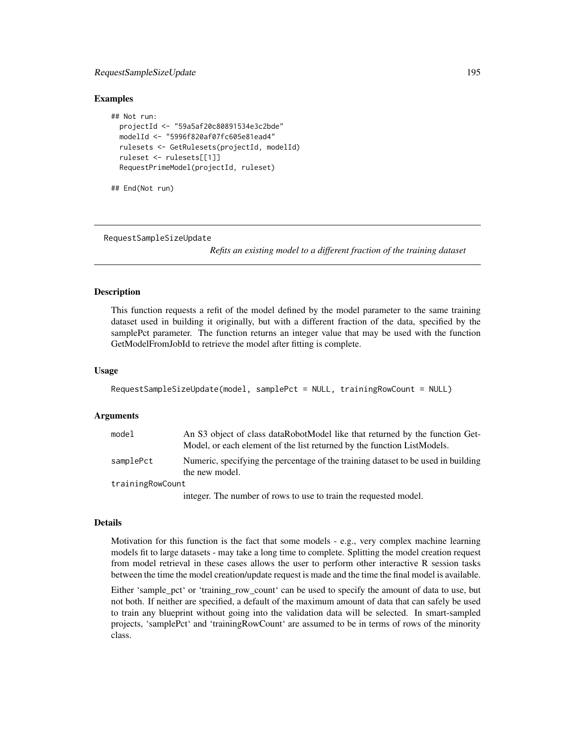### Examples

```
## Not run:
  projectId <- "59a5af20c80891534e3c2bde"
  modelId <- "5996f820af07fc605e81ead4"
  rulesets <- GetRulesets(projectId, modelId)
  ruleset <- rulesets[[1]]
  RequestPrimeModel(projectId, ruleset)

## End(Not run)
```

---

## RequestSampleSizeUpdate

*Refits an existing model to a different fraction of the training dataset*

---

### Description

This function requests a refit of the model defined by the model parameter to the same training dataset used in building it originally, but with a different fraction of the data, specified by the samplePct parameter. The function returns an integer value that may be used with the function GetModelFromJobId to retrieve the model after fitting is complete.

### Usage

```
RequestSampleSizeUpdate(model, samplePct = NULL, trainingRowCount = NULL)
```

### Arguments

| | |
|---|---|
| model | An S3 object of class dataRobotModel like that returned by the function GetModel, or each element of the list returned by the function ListModels. |
| samplePct | Numeric, specifying the percentage of the training dataset to be used in building the new model. |
| trainingRowCount | integer. The number of rows to use to train the requested model. |

### Details

Motivation for this function is the fact that some models - e.g., very complex machine learning models fit to large datasets - may take a long time to complete. Splitting the model creation request from model retrieval in these cases allows the user to perform other interactive R session tasks between the time the model creation/update request is made and the time the final model is available.

Either 'sample_pct' or 'training_row_count' can be used to specify the amount of data to use, but not both. If neither are specified, a default of the maximum amount of data that can safely be used to train any blueprint without going into the validation data will be selected. In smart-sampled projects, 'samplePct' and 'trainingRowCount' are assumed to be in terms of rows of the minority class.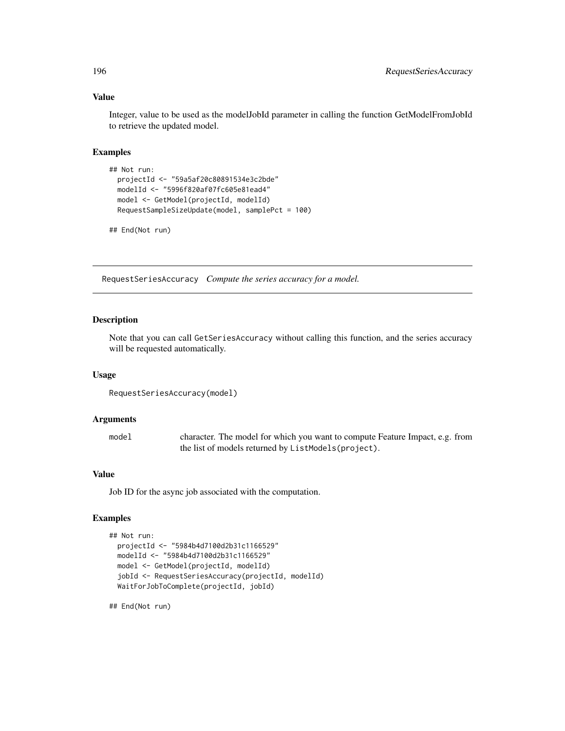### Value

Integer, value to be used as the modelJobId parameter in calling the function GetModelFromJobId to retrieve the updated model.

### Examples

```
## Not run:
  projectId <- "59a5af20c80891534e3c2bde"
  modelId <- "5996f820af07fc605e81ead4"
  model <- GetModel(projectId, modelId)
  RequestSampleSizeUpdate(model, samplePct = 100)

## End(Not run)
```

---

## RequestSeriesAccuracy *Compute the series accuracy for a model.*

---

### Description

Note that you can call GetSeriesAccuracy without calling this function, and the series accuracy will be requested automatically.

### Usage

```
RequestSeriesAccuracy(model)
```

### Arguments

| | |
|---|---|
| model | character. The model for which you want to compute Feature Impact, e.g. from the list of models returned by ListModels(project). |

### Value

Job ID for the async job associated with the computation.

### Examples

```
## Not run:
  projectId <- "5984b4d7100d2b31c1166529"
  modelId <- "5984b4d7100d2b31c1166529"
  model <- GetModel(projectId, modelId)
  jobId <- RequestSeriesAccuracy(projectId, modelId)
  WaitForJobToComplete(projectId, jobId)

## End(Not run)
```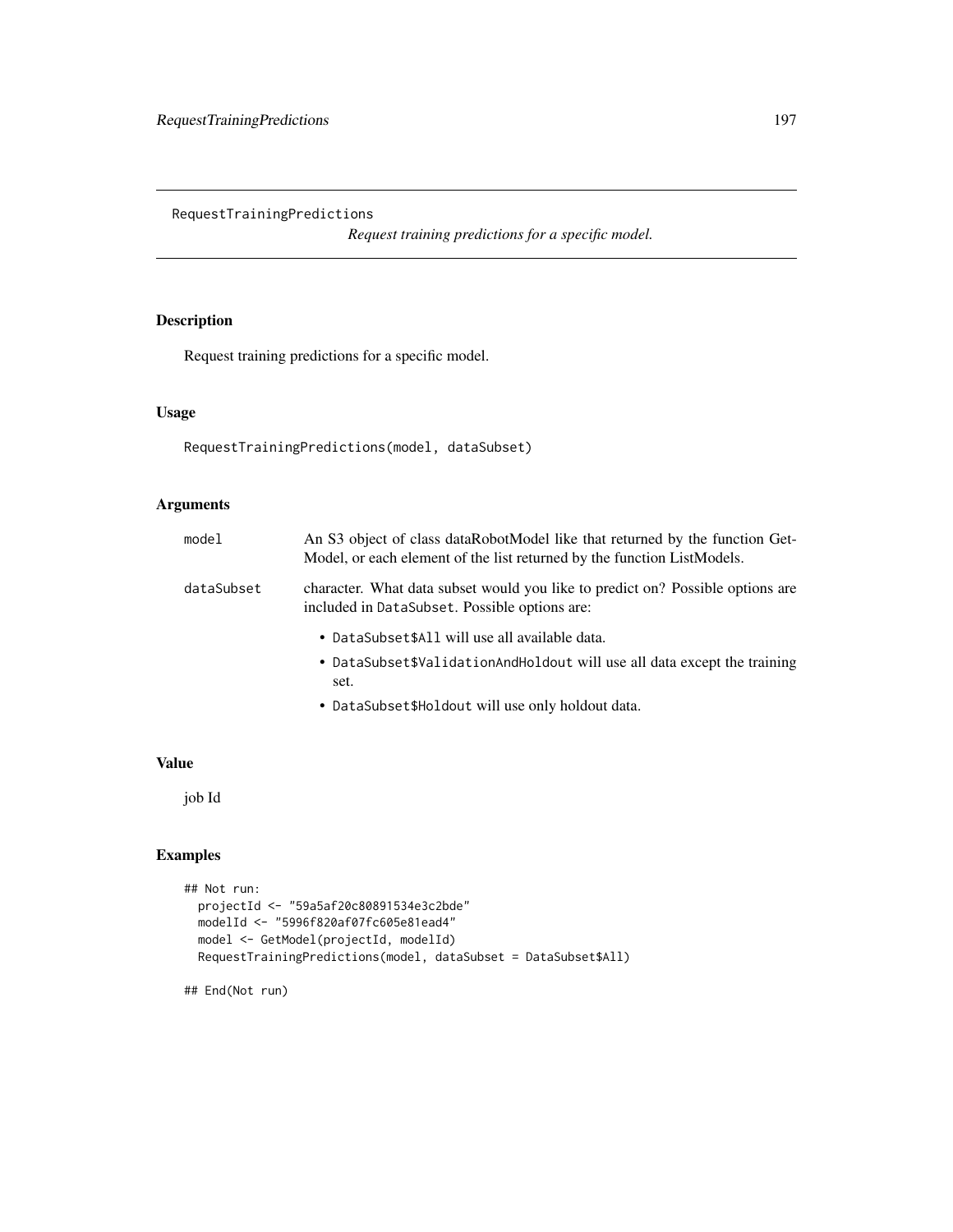# RequestTrainingPredictions

*Request training predictions for a specific model.*

## Description

Request training predictions for a specific model.

## Usage

```
RequestTrainingPredictions(model, dataSubset)
```

## Arguments

| | |
|---|---|
| model | An S3 object of class dataRobotModel like that returned by the function GetModel, or each element of the list returned by the function ListModels. |
| dataSubset | character. What data subset would you like to predict on? Possible options are included in `DataSubset`. Possible options are:<br>• `DataSubset$All` will use all available data.<br>• `DataSubset$ValidationAndHoldout` will use all data except the training set.<br>• `DataSubset$Holdout` will use only holdout data. |

## Value

job Id

## Examples

```
## Not run:
  projectId <- "59a5af20c80891534e3c2bde"
  modelId <- "5996f820af07fc605e81ead4"
  model <- GetModel(projectId, modelId)
  RequestTrainingPredictions(model, dataSubset = DataSubset$All)

## End(Not run)
```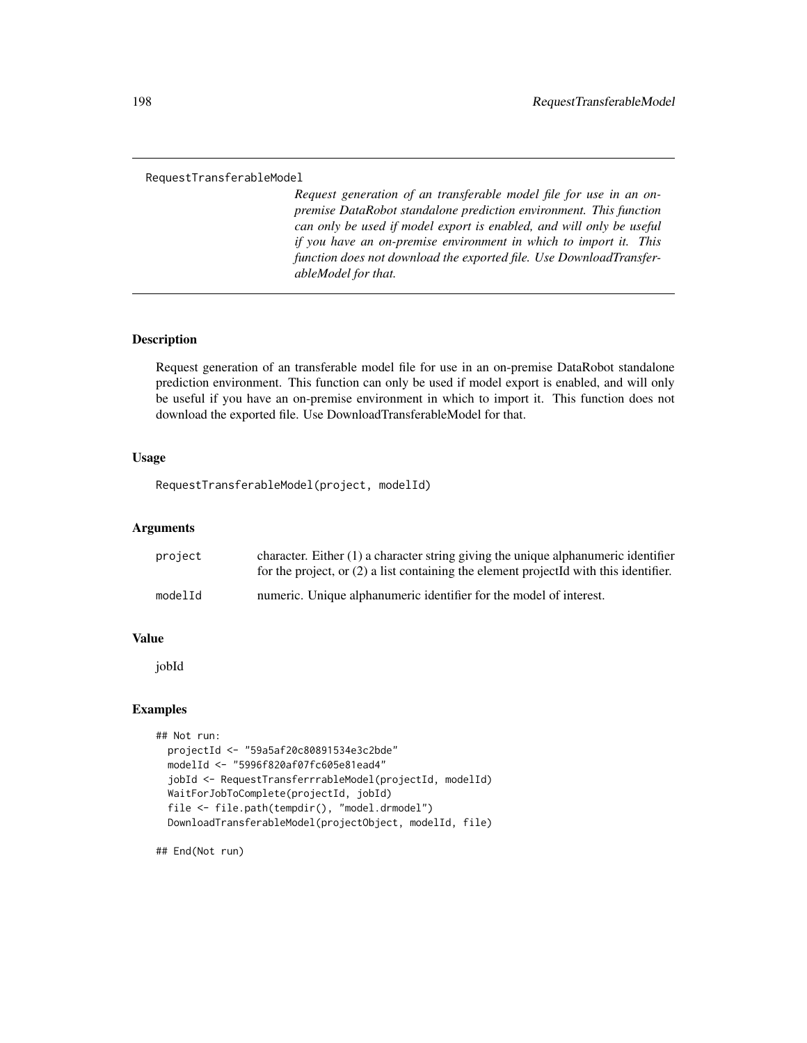```
RequestTransferableModel
```

*Request generation of an transferable model file for use in an on-premise DataRobot standalone prediction environment. This function can only be used if model export is enabled, and will only be useful if you have an on-premise environment in which to import it. This function does not download the exported file. Use DownloadTransferableModel for that.*

## Description

Request generation of an transferable model file for use in an on-premise DataRobot standalone prediction environment. This function can only be used if model export is enabled, and will only be useful if you have an on-premise environment in which to import it. This function does not download the exported file. Use DownloadTransferableModel for that.

## Usage

```
RequestTransferableModel(project, modelId)
```

## Arguments

| | |
|---|---|
| `project` | character. Either (1) a character string giving the unique alphanumeric identifier for the project, or (2) a list containing the element projectId with this identifier. |
| `modelId` | numeric. Unique alphanumeric identifier for the model of interest. |

## Value

jobId

## Examples

```
## Not run:
  projectId <- "59a5af20c80891534e3c2bde"
  modelId <- "5996f820af07fc605e81ead4"
  jobId <- RequestTransferrrableModel(projectId, modelId)
  WaitForJobToComplete(projectId, jobId)
  file <- file.path(tempdir(), "model.drmodel")
  DownloadTransferableModel(projectObject, modelId, file)

## End(Not run)
```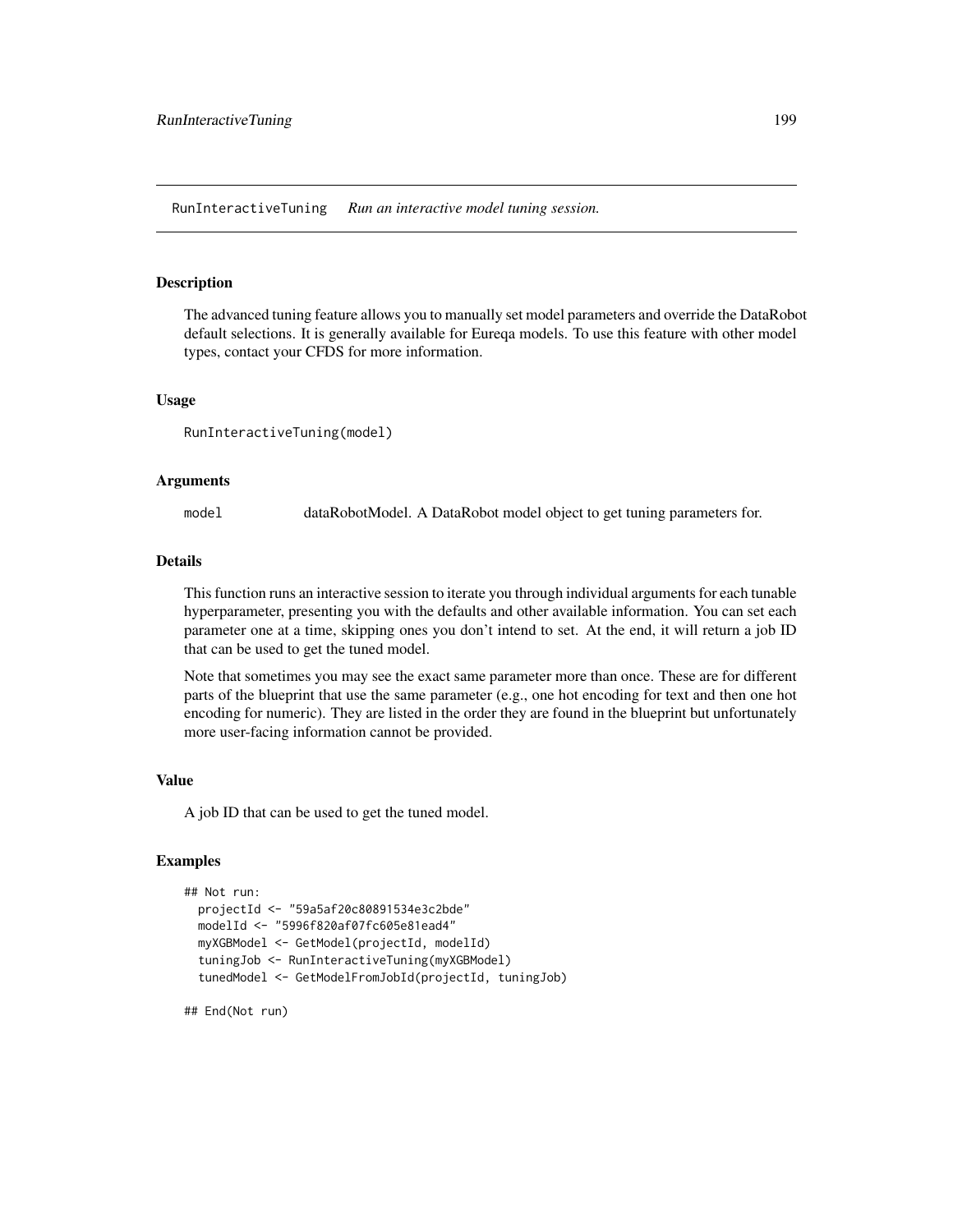RunInteractiveTuning    *Run an interactive model tuning session.*

## Description

The advanced tuning feature allows you to manually set model parameters and override the DataRobot default selections. It is generally available for Eureqa models. To use this feature with other model types, contact your CFDS for more information.

## Usage

```
RunInteractiveTuning(model)
```

## Arguments

| | |
|---|---|
| `model` | dataRobotModel. A DataRobot model object to get tuning parameters for. |

## Details

This function runs an interactive session to iterate you through individual arguments for each tunable hyperparameter, presenting you with the defaults and other available information. You can set each parameter one at a time, skipping ones you don't intend to set. At the end, it will return a job ID that can be used to get the tuned model.

Note that sometimes you may see the exact same parameter more than once. These are for different parts of the blueprint that use the same parameter (e.g., one hot encoding for text and then one hot encoding for numeric). They are listed in the order they are found in the blueprint but unfortunately more user-facing information cannot be provided.

## Value

A job ID that can be used to get the tuned model.

## Examples

```
## Not run:
  projectId <- "59a5af20c80891534e3c2bde"
  modelId <- "5996f820af07fc605e81ead4"
  myXGBModel <- GetModel(projectId, modelId)
  tuningJob <- RunInteractiveTuning(myXGBModel)
  tunedModel <- GetModelFromJobId(projectId, tuningJob)

## End(Not run)
```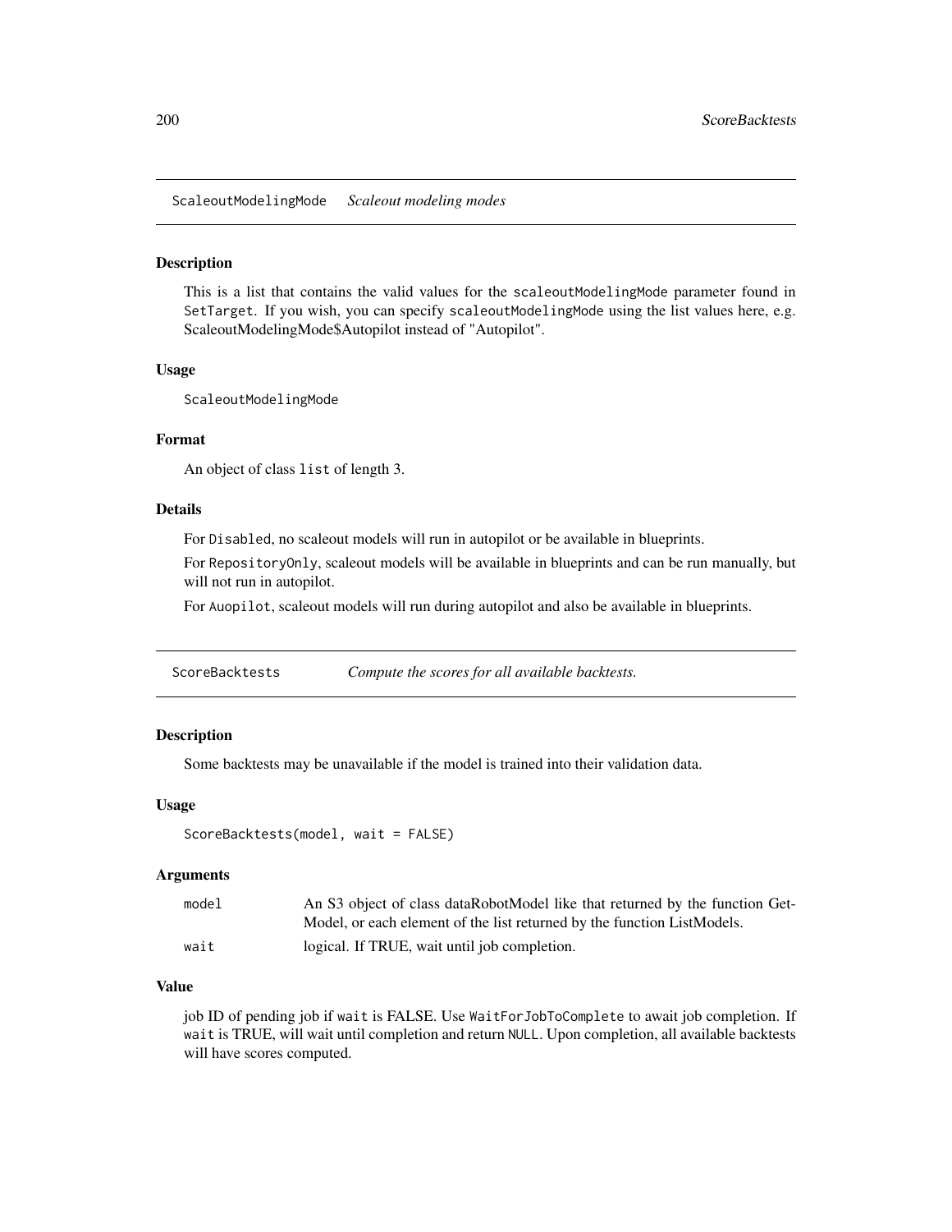## ScaleoutModelingMode *Scaleout modeling modes*

### Description

This is a list that contains the valid values for the `scaleoutModelingMode` parameter found in `SetTarget`. If you wish, you can specify `scaleoutModelingMode` using the list values here, e.g. ScaleoutModelingMode$Autopilot instead of "Autopilot".

### Usage

```
ScaleoutModelingMode
```

### Format

An object of class `list` of length 3.

### Details

For `Disabled`, no scaleout models will run in autopilot or be available in blueprints.

For `RepositoryOnly`, scaleout models will be available in blueprints and can be run manually, but will not run in autopilot.

For `Auopilot`, scaleout models will run during autopilot and also be available in blueprints.

## ScoreBacktests *Compute the scores for all available backtests.*

### Description

Some backtests may be unavailable if the model is trained into their validation data.

### Usage

```
ScoreBacktests(model, wait = FALSE)
```

### Arguments

| | |
|---|---|
| model | An S3 object of class dataRobotModel like that returned by the function GetModel, or each element of the list returned by the function ListModels. |
| wait | logical. If TRUE, wait until job completion. |

### Value

job ID of pending job if `wait` is FALSE. Use `WaitForJobToComplete` to await job completion. If `wait` is TRUE, will wait until completion and return `NULL`. Upon completion, all available backtests will have scores computed.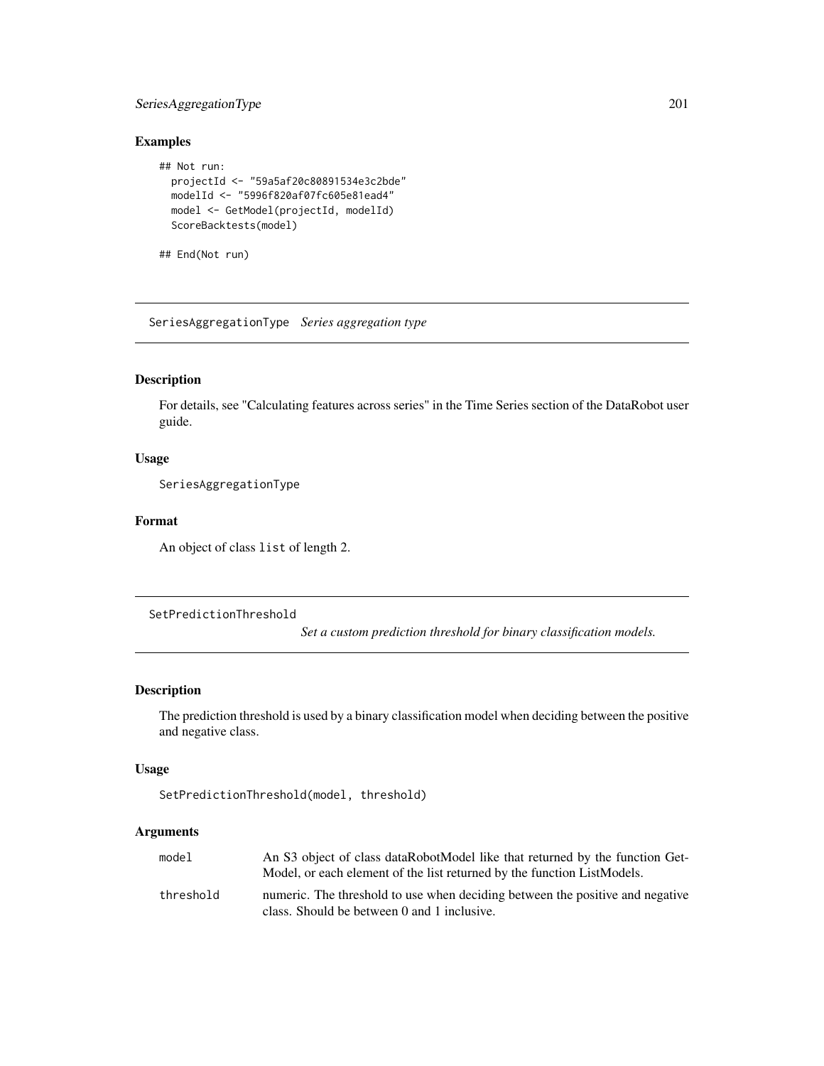### Examples

```
## Not run:
  projectId <- "59a5af20c80891534e3c2bde"
  modelId <- "5996f820af07fc605e81ead4"
  model <- GetModel(projectId, modelId)
  ScoreBacktests(model)

## End(Not run)
```

---

## SeriesAggregationType *Series aggregation type*

---

### Description

For details, see "Calculating features across series" in the Time Series section of the DataRobot user guide.

### Usage

```
SeriesAggregationType
```

### Format

An object of class `list` of length 2.

---

## SetPredictionThreshold *Set a custom prediction threshold for binary classification models.*

---

### Description

The prediction threshold is used by a binary classification model when deciding between the positive and negative class.

### Usage

```
SetPredictionThreshold(model, threshold)
```

### Arguments

| | |
|---|---|
| `model` | An S3 object of class dataRobotModel like that returned by the function GetModel, or each element of the list returned by the function ListModels. |
| `threshold` | numeric. The threshold to use when deciding between the positive and negative class. Should be between 0 and 1 inclusive. |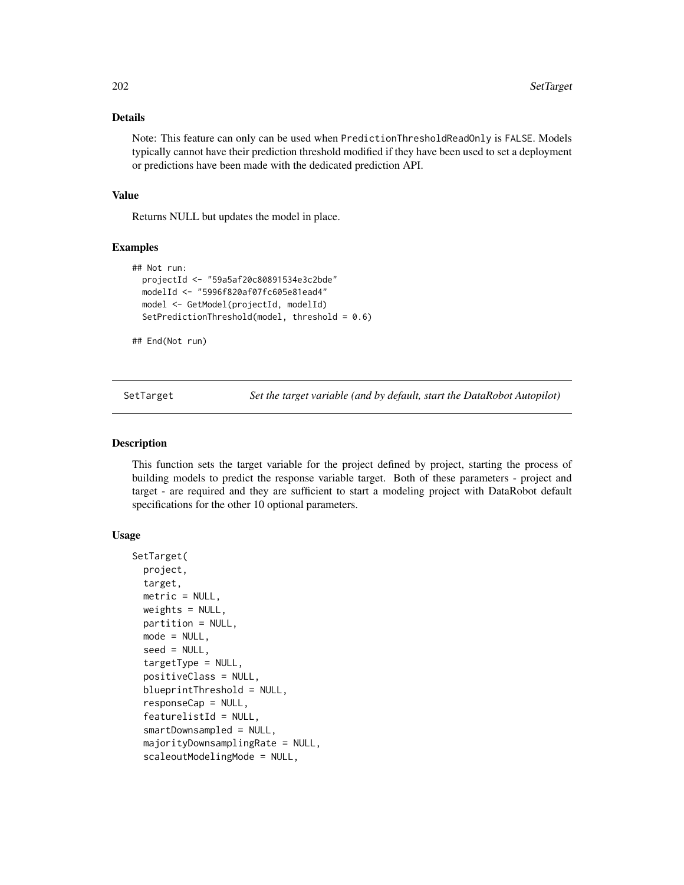## Details

Note: This feature can only can be used when `PredictionThresholdReadOnly` is `FALSE`. Models typically cannot have their prediction threshold modified if they have been used to set a deployment or predictions have been made with the dedicated prediction API.

## Value

Returns NULL but updates the model in place.

## Examples

```
## Not run:
  projectId <- "59a5af20c80891534e3c2bde"
  modelId <- "5996f820af07fc605e81ead4"
  model <- GetModel(projectId, modelId)
  SetPredictionThreshold(model, threshold = 0.6)

## End(Not run)
```

---

# SetTarget — *Set the target variable (and by default, start the DataRobot Autopilot)*

---

## Description

This function sets the target variable for the project defined by project, starting the process of building models to predict the response variable target. Both of these parameters - project and target - are required and they are sufficient to start a modeling project with DataRobot default specifications for the other 10 optional parameters.

## Usage

```
SetTarget(
  project,
  target,
  metric = NULL,
  weights = NULL,
  partition = NULL,
  mode = NULL,
  seed = NULL,
  targetType = NULL,
  positiveClass = NULL,
  blueprintThreshold = NULL,
  responseCap = NULL,
  featurelistId = NULL,
  smartDownsampled = NULL,
  majorityDownsamplingRate = NULL,
  scaleoutModelingMode = NULL,
```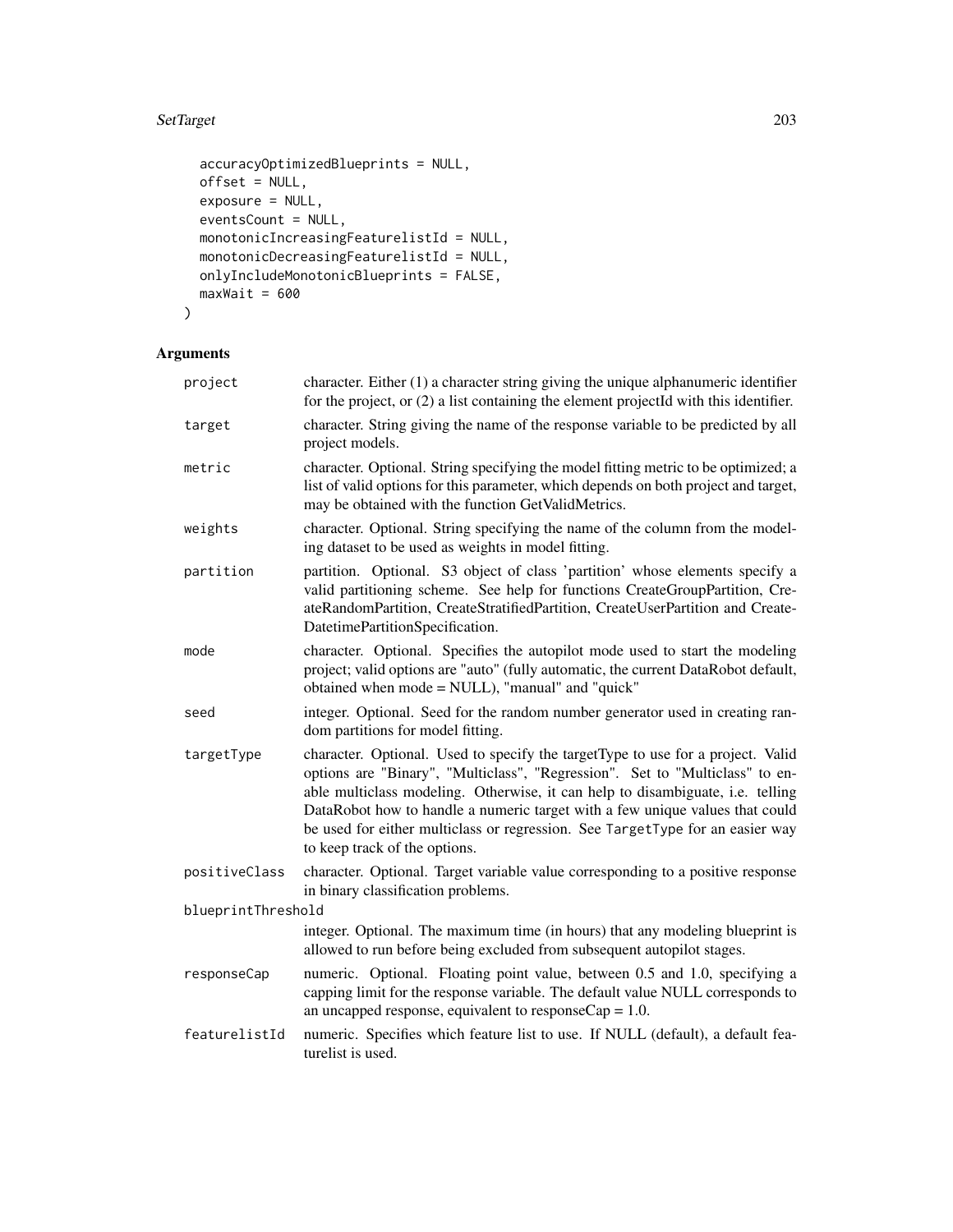```
  accuracyOptimizedBlueprints = NULL,
  offset = NULL,
  exposure = NULL,
  eventsCount = NULL,
  monotonicIncreasingFeaturelistId = NULL,
  monotonicDecreasingFeaturelistId = NULL,
  onlyIncludeMonotonicBlueprints = FALSE,
  maxWait = 600
)
```

## Arguments

| | |
|---|---|
| `project` | character. Either (1) a character string giving the unique alphanumeric identifier for the project, or (2) a list containing the element projectId with this identifier. |
| `target` | character. String giving the name of the response variable to be predicted by all project models. |
| `metric` | character. Optional. String specifying the model fitting metric to be optimized; a list of valid options for this parameter, which depends on both project and target, may be obtained with the function GetValidMetrics. |
| `weights` | character. Optional. String specifying the name of the column from the modeling dataset to be used as weights in model fitting. |
| `partition` | partition. Optional. S3 object of class 'partition' whose elements specify a valid partitioning scheme. See help for functions CreateGroupPartition, CreateRandomPartition, CreateStratifiedPartition, CreateUserPartition and CreateDatetimePartitionSpecification. |
| `mode` | character. Optional. Specifies the autopilot mode used to start the modeling project; valid options are "auto" (fully automatic, the current DataRobot default, obtained when mode = NULL), "manual" and "quick" |
| `seed` | integer. Optional. Seed for the random number generator used in creating random partitions for model fitting. |
| `targetType` | character. Optional. Used to specify the targetType to use for a project. Valid options are "Binary", "Multiclass", "Regression". Set to "Multiclass" to enable multiclass modeling. Otherwise, it can help to disambiguate, i.e. telling DataRobot how to handle a numeric target with a few unique values that could be used for either multiclass or regression. See `TargetType` for an easier way to keep track of the options. |
| `positiveClass` | character. Optional. Target variable value corresponding to a positive response in binary classification problems. |
| `blueprintThreshold` | integer. Optional. The maximum time (in hours) that any modeling blueprint is allowed to run before being excluded from subsequent autopilot stages. |
| `responseCap` | numeric. Optional. Floating point value, between 0.5 and 1.0, specifying a capping limit for the response variable. The default value NULL corresponds to an uncapped response, equivalent to responseCap = 1.0. |
| `featurelistId` | numeric. Specifies which feature list to use. If NULL (default), a default featurelist is used. |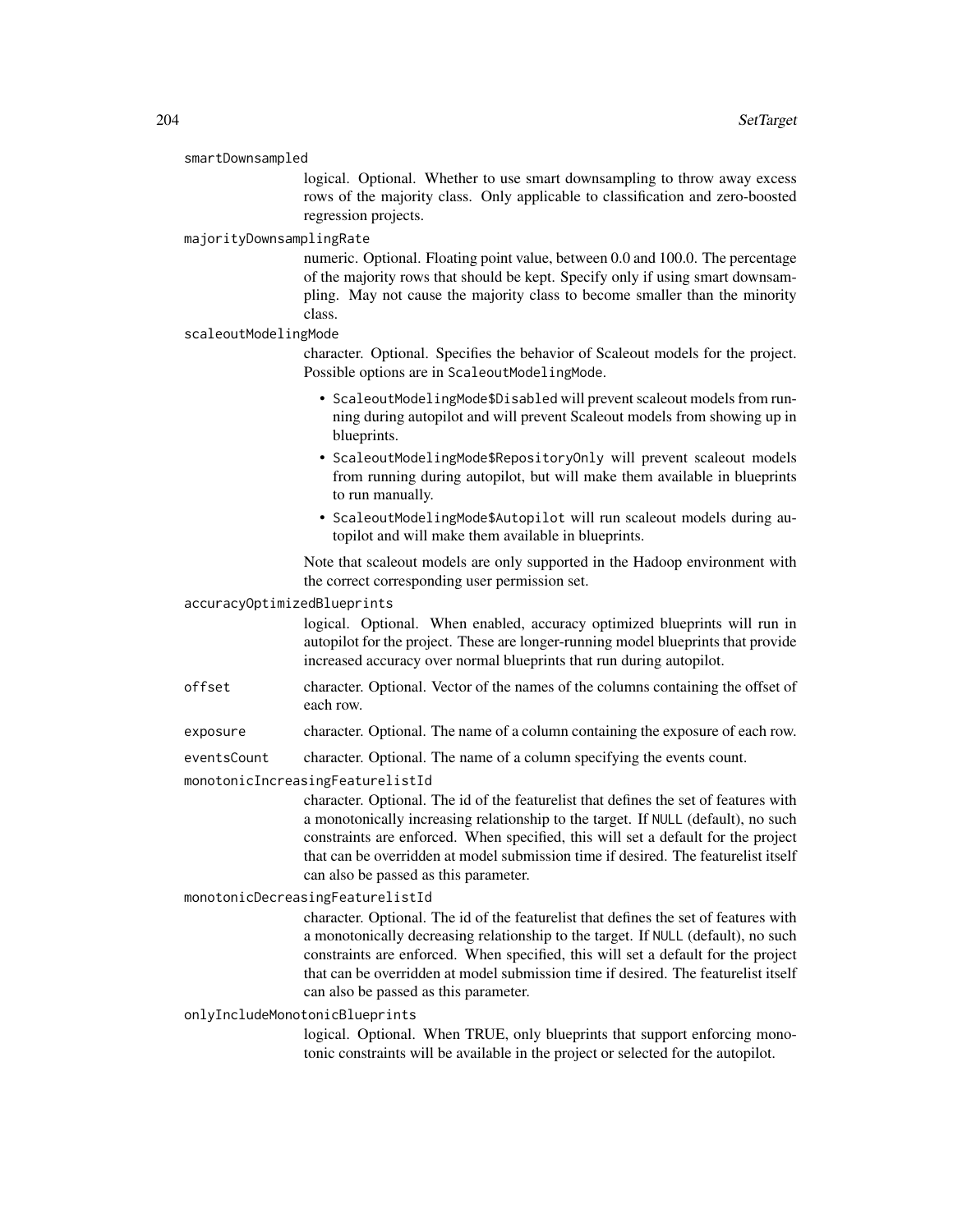smartDownsampled
: logical. Optional. Whether to use smart downsampling to throw away excess rows of the majority class. Only applicable to classification and zero-boosted regression projects.

majorityDownsamplingRate
: numeric. Optional. Floating point value, between 0.0 and 100.0. The percentage of the majority rows that should be kept. Specify only if using smart downsampling. May not cause the majority class to become smaller than the minority class.

scaleoutModelingMode
: character. Optional. Specifies the behavior of Scaleout models for the project. Possible options are in `ScaleoutModelingMode`.

  - `ScaleoutModelingMode$Disabled` will prevent scaleout models from running during autopilot and will prevent Scaleout models from showing up in blueprints.
  - `ScaleoutModelingMode$RepositoryOnly` will prevent scaleout models from running during autopilot, but will make them available in blueprints to run manually.
  - `ScaleoutModelingMode$Autopilot` will run scaleout models during autopilot and will make them available in blueprints.

  Note that scaleout models are only supported in the Hadoop environment with the correct corresponding user permission set.

accuracyOptimizedBlueprints
: logical. Optional. When enabled, accuracy optimized blueprints will run in autopilot for the project. These are longer-running model blueprints that provide increased accuracy over normal blueprints that run during autopilot.

offset
: character. Optional. Vector of the names of the columns containing the offset of each row.

exposure
: character. Optional. The name of a column containing the exposure of each row.

eventsCount
: character. Optional. The name of a column specifying the events count.

monotonicIncreasingFeaturelistId
: character. Optional. The id of the featurelist that defines the set of features with a monotonically increasing relationship to the target. If `NULL` (default), no such constraints are enforced. When specified, this will set a default for the project that can be overridden at model submission time if desired. The featurelist itself can also be passed as this parameter.

monotonicDecreasingFeaturelistId
: character. Optional. The id of the featurelist that defines the set of features with a monotonically decreasing relationship to the target. If `NULL` (default), no such constraints are enforced. When specified, this will set a default for the project that can be overridden at model submission time if desired. The featurelist itself can also be passed as this parameter.

onlyIncludeMonotonicBlueprints
: logical. Optional. When TRUE, only blueprints that support enforcing monotonic constraints will be available in the project or selected for the autopilot.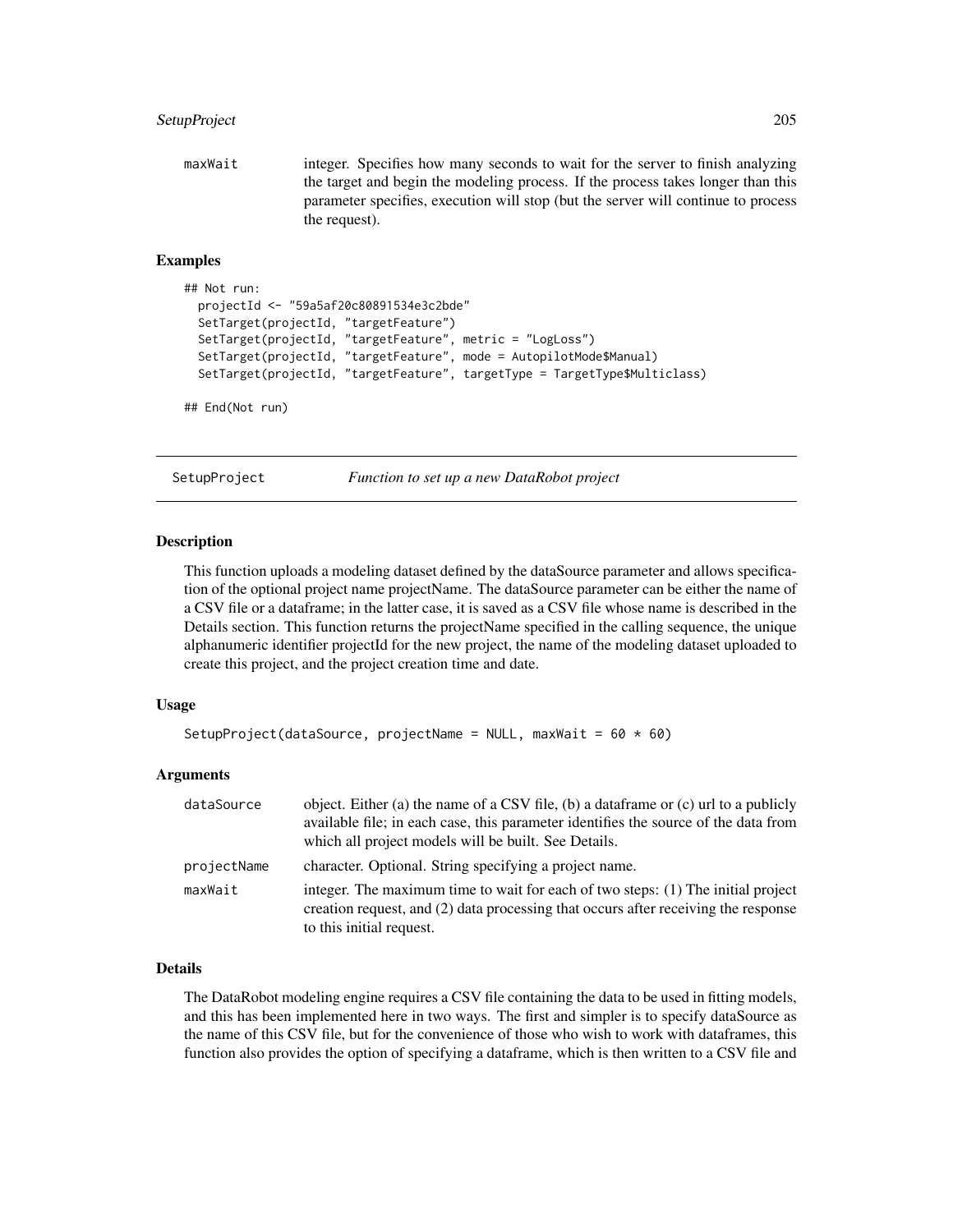maxWait integer. Specifies how many seconds to wait for the server to finish analyzing the target and begin the modeling process. If the process takes longer than this parameter specifies, execution will stop (but the server will continue to process the request).

### Examples

```
## Not run:
  projectId <- "59a5af20c80891534e3c2bde"
  SetTarget(projectId, "targetFeature")
  SetTarget(projectId, "targetFeature", metric = "LogLoss")
  SetTarget(projectId, "targetFeature", mode = AutopilotMode$Manual)
  SetTarget(projectId, "targetFeature", targetType = TargetType$Multiclass)

## End(Not run)
```

---

## SetupProject *Function to set up a new DataRobot project*

### Description

This function uploads a modeling dataset defined by the dataSource parameter and allows specification of the optional project name projectName. The dataSource parameter can be either the name of a CSV file or a dataframe; in the latter case, it is saved as a CSV file whose name is described in the Details section. This function returns the projectName specified in the calling sequence, the unique alphanumeric identifier projectId for the new project, the name of the modeling dataset uploaded to create this project, and the project creation time and date.

### Usage

```
SetupProject(dataSource, projectName = NULL, maxWait = 60 * 60)
```

### Arguments

| | |
|---|---|
| dataSource | object. Either (a) the name of a CSV file, (b) a dataframe or (c) url to a publicly available file; in each case, this parameter identifies the source of the data from which all project models will be built. See Details. |
| projectName | character. Optional. String specifying a project name. |
| maxWait | integer. The maximum time to wait for each of two steps: (1) The initial project creation request, and (2) data processing that occurs after receiving the response to this initial request. |

### Details

The DataRobot modeling engine requires a CSV file containing the data to be used in fitting models, and this has been implemented here in two ways. The first and simpler is to specify dataSource as the name of this CSV file, but for the convenience of those who wish to work with dataframes, this function also provides the option of specifying a dataframe, which is then written to a CSV file and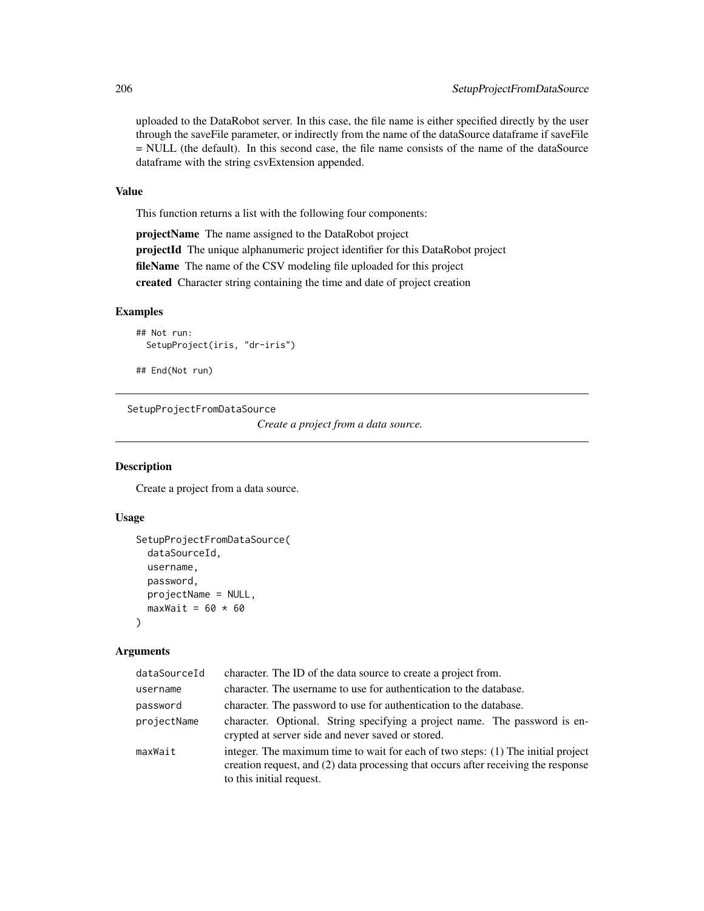uploaded to the DataRobot server. In this case, the file name is either specified directly by the user through the saveFile parameter, or indirectly from the name of the dataSource dataframe if saveFile = NULL (the default). In this second case, the file name consists of the name of the dataSource dataframe with the string csvExtension appended.

### Value

This function returns a list with the following four components:

**projectName** The name assigned to the DataRobot project

**projectId** The unique alphanumeric project identifier for this DataRobot project

**fileName** The name of the CSV modeling file uploaded for this project

**created** Character string containing the time and date of project creation

### Examples

```
## Not run:
  SetupProject(iris, "dr-iris")

## End(Not run)
```

---

## SetupProjectFromDataSource

*Create a project from a data source.*

---

### Description

Create a project from a data source.

### Usage

```
SetupProjectFromDataSource(
  dataSourceId,
  username,
  password,
  projectName = NULL,
  maxWait = 60 * 60
)
```

### Arguments

| | |
|---|---|
| `dataSourceId` | character. The ID of the data source to create a project from. |
| `username` | character. The username to use for authentication to the database. |
| `password` | character. The password to use for authentication to the database. |
| `projectName` | character. Optional. String specifying a project name. The password is encrypted at server side and never saved or stored. |
| `maxWait` | integer. The maximum time to wait for each of two steps: (1) The initial project creation request, and (2) data processing that occurs after receiving the response to this initial request. |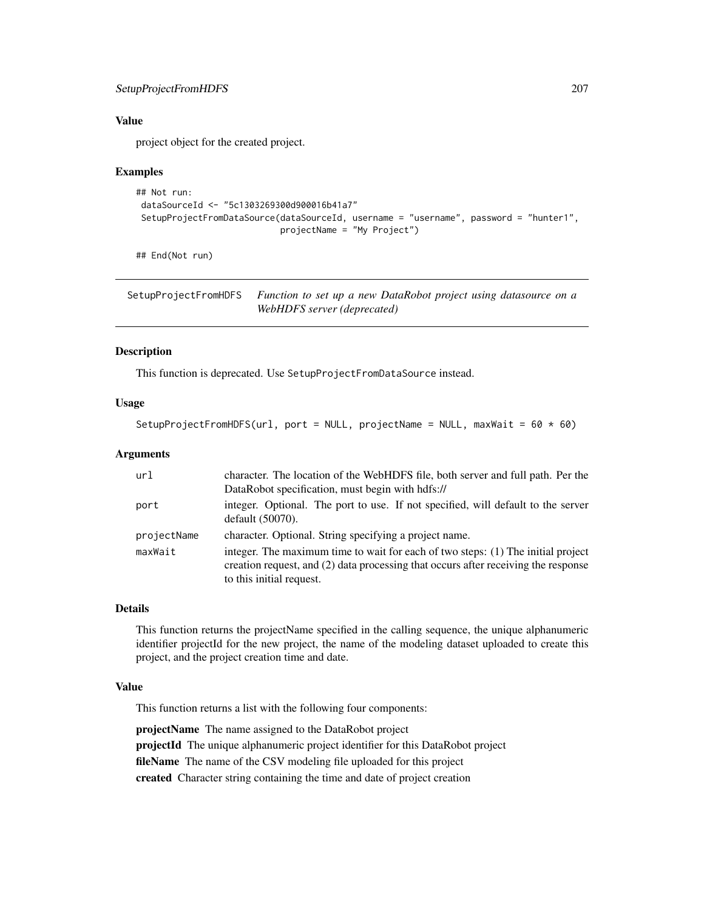### Value

project object for the created project.

### Examples

```
## Not run:
 dataSourceId <- "5c1303269300d900016b41a7"
 SetupProjectFromDataSource(dataSourceId, username = "username", password = "hunter1",
                            projectName = "My Project")

## End(Not run)
```

---

## SetupProjectFromHDFS — *Function to set up a new DataRobot project using datasource on a WebHDFS server (deprecated)*

---

### Description

This function is deprecated. Use `SetupProjectFromDataSource` instead.

### Usage

```
SetupProjectFromHDFS(url, port = NULL, projectName = NULL, maxWait = 60 * 60)
```

### Arguments

| | |
|---|---|
| `url` | character. The location of the WebHDFS file, both server and full path. Per the DataRobot specification, must begin with hdfs:// |
| `port` | integer. Optional. The port to use. If not specified, will default to the server default (50070). |
| `projectName` | character. Optional. String specifying a project name. |
| `maxWait` | integer. The maximum time to wait for each of two steps: (1) The initial project creation request, and (2) data processing that occurs after receiving the response to this initial request. |

### Details

This function returns the projectName specified in the calling sequence, the unique alphanumeric identifier projectId for the new project, the name of the modeling dataset uploaded to create this project, and the project creation time and date.

### Value

This function returns a list with the following four components:

**projectName** The name assigned to the DataRobot project

**projectId** The unique alphanumeric project identifier for this DataRobot project

**fileName** The name of the CSV modeling file uploaded for this project

**created** Character string containing the time and date of project creation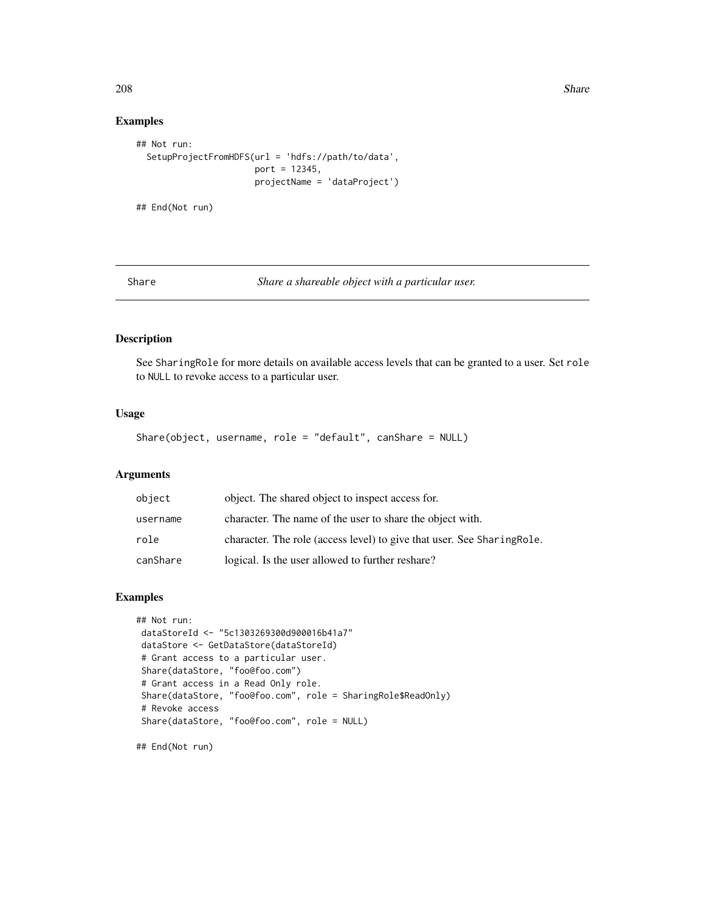## Examples

```
## Not run:
  SetupProjectFromHDFS(url = 'hdfs://path/to/data',
                       port = 12345,
                       projectName = 'dataProject')

## End(Not run)
```

---

# Share — *Share a shareable object with a particular user.*

---

## Description

See SharingRole for more details on available access levels that can be granted to a user. Set role to NULL to revoke access to a particular user.

## Usage

```
Share(object, username, role = "default", canShare = NULL)
```

## Arguments

| | |
|---|---|
| object | object. The shared object to inspect access for. |
| username | character. The name of the user to share the object with. |
| role | character. The role (access level) to give that user. See SharingRole. |
| canShare | logical. Is the user allowed to further reshare? |

## Examples

```
## Not run:
 dataStoreId <- "5c1303269300d900016b41a7"
 dataStore <- GetDataStore(dataStoreId)
 # Grant access to a particular user.
 Share(dataStore, "foo@foo.com")
 # Grant access in a Read Only role.
 Share(dataStore, "foo@foo.com", role = SharingRole$ReadOnly)
 # Revoke access
 Share(dataStore, "foo@foo.com", role = NULL)

## End(Not run)
```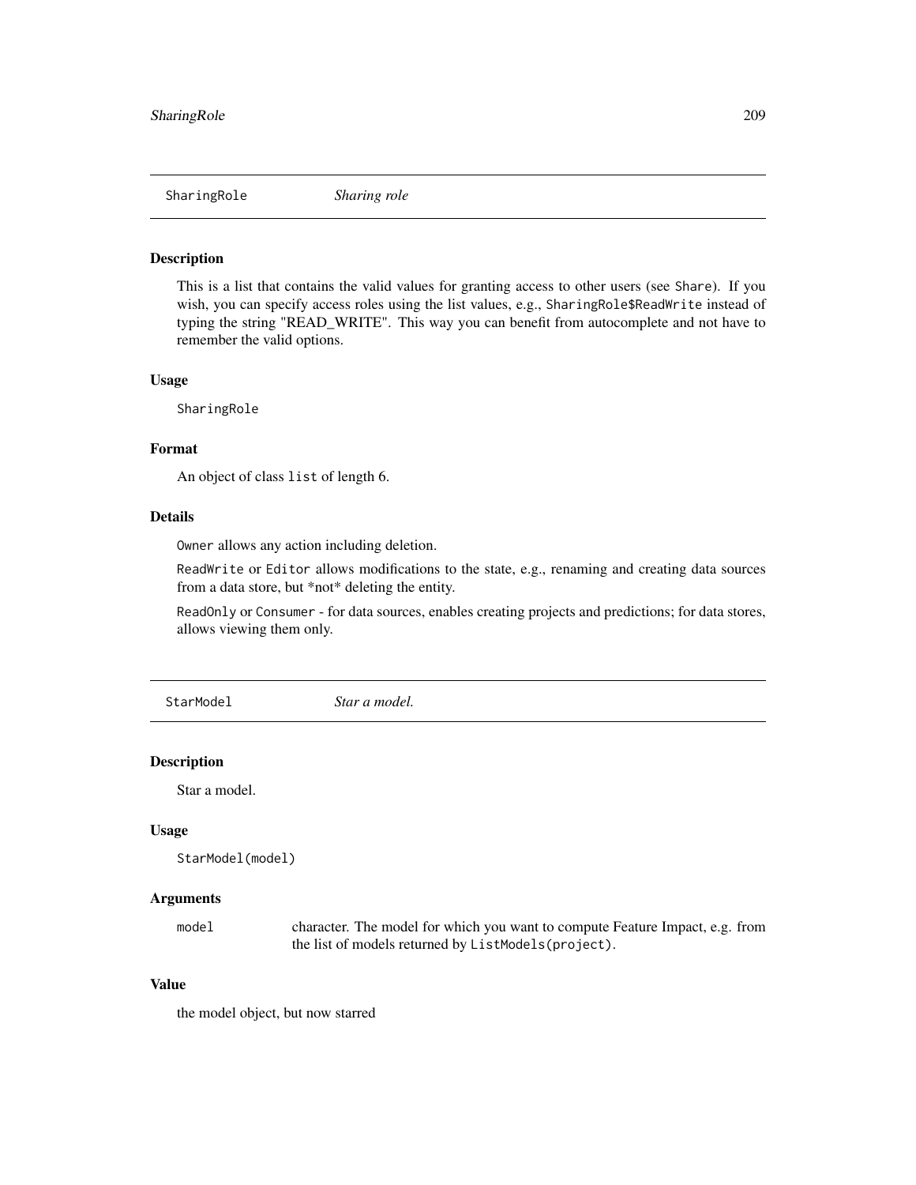## SharingRole *Sharing role*

### Description

This is a list that contains the valid values for granting access to other users (see `Share`). If you wish, you can specify access roles using the list values, e.g., `SharingRole$ReadWrite` instead of typing the string "READ_WRITE". This way you can benefit from autocomplete and not have to remember the valid options.

### Usage

```
SharingRole
```

### Format

An object of class `list` of length 6.

### Details

`Owner` allows any action including deletion.

`ReadWrite` or `Editor` allows modifications to the state, e.g., renaming and creating data sources from a data store, but *not* deleting the entity.

`ReadOnly` or `Consumer` - for data sources, enables creating projects and predictions; for data stores, allows viewing them only.

## StarModel *Star a model.*

### Description

Star a model.

### Usage

```
StarModel(model)
```

### Arguments

| | |
|---|---|
| `model` | character. The model for which you want to compute Feature Impact, e.g. from the list of models returned by `ListModels(project)`. |

### Value

the model object, but now starred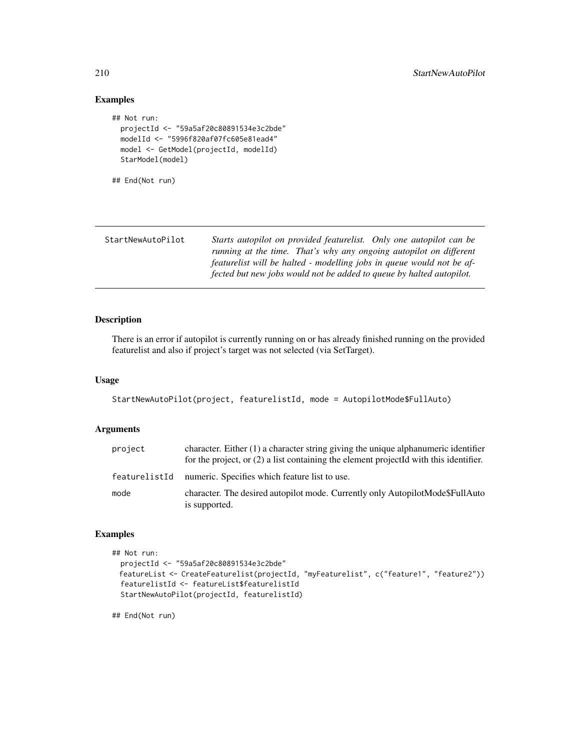### Examples

```
## Not run:
  projectId <- "59a5af20c80891534e3c2bde"
  modelId <- "5996f820af07fc605e81ead4"
  model <- GetModel(projectId, modelId)
  StarModel(model)

## End(Not run)
```

---

## StartNewAutoPilot

*Starts autopilot on provided featurelist. Only one autopilot can be running at the time. That's why any ongoing autopilot on different featurelist will be halted - modelling jobs in queue would not be affected but new jobs would not be added to queue by halted autopilot.*

---

### Description

There is an error if autopilot is currently running on or has already finished running on the provided featurelist and also if project's target was not selected (via SetTarget).

### Usage

```
StartNewAutoPilot(project, featurelistId, mode = AutopilotMode$FullAuto)
```

### Arguments

| | |
|---|---|
| `project` | character. Either (1) a character string giving the unique alphanumeric identifier for the project, or (2) a list containing the element projectId with this identifier. |
| `featurelistId` | numeric. Specifies which feature list to use. |
| `mode` | character. The desired autopilot mode. Currently only AutopilotMode$FullAuto is supported. |

### Examples

```
## Not run:
  projectId <- "59a5af20c80891534e3c2bde"
  featureList <- CreateFeaturelist(projectId, "myFeaturelist", c("feature1", "feature2"))
  featurelistId <- featureList$featurelistId
  StartNewAutoPilot(projectId, featurelistId)

## End(Not run)
```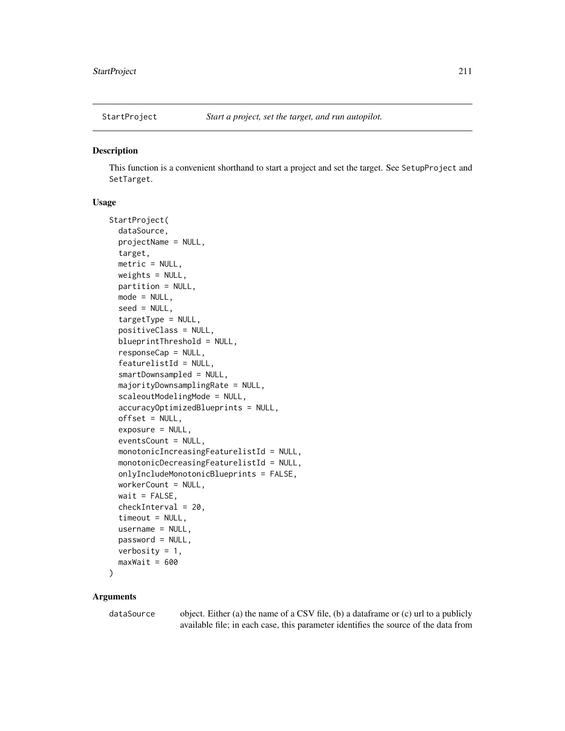## StartProject — *Start a project, set the target, and run autopilot.*

### Description

This function is a convenient shorthand to start a project and set the target. See `SetupProject` and `SetTarget`.

### Usage

```
StartProject(
  dataSource,
  projectName = NULL,
  target,
  metric = NULL,
  weights = NULL,
  partition = NULL,
  mode = NULL,
  seed = NULL,
  targetType = NULL,
  positiveClass = NULL,
  blueprintThreshold = NULL,
  responseCap = NULL,
  featurelistId = NULL,
  smartDownsampled = NULL,
  majorityDownsamplingRate = NULL,
  scaleoutModelingMode = NULL,
  accuracyOptimizedBlueprints = NULL,
  offset = NULL,
  exposure = NULL,
  eventsCount = NULL,
  monotonicIncreasingFeaturelistId = NULL,
  monotonicDecreasingFeaturelistId = NULL,
  onlyIncludeMonotonicBlueprints = FALSE,
  workerCount = NULL,
  wait = FALSE,
  checkInterval = 20,
  timeout = NULL,
  username = NULL,
  password = NULL,
  verbosity = 1,
  maxWait = 600
)
```

### Arguments

`dataSource` object. Either (a) the name of a CSV file, (b) a dataframe or (c) url to a publicly available file; in each case, this parameter identifies the source of the data from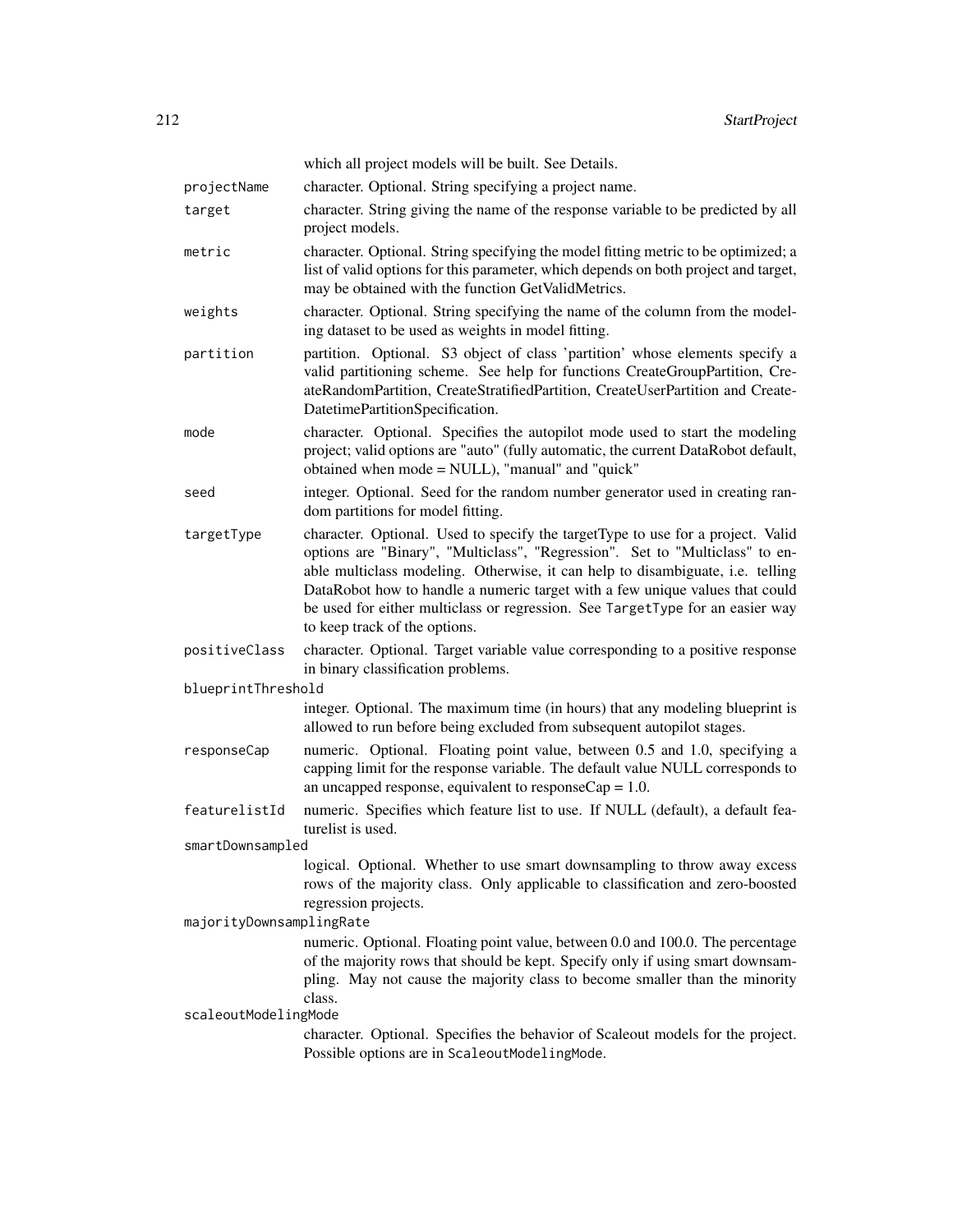which all project models will be built. See Details.

| | |
|---|---|
| `projectName` | character. Optional. String specifying a project name. |
| `target` | character. String giving the name of the response variable to be predicted by all project models. |
| `metric` | character. Optional. String specifying the model fitting metric to be optimized; a list of valid options for this parameter, which depends on both project and target, may be obtained with the function GetValidMetrics. |
| `weights` | character. Optional. String specifying the name of the column from the modeling dataset to be used as weights in model fitting. |
| `partition` | partition. Optional. S3 object of class 'partition' whose elements specify a valid partitioning scheme. See help for functions CreateGroupPartition, CreateRandomPartition, CreateStratifiedPartition, CreateUserPartition and CreateDatetimePartitionSpecification. |
| `mode` | character. Optional. Specifies the autopilot mode used to start the modeling project; valid options are "auto" (fully automatic, the current DataRobot default, obtained when mode = NULL), "manual" and "quick" |
| `seed` | integer. Optional. Seed for the random number generator used in creating random partitions for model fitting. |
| `targetType` | character. Optional. Used to specify the targetType to use for a project. Valid options are "Binary", "Multiclass", "Regression". Set to "Multiclass" to enable multiclass modeling. Otherwise, it can help to disambiguate, i.e. telling DataRobot how to handle a numeric target with a few unique values that could be used for either multiclass or regression. See `TargetType` for an easier way to keep track of the options. |
| `positiveClass` | character. Optional. Target variable value corresponding to a positive response in binary classification problems. |
| `blueprintThreshold` | integer. Optional. The maximum time (in hours) that any modeling blueprint is allowed to run before being excluded from subsequent autopilot stages. |
| `responseCap` | numeric. Optional. Floating point value, between 0.5 and 1.0, specifying a capping limit for the response variable. The default value NULL corresponds to an uncapped response, equivalent to responseCap = 1.0. |
| `featurelistId` | numeric. Specifies which feature list to use. If NULL (default), a default featurelist is used. |
| `smartDownsampled` | logical. Optional. Whether to use smart downsampling to throw away excess rows of the majority class. Only applicable to classification and zero-boosted regression projects. |
| `majorityDownsamplingRate` | numeric. Optional. Floating point value, between 0.0 and 100.0. The percentage of the majority rows that should be kept. Specify only if using smart downsampling. May not cause the majority class to become smaller than the minority class. |
| `scaleoutModelingMode` | character. Optional. Specifies the behavior of Scaleout models for the project. Possible options are in `ScaleoutModelingMode`. |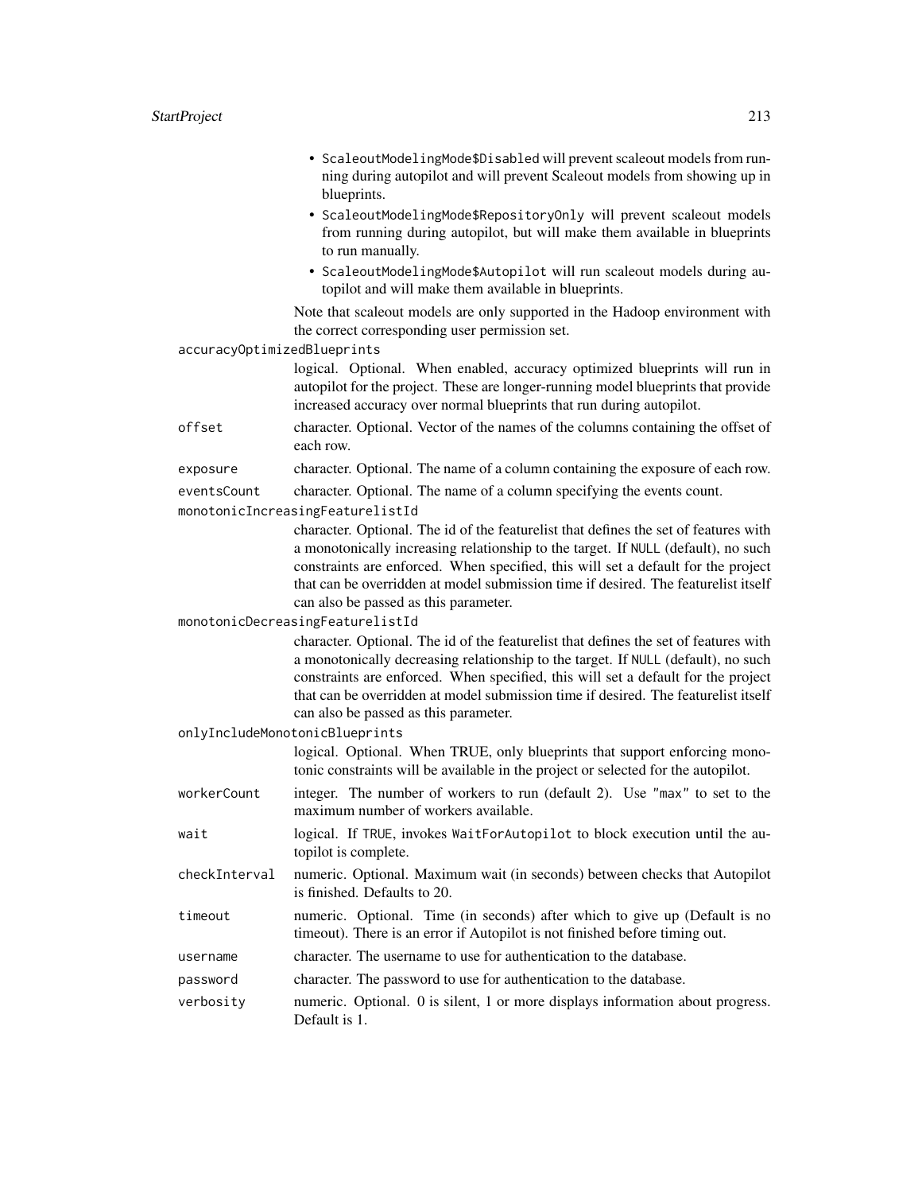- `ScaleoutModelingMode$Disabled` will prevent scaleout models from running during autopilot and will prevent Scaleout models from showing up in blueprints.
- `ScaleoutModelingMode$RepositoryOnly` will prevent scaleout models from running during autopilot, but will make them available in blueprints to run manually.
- `ScaleoutModelingMode$Autopilot` will run scaleout models during autopilot and will make them available in blueprints.

Note that scaleout models are only supported in the Hadoop environment with the correct corresponding user permission set.

`accuracyOptimizedBlueprints`
: logical. Optional. When enabled, accuracy optimized blueprints will run in autopilot for the project. These are longer-running model blueprints that provide increased accuracy over normal blueprints that run during autopilot.

`offset`
: character. Optional. Vector of the names of the columns containing the offset of each row.

`exposure`
: character. Optional. The name of a column containing the exposure of each row.

`eventsCount`
: character. Optional. The name of a column specifying the events count.

`monotonicIncreasingFeaturelistId`
: character. Optional. The id of the featurelist that defines the set of features with a monotonically increasing relationship to the target. If `NULL` (default), no such constraints are enforced. When specified, this will set a default for the project that can be overridden at model submission time if desired. The featurelist itself can also be passed as this parameter.

`monotonicDecreasingFeaturelistId`
: character. Optional. The id of the featurelist that defines the set of features with a monotonically decreasing relationship to the target. If `NULL` (default), no such constraints are enforced. When specified, this will set a default for the project that can be overridden at model submission time if desired. The featurelist itself can also be passed as this parameter.

`onlyIncludeMonotonicBlueprints`
: logical. Optional. When TRUE, only blueprints that support enforcing monotonic constraints will be available in the project or selected for the autopilot.

`workerCount`
: integer. The number of workers to run (default 2). Use `"max"` to set to the maximum number of workers available.

`wait`
: logical. If `TRUE`, invokes `WaitForAutopilot` to block execution until the autopilot is complete.

`checkInterval`
: numeric. Optional. Maximum wait (in seconds) between checks that Autopilot is finished. Defaults to 20.

`timeout`
: numeric. Optional. Time (in seconds) after which to give up (Default is no timeout). There is an error if Autopilot is not finished before timing out.

`username`
: character. The username to use for authentication to the database.

`password`
: character. The password to use for authentication to the database.

`verbosity`
: numeric. Optional. 0 is silent, 1 or more displays information about progress. Default is 1.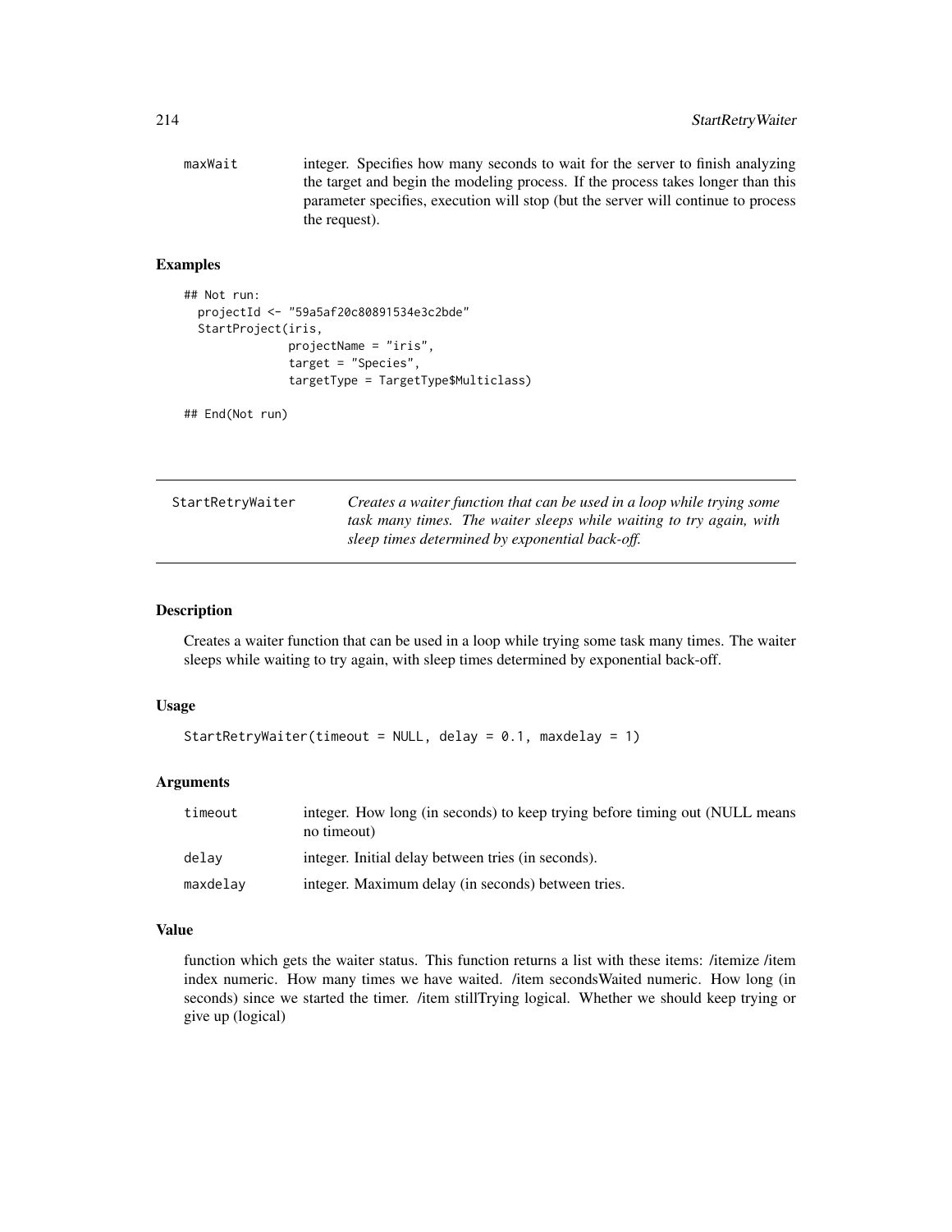| | |
|---|---|
| maxWait | integer. Specifies how many seconds to wait for the server to finish analyzing the target and begin the modeling process. If the process takes longer than this parameter specifies, execution will stop (but the server will continue to process the request). |

### Examples

```
## Not run:
  projectId <- "59a5af20c80891534e3c2bde"
  StartProject(iris,
               projectName = "iris",
               target = "Species",
               targetType = TargetType$Multiclass)

## End(Not run)
```

---

## StartRetryWaiter

*Creates a waiter function that can be used in a loop while trying some task many times. The waiter sleeps while waiting to try again, with sleep times determined by exponential back-off.*

### Description

Creates a waiter function that can be used in a loop while trying some task many times. The waiter sleeps while waiting to try again, with sleep times determined by exponential back-off.

### Usage

```
StartRetryWaiter(timeout = NULL, delay = 0.1, maxdelay = 1)
```

### Arguments

| | |
|---|---|
| timeout | integer. How long (in seconds) to keep trying before timing out (NULL means no timeout) |
| delay | integer. Initial delay between tries (in seconds). |
| maxdelay | integer. Maximum delay (in seconds) between tries. |

### Value

function which gets the waiter status. This function returns a list with these items: /itemize /item index numeric. How many times we have waited. /item secondsWaited numeric. How long (in seconds) since we started the timer. /item stillTrying logical. Whether we should keep trying or give up (logical)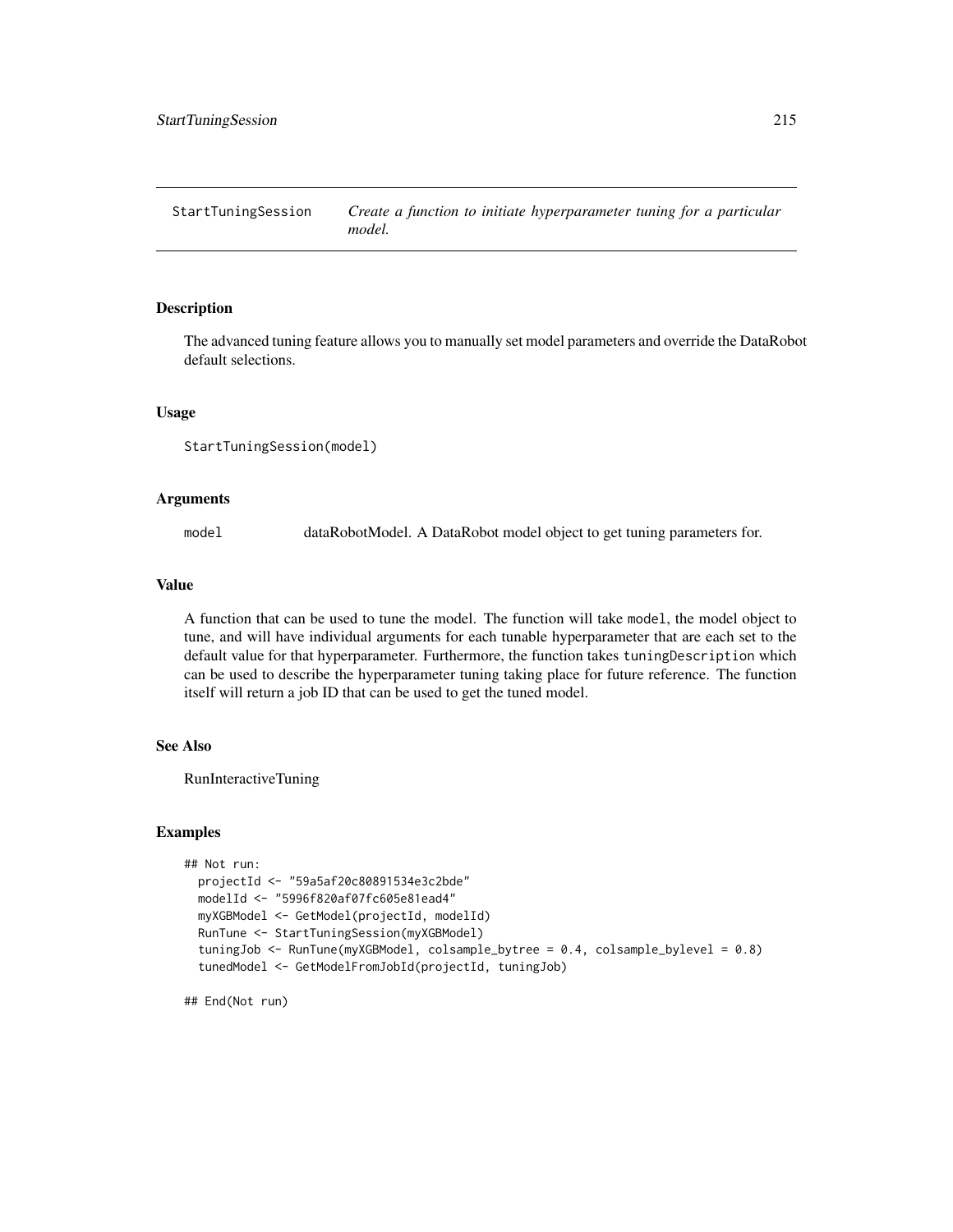## StartTuningSession — *Create a function to initiate hyperparameter tuning for a particular model.*

### Description

The advanced tuning feature allows you to manually set model parameters and override the DataRobot default selections.

### Usage

```
StartTuningSession(model)
```

### Arguments

| | |
|---|---|
| model | dataRobotModel. A DataRobot model object to get tuning parameters for. |

### Value

A function that can be used to tune the model. The function will take `model`, the model object to tune, and will have individual arguments for each tunable hyperparameter that are each set to the default value for that hyperparameter. Furthermore, the function takes `tuningDescription` which can be used to describe the hyperparameter tuning taking place for future reference. The function itself will return a job ID that can be used to get the tuned model.

### See Also

RunInteractiveTuning

### Examples

```
## Not run:
  projectId <- "59a5af20c80891534e3c2bde"
  modelId <- "5996f820af07fc605e81ead4"
  myXGBModel <- GetModel(projectId, modelId)
  RunTune <- StartTuningSession(myXGBModel)
  tuningJob <- RunTune(myXGBModel, colsample_bytree = 0.4, colsample_bylevel = 0.8)
  tunedModel <- GetModelFromJobId(projectId, tuningJob)

## End(Not run)
```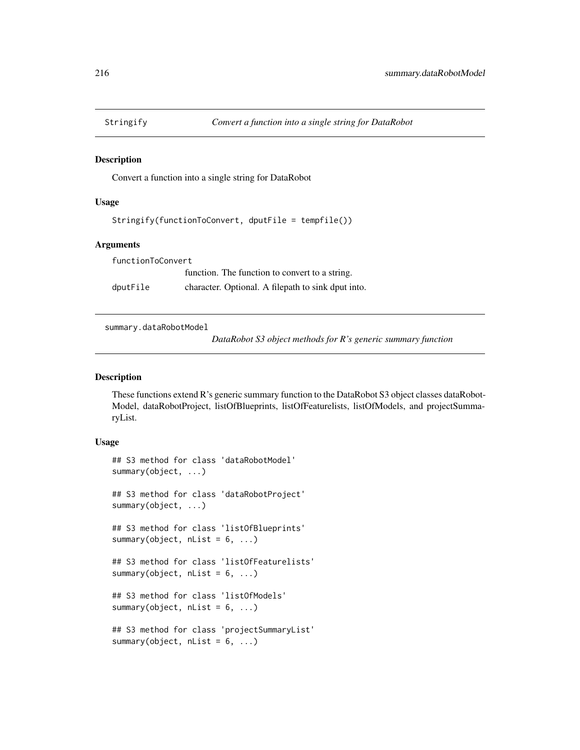## Stringify *Convert a function into a single string for DataRobot*

### Description

Convert a function into a single string for DataRobot

### Usage

```
Stringify(functionToConvert, dputFile = tempfile())
```

### Arguments

| | |
|---|---|
| functionToConvert | function. The function to convert to a string. |
| dputFile | character. Optional. A filepath to sink dput into. |

## summary.dataRobotModel *DataRobot S3 object methods for R's generic summary function*

### Description

These functions extend R's generic summary function to the DataRobot S3 object classes dataRobotModel, dataRobotProject, listOfBlueprints, listOfFeaturelists, listOfModels, and projectSummaryList.

### Usage

```
## S3 method for class 'dataRobotModel'
summary(object, ...)

## S3 method for class 'dataRobotProject'
summary(object, ...)

## S3 method for class 'listOfBlueprints'
summary(object, nList = 6, ...)

## S3 method for class 'listOfFeaturelists'
summary(object, nList = 6, ...)

## S3 method for class 'listOfModels'
summary(object, nList = 6, ...)

## S3 method for class 'projectSummaryList'
summary(object, nList = 6, ...)
```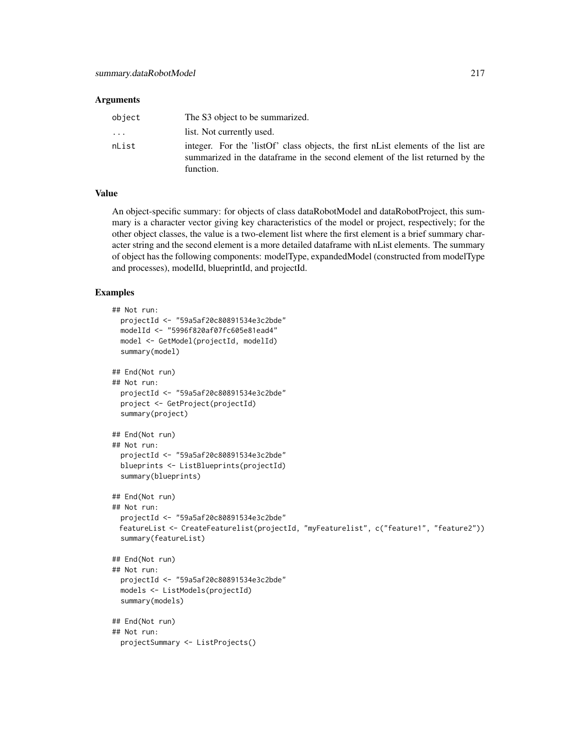### Arguments

| | |
|---|---|
| object | The S3 object to be summarized. |
| ... | list. Not currently used. |
| nList | integer. For the 'listOf' class objects, the first nList elements of the list are summarized in the dataframe in the second element of the list returned by the function. |

### Value

An object-specific summary: for objects of class dataRobotModel and dataRobotProject, this summary is a character vector giving key characteristics of the model or project, respectively; for the other object classes, the value is a two-element list where the first element is a brief summary character string and the second element is a more detailed dataframe with nList elements. The summary of object has the following components: modelType, expandedModel (constructed from modelType and processes), modelId, blueprintId, and projectId.

### Examples

```
## Not run:
  projectId <- "59a5af20c80891534e3c2bde"
  modelId <- "5996f820af07fc605e81ead4"
  model <- GetModel(projectId, modelId)
  summary(model)

## End(Not run)
## Not run:
  projectId <- "59a5af20c80891534e3c2bde"
  project <- GetProject(projectId)
  summary(project)

## End(Not run)
## Not run:
  projectId <- "59a5af20c80891534e3c2bde"
  blueprints <- ListBlueprints(projectId)
  summary(blueprints)

## End(Not run)
## Not run:
  projectId <- "59a5af20c80891534e3c2bde"
  featureList <- CreateFeaturelist(projectId, "myFeaturelist", c("feature1", "feature2"))
  summary(featureList)

## End(Not run)
## Not run:
  projectId <- "59a5af20c80891534e3c2bde"
  models <- ListModels(projectId)
  summary(models)

## End(Not run)
## Not run:
  projectSummary <- ListProjects()
```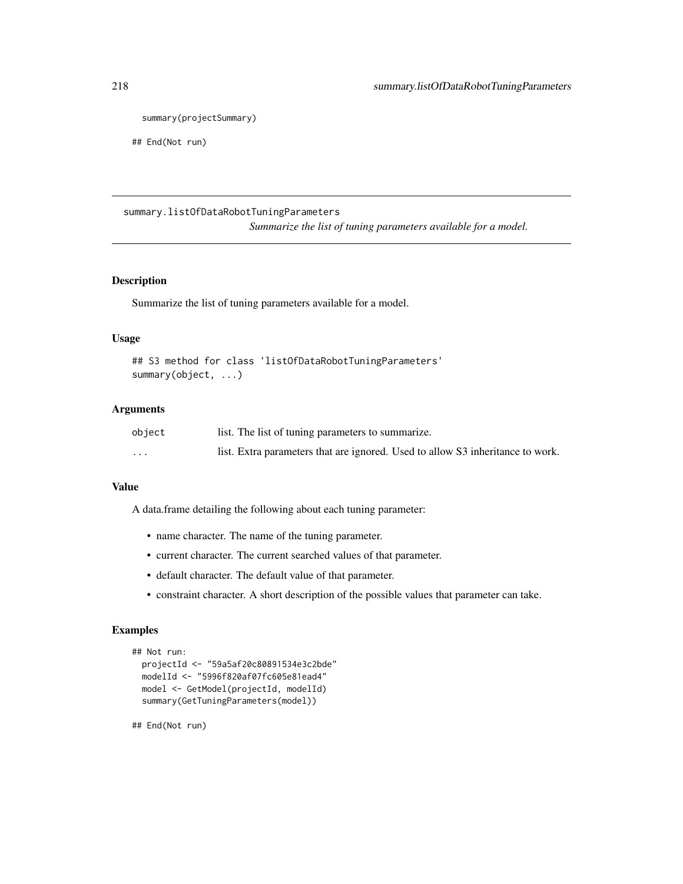```
  summary(projectSummary)

## End(Not run)
```

## summary.listOfDataRobotTuningParameters

*Summarize the list of tuning parameters available for a model.*

### Description

Summarize the list of tuning parameters available for a model.

### Usage

```
## S3 method for class 'listOfDataRobotTuningParameters'
summary(object, ...)
```

### Arguments

| | |
|---|---|
| object | list. The list of tuning parameters to summarize. |
| ... | list. Extra parameters that are ignored. Used to allow S3 inheritance to work. |

### Value

A data.frame detailing the following about each tuning parameter:

- name character. The name of the tuning parameter.
- current character. The current searched values of that parameter.
- default character. The default value of that parameter.
- constraint character. A short description of the possible values that parameter can take.

### Examples

```
## Not run:
  projectId <- "59a5af20c80891534e3c2bde"
  modelId <- "5996f820af07fc605e81ead4"
  model <- GetModel(projectId, modelId)
  summary(GetTuningParameters(model))

## End(Not run)
```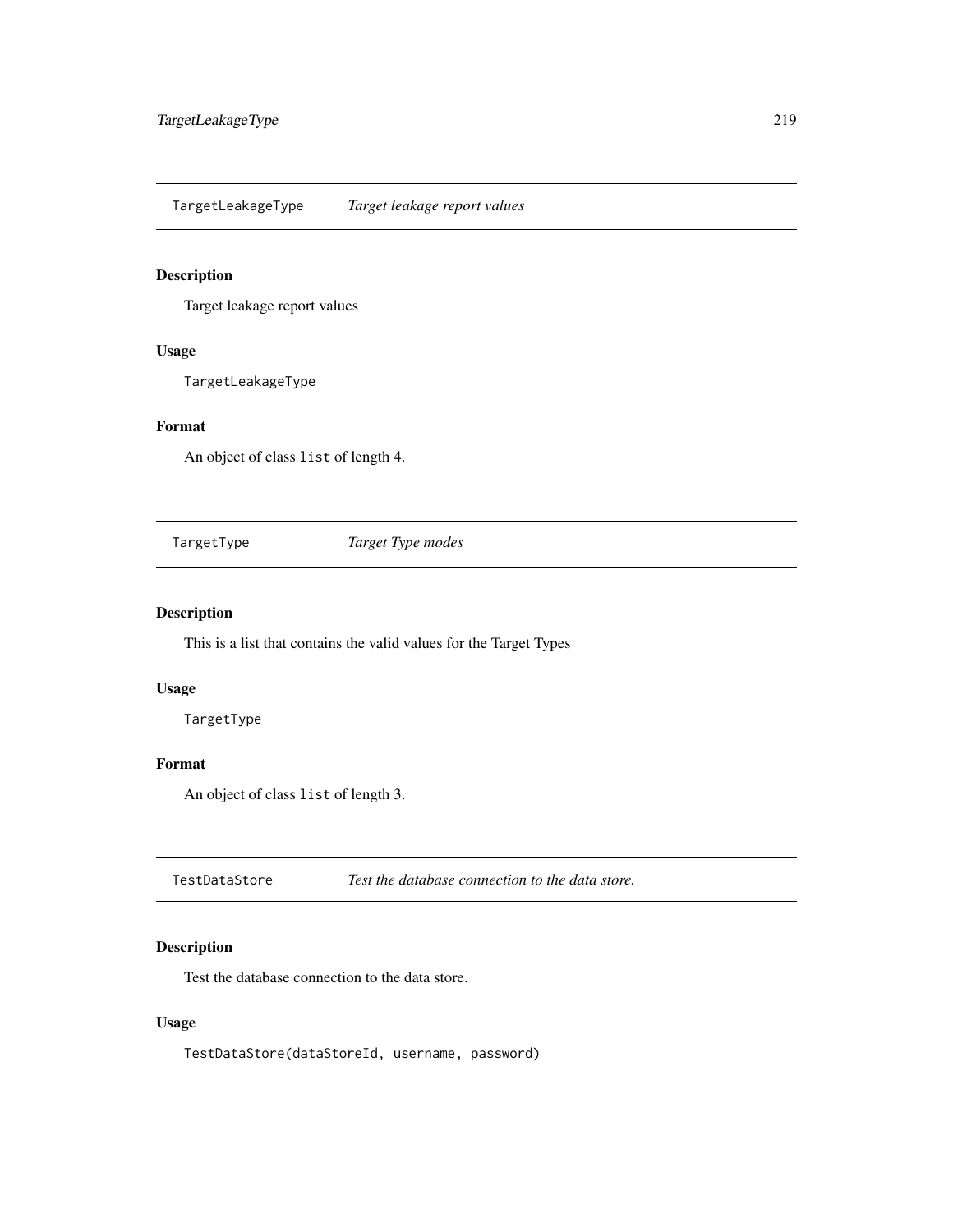## TargetLeakageType *Target leakage report values*

### Description

Target leakage report values

### Usage

```
TargetLeakageType
```

### Format

An object of class `list` of length 4.

## TargetType *Target Type modes*

### Description

This is a list that contains the valid values for the Target Types

### Usage

```
TargetType
```

### Format

An object of class `list` of length 3.

## TestDataStore *Test the database connection to the data store.*

### Description

Test the database connection to the data store.

### Usage

```
TestDataStore(dataStoreId, username, password)
```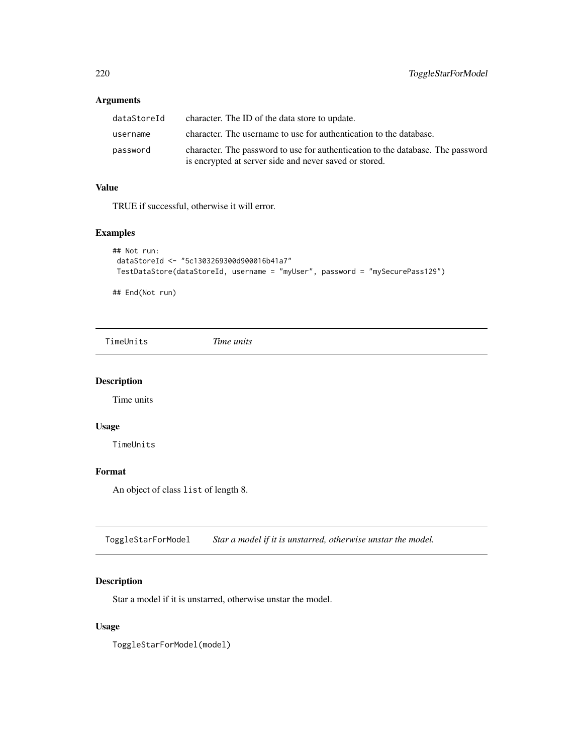### Arguments

| | |
|---|---|
| `dataStoreId` | character. The ID of the data store to update. |
| `username` | character. The username to use for authentication to the database. |
| `password` | character. The password to use for authentication to the database. The password is encrypted at server side and never saved or stored. |

### Value

TRUE if successful, otherwise it will error.

### Examples

```
## Not run:
 dataStoreId <- "5c1303269300d900016b41a7"
 TestDataStore(dataStoreId, username = "myUser", password = "mySecurePass129")

## End(Not run)
```

---

## TimeUnits *Time units*

### Description

Time units

### Usage

```
TimeUnits
```

### Format

An object of class `list` of length 8.

---

## ToggleStarForModel *Star a model if it is unstarred, otherwise unstar the model.*

### Description

Star a model if it is unstarred, otherwise unstar the model.

### Usage

```
ToggleStarForModel(model)
```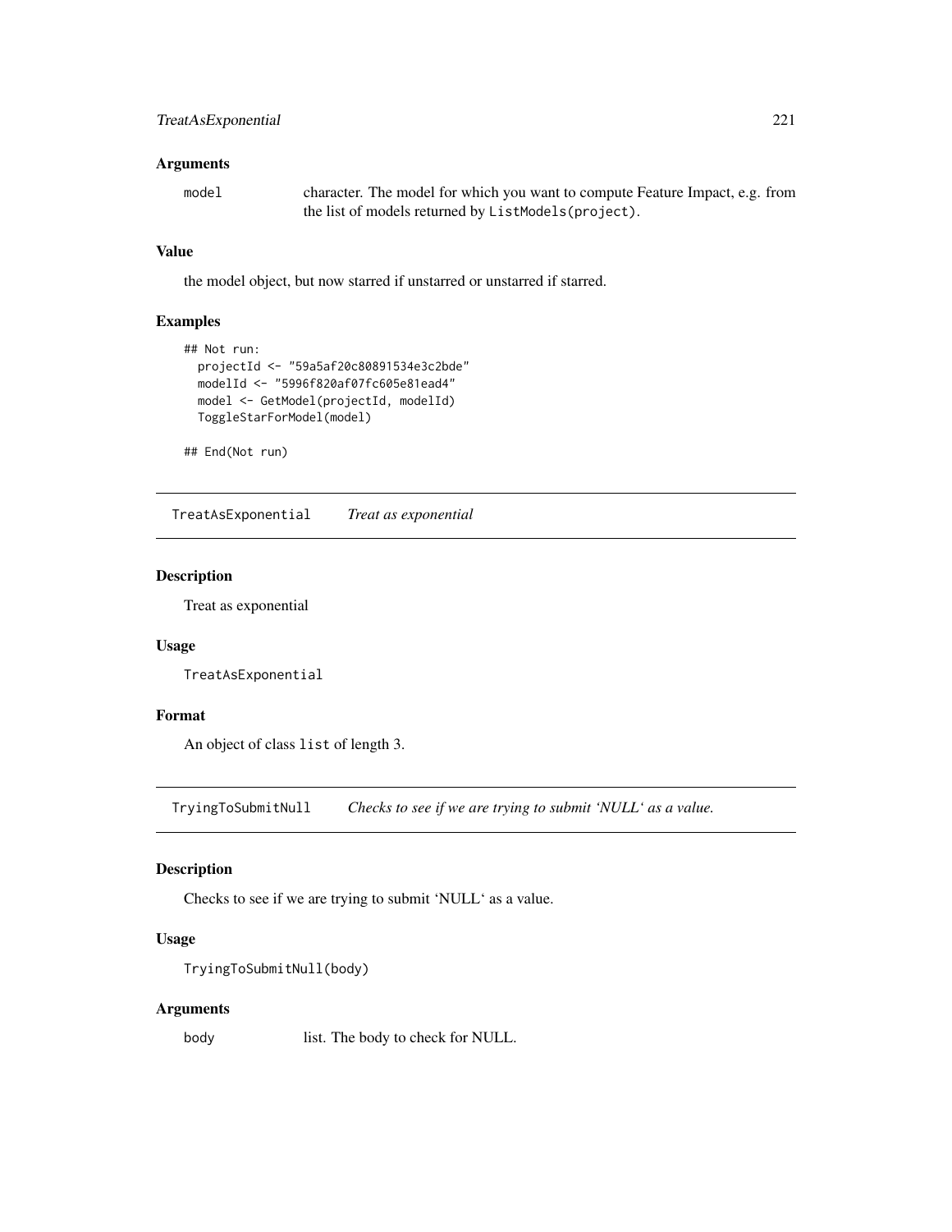### Arguments

`model` character. The model for which you want to compute Feature Impact, e.g. from the list of models returned by `ListModels(project)`.

### Value

the model object, but now starred if unstarred or unstarred if starred.

### Examples

```
## Not run:
  projectId <- "59a5af20c80891534e3c2bde"
  modelId <- "5996f820af07fc605e81ead4"
  model <- GetModel(projectId, modelId)
  ToggleStarForModel(model)

## End(Not run)
```

---

## TreatAsExponential *Treat as exponential*

### Description

Treat as exponential

### Usage

```
TreatAsExponential
```

### Format

An object of class `list` of length 3.

---

## TryingToSubmitNull *Checks to see if we are trying to submit 'NULL' as a value.*

### Description

Checks to see if we are trying to submit 'NULL' as a value.

### Usage

```
TryingToSubmitNull(body)
```

### Arguments

`body` list. The body to check for NULL.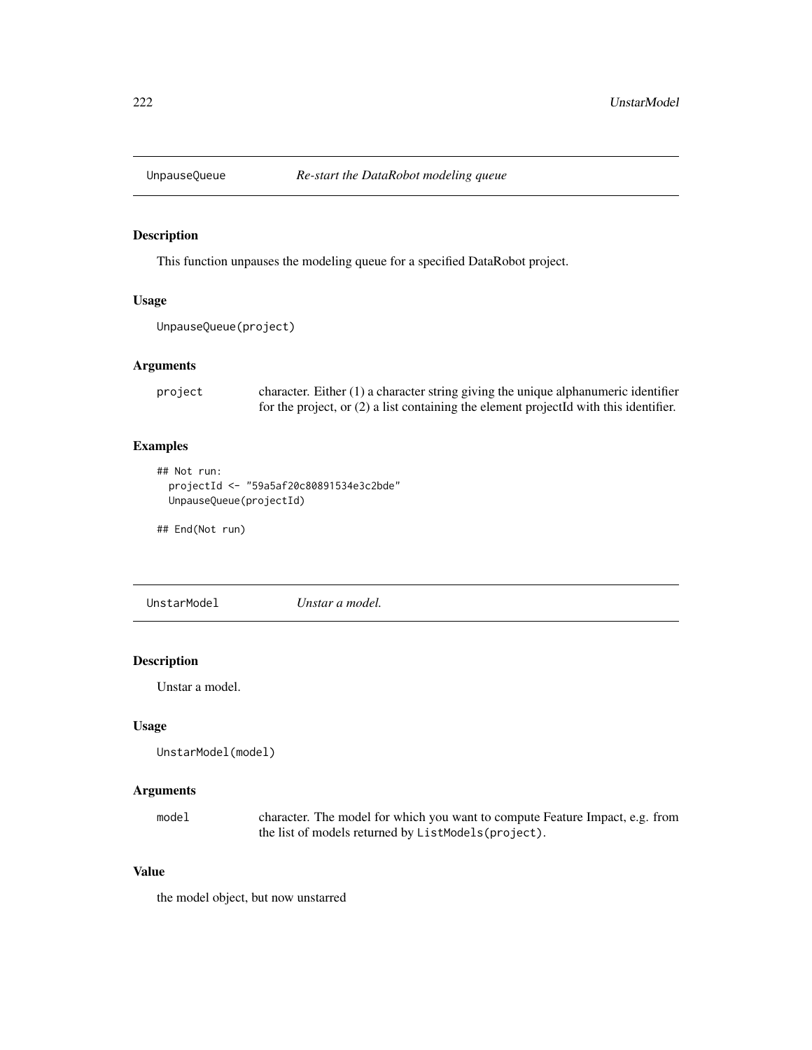## UnpauseQueue — *Re-start the DataRobot modeling queue*

### Description

This function unpauses the modeling queue for a specified DataRobot project.

### Usage

```
UnpauseQueue(project)
```

### Arguments

| | |
|---|---|
| project | character. Either (1) a character string giving the unique alphanumeric identifier for the project, or (2) a list containing the element projectId with this identifier. |

### Examples

```
## Not run:
  projectId <- "59a5af20c80891534e3c2bde"
  UnpauseQueue(projectId)

## End(Not run)
```

## UnstarModel — *Unstar a model.*

### Description

Unstar a model.

### Usage

```
UnstarModel(model)
```

### Arguments

| | |
|---|---|
| model | character. The model for which you want to compute Feature Impact, e.g. from the list of models returned by `ListModels(project)`. |

### Value

the model object, but now unstarred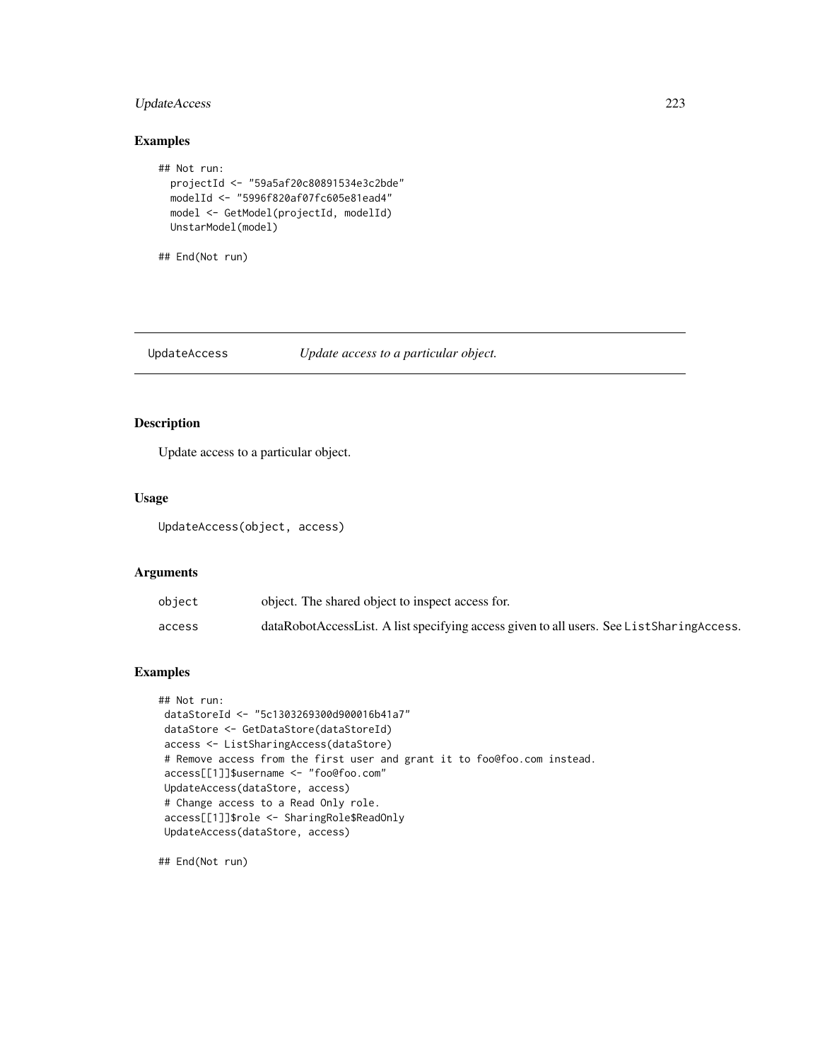## Examples

```
## Not run:
  projectId <- "59a5af20c80891534e3c2bde"
  modelId <- "5996f820af07fc605e81ead4"
  model <- GetModel(projectId, modelId)
  UnstarModel(model)

## End(Not run)
```

---

## UpdateAccess *Update access to a particular object.*

---

### Description

Update access to a particular object.

### Usage

```
UpdateAccess(object, access)
```

### Arguments

| | |
|---|---|
| object | object. The shared object to inspect access for. |
| access | dataRobotAccessList. A list specifying access given to all users. See ListSharingAccess. |

### Examples

```
## Not run:
 dataStoreId <- "5c1303269300d900016b41a7"
 dataStore <- GetDataStore(dataStoreId)
 access <- ListSharingAccess(dataStore)
 # Remove access from the first user and grant it to foo@foo.com instead.
 access[[1]]$username <- "foo@foo.com"
 UpdateAccess(dataStore, access)
 # Change access to a Read Only role.
 access[[1]]$role <- SharingRole$ReadOnly
 UpdateAccess(dataStore, access)

## End(Not run)
```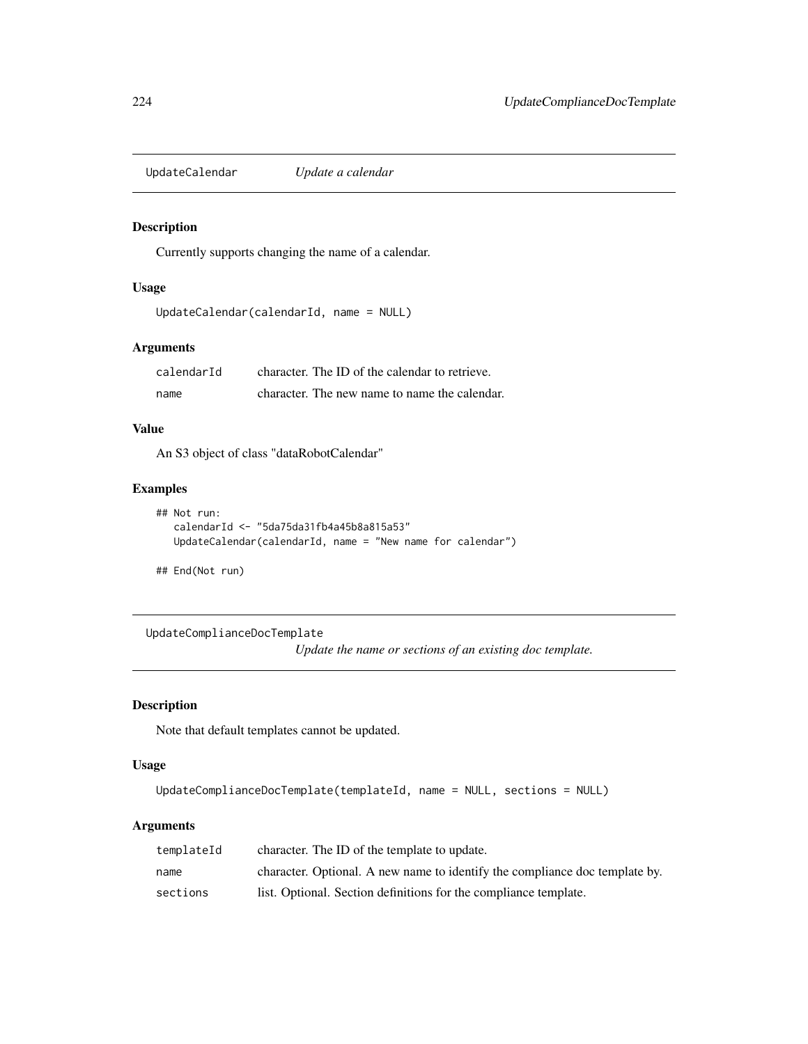## UpdateCalendar *Update a calendar*

### Description

Currently supports changing the name of a calendar.

### Usage

```
UpdateCalendar(calendarId, name = NULL)
```

### Arguments

| | |
|---|---|
| calendarId | character. The ID of the calendar to retrieve. |
| name | character. The new name to name the calendar. |

### Value

An S3 object of class "dataRobotCalendar"

### Examples

```
## Not run:
   calendarId <- "5da75da31fb4a45b8a815a53"
   UpdateCalendar(calendarId, name = "New name for calendar")

## End(Not run)
```

## UpdateComplianceDocTemplate *Update the name or sections of an existing doc template.*

### Description

Note that default templates cannot be updated.

### Usage

```
UpdateComplianceDocTemplate(templateId, name = NULL, sections = NULL)
```

### Arguments

| | |
|---|---|
| templateId | character. The ID of the template to update. |
| name | character. Optional. A new name to identify the compliance doc template by. |
| sections | list. Optional. Section definitions for the compliance template. |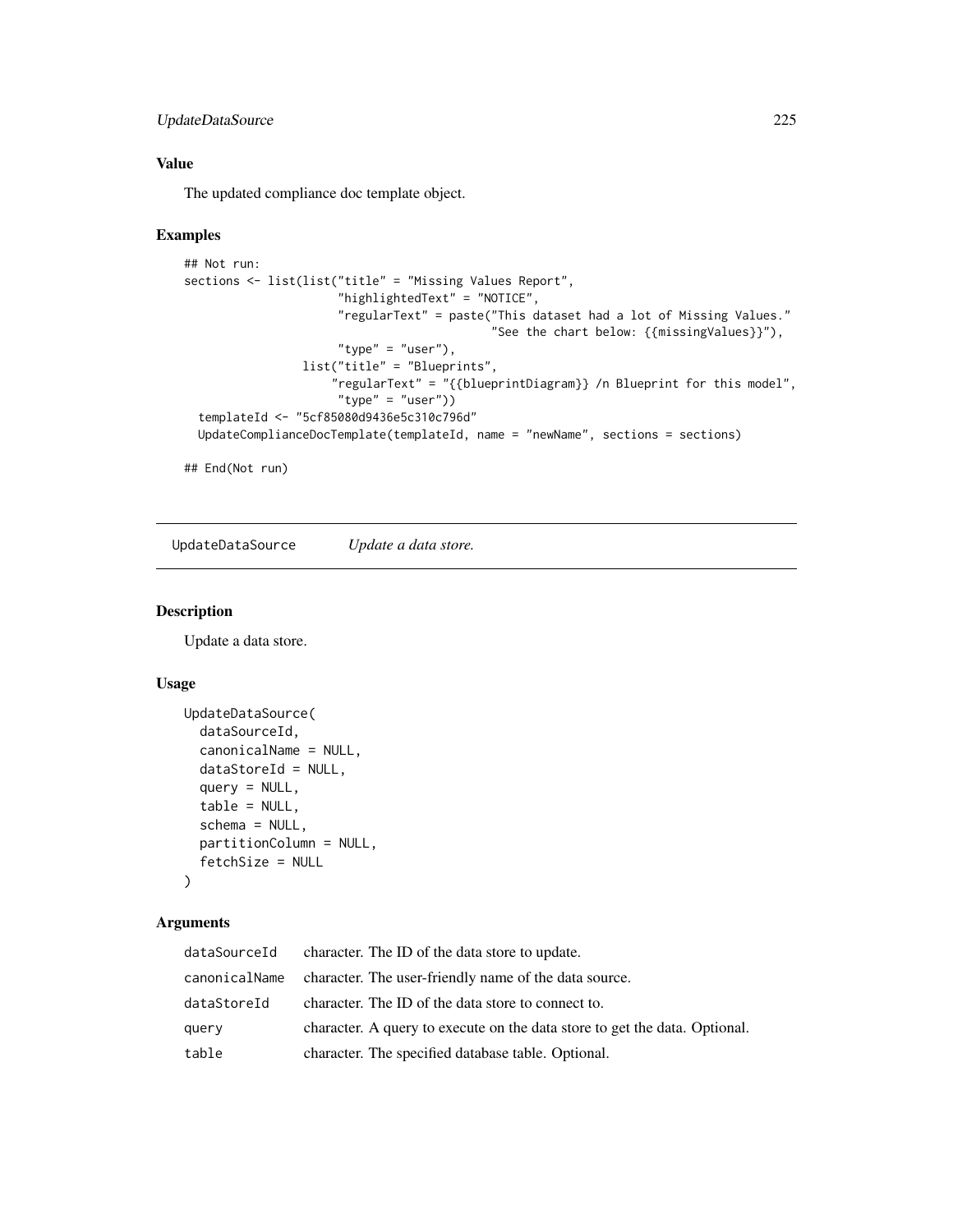### Value

The updated compliance doc template object.

### Examples

```
## Not run:
sections <- list(list("title" = "Missing Values Report",
                      "highlightedText" = "NOTICE",
                      "regularText" = paste("This dataset had a lot of Missing Values."
                                            "See the chart below: {{missingValues}}"),
                      "type" = "user"),
                 list("title" = "Blueprints",
                     "regularText" = "{{blueprintDiagram}} /n Blueprint for this model",
                      "type" = "user"))
  templateId <- "5cf85080d9436e5c310c796d"
  UpdateComplianceDocTemplate(templateId, name = "newName", sections = sections)

## End(Not run)
```

---

## UpdateDataSource    *Update a data store.*

---

### Description

Update a data store.

### Usage

```
UpdateDataSource(
  dataSourceId,
  canonicalName = NULL,
  dataStoreId = NULL,
  query = NULL,
  table = NULL,
  schema = NULL,
  partitionColumn = NULL,
  fetchSize = NULL
)
```

### Arguments

| | |
|---|---|
| dataSourceId | character. The ID of the data store to update. |
| canonicalName | character. The user-friendly name of the data source. |
| dataStoreId | character. The ID of the data store to connect to. |
| query | character. A query to execute on the data store to get the data. Optional. |
| table | character. The specified database table. Optional. |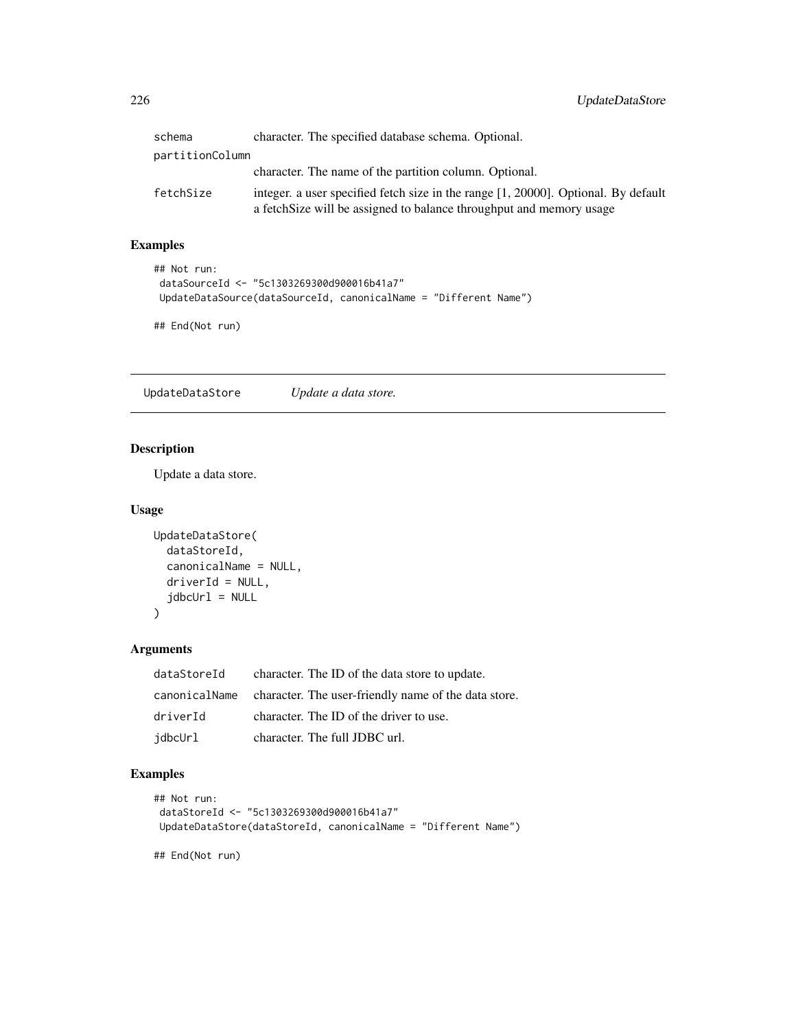| | |
|---|---|
| schema | character. The specified database schema. Optional. |
| partitionColumn | character. The name of the partition column. Optional. |
| fetchSize | integer. a user specified fetch size in the range [1, 20000]. Optional. By default a fetchSize will be assigned to balance throughput and memory usage |

## Examples

```
## Not run:
 dataSourceId <- "5c1303269300d900016b41a7"
 UpdateDataSource(dataSourceId, canonicalName = "Different Name")

## End(Not run)
```

---

# UpdateDataStore — *Update a data store.*

## Description

Update a data store.

## Usage

```
UpdateDataStore(
  dataStoreId,
  canonicalName = NULL,
  driverId = NULL,
  jdbcUrl = NULL
)
```

## Arguments

| | |
|---|---|
| dataStoreId | character. The ID of the data store to update. |
| canonicalName | character. The user-friendly name of the data store. |
| driverId | character. The ID of the driver to use. |
| jdbcUrl | character. The full JDBC url. |

## Examples

```
## Not run:
 dataStoreId <- "5c1303269300d900016b41a7"
 UpdateDataStore(dataStoreId, canonicalName = "Different Name")

## End(Not run)
```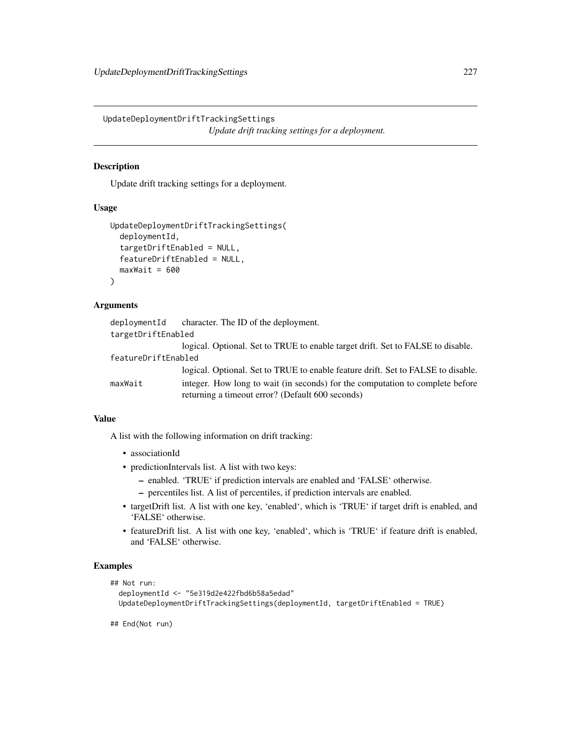UpdateDeploymentDriftTrackingSettings
*Update drift tracking settings for a deployment.*

## Description

Update drift tracking settings for a deployment.

## Usage

```
UpdateDeploymentDriftTrackingSettings(
  deploymentId,
  targetDriftEnabled = NULL,
  featureDriftEnabled = NULL,
  maxWait = 600
)
```

## Arguments

| | |
|---|---|
| `deploymentId` | character. The ID of the deployment. |
| `targetDriftEnabled` | logical. Optional. Set to TRUE to enable target drift. Set to FALSE to disable. |
| `featureDriftEnabled` | logical. Optional. Set to TRUE to enable feature drift. Set to FALSE to disable. |
| `maxWait` | integer. How long to wait (in seconds) for the computation to complete before returning a timeout error? (Default 600 seconds) |

## Value

A list with the following information on drift tracking:

- associationId
- predictionIntervals list. A list with two keys:
  - enabled. 'TRUE' if prediction intervals are enabled and 'FALSE' otherwise.
  - percentiles list. A list of percentiles, if prediction intervals are enabled.
- targetDrift list. A list with one key, 'enabled', which is 'TRUE' if target drift is enabled, and 'FALSE' otherwise.
- featureDrift list. A list with one key, 'enabled', which is 'TRUE' if feature drift is enabled, and 'FALSE' otherwise.

## Examples

```
## Not run:
  deploymentId <- "5e319d2e422fbd6b58a5edad"
  UpdateDeploymentDriftTrackingSettings(deploymentId, targetDriftEnabled = TRUE)

## End(Not run)
```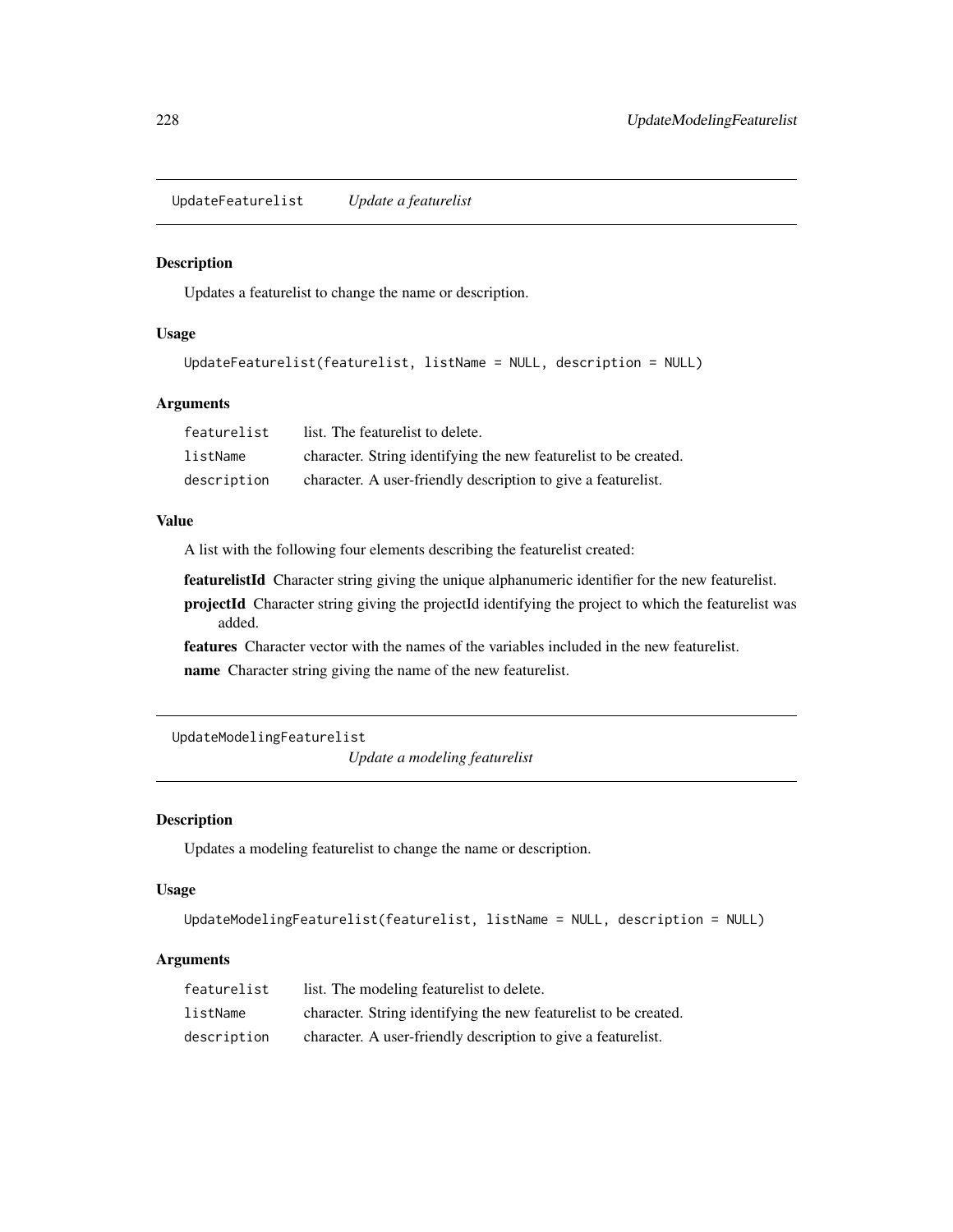## UpdateFeaturelist *Update a featurelist*

### Description

Updates a featurelist to change the name or description.

### Usage

```
UpdateFeaturelist(featurelist, listName = NULL, description = NULL)
```

### Arguments

| | |
|---|---|
| featurelist | list. The featurelist to delete. |
| listName | character. String identifying the new featurelist to be created. |
| description | character. A user-friendly description to give a featurelist. |

### Value

A list with the following four elements describing the featurelist created:

**featurelistId** Character string giving the unique alphanumeric identifier for the new featurelist.

**projectId** Character string giving the projectId identifying the project to which the featurelist was added.

**features** Character vector with the names of the variables included in the new featurelist.

**name** Character string giving the name of the new featurelist.

## UpdateModelingFeaturelist *Update a modeling featurelist*

### Description

Updates a modeling featurelist to change the name or description.

### Usage

```
UpdateModelingFeaturelist(featurelist, listName = NULL, description = NULL)
```

### Arguments

| | |
|---|---|
| featurelist | list. The modeling featurelist to delete. |
| listName | character. String identifying the new featurelist to be created. |
| description | character. A user-friendly description to give a featurelist. |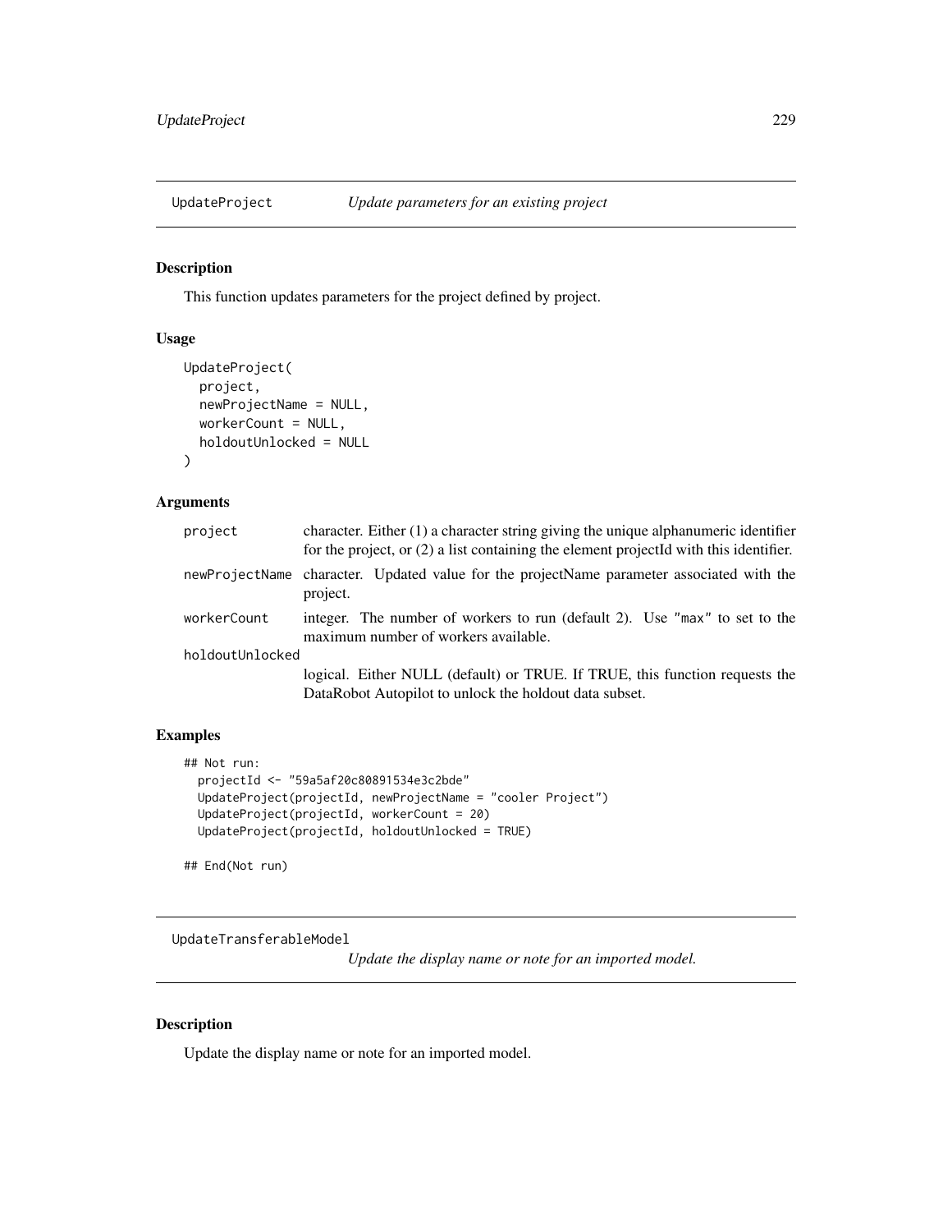## UpdateProject — *Update parameters for an existing project*

### Description

This function updates parameters for the project defined by project.

### Usage

```
UpdateProject(
  project,
  newProjectName = NULL,
  workerCount = NULL,
  holdoutUnlocked = NULL
)
```

### Arguments

| | |
|---|---|
| `project` | character. Either (1) a character string giving the unique alphanumeric identifier for the project, or (2) a list containing the element projectId with this identifier. |
| `newProjectName` | character. Updated value for the projectName parameter associated with the project. |
| `workerCount` | integer. The number of workers to run (default 2). Use `"max"` to set to the maximum number of workers available. |
| `holdoutUnlocked` | logical. Either NULL (default) or TRUE. If TRUE, this function requests the DataRobot Autopilot to unlock the holdout data subset. |

### Examples

```
## Not run:
  projectId <- "59a5af20c80891534e3c2bde"
  UpdateProject(projectId, newProjectName = "cooler Project")
  UpdateProject(projectId, workerCount = 20)
  UpdateProject(projectId, holdoutUnlocked = TRUE)

## End(Not run)
```

## UpdateTransferableModel — *Update the display name or note for an imported model.*

### Description

Update the display name or note for an imported model.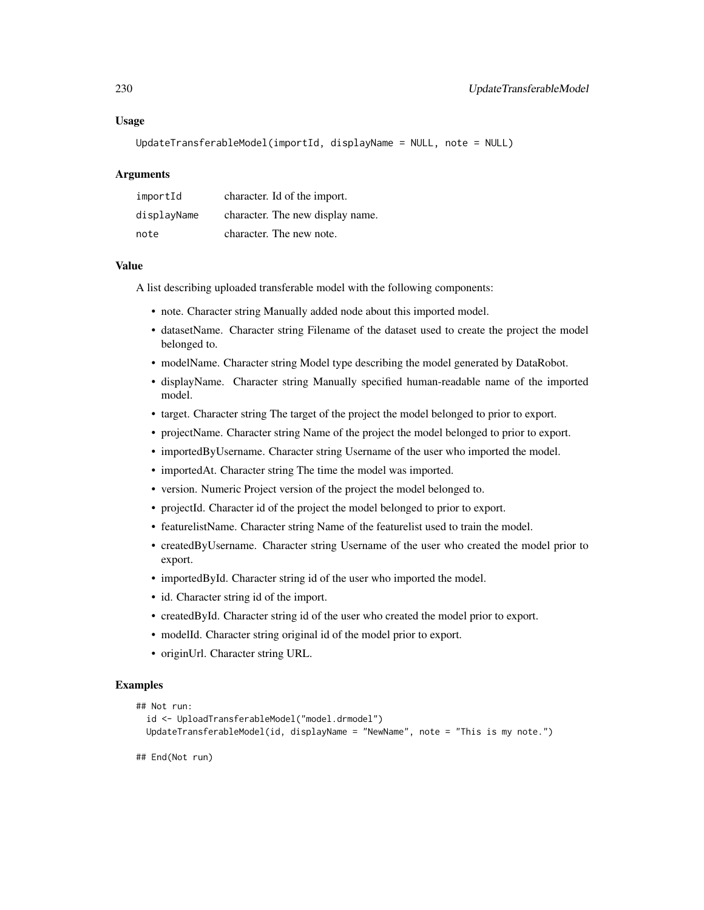### Usage

```
UpdateTransferableModel(importId, displayName = NULL, note = NULL)
```

### Arguments

| | |
|---|---|
| importId | character. Id of the import. |
| displayName | character. The new display name. |
| note | character. The new note. |

### Value

A list describing uploaded transferable model with the following components:

- note. Character string Manually added node about this imported model.
- datasetName. Character string Filename of the dataset used to create the project the model belonged to.
- modelName. Character string Model type describing the model generated by DataRobot.
- displayName. Character string Manually specified human-readable name of the imported model.
- target. Character string The target of the project the model belonged to prior to export.
- projectName. Character string Name of the project the model belonged to prior to export.
- importedByUsername. Character string Username of the user who imported the model.
- importedAt. Character string The time the model was imported.
- version. Numeric Project version of the project the model belonged to.
- projectId. Character id of the project the model belonged to prior to export.
- featurelistName. Character string Name of the featurelist used to train the model.
- createdByUsername. Character string Username of the user who created the model prior to export.
- importedById. Character string id of the user who imported the model.
- id. Character string id of the import.
- createdById. Character string id of the user who created the model prior to export.
- modelId. Character string original id of the model prior to export.
- originUrl. Character string URL.

### Examples

```
## Not run:
  id <- UploadTransferableModel("model.drmodel")
  UpdateTransferableModel(id, displayName = "NewName", note = "This is my note.")

## End(Not run)
```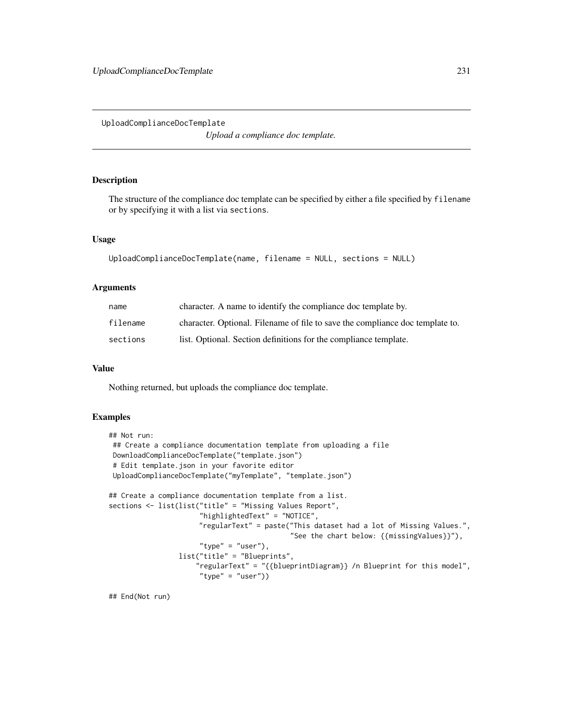UploadComplianceDocTemplate

*Upload a compliance doc template.*

### Description

The structure of the compliance doc template can be specified by either a file specified by `filename` or by specifying it with a list via `sections`.

### Usage

```
UploadComplianceDocTemplate(name, filename = NULL, sections = NULL)
```

### Arguments

| | |
|---|---|
| `name` | character. A name to identify the compliance doc template by. |
| `filename` | character. Optional. Filename of file to save the compliance doc template to. |
| `sections` | list. Optional. Section definitions for the compliance template. |

### Value

Nothing returned, but uploads the compliance doc template.

### Examples

```
## Not run:
 ## Create a compliance documentation template from uploading a file
 DownloadComplianceDocTemplate("template.json")
 # Edit template.json in your favorite editor
 UploadComplianceDocTemplate("myTemplate", "template.json")

## Create a compliance documentation template from a list.
sections <- list(list("title" = "Missing Values Report",
                      "highlightedText" = "NOTICE",
                      "regularText" = paste("This dataset had a lot of Missing Values.",
                                            "See the chart below: {{missingValues}}"),
                      "type" = "user"),
                 list("title" = "Blueprints",
                     "regularText" = "{{blueprintDiagram}} /n Blueprint for this model",
                      "type" = "user"))

## End(Not run)
```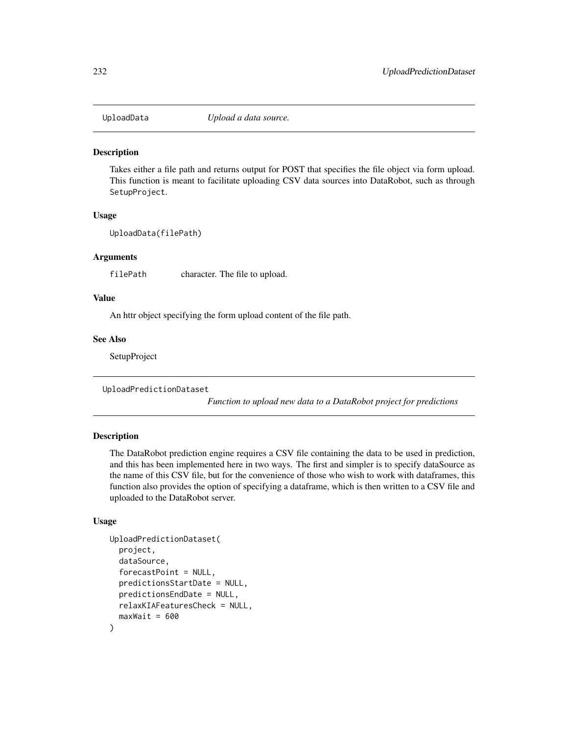## UploadData — *Upload a data source.*

### Description

Takes either a file path and returns output for POST that specifies the file object via form upload. This function is meant to facilitate uploading CSV data sources into DataRobot, such as through `SetupProject`.

### Usage

```
UploadData(filePath)
```

### Arguments

| | |
|---|---|
| `filePath` | character. The file to upload. |

### Value

An httr object specifying the form upload content of the file path.

### See Also

SetupProject

## UploadPredictionDataset — *Function to upload new data to a DataRobot project for predictions*

### Description

The DataRobot prediction engine requires a CSV file containing the data to be used in prediction, and this has been implemented here in two ways. The first and simpler is to specify dataSource as the name of this CSV file, but for the convenience of those who wish to work with dataframes, this function also provides the option of specifying a dataframe, which is then written to a CSV file and uploaded to the DataRobot server.

### Usage

```
UploadPredictionDataset(
  project,
  dataSource,
  forecastPoint = NULL,
  predictionsStartDate = NULL,
  predictionsEndDate = NULL,
  relaxKIAFeaturesCheck = NULL,
  maxWait = 600
)
```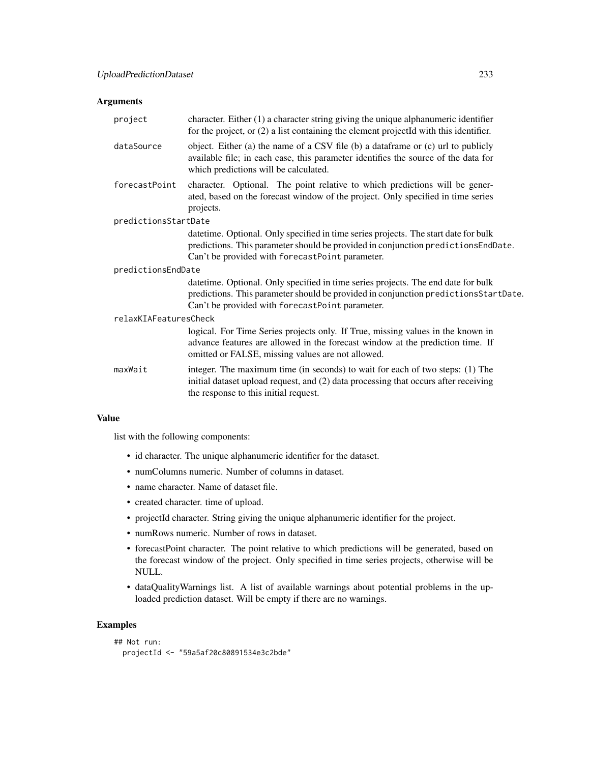### Arguments

- **project** — character. Either (1) a character string giving the unique alphanumeric identifier for the project, or (2) a list containing the element projectId with this identifier.
- **dataSource** — object. Either (a) the name of a CSV file (b) a dataframe or (c) url to publicly available file; in each case, this parameter identifies the source of the data for which predictions will be calculated.
- **forecastPoint** — character. Optional. The point relative to which predictions will be generated, based on the forecast window of the project. Only specified in time series projects.
- **predictionsStartDate** — datetime. Optional. Only specified in time series projects. The start date for bulk predictions. This parameter should be provided in conjunction `predictionsEndDate`. Can't be provided with `forecastPoint` parameter.
- **predictionsEndDate** — datetime. Optional. Only specified in time series projects. The end date for bulk predictions. This parameter should be provided in conjunction `predictionsStartDate`. Can't be provided with `forecastPoint` parameter.
- **relaxKIAFeaturesCheck** — logical. For Time Series projects only. If True, missing values in the known in advance features are allowed in the forecast window at the prediction time. If omitted or FALSE, missing values are not allowed.
- **maxWait** — integer. The maximum time (in seconds) to wait for each of two steps: (1) The initial dataset upload request, and (2) data processing that occurs after receiving the response to this initial request.

### Value

list with the following components:

- id character. The unique alphanumeric identifier for the dataset.
- numColumns numeric. Number of columns in dataset.
- name character. Name of dataset file.
- created character. time of upload.
- projectId character. String giving the unique alphanumeric identifier for the project.
- numRows numeric. Number of rows in dataset.
- forecastPoint character. The point relative to which predictions will be generated, based on the forecast window of the project. Only specified in time series projects, otherwise will be NULL.
- dataQualityWarnings list. A list of available warnings about potential problems in the uploaded prediction dataset. Will be empty if there are no warnings.

### Examples

```
## Not run:
  projectId <- "59a5af20c80891534e3c2bde"
```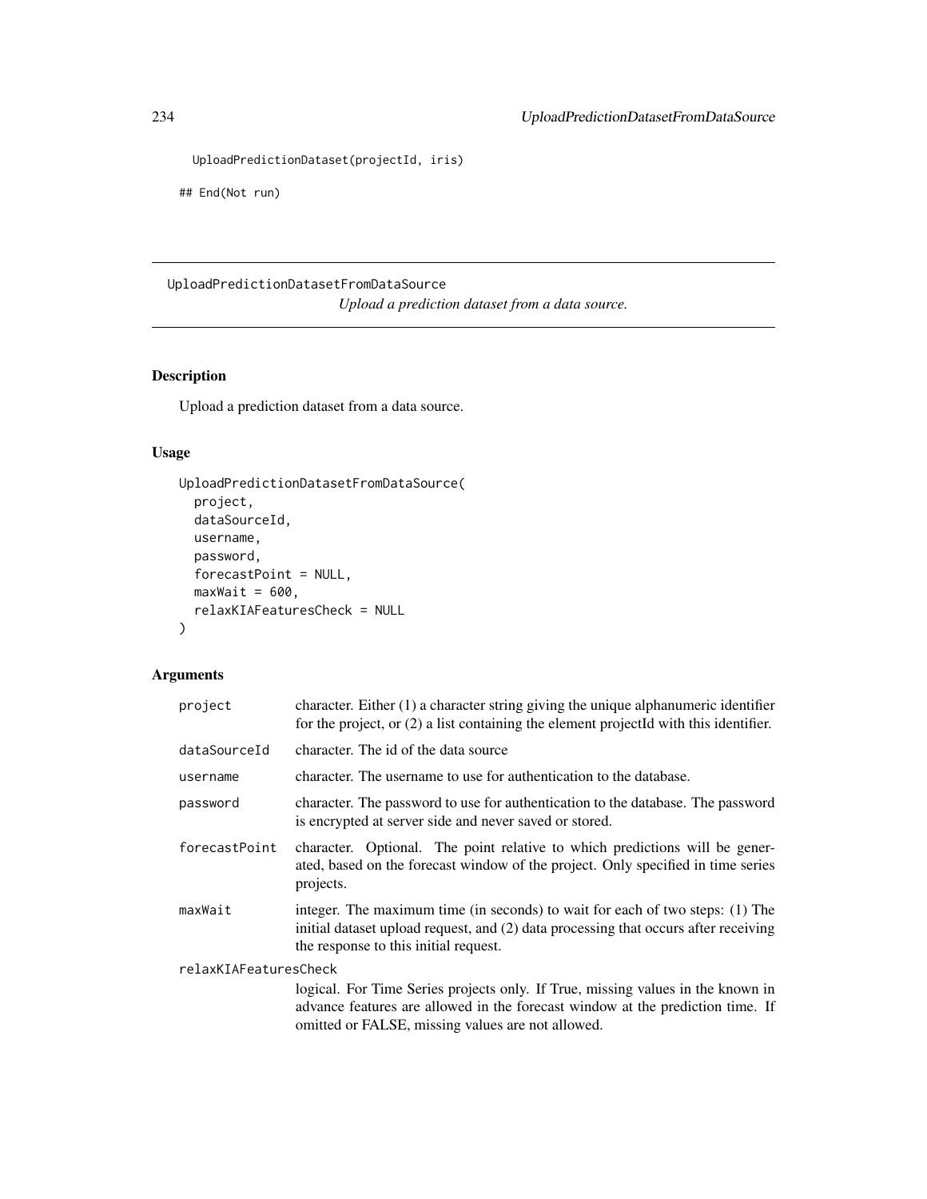```
  UploadPredictionDataset(projectId, iris)

## End(Not run)
```

## UploadPredictionDatasetFromDataSource

*Upload a prediction dataset from a data source.*

### Description

Upload a prediction dataset from a data source.

### Usage

```
UploadPredictionDatasetFromDataSource(
  project,
  dataSourceId,
  username,
  password,
  forecastPoint = NULL,
  maxWait = 600,
  relaxKIAFeaturesCheck = NULL
)
```

### Arguments

| | |
|---|---|
| `project` | character. Either (1) a character string giving the unique alphanumeric identifier for the project, or (2) a list containing the element projectId with this identifier. |
| `dataSourceId` | character. The id of the data source |
| `username` | character. The username to use for authentication to the database. |
| `password` | character. The password to use for authentication to the database. The password is encrypted at server side and never saved or stored. |
| `forecastPoint` | character. Optional. The point relative to which predictions will be generated, based on the forecast window of the project. Only specified in time series projects. |
| `maxWait` | integer. The maximum time (in seconds) to wait for each of two steps: (1) The initial dataset upload request, and (2) data processing that occurs after receiving the response to this initial request. |
| `relaxKIAFeaturesCheck` | logical. For Time Series projects only. If True, missing values in the known in advance features are allowed in the forecast window at the prediction time. If omitted or FALSE, missing values are not allowed. |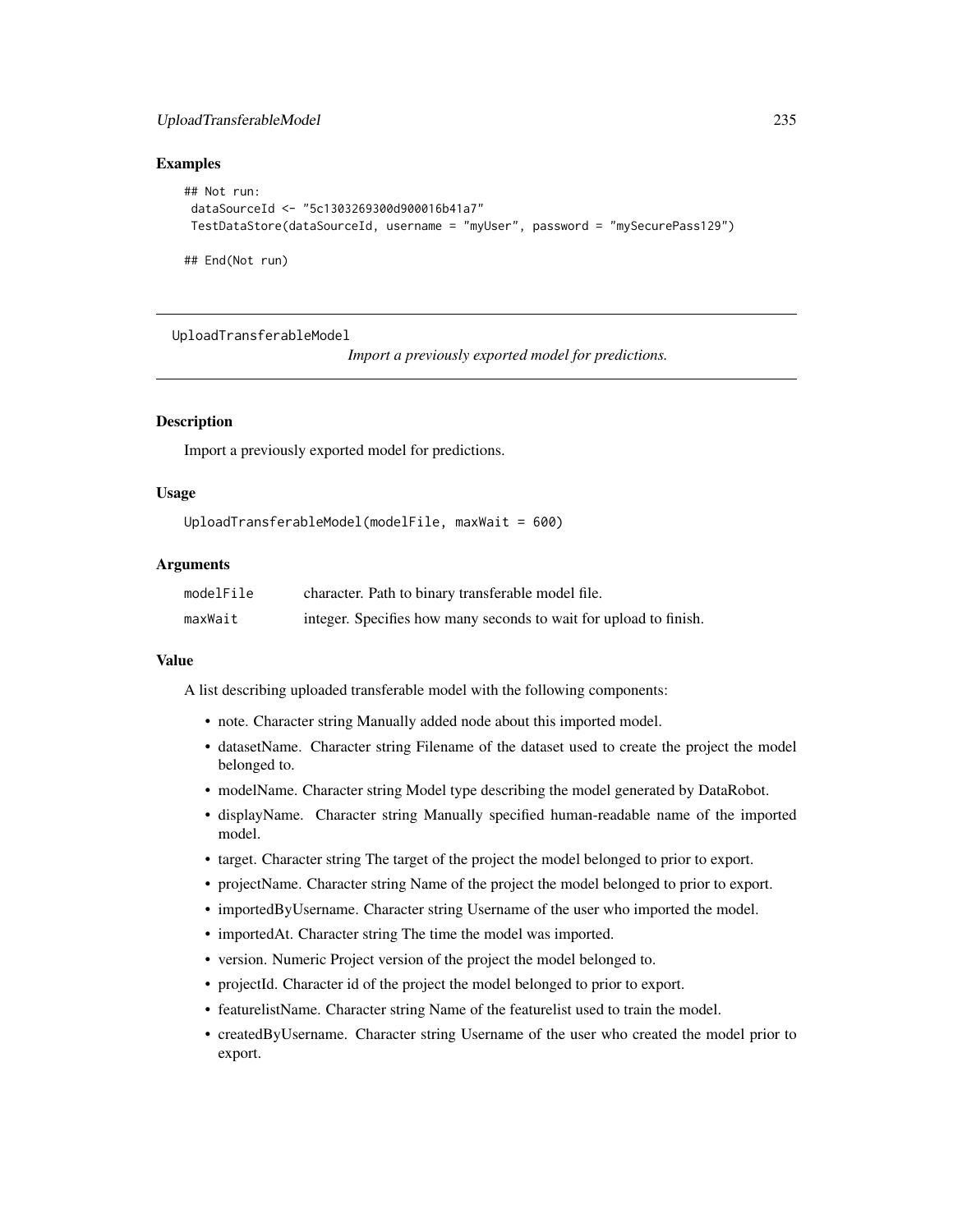### Examples

```
## Not run:
 dataSourceId <- "5c1303269300d900016b41a7"
 TestDataStore(dataSourceId, username = "myUser", password = "mySecurePass129")

## End(Not run)
```

---

## UploadTransferableModel

*Import a previously exported model for predictions.*

---

### Description

Import a previously exported model for predictions.

### Usage

```
UploadTransferableModel(modelFile, maxWait = 600)
```

### Arguments

| | |
|---|---|
| `modelFile` | character. Path to binary transferable model file. |
| `maxWait` | integer. Specifies how many seconds to wait for upload to finish. |

### Value

A list describing uploaded transferable model with the following components:

- note. Character string Manually added node about this imported model.
- datasetName. Character string Filename of the dataset used to create the project the model belonged to.
- modelName. Character string Model type describing the model generated by DataRobot.
- displayName. Character string Manually specified human-readable name of the imported model.
- target. Character string The target of the project the model belonged to prior to export.
- projectName. Character string Name of the project the model belonged to prior to export.
- importedByUsername. Character string Username of the user who imported the model.
- importedAt. Character string The time the model was imported.
- version. Numeric Project version of the project the model belonged to.
- projectId. Character id of the project the model belonged to prior to export.
- featurelistName. Character string Name of the featurelist used to train the model.
- createdByUsername. Character string Username of the user who created the model prior to export.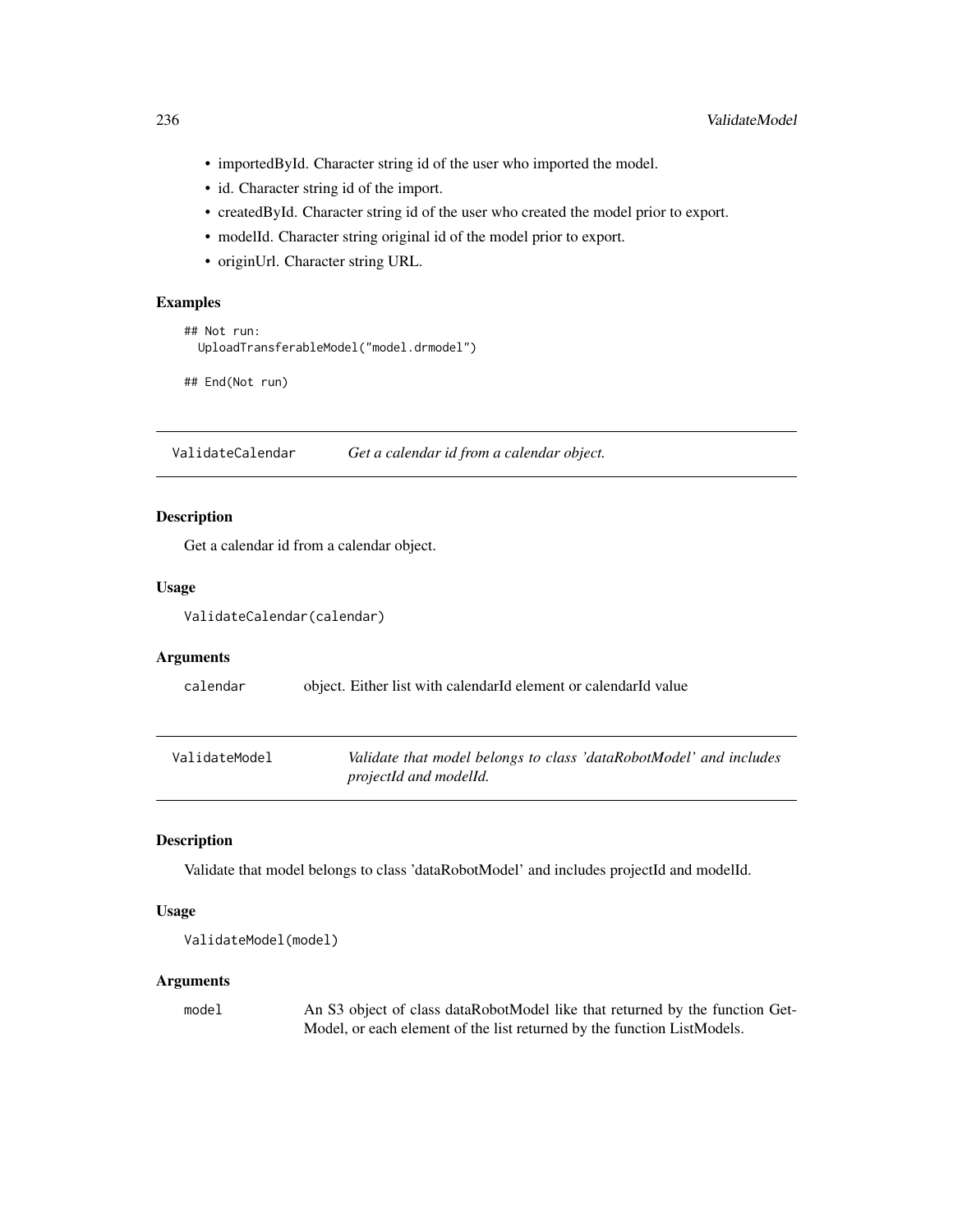- importedById. Character string id of the user who imported the model.
- id. Character string id of the import.
- createdById. Character string id of the user who created the model prior to export.
- modelId. Character string original id of the model prior to export.
- originUrl. Character string URL.

### Examples

```
## Not run:
  UploadTransferableModel("model.drmodel")

## End(Not run)
```

## ValidateCalendar *Get a calendar id from a calendar object.*

### Description

Get a calendar id from a calendar object.

### Usage

```
ValidateCalendar(calendar)
```

### Arguments

| | |
|---|---|
| calendar | object. Either list with calendarId element or calendarId value |

## ValidateModel *Validate that model belongs to class 'dataRobotModel' and includes projectId and modelId.*

### Description

Validate that model belongs to class 'dataRobotModel' and includes projectId and modelId.

### Usage

```
ValidateModel(model)
```

### Arguments

| | |
|---|---|
| model | An S3 object of class dataRobotModel like that returned by the function GetModel, or each element of the list returned by the function ListModels. |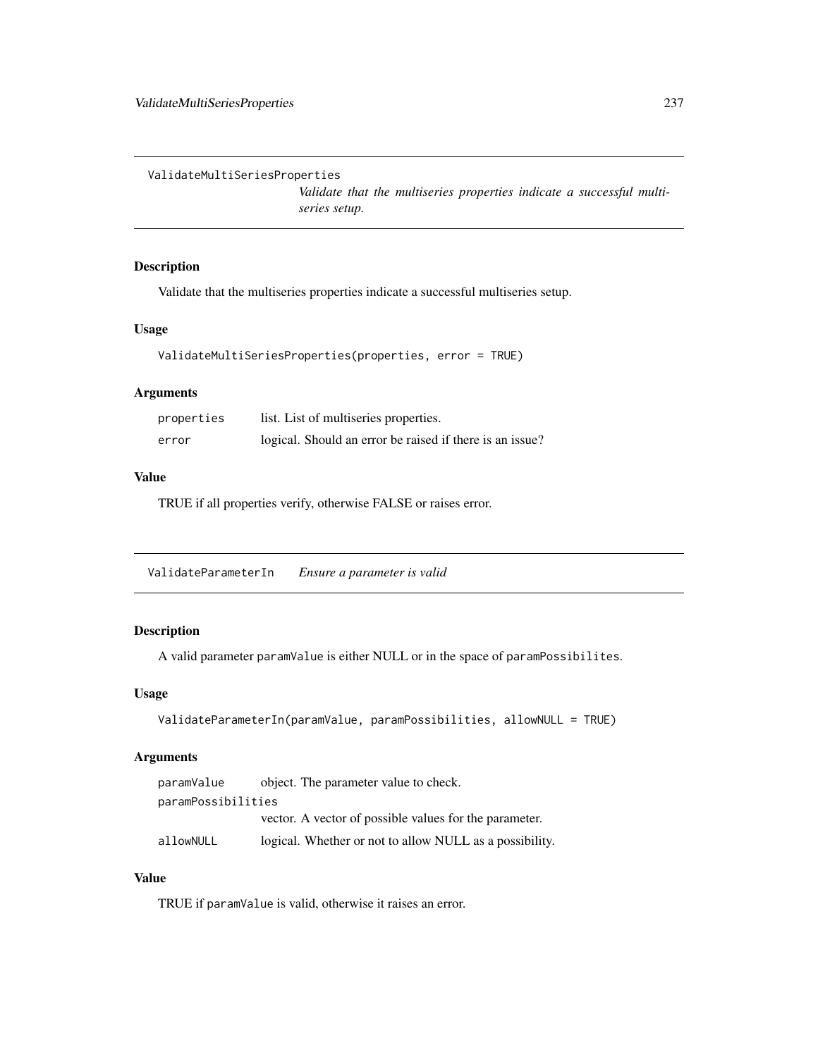## ValidateMultiSeriesProperties

*Validate that the multiseries properties indicate a successful multiseries setup.*

### Description

Validate that the multiseries properties indicate a successful multiseries setup.

### Usage

```
ValidateMultiSeriesProperties(properties, error = TRUE)
```

### Arguments

| | |
|---|---|
| `properties` | list. List of multiseries properties. |
| `error` | logical. Should an error be raised if there is an issue? |

### Value

TRUE if all properties verify, otherwise FALSE or raises error.

## ValidateParameterIn

*Ensure a parameter is valid*

### Description

A valid parameter `paramValue` is either NULL or in the space of `paramPossibilites`.

### Usage

```
ValidateParameterIn(paramValue, paramPossibilities, allowNULL = TRUE)
```

### Arguments

| | |
|---|---|
| `paramValue` | object. The parameter value to check. |
| `paramPossibilities` | vector. A vector of possible values for the parameter. |
| `allowNULL` | logical. Whether or not to allow NULL as a possibility. |

### Value

TRUE if `paramValue` is valid, otherwise it raises an error.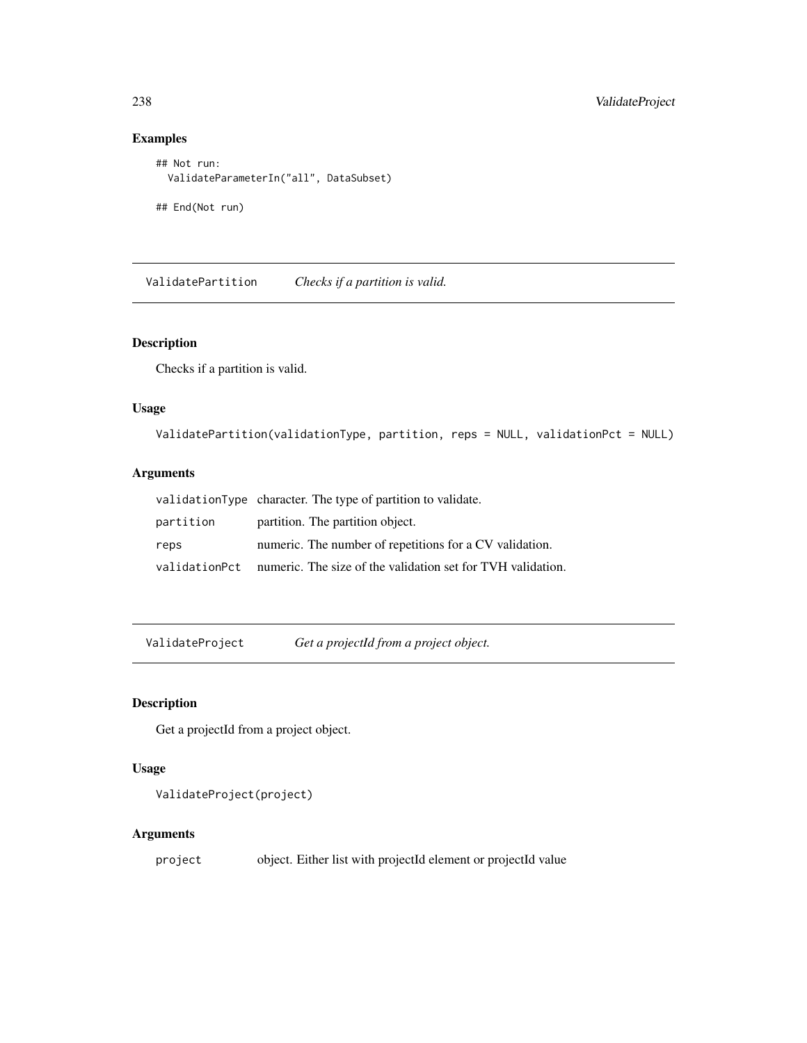## Examples

```
## Not run:
  ValidateParameterIn("all", DataSubset)

## End(Not run)
```

---

# ValidatePartition — *Checks if a partition is valid.*

## Description

Checks if a partition is valid.

## Usage

```
ValidatePartition(validationType, partition, reps = NULL, validationPct = NULL)
```

## Arguments

| | |
|---|---|
| validationType | character. The type of partition to validate. |
| partition | partition. The partition object. |
| reps | numeric. The number of repetitions for a CV validation. |
| validationPct | numeric. The size of the validation set for TVH validation. |

---

# ValidateProject — *Get a projectId from a project object.*

## Description

Get a projectId from a project object.

## Usage

```
ValidateProject(project)
```

## Arguments

| | |
|---|---|
| project | object. Either list with projectId element or projectId value |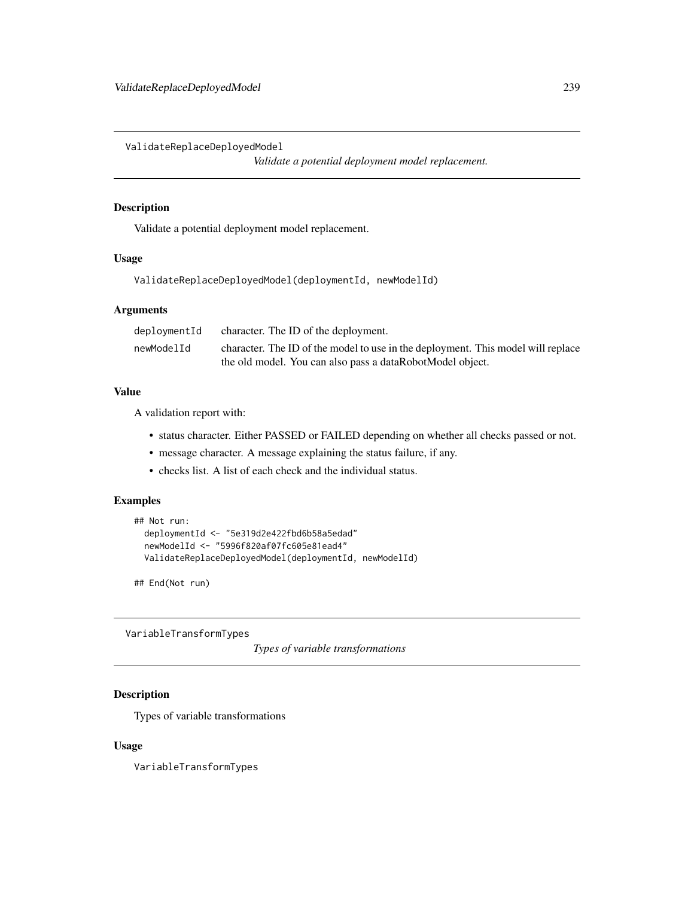## ValidateReplaceDeployedModel

*Validate a potential deployment model replacement.*

### Description

Validate a potential deployment model replacement.

### Usage

```
ValidateReplaceDeployedModel(deploymentId, newModelId)
```

### Arguments

| | |
|---|---|
| deploymentId | character. The ID of the deployment. |
| newModelId | character. The ID of the model to use in the deployment. This model will replace the old model. You can also pass a dataRobotModel object. |

### Value

A validation report with:

- status character. Either PASSED or FAILED depending on whether all checks passed or not.
- message character. A message explaining the status failure, if any.
- checks list. A list of each check and the individual status.

### Examples

```
## Not run:
  deploymentId <- "5e319d2e422fbd6b58a5edad"
  newModelId <- "5996f820af07fc605e81ead4"
  ValidateReplaceDeployedModel(deploymentId, newModelId)

## End(Not run)
```

## VariableTransformTypes

*Types of variable transformations*

### Description

Types of variable transformations

### Usage

```
VariableTransformTypes
```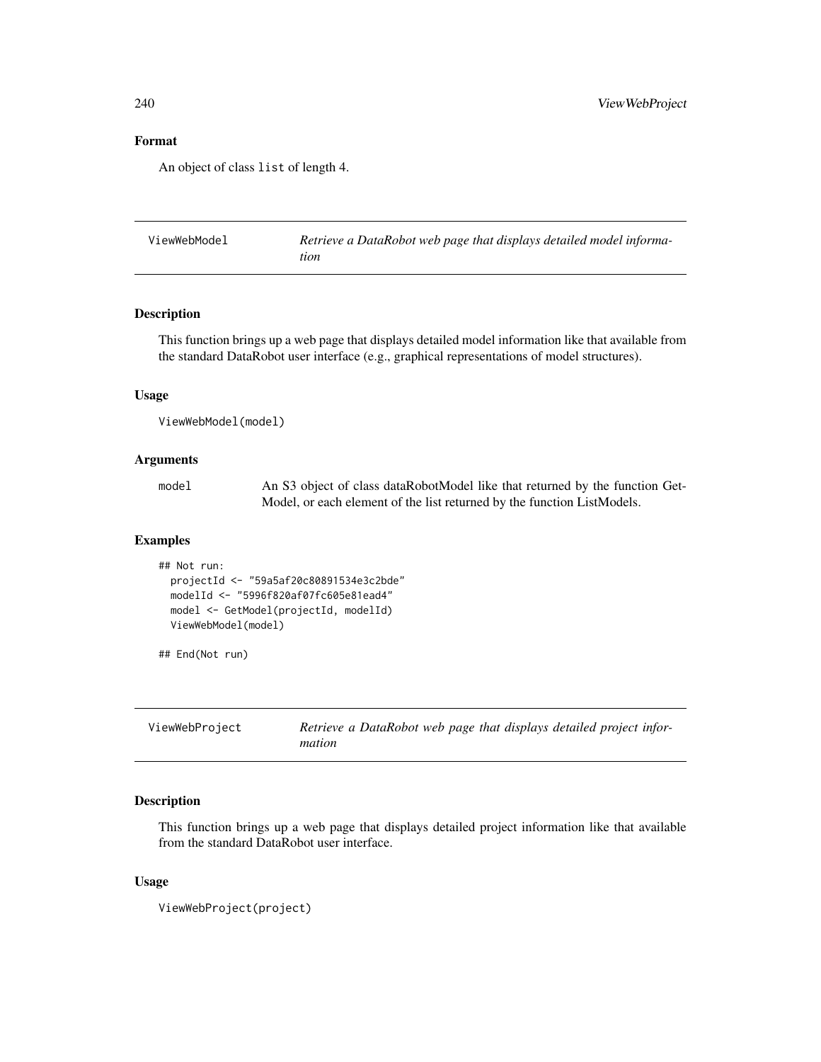### Format

An object of class list of length 4.

---

## ViewWebModel — *Retrieve a DataRobot web page that displays detailed model information*

---

### Description

This function brings up a web page that displays detailed model information like that available from the standard DataRobot user interface (e.g., graphical representations of model structures).

### Usage

```
ViewWebModel(model)
```

### Arguments

| | |
|---|---|
| model | An S3 object of class dataRobotModel like that returned by the function GetModel, or each element of the list returned by the function ListModels. |

### Examples

```
## Not run:
  projectId <- "59a5af20c80891534e3c2bde"
  modelId <- "5996f820af07fc605e81ead4"
  model <- GetModel(projectId, modelId)
  ViewWebModel(model)

## End(Not run)
```

---

## ViewWebProject — *Retrieve a DataRobot web page that displays detailed project information*

---

### Description

This function brings up a web page that displays detailed project information like that available from the standard DataRobot user interface.

### Usage

```
ViewWebProject(project)
```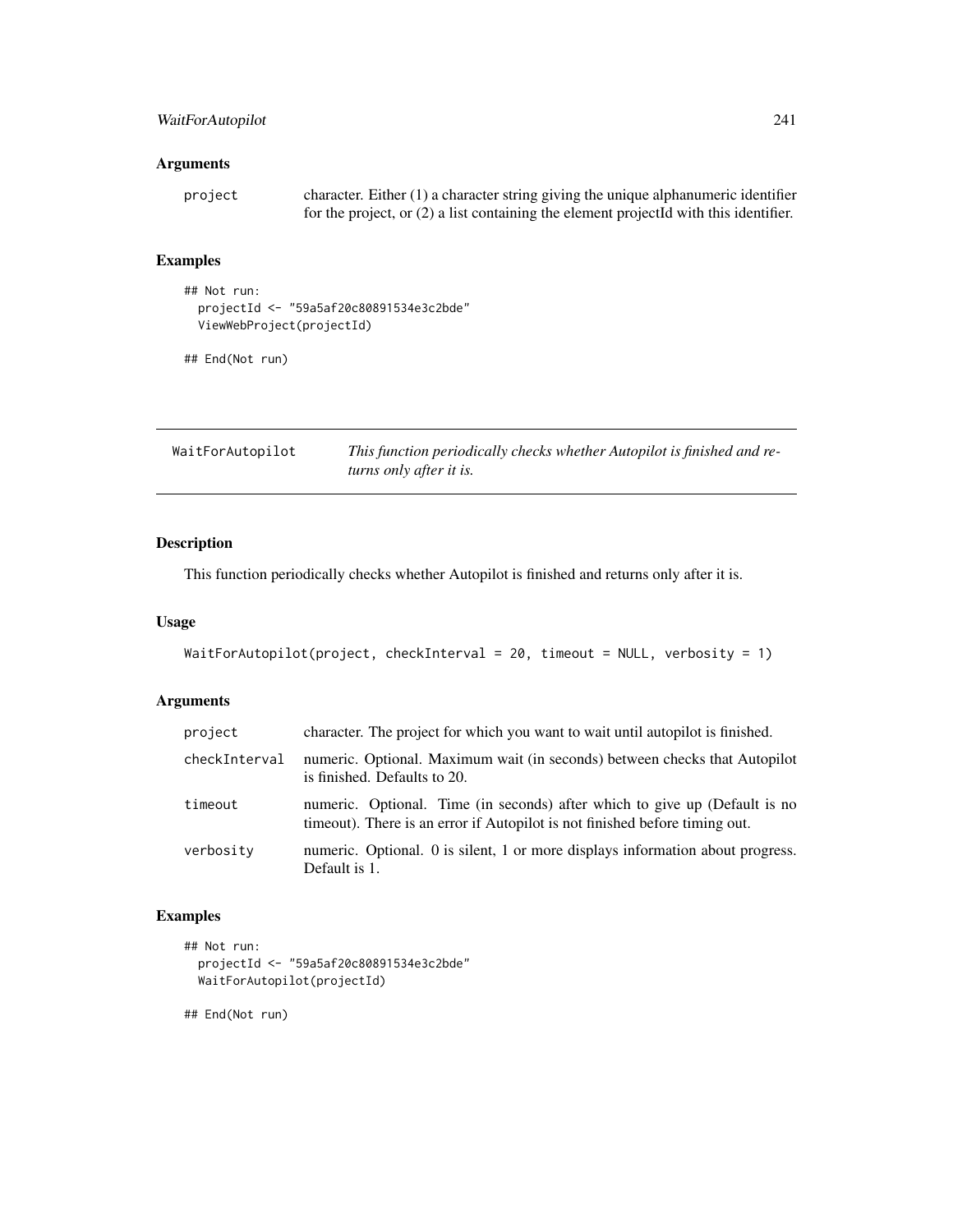## Arguments

| | |
|---|---|
| project | character. Either (1) a character string giving the unique alphanumeric identifier for the project, or (2) a list containing the element projectId with this identifier. |

## Examples

```
## Not run:
  projectId <- "59a5af20c80891534e3c2bde"
  ViewWebProject(projectId)

## End(Not run)
```

---

# WaitForAutopilot *This function periodically checks whether Autopilot is finished and returns only after it is.*

---

## Description

This function periodically checks whether Autopilot is finished and returns only after it is.

## Usage

```
WaitForAutopilot(project, checkInterval = 20, timeout = NULL, verbosity = 1)
```

## Arguments

| | |
|---|---|
| project | character. The project for which you want to wait until autopilot is finished. |
| checkInterval | numeric. Optional. Maximum wait (in seconds) between checks that Autopilot is finished. Defaults to 20. |
| timeout | numeric. Optional. Time (in seconds) after which to give up (Default is no timeout). There is an error if Autopilot is not finished before timing out. |
| verbosity | numeric. Optional. 0 is silent, 1 or more displays information about progress. Default is 1. |

## Examples

```
## Not run:
  projectId <- "59a5af20c80891534e3c2bde"
  WaitForAutopilot(projectId)

## End(Not run)
```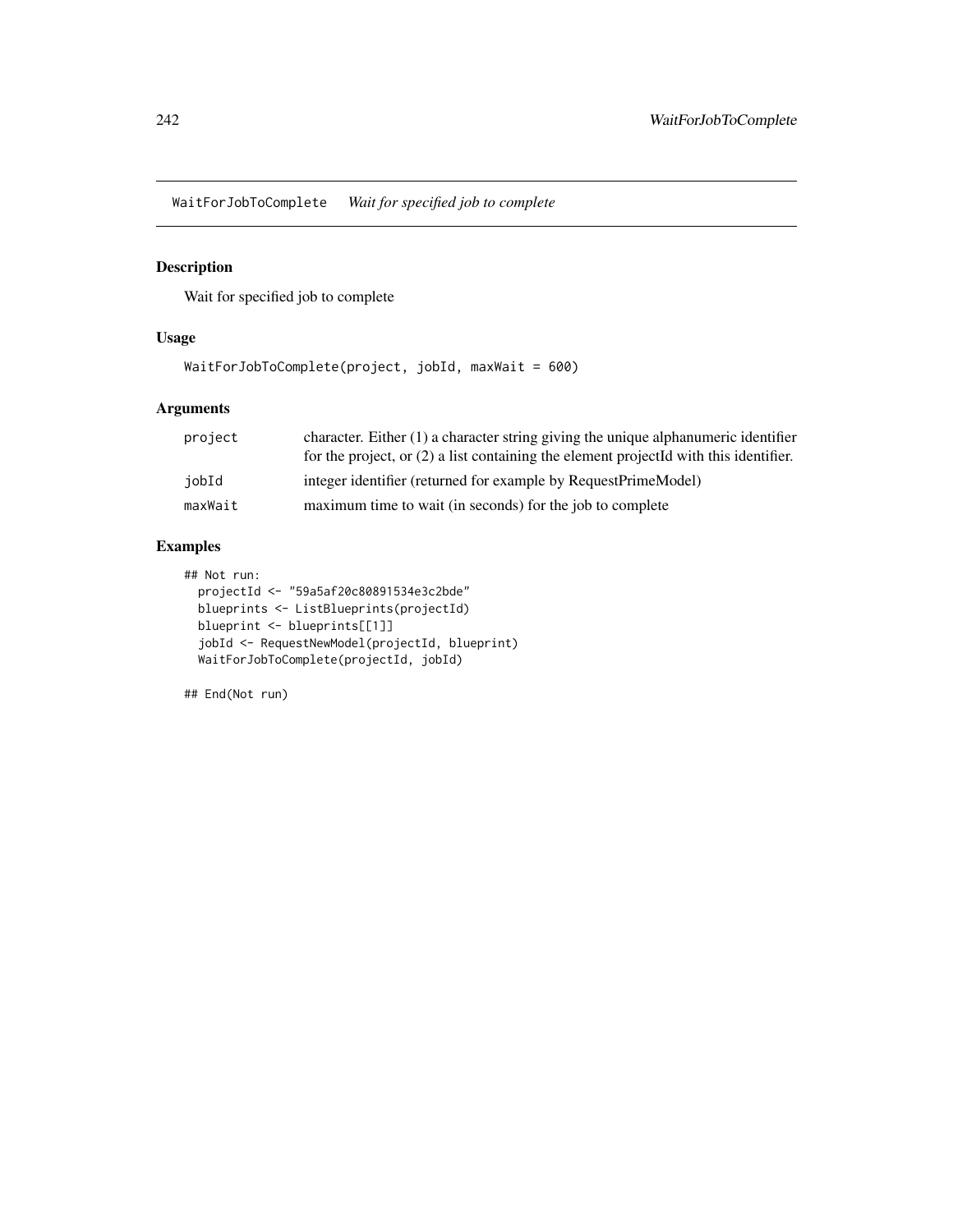## WaitForJobToComplete *Wait for specified job to complete*

### Description

Wait for specified job to complete

### Usage

```
WaitForJobToComplete(project, jobId, maxWait = 600)
```

### Arguments

| | |
|---|---|
| project | character. Either (1) a character string giving the unique alphanumeric identifier for the project, or (2) a list containing the element projectId with this identifier. |
| jobId | integer identifier (returned for example by RequestPrimeModel) |
| maxWait | maximum time to wait (in seconds) for the job to complete |

### Examples

```
## Not run:
  projectId <- "59a5af20c80891534e3c2bde"
  blueprints <- ListBlueprints(projectId)
  blueprint <- blueprints[[1]]
  jobId <- RequestNewModel(projectId, blueprint)
  WaitForJobToComplete(projectId, jobId)

## End(Not run)
```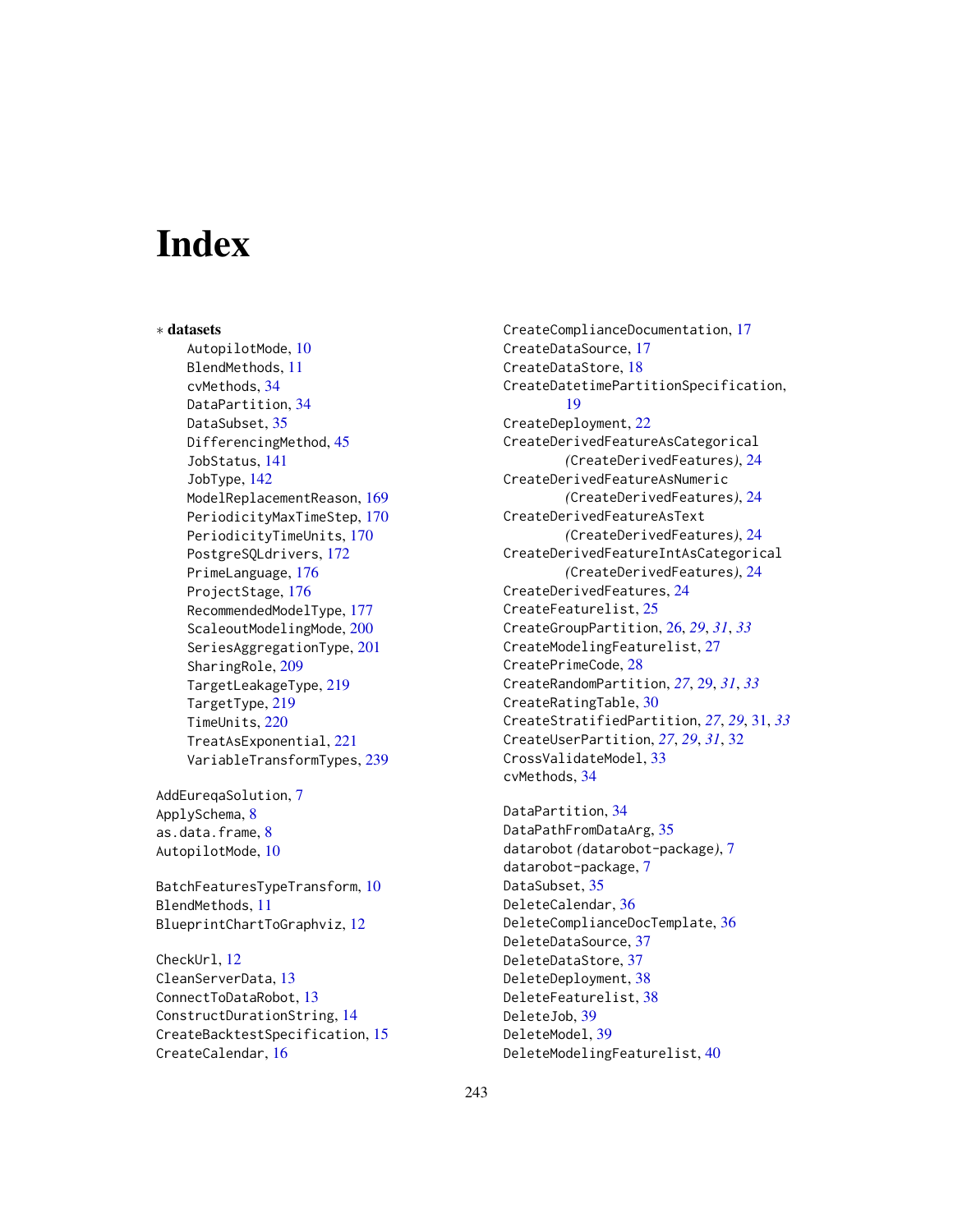# Index

∗ **datasets**

AutopilotMode, 10
BlendMethods, 11
cvMethods, 34
DataPartition, 34
DataSubset, 35
DifferencingMethod, 45
JobStatus, 141
JobType, 142
ModelReplacementReason, 169
PeriodicityMaxTimeStep, 170
PeriodicityTimeUnits, 170
PostgreSQLdrivers, 172
PrimeLanguage, 176
ProjectStage, 176
RecommendedModelType, 177
ScaleoutModelingMode, 200
SeriesAggregationType, 201
SharingRole, 209
TargetLeakageType, 219
TargetType, 219
TimeUnits, 220
TreatAsExponential, 221
VariableTransformTypes, 239

AddEureqaSolution, 7
ApplySchema, 8
as.data.frame, 8
AutopilotMode, 10

BatchFeaturesTypeTransform, 10
BlendMethods, 11
BlueprintChartToGraphviz, 12

CheckUrl, 12
CleanServerData, 13
ConnectToDataRobot, 13
ConstructDurationString, 14
CreateBacktestSpecification, 15
CreateCalendar, 16
CreateComplianceDocumentation, 17
CreateDataSource, 17
CreateDataStore, 18
CreateDatetimePartitionSpecification, 19
CreateDeployment, 22
CreateDerivedFeatureAsCategorical *(CreateDerivedFeatures)*, 24
CreateDerivedFeatureAsNumeric *(CreateDerivedFeatures)*, 24
CreateDerivedFeatureAsText *(CreateDerivedFeatures)*, 24
CreateDerivedFeatureIntAsCategorical *(CreateDerivedFeatures)*, 24
CreateDerivedFeatures, 24
CreateFeaturelist, 25
CreateGroupPartition, 26, *29*, *31*, *33*
CreateModelingFeaturelist, 27
CreatePrimeCode, 28
CreateRandomPartition, *27*, 29, *31*, *33*
CreateRatingTable, 30
CreateStratifiedPartition, *27*, *29*, 31, *33*
CreateUserPartition, *27*, *29*, *31*, 32
CrossValidateModel, 33
cvMethods, 34

DataPartition, 34
DataPathFromDataArg, 35
datarobot *(datarobot-package)*, 7
datarobot-package, 7
DataSubset, 35
DeleteCalendar, 36
DeleteComplianceDocTemplate, 36
DeleteDataSource, 37
DeleteDataStore, 37
DeleteDeployment, 38
DeleteFeaturelist, 38
DeleteJob, 39
DeleteModel, 39
DeleteModelingFeaturelist, 40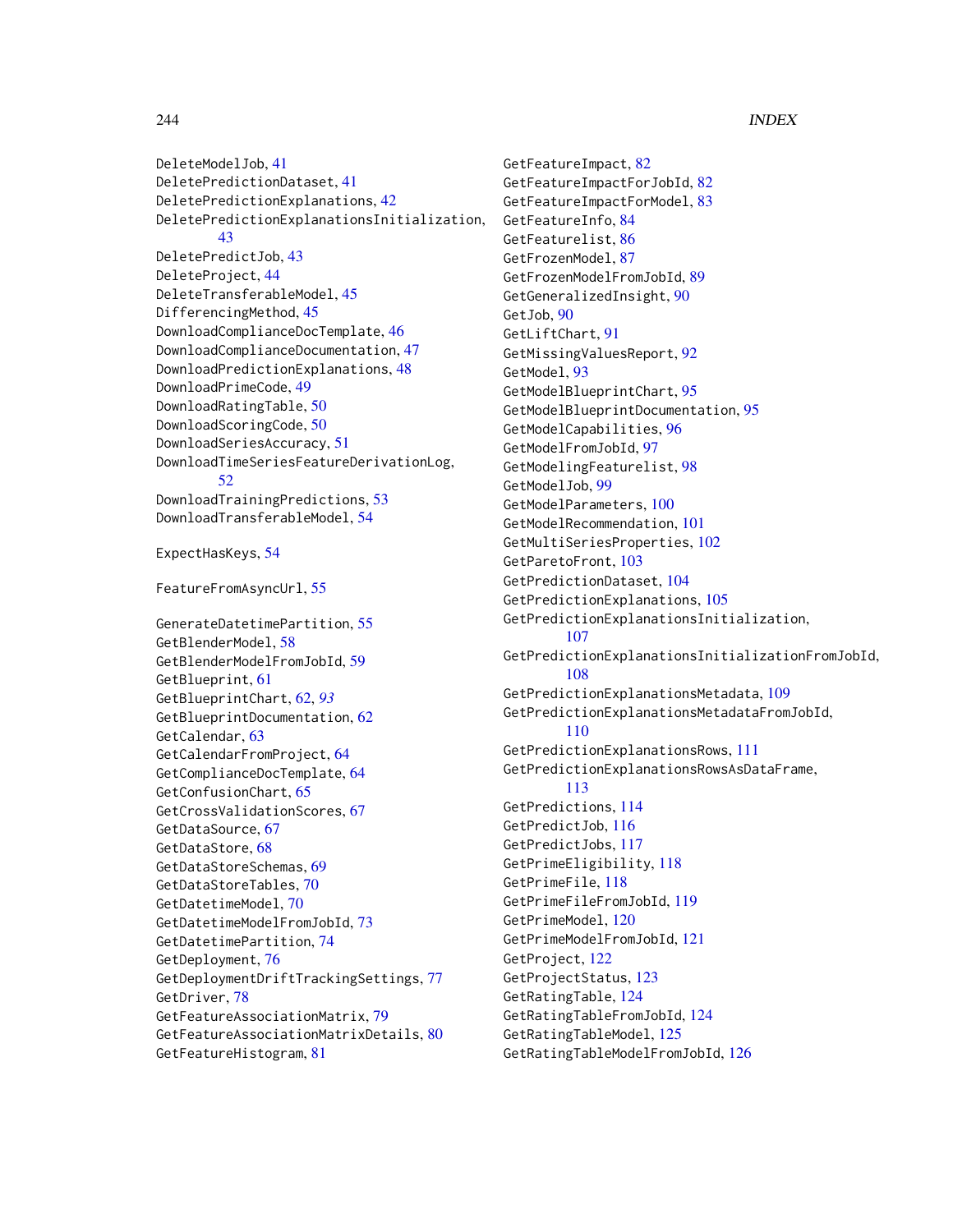DeleteModelJob, 41
DeletePredictionDataset, 41
DeletePredictionExplanations, 42
DeletePredictionExplanationsInitialization, 43
DeletePredictJob, 43
DeleteProject, 44
DeleteTransferableModel, 45
DifferencingMethod, 45
DownloadComplianceDocTemplate, 46
DownloadComplianceDocumentation, 47
DownloadPredictionExplanations, 48
DownloadPrimeCode, 49
DownloadRatingTable, 50
DownloadScoringCode, 50
DownloadSeriesAccuracy, 51
DownloadTimeSeriesFeatureDerivationLog, 52
DownloadTrainingPredictions, 53
DownloadTransferableModel, 54

ExpectHasKeys, 54

FeatureFromAsyncUrl, 55

GenerateDatetimePartition, 55
GetBlenderModel, 58
GetBlenderModelFromJobId, 59
GetBlueprint, 61
GetBlueprintChart, 62, *93*
GetBlueprintDocumentation, 62
GetCalendar, 63
GetCalendarFromProject, 64
GetComplianceDocTemplate, 64
GetConfusionChart, 65
GetCrossValidationScores, 67
GetDataSource, 67
GetDataStore, 68
GetDataStoreSchemas, 69
GetDataStoreTables, 70
GetDatetimeModel, 70
GetDatetimeModelFromJobId, 73
GetDatetimePartition, 74
GetDeployment, 76
GetDeploymentDriftTrackingSettings, 77
GetDriver, 78
GetFeatureAssociationMatrix, 79
GetFeatureAssociationMatrixDetails, 80
GetFeatureHistogram, 81
GetFeatureImpact, 82
GetFeatureImpactForJobId, 82
GetFeatureImpactForModel, 83
GetFeatureInfo, 84
GetFeaturelist, 86
GetFrozenModel, 87
GetFrozenModelFromJobId, 89
GetGeneralizedInsight, 90
GetJob, 90
GetLiftChart, 91
GetMissingValuesReport, 92
GetModel, 93
GetModelBlueprintChart, 95
GetModelBlueprintDocumentation, 95
GetModelCapabilities, 96
GetModelFromJobId, 97
GetModelingFeaturelist, 98
GetModelJob, 99
GetModelParameters, 100
GetModelRecommendation, 101
GetMultiSeriesProperties, 102
GetParetoFront, 103
GetPredictionDataset, 104
GetPredictionExplanations, 105
GetPredictionExplanationsInitialization, 107
GetPredictionExplanationsInitializationFromJobId, 108
GetPredictionExplanationsMetadata, 109
GetPredictionExplanationsMetadataFromJobId, 110
GetPredictionExplanationsRows, 111
GetPredictionExplanationsRowsAsDataFrame, 113
GetPredictions, 114
GetPredictJob, 116
GetPredictJobs, 117
GetPrimeEligibility, 118
GetPrimeFile, 118
GetPrimeFileFromJobId, 119
GetPrimeModel, 120
GetPrimeModelFromJobId, 121
GetProject, 122
GetProjectStatus, 123
GetRatingTable, 124
GetRatingTableFromJobId, 124
GetRatingTableModel, 125
GetRatingTableModelFromJobId, 126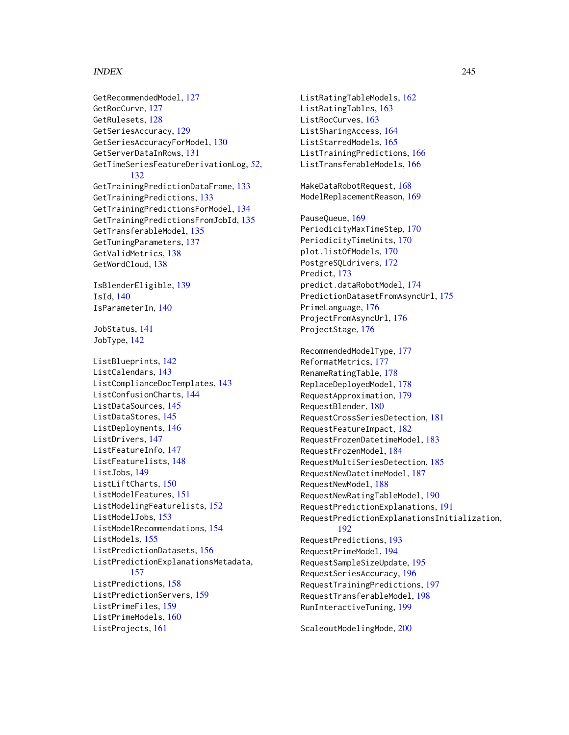GetRecommendedModel, 127
GetRocCurve, 127
GetRulesets, 128
GetSeriesAccuracy, 129
GetSeriesAccuracyForModel, 130
GetServerDataInRows, 131
GetTimeSeriesFeatureDerivationLog, *52*, 132
GetTrainingPredictionDataFrame, 133
GetTrainingPredictions, 133
GetTrainingPredictionsForModel, 134
GetTrainingPredictionsFromJobId, 135
GetTransferableModel, 135
GetTuningParameters, 137
GetValidMetrics, 138
GetWordCloud, 138

IsBlenderEligible, 139
IsId, 140
IsParameterIn, 140

JobStatus, 141
JobType, 142

ListBlueprints, 142
ListCalendars, 143
ListComplianceDocTemplates, 143
ListConfusionCharts, 144
ListDataSources, 145
ListDataStores, 145
ListDeployments, 146
ListDrivers, 147
ListFeatureInfo, 147
ListFeaturelists, 148
ListJobs, 149
ListLiftCharts, 150
ListModelFeatures, 151
ListModelingFeaturelists, 152
ListModelJobs, 153
ListModelRecommendations, 154
ListModels, 155
ListPredictionDatasets, 156
ListPredictionExplanationsMetadata, 157
ListPredictions, 158
ListPredictionServers, 159
ListPrimeFiles, 159
ListPrimeModels, 160
ListProjects, 161
ListRatingTableModels, 162
ListRatingTables, 163
ListRocCurves, 163
ListSharingAccess, 164
ListStarredModels, 165
ListTrainingPredictions, 166
ListTransferableModels, 166

MakeDataRobotRequest, 168
ModelReplacementReason, 169

PauseQueue, 169
PeriodicityMaxTimeStep, 170
PeriodicityTimeUnits, 170
plot.listOfModels, 170
PostgreSQLdrivers, 172
Predict, 173
predict.dataRobotModel, 174
PredictionDatasetFromAsyncUrl, 175
PrimeLanguage, 176
ProjectFromAsyncUrl, 176
ProjectStage, 176

RecommendedModelType, 177
ReformatMetrics, 177
RenameRatingTable, 178
ReplaceDeployedModel, 178
RequestApproximation, 179
RequestBlender, 180
RequestCrossSeriesDetection, 181
RequestFeatureImpact, 182
RequestFrozenDatetimeModel, 183
RequestFrozenModel, 184
RequestMultiSeriesDetection, 185
RequestNewDatetimeModel, 187
RequestNewModel, 188
RequestNewRatingTableModel, 190
RequestPredictionExplanations, 191
RequestPredictionExplanationsInitialization, 192
RequestPredictions, 193
RequestPrimeModel, 194
RequestSampleSizeUpdate, 195
RequestSeriesAccuracy, 196
RequestTrainingPredictions, 197
RequestTransferableModel, 198
RunInteractiveTuning, 199

ScaleoutModelingMode, 200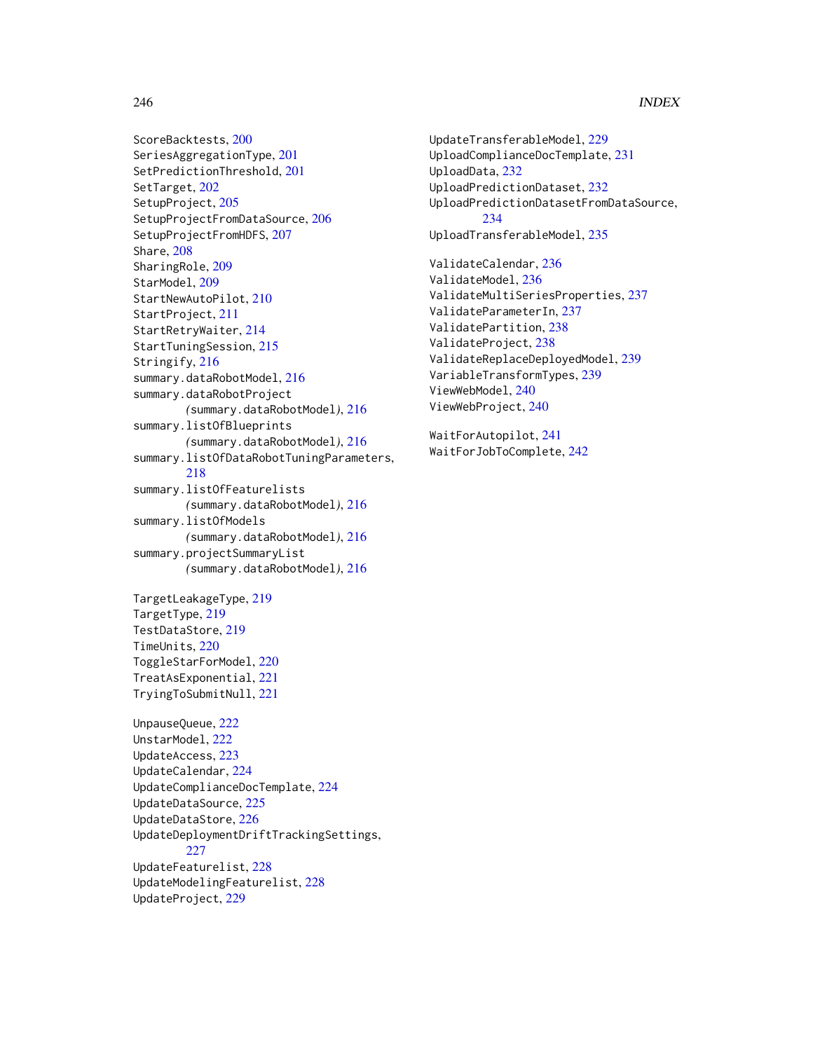ScoreBacktests, 200
SeriesAggregationType, 201
SetPredictionThreshold, 201
SetTarget, 202
SetupProject, 205
SetupProjectFromDataSource, 206
SetupProjectFromHDFS, 207
Share, 208
SharingRole, 209
StarModel, 209
StartNewAutoPilot, 210
StartProject, 211
StartRetryWaiter, 214
StartTuningSession, 215
Stringify, 216
summary.dataRobotModel, 216
summary.dataRobotProject *(summary.dataRobotModel)*, 216
summary.listOfBlueprints *(summary.dataRobotModel)*, 216
summary.listOfDataRobotTuningParameters, 218
summary.listOfFeaturelists *(summary.dataRobotModel)*, 216
summary.listOfModels *(summary.dataRobotModel)*, 216
summary.projectSummaryList *(summary.dataRobotModel)*, 216

TargetLeakageType, 219
TargetType, 219
TestDataStore, 219
TimeUnits, 220
ToggleStarForModel, 220
TreatAsExponential, 221
TryingToSubmitNull, 221

UnpauseQueue, 222
UnstarModel, 222
UpdateAccess, 223
UpdateCalendar, 224
UpdateComplianceDocTemplate, 224
UpdateDataSource, 225
UpdateDataStore, 226
UpdateDeploymentDriftTrackingSettings, 227
UpdateFeaturelist, 228
UpdateModelingFeaturelist, 228
UpdateProject, 229
UpdateTransferableModel, 229
UploadComplianceDocTemplate, 231
UploadData, 232
UploadPredictionDataset, 232
UploadPredictionDatasetFromDataSource, 234
UploadTransferableModel, 235

ValidateCalendar, 236
ValidateModel, 236
ValidateMultiSeriesProperties, 237
ValidateParameterIn, 237
ValidatePartition, 238
ValidateProject, 238
ValidateReplaceDeployedModel, 239
VariableTransformTypes, 239
ViewWebModel, 240
ViewWebProject, 240

WaitForAutopilot, 241
WaitForJobToComplete, 242